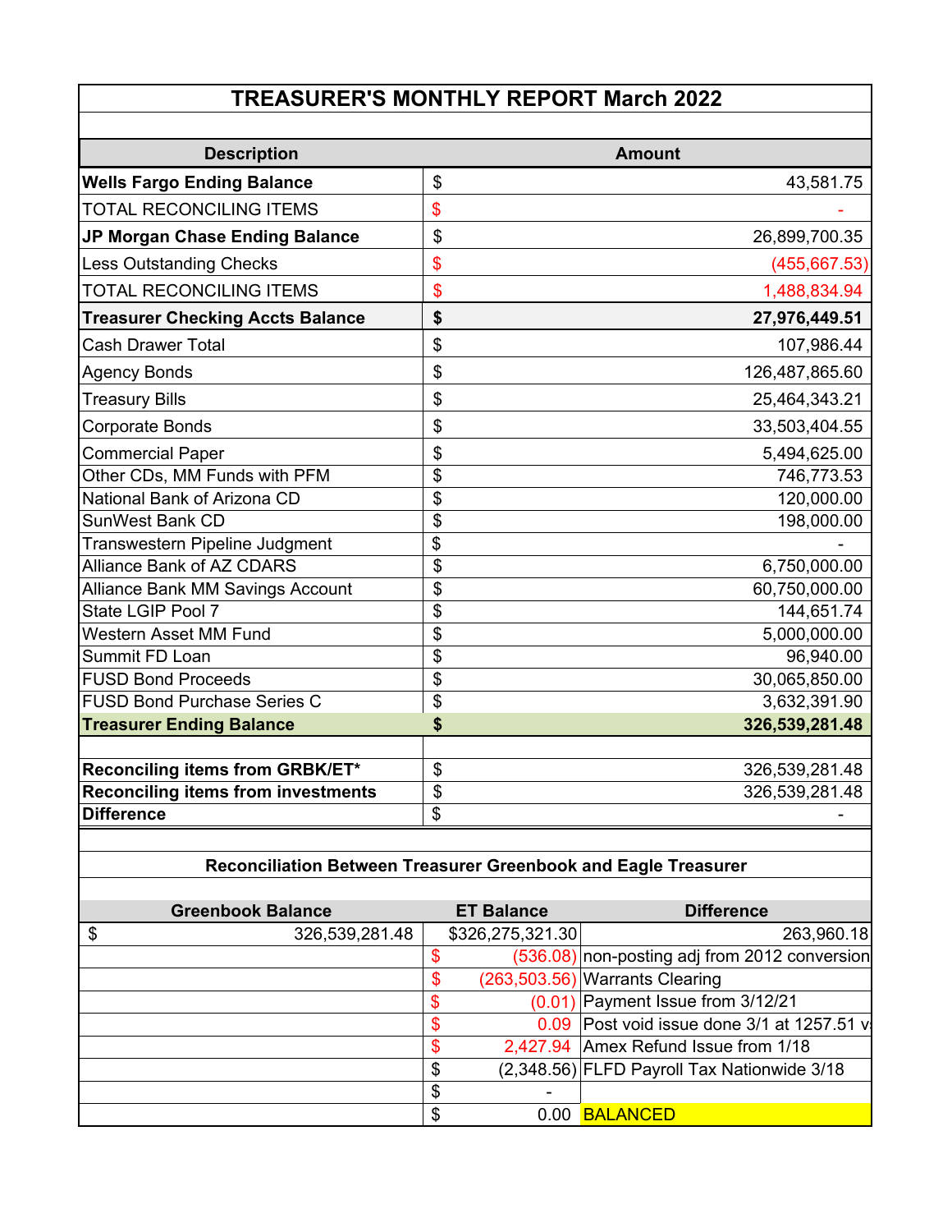# TREASURER'S MONTHLY REPORT March 2022

| Description | | Amount |
|---|---|---|
| **Wells Fargo Ending Balance** | $ | 43,581.75 |
| TOTAL RECONCILING ITEMS | $ | - |
| **JP Morgan Chase Ending Balance** | $ | 26,899,700.35 |
| Less Outstanding Checks | $ | (455,667.53) |
| TOTAL RECONCILING ITEMS | $ | 1,488,834.94 |
| **Treasurer Checking Accts Balance** | **$** | **27,976,449.51** |
| Cash Drawer Total | $ | 107,986.44 |
| Agency Bonds | $ | 126,487,865.60 |
| Treasury Bills | $ | 25,464,343.21 |
| Corporate Bonds | $ | 33,503,404.55 |
| Commercial Paper | $ | 5,494,625.00 |
| Other CDs, MM Funds with PFM | $ | 746,773.53 |
| National Bank of Arizona CD | $ | 120,000.00 |
| SunWest Bank CD | $ | 198,000.00 |
| Transwestern Pipeline Judgment | $ | - |
| Alliance Bank of AZ CDARS | $ | 6,750,000.00 |
| Alliance Bank MM Savings Account | $ | 60,750,000.00 |
| State LGIP Pool 7 | $ | 144,651.74 |
| Western Asset MM Fund | $ | 5,000,000.00 |
| Summit FD Loan | $ | 96,940.00 |
| FUSD Bond Proceeds | $ | 30,065,850.00 |
| FUSD Bond Purchase Series C | $ | 3,632,391.90 |
| **Treasurer Ending Balance** | **$** | **326,539,281.48** |
| | | |
| **Reconciling items from GRBK/ET*** | $ | 326,539,281.48 |
| **Reconciling items from investments** | $ | 326,539,281.48 |
| **Difference** | $ | - |

## Reconciliation Between Treasurer Greenbook and Eagle Treasurer

| Greenbook Balance | ET Balance | Difference |
|---|---|---|
| $ 326,539,281.48 | $326,275,321.30 | 263,960.18 |
| | $ (536.08) | non-posting adj from 2012 conversion |
| | $ (263,503.56) | Warrants Clearing |
| | $ (0.01) | Payment Issue from 3/12/21 |
| | $ 0.09 | Post void issue done 3/1 at 1257.51 v |
| | $ 2,427.94 | Amex Refund Issue from 1/18 |
| | $ (2,348.56) | FLFD Payroll Tax Nationwide 3/18 |
| | $ - | |
| | $ 0.00 | BALANCED |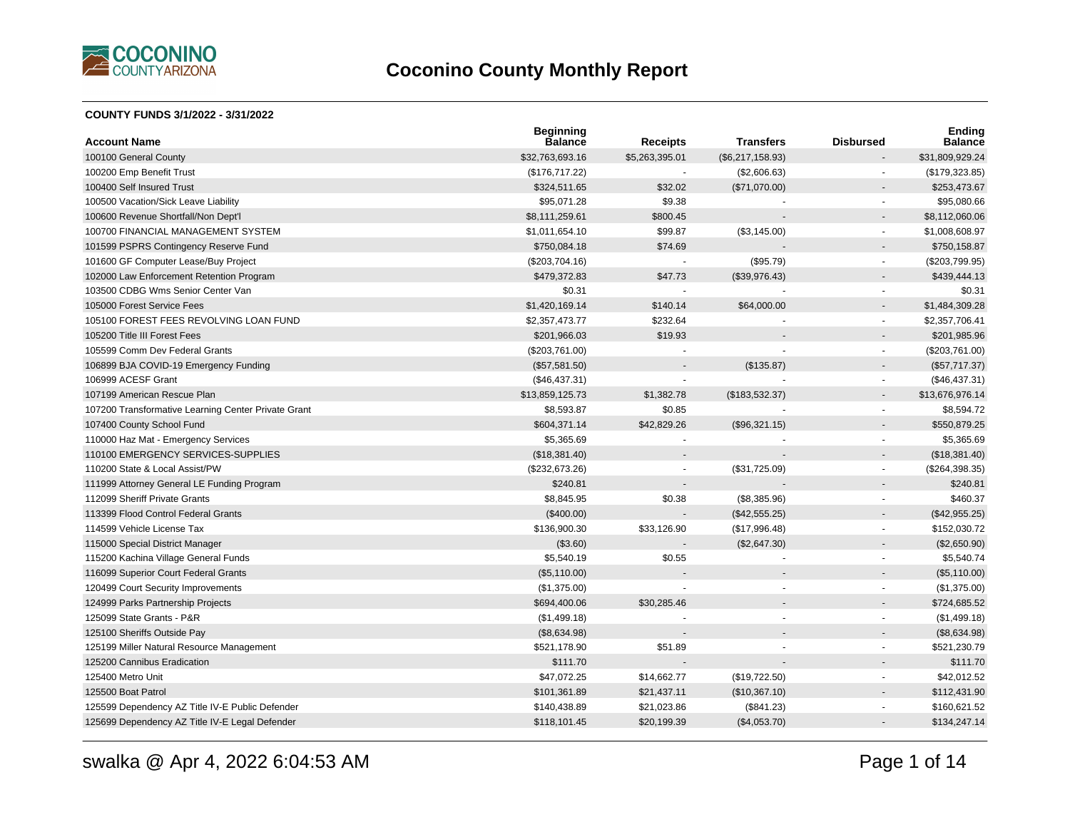# Coconino County Monthly Report

**COUNTY FUNDS 3/1/2022 - 3/31/2022**

| Account Name | Beginning Balance | Receipts | Transfers | Disbursed | Ending Balance |
|---|---|---|---|---|---|
| 100100 General County | $32,763,693.16 | $5,263,395.01 | ($6,217,158.93) | - | $31,809,929.24 |
| 100200 Emp Benefit Trust | ($176,717.22) | - | ($2,606.63) | - | ($179,323.85) |
| 100400 Self Insured Trust | $324,511.65 | $32.02 | ($71,070.00) | - | $253,473.67 |
| 100500 Vacation/Sick Leave Liability | $95,071.28 | $9.38 | - | - | $95,080.66 |
| 100600 Revenue Shortfall/Non Dept'l | $8,111,259.61 | $800.45 | - | - | $8,112,060.06 |
| 100700 FINANCIAL MANAGEMENT SYSTEM | $1,011,654.10 | $99.87 | ($3,145.00) | - | $1,008,608.97 |
| 101599 PSPRS Contingency Reserve Fund | $750,084.18 | $74.69 | - | - | $750,158.87 |
| 101600 GF Computer Lease/Buy Project | ($203,704.16) | - | ($95.79) | - | ($203,799.95) |
| 102000 Law Enforcement Retention Program | $479,372.83 | $47.73 | ($39,976.43) | - | $439,444.13 |
| 103500 CDBG Wms Senior Center Van | $0.31 | - | - | - | $0.31 |
| 105000 Forest Service Fees | $1,420,169.14 | $140.14 | $64,000.00 | - | $1,484,309.28 |
| 105100 FOREST FEES REVOLVING LOAN FUND | $2,357,473.77 | $232.64 | - | - | $2,357,706.41 |
| 105200 Title III Forest Fees | $201,966.03 | $19.93 | - | - | $201,985.96 |
| 105599 Comm Dev Federal Grants | ($203,761.00) | - | - | - | ($203,761.00) |
| 106899 BJA COVID-19 Emergency Funding | ($57,581.50) | - | ($135.87) | - | ($57,717.37) |
| 106999 ACESF Grant | ($46,437.31) | - | - | - | ($46,437.31) |
| 107199 American Rescue Plan | $13,859,125.73 | $1,382.78 | ($183,532.37) | - | $13,676,976.14 |
| 107200 Transformative Learning Center Private Grant | $8,593.87 | $0.85 | - | - | $8,594.72 |
| 107400 County School Fund | $604,371.14 | $42,829.26 | ($96,321.15) | - | $550,879.25 |
| 110000 Haz Mat - Emergency Services | $5,365.69 | - | - | - | $5,365.69 |
| 110100 EMERGENCY SERVICES-SUPPLIES | ($18,381.40) | - | - | - | ($18,381.40) |
| 110200 State & Local Assist/PW | ($232,673.26) | - | ($31,725.09) | - | ($264,398.35) |
| 111999 Attorney General LE Funding Program | $240.81 | - | - | - | $240.81 |
| 112099 Sheriff Private Grants | $8,845.95 | $0.38 | ($8,385.96) | - | $460.37 |
| 113399 Flood Control Federal Grants | ($400.00) | - | ($42,555.25) | - | ($42,955.25) |
| 114599 Vehicle License Tax | $136,900.30 | $33,126.90 | ($17,996.48) | - | $152,030.72 |
| 115000 Special District Manager | ($3.60) | - | ($2,647.30) | - | ($2,650.90) |
| 115200 Kachina Village General Funds | $5,540.19 | $0.55 | - | - | $5,540.74 |
| 116099 Superior Court Federal Grants | ($5,110.00) | - | - | - | ($5,110.00) |
| 120499 Court Security Improvements | ($1,375.00) | - | - | - | ($1,375.00) |
| 124999 Parks Partnership Projects | $694,400.06 | $30,285.46 | - | - | $724,685.52 |
| 125099 State Grants - P&R | ($1,499.18) | - | - | - | ($1,499.18) |
| 125100 Sheriffs Outside Pay | ($8,634.98) | - | - | - | ($8,634.98) |
| 125199 Miller Natural Resource Management | $521,178.90 | $51.89 | - | - | $521,230.79 |
| 125200 Cannibus Eradication | $111.70 | - | - | - | $111.70 |
| 125400 Metro Unit | $47,072.25 | $14,662.77 | ($19,722.50) | - | $42,012.52 |
| 125500 Boat Patrol | $101,361.89 | $21,437.11 | ($10,367.10) | - | $112,431.90 |
| 125599 Dependency AZ Title IV-E Public Defender | $140,438.89 | $21,023.86 | ($841.23) | - | $160,621.52 |
| 125699 Dependency AZ Title IV-E Legal Defender | $118,101.45 | $20,199.39 | ($4,053.70) | - | $134,247.14 |

swalka @ Apr 4, 2022 6:04:53 AM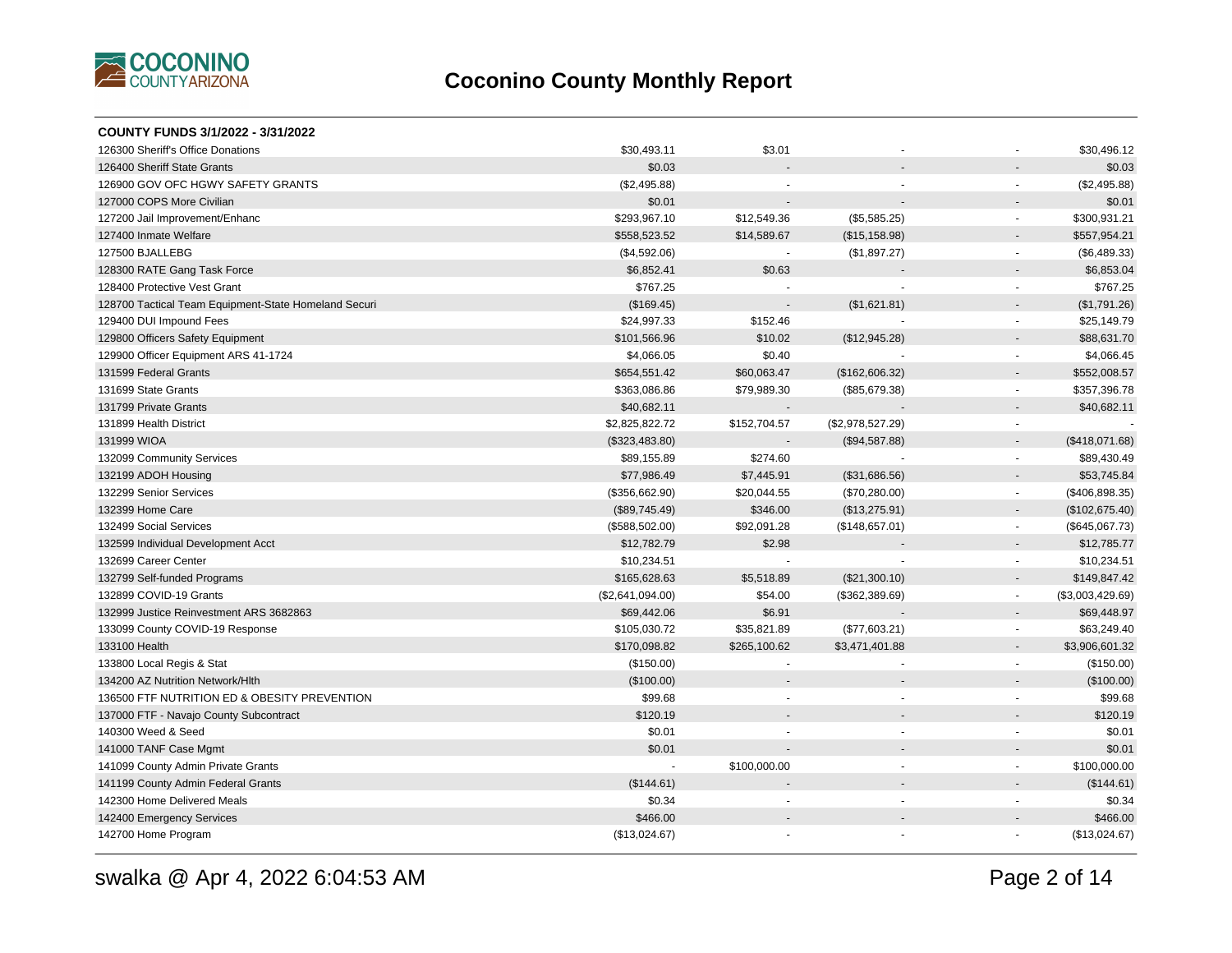# Coconino County Monthly Report

| COUNTY FUNDS 3/1/2022 - 3/31/2022 | | | | | |
|---|---|---|---|---|---|
| 126300 Sheriff's Office Donations | $30,493.11 | $3.01 | - | - | $30,496.12 |
| 126400 Sheriff State Grants | $0.03 | - | - | - | $0.03 |
| 126900 GOV OFC HGWY SAFETY GRANTS | ($2,495.88) | - | - | - | ($2,495.88) |
| 127000 COPS More Civilian | $0.01 | - | - | - | $0.01 |
| 127200 Jail Improvement/Enhanc | $293,967.10 | $12,549.36 | ($5,585.25) | - | $300,931.21 |
| 127400 Inmate Welfare | $558,523.52 | $14,589.67 | ($15,158.98) | - | $557,954.21 |
| 127500 BJALLEBG | ($4,592.06) | - | ($1,897.27) | - | ($6,489.33) |
| 128300 RATE Gang Task Force | $6,852.41 | $0.63 | - | - | $6,853.04 |
| 128400 Protective Vest Grant | $767.25 | - | - | - | $767.25 |
| 128700 Tactical Team Equipment-State Homeland Securi | ($169.45) | - | ($1,621.81) | - | ($1,791.26) |
| 129400 DUI Impound Fees | $24,997.33 | $152.46 | - | - | $25,149.79 |
| 129800 Officers Safety Equipment | $101,566.96 | $10.02 | ($12,945.28) | - | $88,631.70 |
| 129900 Officer Equipment ARS 41-1724 | $4,066.05 | $0.40 | - | - | $4,066.45 |
| 131599 Federal Grants | $654,551.42 | $60,063.47 | ($162,606.32) | - | $552,008.57 |
| 131699 State Grants | $363,086.86 | $79,989.30 | ($85,679.38) | - | $357,396.78 |
| 131799 Private Grants | $40,682.11 | - | - | - | $40,682.11 |
| 131899 Health District | $2,825,822.72 | $152,704.57 | ($2,978,527.29) | - | - |
| 131999 WIOA | ($323,483.80) | - | ($94,587.88) | - | ($418,071.68) |
| 132099 Community Services | $89,155.89 | $274.60 | - | - | $89,430.49 |
| 132199 ADOH Housing | $77,986.49 | $7,445.91 | ($31,686.56) | - | $53,745.84 |
| 132299 Senior Services | ($356,662.90) | $20,044.55 | ($70,280.00) | - | ($406,898.35) |
| 132399 Home Care | ($89,745.49) | $346.00 | ($13,275.91) | - | ($102,675.40) |
| 132499 Social Services | ($588,502.00) | $92,091.28 | ($148,657.01) | - | ($645,067.73) |
| 132599 Individual Development Acct | $12,782.79 | $2.98 | - | - | $12,785.77 |
| 132699 Career Center | $10,234.51 | - | - | - | $10,234.51 |
| 132799 Self-funded Programs | $165,628.63 | $5,518.89 | ($21,300.10) | - | $149,847.42 |
| 132899 COVID-19 Grants | ($2,641,094.00) | $54.00 | ($362,389.69) | - | ($3,003,429.69) |
| 132999 Justice Reinvestment ARS 3682863 | $69,442.06 | $6.91 | - | - | $69,448.97 |
| 133099 County COVID-19 Response | $105,030.72 | $35,821.89 | ($77,603.21) | - | $63,249.40 |
| 133100 Health | $170,098.82 | $265,100.62 | $3,471,401.88 | - | $3,906,601.32 |
| 133800 Local Regis & Stat | ($150.00) | - | - | - | ($150.00) |
| 134200 AZ Nutrition Network/Hlth | ($100.00) | - | - | - | ($100.00) |
| 136500 FTF NUTRITION ED & OBESITY PREVENTION | $99.68 | - | - | - | $99.68 |
| 137000 FTF - Navajo County Subcontract | $120.19 | - | - | - | $120.19 |
| 140300 Weed & Seed | $0.01 | - | - | - | $0.01 |
| 141000 TANF Case Mgmt | $0.01 | - | - | - | $0.01 |
| 141099 County Admin Private Grants | - | $100,000.00 | - | - | $100,000.00 |
| 141199 County Admin Federal Grants | ($144.61) | - | - | - | ($144.61) |
| 142300 Home Delivered Meals | $0.34 | - | - | - | $0.34 |
| 142400 Emergency Services | $466.00 | - | - | - | $466.00 |
| 142700 Home Program | ($13,024.67) | - | - | - | ($13,024.67) |

swalka @ Apr 4, 2022 6:04:53 AM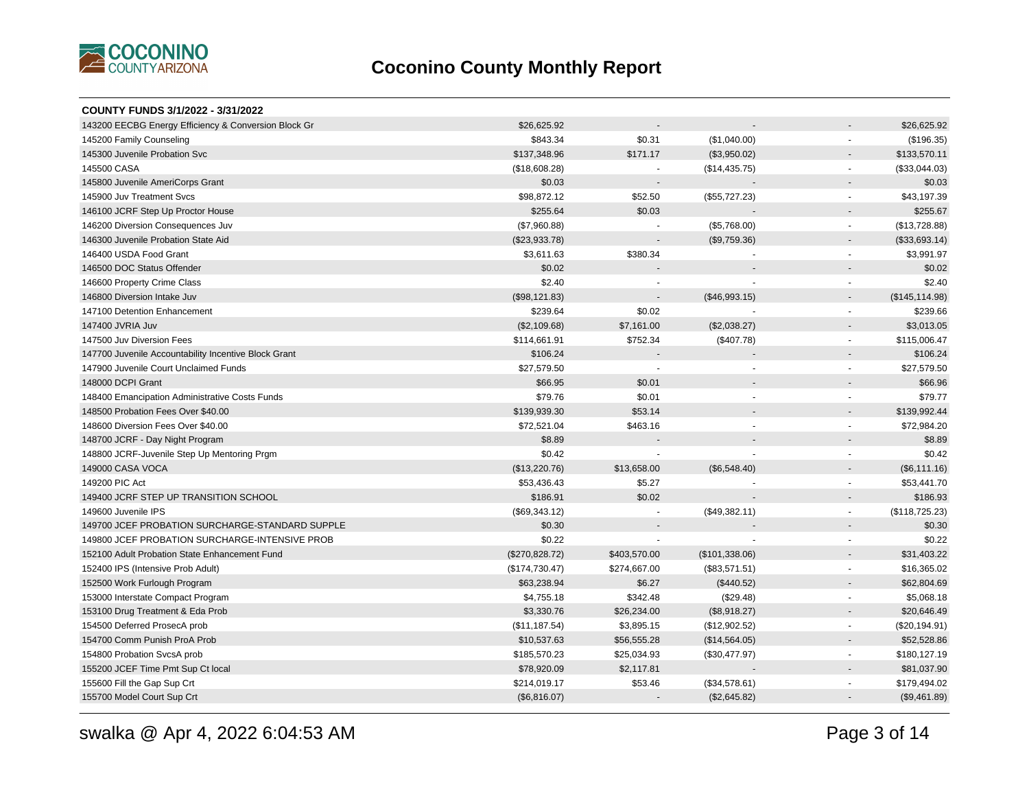# Coconino County Monthly Report

**COUNTY FUNDS 3/1/2022 - 3/31/2022**

| Fund | | | | | |
|---|---|---|---|---|---|
| 143200 EECBG Energy Efficiency & Conversion Block Gr | $26,625.92 | - | - | - | $26,625.92 |
| 145200 Family Counseling | $843.34 | $0.31 | ($1,040.00) | - | ($196.35) |
| 145300 Juvenile Probation Svc | $137,348.96 | $171.17 | ($3,950.02) | - | $133,570.11 |
| 145500 CASA | ($18,608.28) | - | ($14,435.75) | - | ($33,044.03) |
| 145800 Juvenile AmeriCorps Grant | $0.03 | - | - | - | $0.03 |
| 145900 Juv Treatment Svcs | $98,872.12 | $52.50 | ($55,727.23) | - | $43,197.39 |
| 146100 JCRF Step Up Proctor House | $255.64 | $0.03 | - | - | $255.67 |
| 146200 Diversion Consequences Juv | ($7,960.88) | - | ($5,768.00) | - | ($13,728.88) |
| 146300 Juvenile Probation State Aid | ($23,933.78) | - | ($9,759.36) | - | ($33,693.14) |
| 146400 USDA Food Grant | $3,611.63 | $380.34 | - | - | $3,991.97 |
| 146500 DOC Status Offender | $0.02 | - | - | - | $0.02 |
| 146600 Property Crime Class | $2.40 | - | - | - | $2.40 |
| 146800 Diversion Intake Juv | ($98,121.83) | - | ($46,993.15) | - | ($145,114.98) |
| 147100 Detention Enhancement | $239.64 | $0.02 | - | - | $239.66 |
| 147400 JVRIA Juv | ($2,109.68) | $7,161.00 | ($2,038.27) | - | $3,013.05 |
| 147500 Juv Diversion Fees | $114,661.91 | $752.34 | ($407.78) | - | $115,006.47 |
| 147700 Juvenile Accountability Incentive Block Grant | $106.24 | - | - | - | $106.24 |
| 147900 Juvenile Court Unclaimed Funds | $27,579.50 | - | - | - | $27,579.50 |
| 148000 DCPI Grant | $66.95 | $0.01 | - | - | $66.96 |
| 148400 Emancipation Administrative Costs Funds | $79.76 | $0.01 | - | - | $79.77 |
| 148500 Probation Fees Over $40.00 | $139,939.30 | $53.14 | - | - | $139,992.44 |
| 148600 Diversion Fees Over $40.00 | $72,521.04 | $463.16 | - | - | $72,984.20 |
| 148700 JCRF - Day Night Program | $8.89 | - | - | - | $8.89 |
| 148800 JCRF-Juvenile Step Up Mentoring Prgm | $0.42 | - | - | - | $0.42 |
| 149000 CASA VOCA | ($13,220.76) | $13,658.00 | ($6,548.40) | - | ($6,111.16) |
| 149200 PIC Act | $53,436.43 | $5.27 | - | - | $53,441.70 |
| 149400 JCRF STEP UP TRANSITION SCHOOL | $186.91 | $0.02 | - | - | $186.93 |
| 149600 Juvenile IPS | ($69,343.12) | - | ($49,382.11) | - | ($118,725.23) |
| 149700 JCEF PROBATION SURCHARGE-STANDARD SUPPLE | $0.30 | - | - | - | $0.30 |
| 149800 JCEF PROBATION SURCHARGE-INTENSIVE PROB | $0.22 | - | - | - | $0.22 |
| 152100 Adult Probation State Enhancement Fund | ($270,828.72) | $403,570.00 | ($101,338.06) | - | $31,403.22 |
| 152400 IPS (Intensive Prob Adult) | ($174,730.47) | $274,667.00 | ($83,571.51) | - | $16,365.02 |
| 152500 Work Furlough Program | $63,238.94 | $6.27 | ($440.52) | - | $62,804.69 |
| 153000 Interstate Compact Program | $4,755.18 | $342.48 | ($29.48) | - | $5,068.18 |
| 153100 Drug Treatment & Eda Prob | $3,330.76 | $26,234.00 | ($8,918.27) | - | $20,646.49 |
| 154500 Deferred ProsecA prob | ($11,187.54) | $3,895.15 | ($12,902.52) | - | ($20,194.91) |
| 154700 Comm Punish ProA Prob | $10,537.63 | $56,555.28 | ($14,564.05) | - | $52,528.86 |
| 154800 Probation SvcsA prob | $185,570.23 | $25,034.93 | ($30,477.97) | - | $180,127.19 |
| 155200 JCEF Time Pmt Sup Ct local | $78,920.09 | $2,117.81 | - | - | $81,037.90 |
| 155600 Fill the Gap Sup Crt | $214,019.17 | $53.46 | ($34,578.61) | - | $179,494.02 |
| 155700 Model Court Sup Crt | ($6,816.07) | - | ($2,645.82) | - | ($9,461.89) |

swalka @ Apr 4, 2022 6:04:53 AM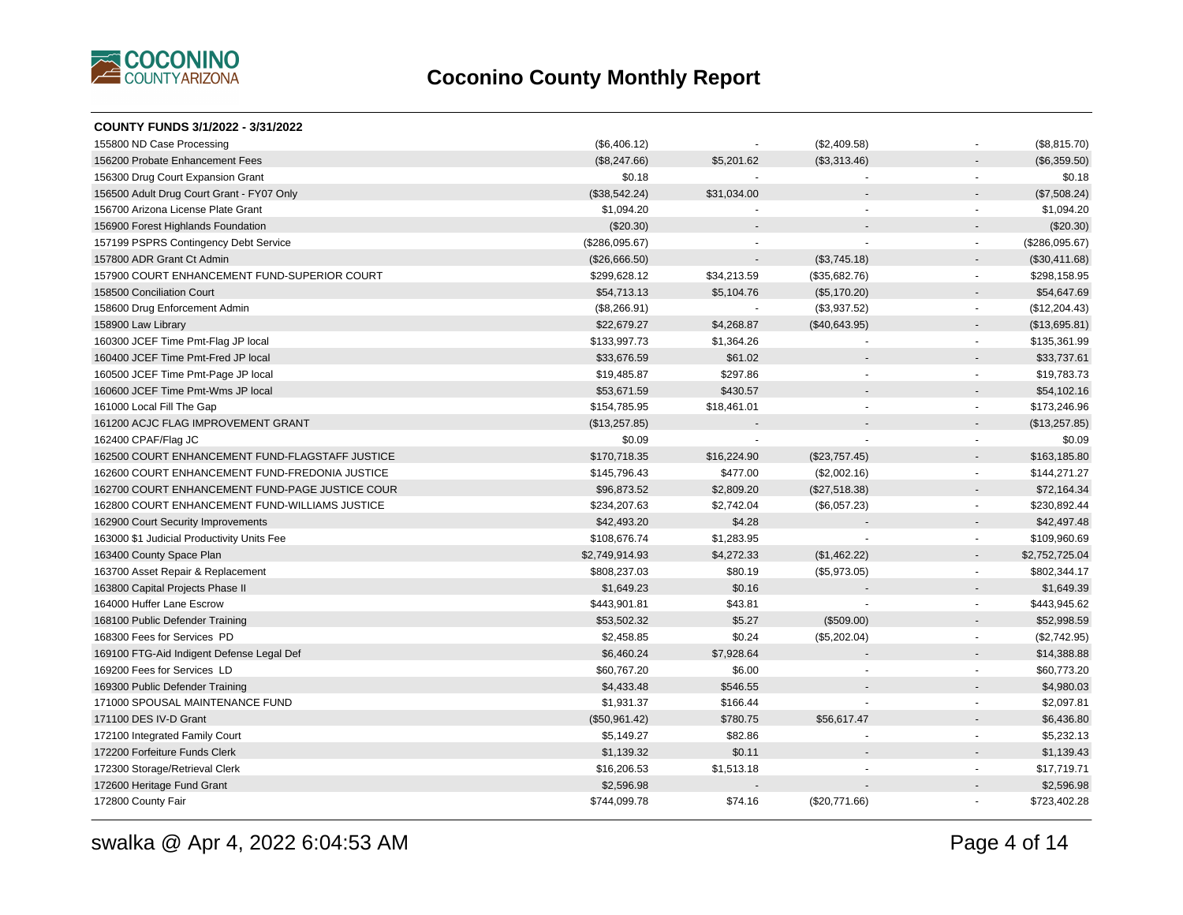## Coconino County Monthly Report

**COUNTY FUNDS 3/1/2022 - 3/31/2022**

| Fund | | | | | |
|---|---|---|---|---|---|
| 155800 ND Case Processing | ($6,406.12) | - | ($2,409.58) | - | ($8,815.70) |
| 156200 Probate Enhancement Fees | ($8,247.66) | $5,201.62 | ($3,313.46) | - | ($6,359.50) |
| 156300 Drug Court Expansion Grant | $0.18 | - | - | - | $0.18 |
| 156500 Adult Drug Court Grant - FY07 Only | ($38,542.24) | $31,034.00 | - | - | ($7,508.24) |
| 156700 Arizona License Plate Grant | $1,094.20 | - | - | - | $1,094.20 |
| 156900 Forest Highlands Foundation | ($20.30) | - | - | - | ($20.30) |
| 157199 PSPRS Contingency Debt Service | ($286,095.67) | - | - | - | ($286,095.67) |
| 157800 ADR Grant Ct Admin | ($26,666.50) | - | ($3,745.18) | - | ($30,411.68) |
| 157900 COURT ENHANCEMENT FUND-SUPERIOR COURT | $299,628.12 | $34,213.59 | ($35,682.76) | - | $298,158.95 |
| 158500 Conciliation Court | $54,713.13 | $5,104.76 | ($5,170.20) | - | $54,647.69 |
| 158600 Drug Enforcement Admin | ($8,266.91) | - | ($3,937.52) | - | ($12,204.43) |
| 158900 Law Library | $22,679.27 | $4,268.87 | ($40,643.95) | - | ($13,695.81) |
| 160300 JCEF Time Pmt-Flag JP local | $133,997.73 | $1,364.26 | - | - | $135,361.99 |
| 160400 JCEF Time Pmt-Fred JP local | $33,676.59 | $61.02 | - | - | $33,737.61 |
| 160500 JCEF Time Pmt-Page JP local | $19,485.87 | $297.86 | - | - | $19,783.73 |
| 160600 JCEF Time Pmt-Wms JP local | $53,671.59 | $430.57 | - | - | $54,102.16 |
| 161000 Local Fill The Gap | $154,785.95 | $18,461.01 | - | - | $173,246.96 |
| 161200 ACJC FLAG IMPROVEMENT GRANT | ($13,257.85) | - | - | - | ($13,257.85) |
| 162400 CPAF/Flag JC | $0.09 | - | - | - | $0.09 |
| 162500 COURT ENHANCEMENT FUND-FLAGSTAFF JUSTICE | $170,718.35 | $16,224.90 | ($23,757.45) | - | $163,185.80 |
| 162600 COURT ENHANCEMENT FUND-FREDONIA JUSTICE | $145,796.43 | $477.00 | ($2,002.16) | - | $144,271.27 |
| 162700 COURT ENHANCEMENT FUND-PAGE JUSTICE COUR | $96,873.52 | $2,809.20 | ($27,518.38) | - | $72,164.34 |
| 162800 COURT ENHANCEMENT FUND-WILLIAMS JUSTICE | $234,207.63 | $2,742.04 | ($6,057.23) | - | $230,892.44 |
| 162900 Court Security Improvements | $42,493.20 | $4.28 | - | - | $42,497.48 |
| 163000 $1 Judicial Productivity Units Fee | $108,676.74 | $1,283.95 | - | - | $109,960.69 |
| 163400 County Space Plan | $2,749,914.93 | $4,272.33 | ($1,462.22) | - | $2,752,725.04 |
| 163700 Asset Repair & Replacement | $808,237.03 | $80.19 | ($5,973.05) | - | $802,344.17 |
| 163800 Capital Projects Phase II | $1,649.23 | $0.16 | - | - | $1,649.39 |
| 164000 Huffer Lane Escrow | $443,901.81 | $43.81 | - | - | $443,945.62 |
| 168100 Public Defender Training | $53,502.32 | $5.27 | ($509.00) | - | $52,998.59 |
| 168300 Fees for Services PD | $2,458.85 | $0.24 | ($5,202.04) | - | ($2,742.95) |
| 169100 FTG-Aid Indigent Defense Legal Def | $6,460.24 | $7,928.64 | - | - | $14,388.88 |
| 169200 Fees for Services LD | $60,767.20 | $6.00 | - | - | $60,773.20 |
| 169300 Public Defender Training | $4,433.48 | $546.55 | - | - | $4,980.03 |
| 171000 SPOUSAL MAINTENANCE FUND | $1,931.37 | $166.44 | - | - | $2,097.81 |
| 171100 DES IV-D Grant | ($50,961.42) | $780.75 | $56,617.47 | - | $6,436.80 |
| 172100 Integrated Family Court | $5,149.27 | $82.86 | - | - | $5,232.13 |
| 172200 Forfeiture Funds Clerk | $1,139.32 | $0.11 | - | - | $1,139.43 |
| 172300 Storage/Retrieval Clerk | $16,206.53 | $1,513.18 | - | - | $17,719.71 |
| 172600 Heritage Fund Grant | $2,596.98 | - | - | - | $2,596.98 |
| 172800 County Fair | $744,099.78 | $74.16 | ($20,771.66) | - | $723,402.28 |

swalka @ Apr 4, 2022 6:04:53 AM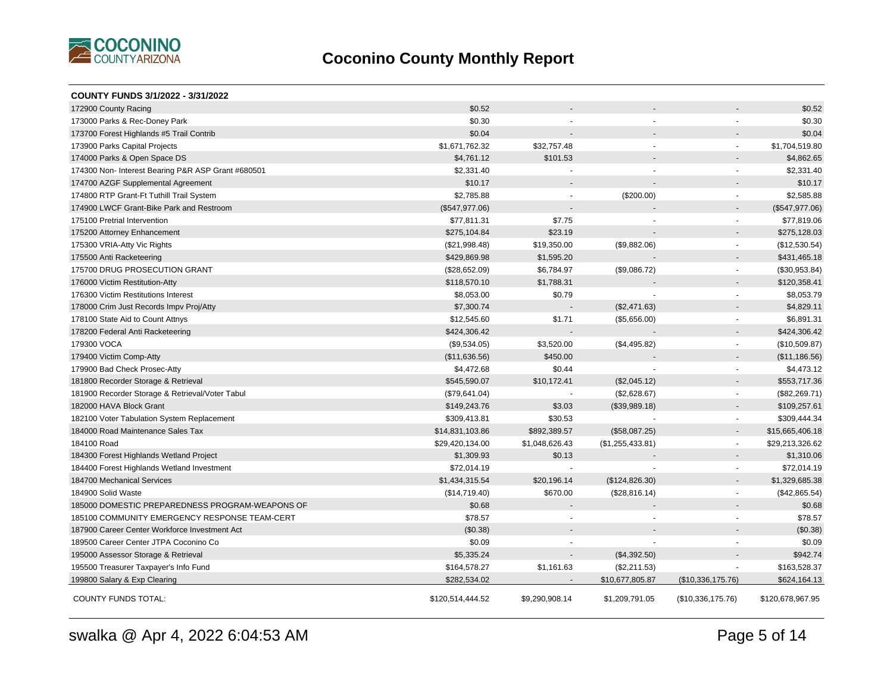# Coconino County Monthly Report

**COUNTY FUNDS 3/1/2022 - 3/31/2022**

| | | | | | |
|---|---|---|---|---|---|
| 172900 County Racing | $0.52 | - | - | - | $0.52 |
| 173000 Parks & Rec-Doney Park | $0.30 | - | - | - | $0.30 |
| 173700 Forest Highlands #5 Trail Contrib | $0.04 | - | - | - | $0.04 |
| 173900 Parks Capital Projects | $1,671,762.32 | $32,757.48 | - | - | $1,704,519.80 |
| 174000 Parks & Open Space DS | $4,761.12 | $101.53 | - | - | $4,862.65 |
| 174300 Non- Interest Bearing P&R ASP Grant #680501 | $2,331.40 | - | - | - | $2,331.40 |
| 174700 AZGF Supplemental Agreement | $10.17 | - | - | - | $10.17 |
| 174800 RTP Grant-Ft Tuthill Trail System | $2,785.88 | - | ($200.00) | - | $2,585.88 |
| 174900 LWCF Grant-Bike Park and Restroom | ($547,977.06) | - | - | - | ($547,977.06) |
| 175100 Pretrial Intervention | $77,811.31 | $7.75 | - | - | $77,819.06 |
| 175200 Attorney Enhancement | $275,104.84 | $23.19 | - | - | $275,128.03 |
| 175300 VRIA-Atty Vic Rights | ($21,998.48) | $19,350.00 | ($9,882.06) | - | ($12,530.54) |
| 175500 Anti Racketeering | $429,869.98 | $1,595.20 | - | - | $431,465.18 |
| 175700 DRUG PROSECUTION GRANT | ($28,652.09) | $6,784.97 | ($9,086.72) | - | ($30,953.84) |
| 176000 Victim Restitution-Atty | $118,570.10 | $1,788.31 | - | - | $120,358.41 |
| 176300 Victim Restitutions Interest | $8,053.00 | $0.79 | - | - | $8,053.79 |
| 178000 Crim Just Records Impv Proj/Atty | $7,300.74 | - | ($2,471.63) | - | $4,829.11 |
| 178100 State Aid to Count Attnys | $12,545.60 | $1.71 | ($5,656.00) | - | $6,891.31 |
| 178200 Federal Anti Racketeering | $424,306.42 | - | - | - | $424,306.42 |
| 179300 VOCA | ($9,534.05) | $3,520.00 | ($4,495.82) | - | ($10,509.87) |
| 179400 Victim Comp-Atty | ($11,636.56) | $450.00 | - | - | ($11,186.56) |
| 179900 Bad Check Prosec-Atty | $4,472.68 | $0.44 | - | - | $4,473.12 |
| 181800 Recorder Storage & Retrieval | $545,590.07 | $10,172.41 | ($2,045.12) | - | $553,717.36 |
| 181900 Recorder Storage & Retrieval/Voter Tabul | ($79,641.04) | - | ($2,628.67) | - | ($82,269.71) |
| 182000 HAVA Block Grant | $149,243.76 | $3.03 | ($39,989.18) | - | $109,257.61 |
| 182100 Voter Tabulation System Replacement | $309,413.81 | $30.53 | - | - | $309,444.34 |
| 184000 Road Maintenance Sales Tax | $14,831,103.86 | $892,389.57 | ($58,087.25) | - | $15,665,406.18 |
| 184100 Road | $29,420,134.00 | $1,048,626.43 | ($1,255,433.81) | - | $29,213,326.62 |
| 184300 Forest Highlands Wetland Project | $1,309.93 | $0.13 | - | - | $1,310.06 |
| 184400 Forest Highlands Wetland Investment | $72,014.19 | - | - | - | $72,014.19 |
| 184700 Mechanical Services | $1,434,315.54 | $20,196.14 | ($124,826.30) | - | $1,329,685.38 |
| 184900 Solid Waste | ($14,719.40) | $670.00 | ($28,816.14) | - | ($42,865.54) |
| 185000 DOMESTIC PREPAREDNESS PROGRAM-WEAPONS OF | $0.68 | - | - | - | $0.68 |
| 185100 COMMUNITY EMERGENCY RESPONSE TEAM-CERT | $78.57 | - | - | - | $78.57 |
| 187900 Career Center Workforce Investment Act | ($0.38) | - | - | - | ($0.38) |
| 189500 Career Center JTPA Coconino Co | $0.09 | - | - | - | $0.09 |
| 195000 Assessor Storage & Retrieval | $5,335.24 | - | ($4,392.50) | - | $942.74 |
| 195500 Treasurer Taxpayer's Info Fund | $164,578.27 | $1,161.63 | ($2,211.53) | - | $163,528.37 |
| 199800 Salary & Exp Clearing | $282,534.02 | - | $10,677,805.87 | ($10,336,175.76) | $624,164.13 |
| COUNTY FUNDS TOTAL: | $120,514,444.52 | $9,290,908.14 | $1,209,791.05 | ($10,336,175.76) | $120,678,967.95 |

swalka @ Apr 4, 2022 6:04:53 AM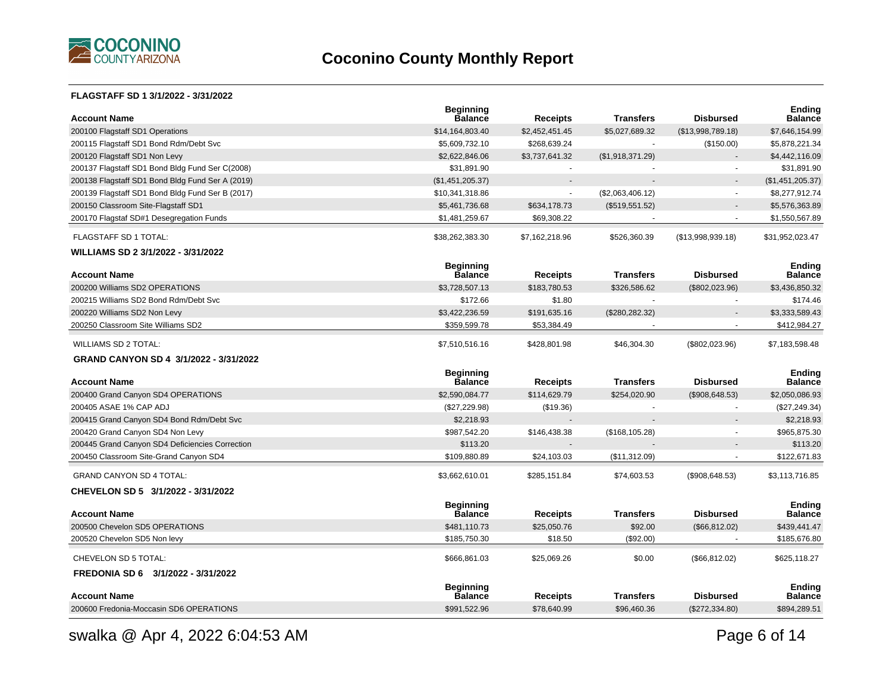# Coconino County Monthly Report

## FLAGSTAFF SD 1 3/1/2022 - 3/31/2022

| Account Name | Beginning Balance | Receipts | Transfers | Disbursed | Ending Balance |
|---|---|---|---|---|---|
| 200100 Flagstaff SD1 Operations | $14,164,803.40 | $2,452,451.45 | $5,027,689.32 | ($13,998,789.18) | $7,646,154.99 |
| 200115 Flagstaff SD1 Bond Rdm/Debt Svc | $5,609,732.10 | $268,639.24 | - | ($150.00) | $5,878,221.34 |
| 200120 Flagstaff SD1 Non Levy | $2,622,846.06 | $3,737,641.32 | ($1,918,371.29) | - | $4,442,116.09 |
| 200137 Flagstaff SD1 Bond Bldg Fund Ser C(2008) | $31,891.90 | - | - | - | $31,891.90 |
| 200138 Flagstaff SD1 Bond Bldg Fund Ser A (2019) | ($1,451,205.37) | - | - | - | ($1,451,205.37) |
| 200139 Flagstaff SD1 Bond Bldg Fund Ser B (2017) | $10,341,318.86 | - | ($2,063,406.12) | - | $8,277,912.74 |
| 200150 Classroom Site-Flagstaff SD1 | $5,461,736.68 | $634,178.73 | ($519,551.52) | - | $5,576,363.89 |
| 200170 Flagstaf SD#1 Desegregation Funds | $1,481,259.67 | $69,308.22 | - | - | $1,550,567.89 |
| FLAGSTAFF SD 1 TOTAL: | $38,262,383.30 | $7,162,218.96 | $526,360.39 | ($13,998,939.18) | $31,952,023.47 |

## WILLIAMS SD 2 3/1/2022 - 3/31/2022

| Account Name | Beginning Balance | Receipts | Transfers | Disbursed | Ending Balance |
|---|---|---|---|---|---|
| 200200 Williams SD2 OPERATIONS | $3,728,507.13 | $183,780.53 | $326,586.62 | ($802,023.96) | $3,436,850.32 |
| 200215 Williams SD2 Bond Rdm/Debt Svc | $172.66 | $1.80 | - | - | $174.46 |
| 200220 Williams SD2 Non Levy | $3,422,236.59 | $191,635.16 | ($280,282.32) | - | $3,333,589.43 |
| 200250 Classroom Site Williams SD2 | $359,599.78 | $53,384.49 | - | - | $412,984.27 |
| WILLIAMS SD 2 TOTAL: | $7,510,516.16 | $428,801.98 | $46,304.30 | ($802,023.96) | $7,183,598.48 |

## GRAND CANYON SD 4 3/1/2022 - 3/31/2022

| Account Name | Beginning Balance | Receipts | Transfers | Disbursed | Ending Balance |
|---|---|---|---|---|---|
| 200400 Grand Canyon SD4 OPERATIONS | $2,590,084.77 | $114,629.79 | $254,020.90 | ($908,648.53) | $2,050,086.93 |
| 200405 ASAE 1% CAP ADJ | ($27,229.98) | ($19.36) | - | - | ($27,249.34) |
| 200415 Grand Canyon SD4 Bond Rdm/Debt Svc | $2,218.93 | - | - | - | $2,218.93 |
| 200420 Grand Canyon SD4 Non Levy | $987,542.20 | $146,438.38 | ($168,105.28) | - | $965,875.30 |
| 200445 Grand Canyon SD4 Deficiencies Correction | $113.20 | - | - | - | $113.20 |
| 200450 Classroom Site-Grand Canyon SD4 | $109,880.89 | $24,103.03 | ($11,312.09) | - | $122,671.83 |
| GRAND CANYON SD 4 TOTAL: | $3,662,610.01 | $285,151.84 | $74,603.53 | ($908,648.53) | $3,113,716.85 |

## CHEVELON SD 5 3/1/2022 - 3/31/2022

| Account Name | Beginning Balance | Receipts | Transfers | Disbursed | Ending Balance |
|---|---|---|---|---|---|
| 200500 Chevelon SD5 OPERATIONS | $481,110.73 | $25,050.76 | $92.00 | ($66,812.02) | $439,441.47 |
| 200520 Chevelon SD5 Non levy | $185,750.30 | $18.50 | ($92.00) | - | $185,676.80 |
| CHEVELON SD 5 TOTAL: | $666,861.03 | $25,069.26 | $0.00 | ($66,812.02) | $625,118.27 |

## FREDONIA SD 6 3/1/2022 - 3/31/2022

| Account Name | Beginning Balance | Receipts | Transfers | Disbursed | Ending Balance |
|---|---|---|---|---|---|
| 200600 Fredonia-Moccasin SD6 OPERATIONS | $991,522.96 | $78,640.99 | $96,460.36 | ($272,334.80) | $894,289.51 |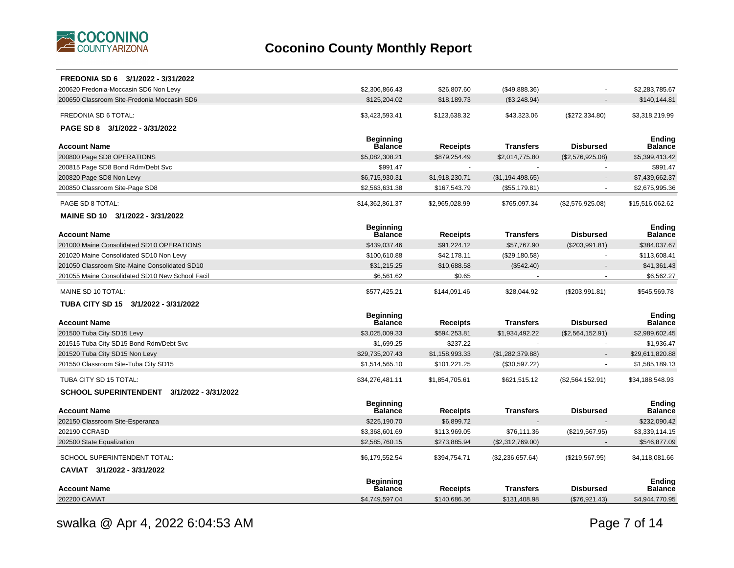# Coconino County Monthly Report

**FREDONIA SD 6 3/1/2022 - 3/31/2022**

| Account Name | Beginning Balance | Receipts | Transfers | Disbursed | Ending Balance |
|---|---|---|---|---|---|
| 200620 Fredonia-Moccasin SD6 Non Levy | $2,306,866.43 | $26,807.60 | ($49,888.36) | - | $2,283,785.67 |
| 200650 Classroom Site-Fredonia Moccasin SD6 | $125,204.02 | $18,189.73 | ($3,248.94) | - | $140,144.81 |
| FREDONIA SD 6 TOTAL: | $3,423,593.41 | $123,638.32 | $43,323.06 | ($272,334.80) | $3,318,219.99 |

**PAGE SD 8 3/1/2022 - 3/31/2022**

| Account Name | Beginning Balance | Receipts | Transfers | Disbursed | Ending Balance |
|---|---|---|---|---|---|
| 200800 Page SD8 OPERATIONS | $5,082,308.21 | $879,254.49 | $2,014,775.80 | ($2,576,925.08) | $5,399,413.42 |
| 200815 Page SD8 Bond Rdm/Debt Svc | $991.47 | - | - | - | $991.47 |
| 200820 Page SD8 Non Levy | $6,715,930.31 | $1,918,230.71 | ($1,194,498.65) | - | $7,439,662.37 |
| 200850 Classroom Site-Page SD8 | $2,563,631.38 | $167,543.79 | ($55,179.81) | - | $2,675,995.36 |
| PAGE SD 8 TOTAL: | $14,362,861.37 | $2,965,028.99 | $765,097.34 | ($2,576,925.08) | $15,516,062.62 |

**MAINE SD 10 3/1/2022 - 3/31/2022**

| Account Name | Beginning Balance | Receipts | Transfers | Disbursed | Ending Balance |
|---|---|---|---|---|---|
| 201000 Maine Consolidated SD10 OPERATIONS | $439,037.46 | $91,224.12 | $57,767.90 | ($203,991.81) | $384,037.67 |
| 201020 Maine Consolidated SD10 Non Levy | $100,610.88 | $42,178.11 | ($29,180.58) | - | $113,608.41 |
| 201050 Classroom Site-Maine Consolidated SD10 | $31,215.25 | $10,688.58 | ($542.40) | - | $41,361.43 |
| 201055 Maine Consolidated SD10 New School Facil | $6,561.62 | $0.65 | - | - | $6,562.27 |
| MAINE SD 10 TOTAL: | $577,425.21 | $144,091.46 | $28,044.92 | ($203,991.81) | $545,569.78 |

**TUBA CITY SD 15 3/1/2022 - 3/31/2022**

| Account Name | Beginning Balance | Receipts | Transfers | Disbursed | Ending Balance |
|---|---|---|---|---|---|
| 201500 Tuba City SD15 Levy | $3,025,009.33 | $594,253.81 | $1,934,492.22 | ($2,564,152.91) | $2,989,602.45 |
| 201515 Tuba City SD15 Bond Rdm/Debt Svc | $1,699.25 | $237.22 | - | - | $1,936.47 |
| 201520 Tuba City SD15 Non Levy | $29,735,207.43 | $1,158,993.33 | ($1,282,379.88) | - | $29,611,820.88 |
| 201550 Classroom Site-Tuba City SD15 | $1,514,565.10 | $101,221.25 | ($30,597.22) | - | $1,585,189.13 |
| TUBA CITY SD 15 TOTAL: | $34,276,481.11 | $1,854,705.61 | $621,515.12 | ($2,564,152.91) | $34,188,548.93 |

**SCHOOL SUPERINTENDENT 3/1/2022 - 3/31/2022**

| Account Name | Beginning Balance | Receipts | Transfers | Disbursed | Ending Balance |
|---|---|---|---|---|---|
| 202150 Classroom Site-Esperanza | $225,190.70 | $6,899.72 | - | - | $232,090.42 |
| 202190 CCRASD | $3,368,601.69 | $113,969.05 | $76,111.36 | ($219,567.95) | $3,339,114.15 |
| 202500 State Equalization | $2,585,760.15 | $273,885.94 | ($2,312,769.00) | - | $546,877.09 |
| SCHOOL SUPERINTENDENT TOTAL: | $6,179,552.54 | $394,754.71 | ($2,236,657.64) | ($219,567.95) | $4,118,081.66 |

**CAVIAT 3/1/2022 - 3/31/2022**

| Account Name | Beginning Balance | Receipts | Transfers | Disbursed | Ending Balance |
|---|---|---|---|---|---|
| 202200 CAVIAT | $4,749,597.04 | $140,686.36 | $131,408.98 | ($76,921.43) | $4,944,770.95 |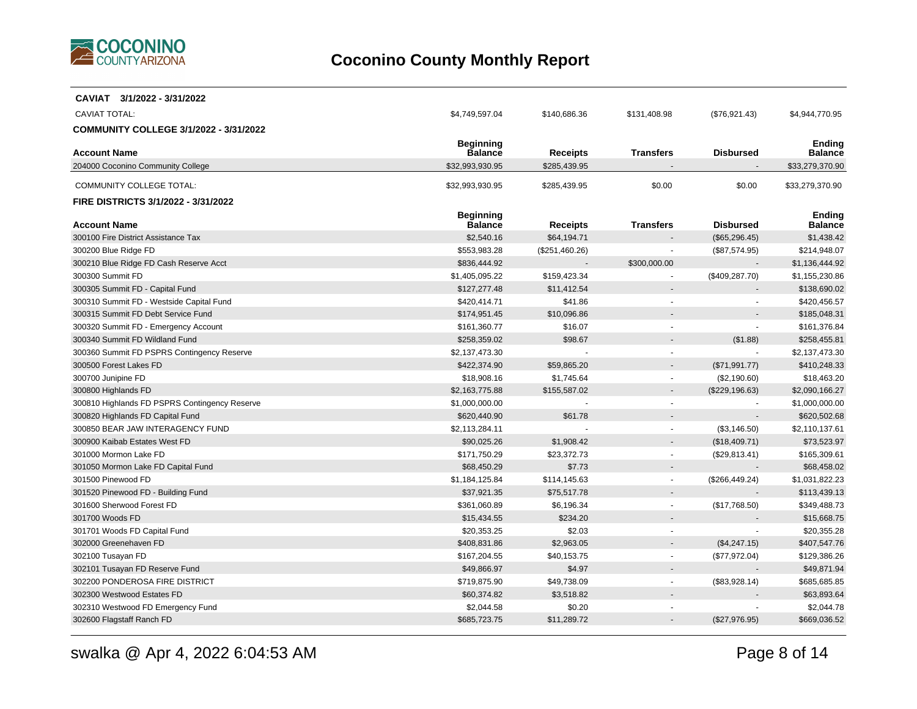**CAVIAT 3/1/2022 - 3/31/2022**

| | Beginning Balance | Receipts | Transfers | Disbursed | Ending Balance |
|---|---|---|---|---|---|
| CAVIAT TOTAL: | $4,749,597.04 | $140,686.36 | $131,408.98 | ($76,921.43) | $4,944,770.95 |

**COMMUNITY COLLEGE 3/1/2022 - 3/31/2022**

| Account Name | Beginning Balance | Receipts | Transfers | Disbursed | Ending Balance |
|---|---|---|---|---|---|
| 204000 Coconino Community College | $32,993,930.95 | $285,439.95 | - | - | $33,279,370.90 |
| COMMUNITY COLLEGE TOTAL: | $32,993,930.95 | $285,439.95 | $0.00 | $0.00 | $33,279,370.90 |

**FIRE DISTRICTS 3/1/2022 - 3/31/2022**

| Account Name | Beginning Balance | Receipts | Transfers | Disbursed | Ending Balance |
|---|---|---|---|---|---|
| 300100 Fire District Assistance Tax | $2,540.16 | $64,194.71 | - | ($65,296.45) | $1,438.42 |
| 300200 Blue Ridge FD | $553,983.28 | ($251,460.26) | - | ($87,574.95) | $214,948.07 |
| 300210 Blue Ridge FD Cash Reserve Acct | $836,444.92 | - | $300,000.00 | - | $1,136,444.92 |
| 300300 Summit FD | $1,405,095.22 | $159,423.34 | - | ($409,287.70) | $1,155,230.86 |
| 300305 Summit FD - Capital Fund | $127,277.48 | $11,412.54 | - | - | $138,690.02 |
| 300310 Summit FD - Westside Capital Fund | $420,414.71 | $41.86 | - | - | $420,456.57 |
| 300315 Summit FD Debt Service Fund | $174,951.45 | $10,096.86 | - | - | $185,048.31 |
| 300320 Summit FD - Emergency Account | $161,360.77 | $16.07 | - | - | $161,376.84 |
| 300340 Summit FD Wildland Fund | $258,359.02 | $98.67 | - | ($1.88) | $258,455.81 |
| 300360 Summit FD PSPRS Contingency Reserve | $2,137,473.30 | - | - | - | $2,137,473.30 |
| 300500 Forest Lakes FD | $422,374.90 | $59,865.20 | - | ($71,991.77) | $410,248.33 |
| 300700 Junipine FD | $18,908.16 | $1,745.64 | - | ($2,190.60) | $18,463.20 |
| 300800 Highlands FD | $2,163,775.88 | $155,587.02 | - | ($229,196.63) | $2,090,166.27 |
| 300810 Highlands FD PSPRS Contingency Reserve | $1,000,000.00 | - | - | - | $1,000,000.00 |
| 300820 Highlands FD Capital Fund | $620,440.90 | $61.78 | - | - | $620,502.68 |
| 300850 BEAR JAW INTERAGENCY FUND | $2,113,284.11 | - | - | ($3,146.50) | $2,110,137.61 |
| 300900 Kaibab Estates West FD | $90,025.26 | $1,908.42 | - | ($18,409.71) | $73,523.97 |
| 301000 Mormon Lake FD | $171,750.29 | $23,372.73 | - | ($29,813.41) | $165,309.61 |
| 301050 Mormon Lake FD Capital Fund | $68,450.29 | $7.73 | - | - | $68,458.02 |
| 301500 Pinewood FD | $1,184,125.84 | $114,145.63 | - | ($266,449.24) | $1,031,822.23 |
| 301520 Pinewood FD - Building Fund | $37,921.35 | $75,517.78 | - | - | $113,439.13 |
| 301600 Sherwood Forest FD | $361,060.89 | $6,196.34 | - | ($17,768.50) | $349,488.73 |
| 301700 Woods FD | $15,434.55 | $234.20 | - | - | $15,668.75 |
| 301701 Woods FD Capital Fund | $20,353.25 | $2.03 | - | - | $20,355.28 |
| 302000 Greenehaven FD | $408,831.86 | $2,963.05 | - | ($4,247.15) | $407,547.76 |
| 302100 Tusayan FD | $167,204.55 | $40,153.75 | - | ($77,972.04) | $129,386.26 |
| 302101 Tusayan FD Reserve Fund | $49,866.97 | $4.97 | - | - | $49,871.94 |
| 302200 PONDEROSA FIRE DISTRICT | $719,875.90 | $49,738.09 | - | ($83,928.14) | $685,685.85 |
| 302300 Westwood Estates FD | $60,374.82 | $3,518.82 | - | - | $63,893.64 |
| 302310 Westwood FD Emergency Fund | $2,044.58 | $0.20 | - | - | $2,044.78 |
| 302600 Flagstaff Ranch FD | $685,723.75 | $11,289.72 | - | ($27,976.95) | $669,036.52 |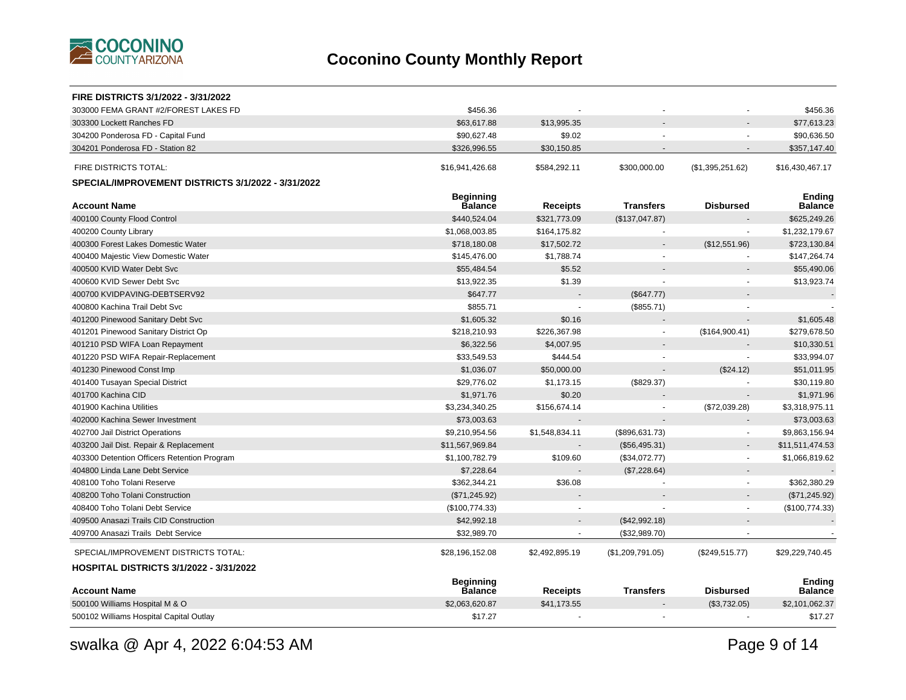# Coconino County Monthly Report

**FIRE DISTRICTS 3/1/2022 - 3/31/2022**

| Account Name | Beginning Balance | Receipts | Transfers | Disbursed | Ending Balance |
|---|---|---|---|---|---|
| 303000 FEMA GRANT #2/FOREST LAKES FD | $456.36 | - | - | - | $456.36 |
| 303300 Lockett Ranches FD | $63,617.88 | $13,995.35 | - | - | $77,613.23 |
| 304200 Ponderosa FD - Capital Fund | $90,627.48 | $9.02 | - | - | $90,636.50 |
| 304201 Ponderosa FD - Station 82 | $326,996.55 | $30,150.85 | - | - | $357,147.40 |
| FIRE DISTRICTS TOTAL: | $16,941,426.68 | $584,292.11 | $300,000.00 | ($1,395,251.62) | $16,430,467.17 |

**SPECIAL/IMPROVEMENT DISTRICTS 3/1/2022 - 3/31/2022**

| Account Name | Beginning Balance | Receipts | Transfers | Disbursed | Ending Balance |
|---|---|---|---|---|---|
| 400100 County Flood Control | $440,524.04 | $321,773.09 | ($137,047.87) | - | $625,249.26 |
| 400200 County Library | $1,068,003.85 | $164,175.82 | - | - | $1,232,179.67 |
| 400300 Forest Lakes Domestic Water | $718,180.08 | $17,502.72 | - | ($12,551.96) | $723,130.84 |
| 400400 Majestic View Domestic Water | $145,476.00 | $1,788.74 | - | - | $147,264.74 |
| 400500 KVID Water Debt Svc | $55,484.54 | $5.52 | - | - | $55,490.06 |
| 400600 KVID Sewer Debt Svc | $13,922.35 | $1.39 | - | - | $13,923.74 |
| 400700 KVIDPAVING-DEBTSERV92 | $647.77 | - | ($647.77) | - | - |
| 400800 Kachina Trail Debt Svc | $855.71 | - | ($855.71) | - | - |
| 401200 Pinewood Sanitary Debt Svc | $1,605.32 | $0.16 | - | - | $1,605.48 |
| 401201 Pinewood Sanitary District Op | $218,210.93 | $226,367.98 | - | ($164,900.41) | $279,678.50 |
| 401210 PSD WIFA Loan Repayment | $6,322.56 | $4,007.95 | - | - | $10,330.51 |
| 401220 PSD WIFA Repair-Replacement | $33,549.53 | $444.54 | - | - | $33,994.07 |
| 401230 Pinewood Const Imp | $1,036.07 | $50,000.00 | - | ($24.12) | $51,011.95 |
| 401400 Tusayan Special District | $29,776.02 | $1,173.15 | ($829.37) | - | $30,119.80 |
| 401700 Kachina CID | $1,971.76 | $0.20 | - | - | $1,971.96 |
| 401900 Kachina Utilities | $3,234,340.25 | $156,674.14 | - | ($72,039.28) | $3,318,975.11 |
| 402000 Kachina Sewer Investment | $73,003.63 | - | - | - | $73,003.63 |
| 402700 Jail District Operations | $9,210,954.56 | $1,548,834.11 | ($896,631.73) | - | $9,863,156.94 |
| 403200 Jail Dist. Repair & Replacement | $11,567,969.84 | - | ($56,495.31) | - | $11,511,474.53 |
| 403300 Detention Officers Retention Program | $1,100,782.79 | $109.60 | ($34,072.77) | - | $1,066,819.62 |
| 404800 Linda Lane Debt Service | $7,228.64 | - | ($7,228.64) | - | - |
| 408100 Toho Tolani Reserve | $362,344.21 | $36.08 | - | - | $362,380.29 |
| 408200 Toho Tolani Construction | ($71,245.92) | - | - | - | ($71,245.92) |
| 408400 Toho Tolani Debt Service | ($100,774.33) | - | - | - | ($100,774.33) |
| 409500 Anasazi Trails CID Construction | $42,992.18 | - | ($42,992.18) | - | - |
| 409700 Anasazi Trails Debt Service | $32,989.70 | - | ($32,989.70) | - | - |
| SPECIAL/IMPROVEMENT DISTRICTS TOTAL: | $28,196,152.08 | $2,492,895.19 | ($1,209,791.05) | ($249,515.77) | $29,229,740.45 |

**HOSPITAL DISTRICTS 3/1/2022 - 3/31/2022**

| Account Name | Beginning Balance | Receipts | Transfers | Disbursed | Ending Balance |
|---|---|---|---|---|---|
| 500100 Williams Hospital M & O | $2,063,620.87 | $41,173.55 | - | ($3,732.05) | $2,101,062.37 |
| 500102 Williams Hospital Capital Outlay | $17.27 | - | - | - | $17.27 |

swalka @ Apr 4, 2022 6:04:53 AM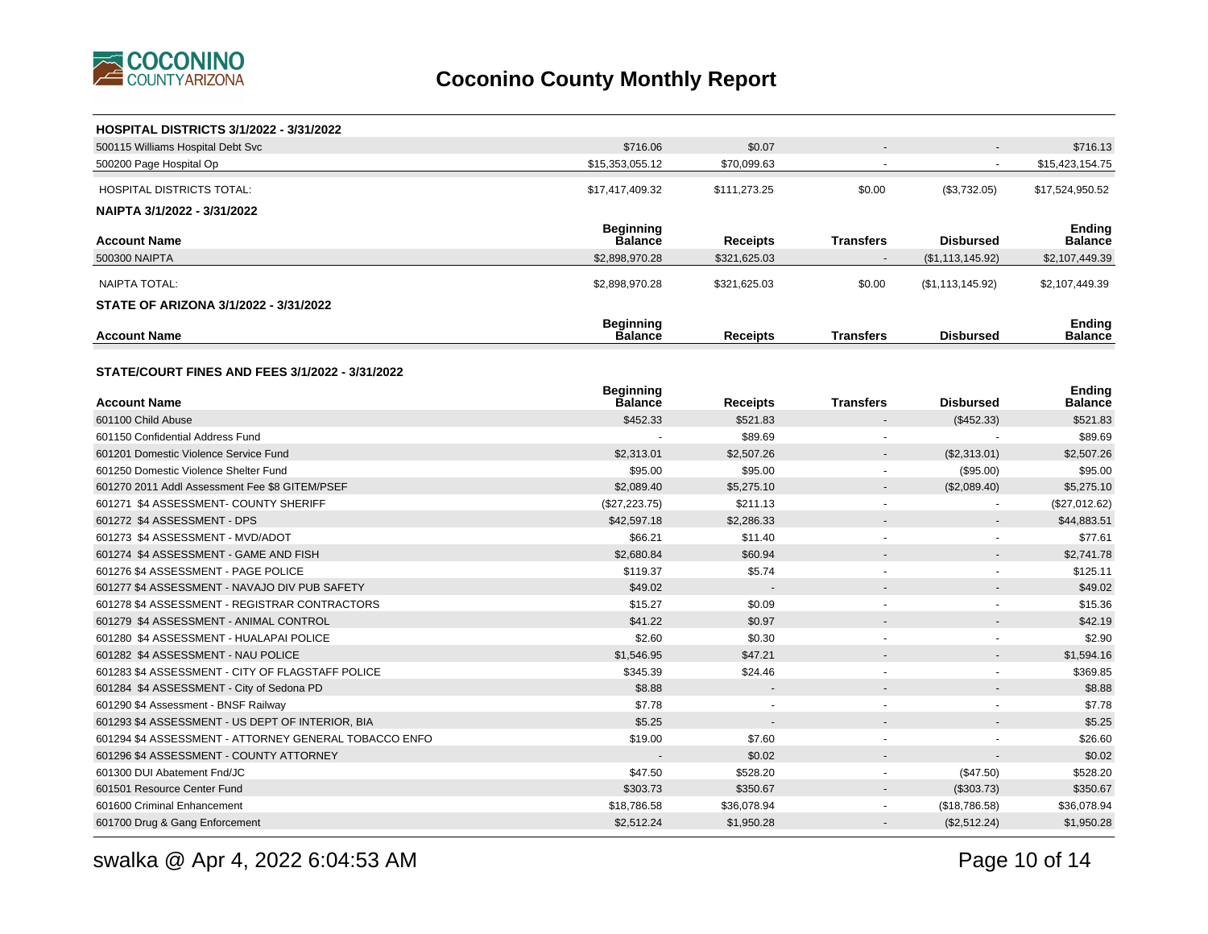# Coconino County Monthly Report

### HOSPITAL DISTRICTS 3/1/2022 - 3/31/2022

| Account Name | Beginning Balance | Receipts | Transfers | Disbursed | Ending Balance |
|---|---|---|---|---|---|
| 500115 Williams Hospital Debt Svc | $716.06 | $0.07 | - | - | $716.13 |
| 500200 Page Hospital Op | $15,353,055.12 | $70,099.63 | - | - | $15,423,154.75 |
| HOSPITAL DISTRICTS TOTAL: | $17,417,409.32 | $111,273.25 | $0.00 | ($3,732.05) | $17,524,950.52 |

### NAIPTA 3/1/2022 - 3/31/2022

| Account Name | Beginning Balance | Receipts | Transfers | Disbursed | Ending Balance |
|---|---|---|---|---|---|
| 500300 NAIPTA | $2,898,970.28 | $321,625.03 | - | ($1,113,145.92) | $2,107,449.39 |
| NAIPTA TOTAL: | $2,898,970.28 | $321,625.03 | $0.00 | ($1,113,145.92) | $2,107,449.39 |

### STATE OF ARIZONA 3/1/2022 - 3/31/2022

| Account Name | Beginning Balance | Receipts | Transfers | Disbursed | Ending Balance |
|---|---|---|---|---|---|

### STATE/COURT FINES AND FEES 3/1/2022 - 3/31/2022

| Account Name | Beginning Balance | Receipts | Transfers | Disbursed | Ending Balance |
|---|---|---|---|---|---|
| 601100 Child Abuse | $452.33 | $521.83 | - | ($452.33) | $521.83 |
| 601150 Confidential Address Fund | - | $89.69 | - | - | $89.69 |
| 601201 Domestic Violence Service Fund | $2,313.01 | $2,507.26 | - | ($2,313.01) | $2,507.26 |
| 601250 Domestic Violence Shelter Fund | $95.00 | $95.00 | - | ($95.00) | $95.00 |
| 601270 2011 Addl Assessment Fee $8 GITEM/PSEF | $2,089.40 | $5,275.10 | - | ($2,089.40) | $5,275.10 |
| 601271 $4 ASSESSMENT- COUNTY SHERIFF | ($27,223.75) | $211.13 | - | - | ($27,012.62) |
| 601272 $4 ASSESSMENT - DPS | $42,597.18 | $2,286.33 | - | - | $44,883.51 |
| 601273 $4 ASSESSMENT - MVD/ADOT | $66.21 | $11.40 | - | - | $77.61 |
| 601274 $4 ASSESSMENT - GAME AND FISH | $2,680.84 | $60.94 | - | - | $2,741.78 |
| 601276 $4 ASSESSMENT - PAGE POLICE | $119.37 | $5.74 | - | - | $125.11 |
| 601277 $4 ASSESSMENT - NAVAJO DIV PUB SAFETY | $49.02 | - | - | - | $49.02 |
| 601278 $4 ASSESSMENT - REGISTRAR CONTRACTORS | $15.27 | $0.09 | - | - | $15.36 |
| 601279 $4 ASSESSMENT - ANIMAL CONTROL | $41.22 | $0.97 | - | - | $42.19 |
| 601280 $4 ASSESSMENT - HUALAPAI POLICE | $2.60 | $0.30 | - | - | $2.90 |
| 601282 $4 ASSESSMENT - NAU POLICE | $1,546.95 | $47.21 | - | - | $1,594.16 |
| 601283 $4 ASSESSMENT - CITY OF FLAGSTAFF POLICE | $345.39 | $24.46 | - | - | $369.85 |
| 601284 $4 ASSESSMENT - City of Sedona PD | $8.88 | - | - | - | $8.88 |
| 601290 $4 Assessment - BNSF Railway | $7.78 | - | - | - | $7.78 |
| 601293 $4 ASSESSMENT - US DEPT OF INTERIOR, BIA | $5.25 | - | - | - | $5.25 |
| 601294 $4 ASSESSMENT - ATTORNEY GENERAL TOBACCO ENFO | $19.00 | $7.60 | - | - | $26.60 |
| 601296 $4 ASSESSMENT - COUNTY ATTORNEY | - | $0.02 | - | - | $0.02 |
| 601300 DUI Abatement Fnd/JC | $47.50 | $528.20 | - | ($47.50) | $528.20 |
| 601501 Resource Center Fund | $303.73 | $350.67 | - | ($303.73) | $350.67 |
| 601600 Criminal Enhancement | $18,786.58 | $36,078.94 | - | ($18,786.58) | $36,078.94 |
| 601700 Drug & Gang Enforcement | $2,512.24 | $1,950.28 | - | ($2,512.24) | $1,950.28 |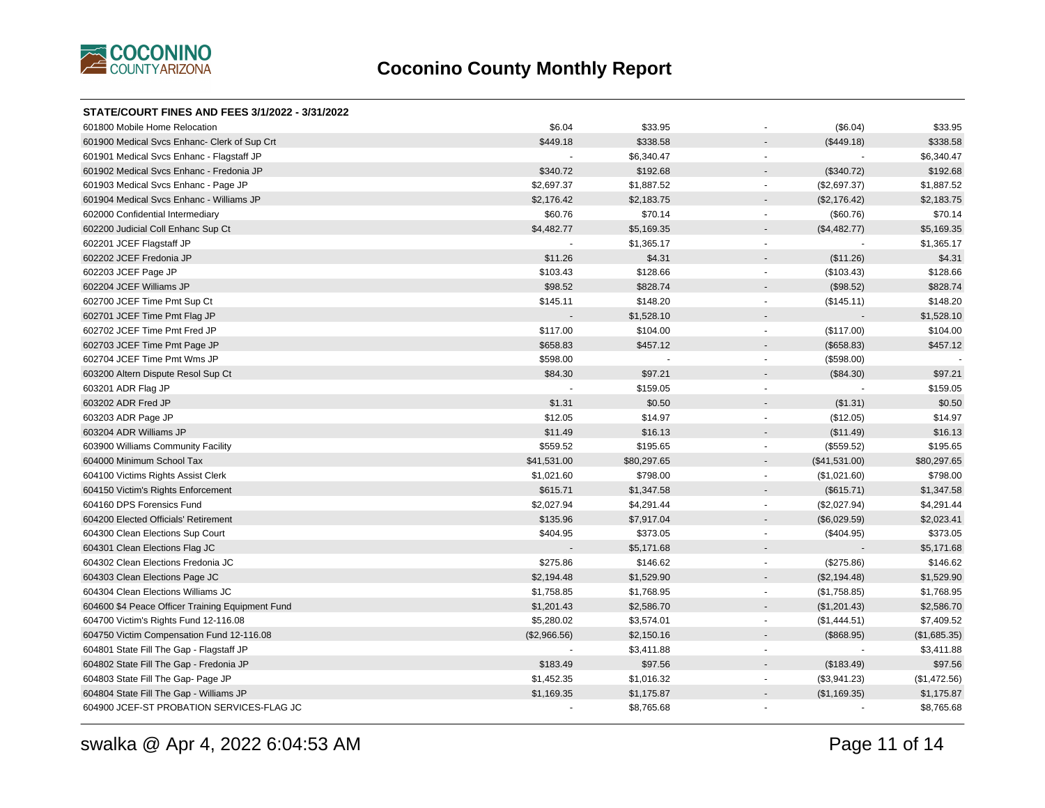# Coconino County Monthly Report

**STATE/COURT FINES AND FEES 3/1/2022 - 3/31/2022**

| | | | | | |
|---|---|---|---|---|---|
| 601800 Mobile Home Relocation | $6.04 | $33.95 | - | ($6.04) | $33.95 |
| 601900 Medical Svcs Enhanc- Clerk of Sup Crt | $449.18 | $338.58 | - | ($449.18) | $338.58 |
| 601901 Medical Svcs Enhanc - Flagstaff JP | - | $6,340.47 | - | - | $6,340.47 |
| 601902 Medical Svcs Enhanc - Fredonia JP | $340.72 | $192.68 | - | ($340.72) | $192.68 |
| 601903 Medical Svcs Enhanc - Page JP | $2,697.37 | $1,887.52 | - | ($2,697.37) | $1,887.52 |
| 601904 Medical Svcs Enhanc - Williams JP | $2,176.42 | $2,183.75 | - | ($2,176.42) | $2,183.75 |
| 602000 Confidential Intermediary | $60.76 | $70.14 | - | ($60.76) | $70.14 |
| 602200 Judicial Coll Enhanc Sup Ct | $4,482.77 | $5,169.35 | - | ($4,482.77) | $5,169.35 |
| 602201 JCEF Flagstaff JP | - | $1,365.17 | - | - | $1,365.17 |
| 602202 JCEF Fredonia JP | $11.26 | $4.31 | - | ($11.26) | $4.31 |
| 602203 JCEF Page JP | $103.43 | $128.66 | - | ($103.43) | $128.66 |
| 602204 JCEF Williams JP | $98.52 | $828.74 | - | ($98.52) | $828.74 |
| 602700 JCEF Time Pmt Sup Ct | $145.11 | $148.20 | - | ($145.11) | $148.20 |
| 602701 JCEF Time Pmt Flag JP | - | $1,528.10 | - | - | $1,528.10 |
| 602702 JCEF Time Pmt Fred JP | $117.00 | $104.00 | - | ($117.00) | $104.00 |
| 602703 JCEF Time Pmt Page JP | $658.83 | $457.12 | - | ($658.83) | $457.12 |
| 602704 JCEF Time Pmt Wms JP | $598.00 | - | - | ($598.00) | - |
| 603200 Altern Dispute Resol Sup Ct | $84.30 | $97.21 | - | ($84.30) | $97.21 |
| 603201 ADR Flag JP | - | $159.05 | - | - | $159.05 |
| 603202 ADR Fred JP | $1.31 | $0.50 | - | ($1.31) | $0.50 |
| 603203 ADR Page JP | $12.05 | $14.97 | - | ($12.05) | $14.97 |
| 603204 ADR Williams JP | $11.49 | $16.13 | - | ($11.49) | $16.13 |
| 603900 Williams Community Facility | $559.52 | $195.65 | - | ($559.52) | $195.65 |
| 604000 Minimum School Tax | $41,531.00 | $80,297.65 | - | ($41,531.00) | $80,297.65 |
| 604100 Victims Rights Assist Clerk | $1,021.60 | $798.00 | - | ($1,021.60) | $798.00 |
| 604150 Victim's Rights Enforcement | $615.71 | $1,347.58 | - | ($615.71) | $1,347.58 |
| 604160 DPS Forensics Fund | $2,027.94 | $4,291.44 | - | ($2,027.94) | $4,291.44 |
| 604200 Elected Officials' Retirement | $135.96 | $7,917.04 | - | ($6,029.59) | $2,023.41 |
| 604300 Clean Elections Sup Court | $404.95 | $373.05 | - | ($404.95) | $373.05 |
| 604301 Clean Elections Flag JC | - | $5,171.68 | - | - | $5,171.68 |
| 604302 Clean Elections Fredonia JC | $275.86 | $146.62 | - | ($275.86) | $146.62 |
| 604303 Clean Elections Page JC | $2,194.48 | $1,529.90 | - | ($2,194.48) | $1,529.90 |
| 604304 Clean Elections Williams JC | $1,758.85 | $1,768.95 | - | ($1,758.85) | $1,768.95 |
| 604600 $4 Peace Officer Training Equipment Fund | $1,201.43 | $2,586.70 | - | ($1,201.43) | $2,586.70 |
| 604700 Victim's Rights Fund 12-116.08 | $5,280.02 | $3,574.01 | - | ($1,444.51) | $7,409.52 |
| 604750 Victim Compensation Fund 12-116.08 | ($2,966.56) | $2,150.16 | - | ($868.95) | ($1,685.35) |
| 604801 State Fill The Gap - Flagstaff JP | - | $3,411.88 | - | - | $3,411.88 |
| 604802 State Fill The Gap - Fredonia JP | $183.49 | $97.56 | - | ($183.49) | $97.56 |
| 604803 State Fill The Gap- Page JP | $1,452.35 | $1,016.32 | - | ($3,941.23) | ($1,472.56) |
| 604804 State Fill The Gap - Williams JP | $1,169.35 | $1,175.87 | - | ($1,169.35) | $1,175.87 |
| 604900 JCEF-ST PROBATION SERVICES-FLAG JC | - | $8,765.68 | - | - | $8,765.68 |

swalka @ Apr 4, 2022 6:04:53 AM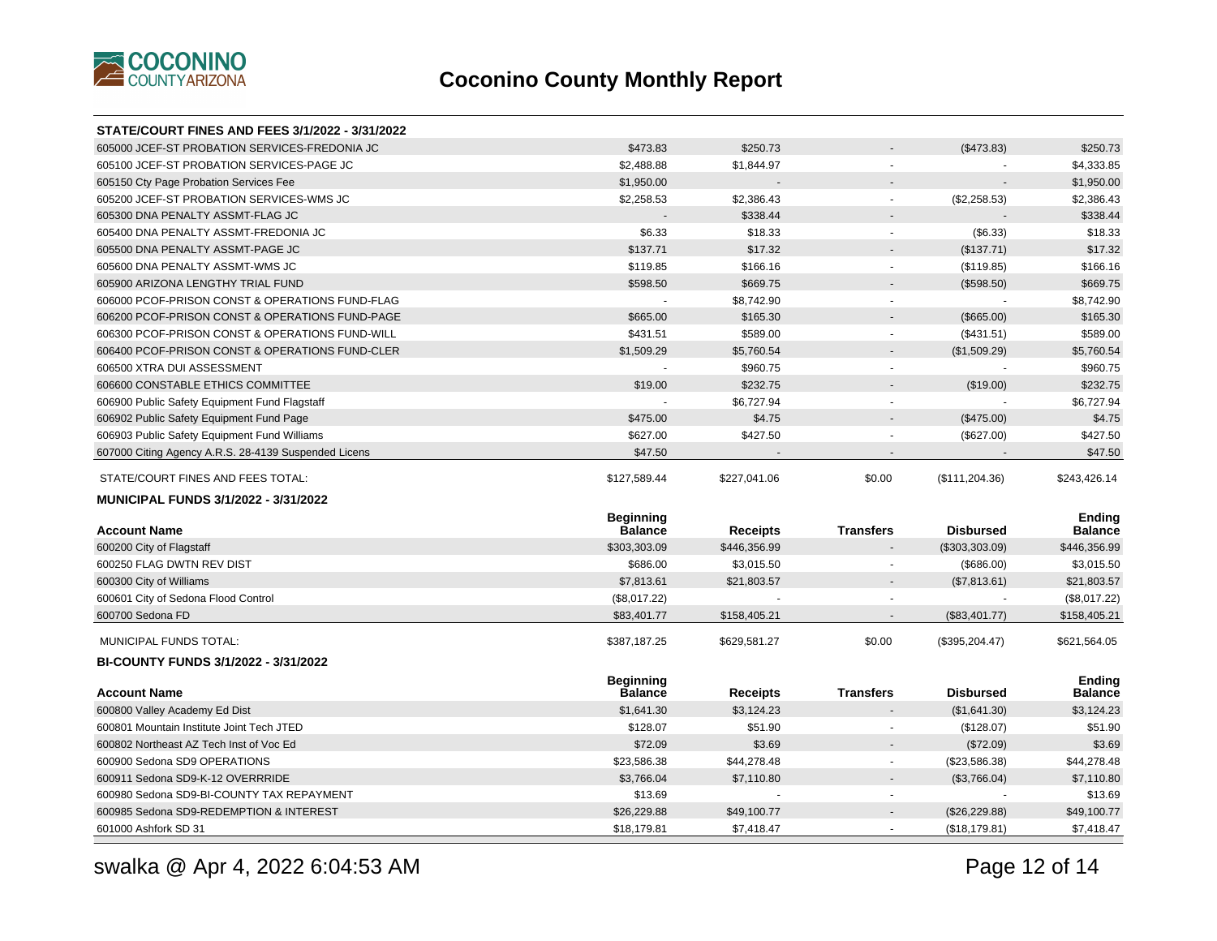# Coconino County Monthly Report

**STATE/COURT FINES AND FEES 3/1/2022 - 3/31/2022**

| Account Name | Beginning Balance | Receipts | Transfers | Disbursed | Ending Balance |
|---|---|---|---|---|---|
| 605000 JCEF-ST PROBATION SERVICES-FREDONIA JC | $473.83 | $250.73 | - | ($473.83) | $250.73 |
| 605100 JCEF-ST PROBATION SERVICES-PAGE JC | $2,488.88 | $1,844.97 | - | - | $4,333.85 |
| 605150 Cty Page Probation Services Fee | $1,950.00 | - | - | - | $1,950.00 |
| 605200 JCEF-ST PROBATION SERVICES-WMS JC | $2,258.53 | $2,386.43 | - | ($2,258.53) | $2,386.43 |
| 605300 DNA PENALTY ASSMT-FLAG JC | - | $338.44 | - | - | $338.44 |
| 605400 DNA PENALTY ASSMT-FREDONIA JC | $6.33 | $18.33 | - | ($6.33) | $18.33 |
| 605500 DNA PENALTY ASSMT-PAGE JC | $137.71 | $17.32 | - | ($137.71) | $17.32 |
| 605600 DNA PENALTY ASSMT-WMS JC | $119.85 | $166.16 | - | ($119.85) | $166.16 |
| 605900 ARIZONA LENGTHY TRIAL FUND | $598.50 | $669.75 | - | ($598.50) | $669.75 |
| 606000 PCOF-PRISON CONST & OPERATIONS FUND-FLAG | - | $8,742.90 | - | - | $8,742.90 |
| 606200 PCOF-PRISON CONST & OPERATIONS FUND-PAGE | $665.00 | $165.30 | - | ($665.00) | $165.30 |
| 606300 PCOF-PRISON CONST & OPERATIONS FUND-WILL | $431.51 | $589.00 | - | ($431.51) | $589.00 |
| 606400 PCOF-PRISON CONST & OPERATIONS FUND-CLER | $1,509.29 | $5,760.54 | - | ($1,509.29) | $5,760.54 |
| 606500 XTRA DUI ASSESSMENT | - | $960.75 | - | - | $960.75 |
| 606600 CONSTABLE ETHICS COMMITTEE | $19.00 | $232.75 | - | ($19.00) | $232.75 |
| 606900 Public Safety Equipment Fund Flagstaff | - | $6,727.94 | - | - | $6,727.94 |
| 606902 Public Safety Equipment Fund Page | $475.00 | $4.75 | - | ($475.00) | $4.75 |
| 606903 Public Safety Equipment Fund Williams | $627.00 | $427.50 | - | ($627.00) | $427.50 |
| 607000 Citing Agency A.R.S. 28-4139 Suspended Licens | $47.50 | - | - | - | $47.50 |
| STATE/COURT FINES AND FEES TOTAL: | $127,589.44 | $227,041.06 | $0.00 | ($111,204.36) | $243,426.14 |

**MUNICIPAL FUNDS 3/1/2022 - 3/31/2022**

| Account Name | Beginning Balance | Receipts | Transfers | Disbursed | Ending Balance |
|---|---|---|---|---|---|
| 600200 City of Flagstaff | $303,303.09 | $446,356.99 | - | ($303,303.09) | $446,356.99 |
| 600250 FLAG DWTN REV DIST | $686.00 | $3,015.50 | - | ($686.00) | $3,015.50 |
| 600300 City of Williams | $7,813.61 | $21,803.57 | - | ($7,813.61) | $21,803.57 |
| 600601 City of Sedona Flood Control | ($8,017.22) | - | - | - | ($8,017.22) |
| 600700 Sedona FD | $83,401.77 | $158,405.21 | - | ($83,401.77) | $158,405.21 |
| MUNICIPAL FUNDS TOTAL: | $387,187.25 | $629,581.27 | $0.00 | ($395,204.47) | $621,564.05 |

**BI-COUNTY FUNDS 3/1/2022 - 3/31/2022**

| Account Name | Beginning Balance | Receipts | Transfers | Disbursed | Ending Balance |
|---|---|---|---|---|---|
| 600800 Valley Academy Ed Dist | $1,641.30 | $3,124.23 | - | ($1,641.30) | $3,124.23 |
| 600801 Mountain Institute Joint Tech JTED | $128.07 | $51.90 | - | ($128.07) | $51.90 |
| 600802 Northeast AZ Tech Inst of Voc Ed | $72.09 | $3.69 | - | ($72.09) | $3.69 |
| 600900 Sedona SD9 OPERATIONS | $23,586.38 | $44,278.48 | - | ($23,586.38) | $44,278.48 |
| 600911 Sedona SD9-K-12 OVERRRIDE | $3,766.04 | $7,110.80 | - | ($3,766.04) | $7,110.80 |
| 600980 Sedona SD9-BI-COUNTY TAX REPAYMENT | $13.69 | - | - | - | $13.69 |
| 600985 Sedona SD9-REDEMPTION & INTEREST | $26,229.88 | $49,100.77 | - | ($26,229.88) | $49,100.77 |
| 601000 Ashfork SD 31 | $18,179.81 | $7,418.47 | - | ($18,179.81) | $7,418.47 |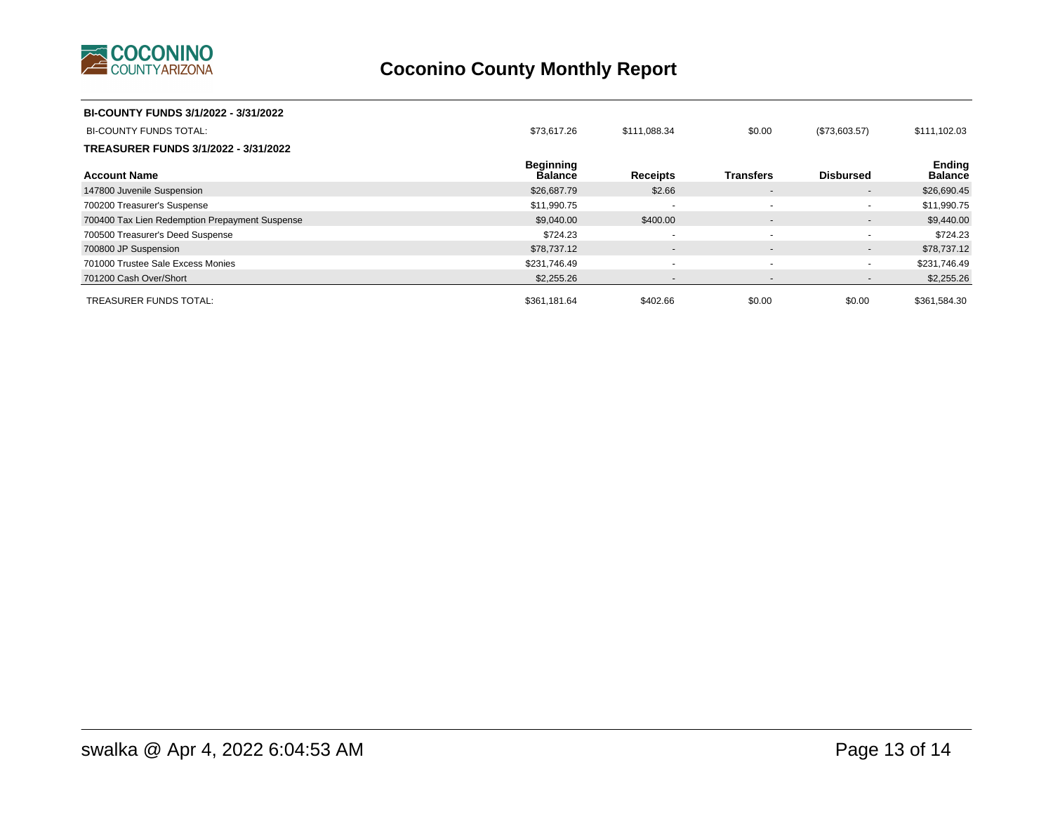# Coconino County Monthly Report

**BI-COUNTY FUNDS 3/1/2022 - 3/31/2022**

| | Beginning Balance | Receipts | Transfers | Disbursed | Ending Balance |
|---|---|---|---|---|---|
| BI-COUNTY FUNDS TOTAL: | $73,617.26 | $111,088.34 | $0.00 | ($73,603.57) | $111,102.03 |

**TREASURER FUNDS 3/1/2022 - 3/31/2022**

| Account Name | Beginning Balance | Receipts | Transfers | Disbursed | Ending Balance |
|---|---|---|---|---|---|
| 147800 Juvenile Suspension | $26,687.79 | $2.66 | - | - | $26,690.45 |
| 700200 Treasurer's Suspense | $11,990.75 | - | - | - | $11,990.75 |
| 700400 Tax Lien Redemption Prepayment Suspense | $9,040.00 | $400.00 | - | - | $9,440.00 |
| 700500 Treasurer's Deed Suspense | $724.23 | - | - | - | $724.23 |
| 700800 JP Suspension | $78,737.12 | - | - | - | $78,737.12 |
| 701000 Trustee Sale Excess Monies | $231,746.49 | - | - | - | $231,746.49 |
| 701200 Cash Over/Short | $2,255.26 | - | - | - | $2,255.26 |
| TREASURER FUNDS TOTAL: | $361,181.64 | $402.66 | $0.00 | $0.00 | $361,584.30 |

swalka @ Apr 4, 2022 6:04:53 AM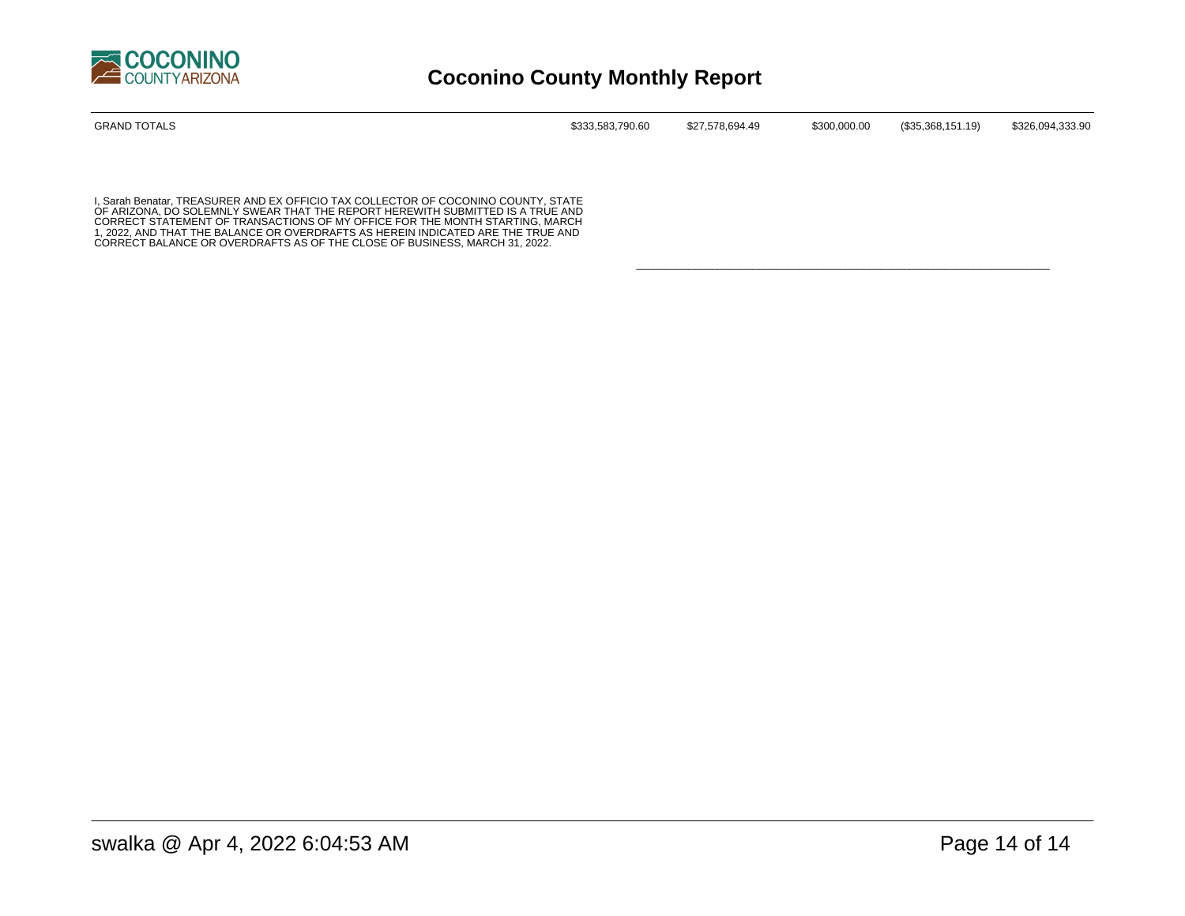# Coconino County Monthly Report

| GRAND TOTALS | $333,583,790.60 | $27,578,694.49 | $300,000.00 | ($35,368,151.19) | $326,094,333.90 |
|---|---|---|---|---|---|

I, Sarah Benatar, TREASURER AND EX OFFICIO TAX COLLECTOR OF COCONINO COUNTY, STATE OF ARIZONA, DO SOLEMNLY SWEAR THAT THE REPORT HEREWITH SUBMITTED IS A TRUE AND CORRECT STATEMENT OF TRANSACTIONS OF MY OFFICE FOR THE MONTH STARTING, MARCH 1, 2022, AND THAT THE BALANCE OR OVERDRAFTS AS HEREIN INDICATED ARE THE TRUE AND CORRECT BALANCE OR OVERDRAFTS AS OF THE CLOSE OF BUSINESS, MARCH 31, 2022.

\_\_\_\_\_\_\_\_\_\_\_\_\_\_\_\_\_\_\_\_\_\_\_\_\_\_\_\_\_\_\_\_\_\_\_\_\_\_\_\_\_\_\_\_\_\_\_\_

swalka @ Apr 4, 2022 6:04:53 AM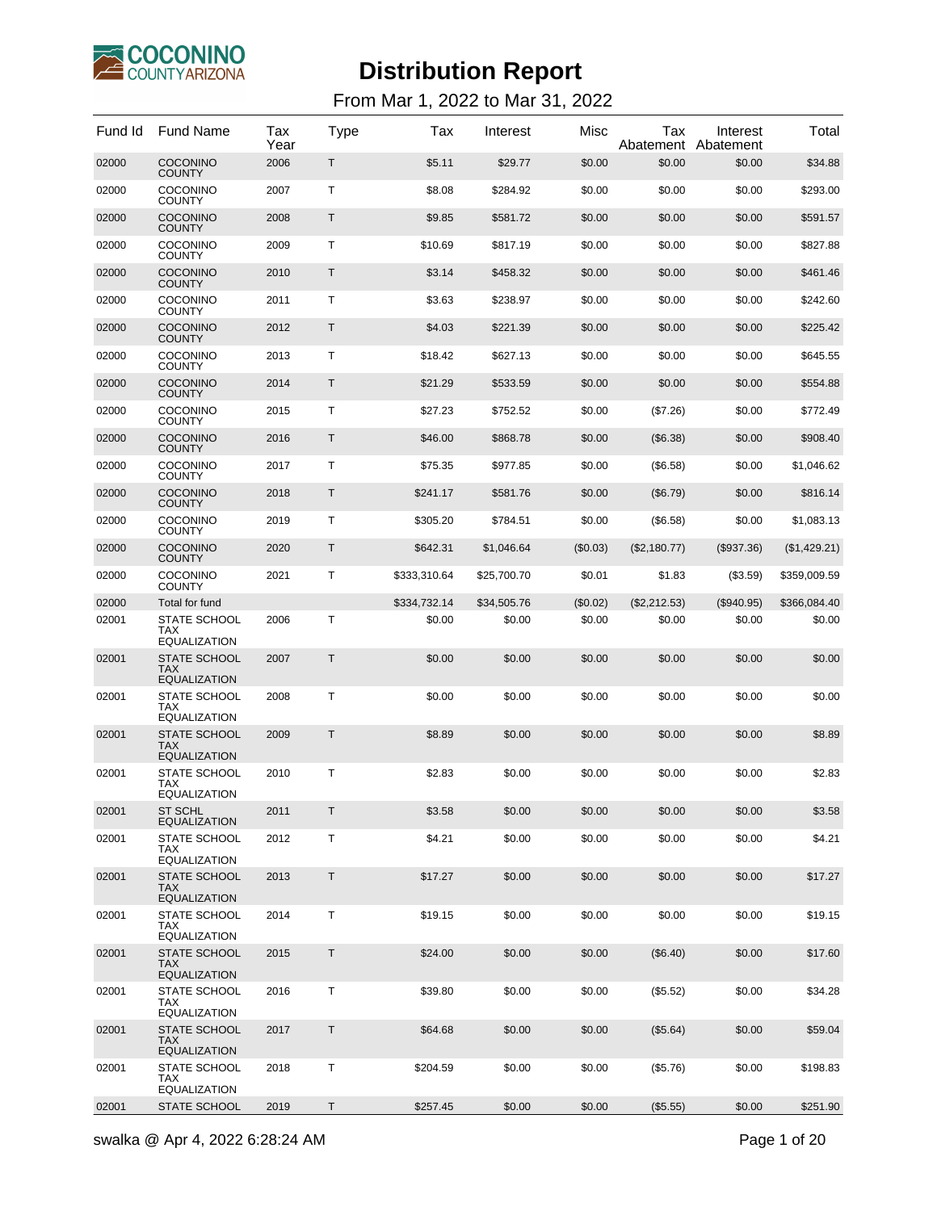# Distribution Report

From Mar 1, 2022 to Mar 31, 2022

| Fund Id | Fund Name | Tax Year | Type | Tax | Interest | Misc | Tax Abatement | Interest Abatement | Total |
|---|---|---|---|---|---|---|---|---|---|
| 02000 | COCONINO COUNTY | 2006 | T | $5.11 | $29.77 | $0.00 | $0.00 | $0.00 | $34.88 |
| 02000 | COCONINO COUNTY | 2007 | T | $8.08 | $284.92 | $0.00 | $0.00 | $0.00 | $293.00 |
| 02000 | COCONINO COUNTY | 2008 | T | $9.85 | $581.72 | $0.00 | $0.00 | $0.00 | $591.57 |
| 02000 | COCONINO COUNTY | 2009 | T | $10.69 | $817.19 | $0.00 | $0.00 | $0.00 | $827.88 |
| 02000 | COCONINO COUNTY | 2010 | T | $3.14 | $458.32 | $0.00 | $0.00 | $0.00 | $461.46 |
| 02000 | COCONINO COUNTY | 2011 | T | $3.63 | $238.97 | $0.00 | $0.00 | $0.00 | $242.60 |
| 02000 | COCONINO COUNTY | 2012 | T | $4.03 | $221.39 | $0.00 | $0.00 | $0.00 | $225.42 |
| 02000 | COCONINO COUNTY | 2013 | T | $18.42 | $627.13 | $0.00 | $0.00 | $0.00 | $645.55 |
| 02000 | COCONINO COUNTY | 2014 | T | $21.29 | $533.59 | $0.00 | $0.00 | $0.00 | $554.88 |
| 02000 | COCONINO COUNTY | 2015 | T | $27.23 | $752.52 | $0.00 | ($7.26) | $0.00 | $772.49 |
| 02000 | COCONINO COUNTY | 2016 | T | $46.00 | $868.78 | $0.00 | ($6.38) | $0.00 | $908.40 |
| 02000 | COCONINO COUNTY | 2017 | T | $75.35 | $977.85 | $0.00 | ($6.58) | $0.00 | $1,046.62 |
| 02000 | COCONINO COUNTY | 2018 | T | $241.17 | $581.76 | $0.00 | ($6.79) | $0.00 | $816.14 |
| 02000 | COCONINO COUNTY | 2019 | T | $305.20 | $784.51 | $0.00 | ($6.58) | $0.00 | $1,083.13 |
| 02000 | COCONINO COUNTY | 2020 | T | $642.31 | $1,046.64 | ($0.03) | ($2,180.77) | ($937.36) | ($1,429.21) |
| 02000 | COCONINO COUNTY | 2021 | T | $333,310.64 | $25,700.70 | $0.01 | $1.83 | ($3.59) | $359,009.59 |
| 02000 | Total for fund | | | $334,732.14 | $34,505.76 | ($0.02) | ($2,212.53) | ($940.95) | $366,084.40 |
| 02001 | STATE SCHOOL TAX EQUALIZATION | 2006 | T | $0.00 | $0.00 | $0.00 | $0.00 | $0.00 | $0.00 |
| 02001 | STATE SCHOOL TAX EQUALIZATION | 2007 | T | $0.00 | $0.00 | $0.00 | $0.00 | $0.00 | $0.00 |
| 02001 | STATE SCHOOL TAX EQUALIZATION | 2008 | T | $0.00 | $0.00 | $0.00 | $0.00 | $0.00 | $0.00 |
| 02001 | STATE SCHOOL TAX EQUALIZATION | 2009 | T | $8.89 | $0.00 | $0.00 | $0.00 | $0.00 | $8.89 |
| 02001 | STATE SCHOOL TAX EQUALIZATION | 2010 | T | $2.83 | $0.00 | $0.00 | $0.00 | $0.00 | $2.83 |
| 02001 | ST SCHL EQUALIZATION | 2011 | T | $3.58 | $0.00 | $0.00 | $0.00 | $0.00 | $3.58 |
| 02001 | STATE SCHOOL TAX EQUALIZATION | 2012 | T | $4.21 | $0.00 | $0.00 | $0.00 | $0.00 | $4.21 |
| 02001 | STATE SCHOOL TAX EQUALIZATION | 2013 | T | $17.27 | $0.00 | $0.00 | $0.00 | $0.00 | $17.27 |
| 02001 | STATE SCHOOL TAX EQUALIZATION | 2014 | T | $19.15 | $0.00 | $0.00 | $0.00 | $0.00 | $19.15 |
| 02001 | STATE SCHOOL TAX EQUALIZATION | 2015 | T | $24.00 | $0.00 | $0.00 | ($6.40) | $0.00 | $17.60 |
| 02001 | STATE SCHOOL TAX EQUALIZATION | 2016 | T | $39.80 | $0.00 | $0.00 | ($5.52) | $0.00 | $34.28 |
| 02001 | STATE SCHOOL TAX EQUALIZATION | 2017 | T | $64.68 | $0.00 | $0.00 | ($5.64) | $0.00 | $59.04 |
| 02001 | STATE SCHOOL TAX EQUALIZATION | 2018 | T | $204.59 | $0.00 | $0.00 | ($5.76) | $0.00 | $198.83 |
| 02001 | STATE SCHOOL | 2019 | T | $257.45 | $0.00 | $0.00 | ($5.55) | $0.00 | $251.90 |

swalka @ Apr 4, 2022 6:28:24 AM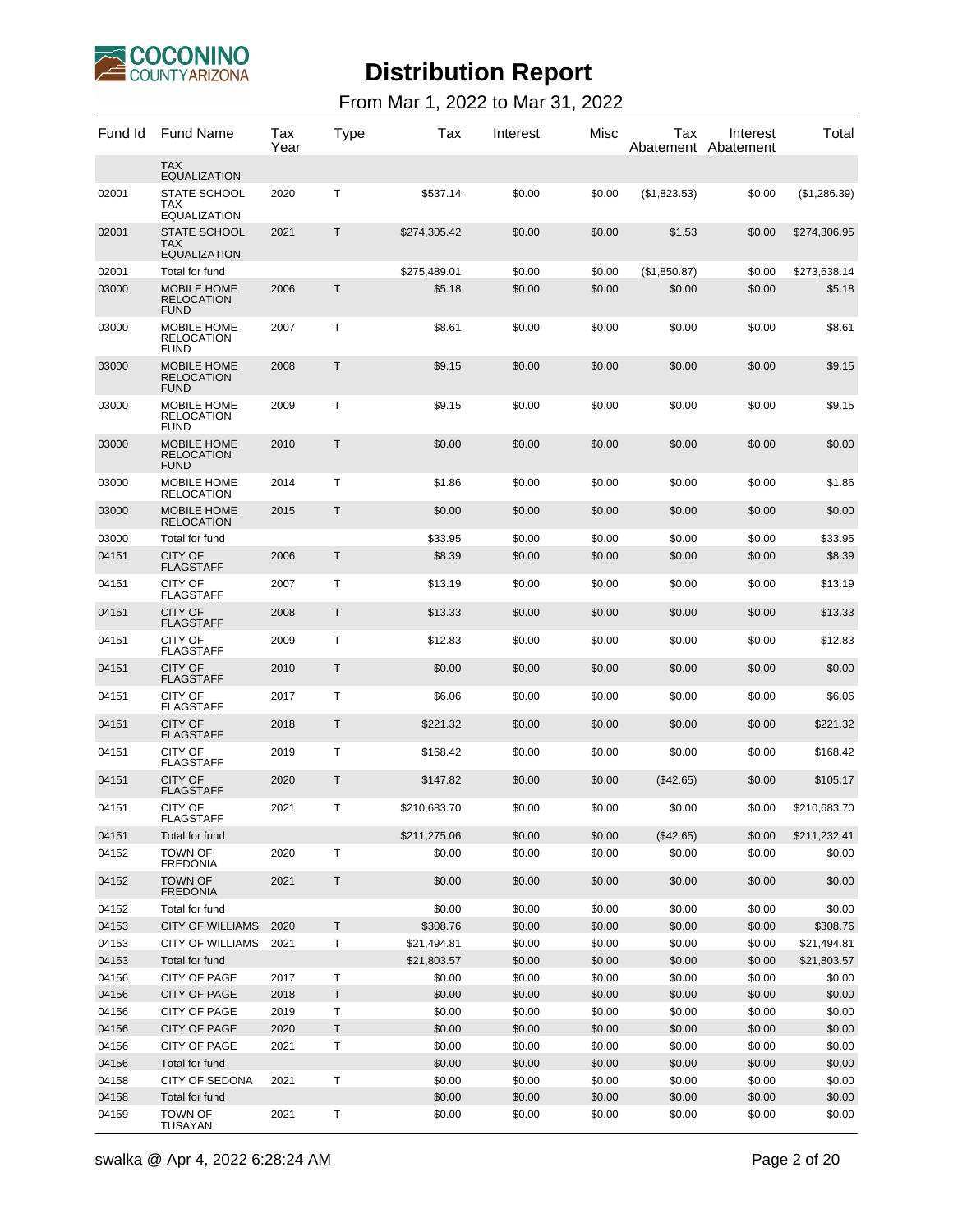# Distribution Report

From Mar 1, 2022 to Mar 31, 2022

| Fund Id | Fund Name | Tax Year | Type | Tax | Interest | Misc | Tax Abatement | Interest Abatement | Total |
|---|---|---|---|---|---|---|---|---|---|
| | TAX EQUALIZATION | | | | | | | | |
| 02001 | STATE SCHOOL TAX EQUALIZATION | 2020 | T | $537.14 | $0.00 | $0.00 | ($1,823.53) | $0.00 | ($1,286.39) |
| 02001 | STATE SCHOOL TAX EQUALIZATION | 2021 | T | $274,305.42 | $0.00 | $0.00 | $1.53 | $0.00 | $274,306.95 |
| 02001 | Total for fund | | | $275,489.01 | $0.00 | $0.00 | ($1,850.87) | $0.00 | $273,638.14 |
| 03000 | MOBILE HOME RELOCATION FUND | 2006 | T | $5.18 | $0.00 | $0.00 | $0.00 | $0.00 | $5.18 |
| 03000 | MOBILE HOME RELOCATION FUND | 2007 | T | $8.61 | $0.00 | $0.00 | $0.00 | $0.00 | $8.61 |
| 03000 | MOBILE HOME RELOCATION FUND | 2008 | T | $9.15 | $0.00 | $0.00 | $0.00 | $0.00 | $9.15 |
| 03000 | MOBILE HOME RELOCATION FUND | 2009 | T | $9.15 | $0.00 | $0.00 | $0.00 | $0.00 | $9.15 |
| 03000 | MOBILE HOME RELOCATION FUND | 2010 | T | $0.00 | $0.00 | $0.00 | $0.00 | $0.00 | $0.00 |
| 03000 | MOBILE HOME RELOCATION | 2014 | T | $1.86 | $0.00 | $0.00 | $0.00 | $0.00 | $1.86 |
| 03000 | MOBILE HOME RELOCATION | 2015 | T | $0.00 | $0.00 | $0.00 | $0.00 | $0.00 | $0.00 |
| 03000 | Total for fund | | | $33.95 | $0.00 | $0.00 | $0.00 | $0.00 | $33.95 |
| 04151 | CITY OF FLAGSTAFF | 2006 | T | $8.39 | $0.00 | $0.00 | $0.00 | $0.00 | $8.39 |
| 04151 | CITY OF FLAGSTAFF | 2007 | T | $13.19 | $0.00 | $0.00 | $0.00 | $0.00 | $13.19 |
| 04151 | CITY OF FLAGSTAFF | 2008 | T | $13.33 | $0.00 | $0.00 | $0.00 | $0.00 | $13.33 |
| 04151 | CITY OF FLAGSTAFF | 2009 | T | $12.83 | $0.00 | $0.00 | $0.00 | $0.00 | $12.83 |
| 04151 | CITY OF FLAGSTAFF | 2010 | T | $0.00 | $0.00 | $0.00 | $0.00 | $0.00 | $0.00 |
| 04151 | CITY OF FLAGSTAFF | 2017 | T | $6.06 | $0.00 | $0.00 | $0.00 | $0.00 | $6.06 |
| 04151 | CITY OF FLAGSTAFF | 2018 | T | $221.32 | $0.00 | $0.00 | $0.00 | $0.00 | $221.32 |
| 04151 | CITY OF FLAGSTAFF | 2019 | T | $168.42 | $0.00 | $0.00 | $0.00 | $0.00 | $168.42 |
| 04151 | CITY OF FLAGSTAFF | 2020 | T | $147.82 | $0.00 | $0.00 | ($42.65) | $0.00 | $105.17 |
| 04151 | CITY OF FLAGSTAFF | 2021 | T | $210,683.70 | $0.00 | $0.00 | $0.00 | $0.00 | $210,683.70 |
| 04151 | Total for fund | | | $211,275.06 | $0.00 | $0.00 | ($42.65) | $0.00 | $211,232.41 |
| 04152 | TOWN OF FREDONIA | 2020 | T | $0.00 | $0.00 | $0.00 | $0.00 | $0.00 | $0.00 |
| 04152 | TOWN OF FREDONIA | 2021 | T | $0.00 | $0.00 | $0.00 | $0.00 | $0.00 | $0.00 |
| 04152 | Total for fund | | | $0.00 | $0.00 | $0.00 | $0.00 | $0.00 | $0.00 |
| 04153 | CITY OF WILLIAMS | 2020 | T | $308.76 | $0.00 | $0.00 | $0.00 | $0.00 | $308.76 |
| 04153 | CITY OF WILLIAMS | 2021 | T | $21,494.81 | $0.00 | $0.00 | $0.00 | $0.00 | $21,494.81 |
| 04153 | Total for fund | | | $21,803.57 | $0.00 | $0.00 | $0.00 | $0.00 | $21,803.57 |
| 04156 | CITY OF PAGE | 2017 | T | $0.00 | $0.00 | $0.00 | $0.00 | $0.00 | $0.00 |
| 04156 | CITY OF PAGE | 2018 | T | $0.00 | $0.00 | $0.00 | $0.00 | $0.00 | $0.00 |
| 04156 | CITY OF PAGE | 2019 | T | $0.00 | $0.00 | $0.00 | $0.00 | $0.00 | $0.00 |
| 04156 | CITY OF PAGE | 2020 | T | $0.00 | $0.00 | $0.00 | $0.00 | $0.00 | $0.00 |
| 04156 | CITY OF PAGE | 2021 | T | $0.00 | $0.00 | $0.00 | $0.00 | $0.00 | $0.00 |
| 04156 | Total for fund | | | $0.00 | $0.00 | $0.00 | $0.00 | $0.00 | $0.00 |
| 04158 | CITY OF SEDONA | 2021 | T | $0.00 | $0.00 | $0.00 | $0.00 | $0.00 | $0.00 |
| 04158 | Total for fund | | | $0.00 | $0.00 | $0.00 | $0.00 | $0.00 | $0.00 |
| 04159 | TOWN OF TUSAYAN | 2021 | T | $0.00 | $0.00 | $0.00 | $0.00 | $0.00 | $0.00 |

swalka @ Apr 4, 2022 6:28:24 AM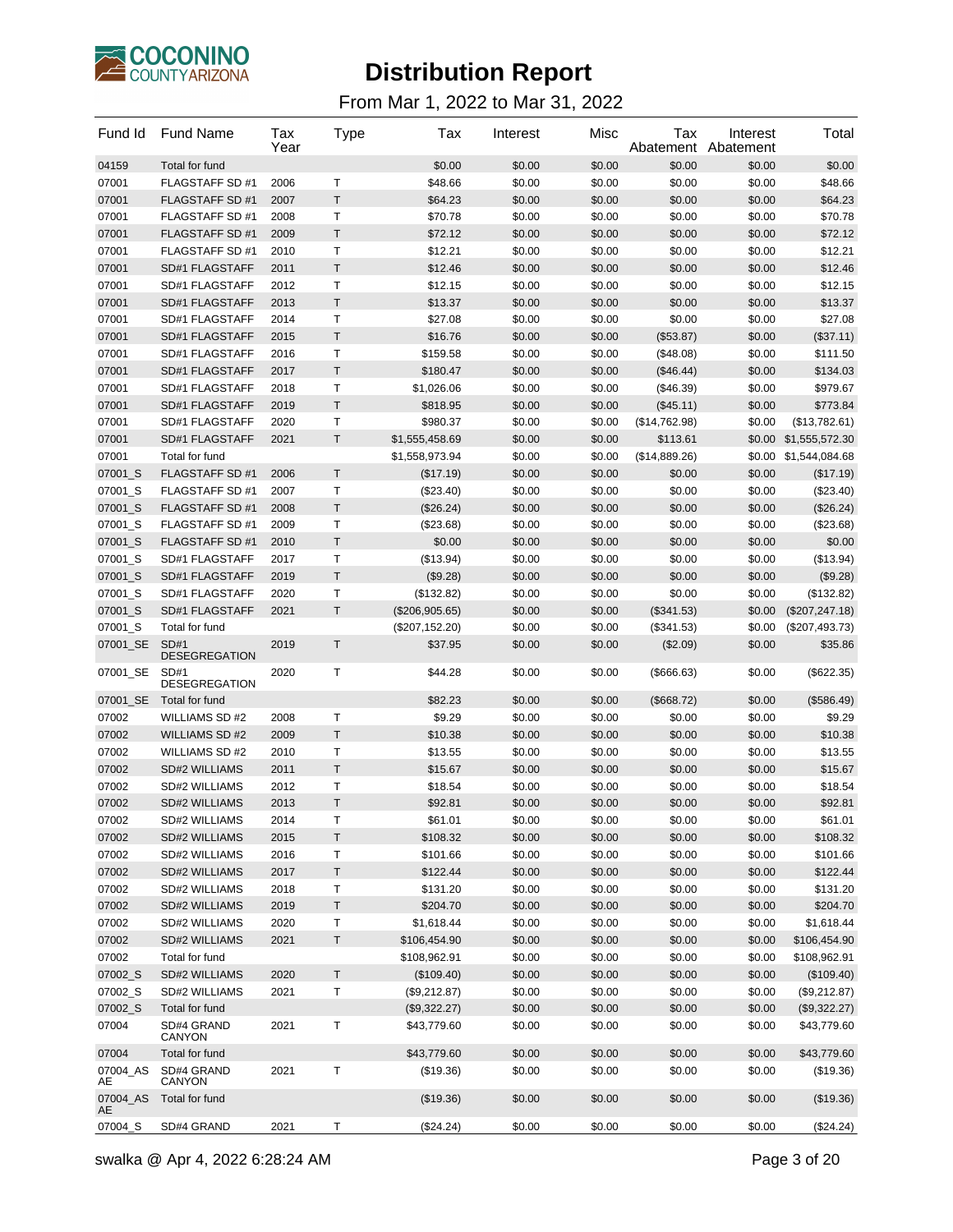# Distribution Report

From Mar 1, 2022 to Mar 31, 2022

| Fund Id | Fund Name | Tax Year | Type | Tax | Interest | Misc | Tax Abatement | Interest Abatement | Total |
|---|---|---|---|---|---|---|---|---|---|
| 04159 | Total for fund | | | $0.00 | $0.00 | $0.00 | $0.00 | $0.00 | $0.00 |
| 07001 | FLAGSTAFF SD #1 | 2006 | T | $48.66 | $0.00 | $0.00 | $0.00 | $0.00 | $48.66 |
| 07001 | FLAGSTAFF SD #1 | 2007 | T | $64.23 | $0.00 | $0.00 | $0.00 | $0.00 | $64.23 |
| 07001 | FLAGSTAFF SD #1 | 2008 | T | $70.78 | $0.00 | $0.00 | $0.00 | $0.00 | $70.78 |
| 07001 | FLAGSTAFF SD #1 | 2009 | T | $72.12 | $0.00 | $0.00 | $0.00 | $0.00 | $72.12 |
| 07001 | FLAGSTAFF SD #1 | 2010 | T | $12.21 | $0.00 | $0.00 | $0.00 | $0.00 | $12.21 |
| 07001 | SD#1 FLAGSTAFF | 2011 | T | $12.46 | $0.00 | $0.00 | $0.00 | $0.00 | $12.46 |
| 07001 | SD#1 FLAGSTAFF | 2012 | T | $12.15 | $0.00 | $0.00 | $0.00 | $0.00 | $12.15 |
| 07001 | SD#1 FLAGSTAFF | 2013 | T | $13.37 | $0.00 | $0.00 | $0.00 | $0.00 | $13.37 |
| 07001 | SD#1 FLAGSTAFF | 2014 | T | $27.08 | $0.00 | $0.00 | $0.00 | $0.00 | $27.08 |
| 07001 | SD#1 FLAGSTAFF | 2015 | T | $16.76 | $0.00 | $0.00 | ($53.87) | $0.00 | ($37.11) |
| 07001 | SD#1 FLAGSTAFF | 2016 | T | $159.58 | $0.00 | $0.00 | ($48.08) | $0.00 | $111.50 |
| 07001 | SD#1 FLAGSTAFF | 2017 | T | $180.47 | $0.00 | $0.00 | ($46.44) | $0.00 | $134.03 |
| 07001 | SD#1 FLAGSTAFF | 2018 | T | $1,026.06 | $0.00 | $0.00 | ($46.39) | $0.00 | $979.67 |
| 07001 | SD#1 FLAGSTAFF | 2019 | T | $818.95 | $0.00 | $0.00 | ($45.11) | $0.00 | $773.84 |
| 07001 | SD#1 FLAGSTAFF | 2020 | T | $980.37 | $0.00 | $0.00 | ($14,762.98) | $0.00 | ($13,782.61) |
| 07001 | SD#1 FLAGSTAFF | 2021 | T | $1,555,458.69 | $0.00 | $0.00 | $113.61 | $0.00 | $1,555,572.30 |
| 07001 | Total for fund | | | $1,558,973.94 | $0.00 | $0.00 | ($14,889.26) | $0.00 | $1,544,084.68 |
| 07001_S | FLAGSTAFF SD #1 | 2006 | T | ($17.19) | $0.00 | $0.00 | $0.00 | $0.00 | ($17.19) |
| 07001_S | FLAGSTAFF SD #1 | 2007 | T | ($23.40) | $0.00 | $0.00 | $0.00 | $0.00 | ($23.40) |
| 07001_S | FLAGSTAFF SD #1 | 2008 | T | ($26.24) | $0.00 | $0.00 | $0.00 | $0.00 | ($26.24) |
| 07001_S | FLAGSTAFF SD #1 | 2009 | T | ($23.68) | $0.00 | $0.00 | $0.00 | $0.00 | ($23.68) |
| 07001_S | FLAGSTAFF SD #1 | 2010 | T | $0.00 | $0.00 | $0.00 | $0.00 | $0.00 | $0.00 |
| 07001_S | SD#1 FLAGSTAFF | 2017 | T | ($13.94) | $0.00 | $0.00 | $0.00 | $0.00 | ($13.94) |
| 07001_S | SD#1 FLAGSTAFF | 2019 | T | ($9.28) | $0.00 | $0.00 | $0.00 | $0.00 | ($9.28) |
| 07001_S | SD#1 FLAGSTAFF | 2020 | T | ($132.82) | $0.00 | $0.00 | $0.00 | $0.00 | ($132.82) |
| 07001_S | SD#1 FLAGSTAFF | 2021 | T | ($206,905.65) | $0.00 | $0.00 | ($341.53) | $0.00 | ($207,247.18) |
| 07001_S | Total for fund | | | ($207,152.20) | $0.00 | $0.00 | ($341.53) | $0.00 | ($207,493.73) |
| 07001_SE | SD#1 DESEGREGATION | 2019 | T | $37.95 | $0.00 | $0.00 | ($2.09) | $0.00 | $35.86 |
| 07001_SE | SD#1 DESEGREGATION | 2020 | T | $44.28 | $0.00 | $0.00 | ($666.63) | $0.00 | ($622.35) |
| 07001_SE | Total for fund | | | $82.23 | $0.00 | $0.00 | ($668.72) | $0.00 | ($586.49) |
| 07002 | WILLIAMS SD #2 | 2008 | T | $9.29 | $0.00 | $0.00 | $0.00 | $0.00 | $9.29 |
| 07002 | WILLIAMS SD #2 | 2009 | T | $10.38 | $0.00 | $0.00 | $0.00 | $0.00 | $10.38 |
| 07002 | WILLIAMS SD #2 | 2010 | T | $13.55 | $0.00 | $0.00 | $0.00 | $0.00 | $13.55 |
| 07002 | SD#2 WILLIAMS | 2011 | T | $15.67 | $0.00 | $0.00 | $0.00 | $0.00 | $15.67 |
| 07002 | SD#2 WILLIAMS | 2012 | T | $18.54 | $0.00 | $0.00 | $0.00 | $0.00 | $18.54 |
| 07002 | SD#2 WILLIAMS | 2013 | T | $92.81 | $0.00 | $0.00 | $0.00 | $0.00 | $92.81 |
| 07002 | SD#2 WILLIAMS | 2014 | T | $61.01 | $0.00 | $0.00 | $0.00 | $0.00 | $61.01 |
| 07002 | SD#2 WILLIAMS | 2015 | T | $108.32 | $0.00 | $0.00 | $0.00 | $0.00 | $108.32 |
| 07002 | SD#2 WILLIAMS | 2016 | T | $101.66 | $0.00 | $0.00 | $0.00 | $0.00 | $101.66 |
| 07002 | SD#2 WILLIAMS | 2017 | T | $122.44 | $0.00 | $0.00 | $0.00 | $0.00 | $122.44 |
| 07002 | SD#2 WILLIAMS | 2018 | T | $131.20 | $0.00 | $0.00 | $0.00 | $0.00 | $131.20 |
| 07002 | SD#2 WILLIAMS | 2019 | T | $204.70 | $0.00 | $0.00 | $0.00 | $0.00 | $204.70 |
| 07002 | SD#2 WILLIAMS | 2020 | T | $1,618.44 | $0.00 | $0.00 | $0.00 | $0.00 | $1,618.44 |
| 07002 | SD#2 WILLIAMS | 2021 | T | $106,454.90 | $0.00 | $0.00 | $0.00 | $0.00 | $106,454.90 |
| 07002 | Total for fund | | | $108,962.91 | $0.00 | $0.00 | $0.00 | $0.00 | $108,962.91 |
| 07002_S | SD#2 WILLIAMS | 2020 | T | ($109.40) | $0.00 | $0.00 | $0.00 | $0.00 | ($109.40) |
| 07002_S | SD#2 WILLIAMS | 2021 | T | ($9,212.87) | $0.00 | $0.00 | $0.00 | $0.00 | ($9,212.87) |
| 07002_S | Total for fund | | | ($9,322.27) | $0.00 | $0.00 | $0.00 | $0.00 | ($9,322.27) |
| 07004 | SD#4 GRAND CANYON | 2021 | T | $43,779.60 | $0.00 | $0.00 | $0.00 | $0.00 | $43,779.60 |
| 07004 | Total for fund | | | $43,779.60 | $0.00 | $0.00 | $0.00 | $0.00 | $43,779.60 |
| 07004_ASAE | SD#4 GRAND CANYON | 2021 | T | ($19.36) | $0.00 | $0.00 | $0.00 | $0.00 | ($19.36) |
| 07004_ASAE | Total for fund | | | ($19.36) | $0.00 | $0.00 | $0.00 | $0.00 | ($19.36) |
| 07004_S | SD#4 GRAND | 2021 | T | ($24.24) | $0.00 | $0.00 | $0.00 | $0.00 | ($24.24) |

swalka @ Apr 4, 2022 6:28:24 AM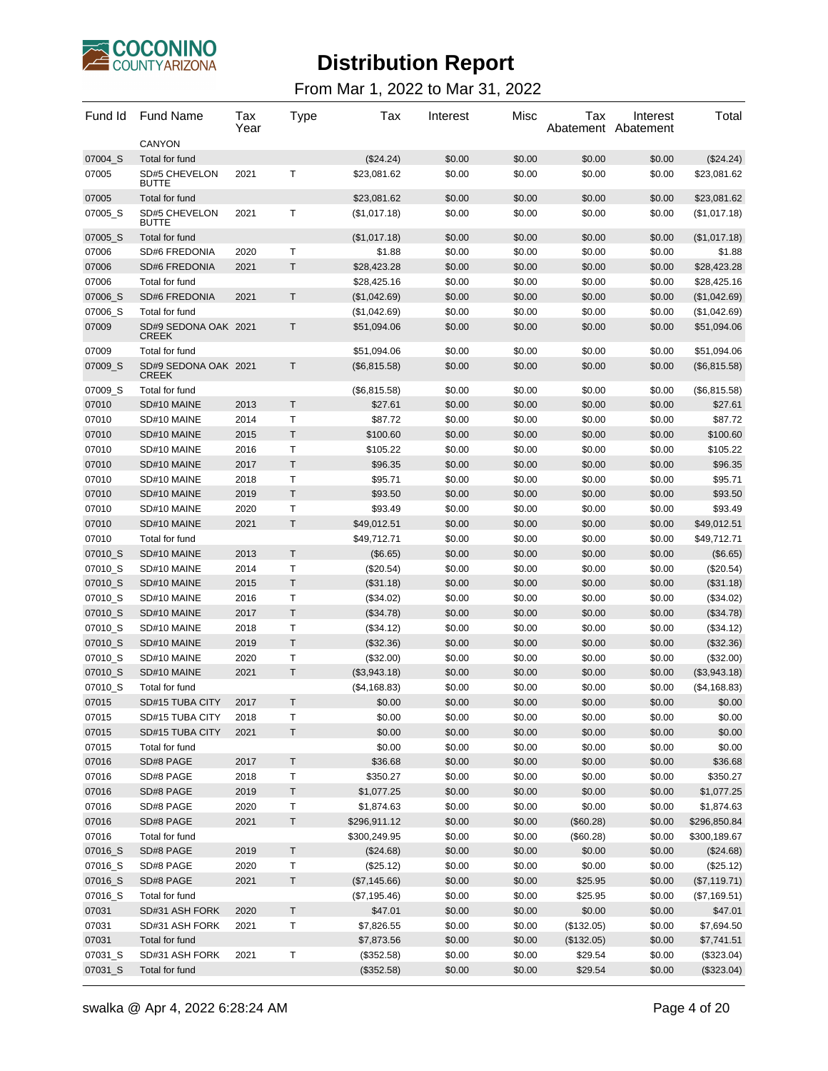# Distribution Report

From Mar 1, 2022 to Mar 31, 2022

| Fund Id | Fund Name | Tax Year | Type | Tax | Interest | Misc | Tax Abatement | Interest Abatement | Total |
|---|---|---|---|---|---|---|---|---|---|
| | CANYON | | | | | | | | |
| 07004_S | Total for fund | | | ($24.24) | $0.00 | $0.00 | $0.00 | $0.00 | ($24.24) |
| 07005 | SD#5 CHEVELON BUTTE | 2021 | T | $23,081.62 | $0.00 | $0.00 | $0.00 | $0.00 | $23,081.62 |
| 07005 | Total for fund | | | $23,081.62 | $0.00 | $0.00 | $0.00 | $0.00 | $23,081.62 |
| 07005_S | SD#5 CHEVELON BUTTE | 2021 | T | ($1,017.18) | $0.00 | $0.00 | $0.00 | $0.00 | ($1,017.18) |
| 07005_S | Total for fund | | | ($1,017.18) | $0.00 | $0.00 | $0.00 | $0.00 | ($1,017.18) |
| 07006 | SD#6 FREDONIA | 2020 | T | $1.88 | $0.00 | $0.00 | $0.00 | $0.00 | $1.88 |
| 07006 | SD#6 FREDONIA | 2021 | T | $28,423.28 | $0.00 | $0.00 | $0.00 | $0.00 | $28,423.28 |
| 07006 | Total for fund | | | $28,425.16 | $0.00 | $0.00 | $0.00 | $0.00 | $28,425.16 |
| 07006_S | SD#6 FREDONIA | 2021 | T | ($1,042.69) | $0.00 | $0.00 | $0.00 | $0.00 | ($1,042.69) |
| 07006_S | Total for fund | | | ($1,042.69) | $0.00 | $0.00 | $0.00 | $0.00 | ($1,042.69) |
| 07009 | SD#9 SEDONA OAK CREEK | 2021 | T | $51,094.06 | $0.00 | $0.00 | $0.00 | $0.00 | $51,094.06 |
| 07009 | Total for fund | | | $51,094.06 | $0.00 | $0.00 | $0.00 | $0.00 | $51,094.06 |
| 07009_S | SD#9 SEDONA OAK CREEK | 2021 | T | ($6,815.58) | $0.00 | $0.00 | $0.00 | $0.00 | ($6,815.58) |
| 07009_S | Total for fund | | | ($6,815.58) | $0.00 | $0.00 | $0.00 | $0.00 | ($6,815.58) |
| 07010 | SD#10 MAINE | 2013 | T | $27.61 | $0.00 | $0.00 | $0.00 | $0.00 | $27.61 |
| 07010 | SD#10 MAINE | 2014 | T | $87.72 | $0.00 | $0.00 | $0.00 | $0.00 | $87.72 |
| 07010 | SD#10 MAINE | 2015 | T | $100.60 | $0.00 | $0.00 | $0.00 | $0.00 | $100.60 |
| 07010 | SD#10 MAINE | 2016 | T | $105.22 | $0.00 | $0.00 | $0.00 | $0.00 | $105.22 |
| 07010 | SD#10 MAINE | 2017 | T | $96.35 | $0.00 | $0.00 | $0.00 | $0.00 | $96.35 |
| 07010 | SD#10 MAINE | 2018 | T | $95.71 | $0.00 | $0.00 | $0.00 | $0.00 | $95.71 |
| 07010 | SD#10 MAINE | 2019 | T | $93.50 | $0.00 | $0.00 | $0.00 | $0.00 | $93.50 |
| 07010 | SD#10 MAINE | 2020 | T | $93.49 | $0.00 | $0.00 | $0.00 | $0.00 | $93.49 |
| 07010 | SD#10 MAINE | 2021 | T | $49,012.51 | $0.00 | $0.00 | $0.00 | $0.00 | $49,012.51 |
| 07010 | Total for fund | | | $49,712.71 | $0.00 | $0.00 | $0.00 | $0.00 | $49,712.71 |
| 07010_S | SD#10 MAINE | 2013 | T | ($6.65) | $0.00 | $0.00 | $0.00 | $0.00 | ($6.65) |
| 07010_S | SD#10 MAINE | 2014 | T | ($20.54) | $0.00 | $0.00 | $0.00 | $0.00 | ($20.54) |
| 07010_S | SD#10 MAINE | 2015 | T | ($31.18) | $0.00 | $0.00 | $0.00 | $0.00 | ($31.18) |
| 07010_S | SD#10 MAINE | 2016 | T | ($34.02) | $0.00 | $0.00 | $0.00 | $0.00 | ($34.02) |
| 07010_S | SD#10 MAINE | 2017 | T | ($34.78) | $0.00 | $0.00 | $0.00 | $0.00 | ($34.78) |
| 07010_S | SD#10 MAINE | 2018 | T | ($34.12) | $0.00 | $0.00 | $0.00 | $0.00 | ($34.12) |
| 07010_S | SD#10 MAINE | 2019 | T | ($32.36) | $0.00 | $0.00 | $0.00 | $0.00 | ($32.36) |
| 07010_S | SD#10 MAINE | 2020 | T | ($32.00) | $0.00 | $0.00 | $0.00 | $0.00 | ($32.00) |
| 07010_S | SD#10 MAINE | 2021 | T | ($3,943.18) | $0.00 | $0.00 | $0.00 | $0.00 | ($3,943.18) |
| 07010_S | Total for fund | | | ($4,168.83) | $0.00 | $0.00 | $0.00 | $0.00 | ($4,168.83) |
| 07015 | SD#15 TUBA CITY | 2017 | T | $0.00 | $0.00 | $0.00 | $0.00 | $0.00 | $0.00 |
| 07015 | SD#15 TUBA CITY | 2018 | T | $0.00 | $0.00 | $0.00 | $0.00 | $0.00 | $0.00 |
| 07015 | SD#15 TUBA CITY | 2021 | T | $0.00 | $0.00 | $0.00 | $0.00 | $0.00 | $0.00 |
| 07015 | Total for fund | | | $0.00 | $0.00 | $0.00 | $0.00 | $0.00 | $0.00 |
| 07016 | SD#8 PAGE | 2017 | T | $36.68 | $0.00 | $0.00 | $0.00 | $0.00 | $36.68 |
| 07016 | SD#8 PAGE | 2018 | T | $350.27 | $0.00 | $0.00 | $0.00 | $0.00 | $350.27 |
| 07016 | SD#8 PAGE | 2019 | T | $1,077.25 | $0.00 | $0.00 | $0.00 | $0.00 | $1,077.25 |
| 07016 | SD#8 PAGE | 2020 | T | $1,874.63 | $0.00 | $0.00 | $0.00 | $0.00 | $1,874.63 |
| 07016 | SD#8 PAGE | 2021 | T | $296,911.12 | $0.00 | $0.00 | ($60.28) | $0.00 | $296,850.84 |
| 07016 | Total for fund | | | $300,249.95 | $0.00 | $0.00 | ($60.28) | $0.00 | $300,189.67 |
| 07016_S | SD#8 PAGE | 2019 | T | ($24.68) | $0.00 | $0.00 | $0.00 | $0.00 | ($24.68) |
| 07016_S | SD#8 PAGE | 2020 | T | ($25.12) | $0.00 | $0.00 | $0.00 | $0.00 | ($25.12) |
| 07016_S | SD#8 PAGE | 2021 | T | ($7,145.66) | $0.00 | $0.00 | $25.95 | $0.00 | ($7,119.71) |
| 07016_S | Total for fund | | | ($7,195.46) | $0.00 | $0.00 | $25.95 | $0.00 | ($7,169.51) |
| 07031 | SD#31 ASH FORK | 2020 | T | $47.01 | $0.00 | $0.00 | $0.00 | $0.00 | $47.01 |
| 07031 | SD#31 ASH FORK | 2021 | T | $7,826.55 | $0.00 | $0.00 | ($132.05) | $0.00 | $7,694.50 |
| 07031 | Total for fund | | | $7,873.56 | $0.00 | $0.00 | ($132.05) | $0.00 | $7,741.51 |
| 07031_S | SD#31 ASH FORK | 2021 | T | ($352.58) | $0.00 | $0.00 | $29.54 | $0.00 | ($323.04) |
| 07031_S | Total for fund | | | ($352.58) | $0.00 | $0.00 | $29.54 | $0.00 | ($323.04) |

swalka @ Apr 4, 2022 6:28:24 AM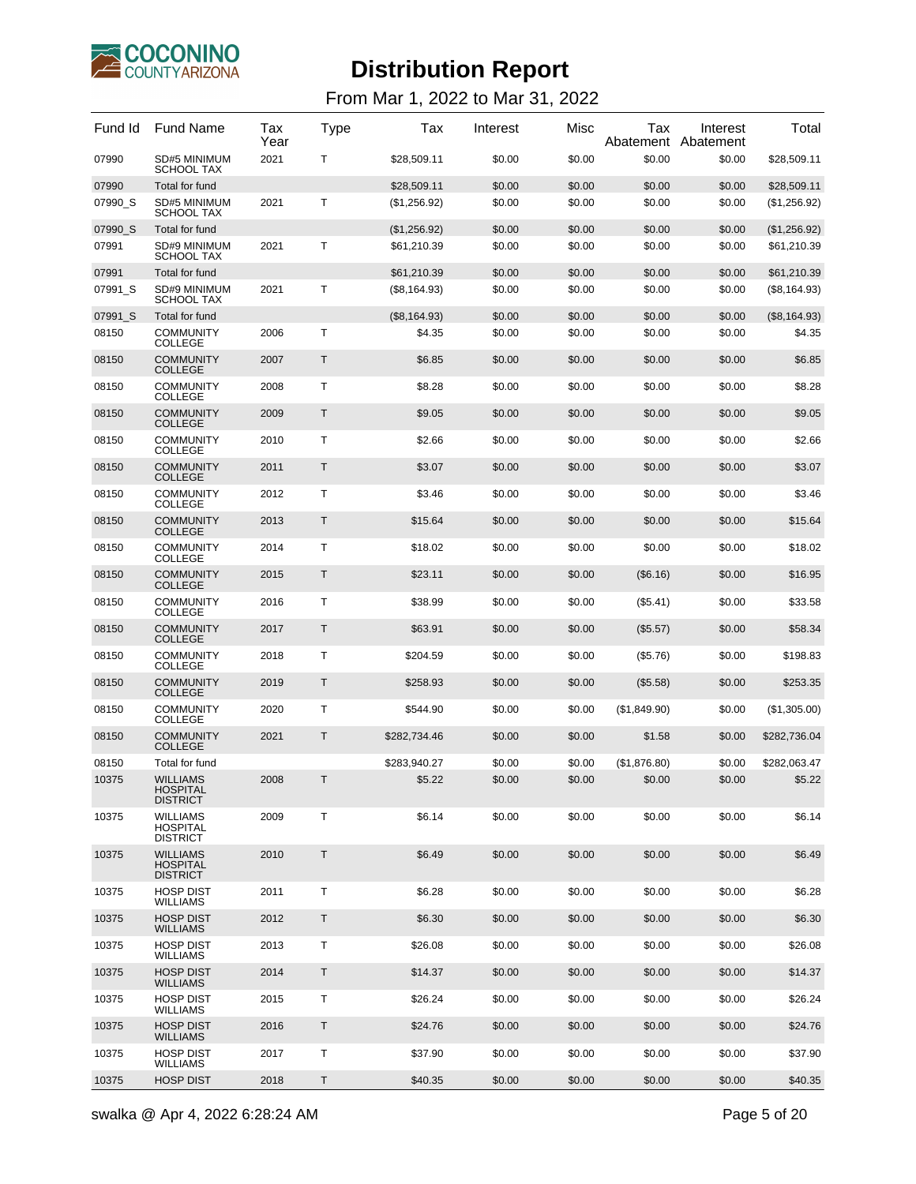# Distribution Report

From Mar 1, 2022 to Mar 31, 2022

| Fund Id | Fund Name | Tax Year | Type | Tax | Interest | Misc | Tax Abatement | Interest Abatement | Total |
|---|---|---|---|---|---|---|---|---|---|
| 07990 | SD#5 MINIMUM SCHOOL TAX | 2021 | T | $28,509.11 | $0.00 | $0.00 | $0.00 | $0.00 | $28,509.11 |
| 07990 | Total for fund | | | $28,509.11 | $0.00 | $0.00 | $0.00 | $0.00 | $28,509.11 |
| 07990_S | SD#5 MINIMUM SCHOOL TAX | 2021 | T | ($1,256.92) | $0.00 | $0.00 | $0.00 | $0.00 | ($1,256.92) |
| 07990_S | Total for fund | | | ($1,256.92) | $0.00 | $0.00 | $0.00 | $0.00 | ($1,256.92) |
| 07991 | SD#9 MINIMUM SCHOOL TAX | 2021 | T | $61,210.39 | $0.00 | $0.00 | $0.00 | $0.00 | $61,210.39 |
| 07991 | Total for fund | | | $61,210.39 | $0.00 | $0.00 | $0.00 | $0.00 | $61,210.39 |
| 07991_S | SD#9 MINIMUM SCHOOL TAX | 2021 | T | ($8,164.93) | $0.00 | $0.00 | $0.00 | $0.00 | ($8,164.93) |
| 07991_S | Total for fund | | | ($8,164.93) | $0.00 | $0.00 | $0.00 | $0.00 | ($8,164.93) |
| 08150 | COMMUNITY COLLEGE | 2006 | T | $4.35 | $0.00 | $0.00 | $0.00 | $0.00 | $4.35 |
| 08150 | COMMUNITY COLLEGE | 2007 | T | $6.85 | $0.00 | $0.00 | $0.00 | $0.00 | $6.85 |
| 08150 | COMMUNITY COLLEGE | 2008 | T | $8.28 | $0.00 | $0.00 | $0.00 | $0.00 | $8.28 |
| 08150 | COMMUNITY COLLEGE | 2009 | T | $9.05 | $0.00 | $0.00 | $0.00 | $0.00 | $9.05 |
| 08150 | COMMUNITY COLLEGE | 2010 | T | $2.66 | $0.00 | $0.00 | $0.00 | $0.00 | $2.66 |
| 08150 | COMMUNITY COLLEGE | 2011 | T | $3.07 | $0.00 | $0.00 | $0.00 | $0.00 | $3.07 |
| 08150 | COMMUNITY COLLEGE | 2012 | T | $3.46 | $0.00 | $0.00 | $0.00 | $0.00 | $3.46 |
| 08150 | COMMUNITY COLLEGE | 2013 | T | $15.64 | $0.00 | $0.00 | $0.00 | $0.00 | $15.64 |
| 08150 | COMMUNITY COLLEGE | 2014 | T | $18.02 | $0.00 | $0.00 | $0.00 | $0.00 | $18.02 |
| 08150 | COMMUNITY COLLEGE | 2015 | T | $23.11 | $0.00 | $0.00 | ($6.16) | $0.00 | $16.95 |
| 08150 | COMMUNITY COLLEGE | 2016 | T | $38.99 | $0.00 | $0.00 | ($5.41) | $0.00 | $33.58 |
| 08150 | COMMUNITY COLLEGE | 2017 | T | $63.91 | $0.00 | $0.00 | ($5.57) | $0.00 | $58.34 |
| 08150 | COMMUNITY COLLEGE | 2018 | T | $204.59 | $0.00 | $0.00 | ($5.76) | $0.00 | $198.83 |
| 08150 | COMMUNITY COLLEGE | 2019 | T | $258.93 | $0.00 | $0.00 | ($5.58) | $0.00 | $253.35 |
| 08150 | COMMUNITY COLLEGE | 2020 | T | $544.90 | $0.00 | $0.00 | ($1,849.90) | $0.00 | ($1,305.00) |
| 08150 | COMMUNITY COLLEGE | 2021 | T | $282,734.46 | $0.00 | $0.00 | $1.58 | $0.00 | $282,736.04 |
| 08150 | Total for fund | | | $283,940.27 | $0.00 | $0.00 | ($1,876.80) | $0.00 | $282,063.47 |
| 10375 | WILLIAMS HOSPITAL DISTRICT | 2008 | T | $5.22 | $0.00 | $0.00 | $0.00 | $0.00 | $5.22 |
| 10375 | WILLIAMS HOSPITAL DISTRICT | 2009 | T | $6.14 | $0.00 | $0.00 | $0.00 | $0.00 | $6.14 |
| 10375 | WILLIAMS HOSPITAL DISTRICT | 2010 | T | $6.49 | $0.00 | $0.00 | $0.00 | $0.00 | $6.49 |
| 10375 | HOSP DIST WILLIAMS | 2011 | T | $6.28 | $0.00 | $0.00 | $0.00 | $0.00 | $6.28 |
| 10375 | HOSP DIST WILLIAMS | 2012 | T | $6.30 | $0.00 | $0.00 | $0.00 | $0.00 | $6.30 |
| 10375 | HOSP DIST WILLIAMS | 2013 | T | $26.08 | $0.00 | $0.00 | $0.00 | $0.00 | $26.08 |
| 10375 | HOSP DIST WILLIAMS | 2014 | T | $14.37 | $0.00 | $0.00 | $0.00 | $0.00 | $14.37 |
| 10375 | HOSP DIST WILLIAMS | 2015 | T | $26.24 | $0.00 | $0.00 | $0.00 | $0.00 | $26.24 |
| 10375 | HOSP DIST WILLIAMS | 2016 | T | $24.76 | $0.00 | $0.00 | $0.00 | $0.00 | $24.76 |
| 10375 | HOSP DIST WILLIAMS | 2017 | T | $37.90 | $0.00 | $0.00 | $0.00 | $0.00 | $37.90 |
| 10375 | HOSP DIST | 2018 | T | $40.35 | $0.00 | $0.00 | $0.00 | $0.00 | $40.35 |

swalka @ Apr 4, 2022 6:28:24 AM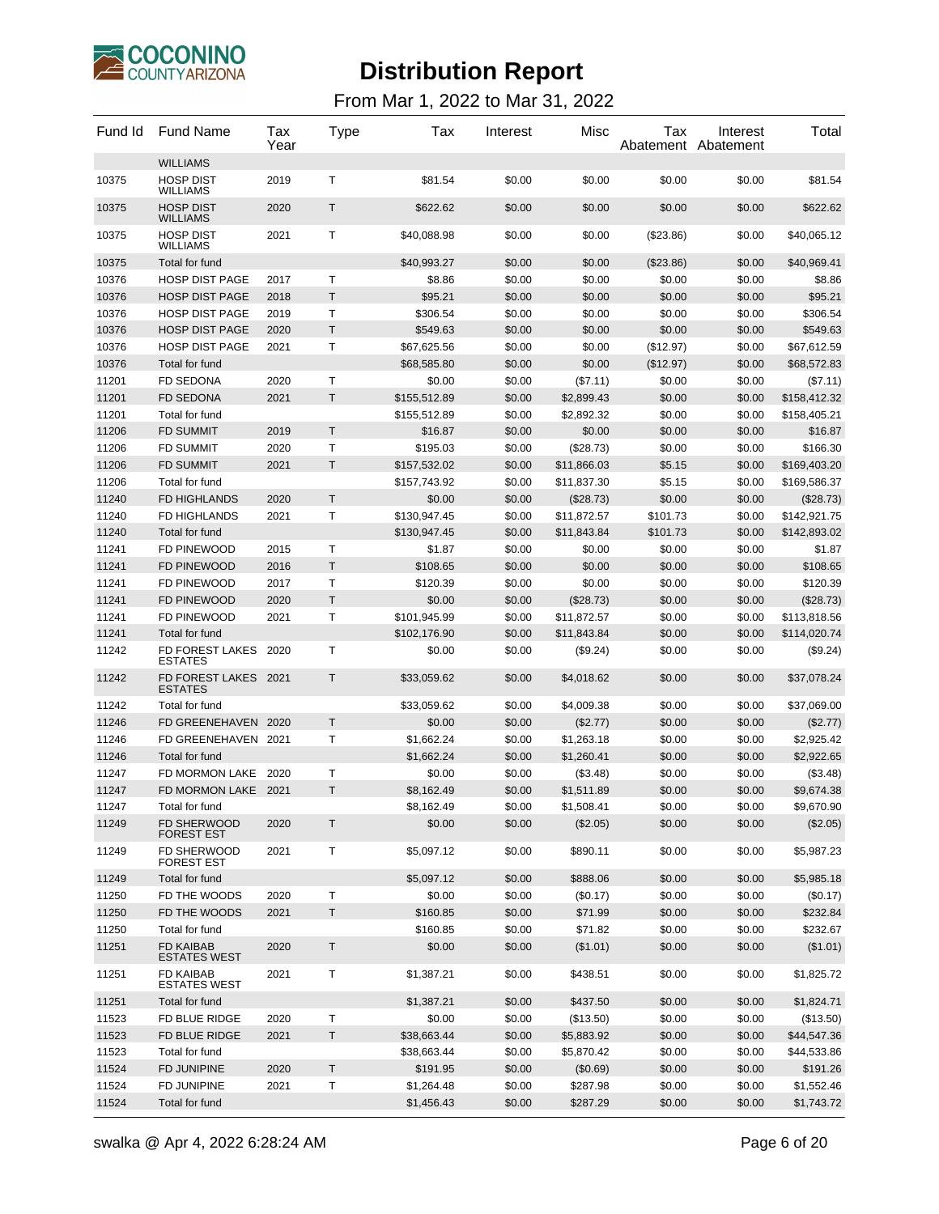# Distribution Report

From Mar 1, 2022 to Mar 31, 2022

| Fund Id | Fund Name | Tax Year | Type | Tax | Interest | Misc | Tax Abatement | Interest Abatement | Total |
|---|---|---|---|---|---|---|---|---|---|
| | WILLIAMS | | | | | | | | |
| 10375 | HOSP DIST WILLIAMS | 2019 | T | $81.54 | $0.00 | $0.00 | $0.00 | $0.00 | $81.54 |
| 10375 | HOSP DIST WILLIAMS | 2020 | T | $622.62 | $0.00 | $0.00 | $0.00 | $0.00 | $622.62 |
| 10375 | HOSP DIST WILLIAMS | 2021 | T | $40,088.98 | $0.00 | $0.00 | ($23.86) | $0.00 | $40,065.12 |
| 10375 | Total for fund | | | $40,993.27 | $0.00 | $0.00 | ($23.86) | $0.00 | $40,969.41 |
| 10376 | HOSP DIST PAGE | 2017 | T | $8.86 | $0.00 | $0.00 | $0.00 | $0.00 | $8.86 |
| 10376 | HOSP DIST PAGE | 2018 | T | $95.21 | $0.00 | $0.00 | $0.00 | $0.00 | $95.21 |
| 10376 | HOSP DIST PAGE | 2019 | T | $306.54 | $0.00 | $0.00 | $0.00 | $0.00 | $306.54 |
| 10376 | HOSP DIST PAGE | 2020 | T | $549.63 | $0.00 | $0.00 | $0.00 | $0.00 | $549.63 |
| 10376 | HOSP DIST PAGE | 2021 | T | $67,625.56 | $0.00 | $0.00 | ($12.97) | $0.00 | $67,612.59 |
| 10376 | Total for fund | | | $68,585.80 | $0.00 | $0.00 | ($12.97) | $0.00 | $68,572.83 |
| 11201 | FD SEDONA | 2020 | T | $0.00 | $0.00 | ($7.11) | $0.00 | $0.00 | ($7.11) |
| 11201 | FD SEDONA | 2021 | T | $155,512.89 | $0.00 | $2,899.43 | $0.00 | $0.00 | $158,412.32 |
| 11201 | Total for fund | | | $155,512.89 | $0.00 | $2,892.32 | $0.00 | $0.00 | $158,405.21 |
| 11206 | FD SUMMIT | 2019 | T | $16.87 | $0.00 | $0.00 | $0.00 | $0.00 | $16.87 |
| 11206 | FD SUMMIT | 2020 | T | $195.03 | $0.00 | ($28.73) | $0.00 | $0.00 | $166.30 |
| 11206 | FD SUMMIT | 2021 | T | $157,532.02 | $0.00 | $11,866.03 | $5.15 | $0.00 | $169,403.20 |
| 11206 | Total for fund | | | $157,743.92 | $0.00 | $11,837.30 | $5.15 | $0.00 | $169,586.37 |
| 11240 | FD HIGHLANDS | 2020 | T | $0.00 | $0.00 | ($28.73) | $0.00 | $0.00 | ($28.73) |
| 11240 | FD HIGHLANDS | 2021 | T | $130,947.45 | $0.00 | $11,872.57 | $101.73 | $0.00 | $142,921.75 |
| 11240 | Total for fund | | | $130,947.45 | $0.00 | $11,843.84 | $101.73 | $0.00 | $142,893.02 |
| 11241 | FD PINEWOOD | 2015 | T | $1.87 | $0.00 | $0.00 | $0.00 | $0.00 | $1.87 |
| 11241 | FD PINEWOOD | 2016 | T | $108.65 | $0.00 | $0.00 | $0.00 | $0.00 | $108.65 |
| 11241 | FD PINEWOOD | 2017 | T | $120.39 | $0.00 | $0.00 | $0.00 | $0.00 | $120.39 |
| 11241 | FD PINEWOOD | 2020 | T | $0.00 | $0.00 | ($28.73) | $0.00 | $0.00 | ($28.73) |
| 11241 | FD PINEWOOD | 2021 | T | $101,945.99 | $0.00 | $11,872.57 | $0.00 | $0.00 | $113,818.56 |
| 11241 | Total for fund | | | $102,176.90 | $0.00 | $11,843.84 | $0.00 | $0.00 | $114,020.74 |
| 11242 | FD FOREST LAKES ESTATES | 2020 | T | $0.00 | $0.00 | ($9.24) | $0.00 | $0.00 | ($9.24) |
| 11242 | FD FOREST LAKES ESTATES | 2021 | T | $33,059.62 | $0.00 | $4,018.62 | $0.00 | $0.00 | $37,078.24 |
| 11242 | Total for fund | | | $33,059.62 | $0.00 | $4,009.38 | $0.00 | $0.00 | $37,069.00 |
| 11246 | FD GREENEHAVEN | 2020 | T | $0.00 | $0.00 | ($2.77) | $0.00 | $0.00 | ($2.77) |
| 11246 | FD GREENEHAVEN | 2021 | T | $1,662.24 | $0.00 | $1,263.18 | $0.00 | $0.00 | $2,925.42 |
| 11246 | Total for fund | | | $1,662.24 | $0.00 | $1,260.41 | $0.00 | $0.00 | $2,922.65 |
| 11247 | FD MORMON LAKE | 2020 | T | $0.00 | $0.00 | ($3.48) | $0.00 | $0.00 | ($3.48) |
| 11247 | FD MORMON LAKE | 2021 | T | $8,162.49 | $0.00 | $1,511.89 | $0.00 | $0.00 | $9,674.38 |
| 11247 | Total for fund | | | $8,162.49 | $0.00 | $1,508.41 | $0.00 | $0.00 | $9,670.90 |
| 11249 | FD SHERWOOD FOREST EST | 2020 | T | $0.00 | $0.00 | ($2.05) | $0.00 | $0.00 | ($2.05) |
| 11249 | FD SHERWOOD FOREST EST | 2021 | T | $5,097.12 | $0.00 | $890.11 | $0.00 | $0.00 | $5,987.23 |
| 11249 | Total for fund | | | $5,097.12 | $0.00 | $888.06 | $0.00 | $0.00 | $5,985.18 |
| 11250 | FD THE WOODS | 2020 | T | $0.00 | $0.00 | ($0.17) | $0.00 | $0.00 | ($0.17) |
| 11250 | FD THE WOODS | 2021 | T | $160.85 | $0.00 | $71.99 | $0.00 | $0.00 | $232.84 |
| 11250 | Total for fund | | | $160.85 | $0.00 | $71.82 | $0.00 | $0.00 | $232.67 |
| 11251 | FD KAIBAB ESTATES WEST | 2020 | T | $0.00 | $0.00 | ($1.01) | $0.00 | $0.00 | ($1.01) |
| 11251 | FD KAIBAB ESTATES WEST | 2021 | T | $1,387.21 | $0.00 | $438.51 | $0.00 | $0.00 | $1,825.72 |
| 11251 | Total for fund | | | $1,387.21 | $0.00 | $437.50 | $0.00 | $0.00 | $1,824.71 |
| 11523 | FD BLUE RIDGE | 2020 | T | $0.00 | $0.00 | ($13.50) | $0.00 | $0.00 | ($13.50) |
| 11523 | FD BLUE RIDGE | 2021 | T | $38,663.44 | $0.00 | $5,883.92 | $0.00 | $0.00 | $44,547.36 |
| 11523 | Total for fund | | | $38,663.44 | $0.00 | $5,870.42 | $0.00 | $0.00 | $44,533.86 |
| 11524 | FD JUNIPINE | 2020 | T | $191.95 | $0.00 | ($0.69) | $0.00 | $0.00 | $191.26 |
| 11524 | FD JUNIPINE | 2021 | T | $1,264.48 | $0.00 | $287.98 | $0.00 | $0.00 | $1,552.46 |
| 11524 | Total for fund | | | $1,456.43 | $0.00 | $287.29 | $0.00 | $0.00 | $1,743.72 |

swalka @ Apr 4, 2022 6:28:24 AM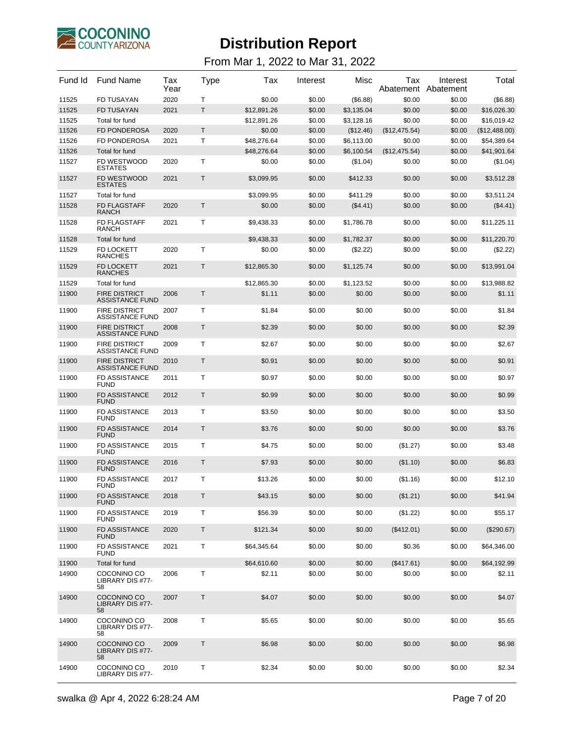# Distribution Report

From Mar 1, 2022 to Mar 31, 2022

| Fund Id | Fund Name | Tax Year | Type | Tax | Interest | Misc | Tax Abatement | Interest Abatement | Total |
|---|---|---|---|---|---|---|---|---|---|
| 11525 | FD TUSAYAN | 2020 | T | $0.00 | $0.00 | ($6.88) | $0.00 | $0.00 | ($6.88) |
| 11525 | FD TUSAYAN | 2021 | T | $12,891.26 | $0.00 | $3,135.04 | $0.00 | $0.00 | $16,026.30 |
| 11525 | Total for fund | | | $12,891.26 | $0.00 | $3,128.16 | $0.00 | $0.00 | $16,019.42 |
| 11526 | FD PONDEROSA | 2020 | T | $0.00 | $0.00 | ($12.46) | ($12,475.54) | $0.00 | ($12,488.00) |
| 11526 | FD PONDEROSA | 2021 | T | $48,276.64 | $0.00 | $6,113.00 | $0.00 | $0.00 | $54,389.64 |
| 11526 | Total for fund | | | $48,276.64 | $0.00 | $6,100.54 | ($12,475.54) | $0.00 | $41,901.64 |
| 11527 | FD WESTWOOD ESTATES | 2020 | T | $0.00 | $0.00 | ($1.04) | $0.00 | $0.00 | ($1.04) |
| 11527 | FD WESTWOOD ESTATES | 2021 | T | $3,099.95 | $0.00 | $412.33 | $0.00 | $0.00 | $3,512.28 |
| 11527 | Total for fund | | | $3,099.95 | $0.00 | $411.29 | $0.00 | $0.00 | $3,511.24 |
| 11528 | FD FLAGSTAFF RANCH | 2020 | T | $0.00 | $0.00 | ($4.41) | $0.00 | $0.00 | ($4.41) |
| 11528 | FD FLAGSTAFF RANCH | 2021 | T | $9,438.33 | $0.00 | $1,786.78 | $0.00 | $0.00 | $11,225.11 |
| 11528 | Total for fund | | | $9,438.33 | $0.00 | $1,782.37 | $0.00 | $0.00 | $11,220.70 |
| 11529 | FD LOCKETT RANCHES | 2020 | T | $0.00 | $0.00 | ($2.22) | $0.00 | $0.00 | ($2.22) |
| 11529 | FD LOCKETT RANCHES | 2021 | T | $12,865.30 | $0.00 | $1,125.74 | $0.00 | $0.00 | $13,991.04 |
| 11529 | Total for fund | | | $12,865.30 | $0.00 | $1,123.52 | $0.00 | $0.00 | $13,988.82 |
| 11900 | FIRE DISTRICT ASSISTANCE FUND | 2006 | T | $1.11 | $0.00 | $0.00 | $0.00 | $0.00 | $1.11 |
| 11900 | FIRE DISTRICT ASSISTANCE FUND | 2007 | T | $1.84 | $0.00 | $0.00 | $0.00 | $0.00 | $1.84 |
| 11900 | FIRE DISTRICT ASSISTANCE FUND | 2008 | T | $2.39 | $0.00 | $0.00 | $0.00 | $0.00 | $2.39 |
| 11900 | FIRE DISTRICT ASSISTANCE FUND | 2009 | T | $2.67 | $0.00 | $0.00 | $0.00 | $0.00 | $2.67 |
| 11900 | FIRE DISTRICT ASSISTANCE FUND | 2010 | T | $0.91 | $0.00 | $0.00 | $0.00 | $0.00 | $0.91 |
| 11900 | FD ASSISTANCE FUND | 2011 | T | $0.97 | $0.00 | $0.00 | $0.00 | $0.00 | $0.97 |
| 11900 | FD ASSISTANCE FUND | 2012 | T | $0.99 | $0.00 | $0.00 | $0.00 | $0.00 | $0.99 |
| 11900 | FD ASSISTANCE FUND | 2013 | T | $3.50 | $0.00 | $0.00 | $0.00 | $0.00 | $3.50 |
| 11900 | FD ASSISTANCE FUND | 2014 | T | $3.76 | $0.00 | $0.00 | $0.00 | $0.00 | $3.76 |
| 11900 | FD ASSISTANCE FUND | 2015 | T | $4.75 | $0.00 | $0.00 | ($1.27) | $0.00 | $3.48 |
| 11900 | FD ASSISTANCE FUND | 2016 | T | $7.93 | $0.00 | $0.00 | ($1.10) | $0.00 | $6.83 |
| 11900 | FD ASSISTANCE FUND | 2017 | T | $13.26 | $0.00 | $0.00 | ($1.16) | $0.00 | $12.10 |
| 11900 | FD ASSISTANCE FUND | 2018 | T | $43.15 | $0.00 | $0.00 | ($1.21) | $0.00 | $41.94 |
| 11900 | FD ASSISTANCE FUND | 2019 | T | $56.39 | $0.00 | $0.00 | ($1.22) | $0.00 | $55.17 |
| 11900 | FD ASSISTANCE FUND | 2020 | T | $121.34 | $0.00 | $0.00 | ($412.01) | $0.00 | ($290.67) |
| 11900 | FD ASSISTANCE FUND | 2021 | T | $64,345.64 | $0.00 | $0.00 | $0.36 | $0.00 | $64,346.00 |
| 11900 | Total for fund | | | $64,610.60 | $0.00 | $0.00 | ($417.61) | $0.00 | $64,192.99 |
| 14900 | COCONINO CO LIBRARY DIS #77-58 | 2006 | T | $2.11 | $0.00 | $0.00 | $0.00 | $0.00 | $2.11 |
| 14900 | COCONINO CO LIBRARY DIS #77-58 | 2007 | T | $4.07 | $0.00 | $0.00 | $0.00 | $0.00 | $4.07 |
| 14900 | COCONINO CO LIBRARY DIS #77-58 | 2008 | T | $5.65 | $0.00 | $0.00 | $0.00 | $0.00 | $5.65 |
| 14900 | COCONINO CO LIBRARY DIS #77-58 | 2009 | T | $6.98 | $0.00 | $0.00 | $0.00 | $0.00 | $6.98 |
| 14900 | COCONINO CO LIBRARY DIS #77- | 2010 | T | $2.34 | $0.00 | $0.00 | $0.00 | $0.00 | $2.34 |

swalka @ Apr 4, 2022 6:28:24 AM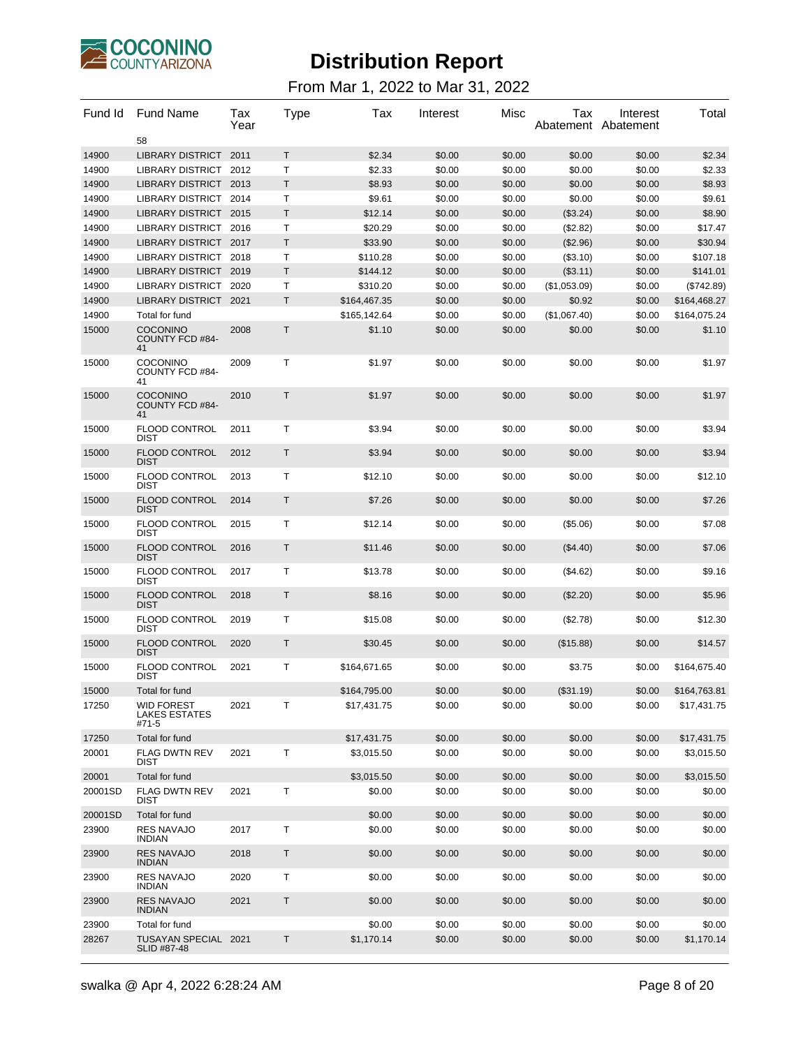# Distribution Report

From Mar 1, 2022 to Mar 31, 2022

| Fund Id | Fund Name | Tax Year | Type | Tax | Interest | Misc | Tax Abatement | Interest Abatement | Total |
|---|---|---|---|---|---|---|---|---|---|
| | 58 | | | | | | | | |
| 14900 | LIBRARY DISTRICT | 2011 | T | $2.34 | $0.00 | $0.00 | $0.00 | $0.00 | $2.34 |
| 14900 | LIBRARY DISTRICT | 2012 | T | $2.33 | $0.00 | $0.00 | $0.00 | $0.00 | $2.33 |
| 14900 | LIBRARY DISTRICT | 2013 | T | $8.93 | $0.00 | $0.00 | $0.00 | $0.00 | $8.93 |
| 14900 | LIBRARY DISTRICT | 2014 | T | $9.61 | $0.00 | $0.00 | $0.00 | $0.00 | $9.61 |
| 14900 | LIBRARY DISTRICT | 2015 | T | $12.14 | $0.00 | $0.00 | ($3.24) | $0.00 | $8.90 |
| 14900 | LIBRARY DISTRICT | 2016 | T | $20.29 | $0.00 | $0.00 | ($2.82) | $0.00 | $17.47 |
| 14900 | LIBRARY DISTRICT | 2017 | T | $33.90 | $0.00 | $0.00 | ($2.96) | $0.00 | $30.94 |
| 14900 | LIBRARY DISTRICT | 2018 | T | $110.28 | $0.00 | $0.00 | ($3.10) | $0.00 | $107.18 |
| 14900 | LIBRARY DISTRICT | 2019 | T | $144.12 | $0.00 | $0.00 | ($3.11) | $0.00 | $141.01 |
| 14900 | LIBRARY DISTRICT | 2020 | T | $310.20 | $0.00 | $0.00 | ($1,053.09) | $0.00 | ($742.89) |
| 14900 | LIBRARY DISTRICT | 2021 | T | $164,467.35 | $0.00 | $0.00 | $0.92 | $0.00 | $164,468.27 |
| 14900 | Total for fund | | | $165,142.64 | $0.00 | $0.00 | ($1,067.40) | $0.00 | $164,075.24 |
| 15000 | COCONINO COUNTY FCD #84-41 | 2008 | T | $1.10 | $0.00 | $0.00 | $0.00 | $0.00 | $1.10 |
| 15000 | COCONINO COUNTY FCD #84-41 | 2009 | T | $1.97 | $0.00 | $0.00 | $0.00 | $0.00 | $1.97 |
| 15000 | COCONINO COUNTY FCD #84-41 | 2010 | T | $1.97 | $0.00 | $0.00 | $0.00 | $0.00 | $1.97 |
| 15000 | FLOOD CONTROL DIST | 2011 | T | $3.94 | $0.00 | $0.00 | $0.00 | $0.00 | $3.94 |
| 15000 | FLOOD CONTROL DIST | 2012 | T | $3.94 | $0.00 | $0.00 | $0.00 | $0.00 | $3.94 |
| 15000 | FLOOD CONTROL DIST | 2013 | T | $12.10 | $0.00 | $0.00 | $0.00 | $0.00 | $12.10 |
| 15000 | FLOOD CONTROL DIST | 2014 | T | $7.26 | $0.00 | $0.00 | $0.00 | $0.00 | $7.26 |
| 15000 | FLOOD CONTROL DIST | 2015 | T | $12.14 | $0.00 | $0.00 | ($5.06) | $0.00 | $7.08 |
| 15000 | FLOOD CONTROL DIST | 2016 | T | $11.46 | $0.00 | $0.00 | ($4.40) | $0.00 | $7.06 |
| 15000 | FLOOD CONTROL DIST | 2017 | T | $13.78 | $0.00 | $0.00 | ($4.62) | $0.00 | $9.16 |
| 15000 | FLOOD CONTROL DIST | 2018 | T | $8.16 | $0.00 | $0.00 | ($2.20) | $0.00 | $5.96 |
| 15000 | FLOOD CONTROL DIST | 2019 | T | $15.08 | $0.00 | $0.00 | ($2.78) | $0.00 | $12.30 |
| 15000 | FLOOD CONTROL DIST | 2020 | T | $30.45 | $0.00 | $0.00 | ($15.88) | $0.00 | $14.57 |
| 15000 | FLOOD CONTROL DIST | 2021 | T | $164,671.65 | $0.00 | $0.00 | $3.75 | $0.00 | $164,675.40 |
| 15000 | Total for fund | | | $164,795.00 | $0.00 | $0.00 | ($31.19) | $0.00 | $164,763.81 |
| 17250 | WID FOREST LAKES ESTATES #71-5 | 2021 | T | $17,431.75 | $0.00 | $0.00 | $0.00 | $0.00 | $17,431.75 |
| 17250 | Total for fund | | | $17,431.75 | $0.00 | $0.00 | $0.00 | $0.00 | $17,431.75 |
| 20001 | FLAG DWTN REV DIST | 2021 | T | $3,015.50 | $0.00 | $0.00 | $0.00 | $0.00 | $3,015.50 |
| 20001 | Total for fund | | | $3,015.50 | $0.00 | $0.00 | $0.00 | $0.00 | $3,015.50 |
| 20001SD | FLAG DWTN REV DIST | 2021 | T | $0.00 | $0.00 | $0.00 | $0.00 | $0.00 | $0.00 |
| 20001SD | Total for fund | | | $0.00 | $0.00 | $0.00 | $0.00 | $0.00 | $0.00 |
| 23900 | RES NAVAJO INDIAN | 2017 | T | $0.00 | $0.00 | $0.00 | $0.00 | $0.00 | $0.00 |
| 23900 | RES NAVAJO INDIAN | 2018 | T | $0.00 | $0.00 | $0.00 | $0.00 | $0.00 | $0.00 |
| 23900 | RES NAVAJO INDIAN | 2020 | T | $0.00 | $0.00 | $0.00 | $0.00 | $0.00 | $0.00 |
| 23900 | RES NAVAJO INDIAN | 2021 | T | $0.00 | $0.00 | $0.00 | $0.00 | $0.00 | $0.00 |
| 23900 | Total for fund | | | $0.00 | $0.00 | $0.00 | $0.00 | $0.00 | $0.00 |
| 28267 | TUSAYAN SPECIAL SLID #87-48 | 2021 | T | $1,170.14 | $0.00 | $0.00 | $0.00 | $0.00 | $1,170.14 |

swalka @ Apr 4, 2022 6:28:24 AM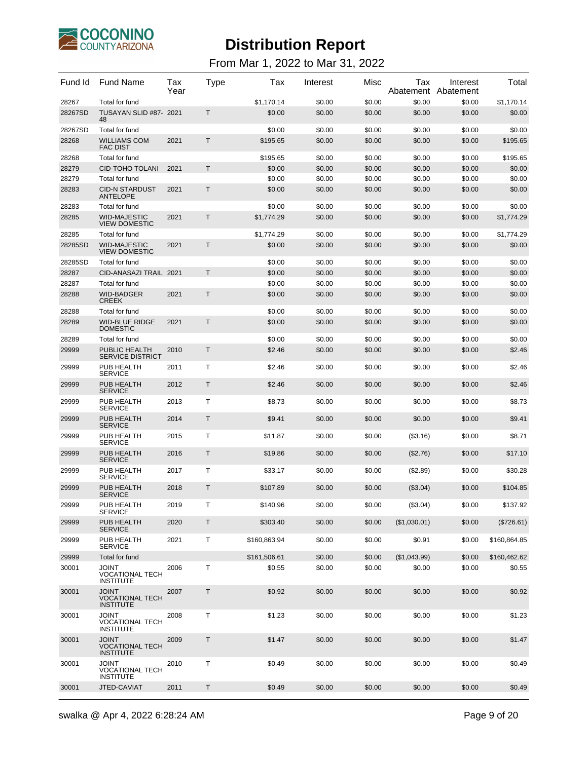# Distribution Report

From Mar 1, 2022 to Mar 31, 2022

| Fund Id | Fund Name | Tax Year | Type | Tax | Interest | Misc | Tax Abatement | Interest Abatement | Total |
|---|---|---|---|---|---|---|---|---|---|
| 28267 | Total for fund | | | $1,170.14 | $0.00 | $0.00 | $0.00 | $0.00 | $1,170.14 |
| 28267SD | TUSAYAN SLID #87-48 | 2021 | T | $0.00 | $0.00 | $0.00 | $0.00 | $0.00 | $0.00 |
| 28267SD | Total for fund | | | $0.00 | $0.00 | $0.00 | $0.00 | $0.00 | $0.00 |
| 28268 | WILLIAMS COM FAC DIST | 2021 | T | $195.65 | $0.00 | $0.00 | $0.00 | $0.00 | $195.65 |
| 28268 | Total for fund | | | $195.65 | $0.00 | $0.00 | $0.00 | $0.00 | $195.65 |
| 28279 | CID-TOHO TOLANI | 2021 | T | $0.00 | $0.00 | $0.00 | $0.00 | $0.00 | $0.00 |
| 28279 | Total for fund | | | $0.00 | $0.00 | $0.00 | $0.00 | $0.00 | $0.00 |
| 28283 | CID-N STARDUST ANTELOPE | 2021 | T | $0.00 | $0.00 | $0.00 | $0.00 | $0.00 | $0.00 |
| 28283 | Total for fund | | | $0.00 | $0.00 | $0.00 | $0.00 | $0.00 | $0.00 |
| 28285 | WID-MAJESTIC VIEW DOMESTIC | 2021 | T | $1,774.29 | $0.00 | $0.00 | $0.00 | $0.00 | $1,774.29 |
| 28285 | Total for fund | | | $1,774.29 | $0.00 | $0.00 | $0.00 | $0.00 | $1,774.29 |
| 28285SD | WID-MAJESTIC VIEW DOMESTIC | 2021 | T | $0.00 | $0.00 | $0.00 | $0.00 | $0.00 | $0.00 |
| 28285SD | Total for fund | | | $0.00 | $0.00 | $0.00 | $0.00 | $0.00 | $0.00 |
| 28287 | CID-ANASAZI TRAIL | 2021 | T | $0.00 | $0.00 | $0.00 | $0.00 | $0.00 | $0.00 |
| 28287 | Total for fund | | | $0.00 | $0.00 | $0.00 | $0.00 | $0.00 | $0.00 |
| 28288 | WID-BADGER CREEK | 2021 | T | $0.00 | $0.00 | $0.00 | $0.00 | $0.00 | $0.00 |
| 28288 | Total for fund | | | $0.00 | $0.00 | $0.00 | $0.00 | $0.00 | $0.00 |
| 28289 | WID-BLUE RIDGE DOMESTIC | 2021 | T | $0.00 | $0.00 | $0.00 | $0.00 | $0.00 | $0.00 |
| 28289 | Total for fund | | | $0.00 | $0.00 | $0.00 | $0.00 | $0.00 | $0.00 |
| 29999 | PUBLIC HEALTH SERVICE DISTRICT | 2010 | T | $2.46 | $0.00 | $0.00 | $0.00 | $0.00 | $2.46 |
| 29999 | PUB HEALTH SERVICE | 2011 | T | $2.46 | $0.00 | $0.00 | $0.00 | $0.00 | $2.46 |
| 29999 | PUB HEALTH SERVICE | 2012 | T | $2.46 | $0.00 | $0.00 | $0.00 | $0.00 | $2.46 |
| 29999 | PUB HEALTH SERVICE | 2013 | T | $8.73 | $0.00 | $0.00 | $0.00 | $0.00 | $8.73 |
| 29999 | PUB HEALTH SERVICE | 2014 | T | $9.41 | $0.00 | $0.00 | $0.00 | $0.00 | $9.41 |
| 29999 | PUB HEALTH SERVICE | 2015 | T | $11.87 | $0.00 | $0.00 | ($3.16) | $0.00 | $8.71 |
| 29999 | PUB HEALTH SERVICE | 2016 | T | $19.86 | $0.00 | $0.00 | ($2.76) | $0.00 | $17.10 |
| 29999 | PUB HEALTH SERVICE | 2017 | T | $33.17 | $0.00 | $0.00 | ($2.89) | $0.00 | $30.28 |
| 29999 | PUB HEALTH SERVICE | 2018 | T | $107.89 | $0.00 | $0.00 | ($3.04) | $0.00 | $104.85 |
| 29999 | PUB HEALTH SERVICE | 2019 | T | $140.96 | $0.00 | $0.00 | ($3.04) | $0.00 | $137.92 |
| 29999 | PUB HEALTH SERVICE | 2020 | T | $303.40 | $0.00 | $0.00 | ($1,030.01) | $0.00 | ($726.61) |
| 29999 | PUB HEALTH SERVICE | 2021 | T | $160,863.94 | $0.00 | $0.00 | $0.91 | $0.00 | $160,864.85 |
| 29999 | Total for fund | | | $161,506.61 | $0.00 | $0.00 | ($1,043.99) | $0.00 | $160,462.62 |
| 30001 | JOINT VOCATIONAL TECH INSTITUTE | 2006 | T | $0.55 | $0.00 | $0.00 | $0.00 | $0.00 | $0.55 |
| 30001 | JOINT VOCATIONAL TECH INSTITUTE | 2007 | T | $0.92 | $0.00 | $0.00 | $0.00 | $0.00 | $0.92 |
| 30001 | JOINT VOCATIONAL TECH INSTITUTE | 2008 | T | $1.23 | $0.00 | $0.00 | $0.00 | $0.00 | $1.23 |
| 30001 | JOINT VOCATIONAL TECH INSTITUTE | 2009 | T | $1.47 | $0.00 | $0.00 | $0.00 | $0.00 | $1.47 |
| 30001 | JOINT VOCATIONAL TECH INSTITUTE | 2010 | T | $0.49 | $0.00 | $0.00 | $0.00 | $0.00 | $0.49 |
| 30001 | JTED-CAVIAT | 2011 | T | $0.49 | $0.00 | $0.00 | $0.00 | $0.00 | $0.49 |

swalka @ Apr 4, 2022 6:28:24 AM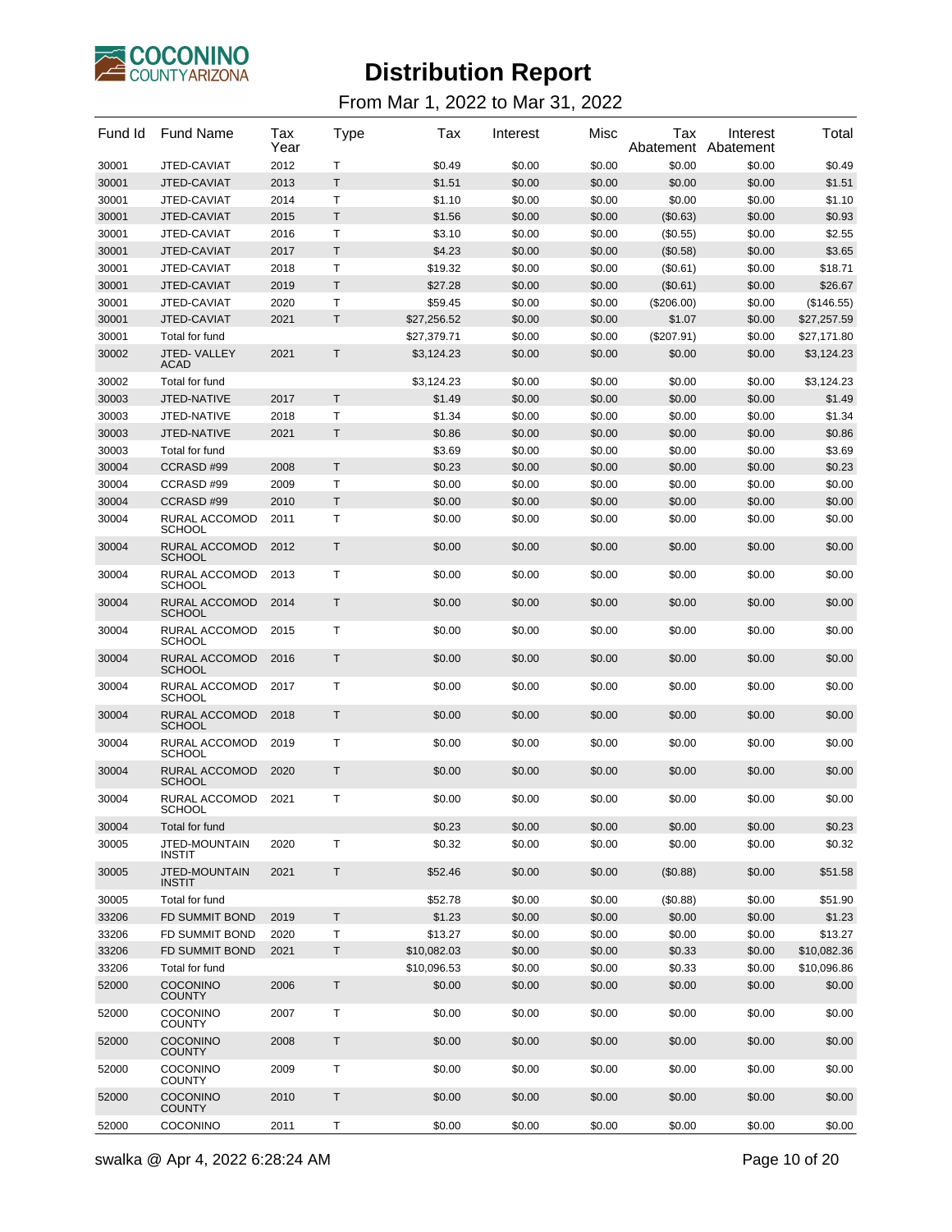# Distribution Report

From Mar 1, 2022 to Mar 31, 2022

| Fund Id | Fund Name | Tax Year | Type | Tax | Interest | Misc | Tax Abatement | Interest Abatement | Total |
|---|---|---|---|---|---|---|---|---|---|
| 30001 | JTED-CAVIAT | 2012 | T | $0.49 | $0.00 | $0.00 | $0.00 | $0.00 | $0.49 |
| 30001 | JTED-CAVIAT | 2013 | T | $1.51 | $0.00 | $0.00 | $0.00 | $0.00 | $1.51 |
| 30001 | JTED-CAVIAT | 2014 | T | $1.10 | $0.00 | $0.00 | $0.00 | $0.00 | $1.10 |
| 30001 | JTED-CAVIAT | 2015 | T | $1.56 | $0.00 | $0.00 | ($0.63) | $0.00 | $0.93 |
| 30001 | JTED-CAVIAT | 2016 | T | $3.10 | $0.00 | $0.00 | ($0.55) | $0.00 | $2.55 |
| 30001 | JTED-CAVIAT | 2017 | T | $4.23 | $0.00 | $0.00 | ($0.58) | $0.00 | $3.65 |
| 30001 | JTED-CAVIAT | 2018 | T | $19.32 | $0.00 | $0.00 | ($0.61) | $0.00 | $18.71 |
| 30001 | JTED-CAVIAT | 2019 | T | $27.28 | $0.00 | $0.00 | ($0.61) | $0.00 | $26.67 |
| 30001 | JTED-CAVIAT | 2020 | T | $59.45 | $0.00 | $0.00 | ($206.00) | $0.00 | ($146.55) |
| 30001 | JTED-CAVIAT | 2021 | T | $27,256.52 | $0.00 | $0.00 | $1.07 | $0.00 | $27,257.59 |
| 30001 | Total for fund | | | $27,379.71 | $0.00 | $0.00 | ($207.91) | $0.00 | $27,171.80 |
| 30002 | JTED- VALLEY ACAD | 2021 | T | $3,124.23 | $0.00 | $0.00 | $0.00 | $0.00 | $3,124.23 |
| 30002 | Total for fund | | | $3,124.23 | $0.00 | $0.00 | $0.00 | $0.00 | $3,124.23 |
| 30003 | JTED-NATIVE | 2017 | T | $1.49 | $0.00 | $0.00 | $0.00 | $0.00 | $1.49 |
| 30003 | JTED-NATIVE | 2018 | T | $1.34 | $0.00 | $0.00 | $0.00 | $0.00 | $1.34 |
| 30003 | JTED-NATIVE | 2021 | T | $0.86 | $0.00 | $0.00 | $0.00 | $0.00 | $0.86 |
| 30003 | Total for fund | | | $3.69 | $0.00 | $0.00 | $0.00 | $0.00 | $3.69 |
| 30004 | CCRASD #99 | 2008 | T | $0.23 | $0.00 | $0.00 | $0.00 | $0.00 | $0.23 |
| 30004 | CCRASD #99 | 2009 | T | $0.00 | $0.00 | $0.00 | $0.00 | $0.00 | $0.00 |
| 30004 | CCRASD #99 | 2010 | T | $0.00 | $0.00 | $0.00 | $0.00 | $0.00 | $0.00 |
| 30004 | RURAL ACCOMOD SCHOOL | 2011 | T | $0.00 | $0.00 | $0.00 | $0.00 | $0.00 | $0.00 |
| 30004 | RURAL ACCOMOD SCHOOL | 2012 | T | $0.00 | $0.00 | $0.00 | $0.00 | $0.00 | $0.00 |
| 30004 | RURAL ACCOMOD SCHOOL | 2013 | T | $0.00 | $0.00 | $0.00 | $0.00 | $0.00 | $0.00 |
| 30004 | RURAL ACCOMOD SCHOOL | 2014 | T | $0.00 | $0.00 | $0.00 | $0.00 | $0.00 | $0.00 |
| 30004 | RURAL ACCOMOD SCHOOL | 2015 | T | $0.00 | $0.00 | $0.00 | $0.00 | $0.00 | $0.00 |
| 30004 | RURAL ACCOMOD SCHOOL | 2016 | T | $0.00 | $0.00 | $0.00 | $0.00 | $0.00 | $0.00 |
| 30004 | RURAL ACCOMOD SCHOOL | 2017 | T | $0.00 | $0.00 | $0.00 | $0.00 | $0.00 | $0.00 |
| 30004 | RURAL ACCOMOD SCHOOL | 2018 | T | $0.00 | $0.00 | $0.00 | $0.00 | $0.00 | $0.00 |
| 30004 | RURAL ACCOMOD SCHOOL | 2019 | T | $0.00 | $0.00 | $0.00 | $0.00 | $0.00 | $0.00 |
| 30004 | RURAL ACCOMOD SCHOOL | 2020 | T | $0.00 | $0.00 | $0.00 | $0.00 | $0.00 | $0.00 |
| 30004 | RURAL ACCOMOD SCHOOL | 2021 | T | $0.00 | $0.00 | $0.00 | $0.00 | $0.00 | $0.00 |
| 30004 | Total for fund | | | $0.23 | $0.00 | $0.00 | $0.00 | $0.00 | $0.23 |
| 30005 | JTED-MOUNTAIN INSTIT | 2020 | T | $0.32 | $0.00 | $0.00 | $0.00 | $0.00 | $0.32 |
| 30005 | JTED-MOUNTAIN INSTIT | 2021 | T | $52.46 | $0.00 | $0.00 | ($0.88) | $0.00 | $51.58 |
| 30005 | Total for fund | | | $52.78 | $0.00 | $0.00 | ($0.88) | $0.00 | $51.90 |
| 33206 | FD SUMMIT BOND | 2019 | T | $1.23 | $0.00 | $0.00 | $0.00 | $0.00 | $1.23 |
| 33206 | FD SUMMIT BOND | 2020 | T | $13.27 | $0.00 | $0.00 | $0.00 | $0.00 | $13.27 |
| 33206 | FD SUMMIT BOND | 2021 | T | $10,082.03 | $0.00 | $0.00 | $0.33 | $0.00 | $10,082.36 |
| 33206 | Total for fund | | | $10,096.53 | $0.00 | $0.00 | $0.33 | $0.00 | $10,096.86 |
| 52000 | COCONINO COUNTY | 2006 | T | $0.00 | $0.00 | $0.00 | $0.00 | $0.00 | $0.00 |
| 52000 | COCONINO COUNTY | 2007 | T | $0.00 | $0.00 | $0.00 | $0.00 | $0.00 | $0.00 |
| 52000 | COCONINO COUNTY | 2008 | T | $0.00 | $0.00 | $0.00 | $0.00 | $0.00 | $0.00 |
| 52000 | COCONINO COUNTY | 2009 | T | $0.00 | $0.00 | $0.00 | $0.00 | $0.00 | $0.00 |
| 52000 | COCONINO COUNTY | 2010 | T | $0.00 | $0.00 | $0.00 | $0.00 | $0.00 | $0.00 |
| 52000 | COCONINO | 2011 | T | $0.00 | $0.00 | $0.00 | $0.00 | $0.00 | $0.00 |

swalka @ Apr 4, 2022 6:28:24 AM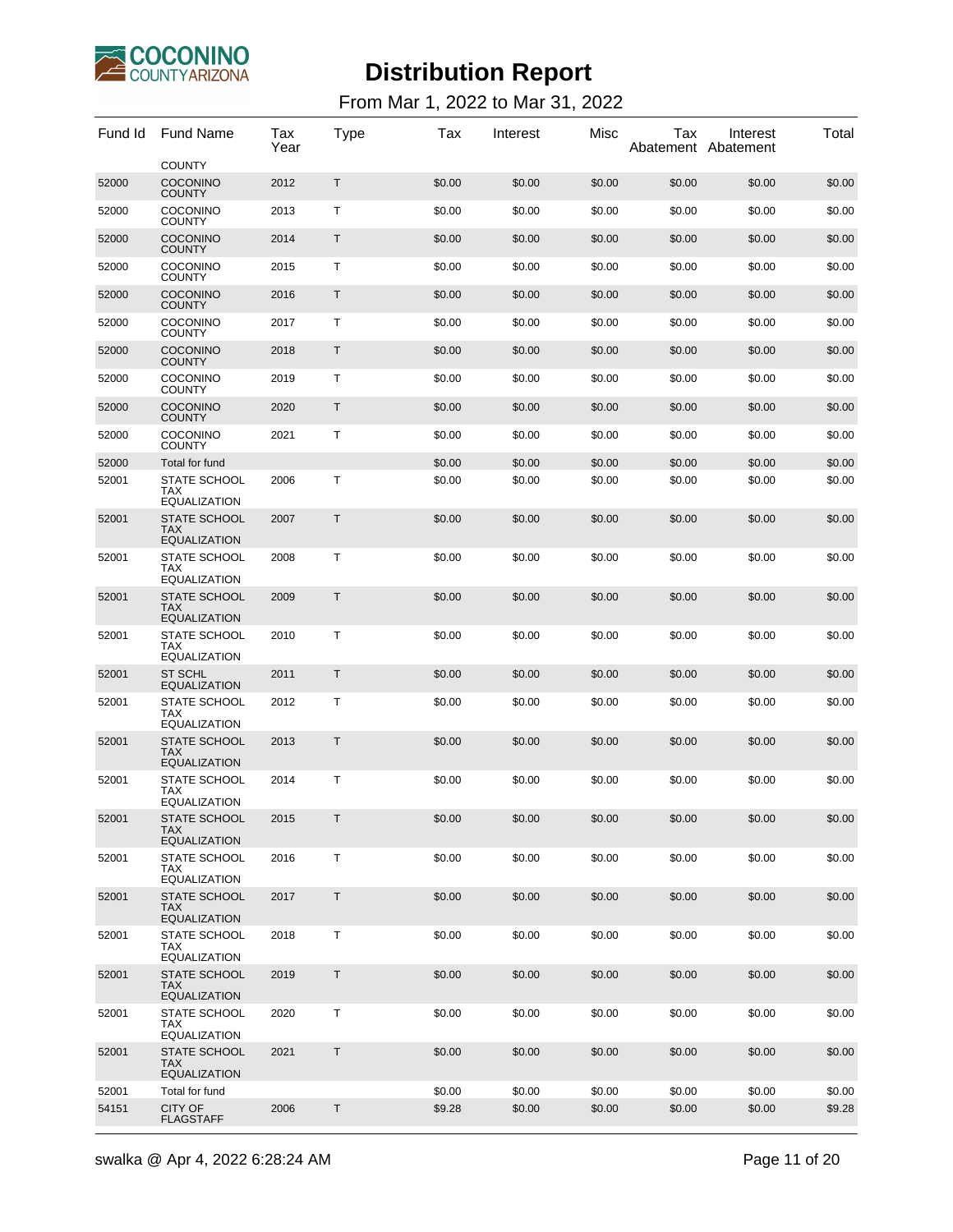# Distribution Report

From Mar 1, 2022 to Mar 31, 2022

| Fund Id | Fund Name | Tax Year | Type | Tax | Interest | Misc | Tax Abatement | Interest Abatement | Total |
|---|---|---|---|---|---|---|---|---|---|
| | COUNTY | | | | | | | | |
| 52000 | COCONINO COUNTY | 2012 | T | $0.00 | $0.00 | $0.00 | $0.00 | $0.00 | $0.00 |
| 52000 | COCONINO COUNTY | 2013 | T | $0.00 | $0.00 | $0.00 | $0.00 | $0.00 | $0.00 |
| 52000 | COCONINO COUNTY | 2014 | T | $0.00 | $0.00 | $0.00 | $0.00 | $0.00 | $0.00 |
| 52000 | COCONINO COUNTY | 2015 | T | $0.00 | $0.00 | $0.00 | $0.00 | $0.00 | $0.00 |
| 52000 | COCONINO COUNTY | 2016 | T | $0.00 | $0.00 | $0.00 | $0.00 | $0.00 | $0.00 |
| 52000 | COCONINO COUNTY | 2017 | T | $0.00 | $0.00 | $0.00 | $0.00 | $0.00 | $0.00 |
| 52000 | COCONINO COUNTY | 2018 | T | $0.00 | $0.00 | $0.00 | $0.00 | $0.00 | $0.00 |
| 52000 | COCONINO COUNTY | 2019 | T | $0.00 | $0.00 | $0.00 | $0.00 | $0.00 | $0.00 |
| 52000 | COCONINO COUNTY | 2020 | T | $0.00 | $0.00 | $0.00 | $0.00 | $0.00 | $0.00 |
| 52000 | COCONINO COUNTY | 2021 | T | $0.00 | $0.00 | $0.00 | $0.00 | $0.00 | $0.00 |
| 52000 | Total for fund | | | $0.00 | $0.00 | $0.00 | $0.00 | $0.00 | $0.00 |
| 52001 | STATE SCHOOL TAX EQUALIZATION | 2006 | T | $0.00 | $0.00 | $0.00 | $0.00 | $0.00 | $0.00 |
| 52001 | STATE SCHOOL TAX EQUALIZATION | 2007 | T | $0.00 | $0.00 | $0.00 | $0.00 | $0.00 | $0.00 |
| 52001 | STATE SCHOOL TAX EQUALIZATION | 2008 | T | $0.00 | $0.00 | $0.00 | $0.00 | $0.00 | $0.00 |
| 52001 | STATE SCHOOL TAX EQUALIZATION | 2009 | T | $0.00 | $0.00 | $0.00 | $0.00 | $0.00 | $0.00 |
| 52001 | STATE SCHOOL TAX EQUALIZATION | 2010 | T | $0.00 | $0.00 | $0.00 | $0.00 | $0.00 | $0.00 |
| 52001 | ST SCHL EQUALIZATION | 2011 | T | $0.00 | $0.00 | $0.00 | $0.00 | $0.00 | $0.00 |
| 52001 | STATE SCHOOL TAX EQUALIZATION | 2012 | T | $0.00 | $0.00 | $0.00 | $0.00 | $0.00 | $0.00 |
| 52001 | STATE SCHOOL TAX EQUALIZATION | 2013 | T | $0.00 | $0.00 | $0.00 | $0.00 | $0.00 | $0.00 |
| 52001 | STATE SCHOOL TAX EQUALIZATION | 2014 | T | $0.00 | $0.00 | $0.00 | $0.00 | $0.00 | $0.00 |
| 52001 | STATE SCHOOL TAX EQUALIZATION | 2015 | T | $0.00 | $0.00 | $0.00 | $0.00 | $0.00 | $0.00 |
| 52001 | STATE SCHOOL TAX EQUALIZATION | 2016 | T | $0.00 | $0.00 | $0.00 | $0.00 | $0.00 | $0.00 |
| 52001 | STATE SCHOOL TAX EQUALIZATION | 2017 | T | $0.00 | $0.00 | $0.00 | $0.00 | $0.00 | $0.00 |
| 52001 | STATE SCHOOL TAX EQUALIZATION | 2018 | T | $0.00 | $0.00 | $0.00 | $0.00 | $0.00 | $0.00 |
| 52001 | STATE SCHOOL TAX EQUALIZATION | 2019 | T | $0.00 | $0.00 | $0.00 | $0.00 | $0.00 | $0.00 |
| 52001 | STATE SCHOOL TAX EQUALIZATION | 2020 | T | $0.00 | $0.00 | $0.00 | $0.00 | $0.00 | $0.00 |
| 52001 | STATE SCHOOL TAX EQUALIZATION | 2021 | T | $0.00 | $0.00 | $0.00 | $0.00 | $0.00 | $0.00 |
| 52001 | Total for fund | | | $0.00 | $0.00 | $0.00 | $0.00 | $0.00 | $0.00 |
| 54151 | CITY OF FLAGSTAFF | 2006 | T | $9.28 | $0.00 | $0.00 | $0.00 | $0.00 | $9.28 |

swalka @ Apr 4, 2022 6:28:24 AM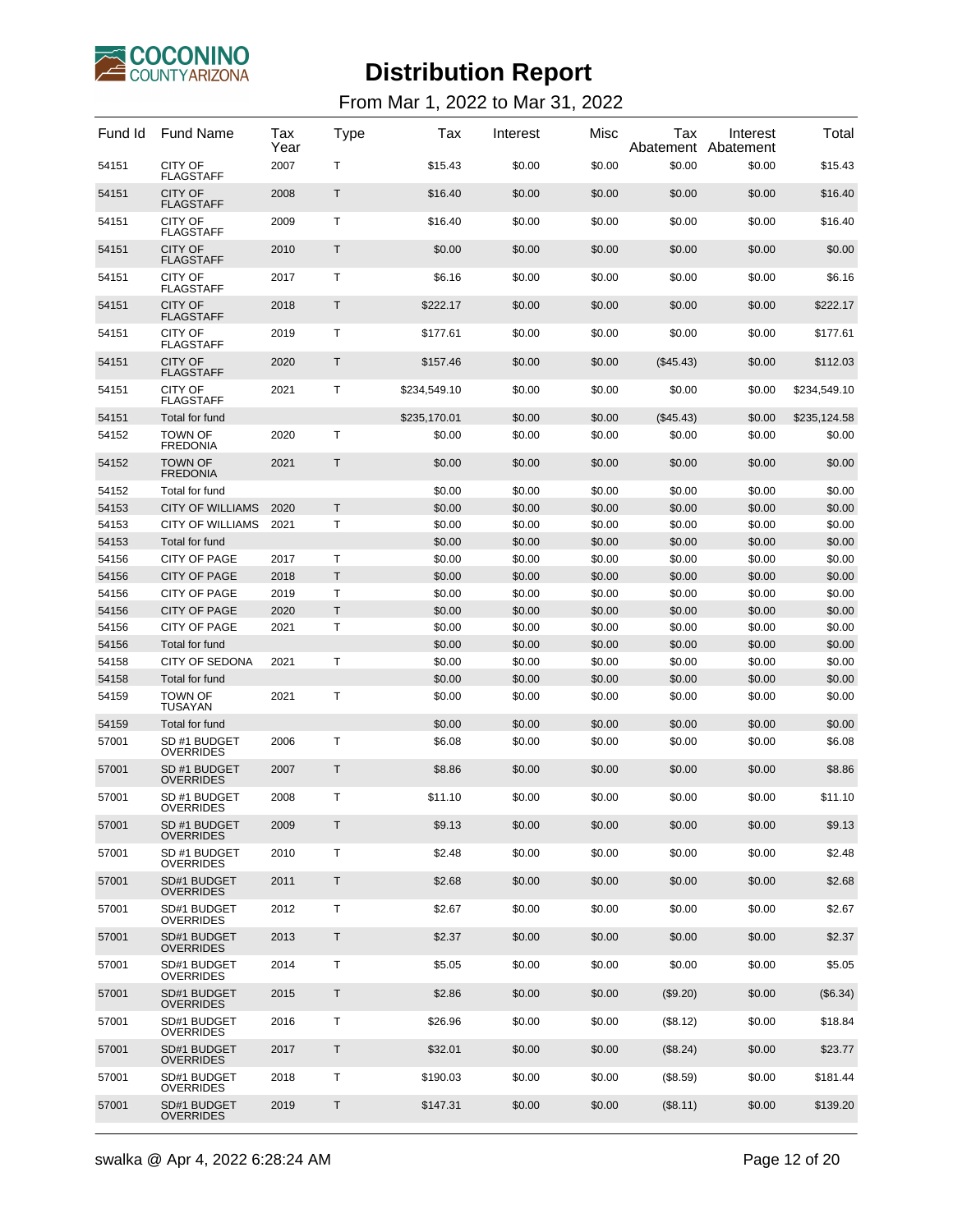# Distribution Report

From Mar 1, 2022 to Mar 31, 2022

| Fund Id | Fund Name | Tax Year | Type | Tax | Interest | Misc | Tax Abatement | Interest Abatement | Total |
|---|---|---|---|---|---|---|---|---|---|
| 54151 | CITY OF FLAGSTAFF | 2007 | T | $15.43 | $0.00 | $0.00 | $0.00 | $0.00 | $15.43 |
| 54151 | CITY OF FLAGSTAFF | 2008 | T | $16.40 | $0.00 | $0.00 | $0.00 | $0.00 | $16.40 |
| 54151 | CITY OF FLAGSTAFF | 2009 | T | $16.40 | $0.00 | $0.00 | $0.00 | $0.00 | $16.40 |
| 54151 | CITY OF FLAGSTAFF | 2010 | T | $0.00 | $0.00 | $0.00 | $0.00 | $0.00 | $0.00 |
| 54151 | CITY OF FLAGSTAFF | 2017 | T | $6.16 | $0.00 | $0.00 | $0.00 | $0.00 | $6.16 |
| 54151 | CITY OF FLAGSTAFF | 2018 | T | $222.17 | $0.00 | $0.00 | $0.00 | $0.00 | $222.17 |
| 54151 | CITY OF FLAGSTAFF | 2019 | T | $177.61 | $0.00 | $0.00 | $0.00 | $0.00 | $177.61 |
| 54151 | CITY OF FLAGSTAFF | 2020 | T | $157.46 | $0.00 | $0.00 | ($45.43) | $0.00 | $112.03 |
| 54151 | CITY OF FLAGSTAFF | 2021 | T | $234,549.10 | $0.00 | $0.00 | $0.00 | $0.00 | $234,549.10 |
| 54151 | Total for fund | | | $235,170.01 | $0.00 | $0.00 | ($45.43) | $0.00 | $235,124.58 |
| 54152 | TOWN OF FREDONIA | 2020 | T | $0.00 | $0.00 | $0.00 | $0.00 | $0.00 | $0.00 |
| 54152 | TOWN OF FREDONIA | 2021 | T | $0.00 | $0.00 | $0.00 | $0.00 | $0.00 | $0.00 |
| 54152 | Total for fund | | | $0.00 | $0.00 | $0.00 | $0.00 | $0.00 | $0.00 |
| 54153 | CITY OF WILLIAMS | 2020 | T | $0.00 | $0.00 | $0.00 | $0.00 | $0.00 | $0.00 |
| 54153 | CITY OF WILLIAMS | 2021 | T | $0.00 | $0.00 | $0.00 | $0.00 | $0.00 | $0.00 |
| 54153 | Total for fund | | | $0.00 | $0.00 | $0.00 | $0.00 | $0.00 | $0.00 |
| 54156 | CITY OF PAGE | 2017 | T | $0.00 | $0.00 | $0.00 | $0.00 | $0.00 | $0.00 |
| 54156 | CITY OF PAGE | 2018 | T | $0.00 | $0.00 | $0.00 | $0.00 | $0.00 | $0.00 |
| 54156 | CITY OF PAGE | 2019 | T | $0.00 | $0.00 | $0.00 | $0.00 | $0.00 | $0.00 |
| 54156 | CITY OF PAGE | 2020 | T | $0.00 | $0.00 | $0.00 | $0.00 | $0.00 | $0.00 |
| 54156 | CITY OF PAGE | 2021 | T | $0.00 | $0.00 | $0.00 | $0.00 | $0.00 | $0.00 |
| 54156 | Total for fund | | | $0.00 | $0.00 | $0.00 | $0.00 | $0.00 | $0.00 |
| 54158 | CITY OF SEDONA | 2021 | T | $0.00 | $0.00 | $0.00 | $0.00 | $0.00 | $0.00 |
| 54158 | Total for fund | | | $0.00 | $0.00 | $0.00 | $0.00 | $0.00 | $0.00 |
| 54159 | TOWN OF TUSAYAN | 2021 | T | $0.00 | $0.00 | $0.00 | $0.00 | $0.00 | $0.00 |
| 54159 | Total for fund | | | $0.00 | $0.00 | $0.00 | $0.00 | $0.00 | $0.00 |
| 57001 | SD #1 BUDGET OVERRIDES | 2006 | T | $6.08 | $0.00 | $0.00 | $0.00 | $0.00 | $6.08 |
| 57001 | SD #1 BUDGET OVERRIDES | 2007 | T | $8.86 | $0.00 | $0.00 | $0.00 | $0.00 | $8.86 |
| 57001 | SD #1 BUDGET OVERRIDES | 2008 | T | $11.10 | $0.00 | $0.00 | $0.00 | $0.00 | $11.10 |
| 57001 | SD #1 BUDGET OVERRIDES | 2009 | T | $9.13 | $0.00 | $0.00 | $0.00 | $0.00 | $9.13 |
| 57001 | SD #1 BUDGET OVERRIDES | 2010 | T | $2.48 | $0.00 | $0.00 | $0.00 | $0.00 | $2.48 |
| 57001 | SD#1 BUDGET OVERRIDES | 2011 | T | $2.68 | $0.00 | $0.00 | $0.00 | $0.00 | $2.68 |
| 57001 | SD#1 BUDGET OVERRIDES | 2012 | T | $2.67 | $0.00 | $0.00 | $0.00 | $0.00 | $2.67 |
| 57001 | SD#1 BUDGET OVERRIDES | 2013 | T | $2.37 | $0.00 | $0.00 | $0.00 | $0.00 | $2.37 |
| 57001 | SD#1 BUDGET OVERRIDES | 2014 | T | $5.05 | $0.00 | $0.00 | $0.00 | $0.00 | $5.05 |
| 57001 | SD#1 BUDGET OVERRIDES | 2015 | T | $2.86 | $0.00 | $0.00 | ($9.20) | $0.00 | ($6.34) |
| 57001 | SD#1 BUDGET OVERRIDES | 2016 | T | $26.96 | $0.00 | $0.00 | ($8.12) | $0.00 | $18.84 |
| 57001 | SD#1 BUDGET OVERRIDES | 2017 | T | $32.01 | $0.00 | $0.00 | ($8.24) | $0.00 | $23.77 |
| 57001 | SD#1 BUDGET OVERRIDES | 2018 | T | $190.03 | $0.00 | $0.00 | ($8.59) | $0.00 | $181.44 |
| 57001 | SD#1 BUDGET OVERRIDES | 2019 | T | $147.31 | $0.00 | $0.00 | ($8.11) | $0.00 | $139.20 |

swalka @ Apr 4, 2022 6:28:24 AM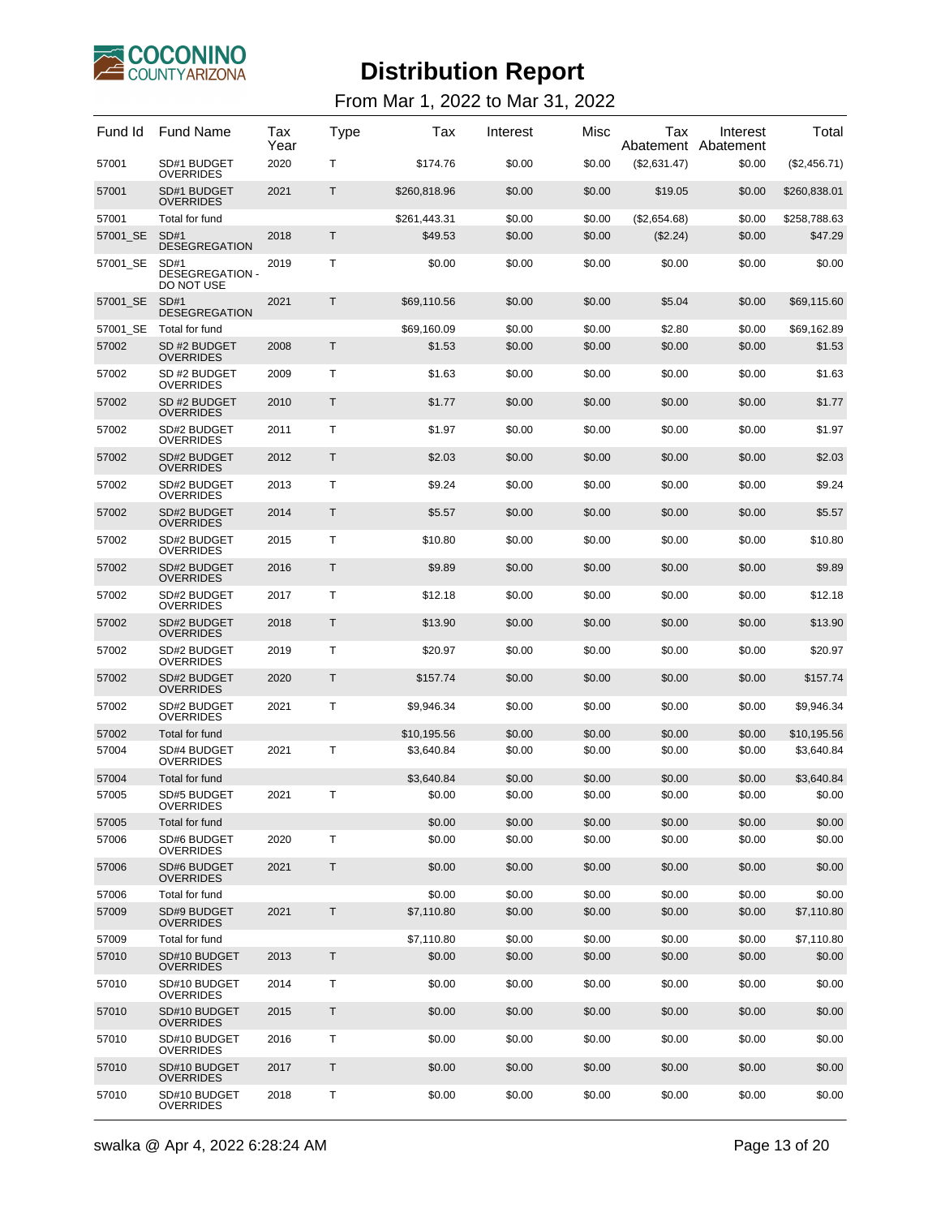COCONINO COUNTY ARIZONA

# Distribution Report

From Mar 1, 2022 to Mar 31, 2022

| Fund Id | Fund Name | Tax Year | Type | Tax | Interest | Misc | Tax Abatement | Interest Abatement | Total |
|---|---|---|---|---|---|---|---|---|---|
| 57001 | SD#1 BUDGET OVERRIDES | 2020 | T | $174.76 | $0.00 | $0.00 | ($2,631.47) | $0.00 | ($2,456.71) |
| 57001 | SD#1 BUDGET OVERRIDES | 2021 | T | $260,818.96 | $0.00 | $0.00 | $19.05 | $0.00 | $260,838.01 |
| 57001 | Total for fund | | | $261,443.31 | $0.00 | $0.00 | ($2,654.68) | $0.00 | $258,788.63 |
| 57001_SE | SD#1 DESEGREGATION | 2018 | T | $49.53 | $0.00 | $0.00 | ($2.24) | $0.00 | $47.29 |
| 57001_SE | SD#1 DESEGREGATION - DO NOT USE | 2019 | T | $0.00 | $0.00 | $0.00 | $0.00 | $0.00 | $0.00 |
| 57001_SE | SD#1 DESEGREGATION | 2021 | T | $69,110.56 | $0.00 | $0.00 | $5.04 | $0.00 | $69,115.60 |
| 57001_SE | Total for fund | | | $69,160.09 | $0.00 | $0.00 | $2.80 | $0.00 | $69,162.89 |
| 57002 | SD #2 BUDGET OVERRIDES | 2008 | T | $1.53 | $0.00 | $0.00 | $0.00 | $0.00 | $1.53 |
| 57002 | SD #2 BUDGET OVERRIDES | 2009 | T | $1.63 | $0.00 | $0.00 | $0.00 | $0.00 | $1.63 |
| 57002 | SD #2 BUDGET OVERRIDES | 2010 | T | $1.77 | $0.00 | $0.00 | $0.00 | $0.00 | $1.77 |
| 57002 | SD#2 BUDGET OVERRIDES | 2011 | T | $1.97 | $0.00 | $0.00 | $0.00 | $0.00 | $1.97 |
| 57002 | SD#2 BUDGET OVERRIDES | 2012 | T | $2.03 | $0.00 | $0.00 | $0.00 | $0.00 | $2.03 |
| 57002 | SD#2 BUDGET OVERRIDES | 2013 | T | $9.24 | $0.00 | $0.00 | $0.00 | $0.00 | $9.24 |
| 57002 | SD#2 BUDGET OVERRIDES | 2014 | T | $5.57 | $0.00 | $0.00 | $0.00 | $0.00 | $5.57 |
| 57002 | SD#2 BUDGET OVERRIDES | 2015 | T | $10.80 | $0.00 | $0.00 | $0.00 | $0.00 | $10.80 |
| 57002 | SD#2 BUDGET OVERRIDES | 2016 | T | $9.89 | $0.00 | $0.00 | $0.00 | $0.00 | $9.89 |
| 57002 | SD#2 BUDGET OVERRIDES | 2017 | T | $12.18 | $0.00 | $0.00 | $0.00 | $0.00 | $12.18 |
| 57002 | SD#2 BUDGET OVERRIDES | 2018 | T | $13.90 | $0.00 | $0.00 | $0.00 | $0.00 | $13.90 |
| 57002 | SD#2 BUDGET OVERRIDES | 2019 | T | $20.97 | $0.00 | $0.00 | $0.00 | $0.00 | $20.97 |
| 57002 | SD#2 BUDGET OVERRIDES | 2020 | T | $157.74 | $0.00 | $0.00 | $0.00 | $0.00 | $157.74 |
| 57002 | SD#2 BUDGET OVERRIDES | 2021 | T | $9,946.34 | $0.00 | $0.00 | $0.00 | $0.00 | $9,946.34 |
| 57002 | Total for fund | | | $10,195.56 | $0.00 | $0.00 | $0.00 | $0.00 | $10,195.56 |
| 57004 | SD#4 BUDGET OVERRIDES | 2021 | T | $3,640.84 | $0.00 | $0.00 | $0.00 | $0.00 | $3,640.84 |
| 57004 | Total for fund | | | $3,640.84 | $0.00 | $0.00 | $0.00 | $0.00 | $3,640.84 |
| 57005 | SD#5 BUDGET OVERRIDES | 2021 | T | $0.00 | $0.00 | $0.00 | $0.00 | $0.00 | $0.00 |
| 57005 | Total for fund | | | $0.00 | $0.00 | $0.00 | $0.00 | $0.00 | $0.00 |
| 57006 | SD#6 BUDGET OVERRIDES | 2020 | T | $0.00 | $0.00 | $0.00 | $0.00 | $0.00 | $0.00 |
| 57006 | SD#6 BUDGET OVERRIDES | 2021 | T | $0.00 | $0.00 | $0.00 | $0.00 | $0.00 | $0.00 |
| 57006 | Total for fund | | | $0.00 | $0.00 | $0.00 | $0.00 | $0.00 | $0.00 |
| 57009 | SD#9 BUDGET OVERRIDES | 2021 | T | $7,110.80 | $0.00 | $0.00 | $0.00 | $0.00 | $7,110.80 |
| 57009 | Total for fund | | | $7,110.80 | $0.00 | $0.00 | $0.00 | $0.00 | $7,110.80 |
| 57010 | SD#10 BUDGET OVERRIDES | 2013 | T | $0.00 | $0.00 | $0.00 | $0.00 | $0.00 | $0.00 |
| 57010 | SD#10 BUDGET OVERRIDES | 2014 | T | $0.00 | $0.00 | $0.00 | $0.00 | $0.00 | $0.00 |
| 57010 | SD#10 BUDGET OVERRIDES | 2015 | T | $0.00 | $0.00 | $0.00 | $0.00 | $0.00 | $0.00 |
| 57010 | SD#10 BUDGET OVERRIDES | 2016 | T | $0.00 | $0.00 | $0.00 | $0.00 | $0.00 | $0.00 |
| 57010 | SD#10 BUDGET OVERRIDES | 2017 | T | $0.00 | $0.00 | $0.00 | $0.00 | $0.00 | $0.00 |
| 57010 | SD#10 BUDGET OVERRIDES | 2018 | T | $0.00 | $0.00 | $0.00 | $0.00 | $0.00 | $0.00 |

swalka @ Apr 4, 2022 6:28:24 AM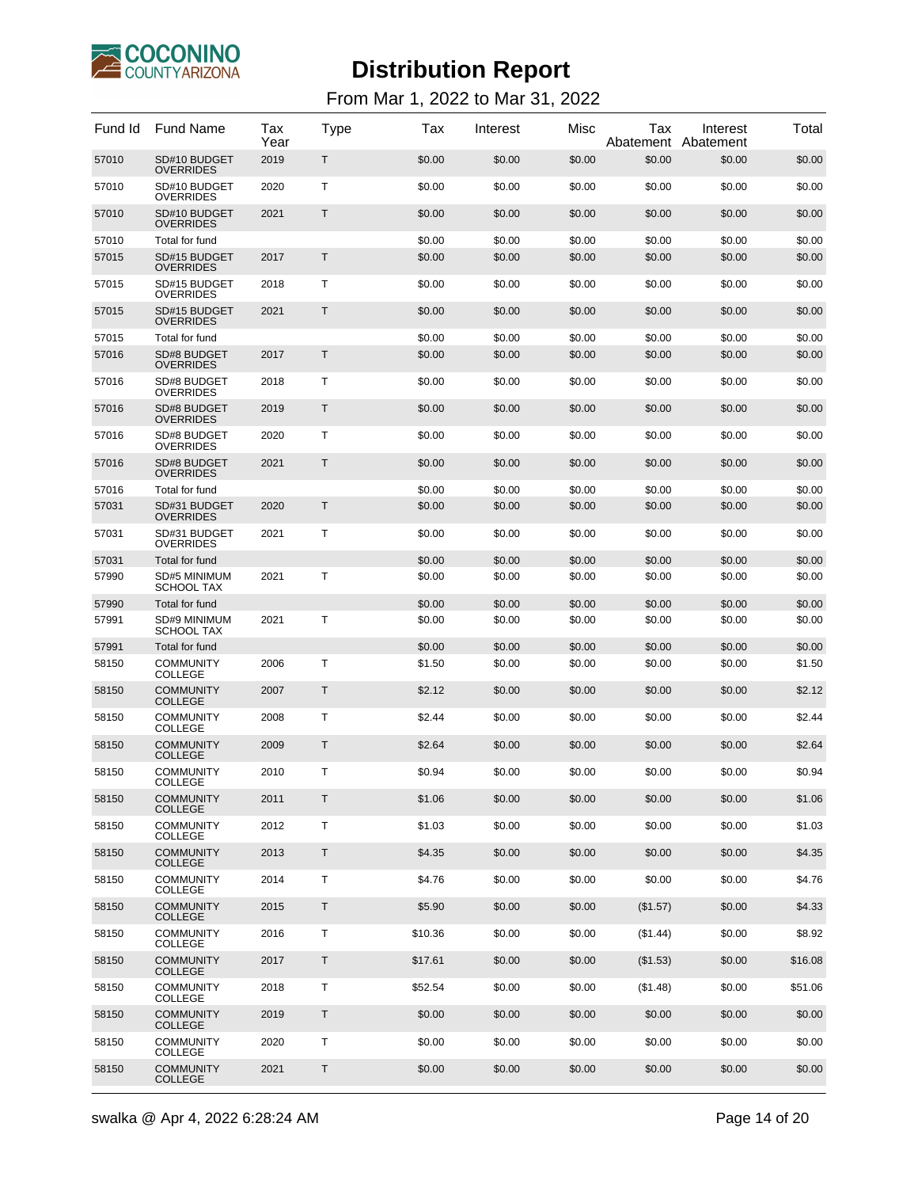# Distribution Report

From Mar 1, 2022 to Mar 31, 2022

| Fund Id | Fund Name | Tax Year | Type | Tax | Interest | Misc | Tax Abatement | Interest Abatement | Total |
|---|---|---|---|---|---|---|---|---|---|
| 57010 | SD#10 BUDGET OVERRIDES | 2019 | T | $0.00 | $0.00 | $0.00 | $0.00 | $0.00 | $0.00 |
| 57010 | SD#10 BUDGET OVERRIDES | 2020 | T | $0.00 | $0.00 | $0.00 | $0.00 | $0.00 | $0.00 |
| 57010 | SD#10 BUDGET OVERRIDES | 2021 | T | $0.00 | $0.00 | $0.00 | $0.00 | $0.00 | $0.00 |
| 57010 | Total for fund | | | $0.00 | $0.00 | $0.00 | $0.00 | $0.00 | $0.00 |
| 57015 | SD#15 BUDGET OVERRIDES | 2017 | T | $0.00 | $0.00 | $0.00 | $0.00 | $0.00 | $0.00 |
| 57015 | SD#15 BUDGET OVERRIDES | 2018 | T | $0.00 | $0.00 | $0.00 | $0.00 | $0.00 | $0.00 |
| 57015 | SD#15 BUDGET OVERRIDES | 2021 | T | $0.00 | $0.00 | $0.00 | $0.00 | $0.00 | $0.00 |
| 57015 | Total for fund | | | $0.00 | $0.00 | $0.00 | $0.00 | $0.00 | $0.00 |
| 57016 | SD#8 BUDGET OVERRIDES | 2017 | T | $0.00 | $0.00 | $0.00 | $0.00 | $0.00 | $0.00 |
| 57016 | SD#8 BUDGET OVERRIDES | 2018 | T | $0.00 | $0.00 | $0.00 | $0.00 | $0.00 | $0.00 |
| 57016 | SD#8 BUDGET OVERRIDES | 2019 | T | $0.00 | $0.00 | $0.00 | $0.00 | $0.00 | $0.00 |
| 57016 | SD#8 BUDGET OVERRIDES | 2020 | T | $0.00 | $0.00 | $0.00 | $0.00 | $0.00 | $0.00 |
| 57016 | SD#8 BUDGET OVERRIDES | 2021 | T | $0.00 | $0.00 | $0.00 | $0.00 | $0.00 | $0.00 |
| 57016 | Total for fund | | | $0.00 | $0.00 | $0.00 | $0.00 | $0.00 | $0.00 |
| 57031 | SD#31 BUDGET OVERRIDES | 2020 | T | $0.00 | $0.00 | $0.00 | $0.00 | $0.00 | $0.00 |
| 57031 | SD#31 BUDGET OVERRIDES | 2021 | T | $0.00 | $0.00 | $0.00 | $0.00 | $0.00 | $0.00 |
| 57031 | Total for fund | | | $0.00 | $0.00 | $0.00 | $0.00 | $0.00 | $0.00 |
| 57990 | SD#5 MINIMUM SCHOOL TAX | 2021 | T | $0.00 | $0.00 | $0.00 | $0.00 | $0.00 | $0.00 |
| 57990 | Total for fund | | | $0.00 | $0.00 | $0.00 | $0.00 | $0.00 | $0.00 |
| 57991 | SD#9 MINIMUM SCHOOL TAX | 2021 | T | $0.00 | $0.00 | $0.00 | $0.00 | $0.00 | $0.00 |
| 57991 | Total for fund | | | $0.00 | $0.00 | $0.00 | $0.00 | $0.00 | $0.00 |
| 58150 | COMMUNITY COLLEGE | 2006 | T | $1.50 | $0.00 | $0.00 | $0.00 | $0.00 | $1.50 |
| 58150 | COMMUNITY COLLEGE | 2007 | T | $2.12 | $0.00 | $0.00 | $0.00 | $0.00 | $2.12 |
| 58150 | COMMUNITY COLLEGE | 2008 | T | $2.44 | $0.00 | $0.00 | $0.00 | $0.00 | $2.44 |
| 58150 | COMMUNITY COLLEGE | 2009 | T | $2.64 | $0.00 | $0.00 | $0.00 | $0.00 | $2.64 |
| 58150 | COMMUNITY COLLEGE | 2010 | T | $0.94 | $0.00 | $0.00 | $0.00 | $0.00 | $0.94 |
| 58150 | COMMUNITY COLLEGE | 2011 | T | $1.06 | $0.00 | $0.00 | $0.00 | $0.00 | $1.06 |
| 58150 | COMMUNITY COLLEGE | 2012 | T | $1.03 | $0.00 | $0.00 | $0.00 | $0.00 | $1.03 |
| 58150 | COMMUNITY COLLEGE | 2013 | T | $4.35 | $0.00 | $0.00 | $0.00 | $0.00 | $4.35 |
| 58150 | COMMUNITY COLLEGE | 2014 | T | $4.76 | $0.00 | $0.00 | $0.00 | $0.00 | $4.76 |
| 58150 | COMMUNITY COLLEGE | 2015 | T | $5.90 | $0.00 | $0.00 | ($1.57) | $0.00 | $4.33 |
| 58150 | COMMUNITY COLLEGE | 2016 | T | $10.36 | $0.00 | $0.00 | ($1.44) | $0.00 | $8.92 |
| 58150 | COMMUNITY COLLEGE | 2017 | T | $17.61 | $0.00 | $0.00 | ($1.53) | $0.00 | $16.08 |
| 58150 | COMMUNITY COLLEGE | 2018 | T | $52.54 | $0.00 | $0.00 | ($1.48) | $0.00 | $51.06 |
| 58150 | COMMUNITY COLLEGE | 2019 | T | $0.00 | $0.00 | $0.00 | $0.00 | $0.00 | $0.00 |
| 58150 | COMMUNITY COLLEGE | 2020 | T | $0.00 | $0.00 | $0.00 | $0.00 | $0.00 | $0.00 |
| 58150 | COMMUNITY COLLEGE | 2021 | T | $0.00 | $0.00 | $0.00 | $0.00 | $0.00 | $0.00 |

swalka @ Apr 4, 2022 6:28:24 AM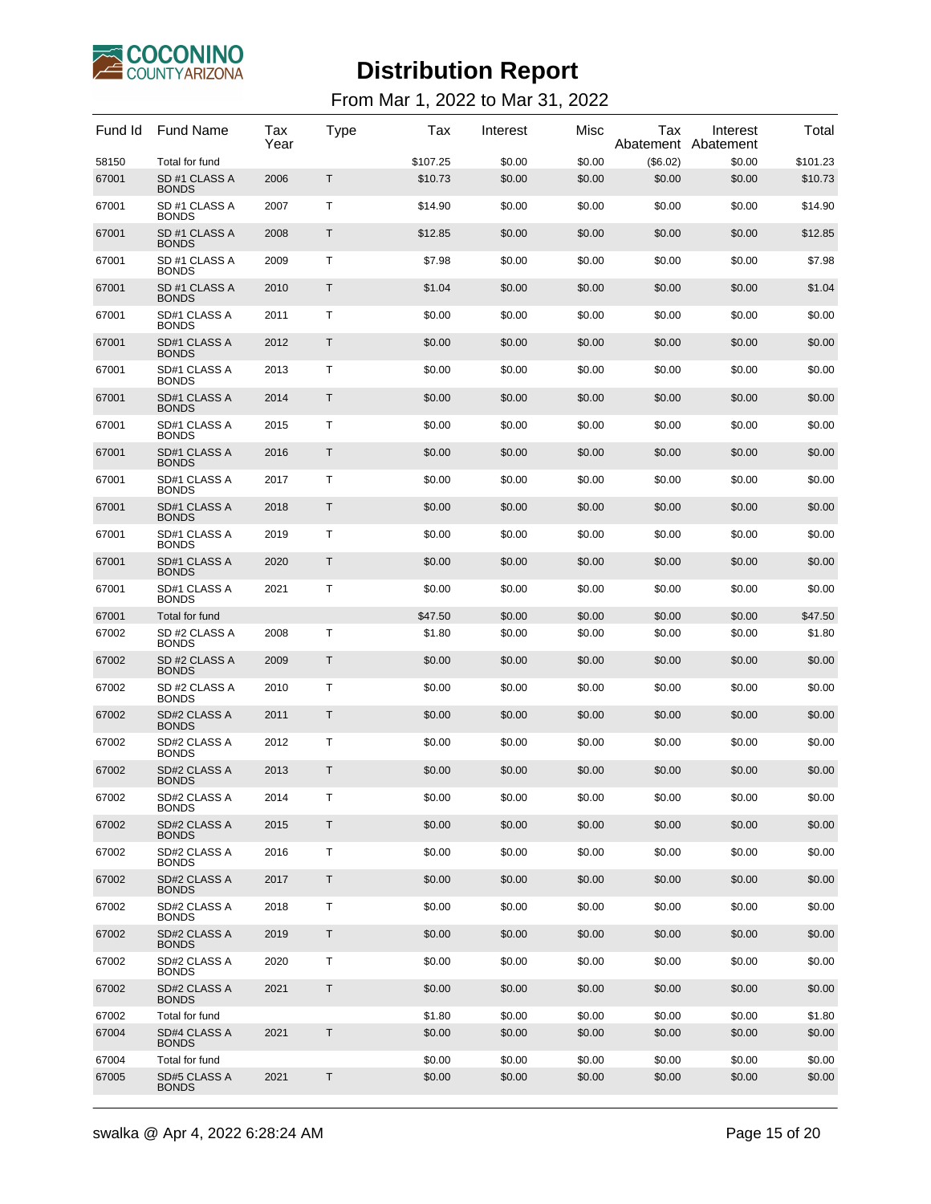# Distribution Report

From Mar 1, 2022 to Mar 31, 2022

| Fund Id | Fund Name | Tax Year | Type | Tax | Interest | Misc | Tax Abatement | Interest Abatement | Total |
|---|---|---|---|---|---|---|---|---|---|
| 58150 | Total for fund | | | $107.25 | $0.00 | $0.00 | ($6.02) | $0.00 | $101.23 |
| 67001 | SD #1 CLASS A BONDS | 2006 | T | $10.73 | $0.00 | $0.00 | $0.00 | $0.00 | $10.73 |
| 67001 | SD #1 CLASS A BONDS | 2007 | T | $14.90 | $0.00 | $0.00 | $0.00 | $0.00 | $14.90 |
| 67001 | SD #1 CLASS A BONDS | 2008 | T | $12.85 | $0.00 | $0.00 | $0.00 | $0.00 | $12.85 |
| 67001 | SD #1 CLASS A BONDS | 2009 | T | $7.98 | $0.00 | $0.00 | $0.00 | $0.00 | $7.98 |
| 67001 | SD #1 CLASS A BONDS | 2010 | T | $1.04 | $0.00 | $0.00 | $0.00 | $0.00 | $1.04 |
| 67001 | SD#1 CLASS A BONDS | 2011 | T | $0.00 | $0.00 | $0.00 | $0.00 | $0.00 | $0.00 |
| 67001 | SD#1 CLASS A BONDS | 2012 | T | $0.00 | $0.00 | $0.00 | $0.00 | $0.00 | $0.00 |
| 67001 | SD#1 CLASS A BONDS | 2013 | T | $0.00 | $0.00 | $0.00 | $0.00 | $0.00 | $0.00 |
| 67001 | SD#1 CLASS A BONDS | 2014 | T | $0.00 | $0.00 | $0.00 | $0.00 | $0.00 | $0.00 |
| 67001 | SD#1 CLASS A BONDS | 2015 | T | $0.00 | $0.00 | $0.00 | $0.00 | $0.00 | $0.00 |
| 67001 | SD#1 CLASS A BONDS | 2016 | T | $0.00 | $0.00 | $0.00 | $0.00 | $0.00 | $0.00 |
| 67001 | SD#1 CLASS A BONDS | 2017 | T | $0.00 | $0.00 | $0.00 | $0.00 | $0.00 | $0.00 |
| 67001 | SD#1 CLASS A BONDS | 2018 | T | $0.00 | $0.00 | $0.00 | $0.00 | $0.00 | $0.00 |
| 67001 | SD#1 CLASS A BONDS | 2019 | T | $0.00 | $0.00 | $0.00 | $0.00 | $0.00 | $0.00 |
| 67001 | SD#1 CLASS A BONDS | 2020 | T | $0.00 | $0.00 | $0.00 | $0.00 | $0.00 | $0.00 |
| 67001 | SD#1 CLASS A BONDS | 2021 | T | $0.00 | $0.00 | $0.00 | $0.00 | $0.00 | $0.00 |
| 67001 | Total for fund | | | $47.50 | $0.00 | $0.00 | $0.00 | $0.00 | $47.50 |
| 67002 | SD #2 CLASS A BONDS | 2008 | T | $1.80 | $0.00 | $0.00 | $0.00 | $0.00 | $1.80 |
| 67002 | SD #2 CLASS A BONDS | 2009 | T | $0.00 | $0.00 | $0.00 | $0.00 | $0.00 | $0.00 |
| 67002 | SD #2 CLASS A BONDS | 2010 | T | $0.00 | $0.00 | $0.00 | $0.00 | $0.00 | $0.00 |
| 67002 | SD#2 CLASS A BONDS | 2011 | T | $0.00 | $0.00 | $0.00 | $0.00 | $0.00 | $0.00 |
| 67002 | SD#2 CLASS A BONDS | 2012 | T | $0.00 | $0.00 | $0.00 | $0.00 | $0.00 | $0.00 |
| 67002 | SD#2 CLASS A BONDS | 2013 | T | $0.00 | $0.00 | $0.00 | $0.00 | $0.00 | $0.00 |
| 67002 | SD#2 CLASS A BONDS | 2014 | T | $0.00 | $0.00 | $0.00 | $0.00 | $0.00 | $0.00 |
| 67002 | SD#2 CLASS A BONDS | 2015 | T | $0.00 | $0.00 | $0.00 | $0.00 | $0.00 | $0.00 |
| 67002 | SD#2 CLASS A BONDS | 2016 | T | $0.00 | $0.00 | $0.00 | $0.00 | $0.00 | $0.00 |
| 67002 | SD#2 CLASS A BONDS | 2017 | T | $0.00 | $0.00 | $0.00 | $0.00 | $0.00 | $0.00 |
| 67002 | SD#2 CLASS A BONDS | 2018 | T | $0.00 | $0.00 | $0.00 | $0.00 | $0.00 | $0.00 |
| 67002 | SD#2 CLASS A BONDS | 2019 | T | $0.00 | $0.00 | $0.00 | $0.00 | $0.00 | $0.00 |
| 67002 | SD#2 CLASS A BONDS | 2020 | T | $0.00 | $0.00 | $0.00 | $0.00 | $0.00 | $0.00 |
| 67002 | SD#2 CLASS A BONDS | 2021 | T | $0.00 | $0.00 | $0.00 | $0.00 | $0.00 | $0.00 |
| 67002 | Total for fund | | | $1.80 | $0.00 | $0.00 | $0.00 | $0.00 | $1.80 |
| 67004 | SD#4 CLASS A BONDS | 2021 | T | $0.00 | $0.00 | $0.00 | $0.00 | $0.00 | $0.00 |
| 67004 | Total for fund | | | $0.00 | $0.00 | $0.00 | $0.00 | $0.00 | $0.00 |
| 67005 | SD#5 CLASS A BONDS | 2021 | T | $0.00 | $0.00 | $0.00 | $0.00 | $0.00 | $0.00 |

swalka @ Apr 4, 2022 6:28:24 AM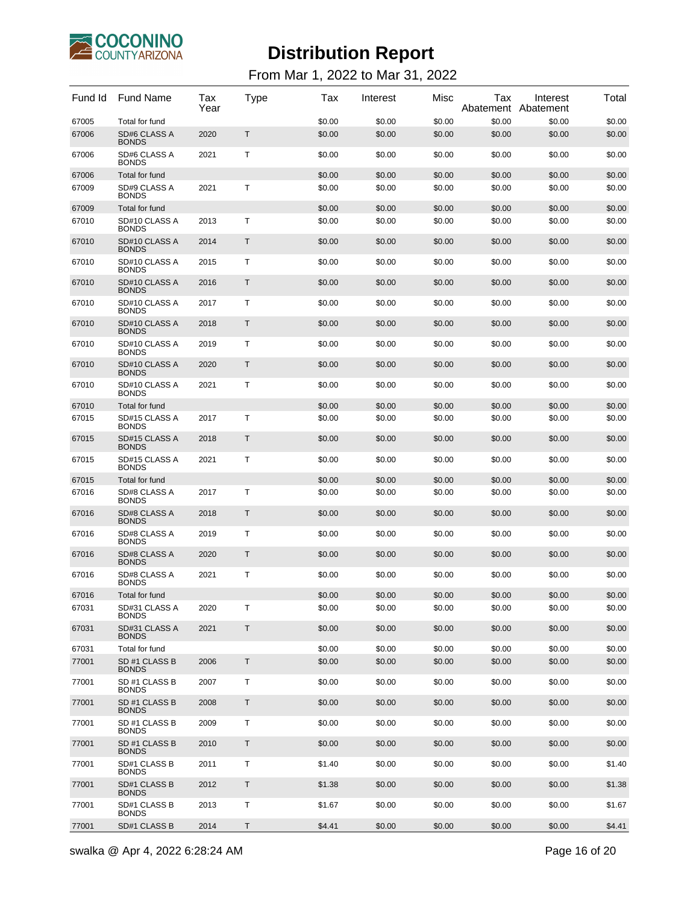# Distribution Report

From Mar 1, 2022 to Mar 31, 2022

| Fund Id | Fund Name | Tax Year | Type | Tax | Interest | Misc | Tax Abatement | Interest Abatement | Total |
|---|---|---|---|---|---|---|---|---|---|
| 67005 | Total for fund | | | $0.00 | $0.00 | $0.00 | $0.00 | $0.00 | $0.00 |
| 67006 | SD#6 CLASS A BONDS | 2020 | T | $0.00 | $0.00 | $0.00 | $0.00 | $0.00 | $0.00 |
| 67006 | SD#6 CLASS A BONDS | 2021 | T | $0.00 | $0.00 | $0.00 | $0.00 | $0.00 | $0.00 |
| 67006 | Total for fund | | | $0.00 | $0.00 | $0.00 | $0.00 | $0.00 | $0.00 |
| 67009 | SD#9 CLASS A BONDS | 2021 | T | $0.00 | $0.00 | $0.00 | $0.00 | $0.00 | $0.00 |
| 67009 | Total for fund | | | $0.00 | $0.00 | $0.00 | $0.00 | $0.00 | $0.00 |
| 67010 | SD#10 CLASS A BONDS | 2013 | T | $0.00 | $0.00 | $0.00 | $0.00 | $0.00 | $0.00 |
| 67010 | SD#10 CLASS A BONDS | 2014 | T | $0.00 | $0.00 | $0.00 | $0.00 | $0.00 | $0.00 |
| 67010 | SD#10 CLASS A BONDS | 2015 | T | $0.00 | $0.00 | $0.00 | $0.00 | $0.00 | $0.00 |
| 67010 | SD#10 CLASS A BONDS | 2016 | T | $0.00 | $0.00 | $0.00 | $0.00 | $0.00 | $0.00 |
| 67010 | SD#10 CLASS A BONDS | 2017 | T | $0.00 | $0.00 | $0.00 | $0.00 | $0.00 | $0.00 |
| 67010 | SD#10 CLASS A BONDS | 2018 | T | $0.00 | $0.00 | $0.00 | $0.00 | $0.00 | $0.00 |
| 67010 | SD#10 CLASS A BONDS | 2019 | T | $0.00 | $0.00 | $0.00 | $0.00 | $0.00 | $0.00 |
| 67010 | SD#10 CLASS A BONDS | 2020 | T | $0.00 | $0.00 | $0.00 | $0.00 | $0.00 | $0.00 |
| 67010 | SD#10 CLASS A BONDS | 2021 | T | $0.00 | $0.00 | $0.00 | $0.00 | $0.00 | $0.00 |
| 67010 | Total for fund | | | $0.00 | $0.00 | $0.00 | $0.00 | $0.00 | $0.00 |
| 67015 | SD#15 CLASS A BONDS | 2017 | T | $0.00 | $0.00 | $0.00 | $0.00 | $0.00 | $0.00 |
| 67015 | SD#15 CLASS A BONDS | 2018 | T | $0.00 | $0.00 | $0.00 | $0.00 | $0.00 | $0.00 |
| 67015 | SD#15 CLASS A BONDS | 2021 | T | $0.00 | $0.00 | $0.00 | $0.00 | $0.00 | $0.00 |
| 67015 | Total for fund | | | $0.00 | $0.00 | $0.00 | $0.00 | $0.00 | $0.00 |
| 67016 | SD#8 CLASS A BONDS | 2017 | T | $0.00 | $0.00 | $0.00 | $0.00 | $0.00 | $0.00 |
| 67016 | SD#8 CLASS A BONDS | 2018 | T | $0.00 | $0.00 | $0.00 | $0.00 | $0.00 | $0.00 |
| 67016 | SD#8 CLASS A BONDS | 2019 | T | $0.00 | $0.00 | $0.00 | $0.00 | $0.00 | $0.00 |
| 67016 | SD#8 CLASS A BONDS | 2020 | T | $0.00 | $0.00 | $0.00 | $0.00 | $0.00 | $0.00 |
| 67016 | SD#8 CLASS A BONDS | 2021 | T | $0.00 | $0.00 | $0.00 | $0.00 | $0.00 | $0.00 |
| 67016 | Total for fund | | | $0.00 | $0.00 | $0.00 | $0.00 | $0.00 | $0.00 |
| 67031 | SD#31 CLASS A BONDS | 2020 | T | $0.00 | $0.00 | $0.00 | $0.00 | $0.00 | $0.00 |
| 67031 | SD#31 CLASS A BONDS | 2021 | T | $0.00 | $0.00 | $0.00 | $0.00 | $0.00 | $0.00 |
| 67031 | Total for fund | | | $0.00 | $0.00 | $0.00 | $0.00 | $0.00 | $0.00 |
| 77001 | SD #1 CLASS B BONDS | 2006 | T | $0.00 | $0.00 | $0.00 | $0.00 | $0.00 | $0.00 |
| 77001 | SD #1 CLASS B BONDS | 2007 | T | $0.00 | $0.00 | $0.00 | $0.00 | $0.00 | $0.00 |
| 77001 | SD #1 CLASS B BONDS | 2008 | T | $0.00 | $0.00 | $0.00 | $0.00 | $0.00 | $0.00 |
| 77001 | SD #1 CLASS B BONDS | 2009 | T | $0.00 | $0.00 | $0.00 | $0.00 | $0.00 | $0.00 |
| 77001 | SD #1 CLASS B BONDS | 2010 | T | $0.00 | $0.00 | $0.00 | $0.00 | $0.00 | $0.00 |
| 77001 | SD#1 CLASS B BONDS | 2011 | T | $1.40 | $0.00 | $0.00 | $0.00 | $0.00 | $1.40 |
| 77001 | SD#1 CLASS B BONDS | 2012 | T | $1.38 | $0.00 | $0.00 | $0.00 | $0.00 | $1.38 |
| 77001 | SD#1 CLASS B BONDS | 2013 | T | $1.67 | $0.00 | $0.00 | $0.00 | $0.00 | $1.67 |
| 77001 | SD#1 CLASS B | 2014 | T | $4.41 | $0.00 | $0.00 | $0.00 | $0.00 | $4.41 |

swalka @ Apr 4, 2022 6:28:24 AM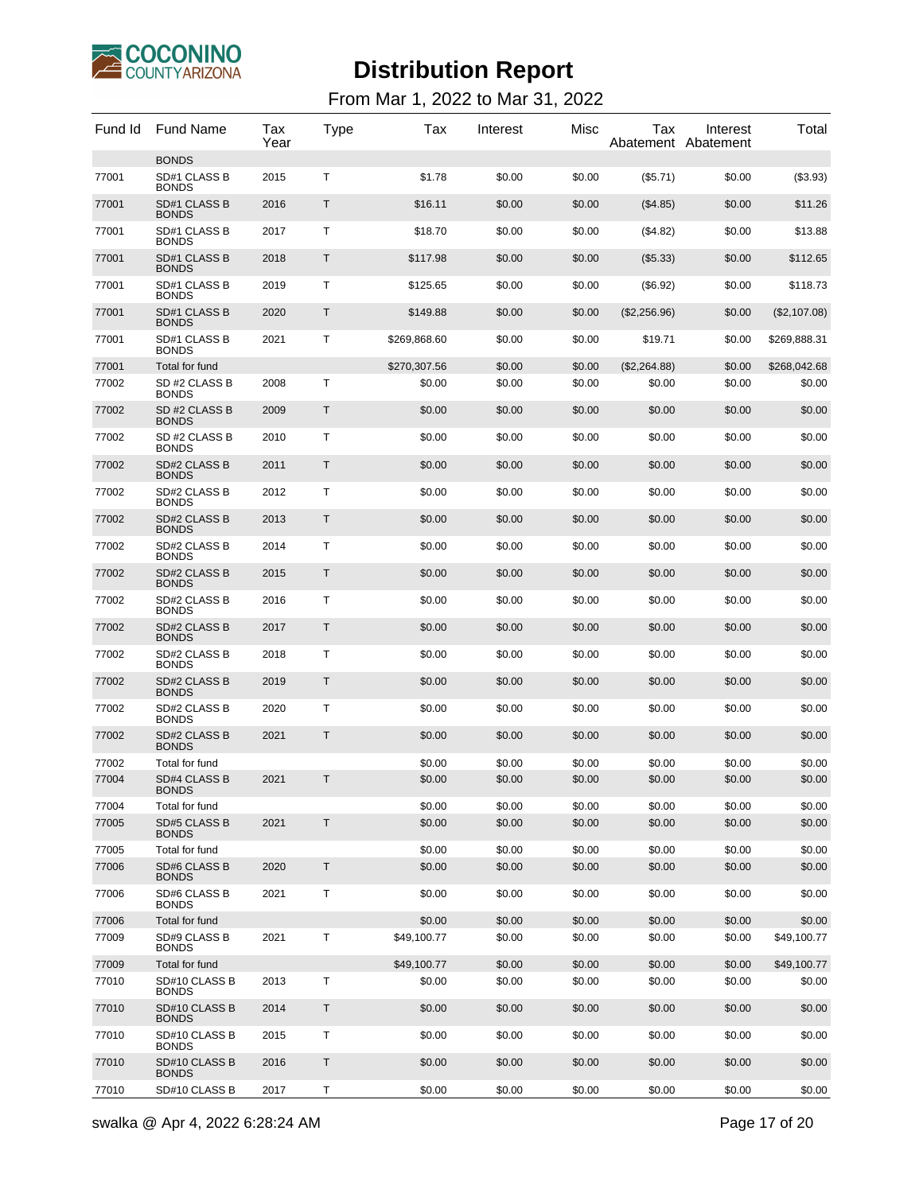# Distribution Report

From Mar 1, 2022 to Mar 31, 2022

| Fund Id | Fund Name | Tax Year | Type | Tax | Interest | Misc | Tax Abatement | Interest Abatement | Total |
|---|---|---|---|---|---|---|---|---|---|
| | BONDS | | | | | | | | |
| 77001 | SD#1 CLASS B BONDS | 2015 | T | $1.78 | $0.00 | $0.00 | ($5.71) | $0.00 | ($3.93) |
| 77001 | SD#1 CLASS B BONDS | 2016 | T | $16.11 | $0.00 | $0.00 | ($4.85) | $0.00 | $11.26 |
| 77001 | SD#1 CLASS B BONDS | 2017 | T | $18.70 | $0.00 | $0.00 | ($4.82) | $0.00 | $13.88 |
| 77001 | SD#1 CLASS B BONDS | 2018 | T | $117.98 | $0.00 | $0.00 | ($5.33) | $0.00 | $112.65 |
| 77001 | SD#1 CLASS B BONDS | 2019 | T | $125.65 | $0.00 | $0.00 | ($6.92) | $0.00 | $118.73 |
| 77001 | SD#1 CLASS B BONDS | 2020 | T | $149.88 | $0.00 | $0.00 | ($2,256.96) | $0.00 | ($2,107.08) |
| 77001 | SD#1 CLASS B BONDS | 2021 | T | $269,868.60 | $0.00 | $0.00 | $19.71 | $0.00 | $269,888.31 |
| 77001 | Total for fund | | | $270,307.56 | $0.00 | $0.00 | ($2,264.88) | $0.00 | $268,042.68 |
| 77002 | SD #2 CLASS B BONDS | 2008 | T | $0.00 | $0.00 | $0.00 | $0.00 | $0.00 | $0.00 |
| 77002 | SD #2 CLASS B BONDS | 2009 | T | $0.00 | $0.00 | $0.00 | $0.00 | $0.00 | $0.00 |
| 77002 | SD #2 CLASS B BONDS | 2010 | T | $0.00 | $0.00 | $0.00 | $0.00 | $0.00 | $0.00 |
| 77002 | SD#2 CLASS B BONDS | 2011 | T | $0.00 | $0.00 | $0.00 | $0.00 | $0.00 | $0.00 |
| 77002 | SD#2 CLASS B BONDS | 2012 | T | $0.00 | $0.00 | $0.00 | $0.00 | $0.00 | $0.00 |
| 77002 | SD#2 CLASS B BONDS | 2013 | T | $0.00 | $0.00 | $0.00 | $0.00 | $0.00 | $0.00 |
| 77002 | SD#2 CLASS B BONDS | 2014 | T | $0.00 | $0.00 | $0.00 | $0.00 | $0.00 | $0.00 |
| 77002 | SD#2 CLASS B BONDS | 2015 | T | $0.00 | $0.00 | $0.00 | $0.00 | $0.00 | $0.00 |
| 77002 | SD#2 CLASS B BONDS | 2016 | T | $0.00 | $0.00 | $0.00 | $0.00 | $0.00 | $0.00 |
| 77002 | SD#2 CLASS B BONDS | 2017 | T | $0.00 | $0.00 | $0.00 | $0.00 | $0.00 | $0.00 |
| 77002 | SD#2 CLASS B BONDS | 2018 | T | $0.00 | $0.00 | $0.00 | $0.00 | $0.00 | $0.00 |
| 77002 | SD#2 CLASS B BONDS | 2019 | T | $0.00 | $0.00 | $0.00 | $0.00 | $0.00 | $0.00 |
| 77002 | SD#2 CLASS B BONDS | 2020 | T | $0.00 | $0.00 | $0.00 | $0.00 | $0.00 | $0.00 |
| 77002 | SD#2 CLASS B BONDS | 2021 | T | $0.00 | $0.00 | $0.00 | $0.00 | $0.00 | $0.00 |
| 77002 | Total for fund | | | $0.00 | $0.00 | $0.00 | $0.00 | $0.00 | $0.00 |
| 77004 | SD#4 CLASS B BONDS | 2021 | T | $0.00 | $0.00 | $0.00 | $0.00 | $0.00 | $0.00 |
| 77004 | Total for fund | | | $0.00 | $0.00 | $0.00 | $0.00 | $0.00 | $0.00 |
| 77005 | SD#5 CLASS B BONDS | 2021 | T | $0.00 | $0.00 | $0.00 | $0.00 | $0.00 | $0.00 |
| 77005 | Total for fund | | | $0.00 | $0.00 | $0.00 | $0.00 | $0.00 | $0.00 |
| 77006 | SD#6 CLASS B BONDS | 2020 | T | $0.00 | $0.00 | $0.00 | $0.00 | $0.00 | $0.00 |
| 77006 | SD#6 CLASS B BONDS | 2021 | T | $0.00 | $0.00 | $0.00 | $0.00 | $0.00 | $0.00 |
| 77006 | Total for fund | | | $0.00 | $0.00 | $0.00 | $0.00 | $0.00 | $0.00 |
| 77009 | SD#9 CLASS B BONDS | 2021 | T | $49,100.77 | $0.00 | $0.00 | $0.00 | $0.00 | $49,100.77 |
| 77009 | Total for fund | | | $49,100.77 | $0.00 | $0.00 | $0.00 | $0.00 | $49,100.77 |
| 77010 | SD#10 CLASS B BONDS | 2013 | T | $0.00 | $0.00 | $0.00 | $0.00 | $0.00 | $0.00 |
| 77010 | SD#10 CLASS B BONDS | 2014 | T | $0.00 | $0.00 | $0.00 | $0.00 | $0.00 | $0.00 |
| 77010 | SD#10 CLASS B BONDS | 2015 | T | $0.00 | $0.00 | $0.00 | $0.00 | $0.00 | $0.00 |
| 77010 | SD#10 CLASS B BONDS | 2016 | T | $0.00 | $0.00 | $0.00 | $0.00 | $0.00 | $0.00 |
| 77010 | SD#10 CLASS B | 2017 | T | $0.00 | $0.00 | $0.00 | $0.00 | $0.00 | $0.00 |

swalka @ Apr 4, 2022 6:28:24 AM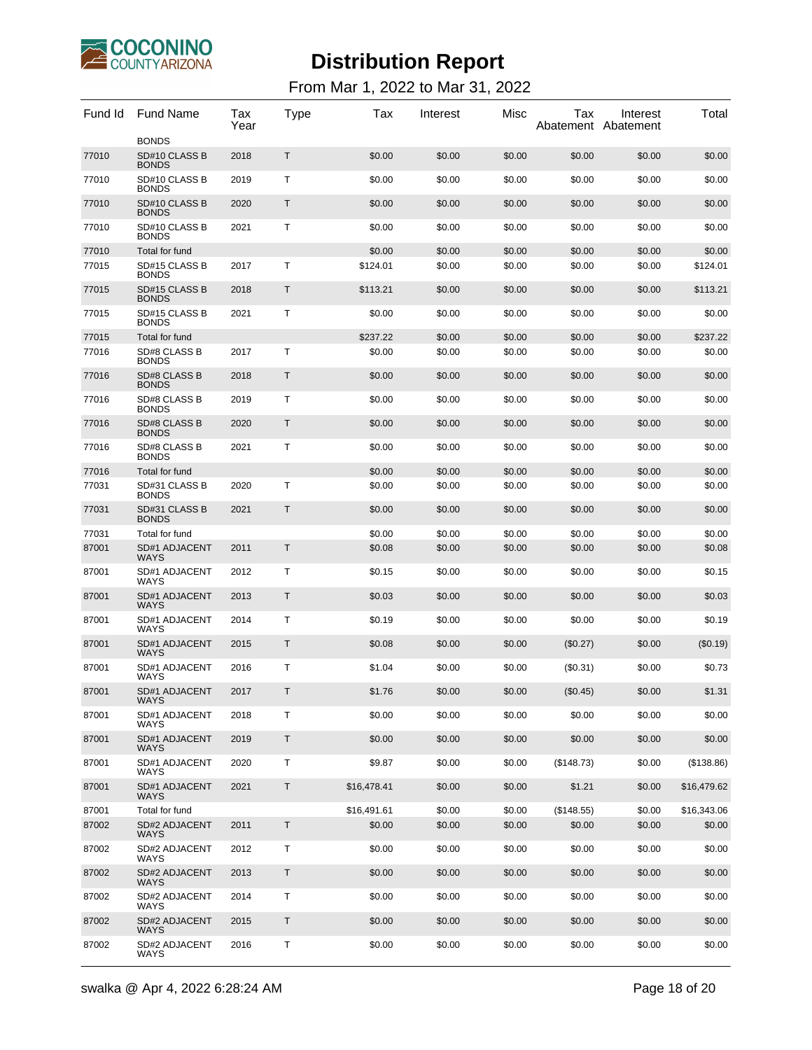# Distribution Report

From Mar 1, 2022 to Mar 31, 2022

| Fund Id | Fund Name | Tax Year | Type | Tax | Interest | Misc | Tax Abatement | Interest Abatement | Total |
|---|---|---|---|---|---|---|---|---|---|
| | BONDS | | | | | | | | |
| 77010 | SD#10 CLASS B BONDS | 2018 | T | $0.00 | $0.00 | $0.00 | $0.00 | $0.00 | $0.00 |
| 77010 | SD#10 CLASS B BONDS | 2019 | T | $0.00 | $0.00 | $0.00 | $0.00 | $0.00 | $0.00 |
| 77010 | SD#10 CLASS B BONDS | 2020 | T | $0.00 | $0.00 | $0.00 | $0.00 | $0.00 | $0.00 |
| 77010 | SD#10 CLASS B BONDS | 2021 | T | $0.00 | $0.00 | $0.00 | $0.00 | $0.00 | $0.00 |
| 77010 | Total for fund | | | $0.00 | $0.00 | $0.00 | $0.00 | $0.00 | $0.00 |
| 77015 | SD#15 CLASS B BONDS | 2017 | T | $124.01 | $0.00 | $0.00 | $0.00 | $0.00 | $124.01 |
| 77015 | SD#15 CLASS B BONDS | 2018 | T | $113.21 | $0.00 | $0.00 | $0.00 | $0.00 | $113.21 |
| 77015 | SD#15 CLASS B BONDS | 2021 | T | $0.00 | $0.00 | $0.00 | $0.00 | $0.00 | $0.00 |
| 77015 | Total for fund | | | $237.22 | $0.00 | $0.00 | $0.00 | $0.00 | $237.22 |
| 77016 | SD#8 CLASS B BONDS | 2017 | T | $0.00 | $0.00 | $0.00 | $0.00 | $0.00 | $0.00 |
| 77016 | SD#8 CLASS B BONDS | 2018 | T | $0.00 | $0.00 | $0.00 | $0.00 | $0.00 | $0.00 |
| 77016 | SD#8 CLASS B BONDS | 2019 | T | $0.00 | $0.00 | $0.00 | $0.00 | $0.00 | $0.00 |
| 77016 | SD#8 CLASS B BONDS | 2020 | T | $0.00 | $0.00 | $0.00 | $0.00 | $0.00 | $0.00 |
| 77016 | SD#8 CLASS B BONDS | 2021 | T | $0.00 | $0.00 | $0.00 | $0.00 | $0.00 | $0.00 |
| 77016 | Total for fund | | | $0.00 | $0.00 | $0.00 | $0.00 | $0.00 | $0.00 |
| 77031 | SD#31 CLASS B BONDS | 2020 | T | $0.00 | $0.00 | $0.00 | $0.00 | $0.00 | $0.00 |
| 77031 | SD#31 CLASS B BONDS | 2021 | T | $0.00 | $0.00 | $0.00 | $0.00 | $0.00 | $0.00 |
| 77031 | Total for fund | | | $0.00 | $0.00 | $0.00 | $0.00 | $0.00 | $0.00 |
| 87001 | SD#1 ADJACENT WAYS | 2011 | T | $0.08 | $0.00 | $0.00 | $0.00 | $0.00 | $0.08 |
| 87001 | SD#1 ADJACENT WAYS | 2012 | T | $0.15 | $0.00 | $0.00 | $0.00 | $0.00 | $0.15 |
| 87001 | SD#1 ADJACENT WAYS | 2013 | T | $0.03 | $0.00 | $0.00 | $0.00 | $0.00 | $0.03 |
| 87001 | SD#1 ADJACENT WAYS | 2014 | T | $0.19 | $0.00 | $0.00 | $0.00 | $0.00 | $0.19 |
| 87001 | SD#1 ADJACENT WAYS | 2015 | T | $0.08 | $0.00 | $0.00 | ($0.27) | $0.00 | ($0.19) |
| 87001 | SD#1 ADJACENT WAYS | 2016 | T | $1.04 | $0.00 | $0.00 | ($0.31) | $0.00 | $0.73 |
| 87001 | SD#1 ADJACENT WAYS | 2017 | T | $1.76 | $0.00 | $0.00 | ($0.45) | $0.00 | $1.31 |
| 87001 | SD#1 ADJACENT WAYS | 2018 | T | $0.00 | $0.00 | $0.00 | $0.00 | $0.00 | $0.00 |
| 87001 | SD#1 ADJACENT WAYS | 2019 | T | $0.00 | $0.00 | $0.00 | $0.00 | $0.00 | $0.00 |
| 87001 | SD#1 ADJACENT WAYS | 2020 | T | $9.87 | $0.00 | $0.00 | ($148.73) | $0.00 | ($138.86) |
| 87001 | SD#1 ADJACENT WAYS | 2021 | T | $16,478.41 | $0.00 | $0.00 | $1.21 | $0.00 | $16,479.62 |
| 87001 | Total for fund | | | $16,491.61 | $0.00 | $0.00 | ($148.55) | $0.00 | $16,343.06 |
| 87002 | SD#2 ADJACENT WAYS | 2011 | T | $0.00 | $0.00 | $0.00 | $0.00 | $0.00 | $0.00 |
| 87002 | SD#2 ADJACENT WAYS | 2012 | T | $0.00 | $0.00 | $0.00 | $0.00 | $0.00 | $0.00 |
| 87002 | SD#2 ADJACENT WAYS | 2013 | T | $0.00 | $0.00 | $0.00 | $0.00 | $0.00 | $0.00 |
| 87002 | SD#2 ADJACENT WAYS | 2014 | T | $0.00 | $0.00 | $0.00 | $0.00 | $0.00 | $0.00 |
| 87002 | SD#2 ADJACENT WAYS | 2015 | T | $0.00 | $0.00 | $0.00 | $0.00 | $0.00 | $0.00 |
| 87002 | SD#2 ADJACENT WAYS | 2016 | T | $0.00 | $0.00 | $0.00 | $0.00 | $0.00 | $0.00 |

swalka @ Apr 4, 2022 6:28:24 AM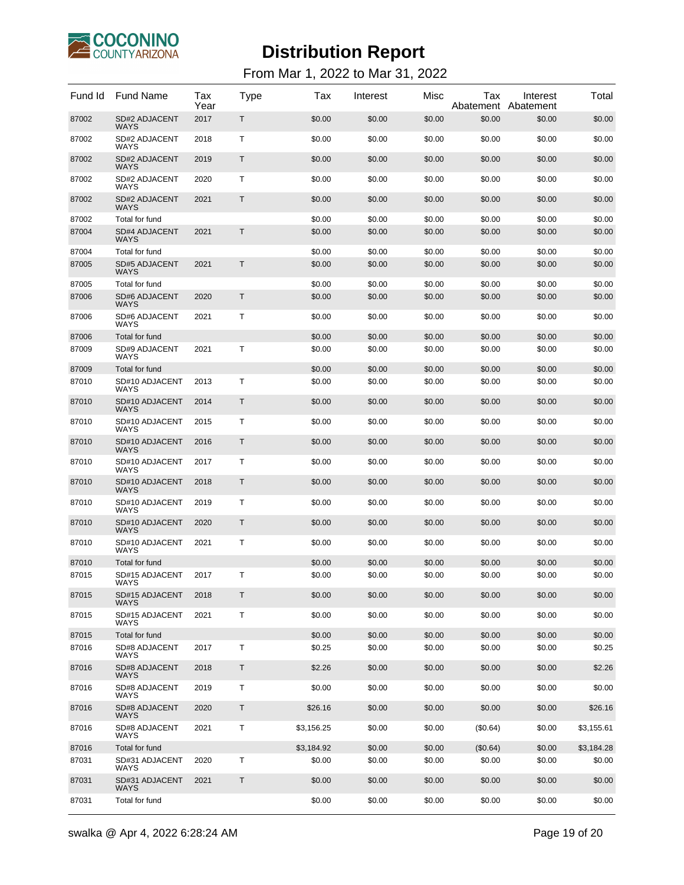# Distribution Report

From Mar 1, 2022 to Mar 31, 2022

| Fund Id | Fund Name | Tax Year | Type | Tax | Interest | Misc | Tax Abatement | Interest Abatement | Total |
|---|---|---|---|---|---|---|---|---|---|
| 87002 | SD#2 ADJACENT WAYS | 2017 | T | $0.00 | $0.00 | $0.00 | $0.00 | $0.00 | $0.00 |
| 87002 | SD#2 ADJACENT WAYS | 2018 | T | $0.00 | $0.00 | $0.00 | $0.00 | $0.00 | $0.00 |
| 87002 | SD#2 ADJACENT WAYS | 2019 | T | $0.00 | $0.00 | $0.00 | $0.00 | $0.00 | $0.00 |
| 87002 | SD#2 ADJACENT WAYS | 2020 | T | $0.00 | $0.00 | $0.00 | $0.00 | $0.00 | $0.00 |
| 87002 | SD#2 ADJACENT WAYS | 2021 | T | $0.00 | $0.00 | $0.00 | $0.00 | $0.00 | $0.00 |
| 87002 | Total for fund | | | $0.00 | $0.00 | $0.00 | $0.00 | $0.00 | $0.00 |
| 87004 | SD#4 ADJACENT WAYS | 2021 | T | $0.00 | $0.00 | $0.00 | $0.00 | $0.00 | $0.00 |
| 87004 | Total for fund | | | $0.00 | $0.00 | $0.00 | $0.00 | $0.00 | $0.00 |
| 87005 | SD#5 ADJACENT WAYS | 2021 | T | $0.00 | $0.00 | $0.00 | $0.00 | $0.00 | $0.00 |
| 87005 | Total for fund | | | $0.00 | $0.00 | $0.00 | $0.00 | $0.00 | $0.00 |
| 87006 | SD#6 ADJACENT WAYS | 2020 | T | $0.00 | $0.00 | $0.00 | $0.00 | $0.00 | $0.00 |
| 87006 | SD#6 ADJACENT WAYS | 2021 | T | $0.00 | $0.00 | $0.00 | $0.00 | $0.00 | $0.00 |
| 87006 | Total for fund | | | $0.00 | $0.00 | $0.00 | $0.00 | $0.00 | $0.00 |
| 87009 | SD#9 ADJACENT WAYS | 2021 | T | $0.00 | $0.00 | $0.00 | $0.00 | $0.00 | $0.00 |
| 87009 | Total for fund | | | $0.00 | $0.00 | $0.00 | $0.00 | $0.00 | $0.00 |
| 87010 | SD#10 ADJACENT WAYS | 2013 | T | $0.00 | $0.00 | $0.00 | $0.00 | $0.00 | $0.00 |
| 87010 | SD#10 ADJACENT WAYS | 2014 | T | $0.00 | $0.00 | $0.00 | $0.00 | $0.00 | $0.00 |
| 87010 | SD#10 ADJACENT WAYS | 2015 | T | $0.00 | $0.00 | $0.00 | $0.00 | $0.00 | $0.00 |
| 87010 | SD#10 ADJACENT WAYS | 2016 | T | $0.00 | $0.00 | $0.00 | $0.00 | $0.00 | $0.00 |
| 87010 | SD#10 ADJACENT WAYS | 2017 | T | $0.00 | $0.00 | $0.00 | $0.00 | $0.00 | $0.00 |
| 87010 | SD#10 ADJACENT WAYS | 2018 | T | $0.00 | $0.00 | $0.00 | $0.00 | $0.00 | $0.00 |
| 87010 | SD#10 ADJACENT WAYS | 2019 | T | $0.00 | $0.00 | $0.00 | $0.00 | $0.00 | $0.00 |
| 87010 | SD#10 ADJACENT WAYS | 2020 | T | $0.00 | $0.00 | $0.00 | $0.00 | $0.00 | $0.00 |
| 87010 | SD#10 ADJACENT WAYS | 2021 | T | $0.00 | $0.00 | $0.00 | $0.00 | $0.00 | $0.00 |
| 87010 | Total for fund | | | $0.00 | $0.00 | $0.00 | $0.00 | $0.00 | $0.00 |
| 87015 | SD#15 ADJACENT WAYS | 2017 | T | $0.00 | $0.00 | $0.00 | $0.00 | $0.00 | $0.00 |
| 87015 | SD#15 ADJACENT WAYS | 2018 | T | $0.00 | $0.00 | $0.00 | $0.00 | $0.00 | $0.00 |
| 87015 | SD#15 ADJACENT WAYS | 2021 | T | $0.00 | $0.00 | $0.00 | $0.00 | $0.00 | $0.00 |
| 87015 | Total for fund | | | $0.00 | $0.00 | $0.00 | $0.00 | $0.00 | $0.00 |
| 87016 | SD#8 ADJACENT WAYS | 2017 | T | $0.25 | $0.00 | $0.00 | $0.00 | $0.00 | $0.25 |
| 87016 | SD#8 ADJACENT WAYS | 2018 | T | $2.26 | $0.00 | $0.00 | $0.00 | $0.00 | $2.26 |
| 87016 | SD#8 ADJACENT WAYS | 2019 | T | $0.00 | $0.00 | $0.00 | $0.00 | $0.00 | $0.00 |
| 87016 | SD#8 ADJACENT WAYS | 2020 | T | $26.16 | $0.00 | $0.00 | $0.00 | $0.00 | $26.16 |
| 87016 | SD#8 ADJACENT WAYS | 2021 | T | $3,156.25 | $0.00 | $0.00 | ($0.64) | $0.00 | $3,155.61 |
| 87016 | Total for fund | | | $3,184.92 | $0.00 | $0.00 | ($0.64) | $0.00 | $3,184.28 |
| 87031 | SD#31 ADJACENT WAYS | 2020 | T | $0.00 | $0.00 | $0.00 | $0.00 | $0.00 | $0.00 |
| 87031 | SD#31 ADJACENT WAYS | 2021 | T | $0.00 | $0.00 | $0.00 | $0.00 | $0.00 | $0.00 |
| 87031 | Total for fund | | | $0.00 | $0.00 | $0.00 | $0.00 | $0.00 | $0.00 |

swalka @ Apr 4, 2022 6:28:24 AM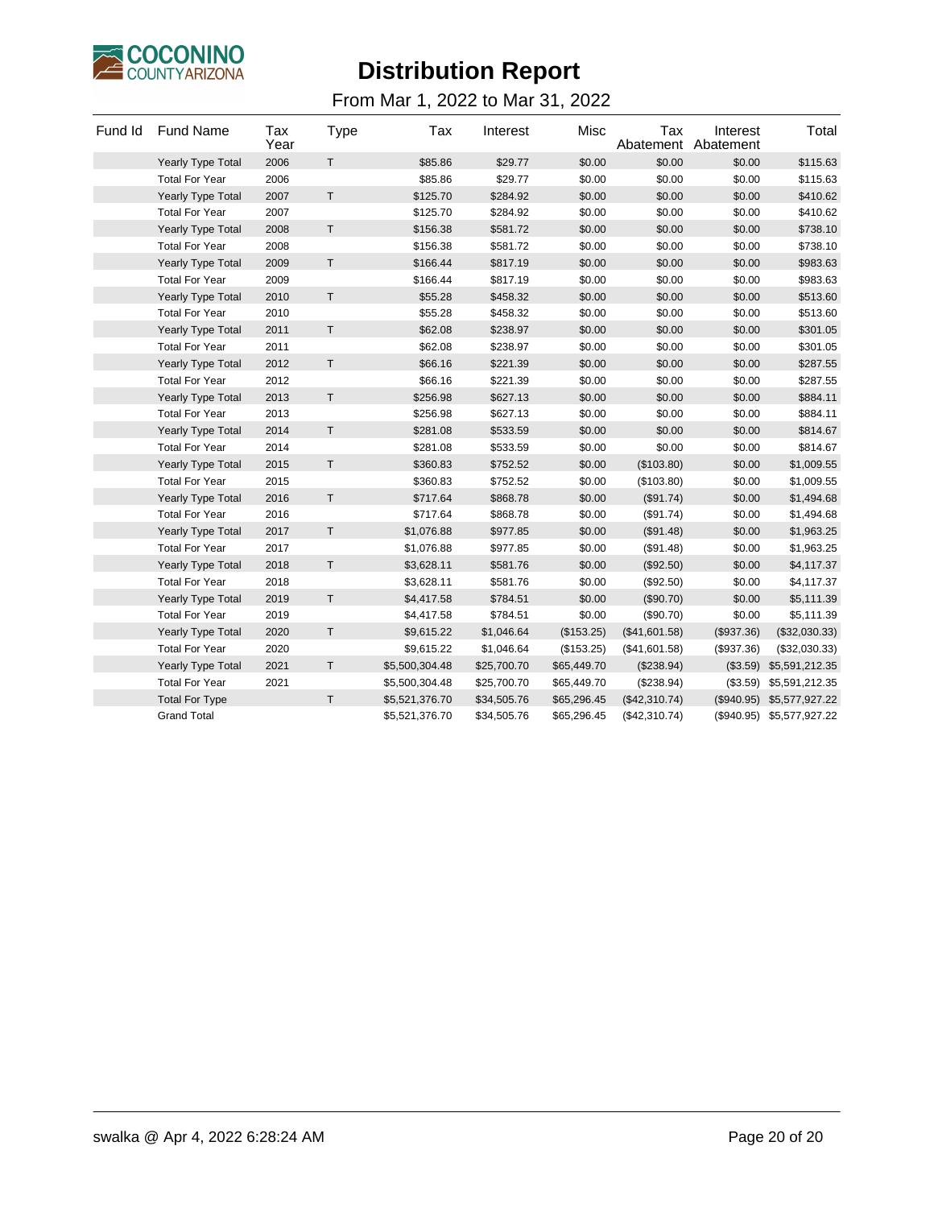# Distribution Report

From Mar 1, 2022 to Mar 31, 2022

| Fund Id | Fund Name | Tax Year | Type | Tax | Interest | Misc | Tax Abatement | Interest Abatement | Total |
|---|---|---|---|---|---|---|---|---|---|
| | Yearly Type Total | 2006 | T | $85.86 | $29.77 | $0.00 | $0.00 | $0.00 | $115.63 |
| | Total For Year | 2006 | | $85.86 | $29.77 | $0.00 | $0.00 | $0.00 | $115.63 |
| | Yearly Type Total | 2007 | T | $125.70 | $284.92 | $0.00 | $0.00 | $0.00 | $410.62 |
| | Total For Year | 2007 | | $125.70 | $284.92 | $0.00 | $0.00 | $0.00 | $410.62 |
| | Yearly Type Total | 2008 | T | $156.38 | $581.72 | $0.00 | $0.00 | $0.00 | $738.10 |
| | Total For Year | 2008 | | $156.38 | $581.72 | $0.00 | $0.00 | $0.00 | $738.10 |
| | Yearly Type Total | 2009 | T | $166.44 | $817.19 | $0.00 | $0.00 | $0.00 | $983.63 |
| | Total For Year | 2009 | | $166.44 | $817.19 | $0.00 | $0.00 | $0.00 | $983.63 |
| | Yearly Type Total | 2010 | T | $55.28 | $458.32 | $0.00 | $0.00 | $0.00 | $513.60 |
| | Total For Year | 2010 | | $55.28 | $458.32 | $0.00 | $0.00 | $0.00 | $513.60 |
| | Yearly Type Total | 2011 | T | $62.08 | $238.97 | $0.00 | $0.00 | $0.00 | $301.05 |
| | Total For Year | 2011 | | $62.08 | $238.97 | $0.00 | $0.00 | $0.00 | $301.05 |
| | Yearly Type Total | 2012 | T | $66.16 | $221.39 | $0.00 | $0.00 | $0.00 | $287.55 |
| | Total For Year | 2012 | | $66.16 | $221.39 | $0.00 | $0.00 | $0.00 | $287.55 |
| | Yearly Type Total | 2013 | T | $256.98 | $627.13 | $0.00 | $0.00 | $0.00 | $884.11 |
| | Total For Year | 2013 | | $256.98 | $627.13 | $0.00 | $0.00 | $0.00 | $884.11 |
| | Yearly Type Total | 2014 | T | $281.08 | $533.59 | $0.00 | $0.00 | $0.00 | $814.67 |
| | Total For Year | 2014 | | $281.08 | $533.59 | $0.00 | $0.00 | $0.00 | $814.67 |
| | Yearly Type Total | 2015 | T | $360.83 | $752.52 | $0.00 | ($103.80) | $0.00 | $1,009.55 |
| | Total For Year | 2015 | | $360.83 | $752.52 | $0.00 | ($103.80) | $0.00 | $1,009.55 |
| | Yearly Type Total | 2016 | T | $717.64 | $868.78 | $0.00 | ($91.74) | $0.00 | $1,494.68 |
| | Total For Year | 2016 | | $717.64 | $868.78 | $0.00 | ($91.74) | $0.00 | $1,494.68 |
| | Yearly Type Total | 2017 | T | $1,076.88 | $977.85 | $0.00 | ($91.48) | $0.00 | $1,963.25 |
| | Total For Year | 2017 | | $1,076.88 | $977.85 | $0.00 | ($91.48) | $0.00 | $1,963.25 |
| | Yearly Type Total | 2018 | T | $3,628.11 | $581.76 | $0.00 | ($92.50) | $0.00 | $4,117.37 |
| | Total For Year | 2018 | | $3,628.11 | $581.76 | $0.00 | ($92.50) | $0.00 | $4,117.37 |
| | Yearly Type Total | 2019 | T | $4,417.58 | $784.51 | $0.00 | ($90.70) | $0.00 | $5,111.39 |
| | Total For Year | 2019 | | $4,417.58 | $784.51 | $0.00 | ($90.70) | $0.00 | $5,111.39 |
| | Yearly Type Total | 2020 | T | $9,615.22 | $1,046.64 | ($153.25) | ($41,601.58) | ($937.36) | ($32,030.33) |
| | Total For Year | 2020 | | $9,615.22 | $1,046.64 | ($153.25) | ($41,601.58) | ($937.36) | ($32,030.33) |
| | Yearly Type Total | 2021 | T | $5,500,304.48 | $25,700.70 | $65,449.70 | ($238.94) | ($3.59) | $5,591,212.35 |
| | Total For Year | 2021 | | $5,500,304.48 | $25,700.70 | $65,449.70 | ($238.94) | ($3.59) | $5,591,212.35 |
| | Total For Type | | T | $5,521,376.70 | $34,505.76 | $65,296.45 | ($42,310.74) | ($940.95) | $5,577,927.22 |
| | Grand Total | | | $5,521,376.70 | $34,505.76 | $65,296.45 | ($42,310.74) | ($940.95) | $5,577,927.22 |

swalka @ Apr 4, 2022 6:28:24 AM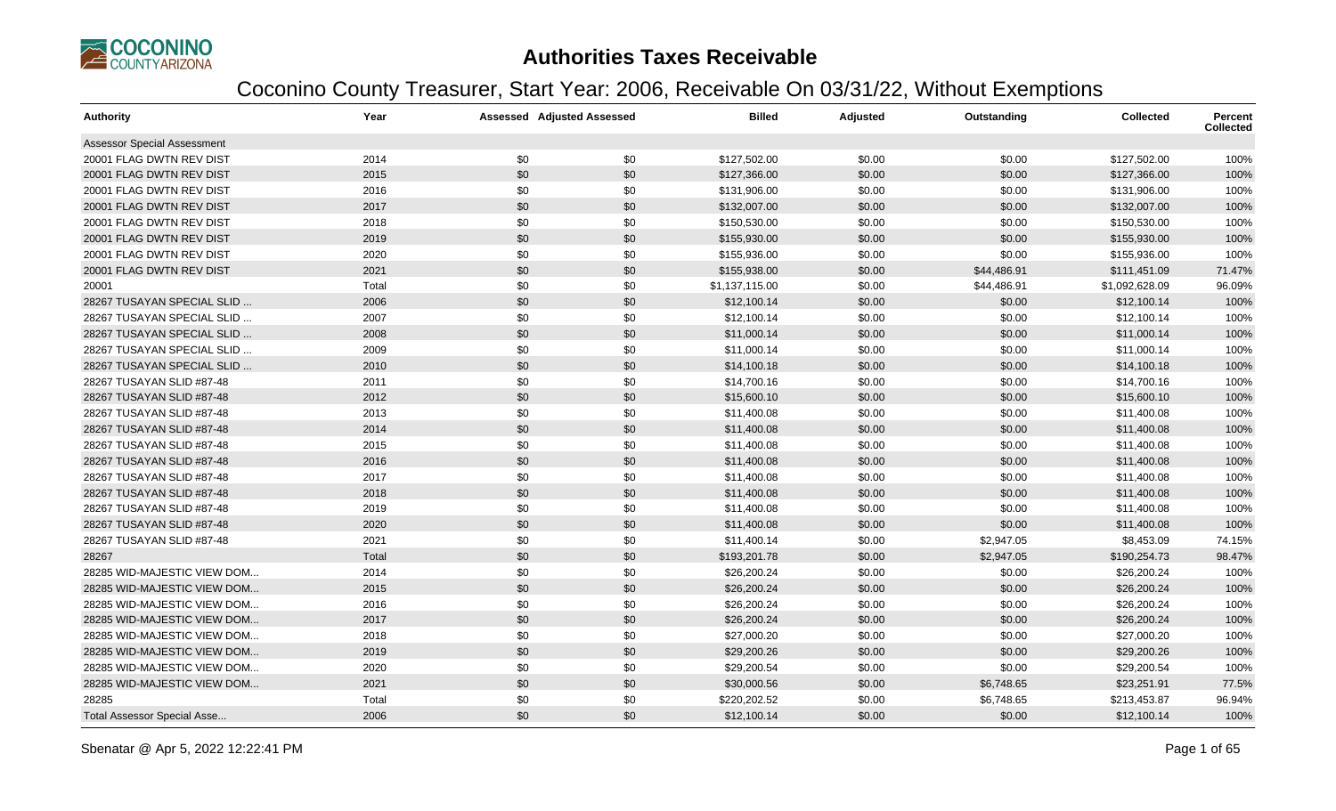# Authorities Taxes Receivable

## Coconino County Treasurer, Start Year: 2006, Receivable On 03/31/22, Without Exemptions

| Authority | Year | Assessed | Adjusted Assessed | Billed | Adjusted | Outstanding | Collected | Percent Collected |
|---|---|---|---|---|---|---|---|---|
| Assessor Special Assessment | | | | | | | | |
| 20001 FLAG DWTN REV DIST | 2014 | $0 | $0 | $127,502.00 | $0.00 | $0.00 | $127,502.00 | 100% |
| 20001 FLAG DWTN REV DIST | 2015 | $0 | $0 | $127,366.00 | $0.00 | $0.00 | $127,366.00 | 100% |
| 20001 FLAG DWTN REV DIST | 2016 | $0 | $0 | $131,906.00 | $0.00 | $0.00 | $131,906.00 | 100% |
| 20001 FLAG DWTN REV DIST | 2017 | $0 | $0 | $132,007.00 | $0.00 | $0.00 | $132,007.00 | 100% |
| 20001 FLAG DWTN REV DIST | 2018 | $0 | $0 | $150,530.00 | $0.00 | $0.00 | $150,530.00 | 100% |
| 20001 FLAG DWTN REV DIST | 2019 | $0 | $0 | $155,930.00 | $0.00 | $0.00 | $155,930.00 | 100% |
| 20001 FLAG DWTN REV DIST | 2020 | $0 | $0 | $155,936.00 | $0.00 | $0.00 | $155,936.00 | 100% |
| 20001 FLAG DWTN REV DIST | 2021 | $0 | $0 | $155,938.00 | $0.00 | $44,486.91 | $111,451.09 | 71.47% |
| 20001 | Total | $0 | $0 | $1,137,115.00 | $0.00 | $44,486.91 | $1,092,628.09 | 96.09% |
| 28267 TUSAYAN SPECIAL SLID ... | 2006 | $0 | $0 | $12,100.14 | $0.00 | $0.00 | $12,100.14 | 100% |
| 28267 TUSAYAN SPECIAL SLID ... | 2007 | $0 | $0 | $12,100.14 | $0.00 | $0.00 | $12,100.14 | 100% |
| 28267 TUSAYAN SPECIAL SLID ... | 2008 | $0 | $0 | $11,000.14 | $0.00 | $0.00 | $11,000.14 | 100% |
| 28267 TUSAYAN SPECIAL SLID ... | 2009 | $0 | $0 | $11,000.14 | $0.00 | $0.00 | $11,000.14 | 100% |
| 28267 TUSAYAN SPECIAL SLID ... | 2010 | $0 | $0 | $14,100.18 | $0.00 | $0.00 | $14,100.18 | 100% |
| 28267 TUSAYAN SLID #87-48 | 2011 | $0 | $0 | $14,700.16 | $0.00 | $0.00 | $14,700.16 | 100% |
| 28267 TUSAYAN SLID #87-48 | 2012 | $0 | $0 | $15,600.10 | $0.00 | $0.00 | $15,600.10 | 100% |
| 28267 TUSAYAN SLID #87-48 | 2013 | $0 | $0 | $11,400.08 | $0.00 | $0.00 | $11,400.08 | 100% |
| 28267 TUSAYAN SLID #87-48 | 2014 | $0 | $0 | $11,400.08 | $0.00 | $0.00 | $11,400.08 | 100% |
| 28267 TUSAYAN SLID #87-48 | 2015 | $0 | $0 | $11,400.08 | $0.00 | $0.00 | $11,400.08 | 100% |
| 28267 TUSAYAN SLID #87-48 | 2016 | $0 | $0 | $11,400.08 | $0.00 | $0.00 | $11,400.08 | 100% |
| 28267 TUSAYAN SLID #87-48 | 2017 | $0 | $0 | $11,400.08 | $0.00 | $0.00 | $11,400.08 | 100% |
| 28267 TUSAYAN SLID #87-48 | 2018 | $0 | $0 | $11,400.08 | $0.00 | $0.00 | $11,400.08 | 100% |
| 28267 TUSAYAN SLID #87-48 | 2019 | $0 | $0 | $11,400.08 | $0.00 | $0.00 | $11,400.08 | 100% |
| 28267 TUSAYAN SLID #87-48 | 2020 | $0 | $0 | $11,400.08 | $0.00 | $0.00 | $11,400.08 | 100% |
| 28267 TUSAYAN SLID #87-48 | 2021 | $0 | $0 | $11,400.14 | $0.00 | $2,947.05 | $8,453.09 | 74.15% |
| 28267 | Total | $0 | $0 | $193,201.78 | $0.00 | $2,947.05 | $190,254.73 | 98.47% |
| 28285 WID-MAJESTIC VIEW DOM... | 2014 | $0 | $0 | $26,200.24 | $0.00 | $0.00 | $26,200.24 | 100% |
| 28285 WID-MAJESTIC VIEW DOM... | 2015 | $0 | $0 | $26,200.24 | $0.00 | $0.00 | $26,200.24 | 100% |
| 28285 WID-MAJESTIC VIEW DOM... | 2016 | $0 | $0 | $26,200.24 | $0.00 | $0.00 | $26,200.24 | 100% |
| 28285 WID-MAJESTIC VIEW DOM... | 2017 | $0 | $0 | $26,200.24 | $0.00 | $0.00 | $26,200.24 | 100% |
| 28285 WID-MAJESTIC VIEW DOM... | 2018 | $0 | $0 | $27,000.20 | $0.00 | $0.00 | $27,000.20 | 100% |
| 28285 WID-MAJESTIC VIEW DOM... | 2019 | $0 | $0 | $29,200.26 | $0.00 | $0.00 | $29,200.26 | 100% |
| 28285 WID-MAJESTIC VIEW DOM... | 2020 | $0 | $0 | $29,200.54 | $0.00 | $0.00 | $29,200.54 | 100% |
| 28285 WID-MAJESTIC VIEW DOM... | 2021 | $0 | $0 | $30,000.56 | $0.00 | $6,748.65 | $23,251.91 | 77.5% |
| 28285 | Total | $0 | $0 | $220,202.52 | $0.00 | $6,748.65 | $213,453.87 | 96.94% |
| Total Assessor Special Asse... | 2006 | $0 | $0 | $12,100.14 | $0.00 | $0.00 | $12,100.14 | 100% |

Sbenatar @ Apr 5, 2022 12:22:41 PM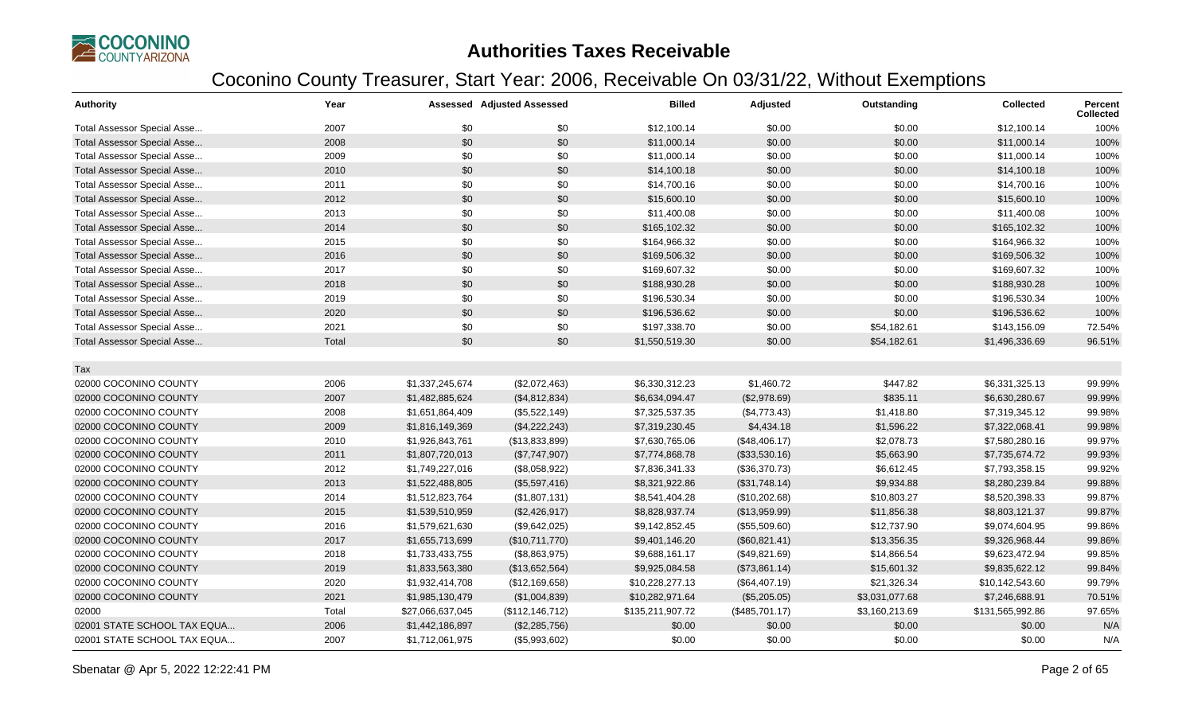# Authorities Taxes Receivable

## Coconino County Treasurer, Start Year: 2006, Receivable On 03/31/22, Without Exemptions

| Authority | Year | Assessed | Adjusted Assessed | Billed | Adjusted | Outstanding | Collected | Percent Collected |
|---|---|---|---|---|---|---|---|---|
| Total Assessor Special Asse... | 2007 | $0 | $0 | $12,100.14 | $0.00 | $0.00 | $12,100.14 | 100% |
| Total Assessor Special Asse... | 2008 | $0 | $0 | $11,000.14 | $0.00 | $0.00 | $11,000.14 | 100% |
| Total Assessor Special Asse... | 2009 | $0 | $0 | $11,000.14 | $0.00 | $0.00 | $11,000.14 | 100% |
| Total Assessor Special Asse... | 2010 | $0 | $0 | $14,100.18 | $0.00 | $0.00 | $14,100.18 | 100% |
| Total Assessor Special Asse... | 2011 | $0 | $0 | $14,700.16 | $0.00 | $0.00 | $14,700.16 | 100% |
| Total Assessor Special Asse... | 2012 | $0 | $0 | $15,600.10 | $0.00 | $0.00 | $15,600.10 | 100% |
| Total Assessor Special Asse... | 2013 | $0 | $0 | $11,400.08 | $0.00 | $0.00 | $11,400.08 | 100% |
| Total Assessor Special Asse... | 2014 | $0 | $0 | $165,102.32 | $0.00 | $0.00 | $165,102.32 | 100% |
| Total Assessor Special Asse... | 2015 | $0 | $0 | $164,966.32 | $0.00 | $0.00 | $164,966.32 | 100% |
| Total Assessor Special Asse... | 2016 | $0 | $0 | $169,506.32 | $0.00 | $0.00 | $169,506.32 | 100% |
| Total Assessor Special Asse... | 2017 | $0 | $0 | $169,607.32 | $0.00 | $0.00 | $169,607.32 | 100% |
| Total Assessor Special Asse... | 2018 | $0 | $0 | $188,930.28 | $0.00 | $0.00 | $188,930.28 | 100% |
| Total Assessor Special Asse... | 2019 | $0 | $0 | $196,530.34 | $0.00 | $0.00 | $196,530.34 | 100% |
| Total Assessor Special Asse... | 2020 | $0 | $0 | $196,536.62 | $0.00 | $0.00 | $196,536.62 | 100% |
| Total Assessor Special Asse... | 2021 | $0 | $0 | $197,338.70 | $0.00 | $54,182.61 | $143,156.09 | 72.54% |
| Total Assessor Special Asse... | Total | $0 | $0 | $1,550,519.30 | $0.00 | $54,182.61 | $1,496,336.69 | 96.51% |
| Tax | | | | | | | | |
| 02000 COCONINO COUNTY | 2006 | $1,337,245,674 | ($2,072,463) | $6,330,312.23 | $1,460.72 | $447.82 | $6,331,325.13 | 99.99% |
| 02000 COCONINO COUNTY | 2007 | $1,482,885,624 | ($4,812,834) | $6,634,094.47 | ($2,978.69) | $835.11 | $6,630,280.67 | 99.99% |
| 02000 COCONINO COUNTY | 2008 | $1,651,864,409 | ($5,522,149) | $7,325,537.35 | ($4,773.43) | $1,418.80 | $7,319,345.12 | 99.98% |
| 02000 COCONINO COUNTY | 2009 | $1,816,149,369 | ($4,222,243) | $7,319,230.45 | $4,434.18 | $1,596.22 | $7,322,068.41 | 99.98% |
| 02000 COCONINO COUNTY | 2010 | $1,926,843,761 | ($13,833,899) | $7,630,765.06 | ($48,406.17) | $2,078.73 | $7,580,280.16 | 99.97% |
| 02000 COCONINO COUNTY | 2011 | $1,807,720,013 | ($7,747,907) | $7,774,868.78 | ($33,530.16) | $5,663.90 | $7,735,674.72 | 99.93% |
| 02000 COCONINO COUNTY | 2012 | $1,749,227,016 | ($8,058,922) | $7,836,341.33 | ($36,370.73) | $6,612.45 | $7,793,358.15 | 99.92% |
| 02000 COCONINO COUNTY | 2013 | $1,522,488,805 | ($5,597,416) | $8,321,922.86 | ($31,748.14) | $9,934.88 | $8,280,239.84 | 99.88% |
| 02000 COCONINO COUNTY | 2014 | $1,512,823,764 | ($1,807,131) | $8,541,404.28 | ($10,202.68) | $10,803.27 | $8,520,398.33 | 99.87% |
| 02000 COCONINO COUNTY | 2015 | $1,539,510,959 | ($2,426,917) | $8,828,937.74 | ($13,959.99) | $11,856.38 | $8,803,121.37 | 99.87% |
| 02000 COCONINO COUNTY | 2016 | $1,579,621,630 | ($9,642,025) | $9,142,852.45 | ($55,509.60) | $12,737.90 | $9,074,604.95 | 99.86% |
| 02000 COCONINO COUNTY | 2017 | $1,655,713,699 | ($10,711,770) | $9,401,146.20 | ($60,821.41) | $13,356.35 | $9,326,968.44 | 99.86% |
| 02000 COCONINO COUNTY | 2018 | $1,733,433,755 | ($8,863,975) | $9,688,161.17 | ($49,821.69) | $14,866.54 | $9,623,472.94 | 99.85% |
| 02000 COCONINO COUNTY | 2019 | $1,833,563,380 | ($13,652,564) | $9,925,084.58 | ($73,861.14) | $15,601.32 | $9,835,622.12 | 99.84% |
| 02000 COCONINO COUNTY | 2020 | $1,932,414,708 | ($12,169,658) | $10,228,277.13 | ($64,407.19) | $21,326.34 | $10,142,543.60 | 99.79% |
| 02000 COCONINO COUNTY | 2021 | $1,985,130,479 | ($1,004,839) | $10,282,971.64 | ($5,205.05) | $3,031,077.68 | $7,246,688.91 | 70.51% |
| 02000 | Total | $27,066,637,045 | ($112,146,712) | $135,211,907.72 | ($485,701.17) | $3,160,213.69 | $131,565,992.86 | 97.65% |
| 02001 STATE SCHOOL TAX EQUA... | 2006 | $1,442,186,897 | ($2,285,756) | $0.00 | $0.00 | $0.00 | $0.00 | N/A |
| 02001 STATE SCHOOL TAX EQUA... | 2007 | $1,712,061,975 | ($5,993,602) | $0.00 | $0.00 | $0.00 | $0.00 | N/A |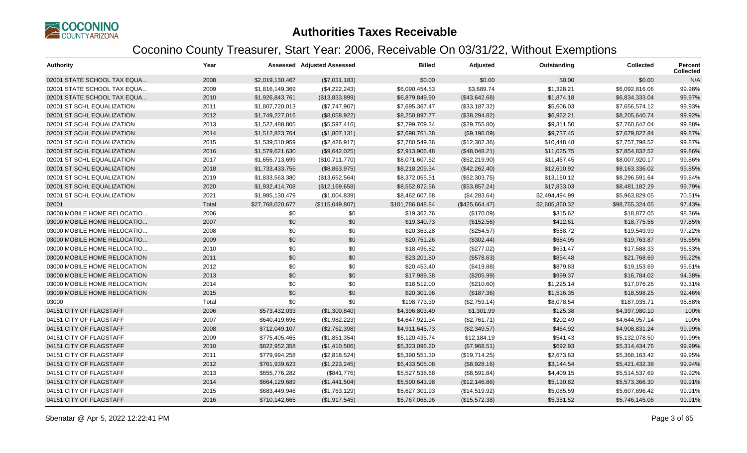# Authorities Taxes Receivable

## Coconino County Treasurer, Start Year: 2006, Receivable On 03/31/22, Without Exemptions

| Authority | Year | Assessed | Adjusted Assessed | Billed | Adjusted | Outstanding | Collected | Percent Collected |
|---|---|---|---|---|---|---|---|---|
| 02001 STATE SCHOOL TAX EQUA... | 2008 | $2,019,130,467 | ($7,031,183) | $0.00 | $0.00 | $0.00 | $0.00 | N/A |
| 02001 STATE SCHOOL TAX EQUA... | 2009 | $1,816,149,369 | ($4,222,243) | $6,090,454.53 | $3,689.74 | $1,328.21 | $6,092,816.06 | 99.98% |
| 02001 STATE SCHOOL TAX EQUA... | 2010 | $1,926,843,761 | ($13,833,899) | $6,879,849.90 | ($43,642.68) | $1,874.18 | $6,834,333.04 | 99.97% |
| 02001 ST SCHL EQUALIZATION | 2011 | $1,807,720,013 | ($7,747,907) | $7,695,367.47 | ($33,187.32) | $5,606.03 | $7,656,574.12 | 99.93% |
| 02001 ST SCHL EQUALIZATION | 2012 | $1,749,227,016 | ($8,058,922) | $8,250,897.77 | ($38,294.82) | $6,962.21 | $8,205,640.74 | 99.92% |
| 02001 ST SCHL EQUALIZATION | 2013 | $1,522,488,805 | ($5,597,416) | $7,799,709.34 | ($29,755.80) | $9,311.50 | $7,760,642.04 | 99.88% |
| 02001 ST SCHL EQUALIZATION | 2014 | $1,512,823,764 | ($1,807,131) | $7,698,761.38 | ($9,196.09) | $9,737.45 | $7,679,827.84 | 99.87% |
| 02001 ST SCHL EQUALIZATION | 2015 | $1,539,510,959 | ($2,426,917) | $7,780,549.36 | ($12,302.36) | $10,448.48 | $7,757,798.52 | 99.87% |
| 02001 ST SCHL EQUALIZATION | 2016 | $1,579,621,630 | ($9,642,025) | $7,913,906.48 | ($48,048.21) | $11,025.75 | $7,854,832.52 | 99.86% |
| 02001 ST SCHL EQUALIZATION | 2017 | $1,655,713,699 | ($10,711,770) | $8,071,607.52 | ($52,219.90) | $11,467.45 | $8,007,920.17 | 99.86% |
| 02001 ST SCHL EQUALIZATION | 2018 | $1,733,433,755 | ($8,863,975) | $8,218,209.34 | ($42,262.40) | $12,610.92 | $8,163,336.02 | 99.85% |
| 02001 ST SCHL EQUALIZATION | 2019 | $1,833,563,380 | ($13,652,564) | $8,372,055.51 | ($62,303.75) | $13,160.12 | $8,296,591.64 | 99.84% |
| 02001 ST SCHL EQUALIZATION | 2020 | $1,932,414,708 | ($12,169,658) | $8,552,872.56 | ($53,857.24) | $17,833.03 | $8,481,182.29 | 99.79% |
| 02001 ST SCHL EQUALIZATION | 2021 | $1,985,130,479 | ($1,004,839) | $8,462,607.68 | ($4,283.64) | $2,494,494.99 | $5,963,829.05 | 70.51% |
| 02001 | Total | $27,768,020,677 | ($115,049,807) | $101,786,848.84 | ($425,664.47) | $2,605,860.32 | $98,755,324.05 | 97.43% |
| 03000 MOBILE HOME RELOCATIO... | 2006 | $0 | $0 | $19,362.76 | ($170.09) | $315.62 | $18,877.05 | 98.36% |
| 03000 MOBILE HOME RELOCATIO... | 2007 | $0 | $0 | $19,340.73 | ($152.56) | $412.61 | $18,775.56 | 97.85% |
| 03000 MOBILE HOME RELOCATIO... | 2008 | $0 | $0 | $20,363.28 | ($254.57) | $558.72 | $19,549.99 | 97.22% |
| 03000 MOBILE HOME RELOCATIO... | 2009 | $0 | $0 | $20,751.26 | ($302.44) | $684.95 | $19,763.87 | 96.65% |
| 03000 MOBILE HOME RELOCATIO... | 2010 | $0 | $0 | $18,496.82 | ($277.02) | $631.47 | $17,588.33 | 96.53% |
| 03000 MOBILE HOME RELOCATION | 2011 | $0 | $0 | $23,201.80 | ($578.63) | $854.48 | $21,768.69 | 96.22% |
| 03000 MOBILE HOME RELOCATION | 2012 | $0 | $0 | $20,453.40 | ($419.88) | $879.83 | $19,153.69 | 95.61% |
| 03000 MOBILE HOME RELOCATION | 2013 | $0 | $0 | $17,989.38 | ($205.99) | $999.37 | $16,784.02 | 94.38% |
| 03000 MOBILE HOME RELOCATION | 2014 | $0 | $0 | $18,512.00 | ($210.60) | $1,225.14 | $17,076.26 | 93.31% |
| 03000 MOBILE HOME RELOCATION | 2015 | $0 | $0 | $20,301.96 | ($187.36) | $1,516.35 | $18,598.25 | 92.46% |
| 03000 | Total | $0 | $0 | $198,773.39 | ($2,759.14) | $8,078.54 | $187,935.71 | 95.88% |
| 04151 CITY OF FLAGSTAFF | 2006 | $573,432,033 | ($1,300,840) | $4,396,803.49 | $1,301.99 | $125.38 | $4,397,980.10 | 100% |
| 04151 CITY OF FLAGSTAFF | 2007 | $640,419,696 | ($1,982,223) | $4,647,921.34 | ($2,761.71) | $202.49 | $4,644,957.14 | 100% |
| 04151 CITY OF FLAGSTAFF | 2008 | $712,049,107 | ($2,762,398) | $4,911,645.73 | ($2,349.57) | $464.92 | $4,908,831.24 | 99.99% |
| 04151 CITY OF FLAGSTAFF | 2009 | $775,405,465 | ($1,851,354) | $5,120,435.74 | $12,184.19 | $541.43 | $5,132,078.50 | 99.99% |
| 04151 CITY OF FLAGSTAFF | 2010 | $822,952,358 | ($1,410,506) | $5,323,096.20 | ($7,968.51) | $692.93 | $5,314,434.76 | 99.99% |
| 04151 CITY OF FLAGSTAFF | 2011 | $779,994,258 | ($2,818,524) | $5,390,551.30 | ($19,714.25) | $2,673.63 | $5,368,163.42 | 99.95% |
| 04151 CITY OF FLAGSTAFF | 2012 | $761,939,623 | ($1,223,245) | $5,433,505.08 | ($8,928.16) | $3,144.54 | $5,421,432.38 | 99.94% |
| 04151 CITY OF FLAGSTAFF | 2013 | $655,776,282 | ($841,776) | $5,527,538.68 | ($8,591.84) | $4,409.15 | $5,514,537.69 | 99.92% |
| 04151 CITY OF FLAGSTAFF | 2014 | $664,129,689 | ($1,441,504) | $5,590,643.98 | ($12,146.86) | $5,130.82 | $5,573,366.30 | 99.91% |
| 04151 CITY OF FLAGSTAFF | 2015 | $683,449,946 | ($1,763,129) | $5,627,301.93 | ($14,519.92) | $5,085.59 | $5,607,696.42 | 99.91% |
| 04151 CITY OF FLAGSTAFF | 2016 | $710,142,665 | ($1,917,545) | $5,767,068.96 | ($15,572.38) | $5,351.52 | $5,746,145.06 | 99.91% |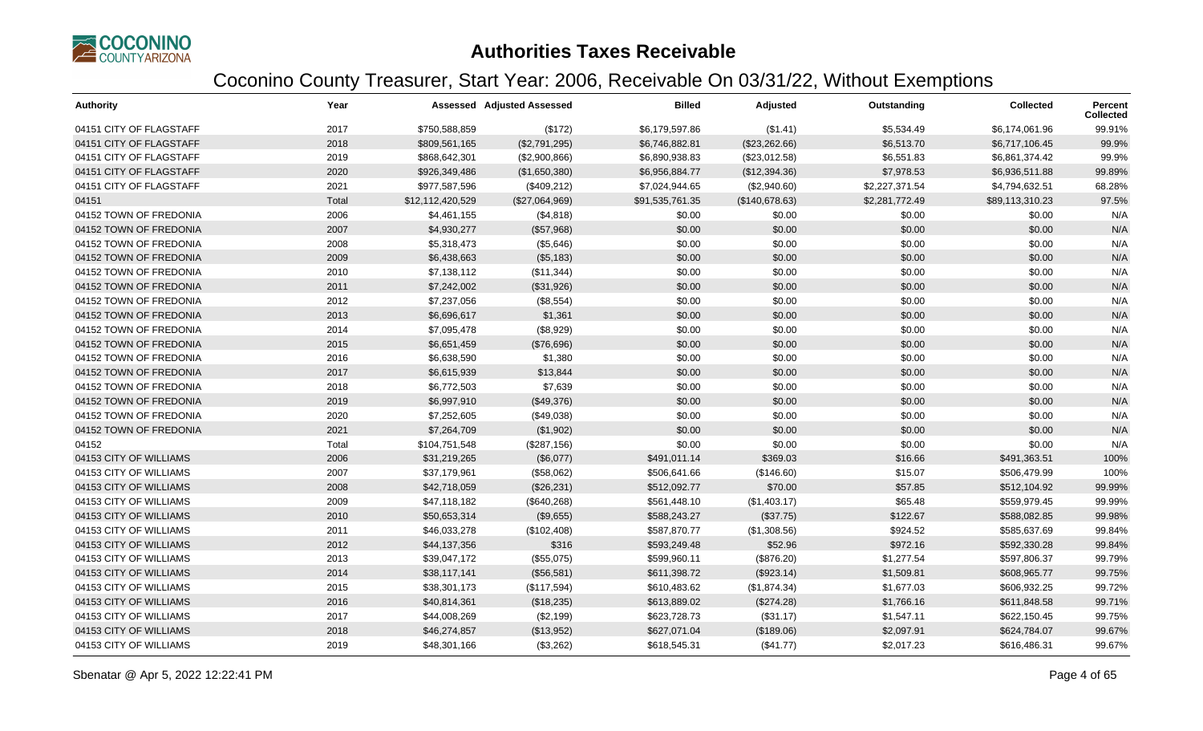# Authorities Taxes Receivable

## Coconino County Treasurer, Start Year: 2006, Receivable On 03/31/22, Without Exemptions

| Authority | Year | Assessed | Adjusted Assessed | Billed | Adjusted | Outstanding | Collected | Percent Collected |
|---|---|---|---|---|---|---|---|---|
| 04151 CITY OF FLAGSTAFF | 2017 | $750,588,859 | ($172) | $6,179,597.86 | ($1.41) | $5,534.49 | $6,174,061.96 | 99.91% |
| 04151 CITY OF FLAGSTAFF | 2018 | $809,561,165 | ($2,791,295) | $6,746,882.81 | ($23,262.66) | $6,513.70 | $6,717,106.45 | 99.9% |
| 04151 CITY OF FLAGSTAFF | 2019 | $868,642,301 | ($2,900,866) | $6,890,938.83 | ($23,012.58) | $6,551.83 | $6,861,374.42 | 99.9% |
| 04151 CITY OF FLAGSTAFF | 2020 | $926,349,486 | ($1,650,380) | $6,956,884.77 | ($12,394.36) | $7,978.53 | $6,936,511.88 | 99.89% |
| 04151 CITY OF FLAGSTAFF | 2021 | $977,587,596 | ($409,212) | $7,024,944.65 | ($2,940.60) | $2,227,371.54 | $4,794,632.51 | 68.28% |
| 04151 | Total | $12,112,420,529 | ($27,064,969) | $91,535,761.35 | ($140,678.63) | $2,281,772.49 | $89,113,310.23 | 97.5% |
| 04152 TOWN OF FREDONIA | 2006 | $4,461,155 | ($4,818) | $0.00 | $0.00 | $0.00 | $0.00 | N/A |
| 04152 TOWN OF FREDONIA | 2007 | $4,930,277 | ($57,968) | $0.00 | $0.00 | $0.00 | $0.00 | N/A |
| 04152 TOWN OF FREDONIA | 2008 | $5,318,473 | ($5,646) | $0.00 | $0.00 | $0.00 | $0.00 | N/A |
| 04152 TOWN OF FREDONIA | 2009 | $6,438,663 | ($5,183) | $0.00 | $0.00 | $0.00 | $0.00 | N/A |
| 04152 TOWN OF FREDONIA | 2010 | $7,138,112 | ($11,344) | $0.00 | $0.00 | $0.00 | $0.00 | N/A |
| 04152 TOWN OF FREDONIA | 2011 | $7,242,002 | ($31,926) | $0.00 | $0.00 | $0.00 | $0.00 | N/A |
| 04152 TOWN OF FREDONIA | 2012 | $7,237,056 | ($8,554) | $0.00 | $0.00 | $0.00 | $0.00 | N/A |
| 04152 TOWN OF FREDONIA | 2013 | $6,696,617 | $1,361 | $0.00 | $0.00 | $0.00 | $0.00 | N/A |
| 04152 TOWN OF FREDONIA | 2014 | $7,095,478 | ($8,929) | $0.00 | $0.00 | $0.00 | $0.00 | N/A |
| 04152 TOWN OF FREDONIA | 2015 | $6,651,459 | ($76,696) | $0.00 | $0.00 | $0.00 | $0.00 | N/A |
| 04152 TOWN OF FREDONIA | 2016 | $6,638,590 | $1,380 | $0.00 | $0.00 | $0.00 | $0.00 | N/A |
| 04152 TOWN OF FREDONIA | 2017 | $6,615,939 | $13,844 | $0.00 | $0.00 | $0.00 | $0.00 | N/A |
| 04152 TOWN OF FREDONIA | 2018 | $6,772,503 | $7,639 | $0.00 | $0.00 | $0.00 | $0.00 | N/A |
| 04152 TOWN OF FREDONIA | 2019 | $6,997,910 | ($49,376) | $0.00 | $0.00 | $0.00 | $0.00 | N/A |
| 04152 TOWN OF FREDONIA | 2020 | $7,252,605 | ($49,038) | $0.00 | $0.00 | $0.00 | $0.00 | N/A |
| 04152 TOWN OF FREDONIA | 2021 | $7,264,709 | ($1,902) | $0.00 | $0.00 | $0.00 | $0.00 | N/A |
| 04152 | Total | $104,751,548 | ($287,156) | $0.00 | $0.00 | $0.00 | $0.00 | N/A |
| 04153 CITY OF WILLIAMS | 2006 | $31,219,265 | ($6,077) | $491,011.14 | $369.03 | $16.66 | $491,363.51 | 100% |
| 04153 CITY OF WILLIAMS | 2007 | $37,179,961 | ($58,062) | $506,641.66 | ($146.60) | $15.07 | $506,479.99 | 100% |
| 04153 CITY OF WILLIAMS | 2008 | $42,718,059 | ($26,231) | $512,092.77 | $70.00 | $57.85 | $512,104.92 | 99.99% |
| 04153 CITY OF WILLIAMS | 2009 | $47,118,182 | ($640,268) | $561,448.10 | ($1,403.17) | $65.48 | $559,979.45 | 99.99% |
| 04153 CITY OF WILLIAMS | 2010 | $50,653,314 | ($9,655) | $588,243.27 | ($37.75) | $122.67 | $588,082.85 | 99.98% |
| 04153 CITY OF WILLIAMS | 2011 | $46,033,278 | ($102,408) | $587,870.77 | ($1,308.56) | $924.52 | $585,637.69 | 99.84% |
| 04153 CITY OF WILLIAMS | 2012 | $44,137,356 | $316 | $593,249.48 | $52.96 | $972.16 | $592,330.28 | 99.84% |
| 04153 CITY OF WILLIAMS | 2013 | $39,047,172 | ($55,075) | $599,960.11 | ($876.20) | $1,277.54 | $597,806.37 | 99.79% |
| 04153 CITY OF WILLIAMS | 2014 | $38,117,141 | ($56,581) | $611,398.72 | ($923.14) | $1,509.81 | $608,965.77 | 99.75% |
| 04153 CITY OF WILLIAMS | 2015 | $38,301,173 | ($117,594) | $610,483.62 | ($1,874.34) | $1,677.03 | $606,932.25 | 99.72% |
| 04153 CITY OF WILLIAMS | 2016 | $40,814,361 | ($18,235) | $613,889.02 | ($274.28) | $1,766.16 | $611,848.58 | 99.71% |
| 04153 CITY OF WILLIAMS | 2017 | $44,008,269 | ($2,199) | $623,728.73 | ($31.17) | $1,547.11 | $622,150.45 | 99.75% |
| 04153 CITY OF WILLIAMS | 2018 | $46,274,857 | ($13,952) | $627,071.04 | ($189.06) | $2,097.91 | $624,784.07 | 99.67% |
| 04153 CITY OF WILLIAMS | 2019 | $48,301,166 | ($3,262) | $618,545.31 | ($41.77) | $2,017.23 | $616,486.31 | 99.67% |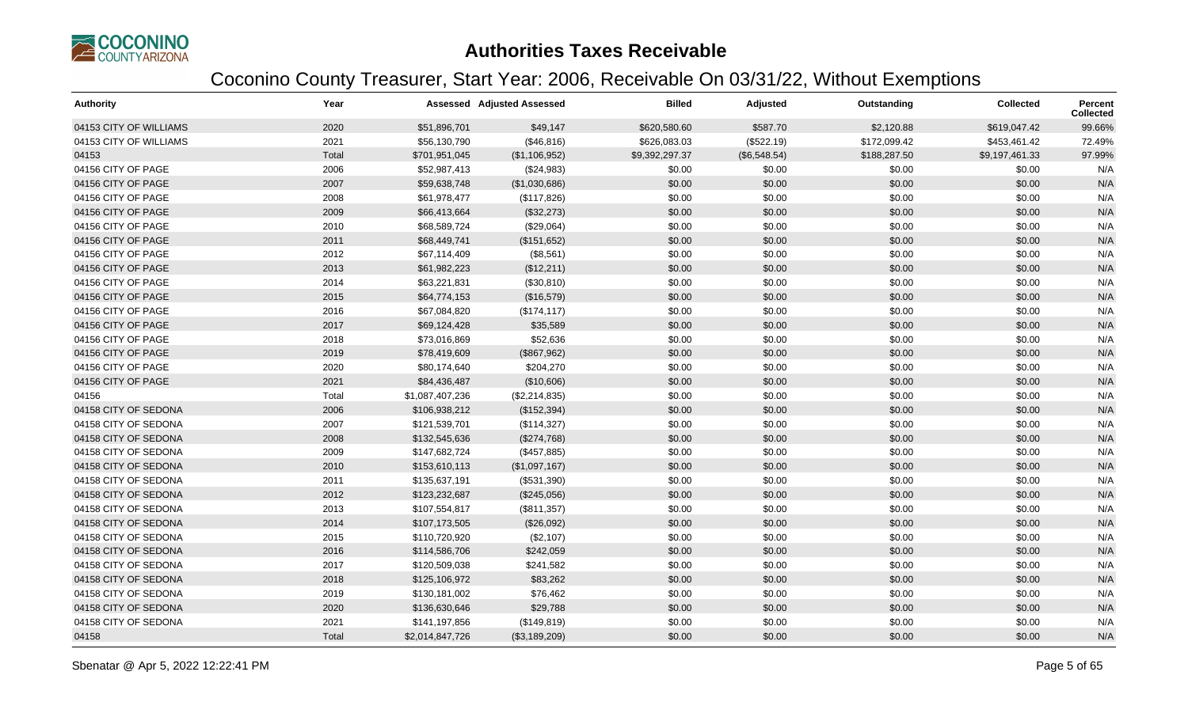# Authorities Taxes Receivable

## Coconino County Treasurer, Start Year: 2006, Receivable On 03/31/22, Without Exemptions

| Authority | Year | Assessed | Adjusted Assessed | Billed | Adjusted | Outstanding | Collected | Percent Collected |
|---|---|---|---|---|---|---|---|---|
| 04153 CITY OF WILLIAMS | 2020 | $51,896,701 | $49,147 | $620,580.60 | $587.70 | $2,120.88 | $619,047.42 | 99.66% |
| 04153 CITY OF WILLIAMS | 2021 | $56,130,790 | ($46,816) | $626,083.03 | ($522.19) | $172,099.42 | $453,461.42 | 72.49% |
| 04153 | Total | $701,951,045 | ($1,106,952) | $9,392,297.37 | ($6,548.54) | $188,287.50 | $9,197,461.33 | 97.99% |
| 04156 CITY OF PAGE | 2006 | $52,987,413 | ($24,983) | $0.00 | $0.00 | $0.00 | $0.00 | N/A |
| 04156 CITY OF PAGE | 2007 | $59,638,748 | ($1,030,686) | $0.00 | $0.00 | $0.00 | $0.00 | N/A |
| 04156 CITY OF PAGE | 2008 | $61,978,477 | ($117,826) | $0.00 | $0.00 | $0.00 | $0.00 | N/A |
| 04156 CITY OF PAGE | 2009 | $66,413,664 | ($32,273) | $0.00 | $0.00 | $0.00 | $0.00 | N/A |
| 04156 CITY OF PAGE | 2010 | $68,589,724 | ($29,064) | $0.00 | $0.00 | $0.00 | $0.00 | N/A |
| 04156 CITY OF PAGE | 2011 | $68,449,741 | ($151,652) | $0.00 | $0.00 | $0.00 | $0.00 | N/A |
| 04156 CITY OF PAGE | 2012 | $67,114,409 | ($8,561) | $0.00 | $0.00 | $0.00 | $0.00 | N/A |
| 04156 CITY OF PAGE | 2013 | $61,982,223 | ($12,211) | $0.00 | $0.00 | $0.00 | $0.00 | N/A |
| 04156 CITY OF PAGE | 2014 | $63,221,831 | ($30,810) | $0.00 | $0.00 | $0.00 | $0.00 | N/A |
| 04156 CITY OF PAGE | 2015 | $64,774,153 | ($16,579) | $0.00 | $0.00 | $0.00 | $0.00 | N/A |
| 04156 CITY OF PAGE | 2016 | $67,084,820 | ($174,117) | $0.00 | $0.00 | $0.00 | $0.00 | N/A |
| 04156 CITY OF PAGE | 2017 | $69,124,428 | $35,589 | $0.00 | $0.00 | $0.00 | $0.00 | N/A |
| 04156 CITY OF PAGE | 2018 | $73,016,869 | $52,636 | $0.00 | $0.00 | $0.00 | $0.00 | N/A |
| 04156 CITY OF PAGE | 2019 | $78,419,609 | ($867,962) | $0.00 | $0.00 | $0.00 | $0.00 | N/A |
| 04156 CITY OF PAGE | 2020 | $80,174,640 | $204,270 | $0.00 | $0.00 | $0.00 | $0.00 | N/A |
| 04156 CITY OF PAGE | 2021 | $84,436,487 | ($10,606) | $0.00 | $0.00 | $0.00 | $0.00 | N/A |
| 04156 | Total | $1,087,407,236 | ($2,214,835) | $0.00 | $0.00 | $0.00 | $0.00 | N/A |
| 04158 CITY OF SEDONA | 2006 | $106,938,212 | ($152,394) | $0.00 | $0.00 | $0.00 | $0.00 | N/A |
| 04158 CITY OF SEDONA | 2007 | $121,539,701 | ($114,327) | $0.00 | $0.00 | $0.00 | $0.00 | N/A |
| 04158 CITY OF SEDONA | 2008 | $132,545,636 | ($274,768) | $0.00 | $0.00 | $0.00 | $0.00 | N/A |
| 04158 CITY OF SEDONA | 2009 | $147,682,724 | ($457,885) | $0.00 | $0.00 | $0.00 | $0.00 | N/A |
| 04158 CITY OF SEDONA | 2010 | $153,610,113 | ($1,097,167) | $0.00 | $0.00 | $0.00 | $0.00 | N/A |
| 04158 CITY OF SEDONA | 2011 | $135,637,191 | ($531,390) | $0.00 | $0.00 | $0.00 | $0.00 | N/A |
| 04158 CITY OF SEDONA | 2012 | $123,232,687 | ($245,056) | $0.00 | $0.00 | $0.00 | $0.00 | N/A |
| 04158 CITY OF SEDONA | 2013 | $107,554,817 | ($811,357) | $0.00 | $0.00 | $0.00 | $0.00 | N/A |
| 04158 CITY OF SEDONA | 2014 | $107,173,505 | ($26,092) | $0.00 | $0.00 | $0.00 | $0.00 | N/A |
| 04158 CITY OF SEDONA | 2015 | $110,720,920 | ($2,107) | $0.00 | $0.00 | $0.00 | $0.00 | N/A |
| 04158 CITY OF SEDONA | 2016 | $114,586,706 | $242,059 | $0.00 | $0.00 | $0.00 | $0.00 | N/A |
| 04158 CITY OF SEDONA | 2017 | $120,509,038 | $241,582 | $0.00 | $0.00 | $0.00 | $0.00 | N/A |
| 04158 CITY OF SEDONA | 2018 | $125,106,972 | $83,262 | $0.00 | $0.00 | $0.00 | $0.00 | N/A |
| 04158 CITY OF SEDONA | 2019 | $130,181,002 | $76,462 | $0.00 | $0.00 | $0.00 | $0.00 | N/A |
| 04158 CITY OF SEDONA | 2020 | $136,630,646 | $29,788 | $0.00 | $0.00 | $0.00 | $0.00 | N/A |
| 04158 CITY OF SEDONA | 2021 | $141,197,856 | ($149,819) | $0.00 | $0.00 | $0.00 | $0.00 | N/A |
| 04158 | Total | $2,014,847,726 | ($3,189,209) | $0.00 | $0.00 | $0.00 | $0.00 | N/A |

Sbenatar @ Apr 5, 2022 12:22:41 PM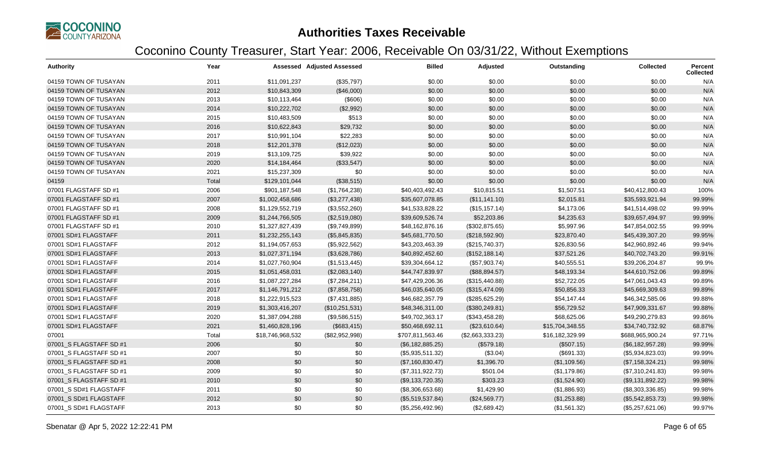# Authorities Taxes Receivable

## Coconino County Treasurer, Start Year: 2006, Receivable On 03/31/22, Without Exemptions

| Authority | Year | Assessed | Adjusted Assessed | Billed | Adjusted | Outstanding | Collected | Percent Collected |
|---|---|---|---|---|---|---|---|---|
| 04159 TOWN OF TUSAYAN | 2011 | $11,091,237 | ($35,797) | $0.00 | $0.00 | $0.00 | $0.00 | N/A |
| 04159 TOWN OF TUSAYAN | 2012 | $10,843,309 | ($46,000) | $0.00 | $0.00 | $0.00 | $0.00 | N/A |
| 04159 TOWN OF TUSAYAN | 2013 | $10,113,464 | ($606) | $0.00 | $0.00 | $0.00 | $0.00 | N/A |
| 04159 TOWN OF TUSAYAN | 2014 | $10,222,702 | ($2,992) | $0.00 | $0.00 | $0.00 | $0.00 | N/A |
| 04159 TOWN OF TUSAYAN | 2015 | $10,483,509 | $513 | $0.00 | $0.00 | $0.00 | $0.00 | N/A |
| 04159 TOWN OF TUSAYAN | 2016 | $10,622,843 | $29,732 | $0.00 | $0.00 | $0.00 | $0.00 | N/A |
| 04159 TOWN OF TUSAYAN | 2017 | $10,991,104 | $22,283 | $0.00 | $0.00 | $0.00 | $0.00 | N/A |
| 04159 TOWN OF TUSAYAN | 2018 | $12,201,378 | ($12,023) | $0.00 | $0.00 | $0.00 | $0.00 | N/A |
| 04159 TOWN OF TUSAYAN | 2019 | $13,109,725 | $39,922 | $0.00 | $0.00 | $0.00 | $0.00 | N/A |
| 04159 TOWN OF TUSAYAN | 2020 | $14,184,464 | ($33,547) | $0.00 | $0.00 | $0.00 | $0.00 | N/A |
| 04159 TOWN OF TUSAYAN | 2021 | $15,237,309 | $0 | $0.00 | $0.00 | $0.00 | $0.00 | N/A |
| 04159 | Total | $129,101,044 | ($38,515) | $0.00 | $0.00 | $0.00 | $0.00 | N/A |
| 07001 FLAGSTAFF SD #1 | 2006 | $901,187,548 | ($1,764,238) | $40,403,492.43 | $10,815.51 | $1,507.51 | $40,412,800.43 | 100% |
| 07001 FLAGSTAFF SD #1 | 2007 | $1,002,458,686 | ($3,277,438) | $35,607,078.85 | ($11,141.10) | $2,015.81 | $35,593,921.94 | 99.99% |
| 07001 FLAGSTAFF SD #1 | 2008 | $1,129,552,719 | ($3,552,260) | $41,533,828.22 | ($15,157.14) | $4,173.06 | $41,514,498.02 | 99.99% |
| 07001 FLAGSTAFF SD #1 | 2009 | $1,244,766,505 | ($2,519,080) | $39,609,526.74 | $52,203.86 | $4,235.63 | $39,657,494.97 | 99.99% |
| 07001 FLAGSTAFF SD #1 | 2010 | $1,327,827,439 | ($9,749,899) | $48,162,876.16 | ($302,875.65) | $5,997.96 | $47,854,002.55 | 99.99% |
| 07001 SD#1 FLAGSTAFF | 2011 | $1,232,255,143 | ($5,845,835) | $45,681,770.50 | ($218,592.90) | $23,870.40 | $45,439,307.20 | 99.95% |
| 07001 SD#1 FLAGSTAFF | 2012 | $1,194,057,653 | ($5,922,562) | $43,203,463.39 | ($215,740.37) | $26,830.56 | $42,960,892.46 | 99.94% |
| 07001 SD#1 FLAGSTAFF | 2013 | $1,027,371,194 | ($3,628,786) | $40,892,452.60 | ($152,188.14) | $37,521.26 | $40,702,743.20 | 99.91% |
| 07001 SD#1 FLAGSTAFF | 2014 | $1,027,760,904 | ($1,513,445) | $39,304,664.12 | ($57,903.74) | $40,555.51 | $39,206,204.87 | 99.9% |
| 07001 SD#1 FLAGSTAFF | 2015 | $1,051,458,031 | ($2,083,140) | $44,747,839.97 | ($88,894.57) | $48,193.34 | $44,610,752.06 | 99.89% |
| 07001 SD#1 FLAGSTAFF | 2016 | $1,087,227,284 | ($7,284,211) | $47,429,206.36 | ($315,440.88) | $52,722.05 | $47,061,043.43 | 99.89% |
| 07001 SD#1 FLAGSTAFF | 2017 | $1,146,791,212 | ($7,858,758) | $46,035,640.05 | ($315,474.09) | $50,856.33 | $45,669,309.63 | 99.89% |
| 07001 SD#1 FLAGSTAFF | 2018 | $1,222,915,523 | ($7,431,885) | $46,682,357.79 | ($285,625.29) | $54,147.44 | $46,342,585.06 | 99.88% |
| 07001 SD#1 FLAGSTAFF | 2019 | $1,303,416,207 | ($10,251,531) | $48,346,311.00 | ($380,249.81) | $56,729.52 | $47,909,331.67 | 99.88% |
| 07001 SD#1 FLAGSTAFF | 2020 | $1,387,094,288 | ($9,586,515) | $49,702,363.17 | ($343,458.28) | $68,625.06 | $49,290,279.83 | 99.86% |
| 07001 SD#1 FLAGSTAFF | 2021 | $1,460,828,196 | ($683,415) | $50,468,692.11 | ($23,610.64) | $15,704,348.55 | $34,740,732.92 | 68.87% |
| 07001 | Total | $18,746,968,532 | ($82,952,998) | $707,811,563.46 | ($2,663,333.23) | $16,182,329.99 | $688,965,900.24 | 97.71% |
| 07001_S FLAGSTAFF SD #1 | 2006 | $0 | $0 | ($6,182,885.25) | ($579.18) | ($507.15) | ($6,182,957.28) | 99.99% |
| 07001_S FLAGSTAFF SD #1 | 2007 | $0 | $0 | ($5,935,511.32) | ($3.04) | ($691.33) | ($5,934,823.03) | 99.99% |
| 07001_S FLAGSTAFF SD #1 | 2008 | $0 | $0 | ($7,160,830.47) | $1,396.70 | ($1,109.56) | ($7,158,324.21) | 99.98% |
| 07001_S FLAGSTAFF SD #1 | 2009 | $0 | $0 | ($7,311,922.73) | $501.04 | ($1,179.86) | ($7,310,241.83) | 99.98% |
| 07001_S FLAGSTAFF SD #1 | 2010 | $0 | $0 | ($9,133,720.35) | $303.23 | ($1,524.90) | ($9,131,892.22) | 99.98% |
| 07001_S SD#1 FLAGSTAFF | 2011 | $0 | $0 | ($8,306,653.68) | $1,429.90 | ($1,886.93) | ($8,303,336.85) | 99.98% |
| 07001_S SD#1 FLAGSTAFF | 2012 | $0 | $0 | ($5,519,537.84) | ($24,569.77) | ($1,253.88) | ($5,542,853.73) | 99.98% |
| 07001_S SD#1 FLAGSTAFF | 2013 | $0 | $0 | ($5,256,492.96) | ($2,689.42) | ($1,561.32) | ($5,257,621.06) | 99.97% |

Sbenatar @ Apr 5, 2022 12:22:41 PM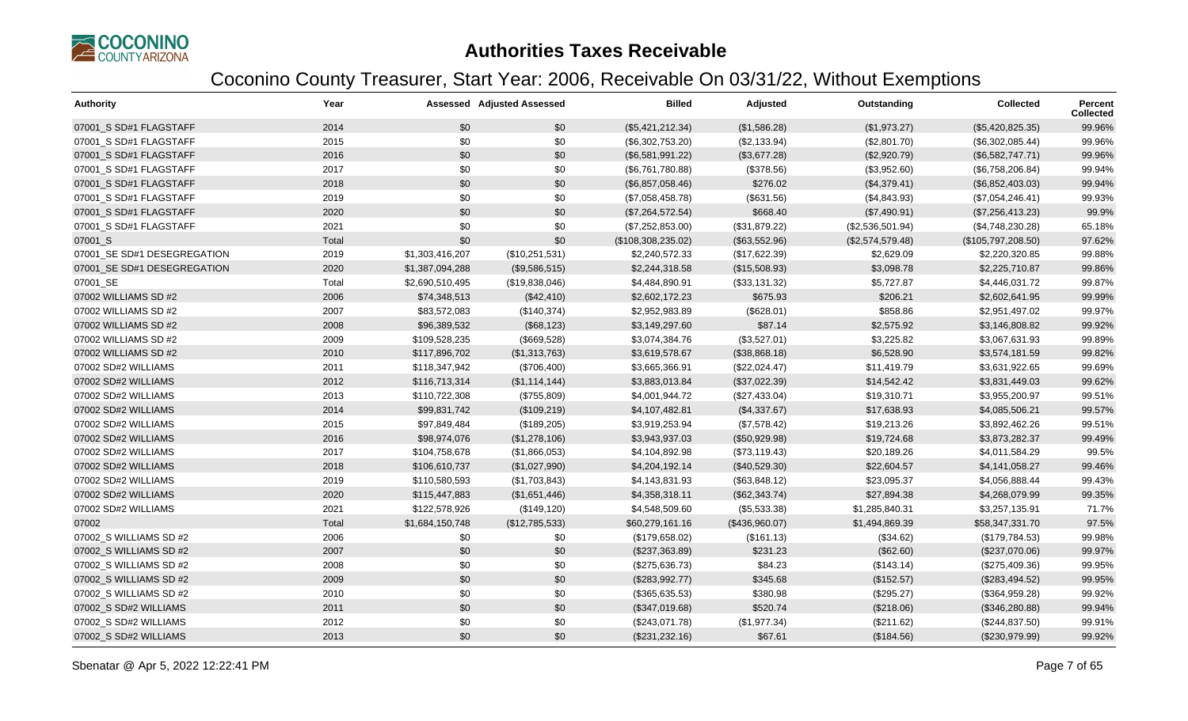# Authorities Taxes Receivable

## Coconino County Treasurer, Start Year: 2006, Receivable On 03/31/22, Without Exemptions

| Authority | Year | Assessed | Adjusted Assessed | Billed | Adjusted | Outstanding | Collected | Percent Collected |
|---|---|---|---|---|---|---|---|---|
| 07001_S SD#1 FLAGSTAFF | 2014 | $0 | $0 | ($5,421,212.34) | ($1,586.28) | ($1,973.27) | ($5,420,825.35) | 99.96% |
| 07001_S SD#1 FLAGSTAFF | 2015 | $0 | $0 | ($6,302,753.20) | ($2,133.94) | ($2,801.70) | ($6,302,085.44) | 99.96% |
| 07001_S SD#1 FLAGSTAFF | 2016 | $0 | $0 | ($6,581,991.22) | ($3,677.28) | ($2,920.79) | ($6,582,747.71) | 99.96% |
| 07001_S SD#1 FLAGSTAFF | 2017 | $0 | $0 | ($6,761,780.88) | ($378.56) | ($3,952.60) | ($6,758,206.84) | 99.94% |
| 07001_S SD#1 FLAGSTAFF | 2018 | $0 | $0 | ($6,857,058.46) | $276.02 | ($4,379.41) | ($6,852,403.03) | 99.94% |
| 07001_S SD#1 FLAGSTAFF | 2019 | $0 | $0 | ($7,058,458.78) | ($631.56) | ($4,843.93) | ($7,054,246.41) | 99.93% |
| 07001_S SD#1 FLAGSTAFF | 2020 | $0 | $0 | ($7,264,572.54) | $668.40 | ($7,490.91) | ($7,256,413.23) | 99.9% |
| 07001_S SD#1 FLAGSTAFF | 2021 | $0 | $0 | ($7,252,853.00) | ($31,879.22) | ($2,536,501.94) | ($4,748,230.28) | 65.18% |
| 07001_S | Total | $0 | $0 | ($108,308,235.02) | ($63,552.96) | ($2,574,579.48) | ($105,797,208.50) | 97.62% |
| 07001_SE SD#1 DESEGREGATION | 2019 | $1,303,416,207 | ($10,251,531) | $2,240,572.33 | ($17,622.39) | $2,629.09 | $2,220,320.85 | 99.88% |
| 07001_SE SD#1 DESEGREGATION | 2020 | $1,387,094,288 | ($9,586,515) | $2,244,318.58 | ($15,508.93) | $3,098.78 | $2,225,710.87 | 99.86% |
| 07001_SE | Total | $2,690,510,495 | ($19,838,046) | $4,484,890.91 | ($33,131.32) | $5,727.87 | $4,446,031.72 | 99.87% |
| 07002 WILLIAMS SD #2 | 2006 | $74,348,513 | ($42,410) | $2,602,172.23 | $675.93 | $206.21 | $2,602,641.95 | 99.99% |
| 07002 WILLIAMS SD #2 | 2007 | $83,572,083 | ($140,374) | $2,952,983.89 | ($628.01) | $858.86 | $2,951,497.02 | 99.97% |
| 07002 WILLIAMS SD #2 | 2008 | $96,389,532 | ($68,123) | $3,149,297.60 | $87.14 | $2,575.92 | $3,146,808.82 | 99.92% |
| 07002 WILLIAMS SD #2 | 2009 | $109,528,235 | ($669,528) | $3,074,384.76 | ($3,527.01) | $3,225.82 | $3,067,631.93 | 99.89% |
| 07002 WILLIAMS SD #2 | 2010 | $117,896,702 | ($1,313,763) | $3,619,578.67 | ($38,868.18) | $6,528.90 | $3,574,181.59 | 99.82% |
| 07002 SD#2 WILLIAMS | 2011 | $118,347,942 | ($706,400) | $3,665,366.91 | ($22,024.47) | $11,419.79 | $3,631,922.65 | 99.69% |
| 07002 SD#2 WILLIAMS | 2012 | $116,713,314 | ($1,114,144) | $3,883,013.84 | ($37,022.39) | $14,542.42 | $3,831,449.03 | 99.62% |
| 07002 SD#2 WILLIAMS | 2013 | $110,722,308 | ($755,809) | $4,001,944.72 | ($27,433.04) | $19,310.71 | $3,955,200.97 | 99.51% |
| 07002 SD#2 WILLIAMS | 2014 | $99,831,742 | ($109,219) | $4,107,482.81 | ($4,337.67) | $17,638.93 | $4,085,506.21 | 99.57% |
| 07002 SD#2 WILLIAMS | 2015 | $97,849,484 | ($189,205) | $3,919,253.94 | ($7,578.42) | $19,213.26 | $3,892,462.26 | 99.51% |
| 07002 SD#2 WILLIAMS | 2016 | $98,974,076 | ($1,278,106) | $3,943,937.03 | ($50,929.98) | $19,724.68 | $3,873,282.37 | 99.49% |
| 07002 SD#2 WILLIAMS | 2017 | $104,758,698 | ($1,866,053) | $4,104,892.98 | ($73,119.43) | $20,189.26 | $4,011,584.29 | 99.5% |
| 07002 SD#2 WILLIAMS | 2018 | $106,610,737 | ($1,027,990) | $4,204,192.14 | ($40,529.30) | $22,604.57 | $4,141,058.27 | 99.46% |
| 07002 SD#2 WILLIAMS | 2019 | $110,580,593 | ($1,703,843) | $4,143,831.93 | ($63,848.12) | $23,095.37 | $4,056,888.44 | 99.43% |
| 07002 SD#2 WILLIAMS | 2020 | $115,447,883 | ($1,651,446) | $4,358,318.11 | ($62,343.74) | $27,894.38 | $4,268,079.99 | 99.35% |
| 07002 SD#2 WILLIAMS | 2021 | $122,578,926 | ($149,120) | $4,548,509.60 | ($5,533.38) | $1,285,840.31 | $3,257,135.91 | 71.7% |
| 07002 | Total | $1,684,150,748 | ($12,785,533) | $60,279,161.16 | ($436,960.07) | $1,494,869.39 | $58,347,331.70 | 97.5% |
| 07002_S WILLIAMS SD #2 | 2006 | $0 | $0 | ($179,658.02) | ($161.13) | ($34.62) | ($179,784.53) | 99.98% |
| 07002_S WILLIAMS SD #2 | 2007 | $0 | $0 | ($237,363.89) | $231.23 | ($62.60) | ($237,070.06) | 99.97% |
| 07002_S WILLIAMS SD #2 | 2008 | $0 | $0 | ($275,636.73) | $84.23 | ($143.14) | ($275,409.36) | 99.95% |
| 07002_S WILLIAMS SD #2 | 2009 | $0 | $0 | ($283,992.77) | $345.68 | ($152.57) | ($283,494.52) | 99.95% |
| 07002_S WILLIAMS SD #2 | 2010 | $0 | $0 | ($365,635.53) | $380.98 | ($295.27) | ($364,959.28) | 99.92% |
| 07002_S SD#2 WILLIAMS | 2011 | $0 | $0 | ($347,019.68) | $520.74 | ($218.06) | ($346,280.88) | 99.94% |
| 07002_S SD#2 WILLIAMS | 2012 | $0 | $0 | ($243,071.78) | ($1,977.34) | ($211.62) | ($244,837.50) | 99.91% |
| 07002_S SD#2 WILLIAMS | 2013 | $0 | $0 | ($231,232.16) | $67.61 | ($184.56) | ($230,979.99) | 99.92% |

Sbenatar @ Apr 5, 2022 12:22:41 PM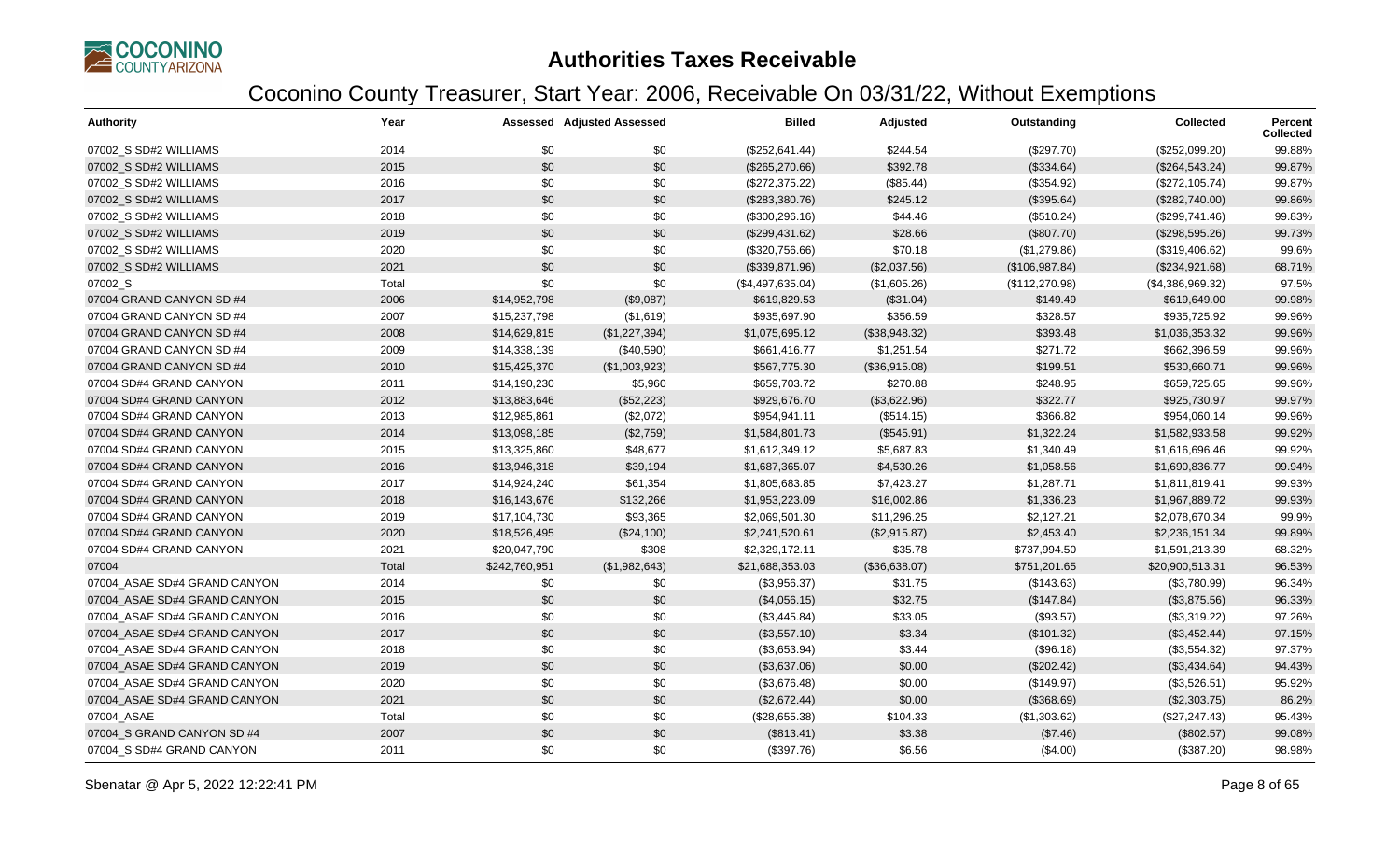# Authorities Taxes Receivable

## Coconino County Treasurer, Start Year: 2006, Receivable On 03/31/22, Without Exemptions

| Authority | Year | Assessed | Adjusted Assessed | Billed | Adjusted | Outstanding | Collected | Percent Collected |
|---|---|---|---|---|---|---|---|---|
| 07002_S SD#2 WILLIAMS | 2014 | $0 | $0 | ($252,641.44) | $244.54 | ($297.70) | ($252,099.20) | 99.88% |
| 07002_S SD#2 WILLIAMS | 2015 | $0 | $0 | ($265,270.66) | $392.78 | ($334.64) | ($264,543.24) | 99.87% |
| 07002_S SD#2 WILLIAMS | 2016 | $0 | $0 | ($272,375.22) | ($85.44) | ($354.92) | ($272,105.74) | 99.87% |
| 07002_S SD#2 WILLIAMS | 2017 | $0 | $0 | ($283,380.76) | $245.12 | ($395.64) | ($282,740.00) | 99.86% |
| 07002_S SD#2 WILLIAMS | 2018 | $0 | $0 | ($300,296.16) | $44.46 | ($510.24) | ($299,741.46) | 99.83% |
| 07002_S SD#2 WILLIAMS | 2019 | $0 | $0 | ($299,431.62) | $28.66 | ($807.70) | ($298,595.26) | 99.73% |
| 07002_S SD#2 WILLIAMS | 2020 | $0 | $0 | ($320,756.66) | $70.18 | ($1,279.86) | ($319,406.62) | 99.6% |
| 07002_S SD#2 WILLIAMS | 2021 | $0 | $0 | ($339,871.96) | ($2,037.56) | ($106,987.84) | ($234,921.68) | 68.71% |
| 07002_S | Total | $0 | $0 | ($4,497,635.04) | ($1,605.26) | ($112,270.98) | ($4,386,969.32) | 97.5% |
| 07004 GRAND CANYON SD #4 | 2006 | $14,952,798 | ($9,087) | $619,829.53 | ($31.04) | $149.49 | $619,649.00 | 99.98% |
| 07004 GRAND CANYON SD #4 | 2007 | $15,237,798 | ($1,619) | $935,697.90 | $356.59 | $328.57 | $935,725.92 | 99.96% |
| 07004 GRAND CANYON SD #4 | 2008 | $14,629,815 | ($1,227,394) | $1,075,695.12 | ($38,948.32) | $393.48 | $1,036,353.32 | 99.96% |
| 07004 GRAND CANYON SD #4 | 2009 | $14,338,139 | ($40,590) | $661,416.77 | $1,251.54 | $271.72 | $662,396.59 | 99.96% |
| 07004 GRAND CANYON SD #4 | 2010 | $15,425,370 | ($1,003,923) | $567,775.30 | ($36,915.08) | $199.51 | $530,660.71 | 99.96% |
| 07004 SD#4 GRAND CANYON | 2011 | $14,190,230 | $5,960 | $659,703.72 | $270.88 | $248.95 | $659,725.65 | 99.96% |
| 07004 SD#4 GRAND CANYON | 2012 | $13,883,646 | ($52,223) | $929,676.70 | ($3,622.96) | $322.77 | $925,730.97 | 99.97% |
| 07004 SD#4 GRAND CANYON | 2013 | $12,985,861 | ($2,072) | $954,941.11 | ($514.15) | $366.82 | $954,060.14 | 99.96% |
| 07004 SD#4 GRAND CANYON | 2014 | $13,098,185 | ($2,759) | $1,584,801.73 | ($545.91) | $1,322.24 | $1,582,933.58 | 99.92% |
| 07004 SD#4 GRAND CANYON | 2015 | $13,325,860 | $48,677 | $1,612,349.12 | $5,687.83 | $1,340.49 | $1,616,696.46 | 99.92% |
| 07004 SD#4 GRAND CANYON | 2016 | $13,946,318 | $39,194 | $1,687,365.07 | $4,530.26 | $1,058.56 | $1,690,836.77 | 99.94% |
| 07004 SD#4 GRAND CANYON | 2017 | $14,924,240 | $61,354 | $1,805,683.85 | $7,423.27 | $1,287.71 | $1,811,819.41 | 99.93% |
| 07004 SD#4 GRAND CANYON | 2018 | $16,143,676 | $132,266 | $1,953,223.09 | $16,002.86 | $1,336.23 | $1,967,889.72 | 99.93% |
| 07004 SD#4 GRAND CANYON | 2019 | $17,104,730 | $93,365 | $2,069,501.30 | $11,296.25 | $2,127.21 | $2,078,670.34 | 99.9% |
| 07004 SD#4 GRAND CANYON | 2020 | $18,526,495 | ($24,100) | $2,241,520.61 | ($2,915.87) | $2,453.40 | $2,236,151.34 | 99.89% |
| 07004 SD#4 GRAND CANYON | 2021 | $20,047,790 | $308 | $2,329,172.11 | $35.78 | $737,994.50 | $1,591,213.39 | 68.32% |
| 07004 | Total | $242,760,951 | ($1,982,643) | $21,688,353.03 | ($36,638.07) | $751,201.65 | $20,900,513.31 | 96.53% |
| 07004_ASAE SD#4 GRAND CANYON | 2014 | $0 | $0 | ($3,956.37) | $31.75 | ($143.63) | ($3,780.99) | 96.34% |
| 07004_ASAE SD#4 GRAND CANYON | 2015 | $0 | $0 | ($4,056.15) | $32.75 | ($147.84) | ($3,875.56) | 96.33% |
| 07004_ASAE SD#4 GRAND CANYON | 2016 | $0 | $0 | ($3,445.84) | $33.05 | ($93.57) | ($3,319.22) | 97.26% |
| 07004_ASAE SD#4 GRAND CANYON | 2017 | $0 | $0 | ($3,557.10) | $3.34 | ($101.32) | ($3,452.44) | 97.15% |
| 07004_ASAE SD#4 GRAND CANYON | 2018 | $0 | $0 | ($3,653.94) | $3.44 | ($96.18) | ($3,554.32) | 97.37% |
| 07004_ASAE SD#4 GRAND CANYON | 2019 | $0 | $0 | ($3,637.06) | $0.00 | ($202.42) | ($3,434.64) | 94.43% |
| 07004_ASAE SD#4 GRAND CANYON | 2020 | $0 | $0 | ($3,676.48) | $0.00 | ($149.97) | ($3,526.51) | 95.92% |
| 07004_ASAE SD#4 GRAND CANYON | 2021 | $0 | $0 | ($2,672.44) | $0.00 | ($368.69) | ($2,303.75) | 86.2% |
| 07004_ASAE | Total | $0 | $0 | ($28,655.38) | $104.33 | ($1,303.62) | ($27,247.43) | 95.43% |
| 07004_S GRAND CANYON SD #4 | 2007 | $0 | $0 | ($813.41) | $3.38 | ($7.46) | ($802.57) | 99.08% |
| 07004_S SD#4 GRAND CANYON | 2011 | $0 | $0 | ($397.76) | $6.56 | ($4.00) | ($387.20) | 98.98% |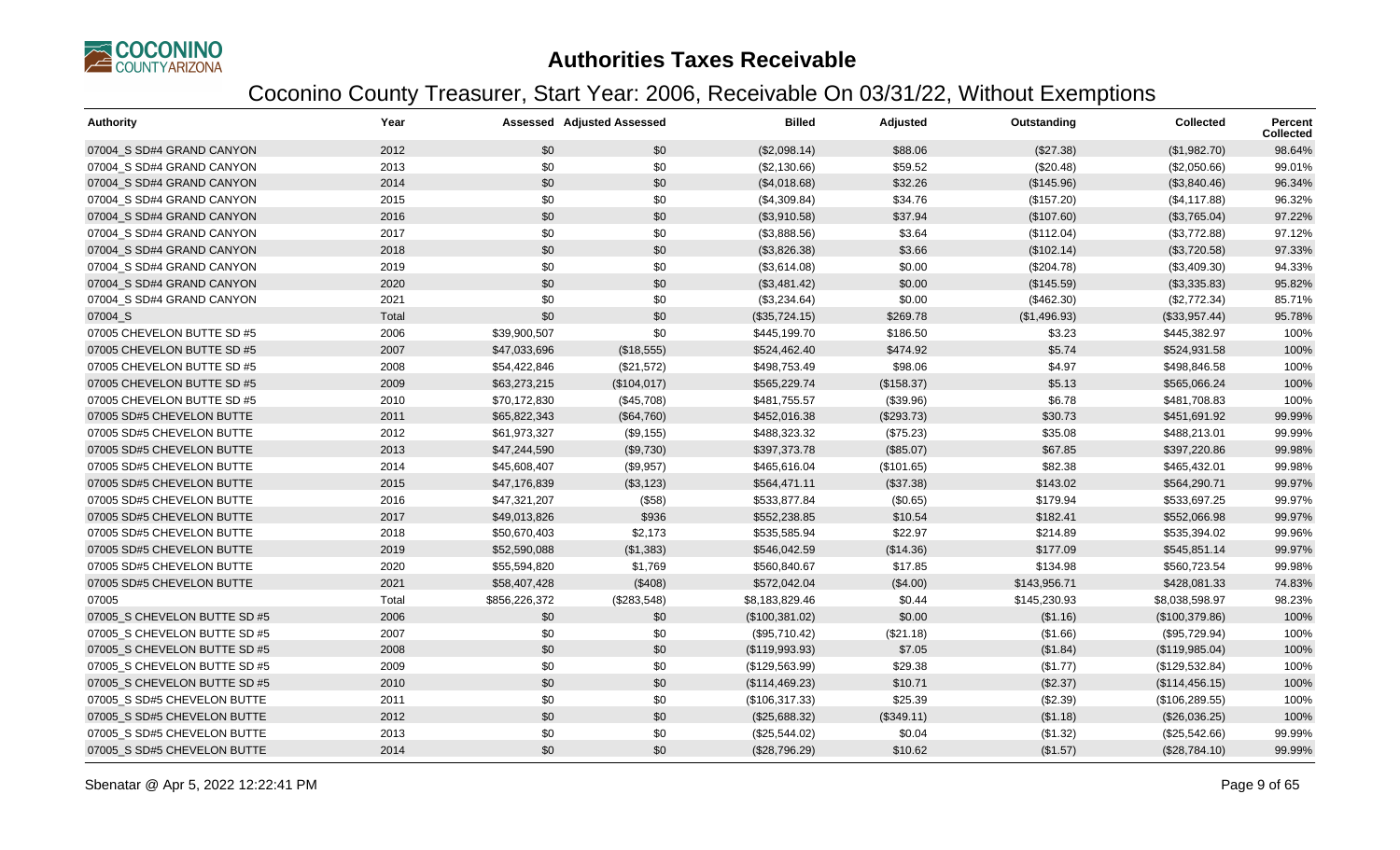# Authorities Taxes Receivable

## Coconino County Treasurer, Start Year: 2006, Receivable On 03/31/22, Without Exemptions

| Authority | Year | Assessed | Adjusted Assessed | Billed | Adjusted | Outstanding | Collected | Percent Collected |
|---|---|---|---|---|---|---|---|---|
| 07004_S SD#4 GRAND CANYON | 2012 | $0 | $0 | ($2,098.14) | $88.06 | ($27.38) | ($1,982.70) | 98.64% |
| 07004_S SD#4 GRAND CANYON | 2013 | $0 | $0 | ($2,130.66) | $59.52 | ($20.48) | ($2,050.66) | 99.01% |
| 07004_S SD#4 GRAND CANYON | 2014 | $0 | $0 | ($4,018.68) | $32.26 | ($145.96) | ($3,840.46) | 96.34% |
| 07004_S SD#4 GRAND CANYON | 2015 | $0 | $0 | ($4,309.84) | $34.76 | ($157.20) | ($4,117.88) | 96.32% |
| 07004_S SD#4 GRAND CANYON | 2016 | $0 | $0 | ($3,910.58) | $37.94 | ($107.60) | ($3,765.04) | 97.22% |
| 07004_S SD#4 GRAND CANYON | 2017 | $0 | $0 | ($3,888.56) | $3.64 | ($112.04) | ($3,772.88) | 97.12% |
| 07004_S SD#4 GRAND CANYON | 2018 | $0 | $0 | ($3,826.38) | $3.66 | ($102.14) | ($3,720.58) | 97.33% |
| 07004_S SD#4 GRAND CANYON | 2019 | $0 | $0 | ($3,614.08) | $0.00 | ($204.78) | ($3,409.30) | 94.33% |
| 07004_S SD#4 GRAND CANYON | 2020 | $0 | $0 | ($3,481.42) | $0.00 | ($145.59) | ($3,335.83) | 95.82% |
| 07004_S SD#4 GRAND CANYON | 2021 | $0 | $0 | ($3,234.64) | $0.00 | ($462.30) | ($2,772.34) | 85.71% |
| 07004_S | Total | $0 | $0 | ($35,724.15) | $269.78 | ($1,496.93) | ($33,957.44) | 95.78% |
| 07005 CHEVELON BUTTE SD #5 | 2006 | $39,900,507 | $0 | $445,199.70 | $186.50 | $3.23 | $445,382.97 | 100% |
| 07005 CHEVELON BUTTE SD #5 | 2007 | $47,033,696 | ($18,555) | $524,462.40 | $474.92 | $5.74 | $524,931.58 | 100% |
| 07005 CHEVELON BUTTE SD #5 | 2008 | $54,422,846 | ($21,572) | $498,753.49 | $98.06 | $4.97 | $498,846.58 | 100% |
| 07005 CHEVELON BUTTE SD #5 | 2009 | $63,273,215 | ($104,017) | $565,229.74 | ($158.37) | $5.13 | $565,066.24 | 100% |
| 07005 CHEVELON BUTTE SD #5 | 2010 | $70,172,830 | ($45,708) | $481,755.57 | ($39.96) | $6.78 | $481,708.83 | 100% |
| 07005 SD#5 CHEVELON BUTTE | 2011 | $65,822,343 | ($64,760) | $452,016.38 | ($293.73) | $30.73 | $451,691.92 | 99.99% |
| 07005 SD#5 CHEVELON BUTTE | 2012 | $61,973,327 | ($9,155) | $488,323.32 | ($75.23) | $35.08 | $488,213.01 | 99.99% |
| 07005 SD#5 CHEVELON BUTTE | 2013 | $47,244,590 | ($9,730) | $397,373.78 | ($85.07) | $67.85 | $397,220.86 | 99.98% |
| 07005 SD#5 CHEVELON BUTTE | 2014 | $45,608,407 | ($9,957) | $465,616.04 | ($101.65) | $82.38 | $465,432.01 | 99.98% |
| 07005 SD#5 CHEVELON BUTTE | 2015 | $47,176,839 | ($3,123) | $564,471.11 | ($37.38) | $143.02 | $564,290.71 | 99.97% |
| 07005 SD#5 CHEVELON BUTTE | 2016 | $47,321,207 | ($58) | $533,877.84 | ($0.65) | $179.94 | $533,697.25 | 99.97% |
| 07005 SD#5 CHEVELON BUTTE | 2017 | $49,013,826 | $936 | $552,238.85 | $10.54 | $182.41 | $552,066.98 | 99.97% |
| 07005 SD#5 CHEVELON BUTTE | 2018 | $50,670,403 | $2,173 | $535,585.94 | $22.97 | $214.89 | $535,394.02 | 99.96% |
| 07005 SD#5 CHEVELON BUTTE | 2019 | $52,590,088 | ($1,383) | $546,042.59 | ($14.36) | $177.09 | $545,851.14 | 99.97% |
| 07005 SD#5 CHEVELON BUTTE | 2020 | $55,594,820 | $1,769 | $560,840.67 | $17.85 | $134.98 | $560,723.54 | 99.98% |
| 07005 SD#5 CHEVELON BUTTE | 2021 | $58,407,428 | ($408) | $572,042.04 | ($4.00) | $143,956.71 | $428,081.33 | 74.83% |
| 07005 | Total | $856,226,372 | ($283,548) | $8,183,829.46 | $0.44 | $145,230.93 | $8,038,598.97 | 98.23% |
| 07005_S CHEVELON BUTTE SD #5 | 2006 | $0 | $0 | ($100,381.02) | $0.00 | ($1.16) | ($100,379.86) | 100% |
| 07005_S CHEVELON BUTTE SD #5 | 2007 | $0 | $0 | ($95,710.42) | ($21.18) | ($1.66) | ($95,729.94) | 100% |
| 07005_S CHEVELON BUTTE SD #5 | 2008 | $0 | $0 | ($119,993.93) | $7.05 | ($1.84) | ($119,985.04) | 100% |
| 07005_S CHEVELON BUTTE SD #5 | 2009 | $0 | $0 | ($129,563.99) | $29.38 | ($1.77) | ($129,532.84) | 100% |
| 07005_S CHEVELON BUTTE SD #5 | 2010 | $0 | $0 | ($114,469.23) | $10.71 | ($2.37) | ($114,456.15) | 100% |
| 07005_S SD#5 CHEVELON BUTTE | 2011 | $0 | $0 | ($106,317.33) | $25.39 | ($2.39) | ($106,289.55) | 100% |
| 07005_S SD#5 CHEVELON BUTTE | 2012 | $0 | $0 | ($25,688.32) | ($349.11) | ($1.18) | ($26,036.25) | 100% |
| 07005_S SD#5 CHEVELON BUTTE | 2013 | $0 | $0 | ($25,544.02) | $0.04 | ($1.32) | ($25,542.66) | 99.99% |
| 07005_S SD#5 CHEVELON BUTTE | 2014 | $0 | $0 | ($28,796.29) | $10.62 | ($1.57) | ($28,784.10) | 99.99% |

Sbenatar @ Apr 5, 2022 12:22:41 PM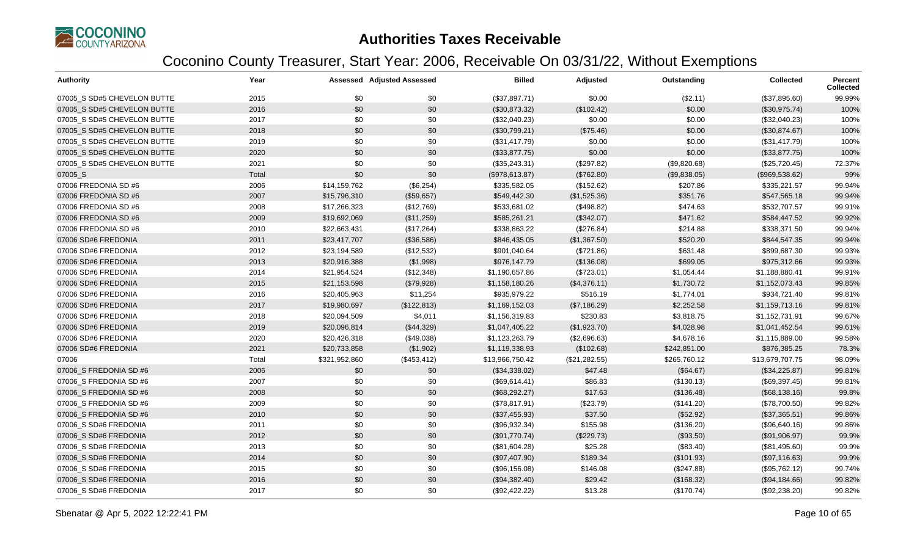# Authorities Taxes Receivable

## Coconino County Treasurer, Start Year: 2006, Receivable On 03/31/22, Without Exemptions

| Authority | Year | Assessed | Adjusted Assessed | Billed | Adjusted | Outstanding | Collected | Percent Collected |
|---|---|---|---|---|---|---|---|---|
| 07005_S SD#5 CHEVELON BUTTE | 2015 | $0 | $0 | ($37,897.71) | $0.00 | ($2.11) | ($37,895.60) | 99.99% |
| 07005_S SD#5 CHEVELON BUTTE | 2016 | $0 | $0 | ($30,873.32) | ($102.42) | $0.00 | ($30,975.74) | 100% |
| 07005_S SD#5 CHEVELON BUTTE | 2017 | $0 | $0 | ($32,040.23) | $0.00 | $0.00 | ($32,040.23) | 100% |
| 07005_S SD#5 CHEVELON BUTTE | 2018 | $0 | $0 | ($30,799.21) | ($75.46) | $0.00 | ($30,874.67) | 100% |
| 07005_S SD#5 CHEVELON BUTTE | 2019 | $0 | $0 | ($31,417.79) | $0.00 | $0.00 | ($31,417.79) | 100% |
| 07005_S SD#5 CHEVELON BUTTE | 2020 | $0 | $0 | ($33,877.75) | $0.00 | $0.00 | ($33,877.75) | 100% |
| 07005_S SD#5 CHEVELON BUTTE | 2021 | $0 | $0 | ($35,243.31) | ($297.82) | ($9,820.68) | ($25,720.45) | 72.37% |
| 07005_S | Total | $0 | $0 | ($978,613.87) | ($762.80) | ($9,838.05) | ($969,538.62) | 99% |
| 07006 FREDONIA SD #6 | 2006 | $14,159,762 | ($6,254) | $335,582.05 | ($152.62) | $207.86 | $335,221.57 | 99.94% |
| 07006 FREDONIA SD #6 | 2007 | $15,796,310 | ($59,657) | $549,442.30 | ($1,525.36) | $351.76 | $547,565.18 | 99.94% |
| 07006 FREDONIA SD #6 | 2008 | $17,266,323 | ($12,769) | $533,681.02 | ($498.82) | $474.63 | $532,707.57 | 99.91% |
| 07006 FREDONIA SD #6 | 2009 | $19,692,069 | ($11,259) | $585,261.21 | ($342.07) | $471.62 | $584,447.52 | 99.92% |
| 07006 FREDONIA SD #6 | 2010 | $22,663,431 | ($17,264) | $338,863.22 | ($276.84) | $214.88 | $338,371.50 | 99.94% |
| 07006 SD#6 FREDONIA | 2011 | $23,417,707 | ($36,586) | $846,435.05 | ($1,367.50) | $520.20 | $844,547.35 | 99.94% |
| 07006 SD#6 FREDONIA | 2012 | $23,194,589 | ($12,532) | $901,040.64 | ($721.86) | $631.48 | $899,687.30 | 99.93% |
| 07006 SD#6 FREDONIA | 2013 | $20,916,388 | ($1,998) | $976,147.79 | ($136.08) | $699.05 | $975,312.66 | 99.93% |
| 07006 SD#6 FREDONIA | 2014 | $21,954,524 | ($12,348) | $1,190,657.86 | ($723.01) | $1,054.44 | $1,188,880.41 | 99.91% |
| 07006 SD#6 FREDONIA | 2015 | $21,153,598 | ($79,928) | $1,158,180.26 | ($4,376.11) | $1,730.72 | $1,152,073.43 | 99.85% |
| 07006 SD#6 FREDONIA | 2016 | $20,405,963 | $11,254 | $935,979.22 | $516.19 | $1,774.01 | $934,721.40 | 99.81% |
| 07006 SD#6 FREDONIA | 2017 | $19,980,697 | ($122,813) | $1,169,152.03 | ($7,186.29) | $2,252.58 | $1,159,713.16 | 99.81% |
| 07006 SD#6 FREDONIA | 2018 | $20,094,509 | $4,011 | $1,156,319.83 | $230.83 | $3,818.75 | $1,152,731.91 | 99.67% |
| 07006 SD#6 FREDONIA | 2019 | $20,096,814 | ($44,329) | $1,047,405.22 | ($1,923.70) | $4,028.98 | $1,041,452.54 | 99.61% |
| 07006 SD#6 FREDONIA | 2020 | $20,426,318 | ($49,038) | $1,123,263.79 | ($2,696.63) | $4,678.16 | $1,115,889.00 | 99.58% |
| 07006 SD#6 FREDONIA | 2021 | $20,733,858 | ($1,902) | $1,119,338.93 | ($102.68) | $242,851.00 | $876,385.25 | 78.3% |
| 07006 | Total | $321,952,860 | ($453,412) | $13,966,750.42 | ($21,282.55) | $265,760.12 | $13,679,707.75 | 98.09% |
| 07006_S FREDONIA SD #6 | 2006 | $0 | $0 | ($34,338.02) | $47.48 | ($64.67) | ($34,225.87) | 99.81% |
| 07006_S FREDONIA SD #6 | 2007 | $0 | $0 | ($69,614.41) | $86.83 | ($130.13) | ($69,397.45) | 99.81% |
| 07006_S FREDONIA SD #6 | 2008 | $0 | $0 | ($68,292.27) | $17.63 | ($136.48) | ($68,138.16) | 99.8% |
| 07006_S FREDONIA SD #6 | 2009 | $0 | $0 | ($78,817.91) | ($23.79) | ($141.20) | ($78,700.50) | 99.82% |
| 07006_S FREDONIA SD #6 | 2010 | $0 | $0 | ($37,455.93) | $37.50 | ($52.92) | ($37,365.51) | 99.86% |
| 07006_S SD#6 FREDONIA | 2011 | $0 | $0 | ($96,932.34) | $155.98 | ($136.20) | ($96,640.16) | 99.86% |
| 07006_S SD#6 FREDONIA | 2012 | $0 | $0 | ($91,770.74) | ($229.73) | ($93.50) | ($91,906.97) | 99.9% |
| 07006_S SD#6 FREDONIA | 2013 | $0 | $0 | ($81,604.28) | $25.28 | ($83.40) | ($81,495.60) | 99.9% |
| 07006_S SD#6 FREDONIA | 2014 | $0 | $0 | ($97,407.90) | $189.34 | ($101.93) | ($97,116.63) | 99.9% |
| 07006_S SD#6 FREDONIA | 2015 | $0 | $0 | ($96,156.08) | $146.08 | ($247.88) | ($95,762.12) | 99.74% |
| 07006_S SD#6 FREDONIA | 2016 | $0 | $0 | ($94,382.40) | $29.42 | ($168.32) | ($94,184.66) | 99.82% |
| 07006_S SD#6 FREDONIA | 2017 | $0 | $0 | ($92,422.22) | $13.28 | ($170.74) | ($92,238.20) | 99.82% |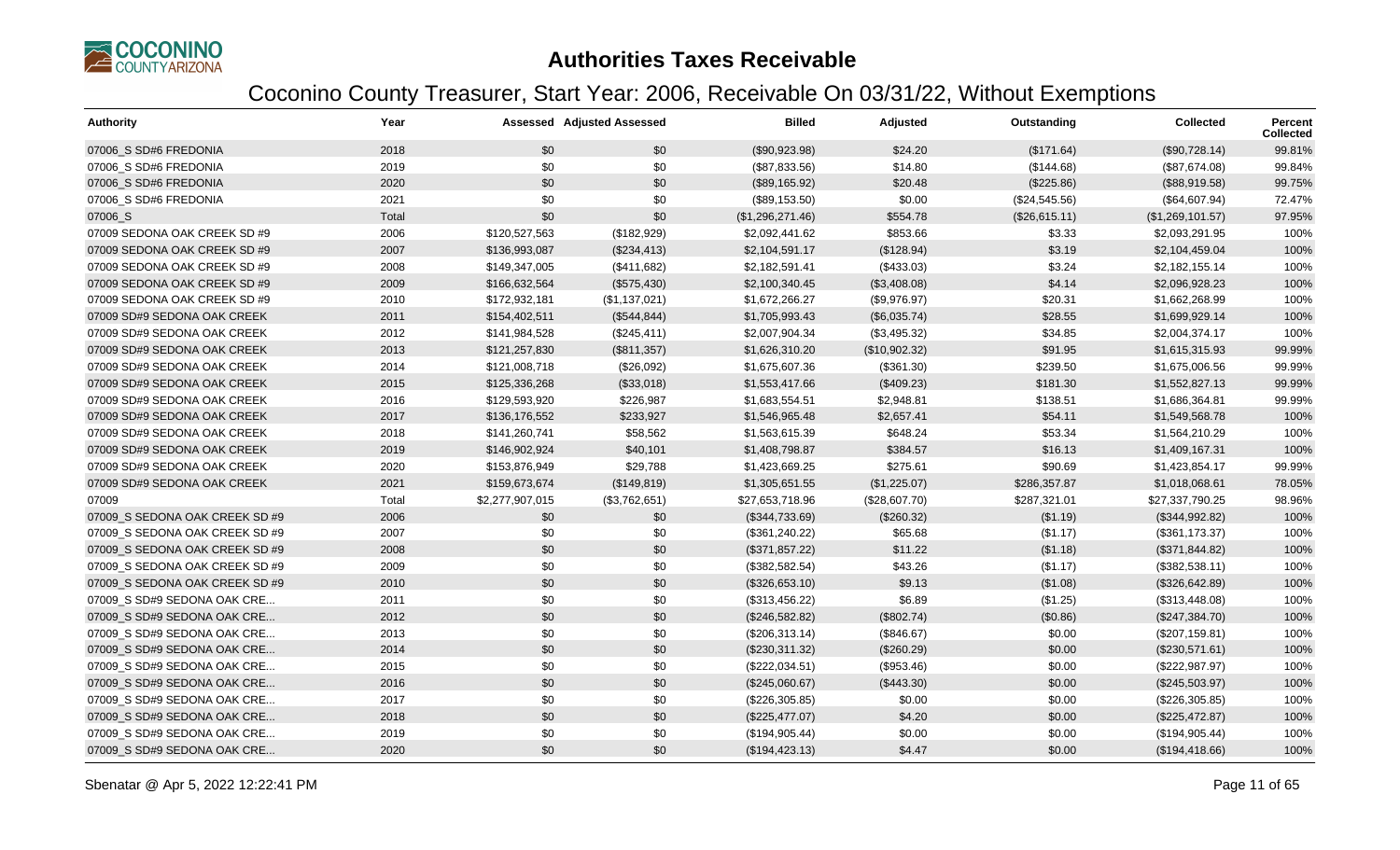# Authorities Taxes Receivable

## Coconino County Treasurer, Start Year: 2006, Receivable On 03/31/22, Without Exemptions

| Authority | Year | Assessed | Adjusted Assessed | Billed | Adjusted | Outstanding | Collected | Percent Collected |
|---|---|---|---|---|---|---|---|---|
| 07006_S SD#6 FREDONIA | 2018 | $0 | $0 | ($90,923.98) | $24.20 | ($171.64) | ($90,728.14) | 99.81% |
| 07006_S SD#6 FREDONIA | 2019 | $0 | $0 | ($87,833.56) | $14.80 | ($144.68) | ($87,674.08) | 99.84% |
| 07006_S SD#6 FREDONIA | 2020 | $0 | $0 | ($89,165.92) | $20.48 | ($225.86) | ($88,919.58) | 99.75% |
| 07006_S SD#6 FREDONIA | 2021 | $0 | $0 | ($89,153.50) | $0.00 | ($24,545.56) | ($64,607.94) | 72.47% |
| 07006_S | Total | $0 | $0 | ($1,296,271.46) | $554.78 | ($26,615.11) | ($1,269,101.57) | 97.95% |
| 07009 SEDONA OAK CREEK SD #9 | 2006 | $120,527,563 | ($182,929) | $2,092,441.62 | $853.66 | $3.33 | $2,093,291.95 | 100% |
| 07009 SEDONA OAK CREEK SD #9 | 2007 | $136,993,087 | ($234,413) | $2,104,591.17 | ($128.94) | $3.19 | $2,104,459.04 | 100% |
| 07009 SEDONA OAK CREEK SD #9 | 2008 | $149,347,005 | ($411,682) | $2,182,591.41 | ($433.03) | $3.24 | $2,182,155.14 | 100% |
| 07009 SEDONA OAK CREEK SD #9 | 2009 | $166,632,564 | ($575,430) | $2,100,340.45 | ($3,408.08) | $4.14 | $2,096,928.23 | 100% |
| 07009 SEDONA OAK CREEK SD #9 | 2010 | $172,932,181 | ($1,137,021) | $1,672,266.27 | ($9,976.97) | $20.31 | $1,662,268.99 | 100% |
| 07009 SD#9 SEDONA OAK CREEK | 2011 | $154,402,511 | ($544,844) | $1,705,993.43 | ($6,035.74) | $28.55 | $1,699,929.14 | 100% |
| 07009 SD#9 SEDONA OAK CREEK | 2012 | $141,984,528 | ($245,411) | $2,007,904.34 | ($3,495.32) | $34.85 | $2,004,374.17 | 100% |
| 07009 SD#9 SEDONA OAK CREEK | 2013 | $121,257,830 | ($811,357) | $1,626,310.20 | ($10,902.32) | $91.95 | $1,615,315.93 | 99.99% |
| 07009 SD#9 SEDONA OAK CREEK | 2014 | $121,008,718 | ($26,092) | $1,675,607.36 | ($361.30) | $239.50 | $1,675,006.56 | 99.99% |
| 07009 SD#9 SEDONA OAK CREEK | 2015 | $125,336,268 | ($33,018) | $1,553,417.66 | ($409.23) | $181.30 | $1,552,827.13 | 99.99% |
| 07009 SD#9 SEDONA OAK CREEK | 2016 | $129,593,920 | $226,987 | $1,683,554.51 | $2,948.81 | $138.51 | $1,686,364.81 | 99.99% |
| 07009 SD#9 SEDONA OAK CREEK | 2017 | $136,176,552 | $233,927 | $1,546,965.48 | $2,657.41 | $54.11 | $1,549,568.78 | 100% |
| 07009 SD#9 SEDONA OAK CREEK | 2018 | $141,260,741 | $58,562 | $1,563,615.39 | $648.24 | $53.34 | $1,564,210.29 | 100% |
| 07009 SD#9 SEDONA OAK CREEK | 2019 | $146,902,924 | $40,101 | $1,408,798.87 | $384.57 | $16.13 | $1,409,167.31 | 100% |
| 07009 SD#9 SEDONA OAK CREEK | 2020 | $153,876,949 | $29,788 | $1,423,669.25 | $275.61 | $90.69 | $1,423,854.17 | 99.99% |
| 07009 SD#9 SEDONA OAK CREEK | 2021 | $159,673,674 | ($149,819) | $1,305,651.55 | ($1,225.07) | $286,357.87 | $1,018,068.61 | 78.05% |
| 07009 | Total | $2,277,907,015 | ($3,762,651) | $27,653,718.96 | ($28,607.70) | $287,321.01 | $27,337,790.25 | 98.96% |
| 07009_S SEDONA OAK CREEK SD #9 | 2006 | $0 | $0 | ($344,733.69) | ($260.32) | ($1.19) | ($344,992.82) | 100% |
| 07009_S SEDONA OAK CREEK SD #9 | 2007 | $0 | $0 | ($361,240.22) | $65.68 | ($1.17) | ($361,173.37) | 100% |
| 07009_S SEDONA OAK CREEK SD #9 | 2008 | $0 | $0 | ($371,857.22) | $11.22 | ($1.18) | ($371,844.82) | 100% |
| 07009_S SEDONA OAK CREEK SD #9 | 2009 | $0 | $0 | ($382,582.54) | $43.26 | ($1.17) | ($382,538.11) | 100% |
| 07009_S SEDONA OAK CREEK SD #9 | 2010 | $0 | $0 | ($326,653.10) | $9.13 | ($1.08) | ($326,642.89) | 100% |
| 07009_S SD#9 SEDONA OAK CRE... | 2011 | $0 | $0 | ($313,456.22) | $6.89 | ($1.25) | ($313,448.08) | 100% |
| 07009_S SD#9 SEDONA OAK CRE... | 2012 | $0 | $0 | ($246,582.82) | ($802.74) | ($0.86) | ($247,384.70) | 100% |
| 07009_S SD#9 SEDONA OAK CRE... | 2013 | $0 | $0 | ($206,313.14) | ($846.67) | $0.00 | ($207,159.81) | 100% |
| 07009_S SD#9 SEDONA OAK CRE... | 2014 | $0 | $0 | ($230,311.32) | ($260.29) | $0.00 | ($230,571.61) | 100% |
| 07009_S SD#9 SEDONA OAK CRE... | 2015 | $0 | $0 | ($222,034.51) | ($953.46) | $0.00 | ($222,987.97) | 100% |
| 07009_S SD#9 SEDONA OAK CRE... | 2016 | $0 | $0 | ($245,060.67) | ($443.30) | $0.00 | ($245,503.97) | 100% |
| 07009_S SD#9 SEDONA OAK CRE... | 2017 | $0 | $0 | ($226,305.85) | $0.00 | $0.00 | ($226,305.85) | 100% |
| 07009_S SD#9 SEDONA OAK CRE... | 2018 | $0 | $0 | ($225,477.07) | $4.20 | $0.00 | ($225,472.87) | 100% |
| 07009_S SD#9 SEDONA OAK CRE... | 2019 | $0 | $0 | ($194,905.44) | $0.00 | $0.00 | ($194,905.44) | 100% |
| 07009_S SD#9 SEDONA OAK CRE... | 2020 | $0 | $0 | ($194,423.13) | $4.47 | $0.00 | ($194,418.66) | 100% |

Sbenatar @ Apr 5, 2022 12:22:41 PM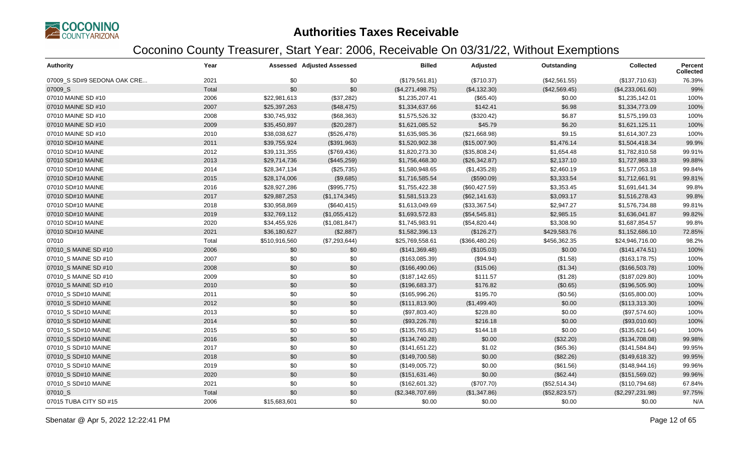# Authorities Taxes Receivable

## Coconino County Treasurer, Start Year: 2006, Receivable On 03/31/22, Without Exemptions

| Authority | Year | Assessed | Adjusted Assessed | Billed | Adjusted | Outstanding | Collected | Percent Collected |
|---|---|---|---|---|---|---|---|---|
| 07009_S SD#9 SEDONA OAK CRE... | 2021 | $0 | $0 | ($179,561.81) | ($710.37) | ($42,561.55) | ($137,710.63) | 76.39% |
| 07009_S | Total | $0 | $0 | ($4,271,498.75) | ($4,132.30) | ($42,569.45) | ($4,233,061.60) | 99% |
| 07010 MAINE SD #10 | 2006 | $22,981,613 | ($37,282) | $1,235,207.41 | ($65.40) | $0.00 | $1,235,142.01 | 100% |
| 07010 MAINE SD #10 | 2007 | $25,397,263 | ($48,475) | $1,334,637.66 | $142.41 | $6.98 | $1,334,773.09 | 100% |
| 07010 MAINE SD #10 | 2008 | $30,745,932 | ($68,363) | $1,575,526.32 | ($320.42) | $6.87 | $1,575,199.03 | 100% |
| 07010 MAINE SD #10 | 2009 | $35,450,897 | ($20,287) | $1,621,085.52 | $45.79 | $6.20 | $1,621,125.11 | 100% |
| 07010 MAINE SD #10 | 2010 | $38,038,627 | ($526,478) | $1,635,985.36 | ($21,668.98) | $9.15 | $1,614,307.23 | 100% |
| 07010 SD#10 MAINE | 2011 | $39,755,924 | ($391,963) | $1,520,902.38 | ($15,007.90) | $1,476.14 | $1,504,418.34 | 99.9% |
| 07010 SD#10 MAINE | 2012 | $39,131,355 | ($769,436) | $1,820,273.30 | ($35,808.24) | $1,654.48 | $1,782,810.58 | 99.91% |
| 07010 SD#10 MAINE | 2013 | $29,714,736 | ($445,259) | $1,756,468.30 | ($26,342.87) | $2,137.10 | $1,727,988.33 | 99.88% |
| 07010 SD#10 MAINE | 2014 | $28,347,134 | ($25,735) | $1,580,948.65 | ($1,435.28) | $2,460.19 | $1,577,053.18 | 99.84% |
| 07010 SD#10 MAINE | 2015 | $28,174,006 | ($9,685) | $1,716,585.54 | ($590.09) | $3,333.54 | $1,712,661.91 | 99.81% |
| 07010 SD#10 MAINE | 2016 | $28,927,286 | ($995,775) | $1,755,422.38 | ($60,427.59) | $3,353.45 | $1,691,641.34 | 99.8% |
| 07010 SD#10 MAINE | 2017 | $29,887,253 | ($1,174,345) | $1,581,513.23 | ($62,141.63) | $3,093.17 | $1,516,278.43 | 99.8% |
| 07010 SD#10 MAINE | 2018 | $30,958,869 | ($640,415) | $1,613,049.69 | ($33,367.54) | $2,947.27 | $1,576,734.88 | 99.81% |
| 07010 SD#10 MAINE | 2019 | $32,769,112 | ($1,055,412) | $1,693,572.83 | ($54,545.81) | $2,985.15 | $1,636,041.87 | 99.82% |
| 07010 SD#10 MAINE | 2020 | $34,455,926 | ($1,081,847) | $1,745,983.91 | ($54,820.44) | $3,308.90 | $1,687,854.57 | 99.8% |
| 07010 SD#10 MAINE | 2021 | $36,180,627 | ($2,887) | $1,582,396.13 | ($126.27) | $429,583.76 | $1,152,686.10 | 72.85% |
| 07010 | Total | $510,916,560 | ($7,293,644) | $25,769,558.61 | ($366,480.26) | $456,362.35 | $24,946,716.00 | 98.2% |
| 07010_S MAINE SD #10 | 2006 | $0 | $0 | ($141,369.48) | ($105.03) | $0.00 | ($141,474.51) | 100% |
| 07010_S MAINE SD #10 | 2007 | $0 | $0 | ($163,085.39) | ($94.94) | ($1.58) | ($163,178.75) | 100% |
| 07010_S MAINE SD #10 | 2008 | $0 | $0 | ($166,490.06) | ($15.06) | ($1.34) | ($166,503.78) | 100% |
| 07010_S MAINE SD #10 | 2009 | $0 | $0 | ($187,142.65) | $111.57 | ($1.28) | ($187,029.80) | 100% |
| 07010_S MAINE SD #10 | 2010 | $0 | $0 | ($196,683.37) | $176.82 | ($0.65) | ($196,505.90) | 100% |
| 07010_S SD#10 MAINE | 2011 | $0 | $0 | ($165,996.26) | $195.70 | ($0.56) | ($165,800.00) | 100% |
| 07010_S SD#10 MAINE | 2012 | $0 | $0 | ($111,813.90) | ($1,499.40) | $0.00 | ($113,313.30) | 100% |
| 07010_S SD#10 MAINE | 2013 | $0 | $0 | ($97,803.40) | $228.80 | $0.00 | ($97,574.60) | 100% |
| 07010_S SD#10 MAINE | 2014 | $0 | $0 | ($93,226.78) | $216.18 | $0.00 | ($93,010.60) | 100% |
| 07010_S SD#10 MAINE | 2015 | $0 | $0 | ($135,765.82) | $144.18 | $0.00 | ($135,621.64) | 100% |
| 07010_S SD#10 MAINE | 2016 | $0 | $0 | ($134,740.28) | $0.00 | ($32.20) | ($134,708.08) | 99.98% |
| 07010_S SD#10 MAINE | 2017 | $0 | $0 | ($141,651.22) | $1.02 | ($65.36) | ($141,584.84) | 99.95% |
| 07010_S SD#10 MAINE | 2018 | $0 | $0 | ($149,700.58) | $0.00 | ($82.26) | ($149,618.32) | 99.95% |
| 07010_S SD#10 MAINE | 2019 | $0 | $0 | ($149,005.72) | $0.00 | ($61.56) | ($148,944.16) | 99.96% |
| 07010_S SD#10 MAINE | 2020 | $0 | $0 | ($151,631.46) | $0.00 | ($62.44) | ($151,569.02) | 99.96% |
| 07010_S SD#10 MAINE | 2021 | $0 | $0 | ($162,601.32) | ($707.70) | ($52,514.34) | ($110,794.68) | 67.84% |
| 07010_S | Total | $0 | $0 | ($2,348,707.69) | ($1,347.86) | ($52,823.57) | ($2,297,231.98) | 97.75% |
| 07015 TUBA CITY SD #15 | 2006 | $15,683,601 | $0 | $0.00 | $0.00 | $0.00 | $0.00 | N/A |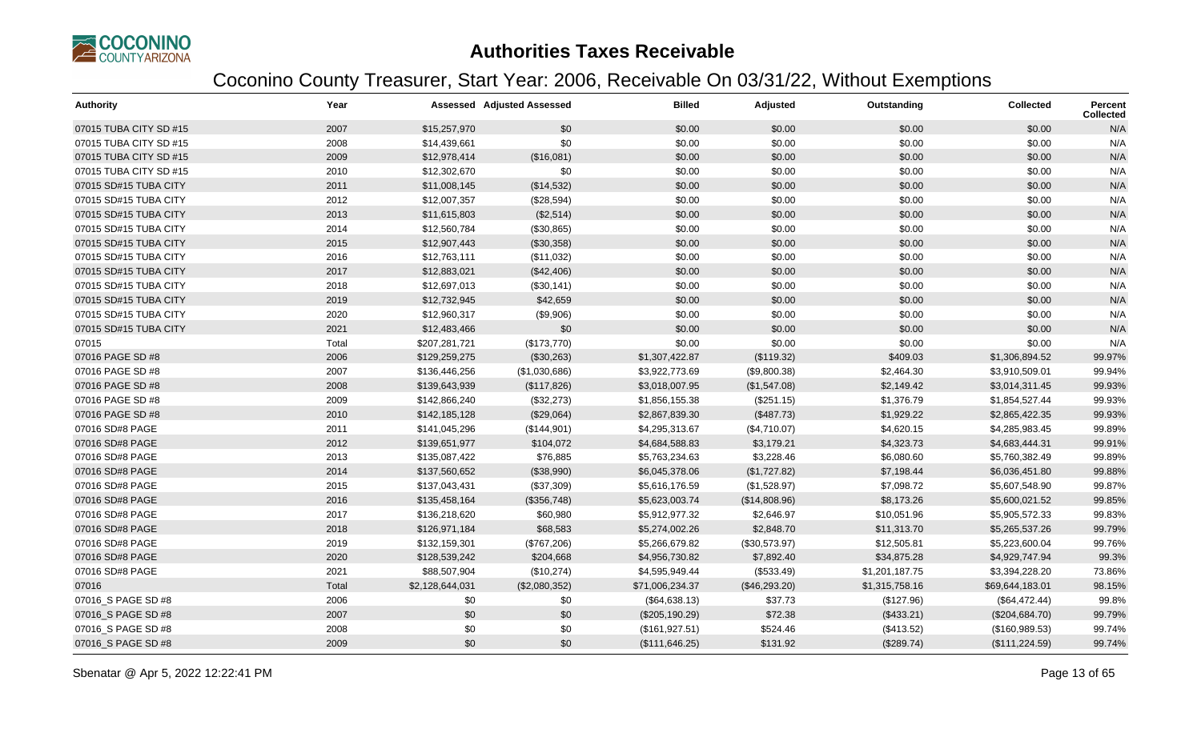# Authorities Taxes Receivable

## Coconino County Treasurer, Start Year: 2006, Receivable On 03/31/22, Without Exemptions

| Authority | Year | Assessed | Adjusted Assessed | Billed | Adjusted | Outstanding | Collected | Percent Collected |
|---|---|---|---|---|---|---|---|---|
| 07015 TUBA CITY SD #15 | 2007 | $15,257,970 | $0 | $0.00 | $0.00 | $0.00 | $0.00 | N/A |
| 07015 TUBA CITY SD #15 | 2008 | $14,439,661 | $0 | $0.00 | $0.00 | $0.00 | $0.00 | N/A |
| 07015 TUBA CITY SD #15 | 2009 | $12,978,414 | ($16,081) | $0.00 | $0.00 | $0.00 | $0.00 | N/A |
| 07015 TUBA CITY SD #15 | 2010 | $12,302,670 | $0 | $0.00 | $0.00 | $0.00 | $0.00 | N/A |
| 07015 SD#15 TUBA CITY | 2011 | $11,008,145 | ($14,532) | $0.00 | $0.00 | $0.00 | $0.00 | N/A |
| 07015 SD#15 TUBA CITY | 2012 | $12,007,357 | ($28,594) | $0.00 | $0.00 | $0.00 | $0.00 | N/A |
| 07015 SD#15 TUBA CITY | 2013 | $11,615,803 | ($2,514) | $0.00 | $0.00 | $0.00 | $0.00 | N/A |
| 07015 SD#15 TUBA CITY | 2014 | $12,560,784 | ($30,865) | $0.00 | $0.00 | $0.00 | $0.00 | N/A |
| 07015 SD#15 TUBA CITY | 2015 | $12,907,443 | ($30,358) | $0.00 | $0.00 | $0.00 | $0.00 | N/A |
| 07015 SD#15 TUBA CITY | 2016 | $12,763,111 | ($11,032) | $0.00 | $0.00 | $0.00 | $0.00 | N/A |
| 07015 SD#15 TUBA CITY | 2017 | $12,883,021 | ($42,406) | $0.00 | $0.00 | $0.00 | $0.00 | N/A |
| 07015 SD#15 TUBA CITY | 2018 | $12,697,013 | ($30,141) | $0.00 | $0.00 | $0.00 | $0.00 | N/A |
| 07015 SD#15 TUBA CITY | 2019 | $12,732,945 | $42,659 | $0.00 | $0.00 | $0.00 | $0.00 | N/A |
| 07015 SD#15 TUBA CITY | 2020 | $12,960,317 | ($9,906) | $0.00 | $0.00 | $0.00 | $0.00 | N/A |
| 07015 SD#15 TUBA CITY | 2021 | $12,483,466 | $0 | $0.00 | $0.00 | $0.00 | $0.00 | N/A |
| 07015 | Total | $207,281,721 | ($173,770) | $0.00 | $0.00 | $0.00 | $0.00 | N/A |
| 07016 PAGE SD #8 | 2006 | $129,259,275 | ($30,263) | $1,307,422.87 | ($119.32) | $409.03 | $1,306,894.52 | 99.97% |
| 07016 PAGE SD #8 | 2007 | $136,446,256 | ($1,030,686) | $3,922,773.69 | ($9,800.38) | $2,464.30 | $3,910,509.01 | 99.94% |
| 07016 PAGE SD #8 | 2008 | $139,643,939 | ($117,826) | $3,018,007.95 | ($1,547.08) | $2,149.42 | $3,014,311.45 | 99.93% |
| 07016 PAGE SD #8 | 2009 | $142,866,240 | ($32,273) | $1,856,155.38 | ($251.15) | $1,376.79 | $1,854,527.44 | 99.93% |
| 07016 PAGE SD #8 | 2010 | $142,185,128 | ($29,064) | $2,867,839.30 | ($487.73) | $1,929.22 | $2,865,422.35 | 99.93% |
| 07016 SD#8 PAGE | 2011 | $141,045,296 | ($144,901) | $4,295,313.67 | ($4,710.07) | $4,620.15 | $4,285,983.45 | 99.89% |
| 07016 SD#8 PAGE | 2012 | $139,651,977 | $104,072 | $4,684,588.83 | $3,179.21 | $4,323.73 | $4,683,444.31 | 99.91% |
| 07016 SD#8 PAGE | 2013 | $135,087,422 | $76,885 | $5,763,234.63 | $3,228.46 | $6,080.60 | $5,760,382.49 | 99.89% |
| 07016 SD#8 PAGE | 2014 | $137,560,652 | ($38,990) | $6,045,378.06 | ($1,727.82) | $7,198.44 | $6,036,451.80 | 99.88% |
| 07016 SD#8 PAGE | 2015 | $137,043,431 | ($37,309) | $5,616,176.59 | ($1,528.97) | $7,098.72 | $5,607,548.90 | 99.87% |
| 07016 SD#8 PAGE | 2016 | $135,458,164 | ($356,748) | $5,623,003.74 | ($14,808.96) | $8,173.26 | $5,600,021.52 | 99.85% |
| 07016 SD#8 PAGE | 2017 | $136,218,620 | $60,980 | $5,912,977.32 | $2,646.97 | $10,051.96 | $5,905,572.33 | 99.83% |
| 07016 SD#8 PAGE | 2018 | $126,971,184 | $68,583 | $5,274,002.26 | $2,848.70 | $11,313.70 | $5,265,537.26 | 99.79% |
| 07016 SD#8 PAGE | 2019 | $132,159,301 | ($767,206) | $5,266,679.82 | ($30,573.97) | $12,505.81 | $5,223,600.04 | 99.76% |
| 07016 SD#8 PAGE | 2020 | $128,539,242 | $204,668 | $4,956,730.82 | $7,892.40 | $34,875.28 | $4,929,747.94 | 99.3% |
| 07016 SD#8 PAGE | 2021 | $88,507,904 | ($10,274) | $4,595,949.44 | ($533.49) | $1,201,187.75 | $3,394,228.20 | 73.86% |
| 07016 | Total | $2,128,644,031 | ($2,080,352) | $71,006,234.37 | ($46,293.20) | $1,315,758.16 | $69,644,183.01 | 98.15% |
| 07016_S PAGE SD #8 | 2006 | $0 | $0 | ($64,638.13) | $37.73 | ($127.96) | ($64,472.44) | 99.8% |
| 07016_S PAGE SD #8 | 2007 | $0 | $0 | ($205,190.29) | $72.38 | ($433.21) | ($204,684.70) | 99.79% |
| 07016_S PAGE SD #8 | 2008 | $0 | $0 | ($161,927.51) | $524.46 | ($413.52) | ($160,989.53) | 99.74% |
| 07016_S PAGE SD #8 | 2009 | $0 | $0 | ($111,646.25) | $131.92 | ($289.74) | ($111,224.59) | 99.74% |

Sbenatar @ Apr 5, 2022 12:22:41 PM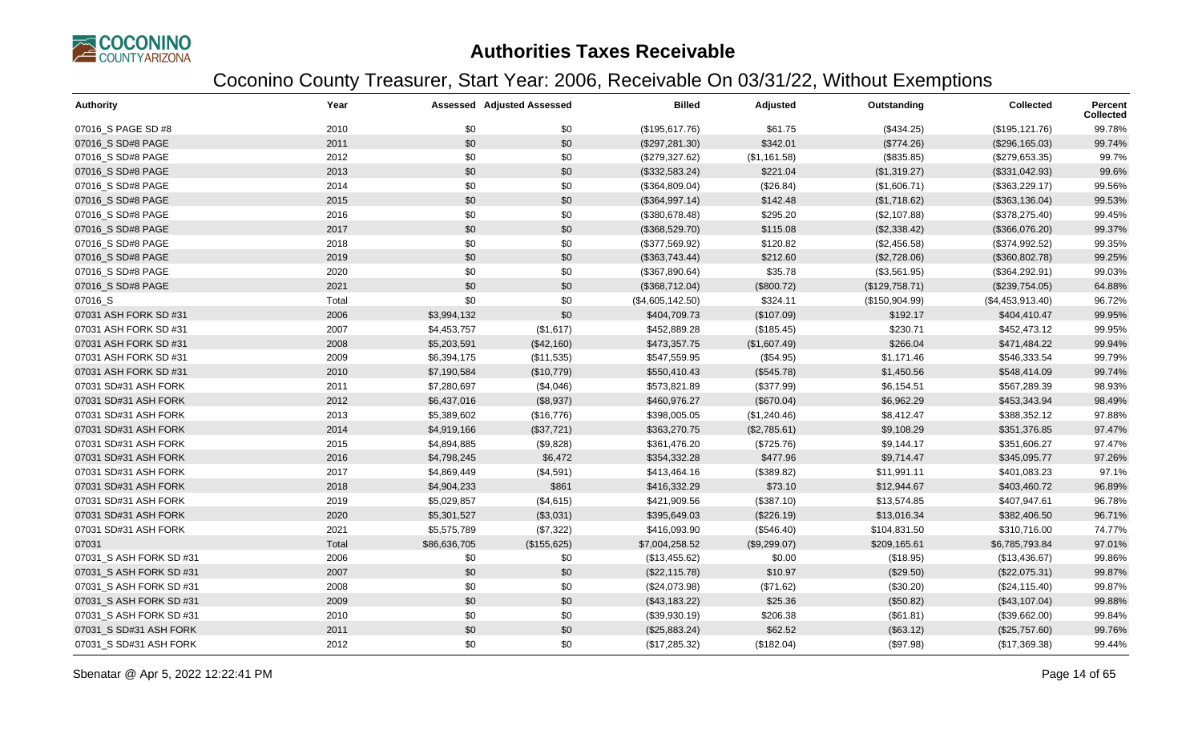# Authorities Taxes Receivable

## Coconino County Treasurer, Start Year: 2006, Receivable On 03/31/22, Without Exemptions

| Authority | Year | Assessed | Adjusted Assessed | Billed | Adjusted | Outstanding | Collected | Percent Collected |
|---|---|---|---|---|---|---|---|---|
| 07016_S PAGE SD #8 | 2010 | $0 | $0 | ($195,617.76) | $61.75 | ($434.25) | ($195,121.76) | 99.78% |
| 07016_S SD#8 PAGE | 2011 | $0 | $0 | ($297,281.30) | $342.01 | ($774.26) | ($296,165.03) | 99.74% |
| 07016_S SD#8 PAGE | 2012 | $0 | $0 | ($279,327.62) | ($1,161.58) | ($835.85) | ($279,653.35) | 99.7% |
| 07016_S SD#8 PAGE | 2013 | $0 | $0 | ($332,583.24) | $221.04 | ($1,319.27) | ($331,042.93) | 99.6% |
| 07016_S SD#8 PAGE | 2014 | $0 | $0 | ($364,809.04) | ($26.84) | ($1,606.71) | ($363,229.17) | 99.56% |
| 07016_S SD#8 PAGE | 2015 | $0 | $0 | ($364,997.14) | $142.48 | ($1,718.62) | ($363,136.04) | 99.53% |
| 07016_S SD#8 PAGE | 2016 | $0 | $0 | ($380,678.48) | $295.20 | ($2,107.88) | ($378,275.40) | 99.45% |
| 07016_S SD#8 PAGE | 2017 | $0 | $0 | ($368,529.70) | $115.08 | ($2,338.42) | ($366,076.20) | 99.37% |
| 07016_S SD#8 PAGE | 2018 | $0 | $0 | ($377,569.92) | $120.82 | ($2,456.58) | ($374,992.52) | 99.35% |
| 07016_S SD#8 PAGE | 2019 | $0 | $0 | ($363,743.44) | $212.60 | ($2,728.06) | ($360,802.78) | 99.25% |
| 07016_S SD#8 PAGE | 2020 | $0 | $0 | ($367,890.64) | $35.78 | ($3,561.95) | ($364,292.91) | 99.03% |
| 07016_S SD#8 PAGE | 2021 | $0 | $0 | ($368,712.04) | ($800.72) | ($129,758.71) | ($239,754.05) | 64.88% |
| 07016_S | Total | $0 | $0 | ($4,605,142.50) | $324.11 | ($150,904.99) | ($4,453,913.40) | 96.72% |
| 07031 ASH FORK SD #31 | 2006 | $3,994,132 | $0 | $404,709.73 | ($107.09) | $192.17 | $404,410.47 | 99.95% |
| 07031 ASH FORK SD #31 | 2007 | $4,453,757 | ($1,617) | $452,889.28 | ($185.45) | $230.71 | $452,473.12 | 99.95% |
| 07031 ASH FORK SD #31 | 2008 | $5,203,591 | ($42,160) | $473,357.75 | ($1,607.49) | $266.04 | $471,484.22 | 99.94% |
| 07031 ASH FORK SD #31 | 2009 | $6,394,175 | ($11,535) | $547,559.95 | ($54.95) | $1,171.46 | $546,333.54 | 99.79% |
| 07031 ASH FORK SD #31 | 2010 | $7,190,584 | ($10,779) | $550,410.43 | ($545.78) | $1,450.56 | $548,414.09 | 99.74% |
| 07031 SD#31 ASH FORK | 2011 | $7,280,697 | ($4,046) | $573,821.89 | ($377.99) | $6,154.51 | $567,289.39 | 98.93% |
| 07031 SD#31 ASH FORK | 2012 | $6,437,016 | ($8,937) | $460,976.27 | ($670.04) | $6,962.29 | $453,343.94 | 98.49% |
| 07031 SD#31 ASH FORK | 2013 | $5,389,602 | ($16,776) | $398,005.05 | ($1,240.46) | $8,412.47 | $388,352.12 | 97.88% |
| 07031 SD#31 ASH FORK | 2014 | $4,919,166 | ($37,721) | $363,270.75 | ($2,785.61) | $9,108.29 | $351,376.85 | 97.47% |
| 07031 SD#31 ASH FORK | 2015 | $4,894,885 | ($9,828) | $361,476.20 | ($725.76) | $9,144.17 | $351,606.27 | 97.47% |
| 07031 SD#31 ASH FORK | 2016 | $4,798,245 | $6,472 | $354,332.28 | $477.96 | $9,714.47 | $345,095.77 | 97.26% |
| 07031 SD#31 ASH FORK | 2017 | $4,869,449 | ($4,591) | $413,464.16 | ($389.82) | $11,991.11 | $401,083.23 | 97.1% |
| 07031 SD#31 ASH FORK | 2018 | $4,904,233 | $861 | $416,332.29 | $73.10 | $12,944.67 | $403,460.72 | 96.89% |
| 07031 SD#31 ASH FORK | 2019 | $5,029,857 | ($4,615) | $421,909.56 | ($387.10) | $13,574.85 | $407,947.61 | 96.78% |
| 07031 SD#31 ASH FORK | 2020 | $5,301,527 | ($3,031) | $395,649.03 | ($226.19) | $13,016.34 | $382,406.50 | 96.71% |
| 07031 SD#31 ASH FORK | 2021 | $5,575,789 | ($7,322) | $416,093.90 | ($546.40) | $104,831.50 | $310,716.00 | 74.77% |
| 07031 | Total | $86,636,705 | ($155,625) | $7,004,258.52 | ($9,299.07) | $209,165.61 | $6,785,793.84 | 97.01% |
| 07031_S ASH FORK SD #31 | 2006 | $0 | $0 | ($13,455.62) | $0.00 | ($18.95) | ($13,436.67) | 99.86% |
| 07031_S ASH FORK SD #31 | 2007 | $0 | $0 | ($22,115.78) | $10.97 | ($29.50) | ($22,075.31) | 99.87% |
| 07031_S ASH FORK SD #31 | 2008 | $0 | $0 | ($24,073.98) | ($71.62) | ($30.20) | ($24,115.40) | 99.87% |
| 07031_S ASH FORK SD #31 | 2009 | $0 | $0 | ($43,183.22) | $25.36 | ($50.82) | ($43,107.04) | 99.88% |
| 07031_S ASH FORK SD #31 | 2010 | $0 | $0 | ($39,930.19) | $206.38 | ($61.81) | ($39,662.00) | 99.84% |
| 07031_S SD#31 ASH FORK | 2011 | $0 | $0 | ($25,883.24) | $62.52 | ($63.12) | ($25,757.60) | 99.76% |
| 07031_S SD#31 ASH FORK | 2012 | $0 | $0 | ($17,285.32) | ($182.04) | ($97.98) | ($17,369.38) | 99.44% |

Sbenatar @ Apr 5, 2022 12:22:41 PM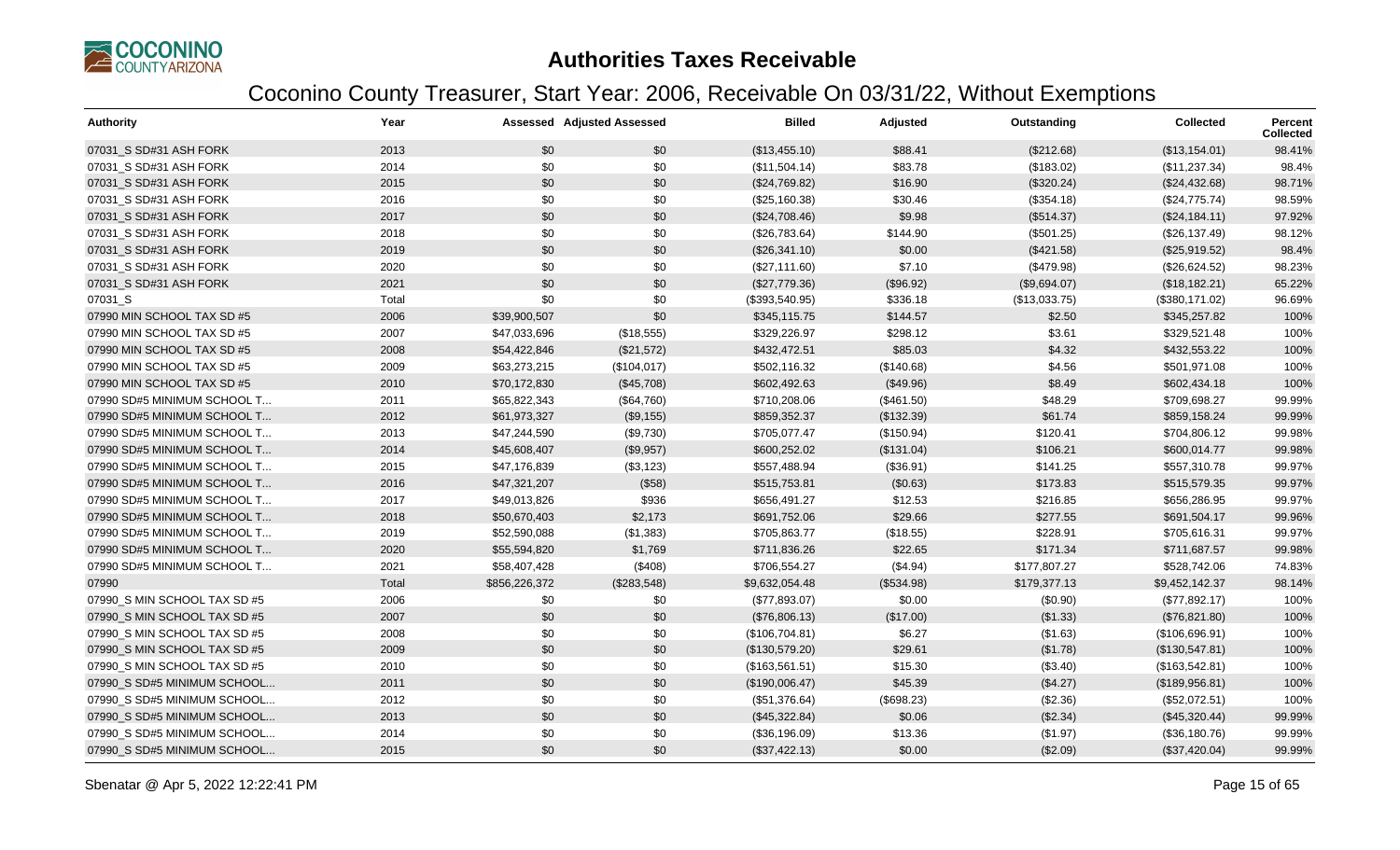# Authorities Taxes Receivable

## Coconino County Treasurer, Start Year: 2006, Receivable On 03/31/22, Without Exemptions

| Authority | Year | Assessed | Adjusted Assessed | Billed | Adjusted | Outstanding | Collected | Percent Collected |
|---|---|---|---|---|---|---|---|---|
| 07031_S SD#31 ASH FORK | 2013 | $0 | $0 | ($13,455.10) | $88.41 | ($212.68) | ($13,154.01) | 98.41% |
| 07031_S SD#31 ASH FORK | 2014 | $0 | $0 | ($11,504.14) | $83.78 | ($183.02) | ($11,237.34) | 98.4% |
| 07031_S SD#31 ASH FORK | 2015 | $0 | $0 | ($24,769.82) | $16.90 | ($320.24) | ($24,432.68) | 98.71% |
| 07031_S SD#31 ASH FORK | 2016 | $0 | $0 | ($25,160.38) | $30.46 | ($354.18) | ($24,775.74) | 98.59% |
| 07031_S SD#31 ASH FORK | 2017 | $0 | $0 | ($24,708.46) | $9.98 | ($514.37) | ($24,184.11) | 97.92% |
| 07031_S SD#31 ASH FORK | 2018 | $0 | $0 | ($26,783.64) | $144.90 | ($501.25) | ($26,137.49) | 98.12% |
| 07031_S SD#31 ASH FORK | 2019 | $0 | $0 | ($26,341.10) | $0.00 | ($421.58) | ($25,919.52) | 98.4% |
| 07031_S SD#31 ASH FORK | 2020 | $0 | $0 | ($27,111.60) | $7.10 | ($479.98) | ($26,624.52) | 98.23% |
| 07031_S SD#31 ASH FORK | 2021 | $0 | $0 | ($27,779.36) | ($96.92) | ($9,694.07) | ($18,182.21) | 65.22% |
| 07031_S | Total | $0 | $0 | ($393,540.95) | $336.18 | ($13,033.75) | ($380,171.02) | 96.69% |
| 07990 MIN SCHOOL TAX SD #5 | 2006 | $39,900,507 | $0 | $345,115.75 | $144.57 | $2.50 | $345,257.82 | 100% |
| 07990 MIN SCHOOL TAX SD #5 | 2007 | $47,033,696 | ($18,555) | $329,226.97 | $298.12 | $3.61 | $329,521.48 | 100% |
| 07990 MIN SCHOOL TAX SD #5 | 2008 | $54,422,846 | ($21,572) | $432,472.51 | $85.03 | $4.32 | $432,553.22 | 100% |
| 07990 MIN SCHOOL TAX SD #5 | 2009 | $63,273,215 | ($104,017) | $502,116.32 | ($140.68) | $4.56 | $501,971.08 | 100% |
| 07990 MIN SCHOOL TAX SD #5 | 2010 | $70,172,830 | ($45,708) | $602,492.63 | ($49.96) | $8.49 | $602,434.18 | 100% |
| 07990 SD#5 MINIMUM SCHOOL T... | 2011 | $65,822,343 | ($64,760) | $710,208.06 | ($461.50) | $48.29 | $709,698.27 | 99.99% |
| 07990 SD#5 MINIMUM SCHOOL T... | 2012 | $61,973,327 | ($9,155) | $859,352.37 | ($132.39) | $61.74 | $859,158.24 | 99.99% |
| 07990 SD#5 MINIMUM SCHOOL T... | 2013 | $47,244,590 | ($9,730) | $705,077.47 | ($150.94) | $120.41 | $704,806.12 | 99.98% |
| 07990 SD#5 MINIMUM SCHOOL T... | 2014 | $45,608,407 | ($9,957) | $600,252.02 | ($131.04) | $106.21 | $600,014.77 | 99.98% |
| 07990 SD#5 MINIMUM SCHOOL T... | 2015 | $47,176,839 | ($3,123) | $557,488.94 | ($36.91) | $141.25 | $557,310.78 | 99.97% |
| 07990 SD#5 MINIMUM SCHOOL T... | 2016 | $47,321,207 | ($58) | $515,753.81 | ($0.63) | $173.83 | $515,579.35 | 99.97% |
| 07990 SD#5 MINIMUM SCHOOL T... | 2017 | $49,013,826 | $936 | $656,491.27 | $12.53 | $216.85 | $656,286.95 | 99.97% |
| 07990 SD#5 MINIMUM SCHOOL T... | 2018 | $50,670,403 | $2,173 | $691,752.06 | $29.66 | $277.55 | $691,504.17 | 99.96% |
| 07990 SD#5 MINIMUM SCHOOL T... | 2019 | $52,590,088 | ($1,383) | $705,863.77 | ($18.55) | $228.91 | $705,616.31 | 99.97% |
| 07990 SD#5 MINIMUM SCHOOL T... | 2020 | $55,594,820 | $1,769 | $711,836.26 | $22.65 | $171.34 | $711,687.57 | 99.98% |
| 07990 SD#5 MINIMUM SCHOOL T... | 2021 | $58,407,428 | ($408) | $706,554.27 | ($4.94) | $177,807.27 | $528,742.06 | 74.83% |
| 07990 | Total | $856,226,372 | ($283,548) | $9,632,054.48 | ($534.98) | $179,377.13 | $9,452,142.37 | 98.14% |
| 07990_S MIN SCHOOL TAX SD #5 | 2006 | $0 | $0 | ($77,893.07) | $0.00 | ($0.90) | ($77,892.17) | 100% |
| 07990_S MIN SCHOOL TAX SD #5 | 2007 | $0 | $0 | ($76,806.13) | ($17.00) | ($1.33) | ($76,821.80) | 100% |
| 07990_S MIN SCHOOL TAX SD #5 | 2008 | $0 | $0 | ($106,704.81) | $6.27 | ($1.63) | ($106,696.91) | 100% |
| 07990_S MIN SCHOOL TAX SD #5 | 2009 | $0 | $0 | ($130,579.20) | $29.61 | ($1.78) | ($130,547.81) | 100% |
| 07990_S MIN SCHOOL TAX SD #5 | 2010 | $0 | $0 | ($163,561.51) | $15.30 | ($3.40) | ($163,542.81) | 100% |
| 07990_S SD#5 MINIMUM SCHOOL... | 2011 | $0 | $0 | ($190,006.47) | $45.39 | ($4.27) | ($189,956.81) | 100% |
| 07990_S SD#5 MINIMUM SCHOOL... | 2012 | $0 | $0 | ($51,376.64) | ($698.23) | ($2.36) | ($52,072.51) | 100% |
| 07990_S SD#5 MINIMUM SCHOOL... | 2013 | $0 | $0 | ($45,322.84) | $0.06 | ($2.34) | ($45,320.44) | 99.99% |
| 07990_S SD#5 MINIMUM SCHOOL... | 2014 | $0 | $0 | ($36,196.09) | $13.36 | ($1.97) | ($36,180.76) | 99.99% |
| 07990_S SD#5 MINIMUM SCHOOL... | 2015 | $0 | $0 | ($37,422.13) | $0.00 | ($2.09) | ($37,420.04) | 99.99% |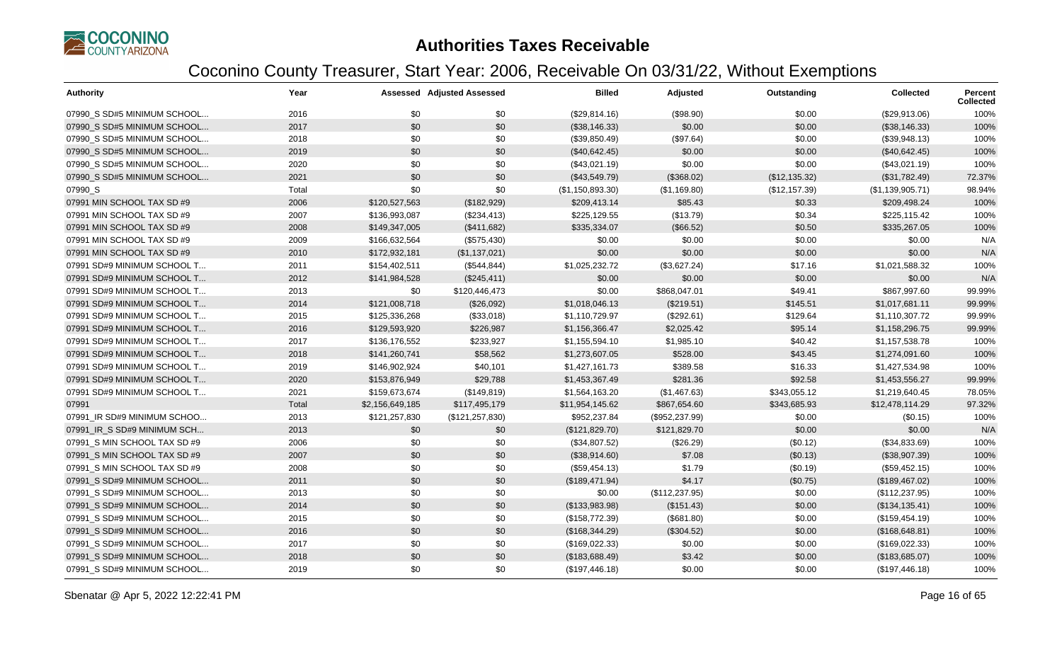# Authorities Taxes Receivable

## Coconino County Treasurer, Start Year: 2006, Receivable On 03/31/22, Without Exemptions

| Authority | Year | Assessed | Adjusted Assessed | Billed | Adjusted | Outstanding | Collected | Percent Collected |
|---|---|---|---|---|---|---|---|---|
| 07990_S SD#5 MINIMUM SCHOOL... | 2016 | $0 | $0 | ($29,814.16) | ($98.90) | $0.00 | ($29,913.06) | 100% |
| 07990_S SD#5 MINIMUM SCHOOL... | 2017 | $0 | $0 | ($38,146.33) | $0.00 | $0.00 | ($38,146.33) | 100% |
| 07990_S SD#5 MINIMUM SCHOOL... | 2018 | $0 | $0 | ($39,850.49) | ($97.64) | $0.00 | ($39,948.13) | 100% |
| 07990_S SD#5 MINIMUM SCHOOL... | 2019 | $0 | $0 | ($40,642.45) | $0.00 | $0.00 | ($40,642.45) | 100% |
| 07990_S SD#5 MINIMUM SCHOOL... | 2020 | $0 | $0 | ($43,021.19) | $0.00 | $0.00 | ($43,021.19) | 100% |
| 07990_S SD#5 MINIMUM SCHOOL... | 2021 | $0 | $0 | ($43,549.79) | ($368.02) | ($12,135.32) | ($31,782.49) | 72.37% |
| 07990_S | Total | $0 | $0 | ($1,150,893.30) | ($1,169.80) | ($12,157.39) | ($1,139,905.71) | 98.94% |
| 07991 MIN SCHOOL TAX SD #9 | 2006 | $120,527,563 | ($182,929) | $209,413.14 | $85.43 | $0.33 | $209,498.24 | 100% |
| 07991 MIN SCHOOL TAX SD #9 | 2007 | $136,993,087 | ($234,413) | $225,129.55 | ($13.79) | $0.34 | $225,115.42 | 100% |
| 07991 MIN SCHOOL TAX SD #9 | 2008 | $149,347,005 | ($411,682) | $335,334.07 | ($66.52) | $0.50 | $335,267.05 | 100% |
| 07991 MIN SCHOOL TAX SD #9 | 2009 | $166,632,564 | ($575,430) | $0.00 | $0.00 | $0.00 | $0.00 | N/A |
| 07991 MIN SCHOOL TAX SD #9 | 2010 | $172,932,181 | ($1,137,021) | $0.00 | $0.00 | $0.00 | $0.00 | N/A |
| 07991 SD#9 MINIMUM SCHOOL T... | 2011 | $154,402,511 | ($544,844) | $1,025,232.72 | ($3,627.24) | $17.16 | $1,021,588.32 | 100% |
| 07991 SD#9 MINIMUM SCHOOL T... | 2012 | $141,984,528 | ($245,411) | $0.00 | $0.00 | $0.00 | $0.00 | N/A |
| 07991 SD#9 MINIMUM SCHOOL T... | 2013 | $0 | $120,446,473 | $0.00 | $868,047.01 | $49.41 | $867,997.60 | 99.99% |
| 07991 SD#9 MINIMUM SCHOOL T... | 2014 | $121,008,718 | ($26,092) | $1,018,046.13 | ($219.51) | $145.51 | $1,017,681.11 | 99.99% |
| 07991 SD#9 MINIMUM SCHOOL T... | 2015 | $125,336,268 | ($33,018) | $1,110,729.97 | ($292.61) | $129.64 | $1,110,307.72 | 99.99% |
| 07991 SD#9 MINIMUM SCHOOL T... | 2016 | $129,593,920 | $226,987 | $1,156,366.47 | $2,025.42 | $95.14 | $1,158,296.75 | 99.99% |
| 07991 SD#9 MINIMUM SCHOOL T... | 2017 | $136,176,552 | $233,927 | $1,155,594.10 | $1,985.10 | $40.42 | $1,157,538.78 | 100% |
| 07991 SD#9 MINIMUM SCHOOL T... | 2018 | $141,260,741 | $58,562 | $1,273,607.05 | $528.00 | $43.45 | $1,274,091.60 | 100% |
| 07991 SD#9 MINIMUM SCHOOL T... | 2019 | $146,902,924 | $40,101 | $1,427,161.73 | $389.58 | $16.33 | $1,427,534.98 | 100% |
| 07991 SD#9 MINIMUM SCHOOL T... | 2020 | $153,876,949 | $29,788 | $1,453,367.49 | $281.36 | $92.58 | $1,453,556.27 | 99.99% |
| 07991 SD#9 MINIMUM SCHOOL T... | 2021 | $159,673,674 | ($149,819) | $1,564,163.20 | ($1,467.63) | $343,055.12 | $1,219,640.45 | 78.05% |
| 07991 | Total | $2,156,649,185 | $117,495,179 | $11,954,145.62 | $867,654.60 | $343,685.93 | $12,478,114.29 | 97.32% |
| 07991_IR SD#9 MINIMUM SCHOO... | 2013 | $121,257,830 | ($121,257,830) | $952,237.84 | ($952,237.99) | $0.00 | ($0.15) | 100% |
| 07991_IR_S SD#9 MINIMUM SCH... | 2013 | $0 | $0 | ($121,829.70) | $121,829.70 | $0.00 | $0.00 | N/A |
| 07991_S MIN SCHOOL TAX SD #9 | 2006 | $0 | $0 | ($34,807.52) | ($26.29) | ($0.12) | ($34,833.69) | 100% |
| 07991_S MIN SCHOOL TAX SD #9 | 2007 | $0 | $0 | ($38,914.60) | $7.08 | ($0.13) | ($38,907.39) | 100% |
| 07991_S MIN SCHOOL TAX SD #9 | 2008 | $0 | $0 | ($59,454.13) | $1.79 | ($0.19) | ($59,452.15) | 100% |
| 07991_S SD#9 MINIMUM SCHOOL... | 2011 | $0 | $0 | ($189,471.94) | $4.17 | ($0.75) | ($189,467.02) | 100% |
| 07991_S SD#9 MINIMUM SCHOOL... | 2013 | $0 | $0 | $0.00 | ($112,237.95) | $0.00 | ($112,237.95) | 100% |
| 07991_S SD#9 MINIMUM SCHOOL... | 2014 | $0 | $0 | ($133,983.98) | ($151.43) | $0.00 | ($134,135.41) | 100% |
| 07991_S SD#9 MINIMUM SCHOOL... | 2015 | $0 | $0 | ($158,772.39) | ($681.80) | $0.00 | ($159,454.19) | 100% |
| 07991_S SD#9 MINIMUM SCHOOL... | 2016 | $0 | $0 | ($168,344.29) | ($304.52) | $0.00 | ($168,648.81) | 100% |
| 07991_S SD#9 MINIMUM SCHOOL... | 2017 | $0 | $0 | ($169,022.33) | $0.00 | $0.00 | ($169,022.33) | 100% |
| 07991_S SD#9 MINIMUM SCHOOL... | 2018 | $0 | $0 | ($183,688.49) | $3.42 | $0.00 | ($183,685.07) | 100% |
| 07991_S SD#9 MINIMUM SCHOOL... | 2019 | $0 | $0 | ($197,446.18) | $0.00 | $0.00 | ($197,446.18) | 100% |

Sbenatar @ Apr 5, 2022 12:22:41 PM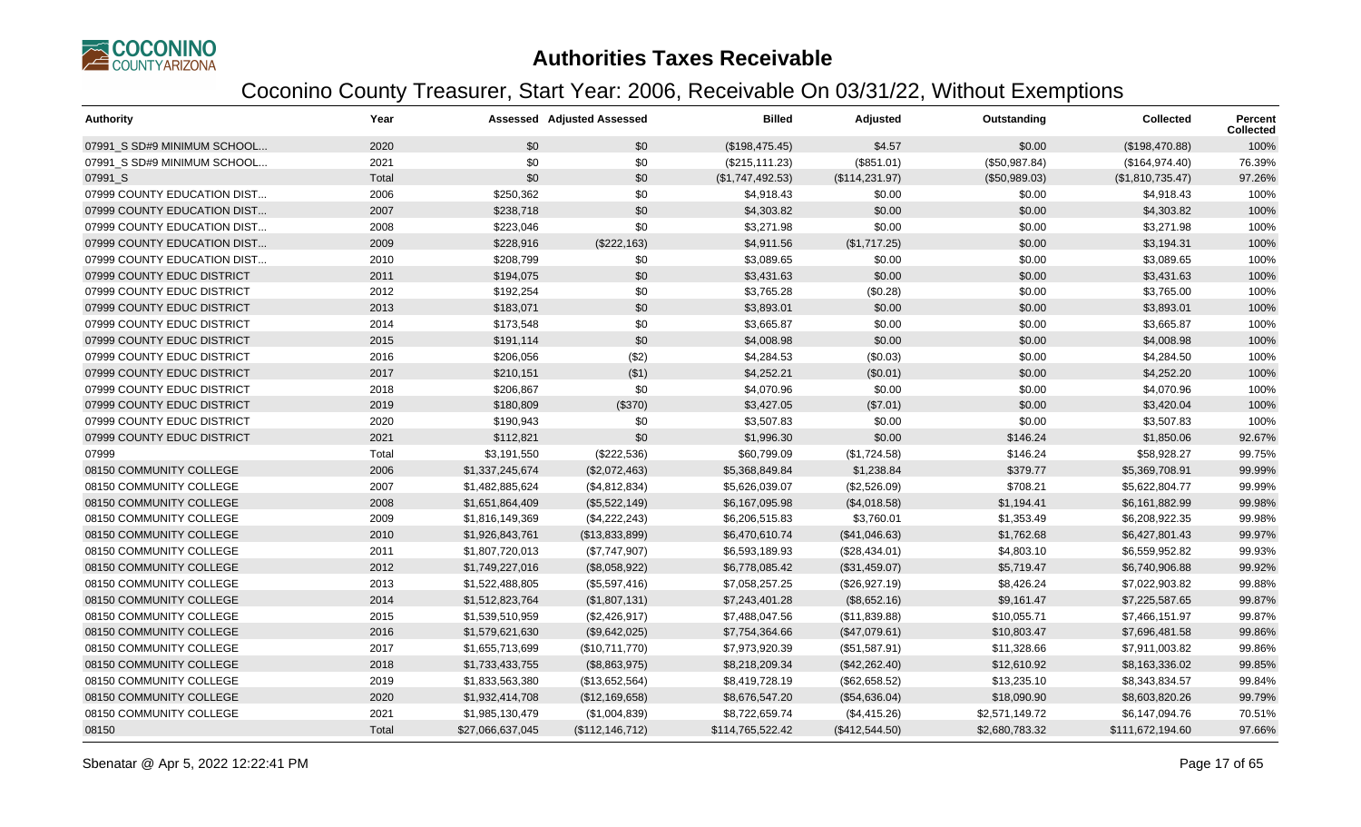# Authorities Taxes Receivable

## Coconino County Treasurer, Start Year: 2006, Receivable On 03/31/22, Without Exemptions

| Authority | Year | Assessed | Adjusted Assessed | Billed | Adjusted | Outstanding | Collected | Percent Collected |
|---|---|---|---|---|---|---|---|---|
| 07991_S SD#9 MINIMUM SCHOOL... | 2020 | $0 | $0 | ($198,475.45) | $4.57 | $0.00 | ($198,470.88) | 100% |
| 07991_S SD#9 MINIMUM SCHOOL... | 2021 | $0 | $0 | ($215,111.23) | ($851.01) | ($50,987.84) | ($164,974.40) | 76.39% |
| 07991_S | Total | $0 | $0 | ($1,747,492.53) | ($114,231.97) | ($50,989.03) | ($1,810,735.47) | 97.26% |
| 07999 COUNTY EDUCATION DIST... | 2006 | $250,362 | $0 | $4,918.43 | $0.00 | $0.00 | $4,918.43 | 100% |
| 07999 COUNTY EDUCATION DIST... | 2007 | $238,718 | $0 | $4,303.82 | $0.00 | $0.00 | $4,303.82 | 100% |
| 07999 COUNTY EDUCATION DIST... | 2008 | $223,046 | $0 | $3,271.98 | $0.00 | $0.00 | $3,271.98 | 100% |
| 07999 COUNTY EDUCATION DIST... | 2009 | $228,916 | ($222,163) | $4,911.56 | ($1,717.25) | $0.00 | $3,194.31 | 100% |
| 07999 COUNTY EDUCATION DIST... | 2010 | $208,799 | $0 | $3,089.65 | $0.00 | $0.00 | $3,089.65 | 100% |
| 07999 COUNTY EDUC DISTRICT | 2011 | $194,075 | $0 | $3,431.63 | $0.00 | $0.00 | $3,431.63 | 100% |
| 07999 COUNTY EDUC DISTRICT | 2012 | $192,254 | $0 | $3,765.28 | ($0.28) | $0.00 | $3,765.00 | 100% |
| 07999 COUNTY EDUC DISTRICT | 2013 | $183,071 | $0 | $3,893.01 | $0.00 | $0.00 | $3,893.01 | 100% |
| 07999 COUNTY EDUC DISTRICT | 2014 | $173,548 | $0 | $3,665.87 | $0.00 | $0.00 | $3,665.87 | 100% |
| 07999 COUNTY EDUC DISTRICT | 2015 | $191,114 | $0 | $4,008.98 | $0.00 | $0.00 | $4,008.98 | 100% |
| 07999 COUNTY EDUC DISTRICT | 2016 | $206,056 | ($2) | $4,284.53 | ($0.03) | $0.00 | $4,284.50 | 100% |
| 07999 COUNTY EDUC DISTRICT | 2017 | $210,151 | ($1) | $4,252.21 | ($0.01) | $0.00 | $4,252.20 | 100% |
| 07999 COUNTY EDUC DISTRICT | 2018 | $206,867 | $0 | $4,070.96 | $0.00 | $0.00 | $4,070.96 | 100% |
| 07999 COUNTY EDUC DISTRICT | 2019 | $180,809 | ($370) | $3,427.05 | ($7.01) | $0.00 | $3,420.04 | 100% |
| 07999 COUNTY EDUC DISTRICT | 2020 | $190,943 | $0 | $3,507.83 | $0.00 | $0.00 | $3,507.83 | 100% |
| 07999 COUNTY EDUC DISTRICT | 2021 | $112,821 | $0 | $1,996.30 | $0.00 | $146.24 | $1,850.06 | 92.67% |
| 07999 | Total | $3,191,550 | ($222,536) | $60,799.09 | ($1,724.58) | $146.24 | $58,928.27 | 99.75% |
| 08150 COMMUNITY COLLEGE | 2006 | $1,337,245,674 | ($2,072,463) | $5,368,849.84 | $1,238.84 | $379.77 | $5,369,708.91 | 99.99% |
| 08150 COMMUNITY COLLEGE | 2007 | $1,482,885,624 | ($4,812,834) | $5,626,039.07 | ($2,526.09) | $708.21 | $5,622,804.77 | 99.99% |
| 08150 COMMUNITY COLLEGE | 2008 | $1,651,864,409 | ($5,522,149) | $6,167,095.98 | ($4,018.58) | $1,194.41 | $6,161,882.99 | 99.98% |
| 08150 COMMUNITY COLLEGE | 2009 | $1,816,149,369 | ($4,222,243) | $6,206,515.83 | $3,760.01 | $1,353.49 | $6,208,922.35 | 99.98% |
| 08150 COMMUNITY COLLEGE | 2010 | $1,926,843,761 | ($13,833,899) | $6,470,610.74 | ($41,046.63) | $1,762.68 | $6,427,801.43 | 99.97% |
| 08150 COMMUNITY COLLEGE | 2011 | $1,807,720,013 | ($7,747,907) | $6,593,189.93 | ($28,434.01) | $4,803.10 | $6,559,952.82 | 99.93% |
| 08150 COMMUNITY COLLEGE | 2012 | $1,749,227,016 | ($8,058,922) | $6,778,085.42 | ($31,459.07) | $5,719.47 | $6,740,906.88 | 99.92% |
| 08150 COMMUNITY COLLEGE | 2013 | $1,522,488,805 | ($5,597,416) | $7,058,257.25 | ($26,927.19) | $8,426.24 | $7,022,903.82 | 99.88% |
| 08150 COMMUNITY COLLEGE | 2014 | $1,512,823,764 | ($1,807,131) | $7,243,401.28 | ($8,652.16) | $9,161.47 | $7,225,587.65 | 99.87% |
| 08150 COMMUNITY COLLEGE | 2015 | $1,539,510,959 | ($2,426,917) | $7,488,047.56 | ($11,839.88) | $10,055.71 | $7,466,151.97 | 99.87% |
| 08150 COMMUNITY COLLEGE | 2016 | $1,579,621,630 | ($9,642,025) | $7,754,364.66 | ($47,079.61) | $10,803.47 | $7,696,481.58 | 99.86% |
| 08150 COMMUNITY COLLEGE | 2017 | $1,655,713,699 | ($10,711,770) | $7,973,920.39 | ($51,587.91) | $11,328.66 | $7,911,003.82 | 99.86% |
| 08150 COMMUNITY COLLEGE | 2018 | $1,733,433,755 | ($8,863,975) | $8,218,209.34 | ($42,262.40) | $12,610.92 | $8,163,336.02 | 99.85% |
| 08150 COMMUNITY COLLEGE | 2019 | $1,833,563,380 | ($13,652,564) | $8,419,728.19 | ($62,658.52) | $13,235.10 | $8,343,834.57 | 99.84% |
| 08150 COMMUNITY COLLEGE | 2020 | $1,932,414,708 | ($12,169,658) | $8,676,547.20 | ($54,636.04) | $18,090.90 | $8,603,820.26 | 99.79% |
| 08150 COMMUNITY COLLEGE | 2021 | $1,985,130,479 | ($1,004,839) | $8,722,659.74 | ($4,415.26) | $2,571,149.72 | $6,147,094.76 | 70.51% |
| 08150 | Total | $27,066,637,045 | ($112,146,712) | $114,765,522.42 | ($412,544.50) | $2,680,783.32 | $111,672,194.60 | 97.66% |

Sbenatar @ Apr 5, 2022 12:22:41 PM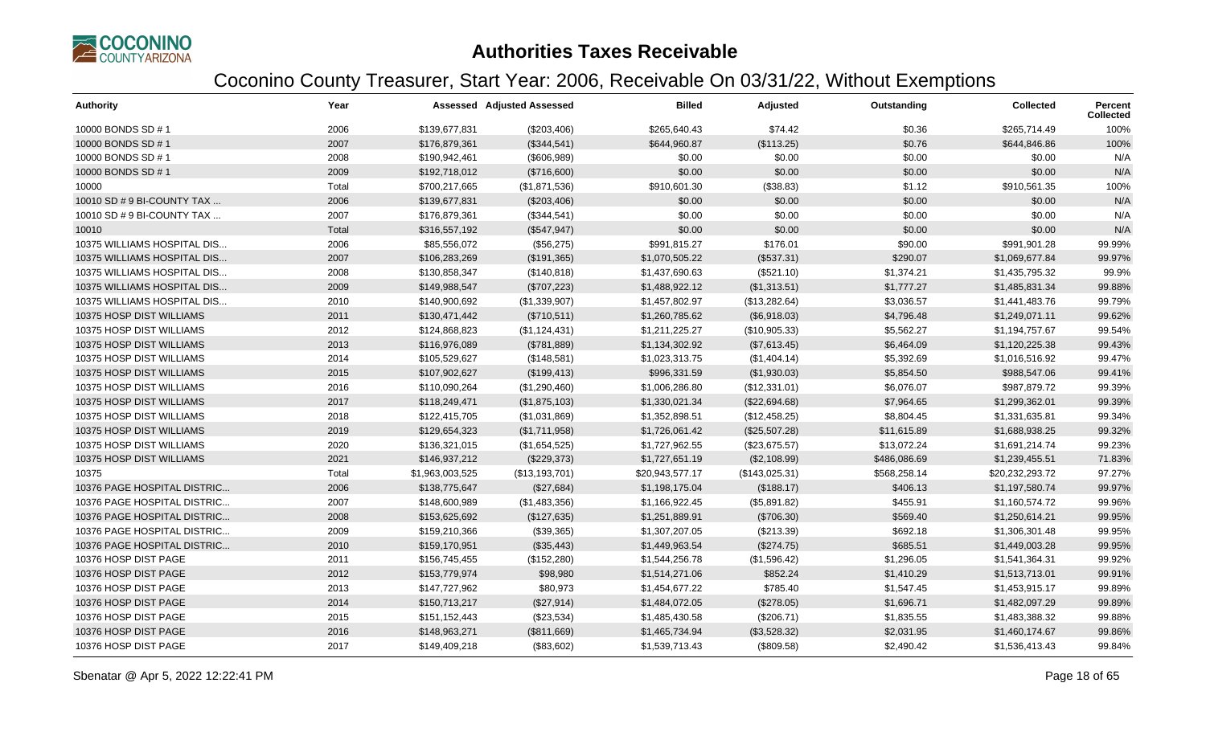# Authorities Taxes Receivable

## Coconino County Treasurer, Start Year: 2006, Receivable On 03/31/22, Without Exemptions

| Authority | Year | Assessed | Adjusted Assessed | Billed | Adjusted | Outstanding | Collected | Percent Collected |
|---|---|---|---|---|---|---|---|---|
| 10000 BONDS SD # 1 | 2006 | $139,677,831 | ($203,406) | $265,640.43 | $74.42 | $0.36 | $265,714.49 | 100% |
| 10000 BONDS SD # 1 | 2007 | $176,879,361 | ($344,541) | $644,960.87 | ($113.25) | $0.76 | $644,846.86 | 100% |
| 10000 BONDS SD # 1 | 2008 | $190,942,461 | ($606,989) | $0.00 | $0.00 | $0.00 | $0.00 | N/A |
| 10000 BONDS SD # 1 | 2009 | $192,718,012 | ($716,600) | $0.00 | $0.00 | $0.00 | $0.00 | N/A |
| 10000 | Total | $700,217,665 | ($1,871,536) | $910,601.30 | ($38.83) | $1.12 | $910,561.35 | 100% |
| 10010 SD # 9 BI-COUNTY TAX ... | 2006 | $139,677,831 | ($203,406) | $0.00 | $0.00 | $0.00 | $0.00 | N/A |
| 10010 SD # 9 BI-COUNTY TAX ... | 2007 | $176,879,361 | ($344,541) | $0.00 | $0.00 | $0.00 | $0.00 | N/A |
| 10010 | Total | $316,557,192 | ($547,947) | $0.00 | $0.00 | $0.00 | $0.00 | N/A |
| 10375 WILLIAMS HOSPITAL DIS... | 2006 | $85,556,072 | ($56,275) | $991,815.27 | $176.01 | $90.00 | $991,901.28 | 99.99% |
| 10375 WILLIAMS HOSPITAL DIS... | 2007 | $106,283,269 | ($191,365) | $1,070,505.22 | ($537.31) | $290.07 | $1,069,677.84 | 99.97% |
| 10375 WILLIAMS HOSPITAL DIS... | 2008 | $130,858,347 | ($140,818) | $1,437,690.63 | ($521.10) | $1,374.21 | $1,435,795.32 | 99.9% |
| 10375 WILLIAMS HOSPITAL DIS... | 2009 | $149,988,547 | ($707,223) | $1,488,922.12 | ($1,313.51) | $1,777.27 | $1,485,831.34 | 99.88% |
| 10375 WILLIAMS HOSPITAL DIS... | 2010 | $140,900,692 | ($1,339,907) | $1,457,802.97 | ($13,282.64) | $3,036.57 | $1,441,483.76 | 99.79% |
| 10375 HOSP DIST WILLIAMS | 2011 | $130,471,442 | ($710,511) | $1,260,785.62 | ($6,918.03) | $4,796.48 | $1,249,071.11 | 99.62% |
| 10375 HOSP DIST WILLIAMS | 2012 | $124,868,823 | ($1,124,431) | $1,211,225.27 | ($10,905.33) | $5,562.27 | $1,194,757.67 | 99.54% |
| 10375 HOSP DIST WILLIAMS | 2013 | $116,976,089 | ($781,889) | $1,134,302.92 | ($7,613.45) | $6,464.09 | $1,120,225.38 | 99.43% |
| 10375 HOSP DIST WILLIAMS | 2014 | $105,529,627 | ($148,581) | $1,023,313.75 | ($1,404.14) | $5,392.69 | $1,016,516.92 | 99.47% |
| 10375 HOSP DIST WILLIAMS | 2015 | $107,902,627 | ($199,413) | $996,331.59 | ($1,930.03) | $5,854.50 | $988,547.06 | 99.41% |
| 10375 HOSP DIST WILLIAMS | 2016 | $110,090,264 | ($1,290,460) | $1,006,286.80 | ($12,331.01) | $6,076.07 | $987,879.72 | 99.39% |
| 10375 HOSP DIST WILLIAMS | 2017 | $118,249,471 | ($1,875,103) | $1,330,021.34 | ($22,694.68) | $7,964.65 | $1,299,362.01 | 99.39% |
| 10375 HOSP DIST WILLIAMS | 2018 | $122,415,705 | ($1,031,869) | $1,352,898.51 | ($12,458.25) | $8,804.45 | $1,331,635.81 | 99.34% |
| 10375 HOSP DIST WILLIAMS | 2019 | $129,654,323 | ($1,711,958) | $1,726,061.42 | ($25,507.28) | $11,615.89 | $1,688,938.25 | 99.32% |
| 10375 HOSP DIST WILLIAMS | 2020 | $136,321,015 | ($1,654,525) | $1,727,962.55 | ($23,675.57) | $13,072.24 | $1,691,214.74 | 99.23% |
| 10375 HOSP DIST WILLIAMS | 2021 | $146,937,212 | ($229,373) | $1,727,651.19 | ($2,108.99) | $486,086.69 | $1,239,455.51 | 71.83% |
| 10375 | Total | $1,963,003,525 | ($13,193,701) | $20,943,577.17 | ($143,025.31) | $568,258.14 | $20,232,293.72 | 97.27% |
| 10376 PAGE HOSPITAL DISTRIC... | 2006 | $138,775,647 | ($27,684) | $1,198,175.04 | ($188.17) | $406.13 | $1,197,580.74 | 99.97% |
| 10376 PAGE HOSPITAL DISTRIC... | 2007 | $148,600,989 | ($1,483,356) | $1,166,922.45 | ($5,891.82) | $455.91 | $1,160,574.72 | 99.96% |
| 10376 PAGE HOSPITAL DISTRIC... | 2008 | $153,625,692 | ($127,635) | $1,251,889.91 | ($706.30) | $569.40 | $1,250,614.21 | 99.95% |
| 10376 PAGE HOSPITAL DISTRIC... | 2009 | $159,210,366 | ($39,365) | $1,307,207.05 | ($213.39) | $692.18 | $1,306,301.48 | 99.95% |
| 10376 PAGE HOSPITAL DISTRIC... | 2010 | $159,170,951 | ($35,443) | $1,449,963.54 | ($274.75) | $685.51 | $1,449,003.28 | 99.95% |
| 10376 HOSP DIST PAGE | 2011 | $156,745,455 | ($152,280) | $1,544,256.78 | ($1,596.42) | $1,296.05 | $1,541,364.31 | 99.92% |
| 10376 HOSP DIST PAGE | 2012 | $153,779,974 | $98,980 | $1,514,271.06 | $852.24 | $1,410.29 | $1,513,713.01 | 99.91% |
| 10376 HOSP DIST PAGE | 2013 | $147,727,962 | $80,973 | $1,454,677.22 | $785.40 | $1,547.45 | $1,453,915.17 | 99.89% |
| 10376 HOSP DIST PAGE | 2014 | $150,713,217 | ($27,914) | $1,484,072.05 | ($278.05) | $1,696.71 | $1,482,097.29 | 99.89% |
| 10376 HOSP DIST PAGE | 2015 | $151,152,443 | ($23,534) | $1,485,430.58 | ($206.71) | $1,835.55 | $1,483,388.32 | 99.88% |
| 10376 HOSP DIST PAGE | 2016 | $148,963,271 | ($811,669) | $1,465,734.94 | ($3,528.32) | $2,031.95 | $1,460,174.67 | 99.86% |
| 10376 HOSP DIST PAGE | 2017 | $149,409,218 | ($83,602) | $1,539,713.43 | ($809.58) | $2,490.42 | $1,536,413.43 | 99.84% |

Sbenatar @ Apr 5, 2022 12:22:41 PM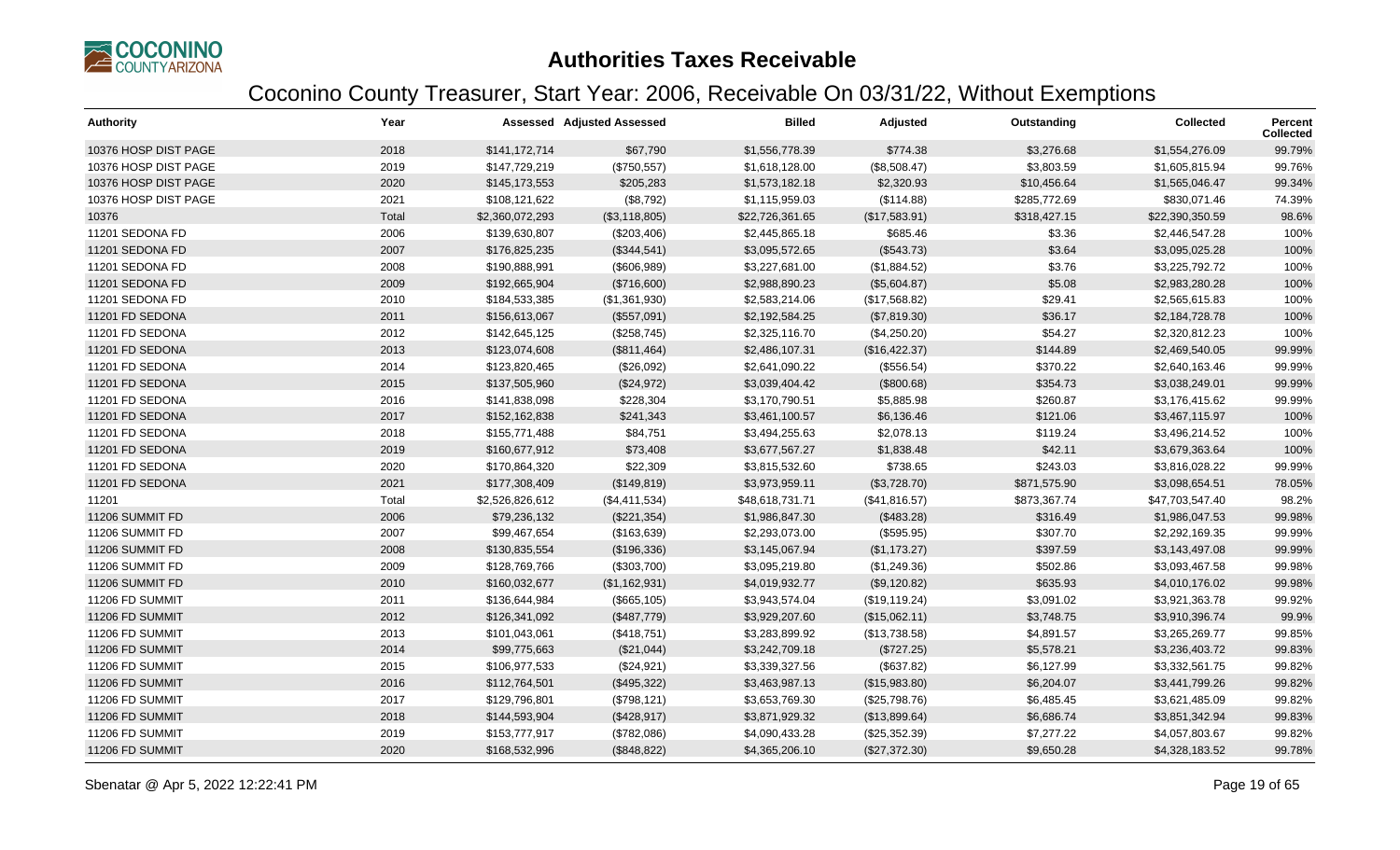# Authorities Taxes Receivable

## Coconino County Treasurer, Start Year: 2006, Receivable On 03/31/22, Without Exemptions

| Authority | Year | Assessed | Adjusted Assessed | Billed | Adjusted | Outstanding | Collected | Percent Collected |
|---|---|---|---|---|---|---|---|---|
| 10376 HOSP DIST PAGE | 2018 | $141,172,714 | $67,790 | $1,556,778.39 | $774.38 | $3,276.68 | $1,554,276.09 | 99.79% |
| 10376 HOSP DIST PAGE | 2019 | $147,729,219 | ($750,557) | $1,618,128.00 | ($8,508.47) | $3,803.59 | $1,605,815.94 | 99.76% |
| 10376 HOSP DIST PAGE | 2020 | $145,173,553 | $205,283 | $1,573,182.18 | $2,320.93 | $10,456.64 | $1,565,046.47 | 99.34% |
| 10376 HOSP DIST PAGE | 2021 | $108,121,622 | ($8,792) | $1,115,959.03 | ($114.88) | $285,772.69 | $830,071.46 | 74.39% |
| 10376 | Total | $2,360,072,293 | ($3,118,805) | $22,726,361.65 | ($17,583.91) | $318,427.15 | $22,390,350.59 | 98.6% |
| 11201 SEDONA FD | 2006 | $139,630,807 | ($203,406) | $2,445,865.18 | $685.46 | $3.36 | $2,446,547.28 | 100% |
| 11201 SEDONA FD | 2007 | $176,825,235 | ($344,541) | $3,095,572.65 | ($543.73) | $3.64 | $3,095,025.28 | 100% |
| 11201 SEDONA FD | 2008 | $190,888,991 | ($606,989) | $3,227,681.00 | ($1,884.52) | $3.76 | $3,225,792.72 | 100% |
| 11201 SEDONA FD | 2009 | $192,665,904 | ($716,600) | $2,988,890.23 | ($5,604.87) | $5.08 | $2,983,280.28 | 100% |
| 11201 SEDONA FD | 2010 | $184,533,385 | ($1,361,930) | $2,583,214.06 | ($17,568.82) | $29.41 | $2,565,615.83 | 100% |
| 11201 FD SEDONA | 2011 | $156,613,067 | ($557,091) | $2,192,584.25 | ($7,819.30) | $36.17 | $2,184,728.78 | 100% |
| 11201 FD SEDONA | 2012 | $142,645,125 | ($258,745) | $2,325,116.70 | ($4,250.20) | $54.27 | $2,320,812.23 | 100% |
| 11201 FD SEDONA | 2013 | $123,074,608 | ($811,464) | $2,486,107.31 | ($16,422.37) | $144.89 | $2,469,540.05 | 99.99% |
| 11201 FD SEDONA | 2014 | $123,820,465 | ($26,092) | $2,641,090.22 | ($556.54) | $370.22 | $2,640,163.46 | 99.99% |
| 11201 FD SEDONA | 2015 | $137,505,960 | ($24,972) | $3,039,404.42 | ($800.68) | $354.73 | $3,038,249.01 | 99.99% |
| 11201 FD SEDONA | 2016 | $141,838,098 | $228,304 | $3,170,790.51 | $5,885.98 | $260.87 | $3,176,415.62 | 99.99% |
| 11201 FD SEDONA | 2017 | $152,162,838 | $241,343 | $3,461,100.57 | $6,136.46 | $121.06 | $3,467,115.97 | 100% |
| 11201 FD SEDONA | 2018 | $155,771,488 | $84,751 | $3,494,255.63 | $2,078.13 | $119.24 | $3,496,214.52 | 100% |
| 11201 FD SEDONA | 2019 | $160,677,912 | $73,408 | $3,677,567.27 | $1,838.48 | $42.11 | $3,679,363.64 | 100% |
| 11201 FD SEDONA | 2020 | $170,864,320 | $22,309 | $3,815,532.60 | $738.65 | $243.03 | $3,816,028.22 | 99.99% |
| 11201 FD SEDONA | 2021 | $177,308,409 | ($149,819) | $3,973,959.11 | ($3,728.70) | $871,575.90 | $3,098,654.51 | 78.05% |
| 11201 | Total | $2,526,826,612 | ($4,411,534) | $48,618,731.71 | ($41,816.57) | $873,367.74 | $47,703,547.40 | 98.2% |
| 11206 SUMMIT FD | 2006 | $79,236,132 | ($221,354) | $1,986,847.30 | ($483.28) | $316.49 | $1,986,047.53 | 99.98% |
| 11206 SUMMIT FD | 2007 | $99,467,654 | ($163,639) | $2,293,073.00 | ($595.95) | $307.70 | $2,292,169.35 | 99.99% |
| 11206 SUMMIT FD | 2008 | $130,835,554 | ($196,336) | $3,145,067.94 | ($1,173.27) | $397.59 | $3,143,497.08 | 99.99% |
| 11206 SUMMIT FD | 2009 | $128,769,766 | ($303,700) | $3,095,219.80 | ($1,249.36) | $502.86 | $3,093,467.58 | 99.98% |
| 11206 SUMMIT FD | 2010 | $160,032,677 | ($1,162,931) | $4,019,932.77 | ($9,120.82) | $635.93 | $4,010,176.02 | 99.98% |
| 11206 FD SUMMIT | 2011 | $136,644,984 | ($665,105) | $3,943,574.04 | ($19,119.24) | $3,091.02 | $3,921,363.78 | 99.92% |
| 11206 FD SUMMIT | 2012 | $126,341,092 | ($487,779) | $3,929,207.60 | ($15,062.11) | $3,748.75 | $3,910,396.74 | 99.9% |
| 11206 FD SUMMIT | 2013 | $101,043,061 | ($418,751) | $3,283,899.92 | ($13,738.58) | $4,891.57 | $3,265,269.77 | 99.85% |
| 11206 FD SUMMIT | 2014 | $99,775,663 | ($21,044) | $3,242,709.18 | ($727.25) | $5,578.21 | $3,236,403.72 | 99.83% |
| 11206 FD SUMMIT | 2015 | $106,977,533 | ($24,921) | $3,339,327.56 | ($637.82) | $6,127.99 | $3,332,561.75 | 99.82% |
| 11206 FD SUMMIT | 2016 | $112,764,501 | ($495,322) | $3,463,987.13 | ($15,983.80) | $6,204.07 | $3,441,799.26 | 99.82% |
| 11206 FD SUMMIT | 2017 | $129,796,801 | ($798,121) | $3,653,769.30 | ($25,798.76) | $6,485.45 | $3,621,485.09 | 99.82% |
| 11206 FD SUMMIT | 2018 | $144,593,904 | ($428,917) | $3,871,929.32 | ($13,899.64) | $6,686.74 | $3,851,342.94 | 99.83% |
| 11206 FD SUMMIT | 2019 | $153,777,917 | ($782,086) | $4,090,433.28 | ($25,352.39) | $7,277.22 | $4,057,803.67 | 99.82% |
| 11206 FD SUMMIT | 2020 | $168,532,996 | ($848,822) | $4,365,206.10 | ($27,372.30) | $9,650.28 | $4,328,183.52 | 99.78% |

Sbenatar @ Apr 5, 2022 12:22:41 PM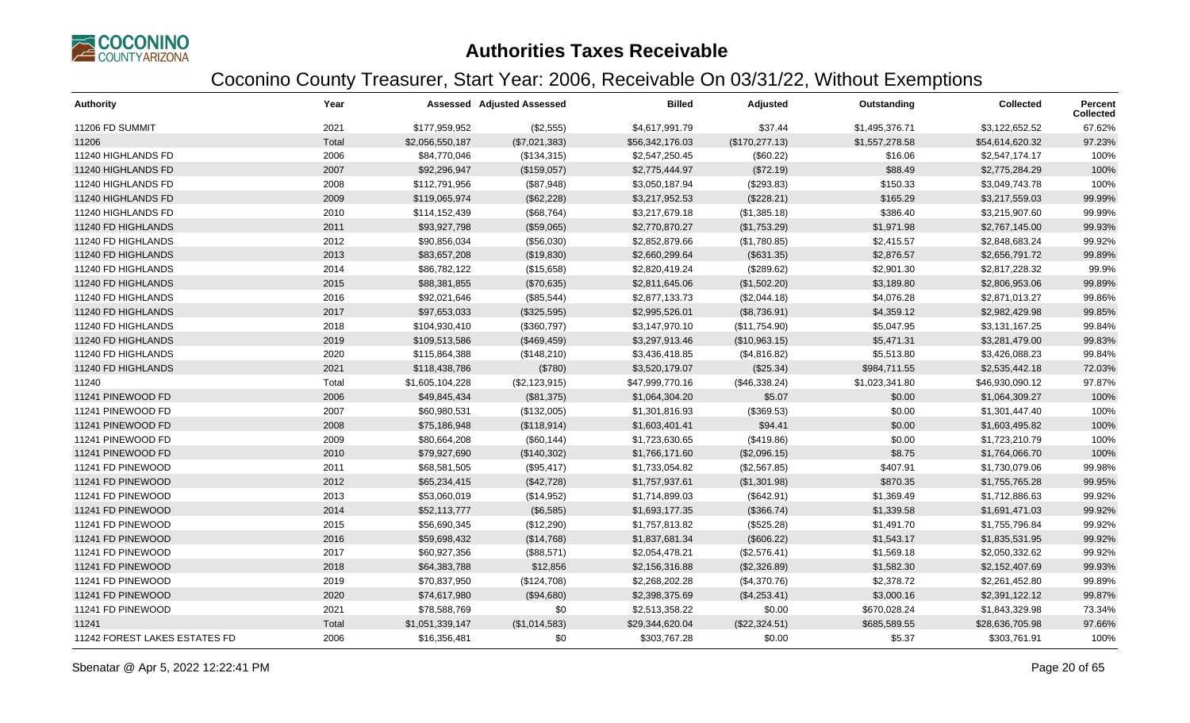# Authorities Taxes Receivable

## Coconino County Treasurer, Start Year: 2006, Receivable On 03/31/22, Without Exemptions

| Authority | Year | Assessed | Adjusted Assessed | Billed | Adjusted | Outstanding | Collected | Percent Collected |
|---|---|---|---|---|---|---|---|---|
| 11206 FD SUMMIT | 2021 | $177,959,952 | ($2,555) | $4,617,991.79 | $37.44 | $1,495,376.71 | $3,122,652.52 | 67.62% |
| 11206 | Total | $2,056,550,187 | ($7,021,383) | $56,342,176.03 | ($170,277.13) | $1,557,278.58 | $54,614,620.32 | 97.23% |
| 11240 HIGHLANDS FD | 2006 | $84,770,046 | ($134,315) | $2,547,250.45 | ($60.22) | $16.06 | $2,547,174.17 | 100% |
| 11240 HIGHLANDS FD | 2007 | $92,296,947 | ($159,057) | $2,775,444.97 | ($72.19) | $88.49 | $2,775,284.29 | 100% |
| 11240 HIGHLANDS FD | 2008 | $112,791,956 | ($87,948) | $3,050,187.94 | ($293.83) | $150.33 | $3,049,743.78 | 100% |
| 11240 HIGHLANDS FD | 2009 | $119,065,974 | ($62,228) | $3,217,952.53 | ($228.21) | $165.29 | $3,217,559.03 | 99.99% |
| 11240 HIGHLANDS FD | 2010 | $114,152,439 | ($68,764) | $3,217,679.18 | ($1,385.18) | $386.40 | $3,215,907.60 | 99.99% |
| 11240 FD HIGHLANDS | 2011 | $93,927,798 | ($59,065) | $2,770,870.27 | ($1,753.29) | $1,971.98 | $2,767,145.00 | 99.93% |
| 11240 FD HIGHLANDS | 2012 | $90,856,034 | ($56,030) | $2,852,879.66 | ($1,780.85) | $2,415.57 | $2,848,683.24 | 99.92% |
| 11240 FD HIGHLANDS | 2013 | $83,657,208 | ($19,830) | $2,660,299.64 | ($631.35) | $2,876.57 | $2,656,791.72 | 99.89% |
| 11240 FD HIGHLANDS | 2014 | $86,782,122 | ($15,658) | $2,820,419.24 | ($289.62) | $2,901.30 | $2,817,228.32 | 99.9% |
| 11240 FD HIGHLANDS | 2015 | $88,381,855 | ($70,635) | $2,811,645.06 | ($1,502.20) | $3,189.80 | $2,806,953.06 | 99.89% |
| 11240 FD HIGHLANDS | 2016 | $92,021,646 | ($85,544) | $2,877,133.73 | ($2,044.18) | $4,076.28 | $2,871,013.27 | 99.86% |
| 11240 FD HIGHLANDS | 2017 | $97,653,033 | ($325,595) | $2,995,526.01 | ($8,736.91) | $4,359.12 | $2,982,429.98 | 99.85% |
| 11240 FD HIGHLANDS | 2018 | $104,930,410 | ($360,797) | $3,147,970.10 | ($11,754.90) | $5,047.95 | $3,131,167.25 | 99.84% |
| 11240 FD HIGHLANDS | 2019 | $109,513,586 | ($469,459) | $3,297,913.46 | ($10,963.15) | $5,471.31 | $3,281,479.00 | 99.83% |
| 11240 FD HIGHLANDS | 2020 | $115,864,388 | ($148,210) | $3,436,418.85 | ($4,816.82) | $5,513.80 | $3,426,088.23 | 99.84% |
| 11240 FD HIGHLANDS | 2021 | $118,438,786 | ($780) | $3,520,179.07 | ($25.34) | $984,711.55 | $2,535,442.18 | 72.03% |
| 11240 | Total | $1,605,104,228 | ($2,123,915) | $47,999,770.16 | ($46,338.24) | $1,023,341.80 | $46,930,090.12 | 97.87% |
| 11241 PINEWOOD FD | 2006 | $49,845,434 | ($81,375) | $1,064,304.20 | $5.07 | $0.00 | $1,064,309.27 | 100% |
| 11241 PINEWOOD FD | 2007 | $60,980,531 | ($132,005) | $1,301,816.93 | ($369.53) | $0.00 | $1,301,447.40 | 100% |
| 11241 PINEWOOD FD | 2008 | $75,186,948 | ($118,914) | $1,603,401.41 | $94.41 | $0.00 | $1,603,495.82 | 100% |
| 11241 PINEWOOD FD | 2009 | $80,664,208 | ($60,144) | $1,723,630.65 | ($419.86) | $0.00 | $1,723,210.79 | 100% |
| 11241 PINEWOOD FD | 2010 | $79,927,690 | ($140,302) | $1,766,171.60 | ($2,096.15) | $8.75 | $1,764,066.70 | 100% |
| 11241 FD PINEWOOD | 2011 | $68,581,505 | ($95,417) | $1,733,054.82 | ($2,567.85) | $407.91 | $1,730,079.06 | 99.98% |
| 11241 FD PINEWOOD | 2012 | $65,234,415 | ($42,728) | $1,757,937.61 | ($1,301.98) | $870.35 | $1,755,765.28 | 99.95% |
| 11241 FD PINEWOOD | 2013 | $53,060,019 | ($14,952) | $1,714,899.03 | ($642.91) | $1,369.49 | $1,712,886.63 | 99.92% |
| 11241 FD PINEWOOD | 2014 | $52,113,777 | ($6,585) | $1,693,177.35 | ($366.74) | $1,339.58 | $1,691,471.03 | 99.92% |
| 11241 FD PINEWOOD | 2015 | $56,690,345 | ($12,290) | $1,757,813.82 | ($525.28) | $1,491.70 | $1,755,796.84 | 99.92% |
| 11241 FD PINEWOOD | 2016 | $59,698,432 | ($14,768) | $1,837,681.34 | ($606.22) | $1,543.17 | $1,835,531.95 | 99.92% |
| 11241 FD PINEWOOD | 2017 | $60,927,356 | ($88,571) | $2,054,478.21 | ($2,576.41) | $1,569.18 | $2,050,332.62 | 99.92% |
| 11241 FD PINEWOOD | 2018 | $64,383,788 | $12,856 | $2,156,316.88 | ($2,326.89) | $1,582.30 | $2,152,407.69 | 99.93% |
| 11241 FD PINEWOOD | 2019 | $70,837,950 | ($124,708) | $2,268,202.28 | ($4,370.76) | $2,378.72 | $2,261,452.80 | 99.89% |
| 11241 FD PINEWOOD | 2020 | $74,617,980 | ($94,680) | $2,398,375.69 | ($4,253.41) | $3,000.16 | $2,391,122.12 | 99.87% |
| 11241 FD PINEWOOD | 2021 | $78,588,769 | $0 | $2,513,358.22 | $0.00 | $670,028.24 | $1,843,329.98 | 73.34% |
| 11241 | Total | $1,051,339,147 | ($1,014,583) | $29,344,620.04 | ($22,324.51) | $685,589.55 | $28,636,705.98 | 97.66% |
| 11242 FOREST LAKES ESTATES FD | 2006 | $16,356,481 | $0 | $303,767.28 | $0.00 | $5.37 | $303,761.91 | 100% |

Sbenatar @ Apr 5, 2022 12:22:41 PM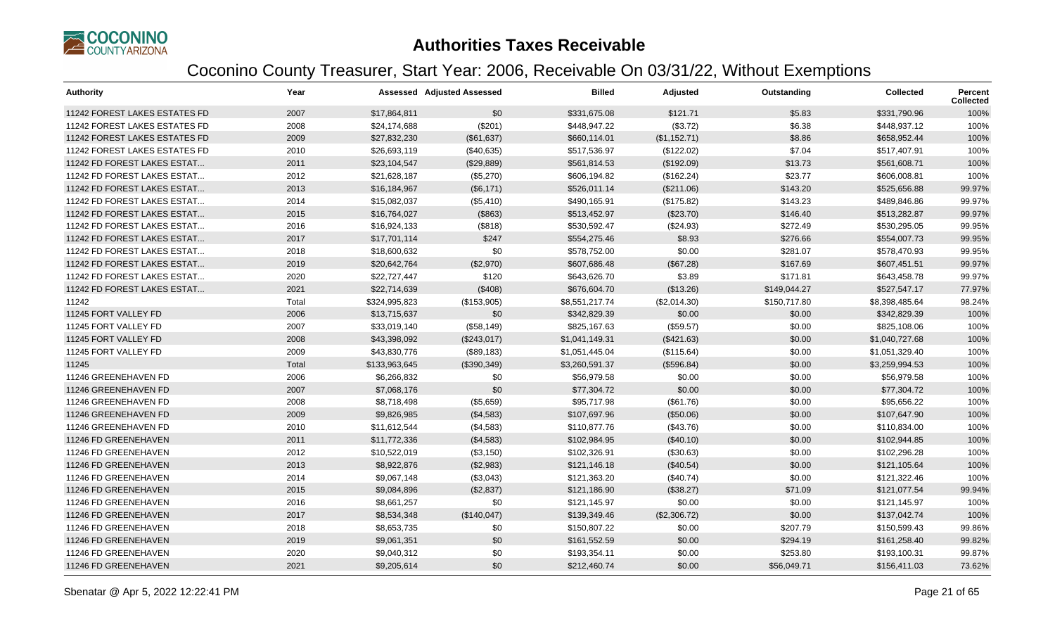# Authorities Taxes Receivable

## Coconino County Treasurer, Start Year: 2006, Receivable On 03/31/22, Without Exemptions

| Authority | Year | Assessed | Adjusted Assessed | Billed | Adjusted | Outstanding | Collected | Percent Collected |
|---|---|---|---|---|---|---|---|---|
| 11242 FOREST LAKES ESTATES FD | 2007 | $17,864,811 | $0 | $331,675.08 | $121.71 | $5.83 | $331,790.96 | 100% |
| 11242 FOREST LAKES ESTATES FD | 2008 | $24,174,688 | ($201) | $448,947.22 | ($3.72) | $6.38 | $448,937.12 | 100% |
| 11242 FOREST LAKES ESTATES FD | 2009 | $27,832,230 | ($61,637) | $660,114.01 | ($1,152.71) | $8.86 | $658,952.44 | 100% |
| 11242 FOREST LAKES ESTATES FD | 2010 | $26,693,119 | ($40,635) | $517,536.97 | ($122.02) | $7.04 | $517,407.91 | 100% |
| 11242 FD FOREST LAKES ESTAT... | 2011 | $23,104,547 | ($29,889) | $561,814.53 | ($192.09) | $13.73 | $561,608.71 | 100% |
| 11242 FD FOREST LAKES ESTAT... | 2012 | $21,628,187 | ($5,270) | $606,194.82 | ($162.24) | $23.77 | $606,008.81 | 100% |
| 11242 FD FOREST LAKES ESTAT... | 2013 | $16,184,967 | ($6,171) | $526,011.14 | ($211.06) | $143.20 | $525,656.88 | 99.97% |
| 11242 FD FOREST LAKES ESTAT... | 2014 | $15,082,037 | ($5,410) | $490,165.91 | ($175.82) | $143.23 | $489,846.86 | 99.97% |
| 11242 FD FOREST LAKES ESTAT... | 2015 | $16,764,027 | ($863) | $513,452.97 | ($23.70) | $146.40 | $513,282.87 | 99.97% |
| 11242 FD FOREST LAKES ESTAT... | 2016 | $16,924,133 | ($818) | $530,592.47 | ($24.93) | $272.49 | $530,295.05 | 99.95% |
| 11242 FD FOREST LAKES ESTAT... | 2017 | $17,701,114 | $247 | $554,275.46 | $8.93 | $276.66 | $554,007.73 | 99.95% |
| 11242 FD FOREST LAKES ESTAT... | 2018 | $18,600,632 | $0 | $578,752.00 | $0.00 | $281.07 | $578,470.93 | 99.95% |
| 11242 FD FOREST LAKES ESTAT... | 2019 | $20,642,764 | ($2,970) | $607,686.48 | ($67.28) | $167.69 | $607,451.51 | 99.97% |
| 11242 FD FOREST LAKES ESTAT... | 2020 | $22,727,447 | $120 | $643,626.70 | $3.89 | $171.81 | $643,458.78 | 99.97% |
| 11242 FD FOREST LAKES ESTAT... | 2021 | $22,714,639 | ($408) | $676,604.70 | ($13.26) | $149,044.27 | $527,547.17 | 77.97% |
| 11242 | Total | $324,995,823 | ($153,905) | $8,551,217.74 | ($2,014.30) | $150,717.80 | $8,398,485.64 | 98.24% |
| 11245 FORT VALLEY FD | 2006 | $13,715,637 | $0 | $342,829.39 | $0.00 | $0.00 | $342,829.39 | 100% |
| 11245 FORT VALLEY FD | 2007 | $33,019,140 | ($58,149) | $825,167.63 | ($59.57) | $0.00 | $825,108.06 | 100% |
| 11245 FORT VALLEY FD | 2008 | $43,398,092 | ($243,017) | $1,041,149.31 | ($421.63) | $0.00 | $1,040,727.68 | 100% |
| 11245 FORT VALLEY FD | 2009 | $43,830,776 | ($89,183) | $1,051,445.04 | ($115.64) | $0.00 | $1,051,329.40 | 100% |
| 11245 | Total | $133,963,645 | ($390,349) | $3,260,591.37 | ($596.84) | $0.00 | $3,259,994.53 | 100% |
| 11246 GREENEHAVEN FD | 2006 | $6,266,832 | $0 | $56,979.58 | $0.00 | $0.00 | $56,979.58 | 100% |
| 11246 GREENEHAVEN FD | 2007 | $7,068,176 | $0 | $77,304.72 | $0.00 | $0.00 | $77,304.72 | 100% |
| 11246 GREENEHAVEN FD | 2008 | $8,718,498 | ($5,659) | $95,717.98 | ($61.76) | $0.00 | $95,656.22 | 100% |
| 11246 GREENEHAVEN FD | 2009 | $9,826,985 | ($4,583) | $107,697.96 | ($50.06) | $0.00 | $107,647.90 | 100% |
| 11246 GREENEHAVEN FD | 2010 | $11,612,544 | ($4,583) | $110,877.76 | ($43.76) | $0.00 | $110,834.00 | 100% |
| 11246 FD GREENEHAVEN | 2011 | $11,772,336 | ($4,583) | $102,984.95 | ($40.10) | $0.00 | $102,944.85 | 100% |
| 11246 FD GREENEHAVEN | 2012 | $10,522,019 | ($3,150) | $102,326.91 | ($30.63) | $0.00 | $102,296.28 | 100% |
| 11246 FD GREENEHAVEN | 2013 | $8,922,876 | ($2,983) | $121,146.18 | ($40.54) | $0.00 | $121,105.64 | 100% |
| 11246 FD GREENEHAVEN | 2014 | $9,067,148 | ($3,043) | $121,363.20 | ($40.74) | $0.00 | $121,322.46 | 100% |
| 11246 FD GREENEHAVEN | 2015 | $9,084,896 | ($2,837) | $121,186.90 | ($38.27) | $71.09 | $121,077.54 | 99.94% |
| 11246 FD GREENEHAVEN | 2016 | $8,661,257 | $0 | $121,145.97 | $0.00 | $0.00 | $121,145.97 | 100% |
| 11246 FD GREENEHAVEN | 2017 | $8,534,348 | ($140,047) | $139,349.46 | ($2,306.72) | $0.00 | $137,042.74 | 100% |
| 11246 FD GREENEHAVEN | 2018 | $8,653,735 | $0 | $150,807.22 | $0.00 | $207.79 | $150,599.43 | 99.86% |
| 11246 FD GREENEHAVEN | 2019 | $9,061,351 | $0 | $161,552.59 | $0.00 | $294.19 | $161,258.40 | 99.82% |
| 11246 FD GREENEHAVEN | 2020 | $9,040,312 | $0 | $193,354.11 | $0.00 | $253.80 | $193,100.31 | 99.87% |
| 11246 FD GREENEHAVEN | 2021 | $9,205,614 | $0 | $212,460.74 | $0.00 | $56,049.71 | $156,411.03 | 73.62% |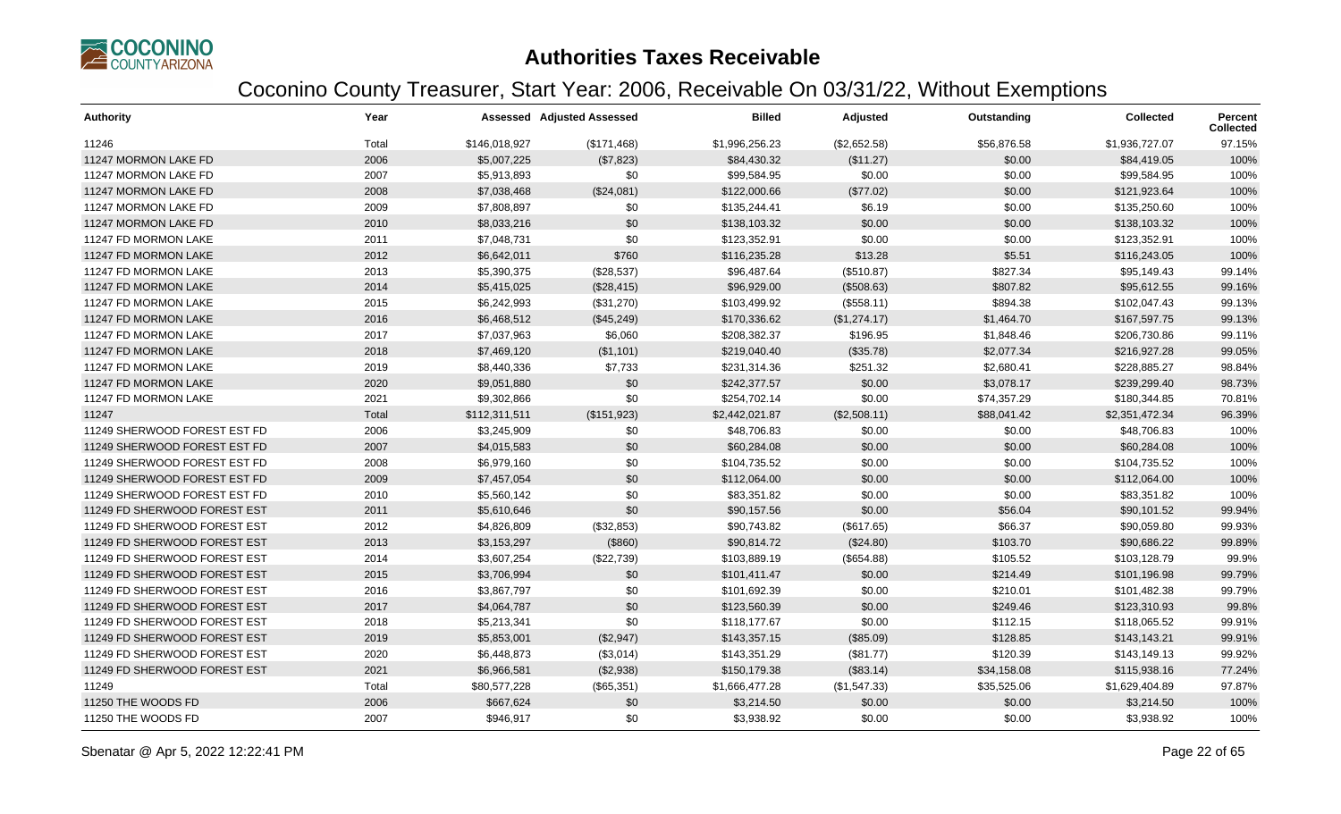# Authorities Taxes Receivable

## Coconino County Treasurer, Start Year: 2006, Receivable On 03/31/22, Without Exemptions

| Authority | Year | Assessed | Adjusted Assessed | Billed | Adjusted | Outstanding | Collected | Percent Collected |
|---|---|---|---|---|---|---|---|---|
| 11246 | Total | $146,018,927 | ($171,468) | $1,996,256.23 | ($2,652.58) | $56,876.58 | $1,936,727.07 | 97.15% |
| 11247 MORMON LAKE FD | 2006 | $5,007,225 | ($7,823) | $84,430.32 | ($11.27) | $0.00 | $84,419.05 | 100% |
| 11247 MORMON LAKE FD | 2007 | $5,913,893 | $0 | $99,584.95 | $0.00 | $0.00 | $99,584.95 | 100% |
| 11247 MORMON LAKE FD | 2008 | $7,038,468 | ($24,081) | $122,000.66 | ($77.02) | $0.00 | $121,923.64 | 100% |
| 11247 MORMON LAKE FD | 2009 | $7,808,897 | $0 | $135,244.41 | $6.19 | $0.00 | $135,250.60 | 100% |
| 11247 MORMON LAKE FD | 2010 | $8,033,216 | $0 | $138,103.32 | $0.00 | $0.00 | $138,103.32 | 100% |
| 11247 FD MORMON LAKE | 2011 | $7,048,731 | $0 | $123,352.91 | $0.00 | $0.00 | $123,352.91 | 100% |
| 11247 FD MORMON LAKE | 2012 | $6,642,011 | $760 | $116,235.28 | $13.28 | $5.51 | $116,243.05 | 100% |
| 11247 FD MORMON LAKE | 2013 | $5,390,375 | ($28,537) | $96,487.64 | ($510.87) | $827.34 | $95,149.43 | 99.14% |
| 11247 FD MORMON LAKE | 2014 | $5,415,025 | ($28,415) | $96,929.00 | ($508.63) | $807.82 | $95,612.55 | 99.16% |
| 11247 FD MORMON LAKE | 2015 | $6,242,993 | ($31,270) | $103,499.92 | ($558.11) | $894.38 | $102,047.43 | 99.13% |
| 11247 FD MORMON LAKE | 2016 | $6,468,512 | ($45,249) | $170,336.62 | ($1,274.17) | $1,464.70 | $167,597.75 | 99.13% |
| 11247 FD MORMON LAKE | 2017 | $7,037,963 | $6,060 | $208,382.37 | $196.95 | $1,848.46 | $206,730.86 | 99.11% |
| 11247 FD MORMON LAKE | 2018 | $7,469,120 | ($1,101) | $219,040.40 | ($35.78) | $2,077.34 | $216,927.28 | 99.05% |
| 11247 FD MORMON LAKE | 2019 | $8,440,336 | $7,733 | $231,314.36 | $251.32 | $2,680.41 | $228,885.27 | 98.84% |
| 11247 FD MORMON LAKE | 2020 | $9,051,880 | $0 | $242,377.57 | $0.00 | $3,078.17 | $239,299.40 | 98.73% |
| 11247 FD MORMON LAKE | 2021 | $9,302,866 | $0 | $254,702.14 | $0.00 | $74,357.29 | $180,344.85 | 70.81% |
| 11247 | Total | $112,311,511 | ($151,923) | $2,442,021.87 | ($2,508.11) | $88,041.42 | $2,351,472.34 | 96.39% |
| 11249 SHERWOOD FOREST EST FD | 2006 | $3,245,909 | $0 | $48,706.83 | $0.00 | $0.00 | $48,706.83 | 100% |
| 11249 SHERWOOD FOREST EST FD | 2007 | $4,015,583 | $0 | $60,284.08 | $0.00 | $0.00 | $60,284.08 | 100% |
| 11249 SHERWOOD FOREST EST FD | 2008 | $6,979,160 | $0 | $104,735.52 | $0.00 | $0.00 | $104,735.52 | 100% |
| 11249 SHERWOOD FOREST EST FD | 2009 | $7,457,054 | $0 | $112,064.00 | $0.00 | $0.00 | $112,064.00 | 100% |
| 11249 SHERWOOD FOREST EST FD | 2010 | $5,560,142 | $0 | $83,351.82 | $0.00 | $0.00 | $83,351.82 | 100% |
| 11249 FD SHERWOOD FOREST EST | 2011 | $5,610,646 | $0 | $90,157.56 | $0.00 | $56.04 | $90,101.52 | 99.94% |
| 11249 FD SHERWOOD FOREST EST | 2012 | $4,826,809 | ($32,853) | $90,743.82 | ($617.65) | $66.37 | $90,059.80 | 99.93% |
| 11249 FD SHERWOOD FOREST EST | 2013 | $3,153,297 | ($860) | $90,814.72 | ($24.80) | $103.70 | $90,686.22 | 99.89% |
| 11249 FD SHERWOOD FOREST EST | 2014 | $3,607,254 | ($22,739) | $103,889.19 | ($654.88) | $105.52 | $103,128.79 | 99.9% |
| 11249 FD SHERWOOD FOREST EST | 2015 | $3,706,994 | $0 | $101,411.47 | $0.00 | $214.49 | $101,196.98 | 99.79% |
| 11249 FD SHERWOOD FOREST EST | 2016 | $3,867,797 | $0 | $101,692.39 | $0.00 | $210.01 | $101,482.38 | 99.79% |
| 11249 FD SHERWOOD FOREST EST | 2017 | $4,064,787 | $0 | $123,560.39 | $0.00 | $249.46 | $123,310.93 | 99.8% |
| 11249 FD SHERWOOD FOREST EST | 2018 | $5,213,341 | $0 | $118,177.67 | $0.00 | $112.15 | $118,065.52 | 99.91% |
| 11249 FD SHERWOOD FOREST EST | 2019 | $5,853,001 | ($2,947) | $143,357.15 | ($85.09) | $128.85 | $143,143.21 | 99.91% |
| 11249 FD SHERWOOD FOREST EST | 2020 | $6,448,873 | ($3,014) | $143,351.29 | ($81.77) | $120.39 | $143,149.13 | 99.92% |
| 11249 FD SHERWOOD FOREST EST | 2021 | $6,966,581 | ($2,938) | $150,179.38 | ($83.14) | $34,158.08 | $115,938.16 | 77.24% |
| 11249 | Total | $80,577,228 | ($65,351) | $1,666,477.28 | ($1,547.33) | $35,525.06 | $1,629,404.89 | 97.87% |
| 11250 THE WOODS FD | 2006 | $667,624 | $0 | $3,214.50 | $0.00 | $0.00 | $3,214.50 | 100% |
| 11250 THE WOODS FD | 2007 | $946,917 | $0 | $3,938.92 | $0.00 | $0.00 | $3,938.92 | 100% |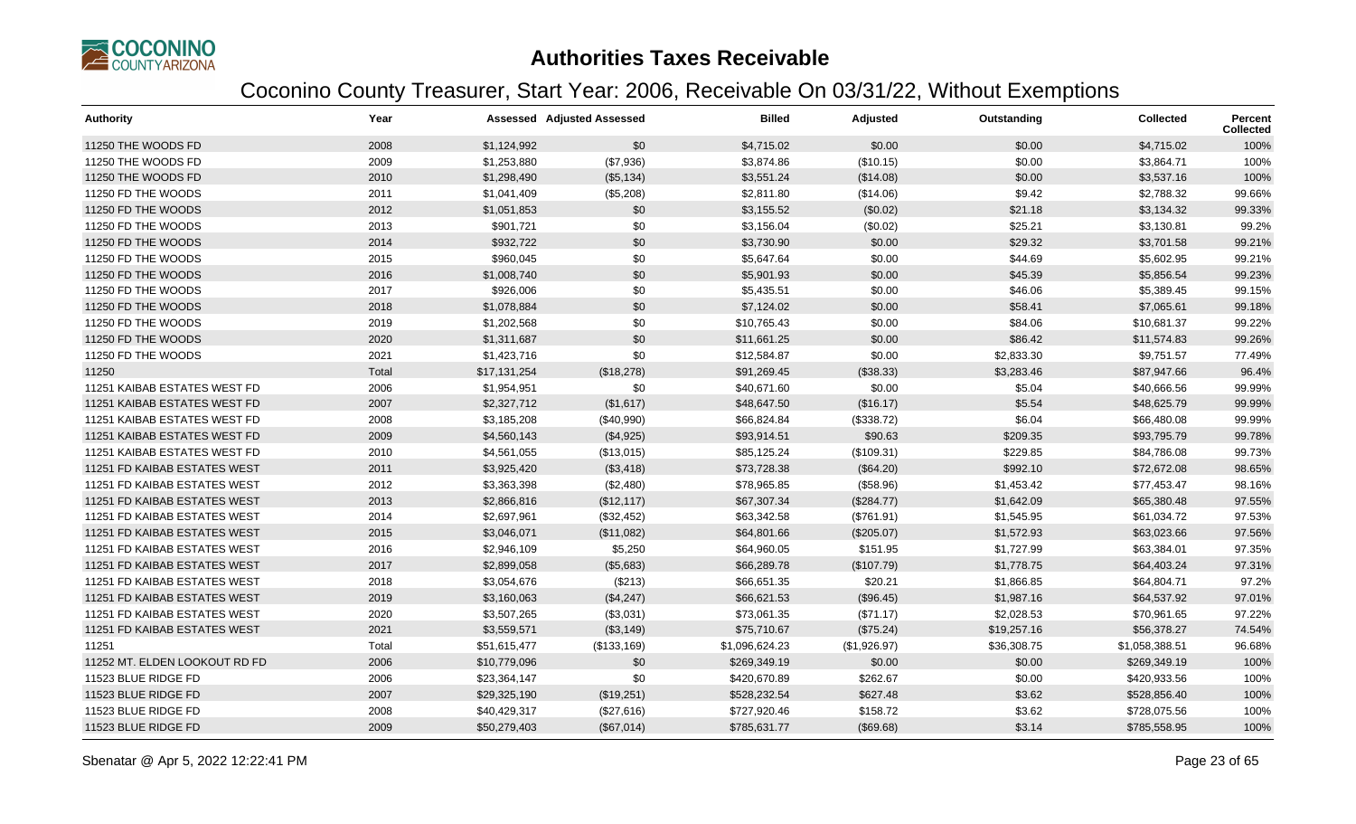# Authorities Taxes Receivable

## Coconino County Treasurer, Start Year: 2006, Receivable On 03/31/22, Without Exemptions

| Authority | Year | Assessed | Adjusted Assessed | Billed | Adjusted | Outstanding | Collected | Percent Collected |
|---|---|---|---|---|---|---|---|---|
| 11250 THE WOODS FD | 2008 | $1,124,992 | $0 | $4,715.02 | $0.00 | $0.00 | $4,715.02 | 100% |
| 11250 THE WOODS FD | 2009 | $1,253,880 | ($7,936) | $3,874.86 | ($10.15) | $0.00 | $3,864.71 | 100% |
| 11250 THE WOODS FD | 2010 | $1,298,490 | ($5,134) | $3,551.24 | ($14.08) | $0.00 | $3,537.16 | 100% |
| 11250 FD THE WOODS | 2011 | $1,041,409 | ($5,208) | $2,811.80 | ($14.06) | $9.42 | $2,788.32 | 99.66% |
| 11250 FD THE WOODS | 2012 | $1,051,853 | $0 | $3,155.52 | ($0.02) | $21.18 | $3,134.32 | 99.33% |
| 11250 FD THE WOODS | 2013 | $901,721 | $0 | $3,156.04 | ($0.02) | $25.21 | $3,130.81 | 99.2% |
| 11250 FD THE WOODS | 2014 | $932,722 | $0 | $3,730.90 | $0.00 | $29.32 | $3,701.58 | 99.21% |
| 11250 FD THE WOODS | 2015 | $960,045 | $0 | $5,647.64 | $0.00 | $44.69 | $5,602.95 | 99.21% |
| 11250 FD THE WOODS | 2016 | $1,008,740 | $0 | $5,901.93 | $0.00 | $45.39 | $5,856.54 | 99.23% |
| 11250 FD THE WOODS | 2017 | $926,006 | $0 | $5,435.51 | $0.00 | $46.06 | $5,389.45 | 99.15% |
| 11250 FD THE WOODS | 2018 | $1,078,884 | $0 | $7,124.02 | $0.00 | $58.41 | $7,065.61 | 99.18% |
| 11250 FD THE WOODS | 2019 | $1,202,568 | $0 | $10,765.43 | $0.00 | $84.06 | $10,681.37 | 99.22% |
| 11250 FD THE WOODS | 2020 | $1,311,687 | $0 | $11,661.25 | $0.00 | $86.42 | $11,574.83 | 99.26% |
| 11250 FD THE WOODS | 2021 | $1,423,716 | $0 | $12,584.87 | $0.00 | $2,833.30 | $9,751.57 | 77.49% |
| 11250 | Total | $17,131,254 | ($18,278) | $91,269.45 | ($38.33) | $3,283.46 | $87,947.66 | 96.4% |
| 11251 KAIBAB ESTATES WEST FD | 2006 | $1,954,951 | $0 | $40,671.60 | $0.00 | $5.04 | $40,666.56 | 99.99% |
| 11251 KAIBAB ESTATES WEST FD | 2007 | $2,327,712 | ($1,617) | $48,647.50 | ($16.17) | $5.54 | $48,625.79 | 99.99% |
| 11251 KAIBAB ESTATES WEST FD | 2008 | $3,185,208 | ($40,990) | $66,824.84 | ($338.72) | $6.04 | $66,480.08 | 99.99% |
| 11251 KAIBAB ESTATES WEST FD | 2009 | $4,560,143 | ($4,925) | $93,914.51 | $90.63 | $209.35 | $93,795.79 | 99.78% |
| 11251 KAIBAB ESTATES WEST FD | 2010 | $4,561,055 | ($13,015) | $85,125.24 | ($109.31) | $229.85 | $84,786.08 | 99.73% |
| 11251 FD KAIBAB ESTATES WEST | 2011 | $3,925,420 | ($3,418) | $73,728.38 | ($64.20) | $992.10 | $72,672.08 | 98.65% |
| 11251 FD KAIBAB ESTATES WEST | 2012 | $3,363,398 | ($2,480) | $78,965.85 | ($58.96) | $1,453.42 | $77,453.47 | 98.16% |
| 11251 FD KAIBAB ESTATES WEST | 2013 | $2,866,816 | ($12,117) | $67,307.34 | ($284.77) | $1,642.09 | $65,380.48 | 97.55% |
| 11251 FD KAIBAB ESTATES WEST | 2014 | $2,697,961 | ($32,452) | $63,342.58 | ($761.91) | $1,545.95 | $61,034.72 | 97.53% |
| 11251 FD KAIBAB ESTATES WEST | 2015 | $3,046,071 | ($11,082) | $64,801.66 | ($205.07) | $1,572.93 | $63,023.66 | 97.56% |
| 11251 FD KAIBAB ESTATES WEST | 2016 | $2,946,109 | $5,250 | $64,960.05 | $151.95 | $1,727.99 | $63,384.01 | 97.35% |
| 11251 FD KAIBAB ESTATES WEST | 2017 | $2,899,058 | ($5,683) | $66,289.78 | ($107.79) | $1,778.75 | $64,403.24 | 97.31% |
| 11251 FD KAIBAB ESTATES WEST | 2018 | $3,054,676 | ($213) | $66,651.35 | $20.21 | $1,866.85 | $64,804.71 | 97.2% |
| 11251 FD KAIBAB ESTATES WEST | 2019 | $3,160,063 | ($4,247) | $66,621.53 | ($96.45) | $1,987.16 | $64,537.92 | 97.01% |
| 11251 FD KAIBAB ESTATES WEST | 2020 | $3,507,265 | ($3,031) | $73,061.35 | ($71.17) | $2,028.53 | $70,961.65 | 97.22% |
| 11251 FD KAIBAB ESTATES WEST | 2021 | $3,559,571 | ($3,149) | $75,710.67 | ($75.24) | $19,257.16 | $56,378.27 | 74.54% |
| 11251 | Total | $51,615,477 | ($133,169) | $1,096,624.23 | ($1,926.97) | $36,308.75 | $1,058,388.51 | 96.68% |
| 11252 MT. ELDEN LOOKOUT RD FD | 2006 | $10,779,096 | $0 | $269,349.19 | $0.00 | $0.00 | $269,349.19 | 100% |
| 11523 BLUE RIDGE FD | 2006 | $23,364,147 | $0 | $420,670.89 | $262.67 | $0.00 | $420,933.56 | 100% |
| 11523 BLUE RIDGE FD | 2007 | $29,325,190 | ($19,251) | $528,232.54 | $627.48 | $3.62 | $528,856.40 | 100% |
| 11523 BLUE RIDGE FD | 2008 | $40,429,317 | ($27,616) | $727,920.46 | $158.72 | $3.62 | $728,075.56 | 100% |
| 11523 BLUE RIDGE FD | 2009 | $50,279,403 | ($67,014) | $785,631.77 | ($69.68) | $3.14 | $785,558.95 | 100% |

Sbenatar @ Apr 5, 2022 12:22:41 PM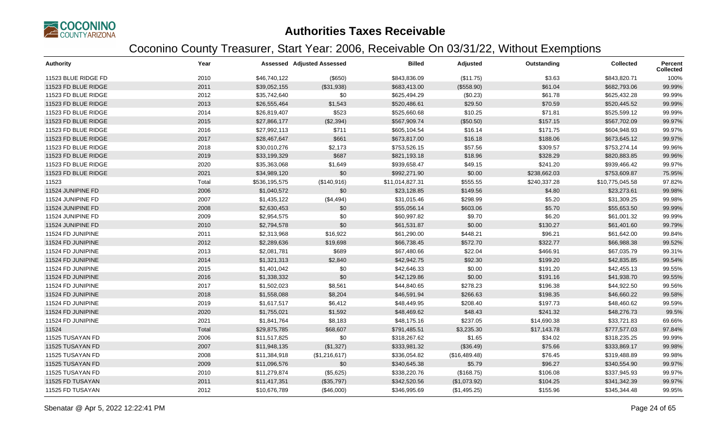# Authorities Taxes Receivable

## Coconino County Treasurer, Start Year: 2006, Receivable On 03/31/22, Without Exemptions

| Authority | Year | Assessed | Adjusted Assessed | Billed | Adjusted | Outstanding | Collected | Percent Collected |
|---|---|---|---|---|---|---|---|---|
| 11523 BLUE RIDGE FD | 2010 | $46,740,122 | ($650) | $843,836.09 | ($11.75) | $3.63 | $843,820.71 | 100% |
| 11523 FD BLUE RIDGE | 2011 | $39,052,155 | ($31,938) | $683,413.00 | ($558.90) | $61.04 | $682,793.06 | 99.99% |
| 11523 FD BLUE RIDGE | 2012 | $35,742,640 | $0 | $625,494.29 | ($0.23) | $61.78 | $625,432.28 | 99.99% |
| 11523 FD BLUE RIDGE | 2013 | $26,555,464 | $1,543 | $520,486.61 | $29.50 | $70.59 | $520,445.52 | 99.99% |
| 11523 FD BLUE RIDGE | 2014 | $26,819,407 | $523 | $525,660.68 | $10.25 | $71.81 | $525,599.12 | 99.99% |
| 11523 FD BLUE RIDGE | 2015 | $27,866,177 | ($2,394) | $567,909.74 | ($50.50) | $157.15 | $567,702.09 | 99.97% |
| 11523 FD BLUE RIDGE | 2016 | $27,992,113 | $711 | $605,104.54 | $16.14 | $171.75 | $604,948.93 | 99.97% |
| 11523 FD BLUE RIDGE | 2017 | $28,467,647 | $661 | $673,817.00 | $16.18 | $188.06 | $673,645.12 | 99.97% |
| 11523 FD BLUE RIDGE | 2018 | $30,010,276 | $2,173 | $753,526.15 | $57.56 | $309.57 | $753,274.14 | 99.96% |
| 11523 FD BLUE RIDGE | 2019 | $33,199,329 | $687 | $821,193.18 | $18.96 | $328.29 | $820,883.85 | 99.96% |
| 11523 FD BLUE RIDGE | 2020 | $35,363,068 | $1,649 | $939,658.47 | $49.15 | $241.20 | $939,466.42 | 99.97% |
| 11523 FD BLUE RIDGE | 2021 | $34,989,120 | $0 | $992,271.90 | $0.00 | $238,662.03 | $753,609.87 | 75.95% |
| 11523 | Total | $536,195,575 | ($140,916) | $11,014,827.31 | $555.55 | $240,337.28 | $10,775,045.58 | 97.82% |
| 11524 JUNIPINE FD | 2006 | $1,040,572 | $0 | $23,128.85 | $149.56 | $4.80 | $23,273.61 | 99.98% |
| 11524 JUNIPINE FD | 2007 | $1,435,122 | ($4,494) | $31,015.46 | $298.99 | $5.20 | $31,309.25 | 99.98% |
| 11524 JUNIPINE FD | 2008 | $2,630,453 | $0 | $55,056.14 | $603.06 | $5.70 | $55,653.50 | 99.99% |
| 11524 JUNIPINE FD | 2009 | $2,954,575 | $0 | $60,997.82 | $9.70 | $6.20 | $61,001.32 | 99.99% |
| 11524 JUNIPINE FD | 2010 | $2,794,578 | $0 | $61,531.87 | $0.00 | $130.27 | $61,401.60 | 99.79% |
| 11524 FD JUNIPINE | 2011 | $2,313,968 | $16,922 | $61,290.00 | $448.21 | $96.21 | $61,642.00 | 99.84% |
| 11524 FD JUNIPINE | 2012 | $2,289,636 | $19,698 | $66,738.45 | $572.70 | $322.77 | $66,988.38 | 99.52% |
| 11524 FD JUNIPINE | 2013 | $2,081,781 | $689 | $67,480.66 | $22.04 | $466.91 | $67,035.79 | 99.31% |
| 11524 FD JUNIPINE | 2014 | $1,321,313 | $2,840 | $42,942.75 | $92.30 | $199.20 | $42,835.85 | 99.54% |
| 11524 FD JUNIPINE | 2015 | $1,401,042 | $0 | $42,646.33 | $0.00 | $191.20 | $42,455.13 | 99.55% |
| 11524 FD JUNIPINE | 2016 | $1,338,332 | $0 | $42,129.86 | $0.00 | $191.16 | $41,938.70 | 99.55% |
| 11524 FD JUNIPINE | 2017 | $1,502,023 | $8,561 | $44,840.65 | $278.23 | $196.38 | $44,922.50 | 99.56% |
| 11524 FD JUNIPINE | 2018 | $1,558,088 | $8,204 | $46,591.94 | $266.63 | $198.35 | $46,660.22 | 99.58% |
| 11524 FD JUNIPINE | 2019 | $1,617,517 | $6,412 | $48,449.95 | $208.40 | $197.73 | $48,460.62 | 99.59% |
| 11524 FD JUNIPINE | 2020 | $1,755,021 | $1,592 | $48,469.62 | $48.43 | $241.32 | $48,276.73 | 99.5% |
| 11524 FD JUNIPINE | 2021 | $1,841,764 | $8,183 | $48,175.16 | $237.05 | $14,690.38 | $33,721.83 | 69.66% |
| 11524 | Total | $29,875,785 | $68,607 | $791,485.51 | $3,235.30 | $17,143.78 | $777,577.03 | 97.84% |
| 11525 TUSAYAN FD | 2006 | $11,517,825 | $0 | $318,267.62 | $1.65 | $34.02 | $318,235.25 | 99.99% |
| 11525 TUSAYAN FD | 2007 | $11,948,135 | ($1,327) | $333,981.32 | ($36.49) | $75.66 | $333,869.17 | 99.98% |
| 11525 TUSAYAN FD | 2008 | $11,384,918 | ($1,216,617) | $336,054.82 | ($16,489.48) | $76.45 | $319,488.89 | 99.98% |
| 11525 TUSAYAN FD | 2009 | $11,096,576 | $0 | $340,645.38 | $5.79 | $96.27 | $340,554.90 | 99.97% |
| 11525 TUSAYAN FD | 2010 | $11,279,874 | ($5,625) | $338,220.76 | ($168.75) | $106.08 | $337,945.93 | 99.97% |
| 11525 FD TUSAYAN | 2011 | $11,417,351 | ($35,797) | $342,520.56 | ($1,073.92) | $104.25 | $341,342.39 | 99.97% |
| 11525 FD TUSAYAN | 2012 | $10,676,789 | ($46,000) | $346,995.69 | ($1,495.25) | $155.96 | $345,344.48 | 99.95% |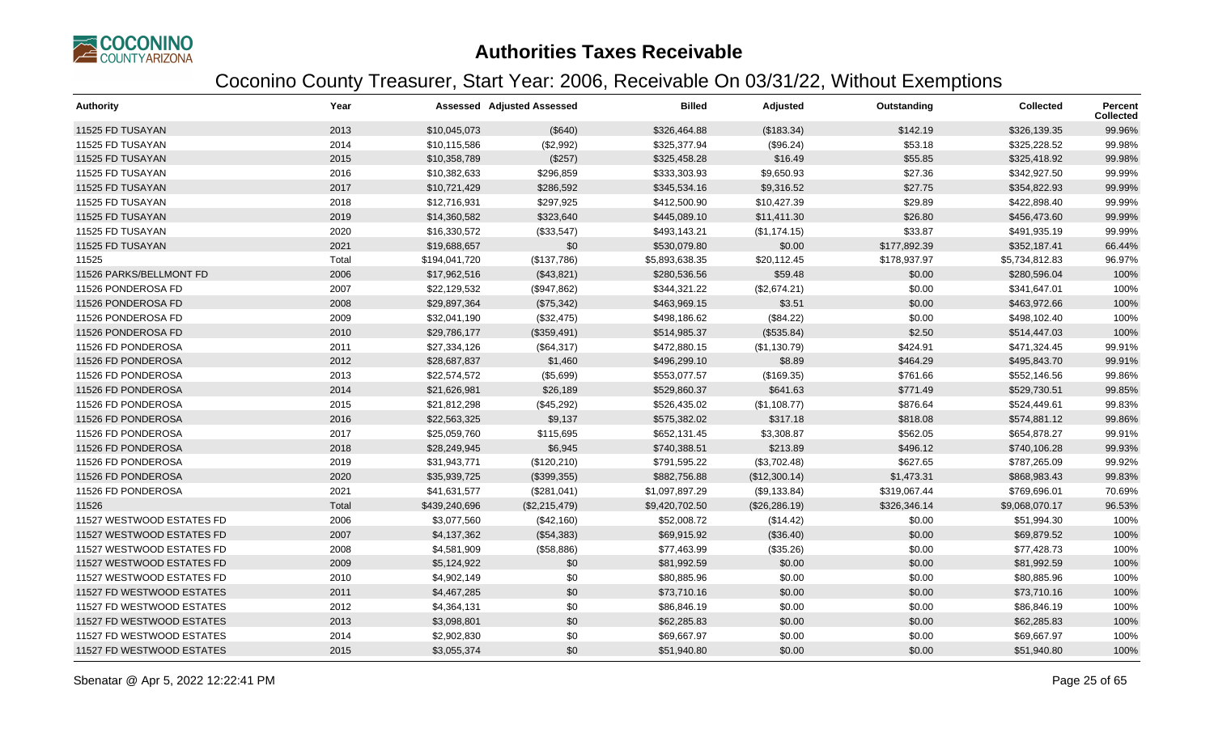# Authorities Taxes Receivable

## Coconino County Treasurer, Start Year: 2006, Receivable On 03/31/22, Without Exemptions

| Authority | Year | Assessed | Adjusted Assessed | Billed | Adjusted | Outstanding | Collected | Percent Collected |
|---|---|---|---|---|---|---|---|---|
| 11525 FD TUSAYAN | 2013 | $10,045,073 | ($640) | $326,464.88 | ($183.34) | $142.19 | $326,139.35 | 99.96% |
| 11525 FD TUSAYAN | 2014 | $10,115,586 | ($2,992) | $325,377.94 | ($96.24) | $53.18 | $325,228.52 | 99.98% |
| 11525 FD TUSAYAN | 2015 | $10,358,789 | ($257) | $325,458.28 | $16.49 | $55.85 | $325,418.92 | 99.98% |
| 11525 FD TUSAYAN | 2016 | $10,382,633 | $296,859 | $333,303.93 | $9,650.93 | $27.36 | $342,927.50 | 99.99% |
| 11525 FD TUSAYAN | 2017 | $10,721,429 | $286,592 | $345,534.16 | $9,316.52 | $27.75 | $354,822.93 | 99.99% |
| 11525 FD TUSAYAN | 2018 | $12,716,931 | $297,925 | $412,500.90 | $10,427.39 | $29.89 | $422,898.40 | 99.99% |
| 11525 FD TUSAYAN | 2019 | $14,360,582 | $323,640 | $445,089.10 | $11,411.30 | $26.80 | $456,473.60 | 99.99% |
| 11525 FD TUSAYAN | 2020 | $16,330,572 | ($33,547) | $493,143.21 | ($1,174.15) | $33.87 | $491,935.19 | 99.99% |
| 11525 FD TUSAYAN | 2021 | $19,688,657 | $0 | $530,079.80 | $0.00 | $177,892.39 | $352,187.41 | 66.44% |
| 11525 | Total | $194,041,720 | ($137,786) | $5,893,638.35 | $20,112.45 | $178,937.97 | $5,734,812.83 | 96.97% |
| 11526 PARKS/BELLMONT FD | 2006 | $17,962,516 | ($43,821) | $280,536.56 | $59.48 | $0.00 | $280,596.04 | 100% |
| 11526 PONDEROSA FD | 2007 | $22,129,532 | ($947,862) | $344,321.22 | ($2,674.21) | $0.00 | $341,647.01 | 100% |
| 11526 PONDEROSA FD | 2008 | $29,897,364 | ($75,342) | $463,969.15 | $3.51 | $0.00 | $463,972.66 | 100% |
| 11526 PONDEROSA FD | 2009 | $32,041,190 | ($32,475) | $498,186.62 | ($84.22) | $0.00 | $498,102.40 | 100% |
| 11526 PONDEROSA FD | 2010 | $29,786,177 | ($359,491) | $514,985.37 | ($535.84) | $2.50 | $514,447.03 | 100% |
| 11526 FD PONDEROSA | 2011 | $27,334,126 | ($64,317) | $472,880.15 | ($1,130.79) | $424.91 | $471,324.45 | 99.91% |
| 11526 FD PONDEROSA | 2012 | $28,687,837 | $1,460 | $496,299.10 | $8.89 | $464.29 | $495,843.70 | 99.91% |
| 11526 FD PONDEROSA | 2013 | $22,574,572 | ($5,699) | $553,077.57 | ($169.35) | $761.66 | $552,146.56 | 99.86% |
| 11526 FD PONDEROSA | 2014 | $21,626,981 | $26,189 | $529,860.37 | $641.63 | $771.49 | $529,730.51 | 99.85% |
| 11526 FD PONDEROSA | 2015 | $21,812,298 | ($45,292) | $526,435.02 | ($1,108.77) | $876.64 | $524,449.61 | 99.83% |
| 11526 FD PONDEROSA | 2016 | $22,563,325 | $9,137 | $575,382.02 | $317.18 | $818.08 | $574,881.12 | 99.86% |
| 11526 FD PONDEROSA | 2017 | $25,059,760 | $115,695 | $652,131.45 | $3,308.87 | $562.05 | $654,878.27 | 99.91% |
| 11526 FD PONDEROSA | 2018 | $28,249,945 | $6,945 | $740,388.51 | $213.89 | $496.12 | $740,106.28 | 99.93% |
| 11526 FD PONDEROSA | 2019 | $31,943,771 | ($120,210) | $791,595.22 | ($3,702.48) | $627.65 | $787,265.09 | 99.92% |
| 11526 FD PONDEROSA | 2020 | $35,939,725 | ($399,355) | $882,756.88 | ($12,300.14) | $1,473.31 | $868,983.43 | 99.83% |
| 11526 FD PONDEROSA | 2021 | $41,631,577 | ($281,041) | $1,097,897.29 | ($9,133.84) | $319,067.44 | $769,696.01 | 70.69% |
| 11526 | Total | $439,240,696 | ($2,215,479) | $9,420,702.50 | ($26,286.19) | $326,346.14 | $9,068,070.17 | 96.53% |
| 11527 WESTWOOD ESTATES FD | 2006 | $3,077,560 | ($42,160) | $52,008.72 | ($14.42) | $0.00 | $51,994.30 | 100% |
| 11527 WESTWOOD ESTATES FD | 2007 | $4,137,362 | ($54,383) | $69,915.92 | ($36.40) | $0.00 | $69,879.52 | 100% |
| 11527 WESTWOOD ESTATES FD | 2008 | $4,581,909 | ($58,886) | $77,463.99 | ($35.26) | $0.00 | $77,428.73 | 100% |
| 11527 WESTWOOD ESTATES FD | 2009 | $5,124,922 | $0 | $81,992.59 | $0.00 | $0.00 | $81,992.59 | 100% |
| 11527 WESTWOOD ESTATES FD | 2010 | $4,902,149 | $0 | $80,885.96 | $0.00 | $0.00 | $80,885.96 | 100% |
| 11527 FD WESTWOOD ESTATES | 2011 | $4,467,285 | $0 | $73,710.16 | $0.00 | $0.00 | $73,710.16 | 100% |
| 11527 FD WESTWOOD ESTATES | 2012 | $4,364,131 | $0 | $86,846.19 | $0.00 | $0.00 | $86,846.19 | 100% |
| 11527 FD WESTWOOD ESTATES | 2013 | $3,098,801 | $0 | $62,285.83 | $0.00 | $0.00 | $62,285.83 | 100% |
| 11527 FD WESTWOOD ESTATES | 2014 | $2,902,830 | $0 | $69,667.97 | $0.00 | $0.00 | $69,667.97 | 100% |
| 11527 FD WESTWOOD ESTATES | 2015 | $3,055,374 | $0 | $51,940.80 | $0.00 | $0.00 | $51,940.80 | 100% |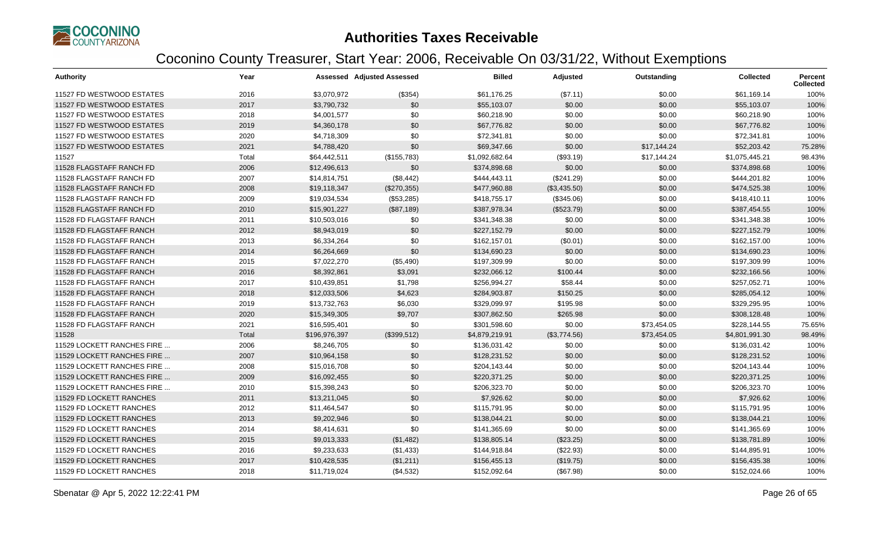# Authorities Taxes Receivable

## Coconino County Treasurer, Start Year: 2006, Receivable On 03/31/22, Without Exemptions

| Authority | Year | Assessed | Adjusted Assessed | Billed | Adjusted | Outstanding | Collected | Percent Collected |
|---|---|---|---|---|---|---|---|---|
| 11527 FD WESTWOOD ESTATES | 2016 | $3,070,972 | ($354) | $61,176.25 | ($7.11) | $0.00 | $61,169.14 | 100% |
| 11527 FD WESTWOOD ESTATES | 2017 | $3,790,732 | $0 | $55,103.07 | $0.00 | $0.00 | $55,103.07 | 100% |
| 11527 FD WESTWOOD ESTATES | 2018 | $4,001,577 | $0 | $60,218.90 | $0.00 | $0.00 | $60,218.90 | 100% |
| 11527 FD WESTWOOD ESTATES | 2019 | $4,360,178 | $0 | $67,776.82 | $0.00 | $0.00 | $67,776.82 | 100% |
| 11527 FD WESTWOOD ESTATES | 2020 | $4,718,309 | $0 | $72,341.81 | $0.00 | $0.00 | $72,341.81 | 100% |
| 11527 FD WESTWOOD ESTATES | 2021 | $4,788,420 | $0 | $69,347.66 | $0.00 | $17,144.24 | $52,203.42 | 75.28% |
| 11527 | Total | $64,442,511 | ($155,783) | $1,092,682.64 | ($93.19) | $17,144.24 | $1,075,445.21 | 98.43% |
| 11528 FLAGSTAFF RANCH FD | 2006 | $12,496,613 | $0 | $374,898.68 | $0.00 | $0.00 | $374,898.68 | 100% |
| 11528 FLAGSTAFF RANCH FD | 2007 | $14,814,751 | ($8,442) | $444,443.11 | ($241.29) | $0.00 | $444,201.82 | 100% |
| 11528 FLAGSTAFF RANCH FD | 2008 | $19,118,347 | ($270,355) | $477,960.88 | ($3,435.50) | $0.00 | $474,525.38 | 100% |
| 11528 FLAGSTAFF RANCH FD | 2009 | $19,034,534 | ($53,285) | $418,755.17 | ($345.06) | $0.00 | $418,410.11 | 100% |
| 11528 FLAGSTAFF RANCH FD | 2010 | $15,901,227 | ($87,189) | $387,978.34 | ($523.79) | $0.00 | $387,454.55 | 100% |
| 11528 FD FLAGSTAFF RANCH | 2011 | $10,503,016 | $0 | $341,348.38 | $0.00 | $0.00 | $341,348.38 | 100% |
| 11528 FD FLAGSTAFF RANCH | 2012 | $8,943,019 | $0 | $227,152.79 | $0.00 | $0.00 | $227,152.79 | 100% |
| 11528 FD FLAGSTAFF RANCH | 2013 | $6,334,264 | $0 | $162,157.01 | ($0.01) | $0.00 | $162,157.00 | 100% |
| 11528 FD FLAGSTAFF RANCH | 2014 | $6,264,669 | $0 | $134,690.23 | $0.00 | $0.00 | $134,690.23 | 100% |
| 11528 FD FLAGSTAFF RANCH | 2015 | $7,022,270 | ($5,490) | $197,309.99 | $0.00 | $0.00 | $197,309.99 | 100% |
| 11528 FD FLAGSTAFF RANCH | 2016 | $8,392,861 | $3,091 | $232,066.12 | $100.44 | $0.00 | $232,166.56 | 100% |
| 11528 FD FLAGSTAFF RANCH | 2017 | $10,439,851 | $1,798 | $256,994.27 | $58.44 | $0.00 | $257,052.71 | 100% |
| 11528 FD FLAGSTAFF RANCH | 2018 | $12,033,506 | $4,623 | $284,903.87 | $150.25 | $0.00 | $285,054.12 | 100% |
| 11528 FD FLAGSTAFF RANCH | 2019 | $13,732,763 | $6,030 | $329,099.97 | $195.98 | $0.00 | $329,295.95 | 100% |
| 11528 FD FLAGSTAFF RANCH | 2020 | $15,349,305 | $9,707 | $307,862.50 | $265.98 | $0.00 | $308,128.48 | 100% |
| 11528 FD FLAGSTAFF RANCH | 2021 | $16,595,401 | $0 | $301,598.60 | $0.00 | $73,454.05 | $228,144.55 | 75.65% |
| 11528 | Total | $196,976,397 | ($399,512) | $4,879,219.91 | ($3,774.56) | $73,454.05 | $4,801,991.30 | 98.49% |
| 11529 LOCKETT RANCHES FIRE ... | 2006 | $8,246,705 | $0 | $136,031.42 | $0.00 | $0.00 | $136,031.42 | 100% |
| 11529 LOCKETT RANCHES FIRE ... | 2007 | $10,964,158 | $0 | $128,231.52 | $0.00 | $0.00 | $128,231.52 | 100% |
| 11529 LOCKETT RANCHES FIRE ... | 2008 | $15,016,708 | $0 | $204,143.44 | $0.00 | $0.00 | $204,143.44 | 100% |
| 11529 LOCKETT RANCHES FIRE ... | 2009 | $16,092,455 | $0 | $220,371.25 | $0.00 | $0.00 | $220,371.25 | 100% |
| 11529 LOCKETT RANCHES FIRE ... | 2010 | $15,398,243 | $0 | $206,323.70 | $0.00 | $0.00 | $206,323.70 | 100% |
| 11529 FD LOCKETT RANCHES | 2011 | $13,211,045 | $0 | $7,926.62 | $0.00 | $0.00 | $7,926.62 | 100% |
| 11529 FD LOCKETT RANCHES | 2012 | $11,464,547 | $0 | $115,791.95 | $0.00 | $0.00 | $115,791.95 | 100% |
| 11529 FD LOCKETT RANCHES | 2013 | $9,202,946 | $0 | $138,044.21 | $0.00 | $0.00 | $138,044.21 | 100% |
| 11529 FD LOCKETT RANCHES | 2014 | $8,414,631 | $0 | $141,365.69 | $0.00 | $0.00 | $141,365.69 | 100% |
| 11529 FD LOCKETT RANCHES | 2015 | $9,013,333 | ($1,482) | $138,805.14 | ($23.25) | $0.00 | $138,781.89 | 100% |
| 11529 FD LOCKETT RANCHES | 2016 | $9,233,633 | ($1,433) | $144,918.84 | ($22.93) | $0.00 | $144,895.91 | 100% |
| 11529 FD LOCKETT RANCHES | 2017 | $10,428,535 | ($1,211) | $156,455.13 | ($19.75) | $0.00 | $156,435.38 | 100% |
| 11529 FD LOCKETT RANCHES | 2018 | $11,719,024 | ($4,532) | $152,092.64 | ($67.98) | $0.00 | $152,024.66 | 100% |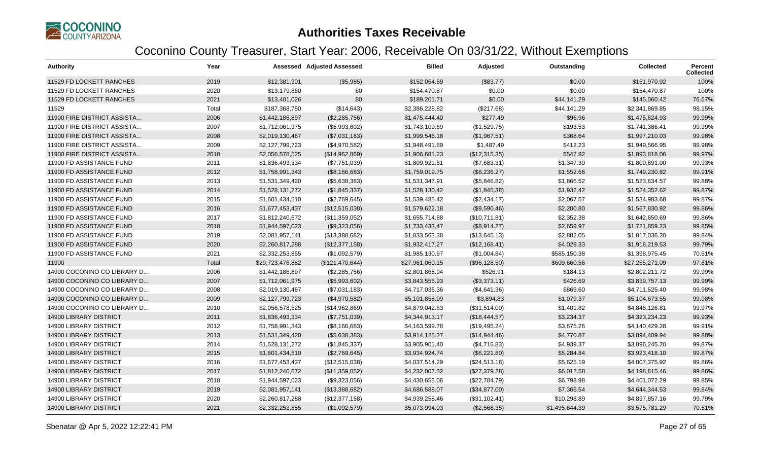# Authorities Taxes Receivable

## Coconino County Treasurer, Start Year: 2006, Receivable On 03/31/22, Without Exemptions

| Authority | Year | Assessed | Adjusted Assessed | Billed | Adjusted | Outstanding | Collected | Percent Collected |
|---|---|---|---|---|---|---|---|---|
| 11529 FD LOCKETT RANCHES | 2019 | $12,381,901 | ($5,985) | $152,054.69 | ($83.77) | $0.00 | $151,970.92 | 100% |
| 11529 FD LOCKETT RANCHES | 2020 | $13,179,860 | $0 | $154,470.87 | $0.00 | $0.00 | $154,470.87 | 100% |
| 11529 FD LOCKETT RANCHES | 2021 | $13,401,026 | $0 | $189,201.71 | $0.00 | $44,141.29 | $145,060.42 | 76.67% |
| 11529 | Total | $187,368,750 | ($14,643) | $2,386,228.82 | ($217.68) | $44,141.29 | $2,341,869.85 | 98.15% |
| 11900 FIRE DISTRICT ASSISTA... | 2006 | $1,442,186,897 | ($2,285,756) | $1,475,444.40 | $277.49 | $96.96 | $1,475,624.93 | 99.99% |
| 11900 FIRE DISTRICT ASSISTA... | 2007 | $1,712,061,975 | ($5,993,602) | $1,743,109.69 | ($1,529.75) | $193.53 | $1,741,386.41 | 99.99% |
| 11900 FIRE DISTRICT ASSISTA... | 2008 | $2,019,130,467 | ($7,031,183) | $1,999,546.18 | ($1,967.51) | $368.64 | $1,997,210.03 | 99.98% |
| 11900 FIRE DISTRICT ASSISTA... | 2009 | $2,127,799,723 | ($4,970,582) | $1,948,491.69 | $1,487.49 | $412.23 | $1,949,566.95 | 99.98% |
| 11900 FIRE DISTRICT ASSISTA... | 2010 | $2,056,578,525 | ($14,962,869) | $1,906,681.23 | ($12,315.35) | $547.82 | $1,893,818.06 | 99.97% |
| 11900 FD ASSISTANCE FUND | 2011 | $1,836,493,334 | ($7,751,039) | $1,809,921.61 | ($7,683.31) | $1,347.30 | $1,800,891.00 | 99.93% |
| 11900 FD ASSISTANCE FUND | 2012 | $1,758,991,343 | ($8,166,683) | $1,759,019.75 | ($8,236.27) | $1,552.66 | $1,749,230.82 | 99.91% |
| 11900 FD ASSISTANCE FUND | 2013 | $1,531,349,420 | ($5,638,383) | $1,531,347.91 | ($5,846.82) | $1,866.52 | $1,523,634.57 | 99.88% |
| 11900 FD ASSISTANCE FUND | 2014 | $1,528,131,272 | ($1,845,337) | $1,528,130.42 | ($1,845.38) | $1,932.42 | $1,524,352.62 | 99.87% |
| 11900 FD ASSISTANCE FUND | 2015 | $1,601,434,510 | ($2,769,645) | $1,539,485.42 | ($2,434.17) | $2,067.57 | $1,534,983.68 | 99.87% |
| 11900 FD ASSISTANCE FUND | 2016 | $1,677,453,437 | ($12,515,038) | $1,579,622.18 | ($9,590.46) | $2,200.80 | $1,567,830.92 | 99.86% |
| 11900 FD ASSISTANCE FUND | 2017 | $1,812,240,672 | ($11,359,052) | $1,655,714.88 | ($10,711.81) | $2,352.38 | $1,642,650.69 | 99.86% |
| 11900 FD ASSISTANCE FUND | 2018 | $1,944,597,023 | ($9,323,056) | $1,733,433.47 | ($8,914.27) | $2,659.97 | $1,721,859.23 | 99.85% |
| 11900 FD ASSISTANCE FUND | 2019 | $2,081,957,141 | ($13,388,682) | $1,833,563.38 | ($13,645.13) | $2,882.05 | $1,817,036.20 | 99.84% |
| 11900 FD ASSISTANCE FUND | 2020 | $2,260,817,288 | ($12,377,158) | $1,932,417.27 | ($12,168.41) | $4,029.33 | $1,916,219.53 | 99.79% |
| 11900 FD ASSISTANCE FUND | 2021 | $2,332,253,855 | ($1,092,579) | $1,985,130.67 | ($1,004.84) | $585,150.38 | $1,398,975.45 | 70.51% |
| 11900 | Total | $29,723,476,882 | ($121,470,644) | $27,961,060.15 | ($96,128.50) | $609,660.56 | $27,255,271.09 | 97.81% |
| 14900 COCONINO CO LIBRARY D... | 2006 | $1,442,186,897 | ($2,285,756) | $2,801,868.94 | $526.91 | $184.13 | $2,802,211.72 | 99.99% |
| 14900 COCONINO CO LIBRARY D... | 2007 | $1,712,061,975 | ($5,993,602) | $3,843,556.93 | ($3,373.11) | $426.69 | $3,839,757.13 | 99.99% |
| 14900 COCONINO CO LIBRARY D... | 2008 | $2,019,130,467 | ($7,031,183) | $4,717,036.36 | ($4,641.36) | $869.60 | $4,711,525.40 | 99.98% |
| 14900 COCONINO CO LIBRARY D... | 2009 | $2,127,799,723 | ($4,970,582) | $5,101,858.09 | $3,894.83 | $1,079.37 | $5,104,673.55 | 99.98% |
| 14900 COCONINO CO LIBRARY D... | 2010 | $2,056,578,525 | ($14,962,869) | $4,879,042.63 | ($31,514.00) | $1,401.82 | $4,846,126.81 | 99.97% |
| 14900 LIBRARY DISTRICT | 2011 | $1,836,493,334 | ($7,751,039) | $4,344,913.17 | ($18,444.57) | $3,234.37 | $4,323,234.23 | 99.93% |
| 14900 LIBRARY DISTRICT | 2012 | $1,758,991,343 | ($8,166,683) | $4,163,599.78 | ($19,495.24) | $3,675.26 | $4,140,429.28 | 99.91% |
| 14900 LIBRARY DISTRICT | 2013 | $1,531,349,420 | ($5,638,383) | $3,914,125.27 | ($14,944.46) | $4,770.87 | $3,894,409.94 | 99.88% |
| 14900 LIBRARY DISTRICT | 2014 | $1,528,131,272 | ($1,845,337) | $3,905,901.40 | ($4,716.83) | $4,939.37 | $3,896,245.20 | 99.87% |
| 14900 LIBRARY DISTRICT | 2015 | $1,601,434,510 | ($2,769,645) | $3,934,924.74 | ($6,221.80) | $5,284.84 | $3,923,418.10 | 99.87% |
| 14900 LIBRARY DISTRICT | 2016 | $1,677,453,437 | ($12,515,038) | $4,037,514.29 | ($24,513.18) | $5,625.19 | $4,007,375.92 | 99.86% |
| 14900 LIBRARY DISTRICT | 2017 | $1,812,240,672 | ($11,359,052) | $4,232,007.32 | ($27,379.28) | $6,012.58 | $4,198,615.46 | 99.86% |
| 14900 LIBRARY DISTRICT | 2018 | $1,944,597,023 | ($9,323,056) | $4,430,656.06 | ($22,784.79) | $6,798.98 | $4,401,072.29 | 99.85% |
| 14900 LIBRARY DISTRICT | 2019 | $2,081,957,141 | ($13,388,682) | $4,686,588.07 | ($34,877.00) | $7,366.54 | $4,644,344.53 | 99.84% |
| 14900 LIBRARY DISTRICT | 2020 | $2,260,817,288 | ($12,377,158) | $4,939,258.46 | ($31,102.41) | $10,298.89 | $4,897,857.16 | 99.79% |
| 14900 LIBRARY DISTRICT | 2021 | $2,332,253,855 | ($1,092,579) | $5,073,994.03 | ($2,568.35) | $1,495,644.39 | $3,575,781.29 | 70.51% |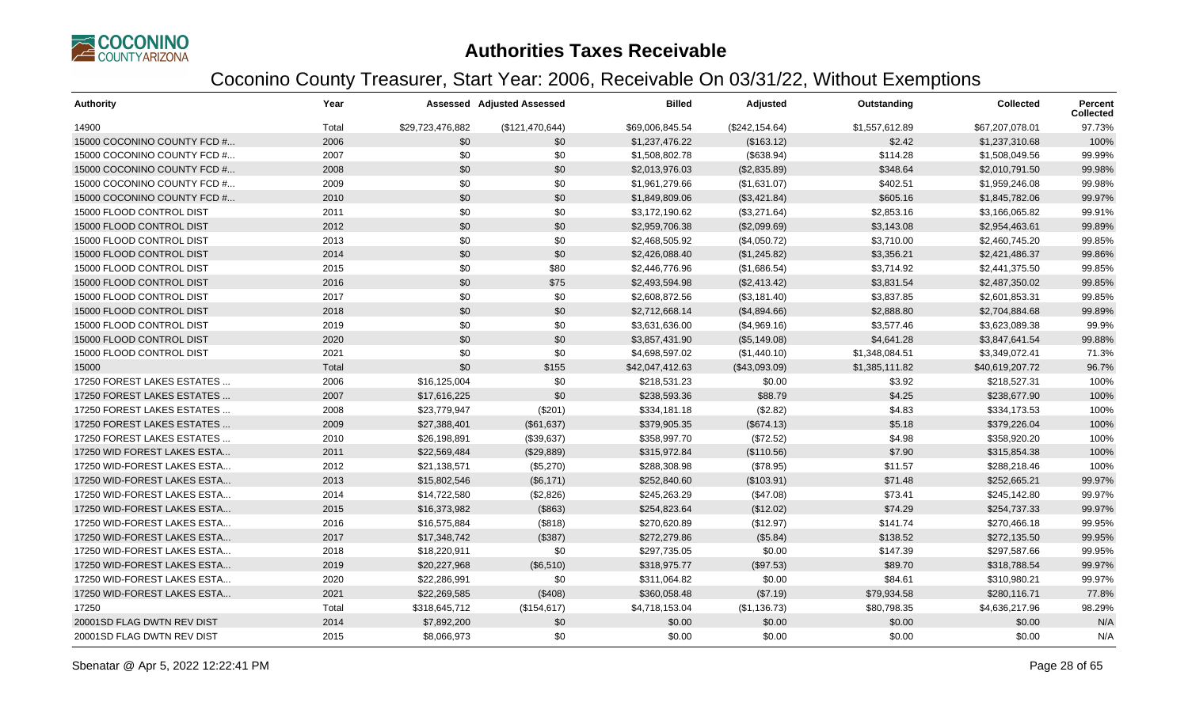# Authorities Taxes Receivable

## Coconino County Treasurer, Start Year: 2006, Receivable On 03/31/22, Without Exemptions

| Authority | Year | Assessed | Adjusted Assessed | Billed | Adjusted | Outstanding | Collected | Percent Collected |
|---|---|---|---|---|---|---|---|---|
| 14900 | Total | $29,723,476,882 | ($121,470,644) | $69,006,845.54 | ($242,154.64) | $1,557,612.89 | $67,207,078.01 | 97.73% |
| 15000 COCONINO COUNTY FCD #... | 2006 | $0 | $0 | $1,237,476.22 | ($163.12) | $2.42 | $1,237,310.68 | 100% |
| 15000 COCONINO COUNTY FCD #... | 2007 | $0 | $0 | $1,508,802.78 | ($638.94) | $114.28 | $1,508,049.56 | 99.99% |
| 15000 COCONINO COUNTY FCD #... | 2008 | $0 | $0 | $2,013,976.03 | ($2,835.89) | $348.64 | $2,010,791.50 | 99.98% |
| 15000 COCONINO COUNTY FCD #... | 2009 | $0 | $0 | $1,961,279.66 | ($1,631.07) | $402.51 | $1,959,246.08 | 99.98% |
| 15000 COCONINO COUNTY FCD #... | 2010 | $0 | $0 | $1,849,809.06 | ($3,421.84) | $605.16 | $1,845,782.06 | 99.97% |
| 15000 FLOOD CONTROL DIST | 2011 | $0 | $0 | $3,172,190.62 | ($3,271.64) | $2,853.16 | $3,166,065.82 | 99.91% |
| 15000 FLOOD CONTROL DIST | 2012 | $0 | $0 | $2,959,706.38 | ($2,099.69) | $3,143.08 | $2,954,463.61 | 99.89% |
| 15000 FLOOD CONTROL DIST | 2013 | $0 | $0 | $2,468,505.92 | ($4,050.72) | $3,710.00 | $2,460,745.20 | 99.85% |
| 15000 FLOOD CONTROL DIST | 2014 | $0 | $0 | $2,426,088.40 | ($1,245.82) | $3,356.21 | $2,421,486.37 | 99.86% |
| 15000 FLOOD CONTROL DIST | 2015 | $0 | $80 | $2,446,776.96 | ($1,686.54) | $3,714.92 | $2,441,375.50 | 99.85% |
| 15000 FLOOD CONTROL DIST | 2016 | $0 | $75 | $2,493,594.98 | ($2,413.42) | $3,831.54 | $2,487,350.02 | 99.85% |
| 15000 FLOOD CONTROL DIST | 2017 | $0 | $0 | $2,608,872.56 | ($3,181.40) | $3,837.85 | $2,601,853.31 | 99.85% |
| 15000 FLOOD CONTROL DIST | 2018 | $0 | $0 | $2,712,668.14 | ($4,894.66) | $2,888.80 | $2,704,884.68 | 99.89% |
| 15000 FLOOD CONTROL DIST | 2019 | $0 | $0 | $3,631,636.00 | ($4,969.16) | $3,577.46 | $3,623,089.38 | 99.9% |
| 15000 FLOOD CONTROL DIST | 2020 | $0 | $0 | $3,857,431.90 | ($5,149.08) | $4,641.28 | $3,847,641.54 | 99.88% |
| 15000 FLOOD CONTROL DIST | 2021 | $0 | $0 | $4,698,597.02 | ($1,440.10) | $1,348,084.51 | $3,349,072.41 | 71.3% |
| 15000 | Total | $0 | $155 | $42,047,412.63 | ($43,093.09) | $1,385,111.82 | $40,619,207.72 | 96.7% |
| 17250 FOREST LAKES ESTATES ... | 2006 | $16,125,004 | $0 | $218,531.23 | $0.00 | $3.92 | $218,527.31 | 100% |
| 17250 FOREST LAKES ESTATES ... | 2007 | $17,616,225 | $0 | $238,593.36 | $88.79 | $4.25 | $238,677.90 | 100% |
| 17250 FOREST LAKES ESTATES ... | 2008 | $23,779,947 | ($201) | $334,181.18 | ($2.82) | $4.83 | $334,173.53 | 100% |
| 17250 FOREST LAKES ESTATES ... | 2009 | $27,388,401 | ($61,637) | $379,905.35 | ($674.13) | $5.18 | $379,226.04 | 100% |
| 17250 FOREST LAKES ESTATES ... | 2010 | $26,198,891 | ($39,637) | $358,997.70 | ($72.52) | $4.98 | $358,920.20 | 100% |
| 17250 WID FOREST LAKES ESTA... | 2011 | $22,569,484 | ($29,889) | $315,972.84 | ($110.56) | $7.90 | $315,854.38 | 100% |
| 17250 WID-FOREST LAKES ESTA... | 2012 | $21,138,571 | ($5,270) | $288,308.98 | ($78.95) | $11.57 | $288,218.46 | 100% |
| 17250 WID-FOREST LAKES ESTA... | 2013 | $15,802,546 | ($6,171) | $252,840.60 | ($103.91) | $71.48 | $252,665.21 | 99.97% |
| 17250 WID-FOREST LAKES ESTA... | 2014 | $14,722,580 | ($2,826) | $245,263.29 | ($47.08) | $73.41 | $245,142.80 | 99.97% |
| 17250 WID-FOREST LAKES ESTA... | 2015 | $16,373,982 | ($863) | $254,823.64 | ($12.02) | $74.29 | $254,737.33 | 99.97% |
| 17250 WID-FOREST LAKES ESTA... | 2016 | $16,575,884 | ($818) | $270,620.89 | ($12.97) | $141.74 | $270,466.18 | 99.95% |
| 17250 WID-FOREST LAKES ESTA... | 2017 | $17,348,742 | ($387) | $272,279.86 | ($5.84) | $138.52 | $272,135.50 | 99.95% |
| 17250 WID-FOREST LAKES ESTA... | 2018 | $18,220,911 | $0 | $297,735.05 | $0.00 | $147.39 | $297,587.66 | 99.95% |
| 17250 WID-FOREST LAKES ESTA... | 2019 | $20,227,968 | ($6,510) | $318,975.77 | ($97.53) | $89.70 | $318,788.54 | 99.97% |
| 17250 WID-FOREST LAKES ESTA... | 2020 | $22,286,991 | $0 | $311,064.82 | $0.00 | $84.61 | $310,980.21 | 99.97% |
| 17250 WID-FOREST LAKES ESTA... | 2021 | $22,269,585 | ($408) | $360,058.48 | ($7.19) | $79,934.58 | $280,116.71 | 77.8% |
| 17250 | Total | $318,645,712 | ($154,617) | $4,718,153.04 | ($1,136.73) | $80,798.35 | $4,636,217.96 | 98.29% |
| 20001SD FLAG DWTN REV DIST | 2014 | $7,892,200 | $0 | $0.00 | $0.00 | $0.00 | $0.00 | N/A |
| 20001SD FLAG DWTN REV DIST | 2015 | $8,066,973 | $0 | $0.00 | $0.00 | $0.00 | $0.00 | N/A |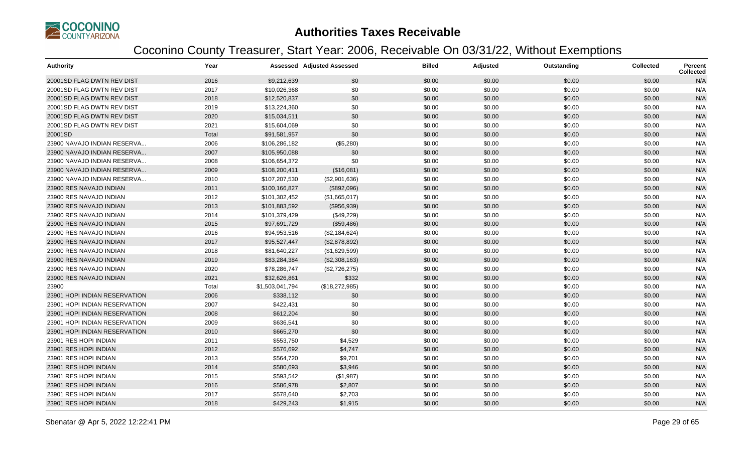# Authorities Taxes Receivable

## Coconino County Treasurer, Start Year: 2006, Receivable On 03/31/22, Without Exemptions

| Authority | Year | Assessed | Adjusted Assessed | Billed | Adjusted | Outstanding | Collected | Percent Collected |
|---|---|---|---|---|---|---|---|---|
| 20001SD FLAG DWTN REV DIST | 2016 | $9,212,639 | $0 | $0.00 | $0.00 | $0.00 | $0.00 | N/A |
| 20001SD FLAG DWTN REV DIST | 2017 | $10,026,368 | $0 | $0.00 | $0.00 | $0.00 | $0.00 | N/A |
| 20001SD FLAG DWTN REV DIST | 2018 | $12,520,837 | $0 | $0.00 | $0.00 | $0.00 | $0.00 | N/A |
| 20001SD FLAG DWTN REV DIST | 2019 | $13,224,360 | $0 | $0.00 | $0.00 | $0.00 | $0.00 | N/A |
| 20001SD FLAG DWTN REV DIST | 2020 | $15,034,511 | $0 | $0.00 | $0.00 | $0.00 | $0.00 | N/A |
| 20001SD FLAG DWTN REV DIST | 2021 | $15,604,069 | $0 | $0.00 | $0.00 | $0.00 | $0.00 | N/A |
| 20001SD | Total | $91,581,957 | $0 | $0.00 | $0.00 | $0.00 | $0.00 | N/A |
| 23900 NAVAJO INDIAN RESERVA... | 2006 | $106,286,182 | ($5,280) | $0.00 | $0.00 | $0.00 | $0.00 | N/A |
| 23900 NAVAJO INDIAN RESERVA... | 2007 | $105,950,088 | $0 | $0.00 | $0.00 | $0.00 | $0.00 | N/A |
| 23900 NAVAJO INDIAN RESERVA... | 2008 | $106,654,372 | $0 | $0.00 | $0.00 | $0.00 | $0.00 | N/A |
| 23900 NAVAJO INDIAN RESERVA... | 2009 | $108,200,411 | ($16,081) | $0.00 | $0.00 | $0.00 | $0.00 | N/A |
| 23900 NAVAJO INDIAN RESERVA... | 2010 | $107,207,530 | ($2,901,636) | $0.00 | $0.00 | $0.00 | $0.00 | N/A |
| 23900 RES NAVAJO INDIAN | 2011 | $100,166,827 | ($892,096) | $0.00 | $0.00 | $0.00 | $0.00 | N/A |
| 23900 RES NAVAJO INDIAN | 2012 | $101,302,452 | ($1,665,017) | $0.00 | $0.00 | $0.00 | $0.00 | N/A |
| 23900 RES NAVAJO INDIAN | 2013 | $101,883,592 | ($956,939) | $0.00 | $0.00 | $0.00 | $0.00 | N/A |
| 23900 RES NAVAJO INDIAN | 2014 | $101,379,429 | ($49,229) | $0.00 | $0.00 | $0.00 | $0.00 | N/A |
| 23900 RES NAVAJO INDIAN | 2015 | $97,691,729 | ($59,486) | $0.00 | $0.00 | $0.00 | $0.00 | N/A |
| 23900 RES NAVAJO INDIAN | 2016 | $94,953,516 | ($2,184,624) | $0.00 | $0.00 | $0.00 | $0.00 | N/A |
| 23900 RES NAVAJO INDIAN | 2017 | $95,527,447 | ($2,878,892) | $0.00 | $0.00 | $0.00 | $0.00 | N/A |
| 23900 RES NAVAJO INDIAN | 2018 | $81,640,227 | ($1,629,599) | $0.00 | $0.00 | $0.00 | $0.00 | N/A |
| 23900 RES NAVAJO INDIAN | 2019 | $83,284,384 | ($2,308,163) | $0.00 | $0.00 | $0.00 | $0.00 | N/A |
| 23900 RES NAVAJO INDIAN | 2020 | $78,286,747 | ($2,726,275) | $0.00 | $0.00 | $0.00 | $0.00 | N/A |
| 23900 RES NAVAJO INDIAN | 2021 | $32,626,861 | $332 | $0.00 | $0.00 | $0.00 | $0.00 | N/A |
| 23900 | Total | $1,503,041,794 | ($18,272,985) | $0.00 | $0.00 | $0.00 | $0.00 | N/A |
| 23901 HOPI INDIAN RESERVATION | 2006 | $338,112 | $0 | $0.00 | $0.00 | $0.00 | $0.00 | N/A |
| 23901 HOPI INDIAN RESERVATION | 2007 | $422,431 | $0 | $0.00 | $0.00 | $0.00 | $0.00 | N/A |
| 23901 HOPI INDIAN RESERVATION | 2008 | $612,204 | $0 | $0.00 | $0.00 | $0.00 | $0.00 | N/A |
| 23901 HOPI INDIAN RESERVATION | 2009 | $636,541 | $0 | $0.00 | $0.00 | $0.00 | $0.00 | N/A |
| 23901 HOPI INDIAN RESERVATION | 2010 | $665,270 | $0 | $0.00 | $0.00 | $0.00 | $0.00 | N/A |
| 23901 RES HOPI INDIAN | 2011 | $553,750 | $4,529 | $0.00 | $0.00 | $0.00 | $0.00 | N/A |
| 23901 RES HOPI INDIAN | 2012 | $576,692 | $4,747 | $0.00 | $0.00 | $0.00 | $0.00 | N/A |
| 23901 RES HOPI INDIAN | 2013 | $564,720 | $9,701 | $0.00 | $0.00 | $0.00 | $0.00 | N/A |
| 23901 RES HOPI INDIAN | 2014 | $580,693 | $3,946 | $0.00 | $0.00 | $0.00 | $0.00 | N/A |
| 23901 RES HOPI INDIAN | 2015 | $593,542 | ($1,987) | $0.00 | $0.00 | $0.00 | $0.00 | N/A |
| 23901 RES HOPI INDIAN | 2016 | $586,978 | $2,807 | $0.00 | $0.00 | $0.00 | $0.00 | N/A |
| 23901 RES HOPI INDIAN | 2017 | $578,640 | $2,703 | $0.00 | $0.00 | $0.00 | $0.00 | N/A |
| 23901 RES HOPI INDIAN | 2018 | $429,243 | $1,915 | $0.00 | $0.00 | $0.00 | $0.00 | N/A |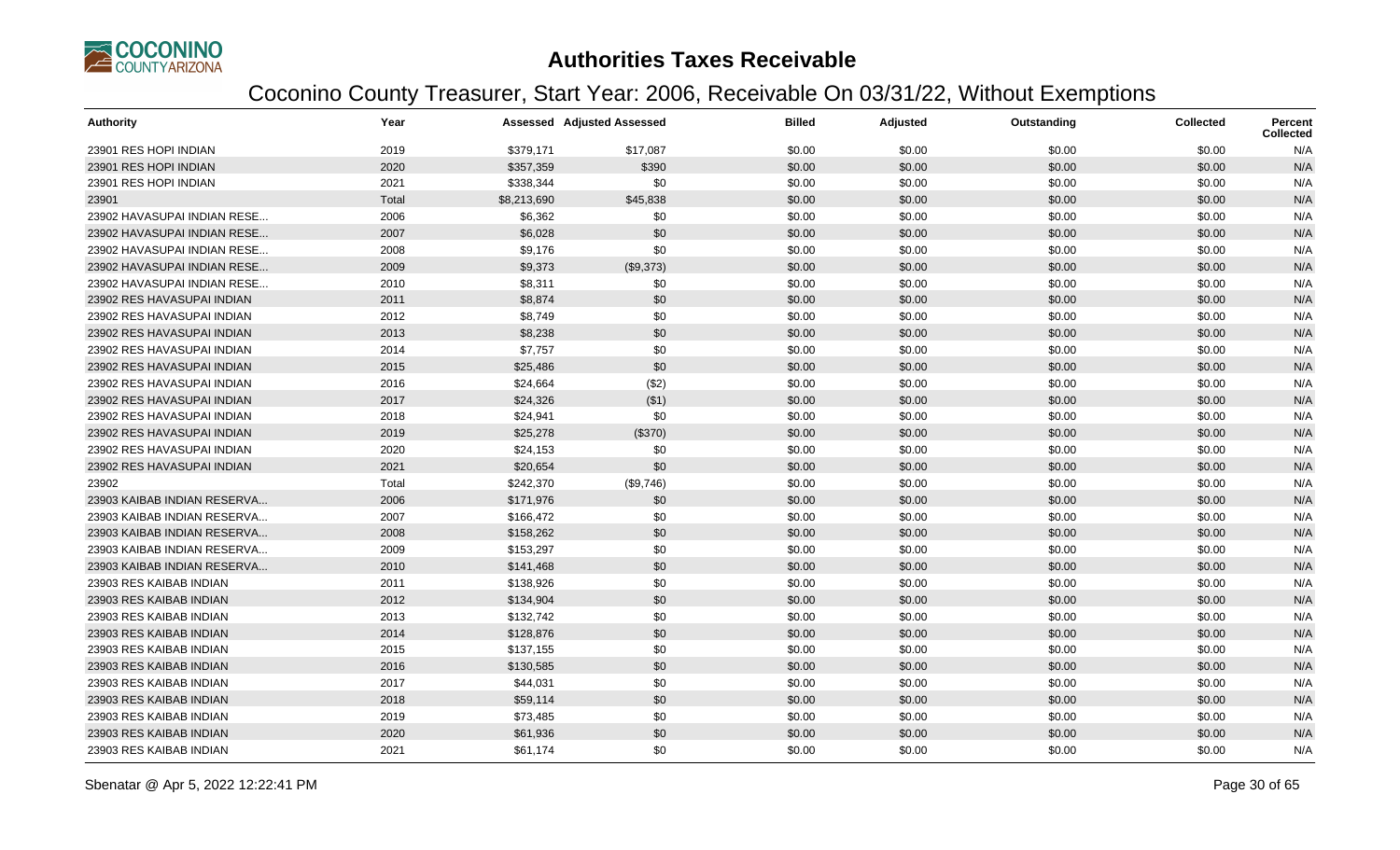# Authorities Taxes Receivable

## Coconino County Treasurer, Start Year: 2006, Receivable On 03/31/22, Without Exemptions

| Authority | Year | Assessed | Adjusted Assessed | Billed | Adjusted | Outstanding | Collected | Percent Collected |
|---|---|---|---|---|---|---|---|---|
| 23901 RES HOPI INDIAN | 2019 | $379,171 | $17,087 | $0.00 | $0.00 | $0.00 | $0.00 | N/A |
| 23901 RES HOPI INDIAN | 2020 | $357,359 | $390 | $0.00 | $0.00 | $0.00 | $0.00 | N/A |
| 23901 RES HOPI INDIAN | 2021 | $338,344 | $0 | $0.00 | $0.00 | $0.00 | $0.00 | N/A |
| 23901 | Total | $8,213,690 | $45,838 | $0.00 | $0.00 | $0.00 | $0.00 | N/A |
| 23902 HAVASUPAI INDIAN RESE... | 2006 | $6,362 | $0 | $0.00 | $0.00 | $0.00 | $0.00 | N/A |
| 23902 HAVASUPAI INDIAN RESE... | 2007 | $6,028 | $0 | $0.00 | $0.00 | $0.00 | $0.00 | N/A |
| 23902 HAVASUPAI INDIAN RESE... | 2008 | $9,176 | $0 | $0.00 | $0.00 | $0.00 | $0.00 | N/A |
| 23902 HAVASUPAI INDIAN RESE... | 2009 | $9,373 | ($9,373) | $0.00 | $0.00 | $0.00 | $0.00 | N/A |
| 23902 HAVASUPAI INDIAN RESE... | 2010 | $8,311 | $0 | $0.00 | $0.00 | $0.00 | $0.00 | N/A |
| 23902 RES HAVASUPAI INDIAN | 2011 | $8,874 | $0 | $0.00 | $0.00 | $0.00 | $0.00 | N/A |
| 23902 RES HAVASUPAI INDIAN | 2012 | $8,749 | $0 | $0.00 | $0.00 | $0.00 | $0.00 | N/A |
| 23902 RES HAVASUPAI INDIAN | 2013 | $8,238 | $0 | $0.00 | $0.00 | $0.00 | $0.00 | N/A |
| 23902 RES HAVASUPAI INDIAN | 2014 | $7,757 | $0 | $0.00 | $0.00 | $0.00 | $0.00 | N/A |
| 23902 RES HAVASUPAI INDIAN | 2015 | $25,486 | $0 | $0.00 | $0.00 | $0.00 | $0.00 | N/A |
| 23902 RES HAVASUPAI INDIAN | 2016 | $24,664 | ($2) | $0.00 | $0.00 | $0.00 | $0.00 | N/A |
| 23902 RES HAVASUPAI INDIAN | 2017 | $24,326 | ($1) | $0.00 | $0.00 | $0.00 | $0.00 | N/A |
| 23902 RES HAVASUPAI INDIAN | 2018 | $24,941 | $0 | $0.00 | $0.00 | $0.00 | $0.00 | N/A |
| 23902 RES HAVASUPAI INDIAN | 2019 | $25,278 | ($370) | $0.00 | $0.00 | $0.00 | $0.00 | N/A |
| 23902 RES HAVASUPAI INDIAN | 2020 | $24,153 | $0 | $0.00 | $0.00 | $0.00 | $0.00 | N/A |
| 23902 RES HAVASUPAI INDIAN | 2021 | $20,654 | $0 | $0.00 | $0.00 | $0.00 | $0.00 | N/A |
| 23902 | Total | $242,370 | ($9,746) | $0.00 | $0.00 | $0.00 | $0.00 | N/A |
| 23903 KAIBAB INDIAN RESERVA... | 2006 | $171,976 | $0 | $0.00 | $0.00 | $0.00 | $0.00 | N/A |
| 23903 KAIBAB INDIAN RESERVA... | 2007 | $166,472 | $0 | $0.00 | $0.00 | $0.00 | $0.00 | N/A |
| 23903 KAIBAB INDIAN RESERVA... | 2008 | $158,262 | $0 | $0.00 | $0.00 | $0.00 | $0.00 | N/A |
| 23903 KAIBAB INDIAN RESERVA... | 2009 | $153,297 | $0 | $0.00 | $0.00 | $0.00 | $0.00 | N/A |
| 23903 KAIBAB INDIAN RESERVA... | 2010 | $141,468 | $0 | $0.00 | $0.00 | $0.00 | $0.00 | N/A |
| 23903 RES KAIBAB INDIAN | 2011 | $138,926 | $0 | $0.00 | $0.00 | $0.00 | $0.00 | N/A |
| 23903 RES KAIBAB INDIAN | 2012 | $134,904 | $0 | $0.00 | $0.00 | $0.00 | $0.00 | N/A |
| 23903 RES KAIBAB INDIAN | 2013 | $132,742 | $0 | $0.00 | $0.00 | $0.00 | $0.00 | N/A |
| 23903 RES KAIBAB INDIAN | 2014 | $128,876 | $0 | $0.00 | $0.00 | $0.00 | $0.00 | N/A |
| 23903 RES KAIBAB INDIAN | 2015 | $137,155 | $0 | $0.00 | $0.00 | $0.00 | $0.00 | N/A |
| 23903 RES KAIBAB INDIAN | 2016 | $130,585 | $0 | $0.00 | $0.00 | $0.00 | $0.00 | N/A |
| 23903 RES KAIBAB INDIAN | 2017 | $44,031 | $0 | $0.00 | $0.00 | $0.00 | $0.00 | N/A |
| 23903 RES KAIBAB INDIAN | 2018 | $59,114 | $0 | $0.00 | $0.00 | $0.00 | $0.00 | N/A |
| 23903 RES KAIBAB INDIAN | 2019 | $73,485 | $0 | $0.00 | $0.00 | $0.00 | $0.00 | N/A |
| 23903 RES KAIBAB INDIAN | 2020 | $61,936 | $0 | $0.00 | $0.00 | $0.00 | $0.00 | N/A |
| 23903 RES KAIBAB INDIAN | 2021 | $61,174 | $0 | $0.00 | $0.00 | $0.00 | $0.00 | N/A |

Sbenatar @ Apr 5, 2022 12:22:41 PM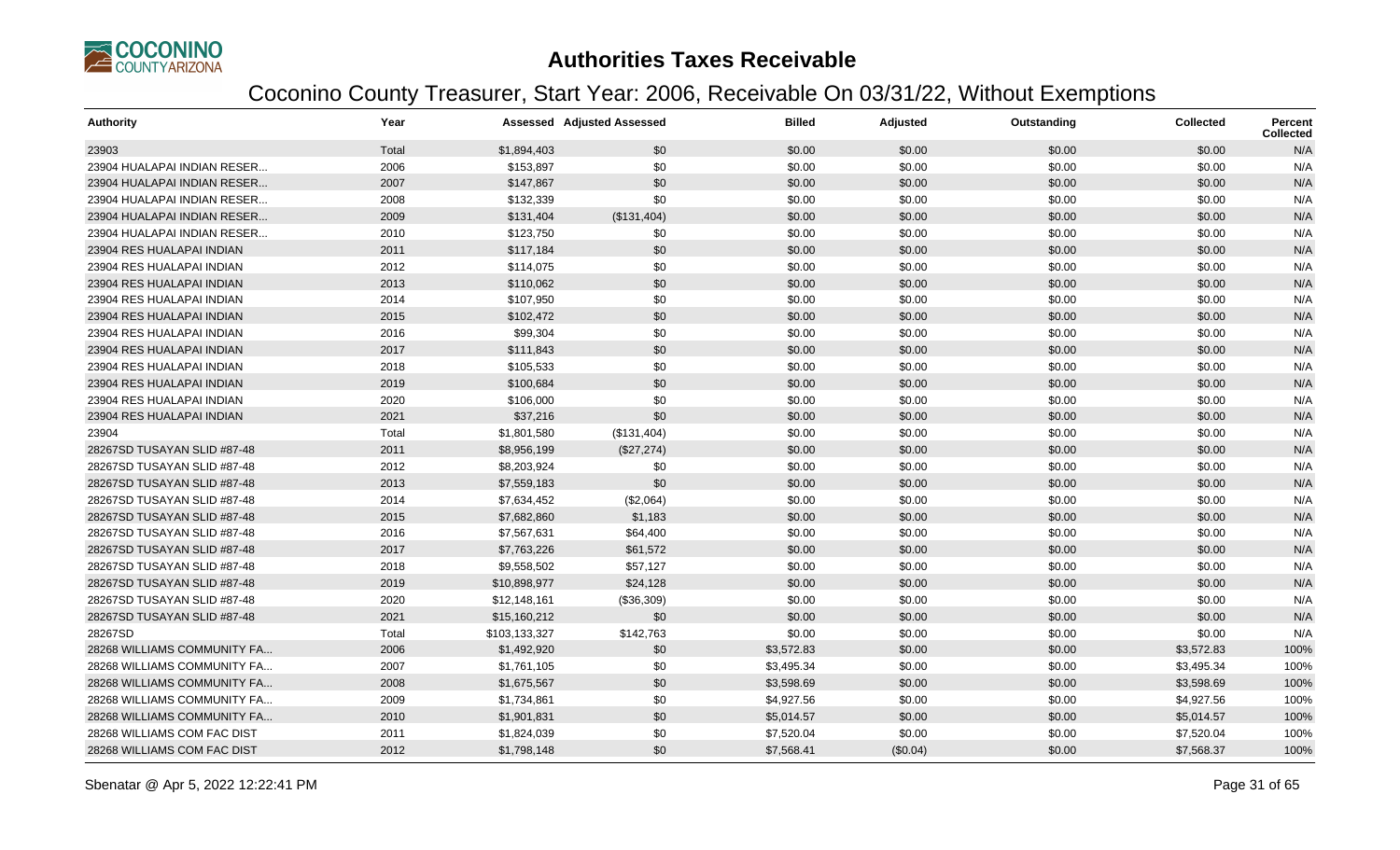# Authorities Taxes Receivable

## Coconino County Treasurer, Start Year: 2006, Receivable On 03/31/22, Without Exemptions

| Authority | Year | Assessed | Adjusted Assessed | Billed | Adjusted | Outstanding | Collected | Percent Collected |
|---|---|---|---|---|---|---|---|---|
| 23903 | Total | $1,894,403 | $0 | $0.00 | $0.00 | $0.00 | $0.00 | N/A |
| 23904 HUALAPAI INDIAN RESER... | 2006 | $153,897 | $0 | $0.00 | $0.00 | $0.00 | $0.00 | N/A |
| 23904 HUALAPAI INDIAN RESER... | 2007 | $147,867 | $0 | $0.00 | $0.00 | $0.00 | $0.00 | N/A |
| 23904 HUALAPAI INDIAN RESER... | 2008 | $132,339 | $0 | $0.00 | $0.00 | $0.00 | $0.00 | N/A |
| 23904 HUALAPAI INDIAN RESER... | 2009 | $131,404 | ($131,404) | $0.00 | $0.00 | $0.00 | $0.00 | N/A |
| 23904 HUALAPAI INDIAN RESER... | 2010 | $123,750 | $0 | $0.00 | $0.00 | $0.00 | $0.00 | N/A |
| 23904 RES HUALAPAI INDIAN | 2011 | $117,184 | $0 | $0.00 | $0.00 | $0.00 | $0.00 | N/A |
| 23904 RES HUALAPAI INDIAN | 2012 | $114,075 | $0 | $0.00 | $0.00 | $0.00 | $0.00 | N/A |
| 23904 RES HUALAPAI INDIAN | 2013 | $110,062 | $0 | $0.00 | $0.00 | $0.00 | $0.00 | N/A |
| 23904 RES HUALAPAI INDIAN | 2014 | $107,950 | $0 | $0.00 | $0.00 | $0.00 | $0.00 | N/A |
| 23904 RES HUALAPAI INDIAN | 2015 | $102,472 | $0 | $0.00 | $0.00 | $0.00 | $0.00 | N/A |
| 23904 RES HUALAPAI INDIAN | 2016 | $99,304 | $0 | $0.00 | $0.00 | $0.00 | $0.00 | N/A |
| 23904 RES HUALAPAI INDIAN | 2017 | $111,843 | $0 | $0.00 | $0.00 | $0.00 | $0.00 | N/A |
| 23904 RES HUALAPAI INDIAN | 2018 | $105,533 | $0 | $0.00 | $0.00 | $0.00 | $0.00 | N/A |
| 23904 RES HUALAPAI INDIAN | 2019 | $100,684 | $0 | $0.00 | $0.00 | $0.00 | $0.00 | N/A |
| 23904 RES HUALAPAI INDIAN | 2020 | $106,000 | $0 | $0.00 | $0.00 | $0.00 | $0.00 | N/A |
| 23904 RES HUALAPAI INDIAN | 2021 | $37,216 | $0 | $0.00 | $0.00 | $0.00 | $0.00 | N/A |
| 23904 | Total | $1,801,580 | ($131,404) | $0.00 | $0.00 | $0.00 | $0.00 | N/A |
| 28267SD TUSAYAN SLID #87-48 | 2011 | $8,956,199 | ($27,274) | $0.00 | $0.00 | $0.00 | $0.00 | N/A |
| 28267SD TUSAYAN SLID #87-48 | 2012 | $8,203,924 | $0 | $0.00 | $0.00 | $0.00 | $0.00 | N/A |
| 28267SD TUSAYAN SLID #87-48 | 2013 | $7,559,183 | $0 | $0.00 | $0.00 | $0.00 | $0.00 | N/A |
| 28267SD TUSAYAN SLID #87-48 | 2014 | $7,634,452 | ($2,064) | $0.00 | $0.00 | $0.00 | $0.00 | N/A |
| 28267SD TUSAYAN SLID #87-48 | 2015 | $7,682,860 | $1,183 | $0.00 | $0.00 | $0.00 | $0.00 | N/A |
| 28267SD TUSAYAN SLID #87-48 | 2016 | $7,567,631 | $64,400 | $0.00 | $0.00 | $0.00 | $0.00 | N/A |
| 28267SD TUSAYAN SLID #87-48 | 2017 | $7,763,226 | $61,572 | $0.00 | $0.00 | $0.00 | $0.00 | N/A |
| 28267SD TUSAYAN SLID #87-48 | 2018 | $9,558,502 | $57,127 | $0.00 | $0.00 | $0.00 | $0.00 | N/A |
| 28267SD TUSAYAN SLID #87-48 | 2019 | $10,898,977 | $24,128 | $0.00 | $0.00 | $0.00 | $0.00 | N/A |
| 28267SD TUSAYAN SLID #87-48 | 2020 | $12,148,161 | ($36,309) | $0.00 | $0.00 | $0.00 | $0.00 | N/A |
| 28267SD TUSAYAN SLID #87-48 | 2021 | $15,160,212 | $0 | $0.00 | $0.00 | $0.00 | $0.00 | N/A |
| 28267SD | Total | $103,133,327 | $142,763 | $0.00 | $0.00 | $0.00 | $0.00 | N/A |
| 28268 WILLIAMS COMMUNITY FA... | 2006 | $1,492,920 | $0 | $3,572.83 | $0.00 | $0.00 | $3,572.83 | 100% |
| 28268 WILLIAMS COMMUNITY FA... | 2007 | $1,761,105 | $0 | $3,495.34 | $0.00 | $0.00 | $3,495.34 | 100% |
| 28268 WILLIAMS COMMUNITY FA... | 2008 | $1,675,567 | $0 | $3,598.69 | $0.00 | $0.00 | $3,598.69 | 100% |
| 28268 WILLIAMS COMMUNITY FA... | 2009 | $1,734,861 | $0 | $4,927.56 | $0.00 | $0.00 | $4,927.56 | 100% |
| 28268 WILLIAMS COMMUNITY FA... | 2010 | $1,901,831 | $0 | $5,014.57 | $0.00 | $0.00 | $5,014.57 | 100% |
| 28268 WILLIAMS COM FAC DIST | 2011 | $1,824,039 | $0 | $7,520.04 | $0.00 | $0.00 | $7,520.04 | 100% |
| 28268 WILLIAMS COM FAC DIST | 2012 | $1,798,148 | $0 | $7,568.41 | ($0.04) | $0.00 | $7,568.37 | 100% |

Sbenatar @ Apr 5, 2022 12:22:41 PM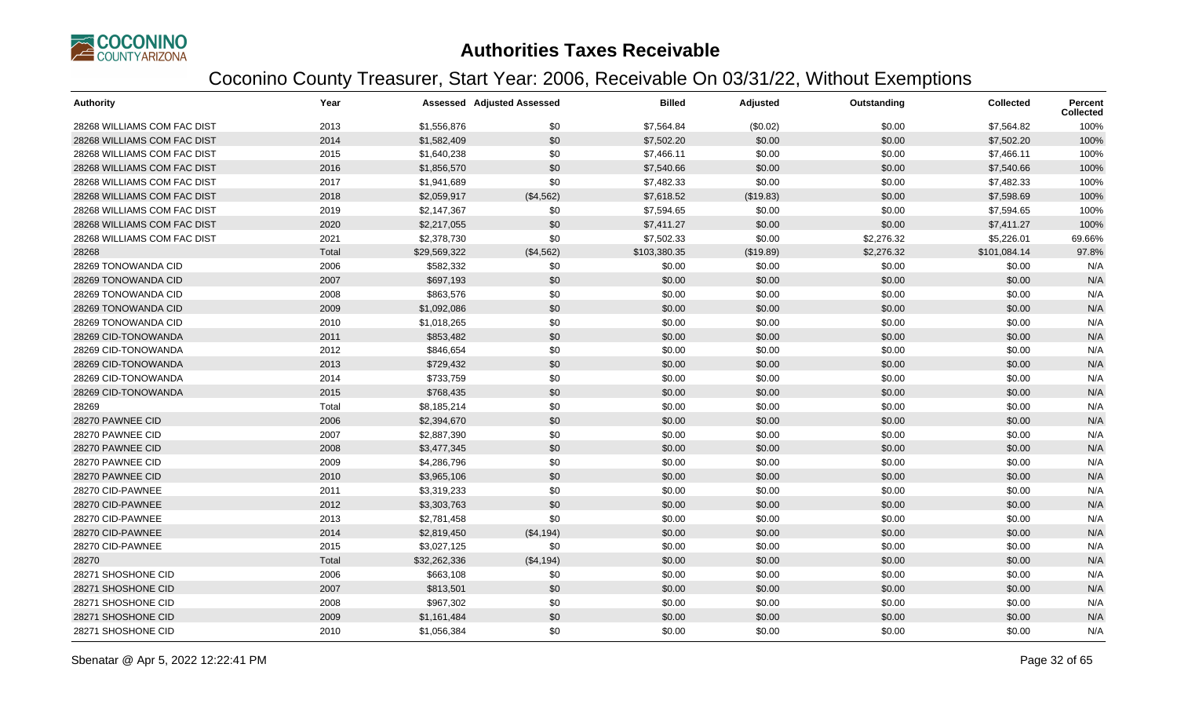# Authorities Taxes Receivable

## Coconino County Treasurer, Start Year: 2006, Receivable On 03/31/22, Without Exemptions

| Authority | Year | Assessed | Adjusted Assessed | Billed | Adjusted | Outstanding | Collected | Percent Collected |
|---|---|---|---|---|---|---|---|---|
| 28268 WILLIAMS COM FAC DIST | 2013 | $1,556,876 | $0 | $7,564.84 | ($0.02) | $0.00 | $7,564.82 | 100% |
| 28268 WILLIAMS COM FAC DIST | 2014 | $1,582,409 | $0 | $7,502.20 | $0.00 | $0.00 | $7,502.20 | 100% |
| 28268 WILLIAMS COM FAC DIST | 2015 | $1,640,238 | $0 | $7,466.11 | $0.00 | $0.00 | $7,466.11 | 100% |
| 28268 WILLIAMS COM FAC DIST | 2016 | $1,856,570 | $0 | $7,540.66 | $0.00 | $0.00 | $7,540.66 | 100% |
| 28268 WILLIAMS COM FAC DIST | 2017 | $1,941,689 | $0 | $7,482.33 | $0.00 | $0.00 | $7,482.33 | 100% |
| 28268 WILLIAMS COM FAC DIST | 2018 | $2,059,917 | ($4,562) | $7,618.52 | ($19.83) | $0.00 | $7,598.69 | 100% |
| 28268 WILLIAMS COM FAC DIST | 2019 | $2,147,367 | $0 | $7,594.65 | $0.00 | $0.00 | $7,594.65 | 100% |
| 28268 WILLIAMS COM FAC DIST | 2020 | $2,217,055 | $0 | $7,411.27 | $0.00 | $0.00 | $7,411.27 | 100% |
| 28268 WILLIAMS COM FAC DIST | 2021 | $2,378,730 | $0 | $7,502.33 | $0.00 | $2,276.32 | $5,226.01 | 69.66% |
| 28268 | Total | $29,569,322 | ($4,562) | $103,380.35 | ($19.89) | $2,276.32 | $101,084.14 | 97.8% |
| 28269 TONOWANDA CID | 2006 | $582,332 | $0 | $0.00 | $0.00 | $0.00 | $0.00 | N/A |
| 28269 TONOWANDA CID | 2007 | $697,193 | $0 | $0.00 | $0.00 | $0.00 | $0.00 | N/A |
| 28269 TONOWANDA CID | 2008 | $863,576 | $0 | $0.00 | $0.00 | $0.00 | $0.00 | N/A |
| 28269 TONOWANDA CID | 2009 | $1,092,086 | $0 | $0.00 | $0.00 | $0.00 | $0.00 | N/A |
| 28269 TONOWANDA CID | 2010 | $1,018,265 | $0 | $0.00 | $0.00 | $0.00 | $0.00 | N/A |
| 28269 CID-TONOWANDA | 2011 | $853,482 | $0 | $0.00 | $0.00 | $0.00 | $0.00 | N/A |
| 28269 CID-TONOWANDA | 2012 | $846,654 | $0 | $0.00 | $0.00 | $0.00 | $0.00 | N/A |
| 28269 CID-TONOWANDA | 2013 | $729,432 | $0 | $0.00 | $0.00 | $0.00 | $0.00 | N/A |
| 28269 CID-TONOWANDA | 2014 | $733,759 | $0 | $0.00 | $0.00 | $0.00 | $0.00 | N/A |
| 28269 CID-TONOWANDA | 2015 | $768,435 | $0 | $0.00 | $0.00 | $0.00 | $0.00 | N/A |
| 28269 | Total | $8,185,214 | $0 | $0.00 | $0.00 | $0.00 | $0.00 | N/A |
| 28270 PAWNEE CID | 2006 | $2,394,670 | $0 | $0.00 | $0.00 | $0.00 | $0.00 | N/A |
| 28270 PAWNEE CID | 2007 | $2,887,390 | $0 | $0.00 | $0.00 | $0.00 | $0.00 | N/A |
| 28270 PAWNEE CID | 2008 | $3,477,345 | $0 | $0.00 | $0.00 | $0.00 | $0.00 | N/A |
| 28270 PAWNEE CID | 2009 | $4,286,796 | $0 | $0.00 | $0.00 | $0.00 | $0.00 | N/A |
| 28270 PAWNEE CID | 2010 | $3,965,106 | $0 | $0.00 | $0.00 | $0.00 | $0.00 | N/A |
| 28270 CID-PAWNEE | 2011 | $3,319,233 | $0 | $0.00 | $0.00 | $0.00 | $0.00 | N/A |
| 28270 CID-PAWNEE | 2012 | $3,303,763 | $0 | $0.00 | $0.00 | $0.00 | $0.00 | N/A |
| 28270 CID-PAWNEE | 2013 | $2,781,458 | $0 | $0.00 | $0.00 | $0.00 | $0.00 | N/A |
| 28270 CID-PAWNEE | 2014 | $2,819,450 | ($4,194) | $0.00 | $0.00 | $0.00 | $0.00 | N/A |
| 28270 CID-PAWNEE | 2015 | $3,027,125 | $0 | $0.00 | $0.00 | $0.00 | $0.00 | N/A |
| 28270 | Total | $32,262,336 | ($4,194) | $0.00 | $0.00 | $0.00 | $0.00 | N/A |
| 28271 SHOSHONE CID | 2006 | $663,108 | $0 | $0.00 | $0.00 | $0.00 | $0.00 | N/A |
| 28271 SHOSHONE CID | 2007 | $813,501 | $0 | $0.00 | $0.00 | $0.00 | $0.00 | N/A |
| 28271 SHOSHONE CID | 2008 | $967,302 | $0 | $0.00 | $0.00 | $0.00 | $0.00 | N/A |
| 28271 SHOSHONE CID | 2009 | $1,161,484 | $0 | $0.00 | $0.00 | $0.00 | $0.00 | N/A |
| 28271 SHOSHONE CID | 2010 | $1,056,384 | $0 | $0.00 | $0.00 | $0.00 | $0.00 | N/A |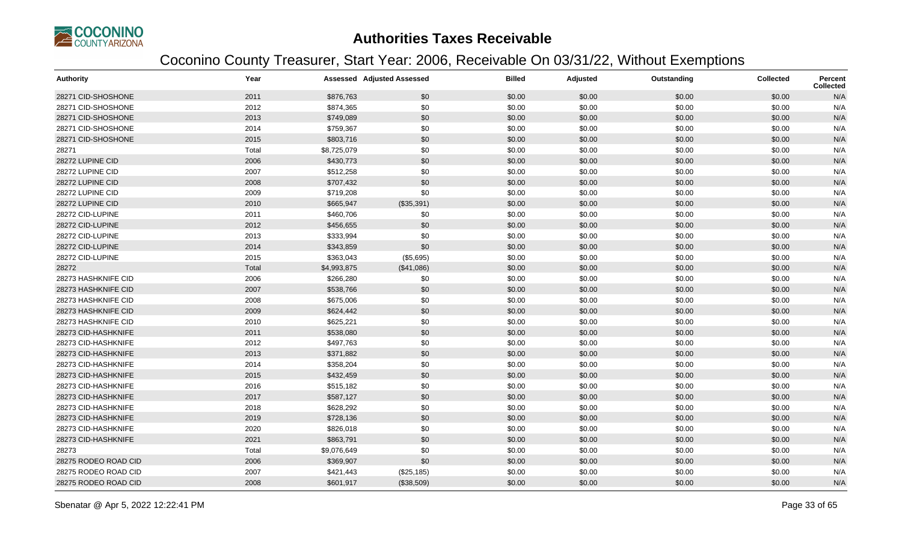# Authorities Taxes Receivable

## Coconino County Treasurer, Start Year: 2006, Receivable On 03/31/22, Without Exemptions

| Authority | Year | Assessed | Adjusted Assessed | Billed | Adjusted | Outstanding | Collected | Percent Collected |
|---|---|---|---|---|---|---|---|---|
| 28271 CID-SHOSHONE | 2011 | $876,763 | $0 | $0.00 | $0.00 | $0.00 | $0.00 | N/A |
| 28271 CID-SHOSHONE | 2012 | $874,365 | $0 | $0.00 | $0.00 | $0.00 | $0.00 | N/A |
| 28271 CID-SHOSHONE | 2013 | $749,089 | $0 | $0.00 | $0.00 | $0.00 | $0.00 | N/A |
| 28271 CID-SHOSHONE | 2014 | $759,367 | $0 | $0.00 | $0.00 | $0.00 | $0.00 | N/A |
| 28271 CID-SHOSHONE | 2015 | $803,716 | $0 | $0.00 | $0.00 | $0.00 | $0.00 | N/A |
| 28271 | Total | $8,725,079 | $0 | $0.00 | $0.00 | $0.00 | $0.00 | N/A |
| 28272 LUPINE CID | 2006 | $430,773 | $0 | $0.00 | $0.00 | $0.00 | $0.00 | N/A |
| 28272 LUPINE CID | 2007 | $512,258 | $0 | $0.00 | $0.00 | $0.00 | $0.00 | N/A |
| 28272 LUPINE CID | 2008 | $707,432 | $0 | $0.00 | $0.00 | $0.00 | $0.00 | N/A |
| 28272 LUPINE CID | 2009 | $719,208 | $0 | $0.00 | $0.00 | $0.00 | $0.00 | N/A |
| 28272 LUPINE CID | 2010 | $665,947 | ($35,391) | $0.00 | $0.00 | $0.00 | $0.00 | N/A |
| 28272 CID-LUPINE | 2011 | $460,706 | $0 | $0.00 | $0.00 | $0.00 | $0.00 | N/A |
| 28272 CID-LUPINE | 2012 | $456,655 | $0 | $0.00 | $0.00 | $0.00 | $0.00 | N/A |
| 28272 CID-LUPINE | 2013 | $333,994 | $0 | $0.00 | $0.00 | $0.00 | $0.00 | N/A |
| 28272 CID-LUPINE | 2014 | $343,859 | $0 | $0.00 | $0.00 | $0.00 | $0.00 | N/A |
| 28272 CID-LUPINE | 2015 | $363,043 | ($5,695) | $0.00 | $0.00 | $0.00 | $0.00 | N/A |
| 28272 | Total | $4,993,875 | ($41,086) | $0.00 | $0.00 | $0.00 | $0.00 | N/A |
| 28273 HASHKNIFE CID | 2006 | $266,280 | $0 | $0.00 | $0.00 | $0.00 | $0.00 | N/A |
| 28273 HASHKNIFE CID | 2007 | $538,766 | $0 | $0.00 | $0.00 | $0.00 | $0.00 | N/A |
| 28273 HASHKNIFE CID | 2008 | $675,006 | $0 | $0.00 | $0.00 | $0.00 | $0.00 | N/A |
| 28273 HASHKNIFE CID | 2009 | $624,442 | $0 | $0.00 | $0.00 | $0.00 | $0.00 | N/A |
| 28273 HASHKNIFE CID | 2010 | $625,221 | $0 | $0.00 | $0.00 | $0.00 | $0.00 | N/A |
| 28273 CID-HASHKNIFE | 2011 | $538,080 | $0 | $0.00 | $0.00 | $0.00 | $0.00 | N/A |
| 28273 CID-HASHKNIFE | 2012 | $497,763 | $0 | $0.00 | $0.00 | $0.00 | $0.00 | N/A |
| 28273 CID-HASHKNIFE | 2013 | $371,882 | $0 | $0.00 | $0.00 | $0.00 | $0.00 | N/A |
| 28273 CID-HASHKNIFE | 2014 | $358,204 | $0 | $0.00 | $0.00 | $0.00 | $0.00 | N/A |
| 28273 CID-HASHKNIFE | 2015 | $432,459 | $0 | $0.00 | $0.00 | $0.00 | $0.00 | N/A |
| 28273 CID-HASHKNIFE | 2016 | $515,182 | $0 | $0.00 | $0.00 | $0.00 | $0.00 | N/A |
| 28273 CID-HASHKNIFE | 2017 | $587,127 | $0 | $0.00 | $0.00 | $0.00 | $0.00 | N/A |
| 28273 CID-HASHKNIFE | 2018 | $628,292 | $0 | $0.00 | $0.00 | $0.00 | $0.00 | N/A |
| 28273 CID-HASHKNIFE | 2019 | $728,136 | $0 | $0.00 | $0.00 | $0.00 | $0.00 | N/A |
| 28273 CID-HASHKNIFE | 2020 | $826,018 | $0 | $0.00 | $0.00 | $0.00 | $0.00 | N/A |
| 28273 CID-HASHKNIFE | 2021 | $863,791 | $0 | $0.00 | $0.00 | $0.00 | $0.00 | N/A |
| 28273 | Total | $9,076,649 | $0 | $0.00 | $0.00 | $0.00 | $0.00 | N/A |
| 28275 RODEO ROAD CID | 2006 | $369,907 | $0 | $0.00 | $0.00 | $0.00 | $0.00 | N/A |
| 28275 RODEO ROAD CID | 2007 | $421,443 | ($25,185) | $0.00 | $0.00 | $0.00 | $0.00 | N/A |
| 28275 RODEO ROAD CID | 2008 | $601,917 | ($38,509) | $0.00 | $0.00 | $0.00 | $0.00 | N/A |

Sbenatar @ Apr 5, 2022 12:22:41 PM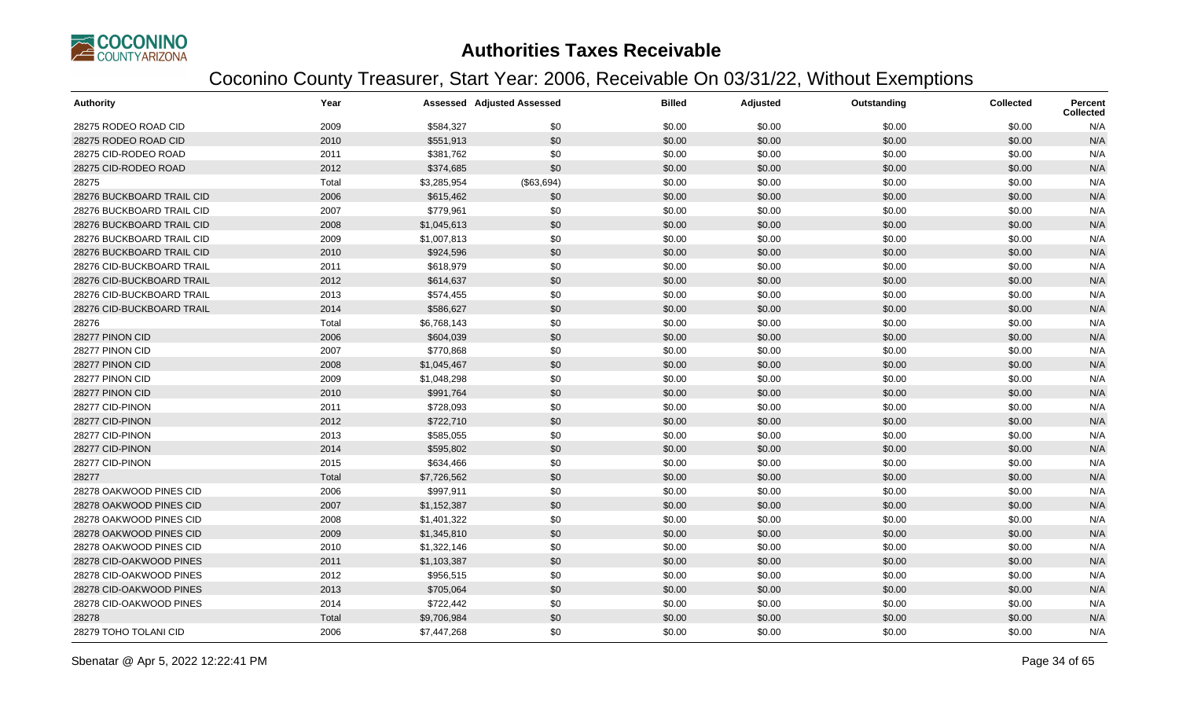# Authorities Taxes Receivable

## Coconino County Treasurer, Start Year: 2006, Receivable On 03/31/22, Without Exemptions

| Authority | Year | Assessed | Adjusted Assessed | Billed | Adjusted | Outstanding | Collected | Percent Collected |
|---|---|---|---|---|---|---|---|---|
| 28275 RODEO ROAD CID | 2009 | $584,327 | $0 | $0.00 | $0.00 | $0.00 | $0.00 | N/A |
| 28275 RODEO ROAD CID | 2010 | $551,913 | $0 | $0.00 | $0.00 | $0.00 | $0.00 | N/A |
| 28275 CID-RODEO ROAD | 2011 | $381,762 | $0 | $0.00 | $0.00 | $0.00 | $0.00 | N/A |
| 28275 CID-RODEO ROAD | 2012 | $374,685 | $0 | $0.00 | $0.00 | $0.00 | $0.00 | N/A |
| 28275 | Total | $3,285,954 | ($63,694) | $0.00 | $0.00 | $0.00 | $0.00 | N/A |
| 28276 BUCKBOARD TRAIL CID | 2006 | $615,462 | $0 | $0.00 | $0.00 | $0.00 | $0.00 | N/A |
| 28276 BUCKBOARD TRAIL CID | 2007 | $779,961 | $0 | $0.00 | $0.00 | $0.00 | $0.00 | N/A |
| 28276 BUCKBOARD TRAIL CID | 2008 | $1,045,613 | $0 | $0.00 | $0.00 | $0.00 | $0.00 | N/A |
| 28276 BUCKBOARD TRAIL CID | 2009 | $1,007,813 | $0 | $0.00 | $0.00 | $0.00 | $0.00 | N/A |
| 28276 BUCKBOARD TRAIL CID | 2010 | $924,596 | $0 | $0.00 | $0.00 | $0.00 | $0.00 | N/A |
| 28276 CID-BUCKBOARD TRAIL | 2011 | $618,979 | $0 | $0.00 | $0.00 | $0.00 | $0.00 | N/A |
| 28276 CID-BUCKBOARD TRAIL | 2012 | $614,637 | $0 | $0.00 | $0.00 | $0.00 | $0.00 | N/A |
| 28276 CID-BUCKBOARD TRAIL | 2013 | $574,455 | $0 | $0.00 | $0.00 | $0.00 | $0.00 | N/A |
| 28276 CID-BUCKBOARD TRAIL | 2014 | $586,627 | $0 | $0.00 | $0.00 | $0.00 | $0.00 | N/A |
| 28276 | Total | $6,768,143 | $0 | $0.00 | $0.00 | $0.00 | $0.00 | N/A |
| 28277 PINON CID | 2006 | $604,039 | $0 | $0.00 | $0.00 | $0.00 | $0.00 | N/A |
| 28277 PINON CID | 2007 | $770,868 | $0 | $0.00 | $0.00 | $0.00 | $0.00 | N/A |
| 28277 PINON CID | 2008 | $1,045,467 | $0 | $0.00 | $0.00 | $0.00 | $0.00 | N/A |
| 28277 PINON CID | 2009 | $1,048,298 | $0 | $0.00 | $0.00 | $0.00 | $0.00 | N/A |
| 28277 PINON CID | 2010 | $991,764 | $0 | $0.00 | $0.00 | $0.00 | $0.00 | N/A |
| 28277 CID-PINON | 2011 | $728,093 | $0 | $0.00 | $0.00 | $0.00 | $0.00 | N/A |
| 28277 CID-PINON | 2012 | $722,710 | $0 | $0.00 | $0.00 | $0.00 | $0.00 | N/A |
| 28277 CID-PINON | 2013 | $585,055 | $0 | $0.00 | $0.00 | $0.00 | $0.00 | N/A |
| 28277 CID-PINON | 2014 | $595,802 | $0 | $0.00 | $0.00 | $0.00 | $0.00 | N/A |
| 28277 CID-PINON | 2015 | $634,466 | $0 | $0.00 | $0.00 | $0.00 | $0.00 | N/A |
| 28277 | Total | $7,726,562 | $0 | $0.00 | $0.00 | $0.00 | $0.00 | N/A |
| 28278 OAKWOOD PINES CID | 2006 | $997,911 | $0 | $0.00 | $0.00 | $0.00 | $0.00 | N/A |
| 28278 OAKWOOD PINES CID | 2007 | $1,152,387 | $0 | $0.00 | $0.00 | $0.00 | $0.00 | N/A |
| 28278 OAKWOOD PINES CID | 2008 | $1,401,322 | $0 | $0.00 | $0.00 | $0.00 | $0.00 | N/A |
| 28278 OAKWOOD PINES CID | 2009 | $1,345,810 | $0 | $0.00 | $0.00 | $0.00 | $0.00 | N/A |
| 28278 OAKWOOD PINES CID | 2010 | $1,322,146 | $0 | $0.00 | $0.00 | $0.00 | $0.00 | N/A |
| 28278 CID-OAKWOOD PINES | 2011 | $1,103,387 | $0 | $0.00 | $0.00 | $0.00 | $0.00 | N/A |
| 28278 CID-OAKWOOD PINES | 2012 | $956,515 | $0 | $0.00 | $0.00 | $0.00 | $0.00 | N/A |
| 28278 CID-OAKWOOD PINES | 2013 | $705,064 | $0 | $0.00 | $0.00 | $0.00 | $0.00 | N/A |
| 28278 CID-OAKWOOD PINES | 2014 | $722,442 | $0 | $0.00 | $0.00 | $0.00 | $0.00 | N/A |
| 28278 | Total | $9,706,984 | $0 | $0.00 | $0.00 | $0.00 | $0.00 | N/A |
| 28279 TOHO TOLANI CID | 2006 | $7,447,268 | $0 | $0.00 | $0.00 | $0.00 | $0.00 | N/A |

Sbenatar @ Apr 5, 2022 12:22:41 PM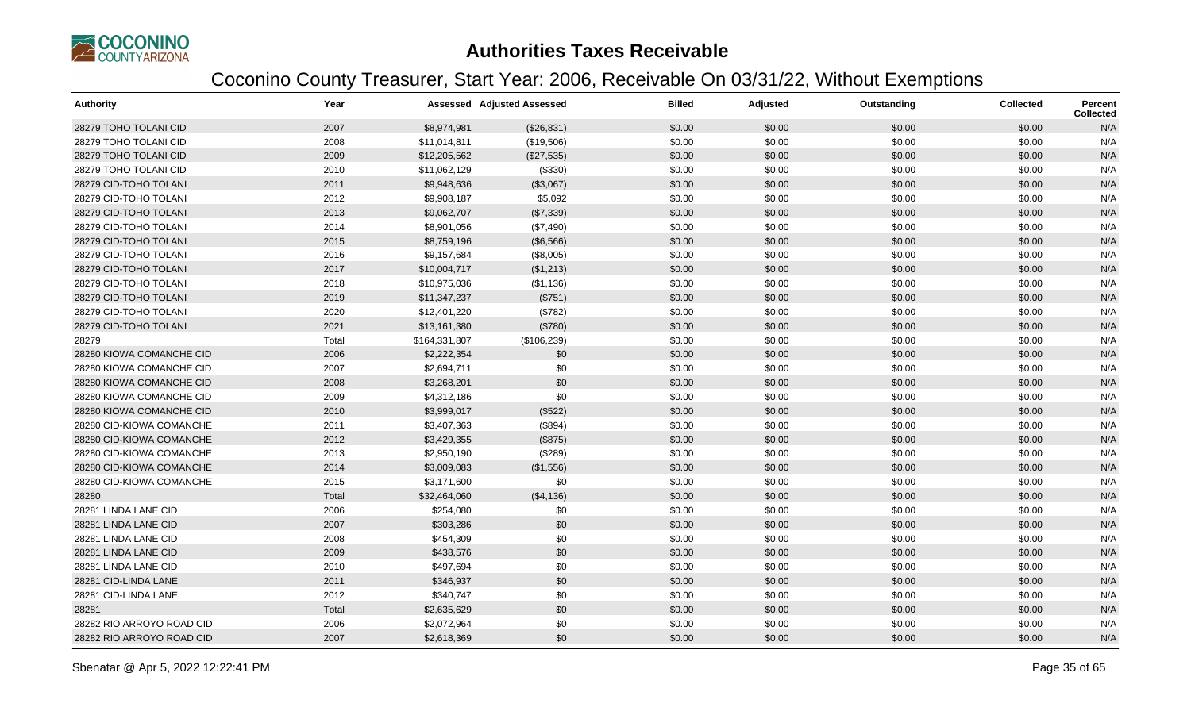# Authorities Taxes Receivable

## Coconino County Treasurer, Start Year: 2006, Receivable On 03/31/22, Without Exemptions

| Authority | Year | Assessed | Adjusted Assessed | Billed | Adjusted | Outstanding | Collected | Percent Collected |
|---|---|---|---|---|---|---|---|---|
| 28279 TOHO TOLANI CID | 2007 | $8,974,981 | ($26,831) | $0.00 | $0.00 | $0.00 | $0.00 | N/A |
| 28279 TOHO TOLANI CID | 2008 | $11,014,811 | ($19,506) | $0.00 | $0.00 | $0.00 | $0.00 | N/A |
| 28279 TOHO TOLANI CID | 2009 | $12,205,562 | ($27,535) | $0.00 | $0.00 | $0.00 | $0.00 | N/A |
| 28279 TOHO TOLANI CID | 2010 | $11,062,129 | ($330) | $0.00 | $0.00 | $0.00 | $0.00 | N/A |
| 28279 CID-TOHO TOLANI | 2011 | $9,948,636 | ($3,067) | $0.00 | $0.00 | $0.00 | $0.00 | N/A |
| 28279 CID-TOHO TOLANI | 2012 | $9,908,187 | $5,092 | $0.00 | $0.00 | $0.00 | $0.00 | N/A |
| 28279 CID-TOHO TOLANI | 2013 | $9,062,707 | ($7,339) | $0.00 | $0.00 | $0.00 | $0.00 | N/A |
| 28279 CID-TOHO TOLANI | 2014 | $8,901,056 | ($7,490) | $0.00 | $0.00 | $0.00 | $0.00 | N/A |
| 28279 CID-TOHO TOLANI | 2015 | $8,759,196 | ($6,566) | $0.00 | $0.00 | $0.00 | $0.00 | N/A |
| 28279 CID-TOHO TOLANI | 2016 | $9,157,684 | ($8,005) | $0.00 | $0.00 | $0.00 | $0.00 | N/A |
| 28279 CID-TOHO TOLANI | 2017 | $10,004,717 | ($1,213) | $0.00 | $0.00 | $0.00 | $0.00 | N/A |
| 28279 CID-TOHO TOLANI | 2018 | $10,975,036 | ($1,136) | $0.00 | $0.00 | $0.00 | $0.00 | N/A |
| 28279 CID-TOHO TOLANI | 2019 | $11,347,237 | ($751) | $0.00 | $0.00 | $0.00 | $0.00 | N/A |
| 28279 CID-TOHO TOLANI | 2020 | $12,401,220 | ($782) | $0.00 | $0.00 | $0.00 | $0.00 | N/A |
| 28279 CID-TOHO TOLANI | 2021 | $13,161,380 | ($780) | $0.00 | $0.00 | $0.00 | $0.00 | N/A |
| 28279 | Total | $164,331,807 | ($106,239) | $0.00 | $0.00 | $0.00 | $0.00 | N/A |
| 28280 KIOWA COMANCHE CID | 2006 | $2,222,354 | $0 | $0.00 | $0.00 | $0.00 | $0.00 | N/A |
| 28280 KIOWA COMANCHE CID | 2007 | $2,694,711 | $0 | $0.00 | $0.00 | $0.00 | $0.00 | N/A |
| 28280 KIOWA COMANCHE CID | 2008 | $3,268,201 | $0 | $0.00 | $0.00 | $0.00 | $0.00 | N/A |
| 28280 KIOWA COMANCHE CID | 2009 | $4,312,186 | $0 | $0.00 | $0.00 | $0.00 | $0.00 | N/A |
| 28280 KIOWA COMANCHE CID | 2010 | $3,999,017 | ($522) | $0.00 | $0.00 | $0.00 | $0.00 | N/A |
| 28280 CID-KIOWA COMANCHE | 2011 | $3,407,363 | ($894) | $0.00 | $0.00 | $0.00 | $0.00 | N/A |
| 28280 CID-KIOWA COMANCHE | 2012 | $3,429,355 | ($875) | $0.00 | $0.00 | $0.00 | $0.00 | N/A |
| 28280 CID-KIOWA COMANCHE | 2013 | $2,950,190 | ($289) | $0.00 | $0.00 | $0.00 | $0.00 | N/A |
| 28280 CID-KIOWA COMANCHE | 2014 | $3,009,083 | ($1,556) | $0.00 | $0.00 | $0.00 | $0.00 | N/A |
| 28280 CID-KIOWA COMANCHE | 2015 | $3,171,600 | $0 | $0.00 | $0.00 | $0.00 | $0.00 | N/A |
| 28280 | Total | $32,464,060 | ($4,136) | $0.00 | $0.00 | $0.00 | $0.00 | N/A |
| 28281 LINDA LANE CID | 2006 | $254,080 | $0 | $0.00 | $0.00 | $0.00 | $0.00 | N/A |
| 28281 LINDA LANE CID | 2007 | $303,286 | $0 | $0.00 | $0.00 | $0.00 | $0.00 | N/A |
| 28281 LINDA LANE CID | 2008 | $454,309 | $0 | $0.00 | $0.00 | $0.00 | $0.00 | N/A |
| 28281 LINDA LANE CID | 2009 | $438,576 | $0 | $0.00 | $0.00 | $0.00 | $0.00 | N/A |
| 28281 LINDA LANE CID | 2010 | $497,694 | $0 | $0.00 | $0.00 | $0.00 | $0.00 | N/A |
| 28281 CID-LINDA LANE | 2011 | $346,937 | $0 | $0.00 | $0.00 | $0.00 | $0.00 | N/A |
| 28281 CID-LINDA LANE | 2012 | $340,747 | $0 | $0.00 | $0.00 | $0.00 | $0.00 | N/A |
| 28281 | Total | $2,635,629 | $0 | $0.00 | $0.00 | $0.00 | $0.00 | N/A |
| 28282 RIO ARROYO ROAD CID | 2006 | $2,072,964 | $0 | $0.00 | $0.00 | $0.00 | $0.00 | N/A |
| 28282 RIO ARROYO ROAD CID | 2007 | $2,618,369 | $0 | $0.00 | $0.00 | $0.00 | $0.00 | N/A |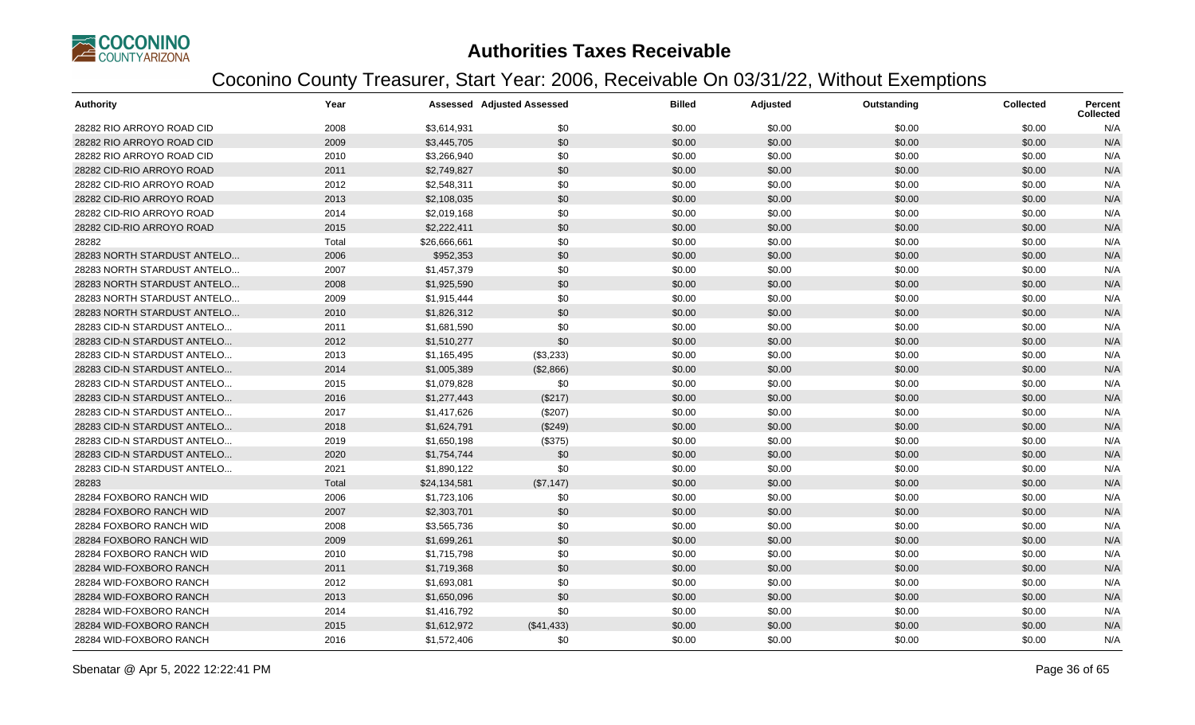# Authorities Taxes Receivable

## Coconino County Treasurer, Start Year: 2006, Receivable On 03/31/22, Without Exemptions

| Authority | Year | Assessed | Adjusted Assessed | Billed | Adjusted | Outstanding | Collected | Percent Collected |
|---|---|---|---|---|---|---|---|---|
| 28282 RIO ARROYO ROAD CID | 2008 | $3,614,931 | $0 | $0.00 | $0.00 | $0.00 | $0.00 | N/A |
| 28282 RIO ARROYO ROAD CID | 2009 | $3,445,705 | $0 | $0.00 | $0.00 | $0.00 | $0.00 | N/A |
| 28282 RIO ARROYO ROAD CID | 2010 | $3,266,940 | $0 | $0.00 | $0.00 | $0.00 | $0.00 | N/A |
| 28282 CID-RIO ARROYO ROAD | 2011 | $2,749,827 | $0 | $0.00 | $0.00 | $0.00 | $0.00 | N/A |
| 28282 CID-RIO ARROYO ROAD | 2012 | $2,548,311 | $0 | $0.00 | $0.00 | $0.00 | $0.00 | N/A |
| 28282 CID-RIO ARROYO ROAD | 2013 | $2,108,035 | $0 | $0.00 | $0.00 | $0.00 | $0.00 | N/A |
| 28282 CID-RIO ARROYO ROAD | 2014 | $2,019,168 | $0 | $0.00 | $0.00 | $0.00 | $0.00 | N/A |
| 28282 CID-RIO ARROYO ROAD | 2015 | $2,222,411 | $0 | $0.00 | $0.00 | $0.00 | $0.00 | N/A |
| 28282 | Total | $26,666,661 | $0 | $0.00 | $0.00 | $0.00 | $0.00 | N/A |
| 28283 NORTH STARDUST ANTELO... | 2006 | $952,353 | $0 | $0.00 | $0.00 | $0.00 | $0.00 | N/A |
| 28283 NORTH STARDUST ANTELO... | 2007 | $1,457,379 | $0 | $0.00 | $0.00 | $0.00 | $0.00 | N/A |
| 28283 NORTH STARDUST ANTELO... | 2008 | $1,925,590 | $0 | $0.00 | $0.00 | $0.00 | $0.00 | N/A |
| 28283 NORTH STARDUST ANTELO... | 2009 | $1,915,444 | $0 | $0.00 | $0.00 | $0.00 | $0.00 | N/A |
| 28283 NORTH STARDUST ANTELO... | 2010 | $1,826,312 | $0 | $0.00 | $0.00 | $0.00 | $0.00 | N/A |
| 28283 CID-N STARDUST ANTELO... | 2011 | $1,681,590 | $0 | $0.00 | $0.00 | $0.00 | $0.00 | N/A |
| 28283 CID-N STARDUST ANTELO... | 2012 | $1,510,277 | $0 | $0.00 | $0.00 | $0.00 | $0.00 | N/A |
| 28283 CID-N STARDUST ANTELO... | 2013 | $1,165,495 | ($3,233) | $0.00 | $0.00 | $0.00 | $0.00 | N/A |
| 28283 CID-N STARDUST ANTELO... | 2014 | $1,005,389 | ($2,866) | $0.00 | $0.00 | $0.00 | $0.00 | N/A |
| 28283 CID-N STARDUST ANTELO... | 2015 | $1,079,828 | $0 | $0.00 | $0.00 | $0.00 | $0.00 | N/A |
| 28283 CID-N STARDUST ANTELO... | 2016 | $1,277,443 | ($217) | $0.00 | $0.00 | $0.00 | $0.00 | N/A |
| 28283 CID-N STARDUST ANTELO... | 2017 | $1,417,626 | ($207) | $0.00 | $0.00 | $0.00 | $0.00 | N/A |
| 28283 CID-N STARDUST ANTELO... | 2018 | $1,624,791 | ($249) | $0.00 | $0.00 | $0.00 | $0.00 | N/A |
| 28283 CID-N STARDUST ANTELO... | 2019 | $1,650,198 | ($375) | $0.00 | $0.00 | $0.00 | $0.00 | N/A |
| 28283 CID-N STARDUST ANTELO... | 2020 | $1,754,744 | $0 | $0.00 | $0.00 | $0.00 | $0.00 | N/A |
| 28283 CID-N STARDUST ANTELO... | 2021 | $1,890,122 | $0 | $0.00 | $0.00 | $0.00 | $0.00 | N/A |
| 28283 | Total | $24,134,581 | ($7,147) | $0.00 | $0.00 | $0.00 | $0.00 | N/A |
| 28284 FOXBORO RANCH WID | 2006 | $1,723,106 | $0 | $0.00 | $0.00 | $0.00 | $0.00 | N/A |
| 28284 FOXBORO RANCH WID | 2007 | $2,303,701 | $0 | $0.00 | $0.00 | $0.00 | $0.00 | N/A |
| 28284 FOXBORO RANCH WID | 2008 | $3,565,736 | $0 | $0.00 | $0.00 | $0.00 | $0.00 | N/A |
| 28284 FOXBORO RANCH WID | 2009 | $1,699,261 | $0 | $0.00 | $0.00 | $0.00 | $0.00 | N/A |
| 28284 FOXBORO RANCH WID | 2010 | $1,715,798 | $0 | $0.00 | $0.00 | $0.00 | $0.00 | N/A |
| 28284 WID-FOXBORO RANCH | 2011 | $1,719,368 | $0 | $0.00 | $0.00 | $0.00 | $0.00 | N/A |
| 28284 WID-FOXBORO RANCH | 2012 | $1,693,081 | $0 | $0.00 | $0.00 | $0.00 | $0.00 | N/A |
| 28284 WID-FOXBORO RANCH | 2013 | $1,650,096 | $0 | $0.00 | $0.00 | $0.00 | $0.00 | N/A |
| 28284 WID-FOXBORO RANCH | 2014 | $1,416,792 | $0 | $0.00 | $0.00 | $0.00 | $0.00 | N/A |
| 28284 WID-FOXBORO RANCH | 2015 | $1,612,972 | ($41,433) | $0.00 | $0.00 | $0.00 | $0.00 | N/A |
| 28284 WID-FOXBORO RANCH | 2016 | $1,572,406 | $0 | $0.00 | $0.00 | $0.00 | $0.00 | N/A |

Sbenatar @ Apr 5, 2022 12:22:41 PM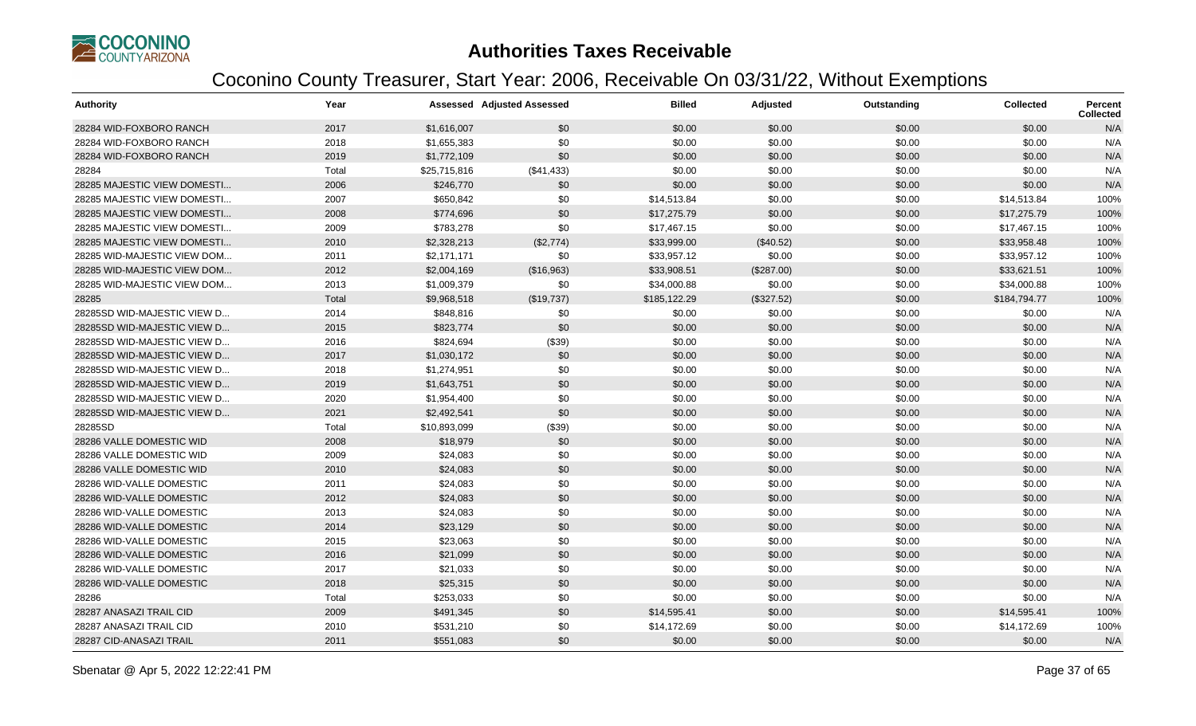# Authorities Taxes Receivable

## Coconino County Treasurer, Start Year: 2006, Receivable On 03/31/22, Without Exemptions

| Authority | Year | Assessed | Adjusted Assessed | Billed | Adjusted | Outstanding | Collected | Percent Collected |
|---|---|---|---|---|---|---|---|---|
| 28284 WID-FOXBORO RANCH | 2017 | $1,616,007 | $0 | $0.00 | $0.00 | $0.00 | $0.00 | N/A |
| 28284 WID-FOXBORO RANCH | 2018 | $1,655,383 | $0 | $0.00 | $0.00 | $0.00 | $0.00 | N/A |
| 28284 WID-FOXBORO RANCH | 2019 | $1,772,109 | $0 | $0.00 | $0.00 | $0.00 | $0.00 | N/A |
| 28284 | Total | $25,715,816 | ($41,433) | $0.00 | $0.00 | $0.00 | $0.00 | N/A |
| 28285 MAJESTIC VIEW DOMESTI... | 2006 | $246,770 | $0 | $0.00 | $0.00 | $0.00 | $0.00 | N/A |
| 28285 MAJESTIC VIEW DOMESTI... | 2007 | $650,842 | $0 | $14,513.84 | $0.00 | $0.00 | $14,513.84 | 100% |
| 28285 MAJESTIC VIEW DOMESTI... | 2008 | $774,696 | $0 | $17,275.79 | $0.00 | $0.00 | $17,275.79 | 100% |
| 28285 MAJESTIC VIEW DOMESTI... | 2009 | $783,278 | $0 | $17,467.15 | $0.00 | $0.00 | $17,467.15 | 100% |
| 28285 MAJESTIC VIEW DOMESTI... | 2010 | $2,328,213 | ($2,774) | $33,999.00 | ($40.52) | $0.00 | $33,958.48 | 100% |
| 28285 WID-MAJESTIC VIEW DOM... | 2011 | $2,171,171 | $0 | $33,957.12 | $0.00 | $0.00 | $33,957.12 | 100% |
| 28285 WID-MAJESTIC VIEW DOM... | 2012 | $2,004,169 | ($16,963) | $33,908.51 | ($287.00) | $0.00 | $33,621.51 | 100% |
| 28285 WID-MAJESTIC VIEW DOM... | 2013 | $1,009,379 | $0 | $34,000.88 | $0.00 | $0.00 | $34,000.88 | 100% |
| 28285 | Total | $9,968,518 | ($19,737) | $185,122.29 | ($327.52) | $0.00 | $184,794.77 | 100% |
| 28285SD WID-MAJESTIC VIEW D... | 2014 | $848,816 | $0 | $0.00 | $0.00 | $0.00 | $0.00 | N/A |
| 28285SD WID-MAJESTIC VIEW D... | 2015 | $823,774 | $0 | $0.00 | $0.00 | $0.00 | $0.00 | N/A |
| 28285SD WID-MAJESTIC VIEW D... | 2016 | $824,694 | ($39) | $0.00 | $0.00 | $0.00 | $0.00 | N/A |
| 28285SD WID-MAJESTIC VIEW D... | 2017 | $1,030,172 | $0 | $0.00 | $0.00 | $0.00 | $0.00 | N/A |
| 28285SD WID-MAJESTIC VIEW D... | 2018 | $1,274,951 | $0 | $0.00 | $0.00 | $0.00 | $0.00 | N/A |
| 28285SD WID-MAJESTIC VIEW D... | 2019 | $1,643,751 | $0 | $0.00 | $0.00 | $0.00 | $0.00 | N/A |
| 28285SD WID-MAJESTIC VIEW D... | 2020 | $1,954,400 | $0 | $0.00 | $0.00 | $0.00 | $0.00 | N/A |
| 28285SD WID-MAJESTIC VIEW D... | 2021 | $2,492,541 | $0 | $0.00 | $0.00 | $0.00 | $0.00 | N/A |
| 28285SD | Total | $10,893,099 | ($39) | $0.00 | $0.00 | $0.00 | $0.00 | N/A |
| 28286 VALLE DOMESTIC WID | 2008 | $18,979 | $0 | $0.00 | $0.00 | $0.00 | $0.00 | N/A |
| 28286 VALLE DOMESTIC WID | 2009 | $24,083 | $0 | $0.00 | $0.00 | $0.00 | $0.00 | N/A |
| 28286 VALLE DOMESTIC WID | 2010 | $24,083 | $0 | $0.00 | $0.00 | $0.00 | $0.00 | N/A |
| 28286 WID-VALLE DOMESTIC | 2011 | $24,083 | $0 | $0.00 | $0.00 | $0.00 | $0.00 | N/A |
| 28286 WID-VALLE DOMESTIC | 2012 | $24,083 | $0 | $0.00 | $0.00 | $0.00 | $0.00 | N/A |
| 28286 WID-VALLE DOMESTIC | 2013 | $24,083 | $0 | $0.00 | $0.00 | $0.00 | $0.00 | N/A |
| 28286 WID-VALLE DOMESTIC | 2014 | $23,129 | $0 | $0.00 | $0.00 | $0.00 | $0.00 | N/A |
| 28286 WID-VALLE DOMESTIC | 2015 | $23,063 | $0 | $0.00 | $0.00 | $0.00 | $0.00 | N/A |
| 28286 WID-VALLE DOMESTIC | 2016 | $21,099 | $0 | $0.00 | $0.00 | $0.00 | $0.00 | N/A |
| 28286 WID-VALLE DOMESTIC | 2017 | $21,033 | $0 | $0.00 | $0.00 | $0.00 | $0.00 | N/A |
| 28286 WID-VALLE DOMESTIC | 2018 | $25,315 | $0 | $0.00 | $0.00 | $0.00 | $0.00 | N/A |
| 28286 | Total | $253,033 | $0 | $0.00 | $0.00 | $0.00 | $0.00 | N/A |
| 28287 ANASAZI TRAIL CID | 2009 | $491,345 | $0 | $14,595.41 | $0.00 | $0.00 | $14,595.41 | 100% |
| 28287 ANASAZI TRAIL CID | 2010 | $531,210 | $0 | $14,172.69 | $0.00 | $0.00 | $14,172.69 | 100% |
| 28287 CID-ANASAZI TRAIL | 2011 | $551,083 | $0 | $0.00 | $0.00 | $0.00 | $0.00 | N/A |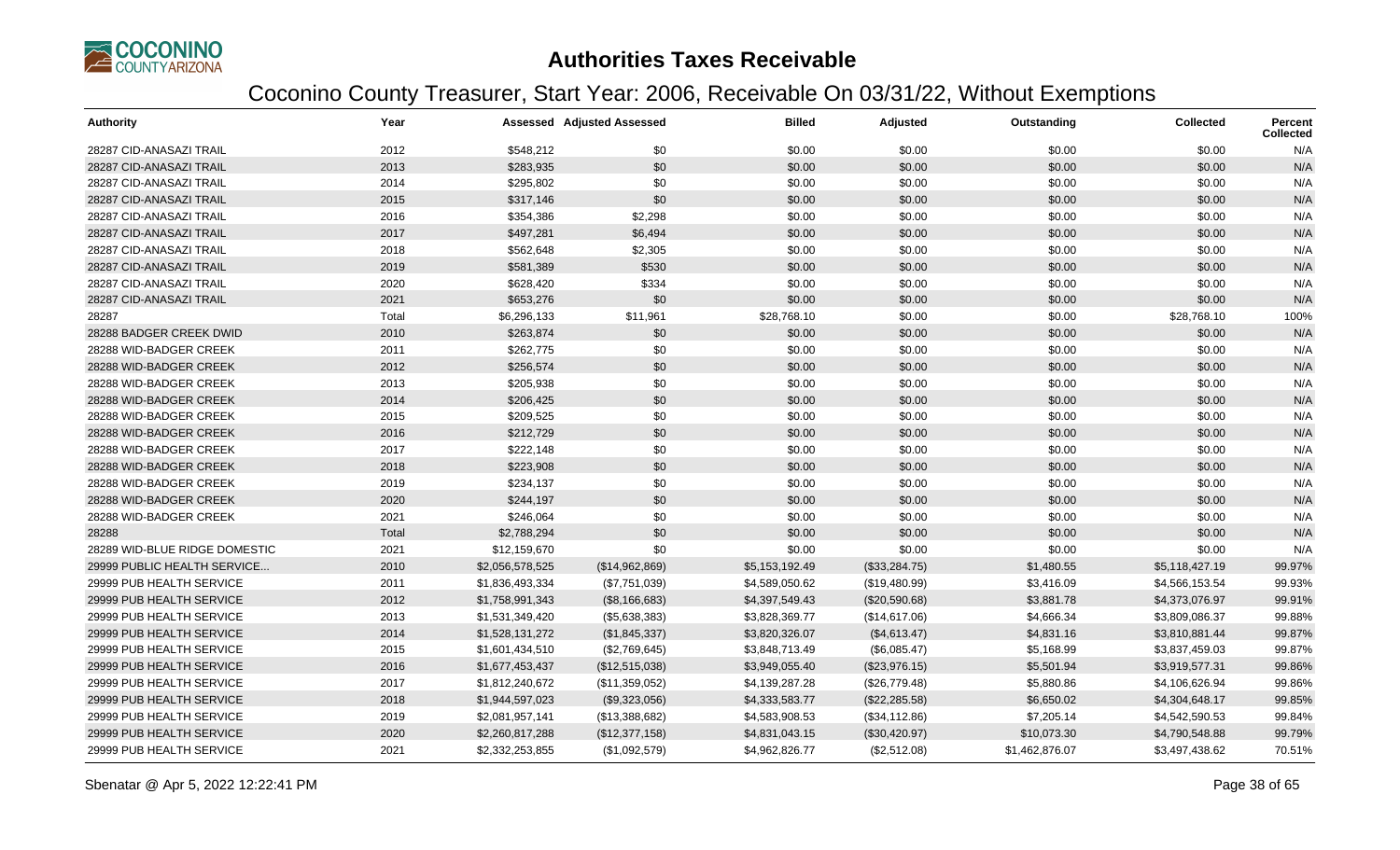# Authorities Taxes Receivable

## Coconino County Treasurer, Start Year: 2006, Receivable On 03/31/22, Without Exemptions

| Authority | Year | Assessed | Adjusted Assessed | Billed | Adjusted | Outstanding | Collected | Percent Collected |
|---|---|---|---|---|---|---|---|---|
| 28287 CID-ANASAZI TRAIL | 2012 | $548,212 | $0 | $0.00 | $0.00 | $0.00 | $0.00 | N/A |
| 28287 CID-ANASAZI TRAIL | 2013 | $283,935 | $0 | $0.00 | $0.00 | $0.00 | $0.00 | N/A |
| 28287 CID-ANASAZI TRAIL | 2014 | $295,802 | $0 | $0.00 | $0.00 | $0.00 | $0.00 | N/A |
| 28287 CID-ANASAZI TRAIL | 2015 | $317,146 | $0 | $0.00 | $0.00 | $0.00 | $0.00 | N/A |
| 28287 CID-ANASAZI TRAIL | 2016 | $354,386 | $2,298 | $0.00 | $0.00 | $0.00 | $0.00 | N/A |
| 28287 CID-ANASAZI TRAIL | 2017 | $497,281 | $6,494 | $0.00 | $0.00 | $0.00 | $0.00 | N/A |
| 28287 CID-ANASAZI TRAIL | 2018 | $562,648 | $2,305 | $0.00 | $0.00 | $0.00 | $0.00 | N/A |
| 28287 CID-ANASAZI TRAIL | 2019 | $581,389 | $530 | $0.00 | $0.00 | $0.00 | $0.00 | N/A |
| 28287 CID-ANASAZI TRAIL | 2020 | $628,420 | $334 | $0.00 | $0.00 | $0.00 | $0.00 | N/A |
| 28287 CID-ANASAZI TRAIL | 2021 | $653,276 | $0 | $0.00 | $0.00 | $0.00 | $0.00 | N/A |
| 28287 | Total | $6,296,133 | $11,961 | $28,768.10 | $0.00 | $0.00 | $28,768.10 | 100% |
| 28288 BADGER CREEK DWID | 2010 | $263,874 | $0 | $0.00 | $0.00 | $0.00 | $0.00 | N/A |
| 28288 WID-BADGER CREEK | 2011 | $262,775 | $0 | $0.00 | $0.00 | $0.00 | $0.00 | N/A |
| 28288 WID-BADGER CREEK | 2012 | $256,574 | $0 | $0.00 | $0.00 | $0.00 | $0.00 | N/A |
| 28288 WID-BADGER CREEK | 2013 | $205,938 | $0 | $0.00 | $0.00 | $0.00 | $0.00 | N/A |
| 28288 WID-BADGER CREEK | 2014 | $206,425 | $0 | $0.00 | $0.00 | $0.00 | $0.00 | N/A |
| 28288 WID-BADGER CREEK | 2015 | $209,525 | $0 | $0.00 | $0.00 | $0.00 | $0.00 | N/A |
| 28288 WID-BADGER CREEK | 2016 | $212,729 | $0 | $0.00 | $0.00 | $0.00 | $0.00 | N/A |
| 28288 WID-BADGER CREEK | 2017 | $222,148 | $0 | $0.00 | $0.00 | $0.00 | $0.00 | N/A |
| 28288 WID-BADGER CREEK | 2018 | $223,908 | $0 | $0.00 | $0.00 | $0.00 | $0.00 | N/A |
| 28288 WID-BADGER CREEK | 2019 | $234,137 | $0 | $0.00 | $0.00 | $0.00 | $0.00 | N/A |
| 28288 WID-BADGER CREEK | 2020 | $244,197 | $0 | $0.00 | $0.00 | $0.00 | $0.00 | N/A |
| 28288 WID-BADGER CREEK | 2021 | $246,064 | $0 | $0.00 | $0.00 | $0.00 | $0.00 | N/A |
| 28288 | Total | $2,788,294 | $0 | $0.00 | $0.00 | $0.00 | $0.00 | N/A |
| 28289 WID-BLUE RIDGE DOMESTIC | 2021 | $12,159,670 | $0 | $0.00 | $0.00 | $0.00 | $0.00 | N/A |
| 29999 PUBLIC HEALTH SERVICE... | 2010 | $2,056,578,525 | ($14,962,869) | $5,153,192.49 | ($33,284.75) | $1,480.55 | $5,118,427.19 | 99.97% |
| 29999 PUB HEALTH SERVICE | 2011 | $1,836,493,334 | ($7,751,039) | $4,589,050.62 | ($19,480.99) | $3,416.09 | $4,566,153.54 | 99.93% |
| 29999 PUB HEALTH SERVICE | 2012 | $1,758,991,343 | ($8,166,683) | $4,397,549.43 | ($20,590.68) | $3,881.78 | $4,373,076.97 | 99.91% |
| 29999 PUB HEALTH SERVICE | 2013 | $1,531,349,420 | ($5,638,383) | $3,828,369.77 | ($14,617.06) | $4,666.34 | $3,809,086.37 | 99.88% |
| 29999 PUB HEALTH SERVICE | 2014 | $1,528,131,272 | ($1,845,337) | $3,820,326.07 | ($4,613.47) | $4,831.16 | $3,810,881.44 | 99.87% |
| 29999 PUB HEALTH SERVICE | 2015 | $1,601,434,510 | ($2,769,645) | $3,848,713.49 | ($6,085.47) | $5,168.99 | $3,837,459.03 | 99.87% |
| 29999 PUB HEALTH SERVICE | 2016 | $1,677,453,437 | ($12,515,038) | $3,949,055.40 | ($23,976.15) | $5,501.94 | $3,919,577.31 | 99.86% |
| 29999 PUB HEALTH SERVICE | 2017 | $1,812,240,672 | ($11,359,052) | $4,139,287.28 | ($26,779.48) | $5,880.86 | $4,106,626.94 | 99.86% |
| 29999 PUB HEALTH SERVICE | 2018 | $1,944,597,023 | ($9,323,056) | $4,333,583.77 | ($22,285.58) | $6,650.02 | $4,304,648.17 | 99.85% |
| 29999 PUB HEALTH SERVICE | 2019 | $2,081,957,141 | ($13,388,682) | $4,583,908.53 | ($34,112.86) | $7,205.14 | $4,542,590.53 | 99.84% |
| 29999 PUB HEALTH SERVICE | 2020 | $2,260,817,288 | ($12,377,158) | $4,831,043.15 | ($30,420.97) | $10,073.30 | $4,790,548.88 | 99.79% |
| 29999 PUB HEALTH SERVICE | 2021 | $2,332,253,855 | ($1,092,579) | $4,962,826.77 | ($2,512.08) | $1,462,876.07 | $3,497,438.62 | 70.51% |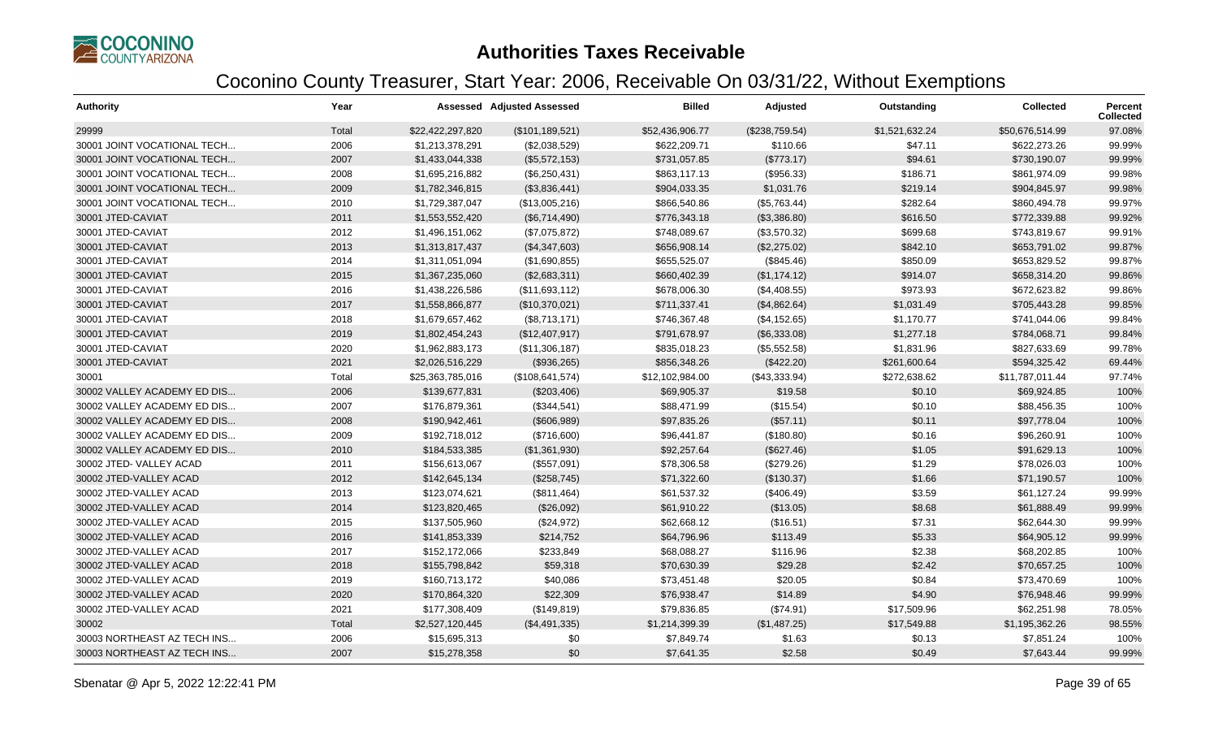# Authorities Taxes Receivable

## Coconino County Treasurer, Start Year: 2006, Receivable On 03/31/22, Without Exemptions

| Authority | Year | Assessed | Adjusted Assessed | Billed | Adjusted | Outstanding | Collected | Percent Collected |
|---|---|---|---|---|---|---|---|---|
| 29999 | Total | $22,422,297,820 | ($101,189,521) | $52,436,906.77 | ($238,759.54) | $1,521,632.24 | $50,676,514.99 | 97.08% |
| 30001 JOINT VOCATIONAL TECH... | 2006 | $1,213,378,291 | ($2,038,529) | $622,209.71 | $110.66 | $47.11 | $622,273.26 | 99.99% |
| 30001 JOINT VOCATIONAL TECH... | 2007 | $1,433,044,338 | ($5,572,153) | $731,057.85 | ($773.17) | $94.61 | $730,190.07 | 99.99% |
| 30001 JOINT VOCATIONAL TECH... | 2008 | $1,695,216,882 | ($6,250,431) | $863,117.13 | ($956.33) | $186.71 | $861,974.09 | 99.98% |
| 30001 JOINT VOCATIONAL TECH... | 2009 | $1,782,346,815 | ($3,836,441) | $904,033.35 | $1,031.76 | $219.14 | $904,845.97 | 99.98% |
| 30001 JOINT VOCATIONAL TECH... | 2010 | $1,729,387,047 | ($13,005,216) | $866,540.86 | ($5,763.44) | $282.64 | $860,494.78 | 99.97% |
| 30001 JTED-CAVIAT | 2011 | $1,553,552,420 | ($6,714,490) | $776,343.18 | ($3,386.80) | $616.50 | $772,339.88 | 99.92% |
| 30001 JTED-CAVIAT | 2012 | $1,496,151,062 | ($7,075,872) | $748,089.67 | ($3,570.32) | $699.68 | $743,819.67 | 99.91% |
| 30001 JTED-CAVIAT | 2013 | $1,313,817,437 | ($4,347,603) | $656,908.14 | ($2,275.02) | $842.10 | $653,791.02 | 99.87% |
| 30001 JTED-CAVIAT | 2014 | $1,311,051,094 | ($1,690,855) | $655,525.07 | ($845.46) | $850.09 | $653,829.52 | 99.87% |
| 30001 JTED-CAVIAT | 2015 | $1,367,235,060 | ($2,683,311) | $660,402.39 | ($1,174.12) | $914.07 | $658,314.20 | 99.86% |
| 30001 JTED-CAVIAT | 2016 | $1,438,226,586 | ($11,693,112) | $678,006.30 | ($4,408.55) | $973.93 | $672,623.82 | 99.86% |
| 30001 JTED-CAVIAT | 2017 | $1,558,866,877 | ($10,370,021) | $711,337.41 | ($4,862.64) | $1,031.49 | $705,443.28 | 99.85% |
| 30001 JTED-CAVIAT | 2018 | $1,679,657,462 | ($8,713,171) | $746,367.48 | ($4,152.65) | $1,170.77 | $741,044.06 | 99.84% |
| 30001 JTED-CAVIAT | 2019 | $1,802,454,243 | ($12,407,917) | $791,678.97 | ($6,333.08) | $1,277.18 | $784,068.71 | 99.84% |
| 30001 JTED-CAVIAT | 2020 | $1,962,883,173 | ($11,306,187) | $835,018.23 | ($5,552.58) | $1,831.96 | $827,633.69 | 99.78% |
| 30001 JTED-CAVIAT | 2021 | $2,026,516,229 | ($936,265) | $856,348.26 | ($422.20) | $261,600.64 | $594,325.42 | 69.44% |
| 30001 | Total | $25,363,785,016 | ($108,641,574) | $12,102,984.00 | ($43,333.94) | $272,638.62 | $11,787,011.44 | 97.74% |
| 30002 VALLEY ACADEMY ED DIS... | 2006 | $139,677,831 | ($203,406) | $69,905.37 | $19.58 | $0.10 | $69,924.85 | 100% |
| 30002 VALLEY ACADEMY ED DIS... | 2007 | $176,879,361 | ($344,541) | $88,471.99 | ($15.54) | $0.10 | $88,456.35 | 100% |
| 30002 VALLEY ACADEMY ED DIS... | 2008 | $190,942,461 | ($606,989) | $97,835.26 | ($57.11) | $0.11 | $97,778.04 | 100% |
| 30002 VALLEY ACADEMY ED DIS... | 2009 | $192,718,012 | ($716,600) | $96,441.87 | ($180.80) | $0.16 | $96,260.91 | 100% |
| 30002 VALLEY ACADEMY ED DIS... | 2010 | $184,533,385 | ($1,361,930) | $92,257.64 | ($627.46) | $1.05 | $91,629.13 | 100% |
| 30002 JTED- VALLEY ACAD | 2011 | $156,613,067 | ($557,091) | $78,306.58 | ($279.26) | $1.29 | $78,026.03 | 100% |
| 30002 JTED-VALLEY ACAD | 2012 | $142,645,134 | ($258,745) | $71,322.60 | ($130.37) | $1.66 | $71,190.57 | 100% |
| 30002 JTED-VALLEY ACAD | 2013 | $123,074,621 | ($811,464) | $61,537.32 | ($406.49) | $3.59 | $61,127.24 | 99.99% |
| 30002 JTED-VALLEY ACAD | 2014 | $123,820,465 | ($26,092) | $61,910.22 | ($13.05) | $8.68 | $61,888.49 | 99.99% |
| 30002 JTED-VALLEY ACAD | 2015 | $137,505,960 | ($24,972) | $62,668.12 | ($16.51) | $7.31 | $62,644.30 | 99.99% |
| 30002 JTED-VALLEY ACAD | 2016 | $141,853,339 | $214,752 | $64,796.96 | $113.49 | $5.33 | $64,905.12 | 99.99% |
| 30002 JTED-VALLEY ACAD | 2017 | $152,172,066 | $233,849 | $68,088.27 | $116.96 | $2.38 | $68,202.85 | 100% |
| 30002 JTED-VALLEY ACAD | 2018 | $155,798,842 | $59,318 | $70,630.39 | $29.28 | $2.42 | $70,657.25 | 100% |
| 30002 JTED-VALLEY ACAD | 2019 | $160,713,172 | $40,086 | $73,451.48 | $20.05 | $0.84 | $73,470.69 | 100% |
| 30002 JTED-VALLEY ACAD | 2020 | $170,864,320 | $22,309 | $76,938.47 | $14.89 | $4.90 | $76,948.46 | 99.99% |
| 30002 JTED-VALLEY ACAD | 2021 | $177,308,409 | ($149,819) | $79,836.85 | ($74.91) | $17,509.96 | $62,251.98 | 78.05% |
| 30002 | Total | $2,527,120,445 | ($4,491,335) | $1,214,399.39 | ($1,487.25) | $17,549.88 | $1,195,362.26 | 98.55% |
| 30003 NORTHEAST AZ TECH INS... | 2006 | $15,695,313 | $0 | $7,849.74 | $1.63 | $0.13 | $7,851.24 | 100% |
| 30003 NORTHEAST AZ TECH INS... | 2007 | $15,278,358 | $0 | $7,641.35 | $2.58 | $0.49 | $7,643.44 | 99.99% |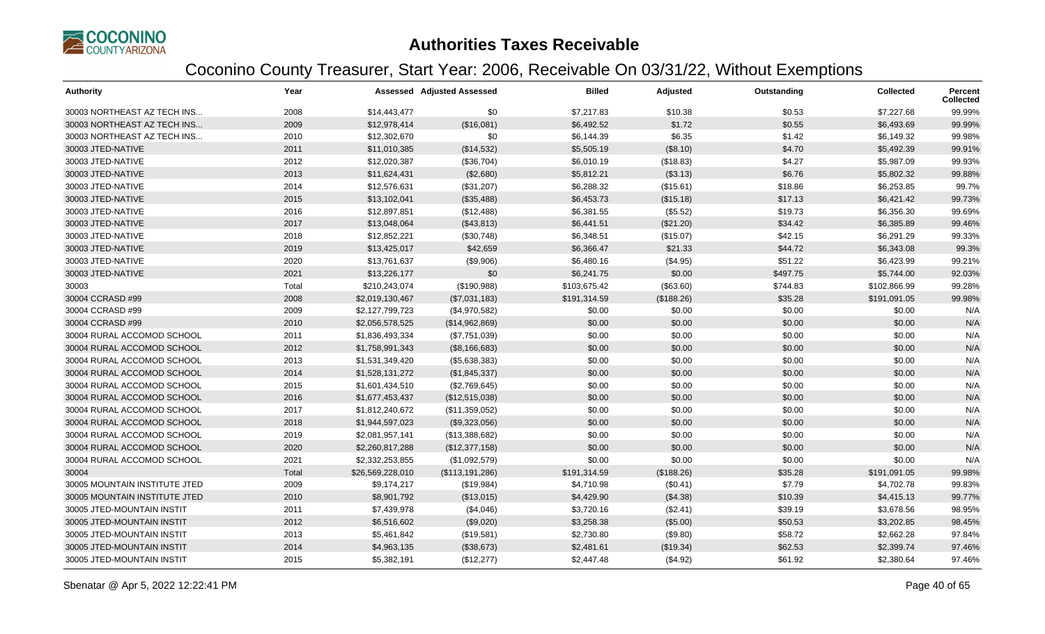# Authorities Taxes Receivable

## Coconino County Treasurer, Start Year: 2006, Receivable On 03/31/22, Without Exemptions

| Authority | Year | Assessed | Adjusted Assessed | Billed | Adjusted | Outstanding | Collected | Percent Collected |
|---|---|---|---|---|---|---|---|---|
| 30003 NORTHEAST AZ TECH INS... | 2008 | $14,443,477 | $0 | $7,217.83 | $10.38 | $0.53 | $7,227.68 | 99.99% |
| 30003 NORTHEAST AZ TECH INS... | 2009 | $12,978,414 | ($16,081) | $6,492.52 | $1.72 | $0.55 | $6,493.69 | 99.99% |
| 30003 NORTHEAST AZ TECH INS... | 2010 | $12,302,670 | $0 | $6,144.39 | $6.35 | $1.42 | $6,149.32 | 99.98% |
| 30003 JTED-NATIVE | 2011 | $11,010,385 | ($14,532) | $5,505.19 | ($8.10) | $4.70 | $5,492.39 | 99.91% |
| 30003 JTED-NATIVE | 2012 | $12,020,387 | ($36,704) | $6,010.19 | ($18.83) | $4.27 | $5,987.09 | 99.93% |
| 30003 JTED-NATIVE | 2013 | $11,624,431 | ($2,680) | $5,812.21 | ($3.13) | $6.76 | $5,802.32 | 99.88% |
| 30003 JTED-NATIVE | 2014 | $12,576,631 | ($31,207) | $6,288.32 | ($15.61) | $18.86 | $6,253.85 | 99.7% |
| 30003 JTED-NATIVE | 2015 | $13,102,041 | ($35,488) | $6,453.73 | ($15.18) | $17.13 | $6,421.42 | 99.73% |
| 30003 JTED-NATIVE | 2016 | $12,897,851 | ($12,488) | $6,381.55 | ($5.52) | $19.73 | $6,356.30 | 99.69% |
| 30003 JTED-NATIVE | 2017 | $13,048,064 | ($43,813) | $6,441.51 | ($21.20) | $34.42 | $6,385.89 | 99.46% |
| 30003 JTED-NATIVE | 2018 | $12,852,221 | ($30,748) | $6,348.51 | ($15.07) | $42.15 | $6,291.29 | 99.33% |
| 30003 JTED-NATIVE | 2019 | $13,425,017 | $42,659 | $6,366.47 | $21.33 | $44.72 | $6,343.08 | 99.3% |
| 30003 JTED-NATIVE | 2020 | $13,761,637 | ($9,906) | $6,480.16 | ($4.95) | $51.22 | $6,423.99 | 99.21% |
| 30003 JTED-NATIVE | 2021 | $13,226,177 | $0 | $6,241.75 | $0.00 | $497.75 | $5,744.00 | 92.03% |
| 30003 | Total | $210,243,074 | ($190,988) | $103,675.42 | ($63.60) | $744.83 | $102,866.99 | 99.28% |
| 30004 CCRASD #99 | 2008 | $2,019,130,467 | ($7,031,183) | $191,314.59 | ($188.26) | $35.28 | $191,091.05 | 99.98% |
| 30004 CCRASD #99 | 2009 | $2,127,799,723 | ($4,970,582) | $0.00 | $0.00 | $0.00 | $0.00 | N/A |
| 30004 CCRASD #99 | 2010 | $2,056,578,525 | ($14,962,869) | $0.00 | $0.00 | $0.00 | $0.00 | N/A |
| 30004 RURAL ACCOMOD SCHOOL | 2011 | $1,836,493,334 | ($7,751,039) | $0.00 | $0.00 | $0.00 | $0.00 | N/A |
| 30004 RURAL ACCOMOD SCHOOL | 2012 | $1,758,991,343 | ($8,166,683) | $0.00 | $0.00 | $0.00 | $0.00 | N/A |
| 30004 RURAL ACCOMOD SCHOOL | 2013 | $1,531,349,420 | ($5,638,383) | $0.00 | $0.00 | $0.00 | $0.00 | N/A |
| 30004 RURAL ACCOMOD SCHOOL | 2014 | $1,528,131,272 | ($1,845,337) | $0.00 | $0.00 | $0.00 | $0.00 | N/A |
| 30004 RURAL ACCOMOD SCHOOL | 2015 | $1,601,434,510 | ($2,769,645) | $0.00 | $0.00 | $0.00 | $0.00 | N/A |
| 30004 RURAL ACCOMOD SCHOOL | 2016 | $1,677,453,437 | ($12,515,038) | $0.00 | $0.00 | $0.00 | $0.00 | N/A |
| 30004 RURAL ACCOMOD SCHOOL | 2017 | $1,812,240,672 | ($11,359,052) | $0.00 | $0.00 | $0.00 | $0.00 | N/A |
| 30004 RURAL ACCOMOD SCHOOL | 2018 | $1,944,597,023 | ($9,323,056) | $0.00 | $0.00 | $0.00 | $0.00 | N/A |
| 30004 RURAL ACCOMOD SCHOOL | 2019 | $2,081,957,141 | ($13,388,682) | $0.00 | $0.00 | $0.00 | $0.00 | N/A |
| 30004 RURAL ACCOMOD SCHOOL | 2020 | $2,260,817,288 | ($12,377,158) | $0.00 | $0.00 | $0.00 | $0.00 | N/A |
| 30004 RURAL ACCOMOD SCHOOL | 2021 | $2,332,253,855 | ($1,092,579) | $0.00 | $0.00 | $0.00 | $0.00 | N/A |
| 30004 | Total | $26,569,228,010 | ($113,191,286) | $191,314.59 | ($188.26) | $35.28 | $191,091.05 | 99.98% |
| 30005 MOUNTAIN INSTITUTE JTED | 2009 | $9,174,217 | ($19,984) | $4,710.98 | ($0.41) | $7.79 | $4,702.78 | 99.83% |
| 30005 MOUNTAIN INSTITUTE JTED | 2010 | $8,901,792 | ($13,015) | $4,429.90 | ($4.38) | $10.39 | $4,415.13 | 99.77% |
| 30005 JTED-MOUNTAIN INSTIT | 2011 | $7,439,978 | ($4,046) | $3,720.16 | ($2.41) | $39.19 | $3,678.56 | 98.95% |
| 30005 JTED-MOUNTAIN INSTIT | 2012 | $6,516,602 | ($9,020) | $3,258.38 | ($5.00) | $50.53 | $3,202.85 | 98.45% |
| 30005 JTED-MOUNTAIN INSTIT | 2013 | $5,461,842 | ($19,581) | $2,730.80 | ($9.80) | $58.72 | $2,662.28 | 97.84% |
| 30005 JTED-MOUNTAIN INSTIT | 2014 | $4,963,135 | ($38,673) | $2,481.61 | ($19.34) | $62.53 | $2,399.74 | 97.46% |
| 30005 JTED-MOUNTAIN INSTIT | 2015 | $5,382,191 | ($12,277) | $2,447.48 | ($4.92) | $61.92 | $2,380.64 | 97.46% |

Sbenatar @ Apr 5, 2022 12:22:41 PM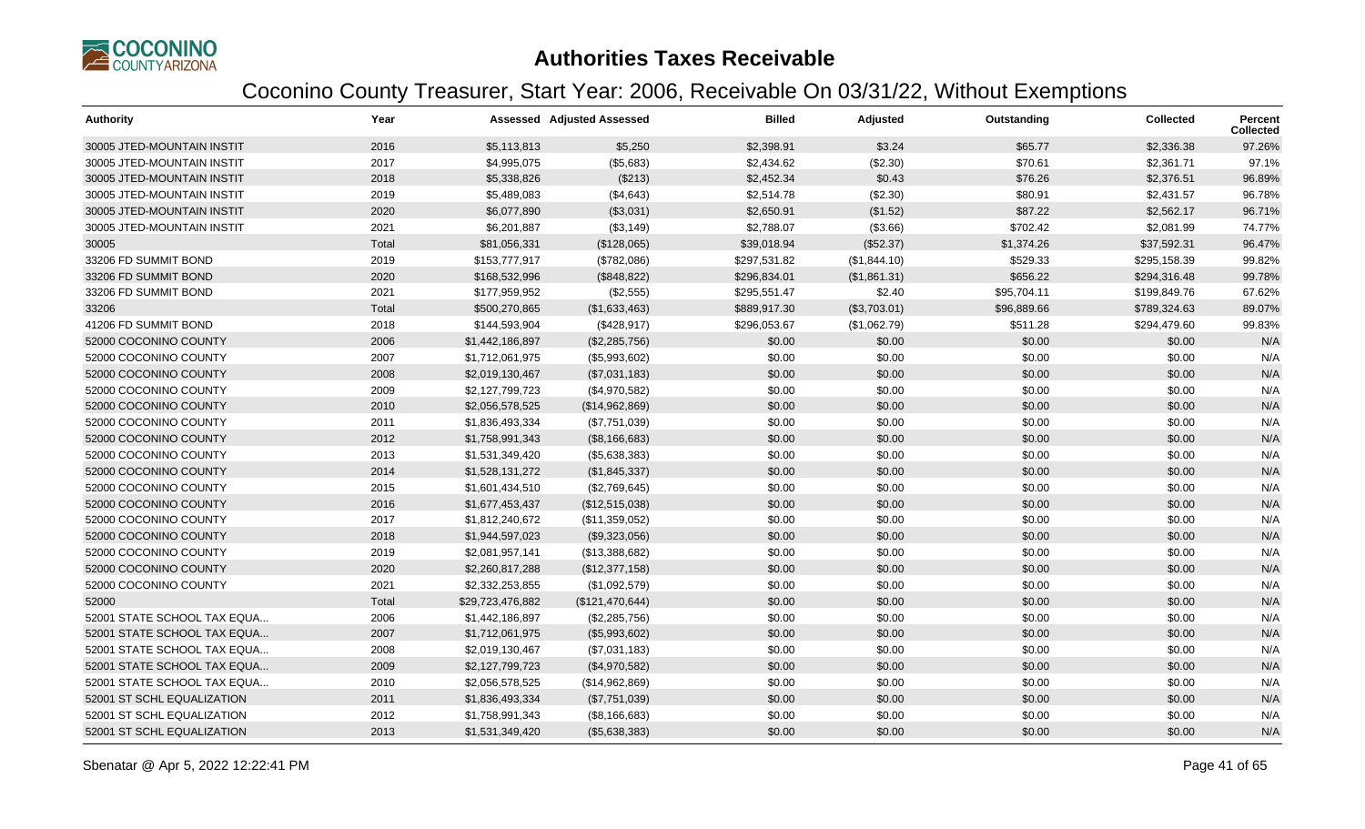# Authorities Taxes Receivable

## Coconino County Treasurer, Start Year: 2006, Receivable On 03/31/22, Without Exemptions

| Authority | Year | Assessed | Adjusted Assessed | Billed | Adjusted | Outstanding | Collected | Percent Collected |
|---|---|---|---|---|---|---|---|---|
| 30005 JTED-MOUNTAIN INSTIT | 2016 | $5,113,813 | $5,250 | $2,398.91 | $3.24 | $65.77 | $2,336.38 | 97.26% |
| 30005 JTED-MOUNTAIN INSTIT | 2017 | $4,995,075 | ($5,683) | $2,434.62 | ($2.30) | $70.61 | $2,361.71 | 97.1% |
| 30005 JTED-MOUNTAIN INSTIT | 2018 | $5,338,826 | ($213) | $2,452.34 | $0.43 | $76.26 | $2,376.51 | 96.89% |
| 30005 JTED-MOUNTAIN INSTIT | 2019 | $5,489,083 | ($4,643) | $2,514.78 | ($2.30) | $80.91 | $2,431.57 | 96.78% |
| 30005 JTED-MOUNTAIN INSTIT | 2020 | $6,077,890 | ($3,031) | $2,650.91 | ($1.52) | $87.22 | $2,562.17 | 96.71% |
| 30005 JTED-MOUNTAIN INSTIT | 2021 | $6,201,887 | ($3,149) | $2,788.07 | ($3.66) | $702.42 | $2,081.99 | 74.77% |
| 30005 | Total | $81,056,331 | ($128,065) | $39,018.94 | ($52.37) | $1,374.26 | $37,592.31 | 96.47% |
| 33206 FD SUMMIT BOND | 2019 | $153,777,917 | ($782,086) | $297,531.82 | ($1,844.10) | $529.33 | $295,158.39 | 99.82% |
| 33206 FD SUMMIT BOND | 2020 | $168,532,996 | ($848,822) | $296,834.01 | ($1,861.31) | $656.22 | $294,316.48 | 99.78% |
| 33206 FD SUMMIT BOND | 2021 | $177,959,952 | ($2,555) | $295,551.47 | $2.40 | $95,704.11 | $199,849.76 | 67.62% |
| 33206 | Total | $500,270,865 | ($1,633,463) | $889,917.30 | ($3,703.01) | $96,889.66 | $789,324.63 | 89.07% |
| 41206 FD SUMMIT BOND | 2018 | $144,593,904 | ($428,917) | $296,053.67 | ($1,062.79) | $511.28 | $294,479.60 | 99.83% |
| 52000 COCONINO COUNTY | 2006 | $1,442,186,897 | ($2,285,756) | $0.00 | $0.00 | $0.00 | $0.00 | N/A |
| 52000 COCONINO COUNTY | 2007 | $1,712,061,975 | ($5,993,602) | $0.00 | $0.00 | $0.00 | $0.00 | N/A |
| 52000 COCONINO COUNTY | 2008 | $2,019,130,467 | ($7,031,183) | $0.00 | $0.00 | $0.00 | $0.00 | N/A |
| 52000 COCONINO COUNTY | 2009 | $2,127,799,723 | ($4,970,582) | $0.00 | $0.00 | $0.00 | $0.00 | N/A |
| 52000 COCONINO COUNTY | 2010 | $2,056,578,525 | ($14,962,869) | $0.00 | $0.00 | $0.00 | $0.00 | N/A |
| 52000 COCONINO COUNTY | 2011 | $1,836,493,334 | ($7,751,039) | $0.00 | $0.00 | $0.00 | $0.00 | N/A |
| 52000 COCONINO COUNTY | 2012 | $1,758,991,343 | ($8,166,683) | $0.00 | $0.00 | $0.00 | $0.00 | N/A |
| 52000 COCONINO COUNTY | 2013 | $1,531,349,420 | ($5,638,383) | $0.00 | $0.00 | $0.00 | $0.00 | N/A |
| 52000 COCONINO COUNTY | 2014 | $1,528,131,272 | ($1,845,337) | $0.00 | $0.00 | $0.00 | $0.00 | N/A |
| 52000 COCONINO COUNTY | 2015 | $1,601,434,510 | ($2,769,645) | $0.00 | $0.00 | $0.00 | $0.00 | N/A |
| 52000 COCONINO COUNTY | 2016 | $1,677,453,437 | ($12,515,038) | $0.00 | $0.00 | $0.00 | $0.00 | N/A |
| 52000 COCONINO COUNTY | 2017 | $1,812,240,672 | ($11,359,052) | $0.00 | $0.00 | $0.00 | $0.00 | N/A |
| 52000 COCONINO COUNTY | 2018 | $1,944,597,023 | ($9,323,056) | $0.00 | $0.00 | $0.00 | $0.00 | N/A |
| 52000 COCONINO COUNTY | 2019 | $2,081,957,141 | ($13,388,682) | $0.00 | $0.00 | $0.00 | $0.00 | N/A |
| 52000 COCONINO COUNTY | 2020 | $2,260,817,288 | ($12,377,158) | $0.00 | $0.00 | $0.00 | $0.00 | N/A |
| 52000 COCONINO COUNTY | 2021 | $2,332,253,855 | ($1,092,579) | $0.00 | $0.00 | $0.00 | $0.00 | N/A |
| 52000 | Total | $29,723,476,882 | ($121,470,644) | $0.00 | $0.00 | $0.00 | $0.00 | N/A |
| 52001 STATE SCHOOL TAX EQUA... | 2006 | $1,442,186,897 | ($2,285,756) | $0.00 | $0.00 | $0.00 | $0.00 | N/A |
| 52001 STATE SCHOOL TAX EQUA... | 2007 | $1,712,061,975 | ($5,993,602) | $0.00 | $0.00 | $0.00 | $0.00 | N/A |
| 52001 STATE SCHOOL TAX EQUA... | 2008 | $2,019,130,467 | ($7,031,183) | $0.00 | $0.00 | $0.00 | $0.00 | N/A |
| 52001 STATE SCHOOL TAX EQUA... | 2009 | $2,127,799,723 | ($4,970,582) | $0.00 | $0.00 | $0.00 | $0.00 | N/A |
| 52001 STATE SCHOOL TAX EQUA... | 2010 | $2,056,578,525 | ($14,962,869) | $0.00 | $0.00 | $0.00 | $0.00 | N/A |
| 52001 ST SCHL EQUALIZATION | 2011 | $1,836,493,334 | ($7,751,039) | $0.00 | $0.00 | $0.00 | $0.00 | N/A |
| 52001 ST SCHL EQUALIZATION | 2012 | $1,758,991,343 | ($8,166,683) | $0.00 | $0.00 | $0.00 | $0.00 | N/A |
| 52001 ST SCHL EQUALIZATION | 2013 | $1,531,349,420 | ($5,638,383) | $0.00 | $0.00 | $0.00 | $0.00 | N/A |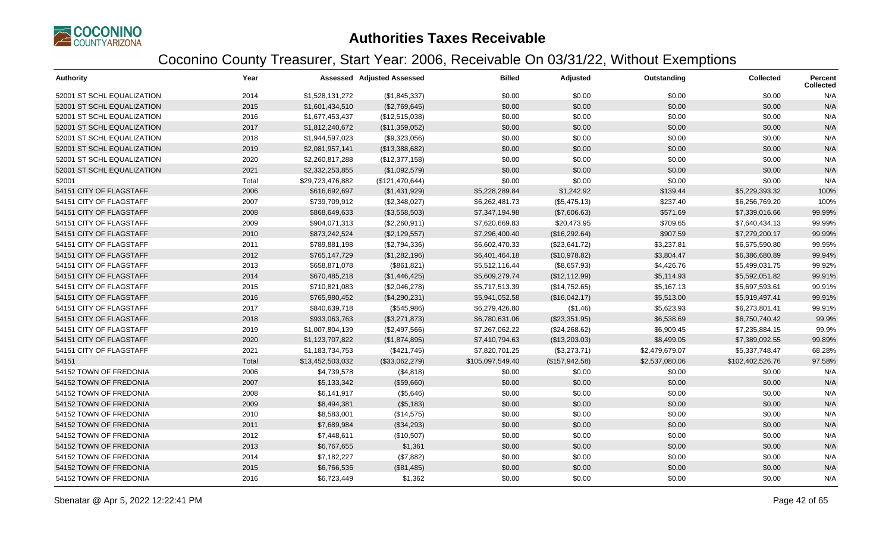# Authorities Taxes Receivable

## Coconino County Treasurer, Start Year: 2006, Receivable On 03/31/22, Without Exemptions

| Authority | Year | Assessed | Adjusted Assessed | Billed | Adjusted | Outstanding | Collected | Percent Collected |
|---|---|---|---|---|---|---|---|---|
| 52001 ST SCHL EQUALIZATION | 2014 | $1,528,131,272 | ($1,845,337) | $0.00 | $0.00 | $0.00 | $0.00 | N/A |
| 52001 ST SCHL EQUALIZATION | 2015 | $1,601,434,510 | ($2,769,645) | $0.00 | $0.00 | $0.00 | $0.00 | N/A |
| 52001 ST SCHL EQUALIZATION | 2016 | $1,677,453,437 | ($12,515,038) | $0.00 | $0.00 | $0.00 | $0.00 | N/A |
| 52001 ST SCHL EQUALIZATION | 2017 | $1,812,240,672 | ($11,359,052) | $0.00 | $0.00 | $0.00 | $0.00 | N/A |
| 52001 ST SCHL EQUALIZATION | 2018 | $1,944,597,023 | ($9,323,056) | $0.00 | $0.00 | $0.00 | $0.00 | N/A |
| 52001 ST SCHL EQUALIZATION | 2019 | $2,081,957,141 | ($13,388,682) | $0.00 | $0.00 | $0.00 | $0.00 | N/A |
| 52001 ST SCHL EQUALIZATION | 2020 | $2,260,817,288 | ($12,377,158) | $0.00 | $0.00 | $0.00 | $0.00 | N/A |
| 52001 ST SCHL EQUALIZATION | 2021 | $2,332,253,855 | ($1,092,579) | $0.00 | $0.00 | $0.00 | $0.00 | N/A |
| 52001 | Total | $29,723,476,882 | ($121,470,644) | $0.00 | $0.00 | $0.00 | $0.00 | N/A |
| 54151 CITY OF FLAGSTAFF | 2006 | $616,692,697 | ($1,431,929) | $5,228,289.84 | $1,242.92 | $139.44 | $5,229,393.32 | 100% |
| 54151 CITY OF FLAGSTAFF | 2007 | $739,709,912 | ($2,348,027) | $6,262,481.73 | ($5,475.13) | $237.40 | $6,256,769.20 | 100% |
| 54151 CITY OF FLAGSTAFF | 2008 | $868,649,633 | ($3,558,503) | $7,347,194.98 | ($7,606.63) | $571.69 | $7,339,016.66 | 99.99% |
| 54151 CITY OF FLAGSTAFF | 2009 | $904,071,313 | ($2,260,911) | $7,620,669.83 | $20,473.95 | $709.65 | $7,640,434.13 | 99.99% |
| 54151 CITY OF FLAGSTAFF | 2010 | $873,242,524 | ($2,129,557) | $7,296,400.40 | ($16,292.64) | $907.59 | $7,279,200.17 | 99.99% |
| 54151 CITY OF FLAGSTAFF | 2011 | $789,881,198 | ($2,794,336) | $6,602,470.33 | ($23,641.72) | $3,237.81 | $6,575,590.80 | 99.95% |
| 54151 CITY OF FLAGSTAFF | 2012 | $765,147,729 | ($1,282,196) | $6,401,464.18 | ($10,978.82) | $3,804.47 | $6,386,680.89 | 99.94% |
| 54151 CITY OF FLAGSTAFF | 2013 | $658,871,078 | ($861,821) | $5,512,116.44 | ($8,657.93) | $4,426.76 | $5,499,031.75 | 99.92% |
| 54151 CITY OF FLAGSTAFF | 2014 | $670,485,218 | ($1,446,425) | $5,609,279.74 | ($12,112.99) | $5,114.93 | $5,592,051.82 | 99.91% |
| 54151 CITY OF FLAGSTAFF | 2015 | $710,821,083 | ($2,046,278) | $5,717,513.39 | ($14,752.65) | $5,167.13 | $5,697,593.61 | 99.91% |
| 54151 CITY OF FLAGSTAFF | 2016 | $765,980,452 | ($4,290,231) | $5,941,052.58 | ($16,042.17) | $5,513.00 | $5,919,497.41 | 99.91% |
| 54151 CITY OF FLAGSTAFF | 2017 | $840,639,718 | ($545,986) | $6,279,426.80 | ($1.46) | $5,623.93 | $6,273,801.41 | 99.91% |
| 54151 CITY OF FLAGSTAFF | 2018 | $933,063,763 | ($3,271,873) | $6,780,631.06 | ($23,351.95) | $6,538.69 | $6,750,740.42 | 99.9% |
| 54151 CITY OF FLAGSTAFF | 2019 | $1,007,804,139 | ($2,497,566) | $7,267,062.22 | ($24,268.62) | $6,909.45 | $7,235,884.15 | 99.9% |
| 54151 CITY OF FLAGSTAFF | 2020 | $1,123,707,822 | ($1,874,895) | $7,410,794.63 | ($13,203.03) | $8,499.05 | $7,389,092.55 | 99.89% |
| 54151 CITY OF FLAGSTAFF | 2021 | $1,183,734,753 | ($421,745) | $7,820,701.25 | ($3,273.71) | $2,479,679.07 | $5,337,748.47 | 68.28% |
| 54151 | Total | $13,452,503,032 | ($33,062,279) | $105,097,549.40 | ($157,942.58) | $2,537,080.06 | $102,402,526.76 | 97.58% |
| 54152 TOWN OF FREDONIA | 2006 | $4,739,578 | ($4,818) | $0.00 | $0.00 | $0.00 | $0.00 | N/A |
| 54152 TOWN OF FREDONIA | 2007 | $5,133,342 | ($59,660) | $0.00 | $0.00 | $0.00 | $0.00 | N/A |
| 54152 TOWN OF FREDONIA | 2008 | $6,141,917 | ($5,646) | $0.00 | $0.00 | $0.00 | $0.00 | N/A |
| 54152 TOWN OF FREDONIA | 2009 | $8,494,381 | ($5,183) | $0.00 | $0.00 | $0.00 | $0.00 | N/A |
| 54152 TOWN OF FREDONIA | 2010 | $8,583,001 | ($14,575) | $0.00 | $0.00 | $0.00 | $0.00 | N/A |
| 54152 TOWN OF FREDONIA | 2011 | $7,689,984 | ($34,293) | $0.00 | $0.00 | $0.00 | $0.00 | N/A |
| 54152 TOWN OF FREDONIA | 2012 | $7,448,611 | ($10,507) | $0.00 | $0.00 | $0.00 | $0.00 | N/A |
| 54152 TOWN OF FREDONIA | 2013 | $6,767,655 | $1,361 | $0.00 | $0.00 | $0.00 | $0.00 | N/A |
| 54152 TOWN OF FREDONIA | 2014 | $7,182,227 | ($7,882) | $0.00 | $0.00 | $0.00 | $0.00 | N/A |
| 54152 TOWN OF FREDONIA | 2015 | $6,766,536 | ($81,485) | $0.00 | $0.00 | $0.00 | $0.00 | N/A |
| 54152 TOWN OF FREDONIA | 2016 | $6,723,449 | $1,362 | $0.00 | $0.00 | $0.00 | $0.00 | N/A |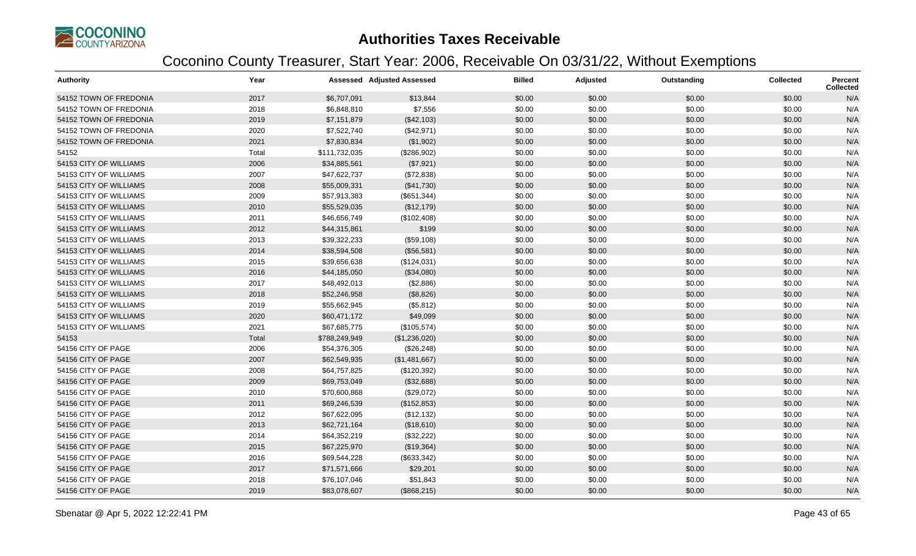# Authorities Taxes Receivable

## Coconino County Treasurer, Start Year: 2006, Receivable On 03/31/22, Without Exemptions

| Authority | Year | Assessed | Adjusted Assessed | Billed | Adjusted | Outstanding | Collected | Percent Collected |
|---|---|---|---|---|---|---|---|---|
| 54152 TOWN OF FREDONIA | 2017 | $6,707,091 | $13,844 | $0.00 | $0.00 | $0.00 | $0.00 | N/A |
| 54152 TOWN OF FREDONIA | 2018 | $6,848,810 | $7,556 | $0.00 | $0.00 | $0.00 | $0.00 | N/A |
| 54152 TOWN OF FREDONIA | 2019 | $7,151,879 | ($42,103) | $0.00 | $0.00 | $0.00 | $0.00 | N/A |
| 54152 TOWN OF FREDONIA | 2020 | $7,522,740 | ($42,971) | $0.00 | $0.00 | $0.00 | $0.00 | N/A |
| 54152 TOWN OF FREDONIA | 2021 | $7,830,834 | ($1,902) | $0.00 | $0.00 | $0.00 | $0.00 | N/A |
| 54152 | Total | $111,732,035 | ($286,902) | $0.00 | $0.00 | $0.00 | $0.00 | N/A |
| 54153 CITY OF WILLIAMS | 2006 | $34,885,561 | ($7,921) | $0.00 | $0.00 | $0.00 | $0.00 | N/A |
| 54153 CITY OF WILLIAMS | 2007 | $47,622,737 | ($72,838) | $0.00 | $0.00 | $0.00 | $0.00 | N/A |
| 54153 CITY OF WILLIAMS | 2008 | $55,009,331 | ($41,730) | $0.00 | $0.00 | $0.00 | $0.00 | N/A |
| 54153 CITY OF WILLIAMS | 2009 | $57,913,383 | ($651,344) | $0.00 | $0.00 | $0.00 | $0.00 | N/A |
| 54153 CITY OF WILLIAMS | 2010 | $55,529,035 | ($12,179) | $0.00 | $0.00 | $0.00 | $0.00 | N/A |
| 54153 CITY OF WILLIAMS | 2011 | $46,656,749 | ($102,408) | $0.00 | $0.00 | $0.00 | $0.00 | N/A |
| 54153 CITY OF WILLIAMS | 2012 | $44,315,861 | $199 | $0.00 | $0.00 | $0.00 | $0.00 | N/A |
| 54153 CITY OF WILLIAMS | 2013 | $39,322,233 | ($59,108) | $0.00 | $0.00 | $0.00 | $0.00 | N/A |
| 54153 CITY OF WILLIAMS | 2014 | $38,594,508 | ($56,581) | $0.00 | $0.00 | $0.00 | $0.00 | N/A |
| 54153 CITY OF WILLIAMS | 2015 | $39,656,638 | ($124,031) | $0.00 | $0.00 | $0.00 | $0.00 | N/A |
| 54153 CITY OF WILLIAMS | 2016 | $44,185,050 | ($34,080) | $0.00 | $0.00 | $0.00 | $0.00 | N/A |
| 54153 CITY OF WILLIAMS | 2017 | $48,492,013 | ($2,886) | $0.00 | $0.00 | $0.00 | $0.00 | N/A |
| 54153 CITY OF WILLIAMS | 2018 | $52,246,958 | ($8,826) | $0.00 | $0.00 | $0.00 | $0.00 | N/A |
| 54153 CITY OF WILLIAMS | 2019 | $55,662,945 | ($5,812) | $0.00 | $0.00 | $0.00 | $0.00 | N/A |
| 54153 CITY OF WILLIAMS | 2020 | $60,471,172 | $49,099 | $0.00 | $0.00 | $0.00 | $0.00 | N/A |
| 54153 CITY OF WILLIAMS | 2021 | $67,685,775 | ($105,574) | $0.00 | $0.00 | $0.00 | $0.00 | N/A |
| 54153 | Total | $788,249,949 | ($1,236,020) | $0.00 | $0.00 | $0.00 | $0.00 | N/A |
| 54156 CITY OF PAGE | 2006 | $54,376,305 | ($26,248) | $0.00 | $0.00 | $0.00 | $0.00 | N/A |
| 54156 CITY OF PAGE | 2007 | $62,549,935 | ($1,481,667) | $0.00 | $0.00 | $0.00 | $0.00 | N/A |
| 54156 CITY OF PAGE | 2008 | $64,757,825 | ($120,392) | $0.00 | $0.00 | $0.00 | $0.00 | N/A |
| 54156 CITY OF PAGE | 2009 | $69,753,049 | ($32,688) | $0.00 | $0.00 | $0.00 | $0.00 | N/A |
| 54156 CITY OF PAGE | 2010 | $70,600,868 | ($29,072) | $0.00 | $0.00 | $0.00 | $0.00 | N/A |
| 54156 CITY OF PAGE | 2011 | $69,246,539 | ($152,853) | $0.00 | $0.00 | $0.00 | $0.00 | N/A |
| 54156 CITY OF PAGE | 2012 | $67,622,095 | ($12,132) | $0.00 | $0.00 | $0.00 | $0.00 | N/A |
| 54156 CITY OF PAGE | 2013 | $62,721,164 | ($18,610) | $0.00 | $0.00 | $0.00 | $0.00 | N/A |
| 54156 CITY OF PAGE | 2014 | $64,352,219 | ($32,222) | $0.00 | $0.00 | $0.00 | $0.00 | N/A |
| 54156 CITY OF PAGE | 2015 | $67,225,970 | ($19,364) | $0.00 | $0.00 | $0.00 | $0.00 | N/A |
| 54156 CITY OF PAGE | 2016 | $69,544,228 | ($633,342) | $0.00 | $0.00 | $0.00 | $0.00 | N/A |
| 54156 CITY OF PAGE | 2017 | $71,571,666 | $29,201 | $0.00 | $0.00 | $0.00 | $0.00 | N/A |
| 54156 CITY OF PAGE | 2018 | $76,107,046 | $51,843 | $0.00 | $0.00 | $0.00 | $0.00 | N/A |
| 54156 CITY OF PAGE | 2019 | $83,078,607 | ($868,215) | $0.00 | $0.00 | $0.00 | $0.00 | N/A |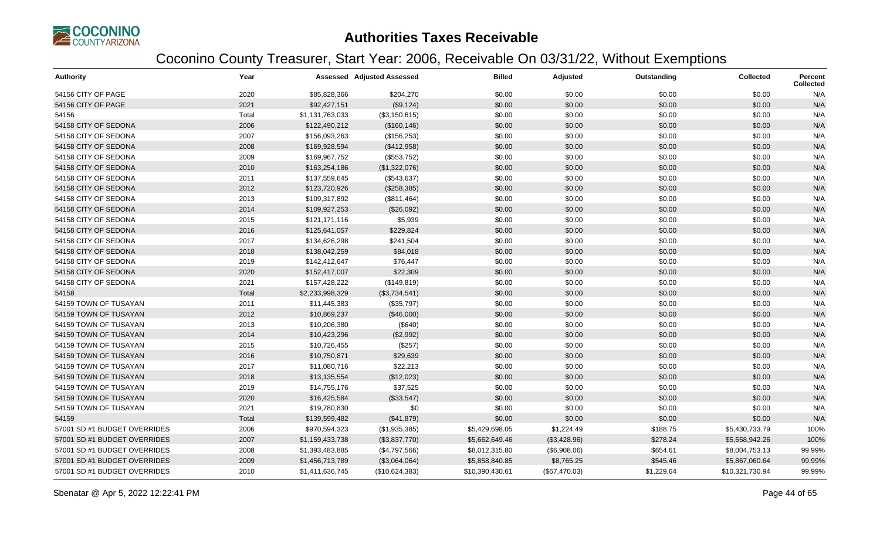# Authorities Taxes Receivable

## Coconino County Treasurer, Start Year: 2006, Receivable On 03/31/22, Without Exemptions

| Authority | Year | Assessed | Adjusted Assessed | Billed | Adjusted | Outstanding | Collected | Percent Collected |
|---|---|---|---|---|---|---|---|---|
| 54156 CITY OF PAGE | 2020 | $85,828,366 | $204,270 | $0.00 | $0.00 | $0.00 | $0.00 | N/A |
| 54156 CITY OF PAGE | 2021 | $92,427,151 | ($9,124) | $0.00 | $0.00 | $0.00 | $0.00 | N/A |
| 54156 | Total | $1,131,763,033 | ($3,150,615) | $0.00 | $0.00 | $0.00 | $0.00 | N/A |
| 54158 CITY OF SEDONA | 2006 | $122,490,212 | ($160,146) | $0.00 | $0.00 | $0.00 | $0.00 | N/A |
| 54158 CITY OF SEDONA | 2007 | $156,093,263 | ($156,253) | $0.00 | $0.00 | $0.00 | $0.00 | N/A |
| 54158 CITY OF SEDONA | 2008 | $169,928,594 | ($412,958) | $0.00 | $0.00 | $0.00 | $0.00 | N/A |
| 54158 CITY OF SEDONA | 2009 | $169,967,752 | ($553,752) | $0.00 | $0.00 | $0.00 | $0.00 | N/A |
| 54158 CITY OF SEDONA | 2010 | $163,254,186 | ($1,322,076) | $0.00 | $0.00 | $0.00 | $0.00 | N/A |
| 54158 CITY OF SEDONA | 2011 | $137,559,645 | ($543,637) | $0.00 | $0.00 | $0.00 | $0.00 | N/A |
| 54158 CITY OF SEDONA | 2012 | $123,720,926 | ($258,385) | $0.00 | $0.00 | $0.00 | $0.00 | N/A |
| 54158 CITY OF SEDONA | 2013 | $109,317,892 | ($811,464) | $0.00 | $0.00 | $0.00 | $0.00 | N/A |
| 54158 CITY OF SEDONA | 2014 | $109,927,253 | ($26,092) | $0.00 | $0.00 | $0.00 | $0.00 | N/A |
| 54158 CITY OF SEDONA | 2015 | $121,171,116 | $5,939 | $0.00 | $0.00 | $0.00 | $0.00 | N/A |
| 54158 CITY OF SEDONA | 2016 | $125,641,057 | $229,824 | $0.00 | $0.00 | $0.00 | $0.00 | N/A |
| 54158 CITY OF SEDONA | 2017 | $134,626,298 | $241,504 | $0.00 | $0.00 | $0.00 | $0.00 | N/A |
| 54158 CITY OF SEDONA | 2018 | $138,042,259 | $84,018 | $0.00 | $0.00 | $0.00 | $0.00 | N/A |
| 54158 CITY OF SEDONA | 2019 | $142,412,647 | $76,447 | $0.00 | $0.00 | $0.00 | $0.00 | N/A |
| 54158 CITY OF SEDONA | 2020 | $152,417,007 | $22,309 | $0.00 | $0.00 | $0.00 | $0.00 | N/A |
| 54158 CITY OF SEDONA | 2021 | $157,428,222 | ($149,819) | $0.00 | $0.00 | $0.00 | $0.00 | N/A |
| 54158 | Total | $2,233,998,329 | ($3,734,541) | $0.00 | $0.00 | $0.00 | $0.00 | N/A |
| 54159 TOWN OF TUSAYAN | 2011 | $11,445,383 | ($35,797) | $0.00 | $0.00 | $0.00 | $0.00 | N/A |
| 54159 TOWN OF TUSAYAN | 2012 | $10,869,237 | ($46,000) | $0.00 | $0.00 | $0.00 | $0.00 | N/A |
| 54159 TOWN OF TUSAYAN | 2013 | $10,206,380 | ($640) | $0.00 | $0.00 | $0.00 | $0.00 | N/A |
| 54159 TOWN OF TUSAYAN | 2014 | $10,423,296 | ($2,992) | $0.00 | $0.00 | $0.00 | $0.00 | N/A |
| 54159 TOWN OF TUSAYAN | 2015 | $10,726,455 | ($257) | $0.00 | $0.00 | $0.00 | $0.00 | N/A |
| 54159 TOWN OF TUSAYAN | 2016 | $10,750,871 | $29,639 | $0.00 | $0.00 | $0.00 | $0.00 | N/A |
| 54159 TOWN OF TUSAYAN | 2017 | $11,080,716 | $22,213 | $0.00 | $0.00 | $0.00 | $0.00 | N/A |
| 54159 TOWN OF TUSAYAN | 2018 | $13,135,554 | ($12,023) | $0.00 | $0.00 | $0.00 | $0.00 | N/A |
| 54159 TOWN OF TUSAYAN | 2019 | $14,755,176 | $37,525 | $0.00 | $0.00 | $0.00 | $0.00 | N/A |
| 54159 TOWN OF TUSAYAN | 2020 | $16,425,584 | ($33,547) | $0.00 | $0.00 | $0.00 | $0.00 | N/A |
| 54159 TOWN OF TUSAYAN | 2021 | $19,780,830 | $0 | $0.00 | $0.00 | $0.00 | $0.00 | N/A |
| 54159 | Total | $139,599,482 | ($41,879) | $0.00 | $0.00 | $0.00 | $0.00 | N/A |
| 57001 SD #1 BUDGET OVERRIDES | 2006 | $970,594,323 | ($1,935,385) | $5,429,698.05 | $1,224.49 | $188.75 | $5,430,733.79 | 100% |
| 57001 SD #1 BUDGET OVERRIDES | 2007 | $1,159,433,738 | ($3,837,770) | $5,662,649.46 | ($3,428.96) | $278.24 | $5,658,942.26 | 100% |
| 57001 SD #1 BUDGET OVERRIDES | 2008 | $1,393,483,885 | ($4,797,566) | $8,012,315.80 | ($6,908.06) | $654.61 | $8,004,753.13 | 99.99% |
| 57001 SD #1 BUDGET OVERRIDES | 2009 | $1,456,713,789 | ($3,064,064) | $5,858,840.85 | $8,765.25 | $545.46 | $5,867,060.64 | 99.99% |
| 57001 SD #1 BUDGET OVERRIDES | 2010 | $1,411,636,745 | ($10,624,383) | $10,390,430.61 | ($67,470.03) | $1,229.64 | $10,321,730.94 | 99.99% |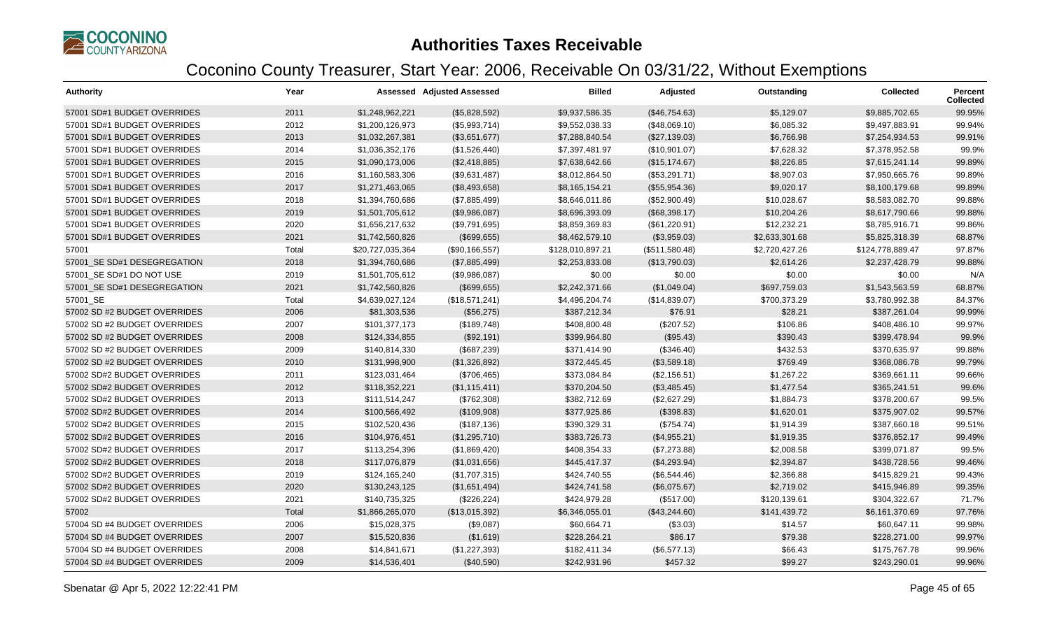# Authorities Taxes Receivable

## Coconino County Treasurer, Start Year: 2006, Receivable On 03/31/22, Without Exemptions

| Authority | Year | Assessed | Adjusted Assessed | Billed | Adjusted | Outstanding | Collected | Percent Collected |
|---|---|---|---|---|---|---|---|---|
| 57001 SD#1 BUDGET OVERRIDES | 2011 | $1,248,962,221 | ($5,828,592) | $9,937,586.35 | ($46,754.63) | $5,129.07 | $9,885,702.65 | 99.95% |
| 57001 SD#1 BUDGET OVERRIDES | 2012 | $1,200,126,973 | ($5,993,714) | $9,552,038.33 | ($48,069.10) | $6,085.32 | $9,497,883.91 | 99.94% |
| 57001 SD#1 BUDGET OVERRIDES | 2013 | $1,032,267,381 | ($3,651,677) | $7,288,840.54 | ($27,139.03) | $6,766.98 | $7,254,934.53 | 99.91% |
| 57001 SD#1 BUDGET OVERRIDES | 2014 | $1,036,352,176 | ($1,526,440) | $7,397,481.97 | ($10,901.07) | $7,628.32 | $7,378,952.58 | 99.9% |
| 57001 SD#1 BUDGET OVERRIDES | 2015 | $1,090,173,006 | ($2,418,885) | $7,638,642.66 | ($15,174.67) | $8,226.85 | $7,615,241.14 | 99.89% |
| 57001 SD#1 BUDGET OVERRIDES | 2016 | $1,160,583,306 | ($9,631,487) | $8,012,864.50 | ($53,291.71) | $8,907.03 | $7,950,665.76 | 99.89% |
| 57001 SD#1 BUDGET OVERRIDES | 2017 | $1,271,463,065 | ($8,493,658) | $8,165,154.21 | ($55,954.36) | $9,020.17 | $8,100,179.68 | 99.89% |
| 57001 SD#1 BUDGET OVERRIDES | 2018 | $1,394,760,686 | ($7,885,499) | $8,646,011.86 | ($52,900.49) | $10,028.67 | $8,583,082.70 | 99.88% |
| 57001 SD#1 BUDGET OVERRIDES | 2019 | $1,501,705,612 | ($9,986,087) | $8,696,393.09 | ($68,398.17) | $10,204.26 | $8,617,790.66 | 99.88% |
| 57001 SD#1 BUDGET OVERRIDES | 2020 | $1,656,217,632 | ($9,791,695) | $8,859,369.83 | ($61,220.91) | $12,232.21 | $8,785,916.71 | 99.86% |
| 57001 SD#1 BUDGET OVERRIDES | 2021 | $1,742,560,826 | ($699,655) | $8,462,579.10 | ($3,959.03) | $2,633,301.68 | $5,825,318.39 | 68.87% |
| 57001 | Total | $20,727,035,364 | ($90,166,557) | $128,010,897.21 | ($511,580.48) | $2,720,427.26 | $124,778,889.47 | 97.87% |
| 57001_SE SD#1 DESEGREGATION | 2018 | $1,394,760,686 | ($7,885,499) | $2,253,833.08 | ($13,790.03) | $2,614.26 | $2,237,428.79 | 99.88% |
| 57001_SE SD#1 DO NOT USE | 2019 | $1,501,705,612 | ($9,986,087) | $0.00 | $0.00 | $0.00 | $0.00 | N/A |
| 57001_SE SD#1 DESEGREGATION | 2021 | $1,742,560,826 | ($699,655) | $2,242,371.66 | ($1,049.04) | $697,759.03 | $1,543,563.59 | 68.87% |
| 57001_SE | Total | $4,639,027,124 | ($18,571,241) | $4,496,204.74 | ($14,839.07) | $700,373.29 | $3,780,992.38 | 84.37% |
| 57002 SD #2 BUDGET OVERRIDES | 2006 | $81,303,536 | ($56,275) | $387,212.34 | $76.91 | $28.21 | $387,261.04 | 99.99% |
| 57002 SD #2 BUDGET OVERRIDES | 2007 | $101,377,173 | ($189,748) | $408,800.48 | ($207.52) | $106.86 | $408,486.10 | 99.97% |
| 57002 SD #2 BUDGET OVERRIDES | 2008 | $124,334,855 | ($92,191) | $399,964.80 | ($95.43) | $390.43 | $399,478.94 | 99.9% |
| 57002 SD #2 BUDGET OVERRIDES | 2009 | $140,814,330 | ($687,239) | $371,414.90 | ($346.40) | $432.53 | $370,635.97 | 99.88% |
| 57002 SD #2 BUDGET OVERRIDES | 2010 | $131,998,900 | ($1,326,892) | $372,445.45 | ($3,589.18) | $769.49 | $368,086.78 | 99.79% |
| 57002 SD#2 BUDGET OVERRIDES | 2011 | $123,031,464 | ($706,465) | $373,084.84 | ($2,156.51) | $1,267.22 | $369,661.11 | 99.66% |
| 57002 SD#2 BUDGET OVERRIDES | 2012 | $118,352,221 | ($1,115,411) | $370,204.50 | ($3,485.45) | $1,477.54 | $365,241.51 | 99.6% |
| 57002 SD#2 BUDGET OVERRIDES | 2013 | $111,514,247 | ($762,308) | $382,712.69 | ($2,627.29) | $1,884.73 | $378,200.67 | 99.5% |
| 57002 SD#2 BUDGET OVERRIDES | 2014 | $100,566,492 | ($109,908) | $377,925.86 | ($398.83) | $1,620.01 | $375,907.02 | 99.57% |
| 57002 SD#2 BUDGET OVERRIDES | 2015 | $102,520,436 | ($187,136) | $390,329.31 | ($754.74) | $1,914.39 | $387,660.18 | 99.51% |
| 57002 SD#2 BUDGET OVERRIDES | 2016 | $104,976,451 | ($1,295,710) | $383,726.73 | ($4,955.21) | $1,919.35 | $376,852.17 | 99.49% |
| 57002 SD#2 BUDGET OVERRIDES | 2017 | $113,254,396 | ($1,869,420) | $408,354.33 | ($7,273.88) | $2,008.58 | $399,071.87 | 99.5% |
| 57002 SD#2 BUDGET OVERRIDES | 2018 | $117,076,879 | ($1,031,656) | $445,417.37 | ($4,293.94) | $2,394.87 | $438,728.56 | 99.46% |
| 57002 SD#2 BUDGET OVERRIDES | 2019 | $124,165,240 | ($1,707,315) | $424,740.55 | ($6,544.46) | $2,366.88 | $415,829.21 | 99.43% |
| 57002 SD#2 BUDGET OVERRIDES | 2020 | $130,243,125 | ($1,651,494) | $424,741.58 | ($6,075.67) | $2,719.02 | $415,946.89 | 99.35% |
| 57002 SD#2 BUDGET OVERRIDES | 2021 | $140,735,325 | ($226,224) | $424,979.28 | ($517.00) | $120,139.61 | $304,322.67 | 71.7% |
| 57002 | Total | $1,866,265,070 | ($13,015,392) | $6,346,055.01 | ($43,244.60) | $141,439.72 | $6,161,370.69 | 97.76% |
| 57004 SD #4 BUDGET OVERRIDES | 2006 | $15,028,375 | ($9,087) | $60,664.71 | ($3.03) | $14.57 | $60,647.11 | 99.98% |
| 57004 SD #4 BUDGET OVERRIDES | 2007 | $15,520,836 | ($1,619) | $228,264.21 | $86.17 | $79.38 | $228,271.00 | 99.97% |
| 57004 SD #4 BUDGET OVERRIDES | 2008 | $14,841,671 | ($1,227,393) | $182,411.34 | ($6,577.13) | $66.43 | $175,767.78 | 99.96% |
| 57004 SD #4 BUDGET OVERRIDES | 2009 | $14,536,401 | ($40,590) | $242,931.96 | $457.32 | $99.27 | $243,290.01 | 99.96% |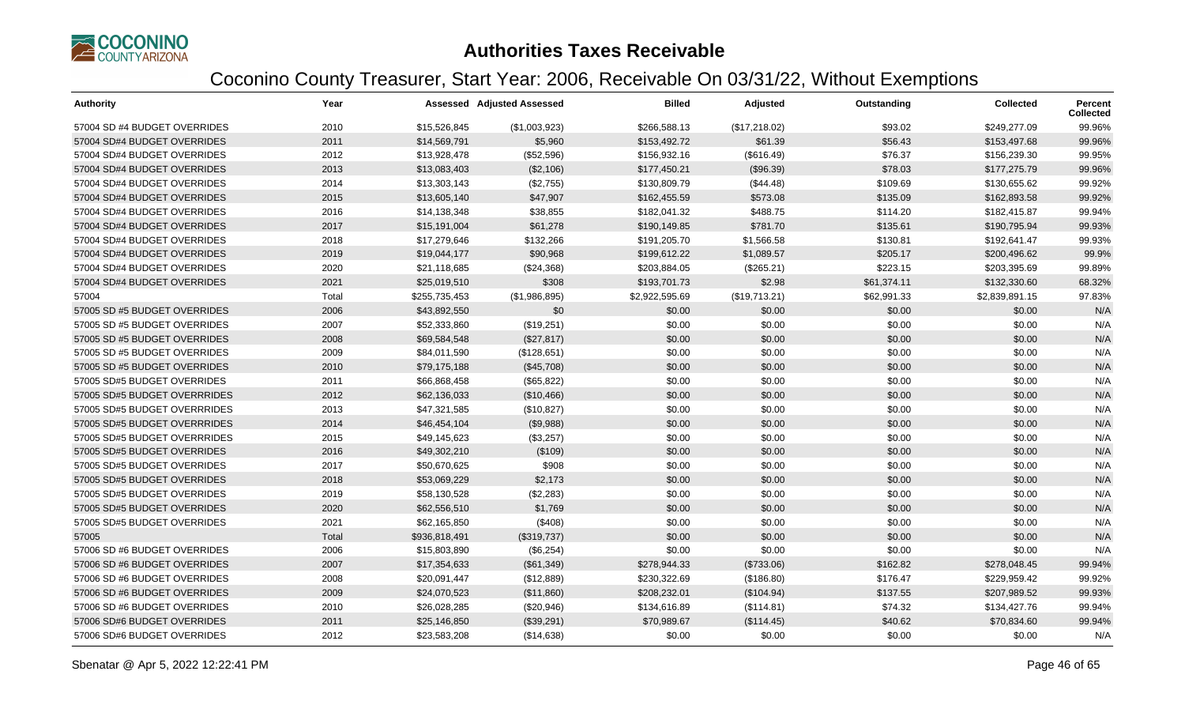# Authorities Taxes Receivable

## Coconino County Treasurer, Start Year: 2006, Receivable On 03/31/22, Without Exemptions

| Authority | Year | Assessed | Adjusted Assessed | Billed | Adjusted | Outstanding | Collected | Percent Collected |
|---|---|---|---|---|---|---|---|---|
| 57004 SD #4 BUDGET OVERRIDES | 2010 | $15,526,845 | ($1,003,923) | $266,588.13 | ($17,218.02) | $93.02 | $249,277.09 | 99.96% |
| 57004 SD#4 BUDGET OVERRIDES | 2011 | $14,569,791 | $5,960 | $153,492.72 | $61.39 | $56.43 | $153,497.68 | 99.96% |
| 57004 SD#4 BUDGET OVERRIDES | 2012 | $13,928,478 | ($52,596) | $156,932.16 | ($616.49) | $76.37 | $156,239.30 | 99.95% |
| 57004 SD#4 BUDGET OVERRIDES | 2013 | $13,083,403 | ($2,106) | $177,450.21 | ($96.39) | $78.03 | $177,275.79 | 99.96% |
| 57004 SD#4 BUDGET OVERRIDES | 2014 | $13,303,143 | ($2,755) | $130,809.79 | ($44.48) | $109.69 | $130,655.62 | 99.92% |
| 57004 SD#4 BUDGET OVERRIDES | 2015 | $13,605,140 | $47,907 | $162,455.59 | $573.08 | $135.09 | $162,893.58 | 99.92% |
| 57004 SD#4 BUDGET OVERRIDES | 2016 | $14,138,348 | $38,855 | $182,041.32 | $488.75 | $114.20 | $182,415.87 | 99.94% |
| 57004 SD#4 BUDGET OVERRIDES | 2017 | $15,191,004 | $61,278 | $190,149.85 | $781.70 | $135.61 | $190,795.94 | 99.93% |
| 57004 SD#4 BUDGET OVERRIDES | 2018 | $17,279,646 | $132,266 | $191,205.70 | $1,566.58 | $130.81 | $192,641.47 | 99.93% |
| 57004 SD#4 BUDGET OVERRIDES | 2019 | $19,044,177 | $90,968 | $199,612.22 | $1,089.57 | $205.17 | $200,496.62 | 99.9% |
| 57004 SD#4 BUDGET OVERRIDES | 2020 | $21,118,685 | ($24,368) | $203,884.05 | ($265.21) | $223.15 | $203,395.69 | 99.89% |
| 57004 SD#4 BUDGET OVERRIDES | 2021 | $25,019,510 | $308 | $193,701.73 | $2.98 | $61,374.11 | $132,330.60 | 68.32% |
| 57004 | Total | $255,735,453 | ($1,986,895) | $2,922,595.69 | ($19,713.21) | $62,991.33 | $2,839,891.15 | 97.83% |
| 57005 SD #5 BUDGET OVERRIDES | 2006 | $43,892,550 | $0 | $0.00 | $0.00 | $0.00 | $0.00 | N/A |
| 57005 SD #5 BUDGET OVERRIDES | 2007 | $52,333,860 | ($19,251) | $0.00 | $0.00 | $0.00 | $0.00 | N/A |
| 57005 SD #5 BUDGET OVERRIDES | 2008 | $69,584,548 | ($27,817) | $0.00 | $0.00 | $0.00 | $0.00 | N/A |
| 57005 SD #5 BUDGET OVERRIDES | 2009 | $84,011,590 | ($128,651) | $0.00 | $0.00 | $0.00 | $0.00 | N/A |
| 57005 SD #5 BUDGET OVERRIDES | 2010 | $79,175,188 | ($45,708) | $0.00 | $0.00 | $0.00 | $0.00 | N/A |
| 57005 SD#5 BUDGET OVERRIDES | 2011 | $66,868,458 | ($65,822) | $0.00 | $0.00 | $0.00 | $0.00 | N/A |
| 57005 SD#5 BUDGET OVERRRIDES | 2012 | $62,136,033 | ($10,466) | $0.00 | $0.00 | $0.00 | $0.00 | N/A |
| 57005 SD#5 BUDGET OVERRRIDES | 2013 | $47,321,585 | ($10,827) | $0.00 | $0.00 | $0.00 | $0.00 | N/A |
| 57005 SD#5 BUDGET OVERRRIDES | 2014 | $46,454,104 | ($9,988) | $0.00 | $0.00 | $0.00 | $0.00 | N/A |
| 57005 SD#5 BUDGET OVERRRIDES | 2015 | $49,145,623 | ($3,257) | $0.00 | $0.00 | $0.00 | $0.00 | N/A |
| 57005 SD#5 BUDGET OVERRIDES | 2016 | $49,302,210 | ($109) | $0.00 | $0.00 | $0.00 | $0.00 | N/A |
| 57005 SD#5 BUDGET OVERRIDES | 2017 | $50,670,625 | $908 | $0.00 | $0.00 | $0.00 | $0.00 | N/A |
| 57005 SD#5 BUDGET OVERRIDES | 2018 | $53,069,229 | $2,173 | $0.00 | $0.00 | $0.00 | $0.00 | N/A |
| 57005 SD#5 BUDGET OVERRIDES | 2019 | $58,130,528 | ($2,283) | $0.00 | $0.00 | $0.00 | $0.00 | N/A |
| 57005 SD#5 BUDGET OVERRIDES | 2020 | $62,556,510 | $1,769 | $0.00 | $0.00 | $0.00 | $0.00 | N/A |
| 57005 SD#5 BUDGET OVERRIDES | 2021 | $62,165,850 | ($408) | $0.00 | $0.00 | $0.00 | $0.00 | N/A |
| 57005 | Total | $936,818,491 | ($319,737) | $0.00 | $0.00 | $0.00 | $0.00 | N/A |
| 57006 SD #6 BUDGET OVERRIDES | 2006 | $15,803,890 | ($6,254) | $0.00 | $0.00 | $0.00 | $0.00 | N/A |
| 57006 SD #6 BUDGET OVERRIDES | 2007 | $17,354,633 | ($61,349) | $278,944.33 | ($733.06) | $162.82 | $278,048.45 | 99.94% |
| 57006 SD #6 BUDGET OVERRIDES | 2008 | $20,091,447 | ($12,889) | $230,322.69 | ($186.80) | $176.47 | $229,959.42 | 99.92% |
| 57006 SD #6 BUDGET OVERRIDES | 2009 | $24,070,523 | ($11,860) | $208,232.01 | ($104.94) | $137.55 | $207,989.52 | 99.93% |
| 57006 SD #6 BUDGET OVERRIDES | 2010 | $26,028,285 | ($20,946) | $134,616.89 | ($114.81) | $74.32 | $134,427.76 | 99.94% |
| 57006 SD#6 BUDGET OVERRIDES | 2011 | $25,146,850 | ($39,291) | $70,989.67 | ($114.45) | $40.62 | $70,834.60 | 99.94% |
| 57006 SD#6 BUDGET OVERRIDES | 2012 | $23,583,208 | ($14,638) | $0.00 | $0.00 | $0.00 | $0.00 | N/A |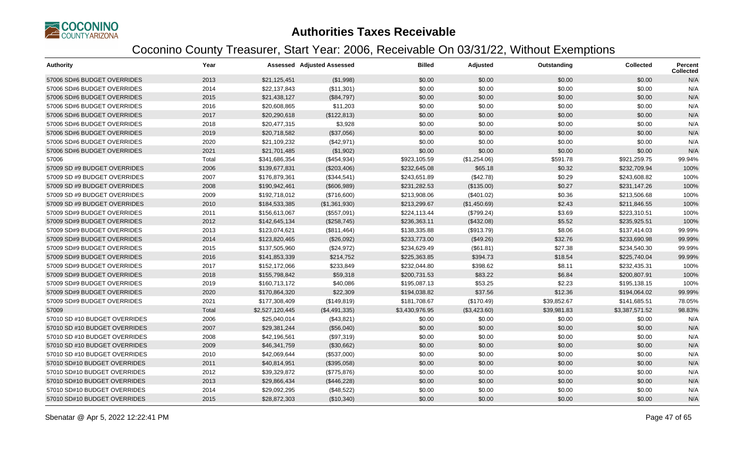# Authorities Taxes Receivable

## Coconino County Treasurer, Start Year: 2006, Receivable On 03/31/22, Without Exemptions

| Authority | Year | Assessed | Adjusted Assessed | Billed | Adjusted | Outstanding | Collected | Percent Collected |
|---|---|---|---|---|---|---|---|---|
| 57006 SD#6 BUDGET OVERRIDES | 2013 | $21,125,451 | ($1,998) | $0.00 | $0.00 | $0.00 | $0.00 | N/A |
| 57006 SD#6 BUDGET OVERRIDES | 2014 | $22,137,843 | ($11,301) | $0.00 | $0.00 | $0.00 | $0.00 | N/A |
| 57006 SD#6 BUDGET OVERRIDES | 2015 | $21,438,127 | ($84,797) | $0.00 | $0.00 | $0.00 | $0.00 | N/A |
| 57006 SD#6 BUDGET OVERRIDES | 2016 | $20,608,865 | $11,203 | $0.00 | $0.00 | $0.00 | $0.00 | N/A |
| 57006 SD#6 BUDGET OVERRIDES | 2017 | $20,290,618 | ($122,813) | $0.00 | $0.00 | $0.00 | $0.00 | N/A |
| 57006 SD#6 BUDGET OVERRIDES | 2018 | $20,477,315 | $3,928 | $0.00 | $0.00 | $0.00 | $0.00 | N/A |
| 57006 SD#6 BUDGET OVERRIDES | 2019 | $20,718,582 | ($37,056) | $0.00 | $0.00 | $0.00 | $0.00 | N/A |
| 57006 SD#6 BUDGET OVERRIDES | 2020 | $21,109,232 | ($42,971) | $0.00 | $0.00 | $0.00 | $0.00 | N/A |
| 57006 SD#6 BUDGET OVERRIDES | 2021 | $21,701,485 | ($1,902) | $0.00 | $0.00 | $0.00 | $0.00 | N/A |
| 57006 | Total | $341,686,354 | ($454,934) | $923,105.59 | ($1,254.06) | $591.78 | $921,259.75 | 99.94% |
| 57009 SD #9 BUDGET OVERRIDES | 2006 | $139,677,831 | ($203,406) | $232,645.08 | $65.18 | $0.32 | $232,709.94 | 100% |
| 57009 SD #9 BUDGET OVERRIDES | 2007 | $176,879,361 | ($344,541) | $243,651.89 | ($42.78) | $0.29 | $243,608.82 | 100% |
| 57009 SD #9 BUDGET OVERRIDES | 2008 | $190,942,461 | ($606,989) | $231,282.53 | ($135.00) | $0.27 | $231,147.26 | 100% |
| 57009 SD #9 BUDGET OVERRIDES | 2009 | $192,718,012 | ($716,600) | $213,908.06 | ($401.02) | $0.36 | $213,506.68 | 100% |
| 57009 SD #9 BUDGET OVERRIDES | 2010 | $184,533,385 | ($1,361,930) | $213,299.67 | ($1,450.69) | $2.43 | $211,846.55 | 100% |
| 57009 SD#9 BUDGET OVERRIDES | 2011 | $156,613,067 | ($557,091) | $224,113.44 | ($799.24) | $3.69 | $223,310.51 | 100% |
| 57009 SD#9 BUDGET OVERRIDES | 2012 | $142,645,134 | ($258,745) | $236,363.11 | ($432.08) | $5.52 | $235,925.51 | 100% |
| 57009 SD#9 BUDGET OVERRIDES | 2013 | $123,074,621 | ($811,464) | $138,335.88 | ($913.79) | $8.06 | $137,414.03 | 99.99% |
| 57009 SD#9 BUDGET OVERRIDES | 2014 | $123,820,465 | ($26,092) | $233,773.00 | ($49.26) | $32.76 | $233,690.98 | 99.99% |
| 57009 SD#9 BUDGET OVERRIDES | 2015 | $137,505,960 | ($24,972) | $234,629.49 | ($61.81) | $27.38 | $234,540.30 | 99.99% |
| 57009 SD#9 BUDGET OVERRIDES | 2016 | $141,853,339 | $214,752 | $225,363.85 | $394.73 | $18.54 | $225,740.04 | 99.99% |
| 57009 SD#9 BUDGET OVERRIDES | 2017 | $152,172,066 | $233,849 | $232,044.80 | $398.62 | $8.11 | $232,435.31 | 100% |
| 57009 SD#9 BUDGET OVERRIDES | 2018 | $155,798,842 | $59,318 | $200,731.53 | $83.22 | $6.84 | $200,807.91 | 100% |
| 57009 SD#9 BUDGET OVERRIDES | 2019 | $160,713,172 | $40,086 | $195,087.13 | $53.25 | $2.23 | $195,138.15 | 100% |
| 57009 SD#9 BUDGET OVERRIDES | 2020 | $170,864,320 | $22,309 | $194,038.82 | $37.56 | $12.36 | $194,064.02 | 99.99% |
| 57009 SD#9 BUDGET OVERRIDES | 2021 | $177,308,409 | ($149,819) | $181,708.67 | ($170.49) | $39,852.67 | $141,685.51 | 78.05% |
| 57009 | Total | $2,527,120,445 | ($4,491,335) | $3,430,976.95 | ($3,423.60) | $39,981.83 | $3,387,571.52 | 98.83% |
| 57010 SD #10 BUDGET OVERRIDES | 2006 | $25,040,014 | ($43,821) | $0.00 | $0.00 | $0.00 | $0.00 | N/A |
| 57010 SD #10 BUDGET OVERRIDES | 2007 | $29,381,244 | ($56,040) | $0.00 | $0.00 | $0.00 | $0.00 | N/A |
| 57010 SD #10 BUDGET OVERRIDES | 2008 | $42,196,561 | ($97,319) | $0.00 | $0.00 | $0.00 | $0.00 | N/A |
| 57010 SD #10 BUDGET OVERRIDES | 2009 | $46,341,759 | ($30,662) | $0.00 | $0.00 | $0.00 | $0.00 | N/A |
| 57010 SD #10 BUDGET OVERRIDES | 2010 | $42,069,644 | ($537,000) | $0.00 | $0.00 | $0.00 | $0.00 | N/A |
| 57010 SD#10 BUDGET OVERRIDES | 2011 | $40,814,951 | ($395,058) | $0.00 | $0.00 | $0.00 | $0.00 | N/A |
| 57010 SD#10 BUDGET OVERRIDES | 2012 | $39,329,872 | ($775,876) | $0.00 | $0.00 | $0.00 | $0.00 | N/A |
| 57010 SD#10 BUDGET OVERRIDES | 2013 | $29,866,434 | ($446,228) | $0.00 | $0.00 | $0.00 | $0.00 | N/A |
| 57010 SD#10 BUDGET OVERRIDES | 2014 | $29,092,295 | ($48,522) | $0.00 | $0.00 | $0.00 | $0.00 | N/A |
| 57010 SD#10 BUDGET OVERRIDES | 2015 | $28,872,303 | ($10,340) | $0.00 | $0.00 | $0.00 | $0.00 | N/A |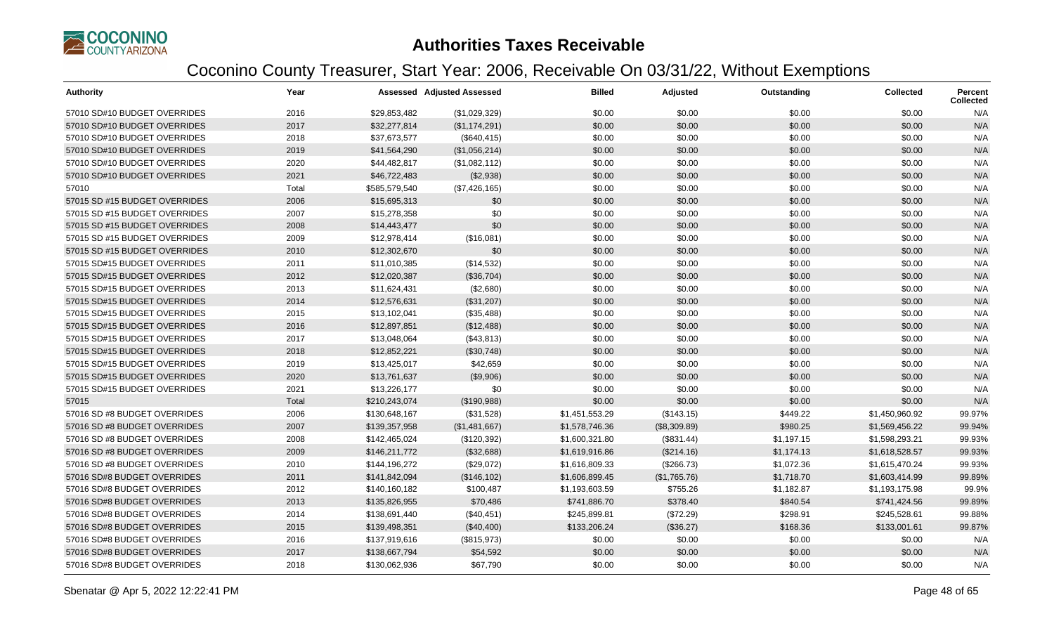# Authorities Taxes Receivable

## Coconino County Treasurer, Start Year: 2006, Receivable On 03/31/22, Without Exemptions

| Authority | Year | Assessed | Adjusted Assessed | Billed | Adjusted | Outstanding | Collected | Percent Collected |
|---|---|---|---|---|---|---|---|---|
| 57010 SD#10 BUDGET OVERRIDES | 2016 | $29,853,482 | ($1,029,329) | $0.00 | $0.00 | $0.00 | $0.00 | N/A |
| 57010 SD#10 BUDGET OVERRIDES | 2017 | $32,277,814 | ($1,174,291) | $0.00 | $0.00 | $0.00 | $0.00 | N/A |
| 57010 SD#10 BUDGET OVERRIDES | 2018 | $37,673,577 | ($640,415) | $0.00 | $0.00 | $0.00 | $0.00 | N/A |
| 57010 SD#10 BUDGET OVERRIDES | 2019 | $41,564,290 | ($1,056,214) | $0.00 | $0.00 | $0.00 | $0.00 | N/A |
| 57010 SD#10 BUDGET OVERRIDES | 2020 | $44,482,817 | ($1,082,112) | $0.00 | $0.00 | $0.00 | $0.00 | N/A |
| 57010 SD#10 BUDGET OVERRIDES | 2021 | $46,722,483 | ($2,938) | $0.00 | $0.00 | $0.00 | $0.00 | N/A |
| 57010 | Total | $585,579,540 | ($7,426,165) | $0.00 | $0.00 | $0.00 | $0.00 | N/A |
| 57015 SD #15 BUDGET OVERRIDES | 2006 | $15,695,313 | $0 | $0.00 | $0.00 | $0.00 | $0.00 | N/A |
| 57015 SD #15 BUDGET OVERRIDES | 2007 | $15,278,358 | $0 | $0.00 | $0.00 | $0.00 | $0.00 | N/A |
| 57015 SD #15 BUDGET OVERRIDES | 2008 | $14,443,477 | $0 | $0.00 | $0.00 | $0.00 | $0.00 | N/A |
| 57015 SD #15 BUDGET OVERRIDES | 2009 | $12,978,414 | ($16,081) | $0.00 | $0.00 | $0.00 | $0.00 | N/A |
| 57015 SD #15 BUDGET OVERRIDES | 2010 | $12,302,670 | $0 | $0.00 | $0.00 | $0.00 | $0.00 | N/A |
| 57015 SD#15 BUDGET OVERRIDES | 2011 | $11,010,385 | ($14,532) | $0.00 | $0.00 | $0.00 | $0.00 | N/A |
| 57015 SD#15 BUDGET OVERRIDES | 2012 | $12,020,387 | ($36,704) | $0.00 | $0.00 | $0.00 | $0.00 | N/A |
| 57015 SD#15 BUDGET OVERRIDES | 2013 | $11,624,431 | ($2,680) | $0.00 | $0.00 | $0.00 | $0.00 | N/A |
| 57015 SD#15 BUDGET OVERRIDES | 2014 | $12,576,631 | ($31,207) | $0.00 | $0.00 | $0.00 | $0.00 | N/A |
| 57015 SD#15 BUDGET OVERRIDES | 2015 | $13,102,041 | ($35,488) | $0.00 | $0.00 | $0.00 | $0.00 | N/A |
| 57015 SD#15 BUDGET OVERRIDES | 2016 | $12,897,851 | ($12,488) | $0.00 | $0.00 | $0.00 | $0.00 | N/A |
| 57015 SD#15 BUDGET OVERRIDES | 2017 | $13,048,064 | ($43,813) | $0.00 | $0.00 | $0.00 | $0.00 | N/A |
| 57015 SD#15 BUDGET OVERRIDES | 2018 | $12,852,221 | ($30,748) | $0.00 | $0.00 | $0.00 | $0.00 | N/A |
| 57015 SD#15 BUDGET OVERRIDES | 2019 | $13,425,017 | $42,659 | $0.00 | $0.00 | $0.00 | $0.00 | N/A |
| 57015 SD#15 BUDGET OVERRIDES | 2020 | $13,761,637 | ($9,906) | $0.00 | $0.00 | $0.00 | $0.00 | N/A |
| 57015 SD#15 BUDGET OVERRIDES | 2021 | $13,226,177 | $0 | $0.00 | $0.00 | $0.00 | $0.00 | N/A |
| 57015 | Total | $210,243,074 | ($190,988) | $0.00 | $0.00 | $0.00 | $0.00 | N/A |
| 57016 SD #8 BUDGET OVERRIDES | 2006 | $130,648,167 | ($31,528) | $1,451,553.29 | ($143.15) | $449.22 | $1,450,960.92 | 99.97% |
| 57016 SD #8 BUDGET OVERRIDES | 2007 | $139,357,958 | ($1,481,667) | $1,578,746.36 | ($8,309.89) | $980.25 | $1,569,456.22 | 99.94% |
| 57016 SD #8 BUDGET OVERRIDES | 2008 | $142,465,024 | ($120,392) | $1,600,321.80 | ($831.44) | $1,197.15 | $1,598,293.21 | 99.93% |
| 57016 SD #8 BUDGET OVERRIDES | 2009 | $146,211,772 | ($32,688) | $1,619,916.86 | ($214.16) | $1,174.13 | $1,618,528.57 | 99.93% |
| 57016 SD #8 BUDGET OVERRIDES | 2010 | $144,196,272 | ($29,072) | $1,616,809.33 | ($266.73) | $1,072.36 | $1,615,470.24 | 99.93% |
| 57016 SD#8 BUDGET OVERRIDES | 2011 | $141,842,094 | ($146,102) | $1,606,899.45 | ($1,765.76) | $1,718.70 | $1,603,414.99 | 99.89% |
| 57016 SD#8 BUDGET OVERRIDES | 2012 | $140,160,182 | $100,487 | $1,193,603.59 | $755.26 | $1,182.87 | $1,193,175.98 | 99.9% |
| 57016 SD#8 BUDGET OVERRIDES | 2013 | $135,826,955 | $70,486 | $741,886.70 | $378.40 | $840.54 | $741,424.56 | 99.89% |
| 57016 SD#8 BUDGET OVERRIDES | 2014 | $138,691,440 | ($40,451) | $245,899.81 | ($72.29) | $298.91 | $245,528.61 | 99.88% |
| 57016 SD#8 BUDGET OVERRIDES | 2015 | $139,498,351 | ($40,400) | $133,206.24 | ($36.27) | $168.36 | $133,001.61 | 99.87% |
| 57016 SD#8 BUDGET OVERRIDES | 2016 | $137,919,616 | ($815,973) | $0.00 | $0.00 | $0.00 | $0.00 | N/A |
| 57016 SD#8 BUDGET OVERRIDES | 2017 | $138,667,794 | $54,592 | $0.00 | $0.00 | $0.00 | $0.00 | N/A |
| 57016 SD#8 BUDGET OVERRIDES | 2018 | $130,062,936 | $67,790 | $0.00 | $0.00 | $0.00 | $0.00 | N/A |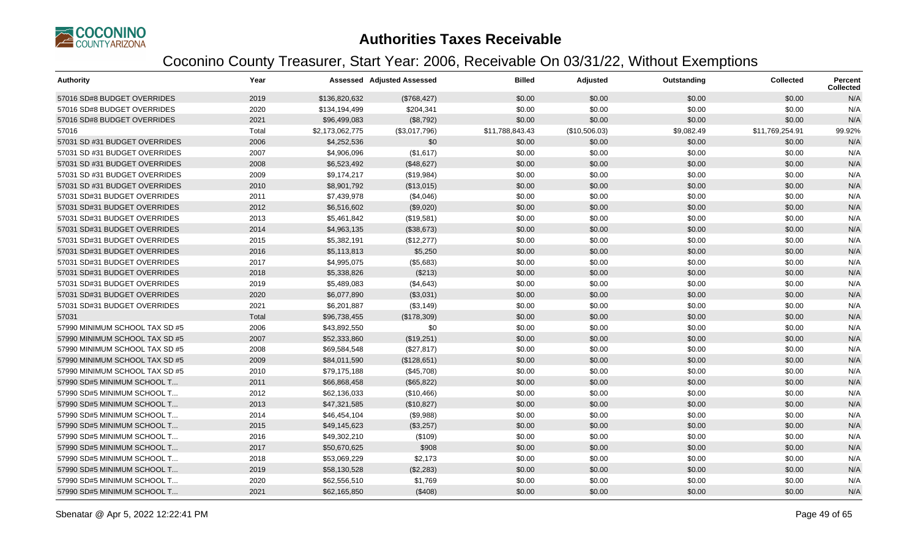# Authorities Taxes Receivable

## Coconino County Treasurer, Start Year: 2006, Receivable On 03/31/22, Without Exemptions

| Authority | Year | Assessed | Adjusted Assessed | Billed | Adjusted | Outstanding | Collected | Percent Collected |
|---|---|---|---|---|---|---|---|---|
| 57016 SD#8 BUDGET OVERRIDES | 2019 | $136,820,632 | ($768,427) | $0.00 | $0.00 | $0.00 | $0.00 | N/A |
| 57016 SD#8 BUDGET OVERRIDES | 2020 | $134,194,499 | $204,341 | $0.00 | $0.00 | $0.00 | $0.00 | N/A |
| 57016 SD#8 BUDGET OVERRIDES | 2021 | $96,499,083 | ($8,792) | $0.00 | $0.00 | $0.00 | $0.00 | N/A |
| 57016 | Total | $2,173,062,775 | ($3,017,796) | $11,788,843.43 | ($10,506.03) | $9,082.49 | $11,769,254.91 | 99.92% |
| 57031 SD #31 BUDGET OVERRIDES | 2006 | $4,252,536 | $0 | $0.00 | $0.00 | $0.00 | $0.00 | N/A |
| 57031 SD #31 BUDGET OVERRIDES | 2007 | $4,906,096 | ($1,617) | $0.00 | $0.00 | $0.00 | $0.00 | N/A |
| 57031 SD #31 BUDGET OVERRIDES | 2008 | $6,523,492 | ($48,627) | $0.00 | $0.00 | $0.00 | $0.00 | N/A |
| 57031 SD #31 BUDGET OVERRIDES | 2009 | $9,174,217 | ($19,984) | $0.00 | $0.00 | $0.00 | $0.00 | N/A |
| 57031 SD #31 BUDGET OVERRIDES | 2010 | $8,901,792 | ($13,015) | $0.00 | $0.00 | $0.00 | $0.00 | N/A |
| 57031 SD#31 BUDGET OVERRIDES | 2011 | $7,439,978 | ($4,046) | $0.00 | $0.00 | $0.00 | $0.00 | N/A |
| 57031 SD#31 BUDGET OVERRIDES | 2012 | $6,516,602 | ($9,020) | $0.00 | $0.00 | $0.00 | $0.00 | N/A |
| 57031 SD#31 BUDGET OVERRIDES | 2013 | $5,461,842 | ($19,581) | $0.00 | $0.00 | $0.00 | $0.00 | N/A |
| 57031 SD#31 BUDGET OVERRIDES | 2014 | $4,963,135 | ($38,673) | $0.00 | $0.00 | $0.00 | $0.00 | N/A |
| 57031 SD#31 BUDGET OVERRIDES | 2015 | $5,382,191 | ($12,277) | $0.00 | $0.00 | $0.00 | $0.00 | N/A |
| 57031 SD#31 BUDGET OVERRIDES | 2016 | $5,113,813 | $5,250 | $0.00 | $0.00 | $0.00 | $0.00 | N/A |
| 57031 SD#31 BUDGET OVERRIDES | 2017 | $4,995,075 | ($5,683) | $0.00 | $0.00 | $0.00 | $0.00 | N/A |
| 57031 SD#31 BUDGET OVERRIDES | 2018 | $5,338,826 | ($213) | $0.00 | $0.00 | $0.00 | $0.00 | N/A |
| 57031 SD#31 BUDGET OVERRIDES | 2019 | $5,489,083 | ($4,643) | $0.00 | $0.00 | $0.00 | $0.00 | N/A |
| 57031 SD#31 BUDGET OVERRIDES | 2020 | $6,077,890 | ($3,031) | $0.00 | $0.00 | $0.00 | $0.00 | N/A |
| 57031 SD#31 BUDGET OVERRIDES | 2021 | $6,201,887 | ($3,149) | $0.00 | $0.00 | $0.00 | $0.00 | N/A |
| 57031 | Total | $96,738,455 | ($178,309) | $0.00 | $0.00 | $0.00 | $0.00 | N/A |
| 57990 MINIMUM SCHOOL TAX SD #5 | 2006 | $43,892,550 | $0 | $0.00 | $0.00 | $0.00 | $0.00 | N/A |
| 57990 MINIMUM SCHOOL TAX SD #5 | 2007 | $52,333,860 | ($19,251) | $0.00 | $0.00 | $0.00 | $0.00 | N/A |
| 57990 MINIMUM SCHOOL TAX SD #5 | 2008 | $69,584,548 | ($27,817) | $0.00 | $0.00 | $0.00 | $0.00 | N/A |
| 57990 MINIMUM SCHOOL TAX SD #5 | 2009 | $84,011,590 | ($128,651) | $0.00 | $0.00 | $0.00 | $0.00 | N/A |
| 57990 MINIMUM SCHOOL TAX SD #5 | 2010 | $79,175,188 | ($45,708) | $0.00 | $0.00 | $0.00 | $0.00 | N/A |
| 57990 SD#5 MINIMUM SCHOOL T... | 2011 | $66,868,458 | ($65,822) | $0.00 | $0.00 | $0.00 | $0.00 | N/A |
| 57990 SD#5 MINIMUM SCHOOL T... | 2012 | $62,136,033 | ($10,466) | $0.00 | $0.00 | $0.00 | $0.00 | N/A |
| 57990 SD#5 MINIMUM SCHOOL T... | 2013 | $47,321,585 | ($10,827) | $0.00 | $0.00 | $0.00 | $0.00 | N/A |
| 57990 SD#5 MINIMUM SCHOOL T... | 2014 | $46,454,104 | ($9,988) | $0.00 | $0.00 | $0.00 | $0.00 | N/A |
| 57990 SD#5 MINIMUM SCHOOL T... | 2015 | $49,145,623 | ($3,257) | $0.00 | $0.00 | $0.00 | $0.00 | N/A |
| 57990 SD#5 MINIMUM SCHOOL T... | 2016 | $49,302,210 | ($109) | $0.00 | $0.00 | $0.00 | $0.00 | N/A |
| 57990 SD#5 MINIMUM SCHOOL T... | 2017 | $50,670,625 | $908 | $0.00 | $0.00 | $0.00 | $0.00 | N/A |
| 57990 SD#5 MINIMUM SCHOOL T... | 2018 | $53,069,229 | $2,173 | $0.00 | $0.00 | $0.00 | $0.00 | N/A |
| 57990 SD#5 MINIMUM SCHOOL T... | 2019 | $58,130,528 | ($2,283) | $0.00 | $0.00 | $0.00 | $0.00 | N/A |
| 57990 SD#5 MINIMUM SCHOOL T... | 2020 | $62,556,510 | $1,769 | $0.00 | $0.00 | $0.00 | $0.00 | N/A |
| 57990 SD#5 MINIMUM SCHOOL T... | 2021 | $62,165,850 | ($408) | $0.00 | $0.00 | $0.00 | $0.00 | N/A |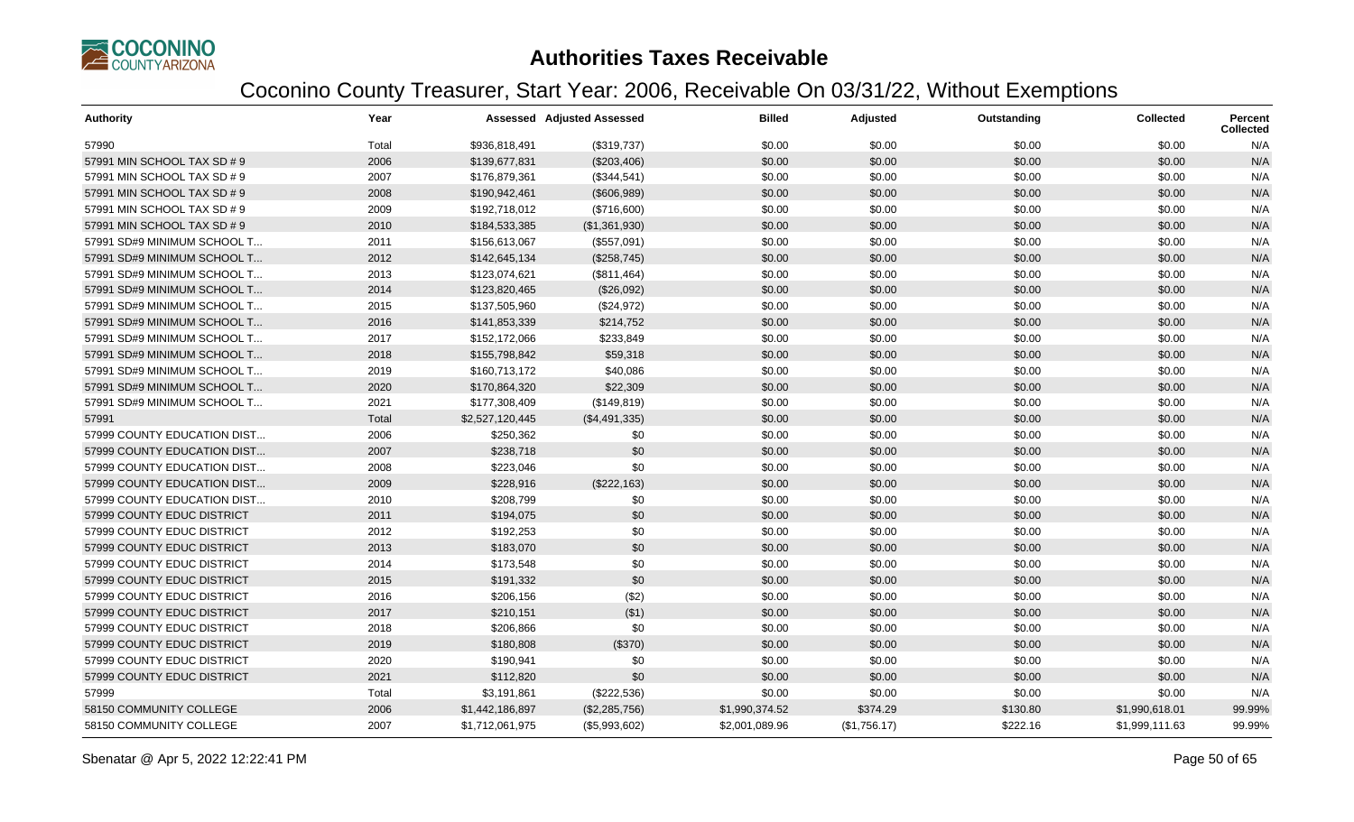# Authorities Taxes Receivable

## Coconino County Treasurer, Start Year: 2006, Receivable On 03/31/22, Without Exemptions

| Authority | Year | Assessed | Adjusted Assessed | Billed | Adjusted | Outstanding | Collected | Percent Collected |
|---|---|---|---|---|---|---|---|---|
| 57990 | Total | $936,818,491 | ($319,737) | $0.00 | $0.00 | $0.00 | $0.00 | N/A |
| 57991 MIN SCHOOL TAX SD # 9 | 2006 | $139,677,831 | ($203,406) | $0.00 | $0.00 | $0.00 | $0.00 | N/A |
| 57991 MIN SCHOOL TAX SD # 9 | 2007 | $176,879,361 | ($344,541) | $0.00 | $0.00 | $0.00 | $0.00 | N/A |
| 57991 MIN SCHOOL TAX SD # 9 | 2008 | $190,942,461 | ($606,989) | $0.00 | $0.00 | $0.00 | $0.00 | N/A |
| 57991 MIN SCHOOL TAX SD # 9 | 2009 | $192,718,012 | ($716,600) | $0.00 | $0.00 | $0.00 | $0.00 | N/A |
| 57991 MIN SCHOOL TAX SD # 9 | 2010 | $184,533,385 | ($1,361,930) | $0.00 | $0.00 | $0.00 | $0.00 | N/A |
| 57991 SD#9 MINIMUM SCHOOL T... | 2011 | $156,613,067 | ($557,091) | $0.00 | $0.00 | $0.00 | $0.00 | N/A |
| 57991 SD#9 MINIMUM SCHOOL T... | 2012 | $142,645,134 | ($258,745) | $0.00 | $0.00 | $0.00 | $0.00 | N/A |
| 57991 SD#9 MINIMUM SCHOOL T... | 2013 | $123,074,621 | ($811,464) | $0.00 | $0.00 | $0.00 | $0.00 | N/A |
| 57991 SD#9 MINIMUM SCHOOL T... | 2014 | $123,820,465 | ($26,092) | $0.00 | $0.00 | $0.00 | $0.00 | N/A |
| 57991 SD#9 MINIMUM SCHOOL T... | 2015 | $137,505,960 | ($24,972) | $0.00 | $0.00 | $0.00 | $0.00 | N/A |
| 57991 SD#9 MINIMUM SCHOOL T... | 2016 | $141,853,339 | $214,752 | $0.00 | $0.00 | $0.00 | $0.00 | N/A |
| 57991 SD#9 MINIMUM SCHOOL T... | 2017 | $152,172,066 | $233,849 | $0.00 | $0.00 | $0.00 | $0.00 | N/A |
| 57991 SD#9 MINIMUM SCHOOL T... | 2018 | $155,798,842 | $59,318 | $0.00 | $0.00 | $0.00 | $0.00 | N/A |
| 57991 SD#9 MINIMUM SCHOOL T... | 2019 | $160,713,172 | $40,086 | $0.00 | $0.00 | $0.00 | $0.00 | N/A |
| 57991 SD#9 MINIMUM SCHOOL T... | 2020 | $170,864,320 | $22,309 | $0.00 | $0.00 | $0.00 | $0.00 | N/A |
| 57991 SD#9 MINIMUM SCHOOL T... | 2021 | $177,308,409 | ($149,819) | $0.00 | $0.00 | $0.00 | $0.00 | N/A |
| 57991 | Total | $2,527,120,445 | ($4,491,335) | $0.00 | $0.00 | $0.00 | $0.00 | N/A |
| 57999 COUNTY EDUCATION DIST... | 2006 | $250,362 | $0 | $0.00 | $0.00 | $0.00 | $0.00 | N/A |
| 57999 COUNTY EDUCATION DIST... | 2007 | $238,718 | $0 | $0.00 | $0.00 | $0.00 | $0.00 | N/A |
| 57999 COUNTY EDUCATION DIST... | 2008 | $223,046 | $0 | $0.00 | $0.00 | $0.00 | $0.00 | N/A |
| 57999 COUNTY EDUCATION DIST... | 2009 | $228,916 | ($222,163) | $0.00 | $0.00 | $0.00 | $0.00 | N/A |
| 57999 COUNTY EDUCATION DIST... | 2010 | $208,799 | $0 | $0.00 | $0.00 | $0.00 | $0.00 | N/A |
| 57999 COUNTY EDUC DISTRICT | 2011 | $194,075 | $0 | $0.00 | $0.00 | $0.00 | $0.00 | N/A |
| 57999 COUNTY EDUC DISTRICT | 2012 | $192,253 | $0 | $0.00 | $0.00 | $0.00 | $0.00 | N/A |
| 57999 COUNTY EDUC DISTRICT | 2013 | $183,070 | $0 | $0.00 | $0.00 | $0.00 | $0.00 | N/A |
| 57999 COUNTY EDUC DISTRICT | 2014 | $173,548 | $0 | $0.00 | $0.00 | $0.00 | $0.00 | N/A |
| 57999 COUNTY EDUC DISTRICT | 2015 | $191,332 | $0 | $0.00 | $0.00 | $0.00 | $0.00 | N/A |
| 57999 COUNTY EDUC DISTRICT | 2016 | $206,156 | ($2) | $0.00 | $0.00 | $0.00 | $0.00 | N/A |
| 57999 COUNTY EDUC DISTRICT | 2017 | $210,151 | ($1) | $0.00 | $0.00 | $0.00 | $0.00 | N/A |
| 57999 COUNTY EDUC DISTRICT | 2018 | $206,866 | $0 | $0.00 | $0.00 | $0.00 | $0.00 | N/A |
| 57999 COUNTY EDUC DISTRICT | 2019 | $180,808 | ($370) | $0.00 | $0.00 | $0.00 | $0.00 | N/A |
| 57999 COUNTY EDUC DISTRICT | 2020 | $190,941 | $0 | $0.00 | $0.00 | $0.00 | $0.00 | N/A |
| 57999 COUNTY EDUC DISTRICT | 2021 | $112,820 | $0 | $0.00 | $0.00 | $0.00 | $0.00 | N/A |
| 57999 | Total | $3,191,861 | ($222,536) | $0.00 | $0.00 | $0.00 | $0.00 | N/A |
| 58150 COMMUNITY COLLEGE | 2006 | $1,442,186,897 | ($2,285,756) | $1,990,374.52 | $374.29 | $130.80 | $1,990,618.01 | 99.99% |
| 58150 COMMUNITY COLLEGE | 2007 | $1,712,061,975 | ($5,993,602) | $2,001,089.96 | ($1,756.17) | $222.16 | $1,999,111.63 | 99.99% |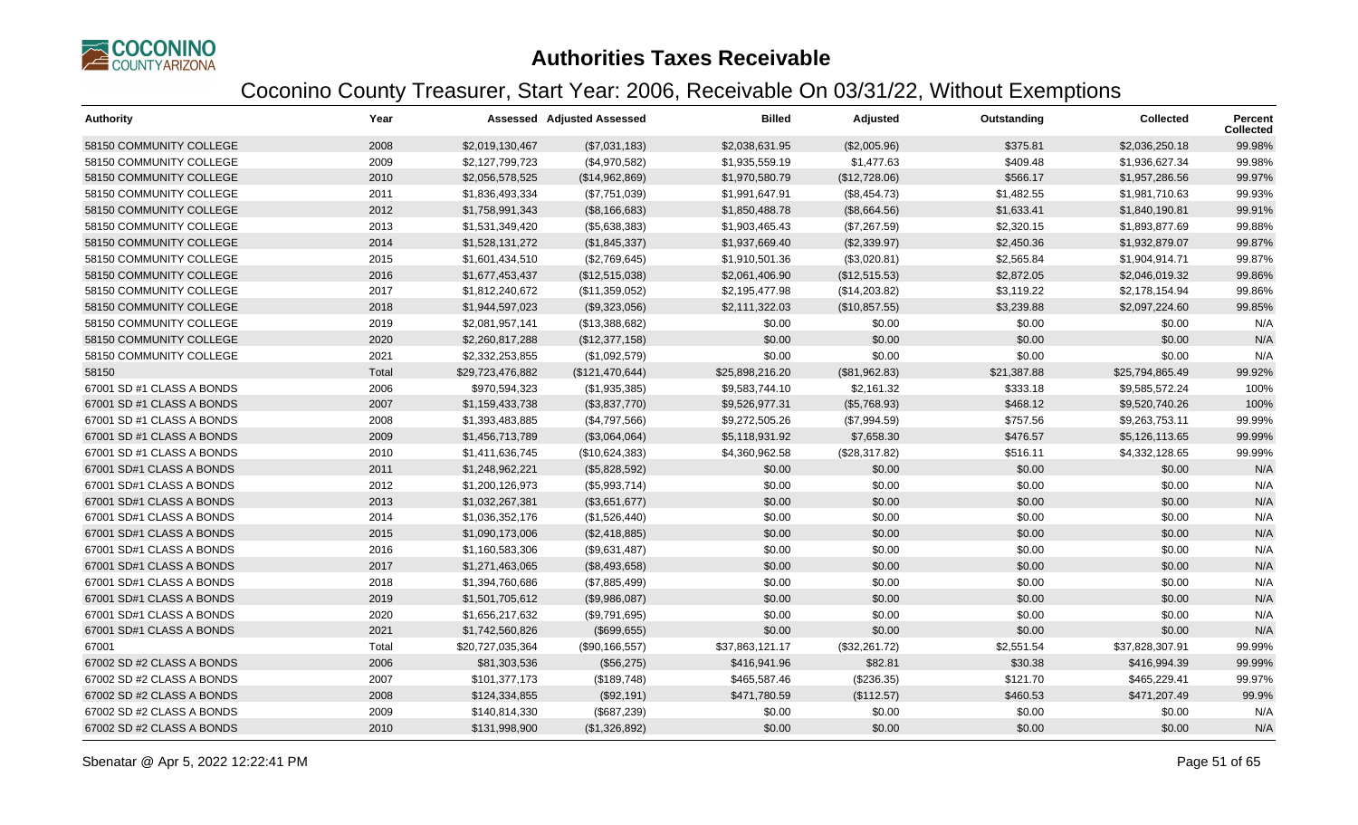# Authorities Taxes Receivable

## Coconino County Treasurer, Start Year: 2006, Receivable On 03/31/22, Without Exemptions

| Authority | Year | Assessed | Adjusted Assessed | Billed | Adjusted | Outstanding | Collected | Percent Collected |
|---|---|---|---|---|---|---|---|---|
| 58150 COMMUNITY COLLEGE | 2008 | $2,019,130,467 | ($7,031,183) | $2,038,631.95 | ($2,005.96) | $375.81 | $2,036,250.18 | 99.98% |
| 58150 COMMUNITY COLLEGE | 2009 | $2,127,799,723 | ($4,970,582) | $1,935,559.19 | $1,477.63 | $409.48 | $1,936,627.34 | 99.98% |
| 58150 COMMUNITY COLLEGE | 2010 | $2,056,578,525 | ($14,962,869) | $1,970,580.79 | ($12,728.06) | $566.17 | $1,957,286.56 | 99.97% |
| 58150 COMMUNITY COLLEGE | 2011 | $1,836,493,334 | ($7,751,039) | $1,991,647.91 | ($8,454.73) | $1,482.55 | $1,981,710.63 | 99.93% |
| 58150 COMMUNITY COLLEGE | 2012 | $1,758,991,343 | ($8,166,683) | $1,850,488.78 | ($8,664.56) | $1,633.41 | $1,840,190.81 | 99.91% |
| 58150 COMMUNITY COLLEGE | 2013 | $1,531,349,420 | ($5,638,383) | $1,903,465.43 | ($7,267.59) | $2,320.15 | $1,893,877.69 | 99.88% |
| 58150 COMMUNITY COLLEGE | 2014 | $1,528,131,272 | ($1,845,337) | $1,937,669.40 | ($2,339.97) | $2,450.36 | $1,932,879.07 | 99.87% |
| 58150 COMMUNITY COLLEGE | 2015 | $1,601,434,510 | ($2,769,645) | $1,910,501.36 | ($3,020.81) | $2,565.84 | $1,904,914.71 | 99.87% |
| 58150 COMMUNITY COLLEGE | 2016 | $1,677,453,437 | ($12,515,038) | $2,061,406.90 | ($12,515.53) | $2,872.05 | $2,046,019.32 | 99.86% |
| 58150 COMMUNITY COLLEGE | 2017 | $1,812,240,672 | ($11,359,052) | $2,195,477.98 | ($14,203.82) | $3,119.22 | $2,178,154.94 | 99.86% |
| 58150 COMMUNITY COLLEGE | 2018 | $1,944,597,023 | ($9,323,056) | $2,111,322.03 | ($10,857.55) | $3,239.88 | $2,097,224.60 | 99.85% |
| 58150 COMMUNITY COLLEGE | 2019 | $2,081,957,141 | ($13,388,682) | $0.00 | $0.00 | $0.00 | $0.00 | N/A |
| 58150 COMMUNITY COLLEGE | 2020 | $2,260,817,288 | ($12,377,158) | $0.00 | $0.00 | $0.00 | $0.00 | N/A |
| 58150 COMMUNITY COLLEGE | 2021 | $2,332,253,855 | ($1,092,579) | $0.00 | $0.00 | $0.00 | $0.00 | N/A |
| 58150 | Total | $29,723,476,882 | ($121,470,644) | $25,898,216.20 | ($81,962.83) | $21,387.88 | $25,794,865.49 | 99.92% |
| 67001 SD #1 CLASS A BONDS | 2006 | $970,594,323 | ($1,935,385) | $9,583,744.10 | $2,161.32 | $333.18 | $9,585,572.24 | 100% |
| 67001 SD #1 CLASS A BONDS | 2007 | $1,159,433,738 | ($3,837,770) | $9,526,977.31 | ($5,768.93) | $468.12 | $9,520,740.26 | 100% |
| 67001 SD #1 CLASS A BONDS | 2008 | $1,393,483,885 | ($4,797,566) | $9,272,505.26 | ($7,994.59) | $757.56 | $9,263,753.11 | 99.99% |
| 67001 SD #1 CLASS A BONDS | 2009 | $1,456,713,789 | ($3,064,064) | $5,118,931.92 | $7,658.30 | $476.57 | $5,126,113.65 | 99.99% |
| 67001 SD #1 CLASS A BONDS | 2010 | $1,411,636,745 | ($10,624,383) | $4,360,962.58 | ($28,317.82) | $516.11 | $4,332,128.65 | 99.99% |
| 67001 SD#1 CLASS A BONDS | 2011 | $1,248,962,221 | ($5,828,592) | $0.00 | $0.00 | $0.00 | $0.00 | N/A |
| 67001 SD#1 CLASS A BONDS | 2012 | $1,200,126,973 | ($5,993,714) | $0.00 | $0.00 | $0.00 | $0.00 | N/A |
| 67001 SD#1 CLASS A BONDS | 2013 | $1,032,267,381 | ($3,651,677) | $0.00 | $0.00 | $0.00 | $0.00 | N/A |
| 67001 SD#1 CLASS A BONDS | 2014 | $1,036,352,176 | ($1,526,440) | $0.00 | $0.00 | $0.00 | $0.00 | N/A |
| 67001 SD#1 CLASS A BONDS | 2015 | $1,090,173,006 | ($2,418,885) | $0.00 | $0.00 | $0.00 | $0.00 | N/A |
| 67001 SD#1 CLASS A BONDS | 2016 | $1,160,583,306 | ($9,631,487) | $0.00 | $0.00 | $0.00 | $0.00 | N/A |
| 67001 SD#1 CLASS A BONDS | 2017 | $1,271,463,065 | ($8,493,658) | $0.00 | $0.00 | $0.00 | $0.00 | N/A |
| 67001 SD#1 CLASS A BONDS | 2018 | $1,394,760,686 | ($7,885,499) | $0.00 | $0.00 | $0.00 | $0.00 | N/A |
| 67001 SD#1 CLASS A BONDS | 2019 | $1,501,705,612 | ($9,986,087) | $0.00 | $0.00 | $0.00 | $0.00 | N/A |
| 67001 SD#1 CLASS A BONDS | 2020 | $1,656,217,632 | ($9,791,695) | $0.00 | $0.00 | $0.00 | $0.00 | N/A |
| 67001 SD#1 CLASS A BONDS | 2021 | $1,742,560,826 | ($699,655) | $0.00 | $0.00 | $0.00 | $0.00 | N/A |
| 67001 | Total | $20,727,035,364 | ($90,166,557) | $37,863,121.17 | ($32,261.72) | $2,551.54 | $37,828,307.91 | 99.99% |
| 67002 SD #2 CLASS A BONDS | 2006 | $81,303,536 | ($56,275) | $416,941.96 | $82.81 | $30.38 | $416,994.39 | 99.99% |
| 67002 SD #2 CLASS A BONDS | 2007 | $101,377,173 | ($189,748) | $465,587.46 | ($236.35) | $121.70 | $465,229.41 | 99.97% |
| 67002 SD #2 CLASS A BONDS | 2008 | $124,334,855 | ($92,191) | $471,780.59 | ($112.57) | $460.53 | $471,207.49 | 99.9% |
| 67002 SD #2 CLASS A BONDS | 2009 | $140,814,330 | ($687,239) | $0.00 | $0.00 | $0.00 | $0.00 | N/A |
| 67002 SD #2 CLASS A BONDS | 2010 | $131,998,900 | ($1,326,892) | $0.00 | $0.00 | $0.00 | $0.00 | N/A |

Sbenatar @ Apr 5, 2022 12:22:41 PM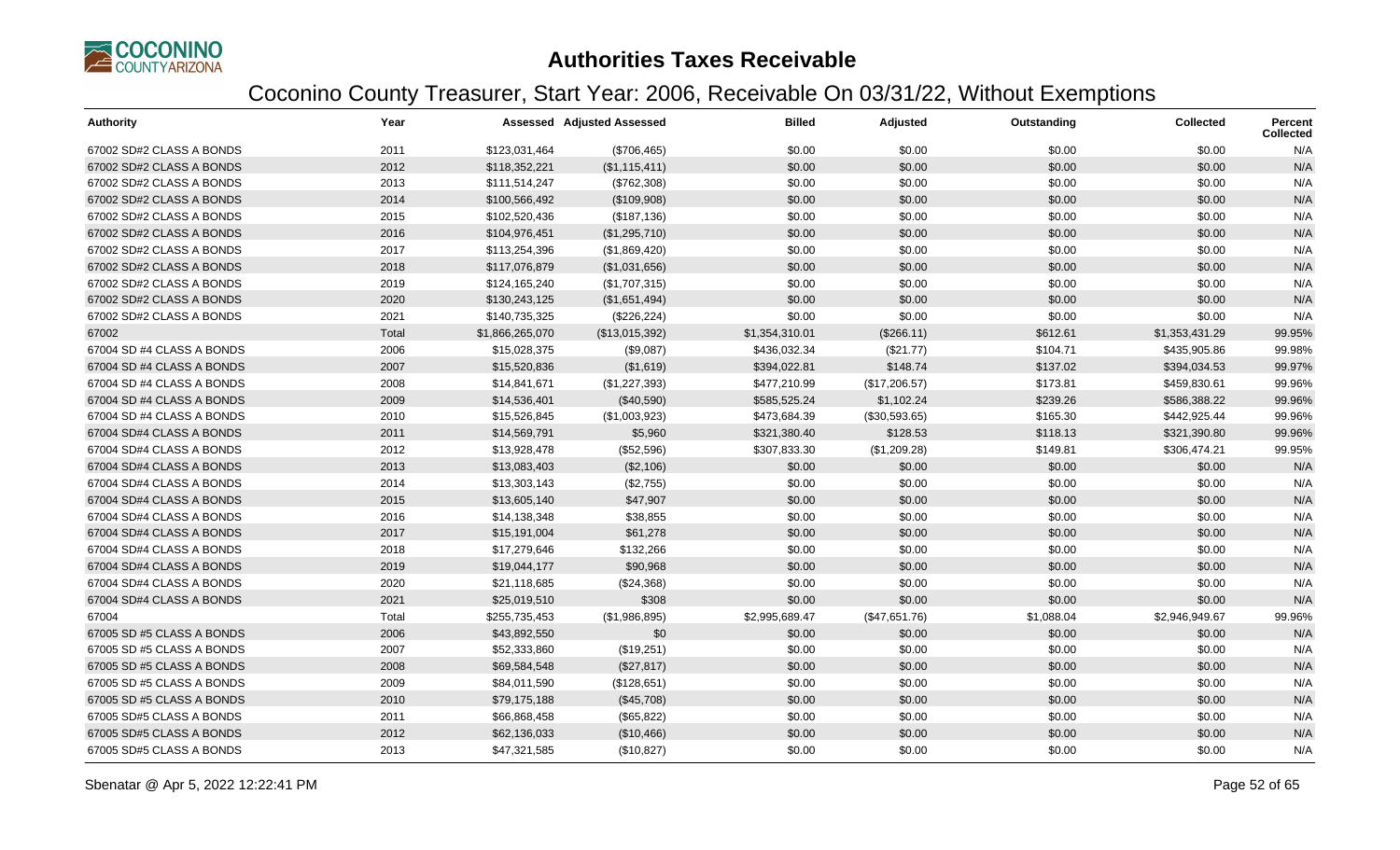# Authorities Taxes Receivable

## Coconino County Treasurer, Start Year: 2006, Receivable On 03/31/22, Without Exemptions

| Authority | Year | Assessed | Adjusted Assessed | Billed | Adjusted | Outstanding | Collected | Percent Collected |
|---|---|---|---|---|---|---|---|---|
| 67002 SD#2 CLASS A BONDS | 2011 | $123,031,464 | ($706,465) | $0.00 | $0.00 | $0.00 | $0.00 | N/A |
| 67002 SD#2 CLASS A BONDS | 2012 | $118,352,221 | ($1,115,411) | $0.00 | $0.00 | $0.00 | $0.00 | N/A |
| 67002 SD#2 CLASS A BONDS | 2013 | $111,514,247 | ($762,308) | $0.00 | $0.00 | $0.00 | $0.00 | N/A |
| 67002 SD#2 CLASS A BONDS | 2014 | $100,566,492 | ($109,908) | $0.00 | $0.00 | $0.00 | $0.00 | N/A |
| 67002 SD#2 CLASS A BONDS | 2015 | $102,520,436 | ($187,136) | $0.00 | $0.00 | $0.00 | $0.00 | N/A |
| 67002 SD#2 CLASS A BONDS | 2016 | $104,976,451 | ($1,295,710) | $0.00 | $0.00 | $0.00 | $0.00 | N/A |
| 67002 SD#2 CLASS A BONDS | 2017 | $113,254,396 | ($1,869,420) | $0.00 | $0.00 | $0.00 | $0.00 | N/A |
| 67002 SD#2 CLASS A BONDS | 2018 | $117,076,879 | ($1,031,656) | $0.00 | $0.00 | $0.00 | $0.00 | N/A |
| 67002 SD#2 CLASS A BONDS | 2019 | $124,165,240 | ($1,707,315) | $0.00 | $0.00 | $0.00 | $0.00 | N/A |
| 67002 SD#2 CLASS A BONDS | 2020 | $130,243,125 | ($1,651,494) | $0.00 | $0.00 | $0.00 | $0.00 | N/A |
| 67002 SD#2 CLASS A BONDS | 2021 | $140,735,325 | ($226,224) | $0.00 | $0.00 | $0.00 | $0.00 | N/A |
| 67002 | Total | $1,866,265,070 | ($13,015,392) | $1,354,310.01 | ($266.11) | $612.61 | $1,353,431.29 | 99.95% |
| 67004 SD #4 CLASS A BONDS | 2006 | $15,028,375 | ($9,087) | $436,032.34 | ($21.77) | $104.71 | $435,905.86 | 99.98% |
| 67004 SD #4 CLASS A BONDS | 2007 | $15,520,836 | ($1,619) | $394,022.81 | $148.74 | $137.02 | $394,034.53 | 99.97% |
| 67004 SD #4 CLASS A BONDS | 2008 | $14,841,671 | ($1,227,393) | $477,210.99 | ($17,206.57) | $173.81 | $459,830.61 | 99.96% |
| 67004 SD #4 CLASS A BONDS | 2009 | $14,536,401 | ($40,590) | $585,525.24 | $1,102.24 | $239.26 | $586,388.22 | 99.96% |
| 67004 SD #4 CLASS A BONDS | 2010 | $15,526,845 | ($1,003,923) | $473,684.39 | ($30,593.65) | $165.30 | $442,925.44 | 99.96% |
| 67004 SD#4 CLASS A BONDS | 2011 | $14,569,791 | $5,960 | $321,380.40 | $128.53 | $118.13 | $321,390.80 | 99.96% |
| 67004 SD#4 CLASS A BONDS | 2012 | $13,928,478 | ($52,596) | $307,833.30 | ($1,209.28) | $149.81 | $306,474.21 | 99.95% |
| 67004 SD#4 CLASS A BONDS | 2013 | $13,083,403 | ($2,106) | $0.00 | $0.00 | $0.00 | $0.00 | N/A |
| 67004 SD#4 CLASS A BONDS | 2014 | $13,303,143 | ($2,755) | $0.00 | $0.00 | $0.00 | $0.00 | N/A |
| 67004 SD#4 CLASS A BONDS | 2015 | $13,605,140 | $47,907 | $0.00 | $0.00 | $0.00 | $0.00 | N/A |
| 67004 SD#4 CLASS A BONDS | 2016 | $14,138,348 | $38,855 | $0.00 | $0.00 | $0.00 | $0.00 | N/A |
| 67004 SD#4 CLASS A BONDS | 2017 | $15,191,004 | $61,278 | $0.00 | $0.00 | $0.00 | $0.00 | N/A |
| 67004 SD#4 CLASS A BONDS | 2018 | $17,279,646 | $132,266 | $0.00 | $0.00 | $0.00 | $0.00 | N/A |
| 67004 SD#4 CLASS A BONDS | 2019 | $19,044,177 | $90,968 | $0.00 | $0.00 | $0.00 | $0.00 | N/A |
| 67004 SD#4 CLASS A BONDS | 2020 | $21,118,685 | ($24,368) | $0.00 | $0.00 | $0.00 | $0.00 | N/A |
| 67004 SD#4 CLASS A BONDS | 2021 | $25,019,510 | $308 | $0.00 | $0.00 | $0.00 | $0.00 | N/A |
| 67004 | Total | $255,735,453 | ($1,986,895) | $2,995,689.47 | ($47,651.76) | $1,088.04 | $2,946,949.67 | 99.96% |
| 67005 SD #5 CLASS A BONDS | 2006 | $43,892,550 | $0 | $0.00 | $0.00 | $0.00 | $0.00 | N/A |
| 67005 SD #5 CLASS A BONDS | 2007 | $52,333,860 | ($19,251) | $0.00 | $0.00 | $0.00 | $0.00 | N/A |
| 67005 SD #5 CLASS A BONDS | 2008 | $69,584,548 | ($27,817) | $0.00 | $0.00 | $0.00 | $0.00 | N/A |
| 67005 SD #5 CLASS A BONDS | 2009 | $84,011,590 | ($128,651) | $0.00 | $0.00 | $0.00 | $0.00 | N/A |
| 67005 SD #5 CLASS A BONDS | 2010 | $79,175,188 | ($45,708) | $0.00 | $0.00 | $0.00 | $0.00 | N/A |
| 67005 SD#5 CLASS A BONDS | 2011 | $66,868,458 | ($65,822) | $0.00 | $0.00 | $0.00 | $0.00 | N/A |
| 67005 SD#5 CLASS A BONDS | 2012 | $62,136,033 | ($10,466) | $0.00 | $0.00 | $0.00 | $0.00 | N/A |
| 67005 SD#5 CLASS A BONDS | 2013 | $47,321,585 | ($10,827) | $0.00 | $0.00 | $0.00 | $0.00 | N/A |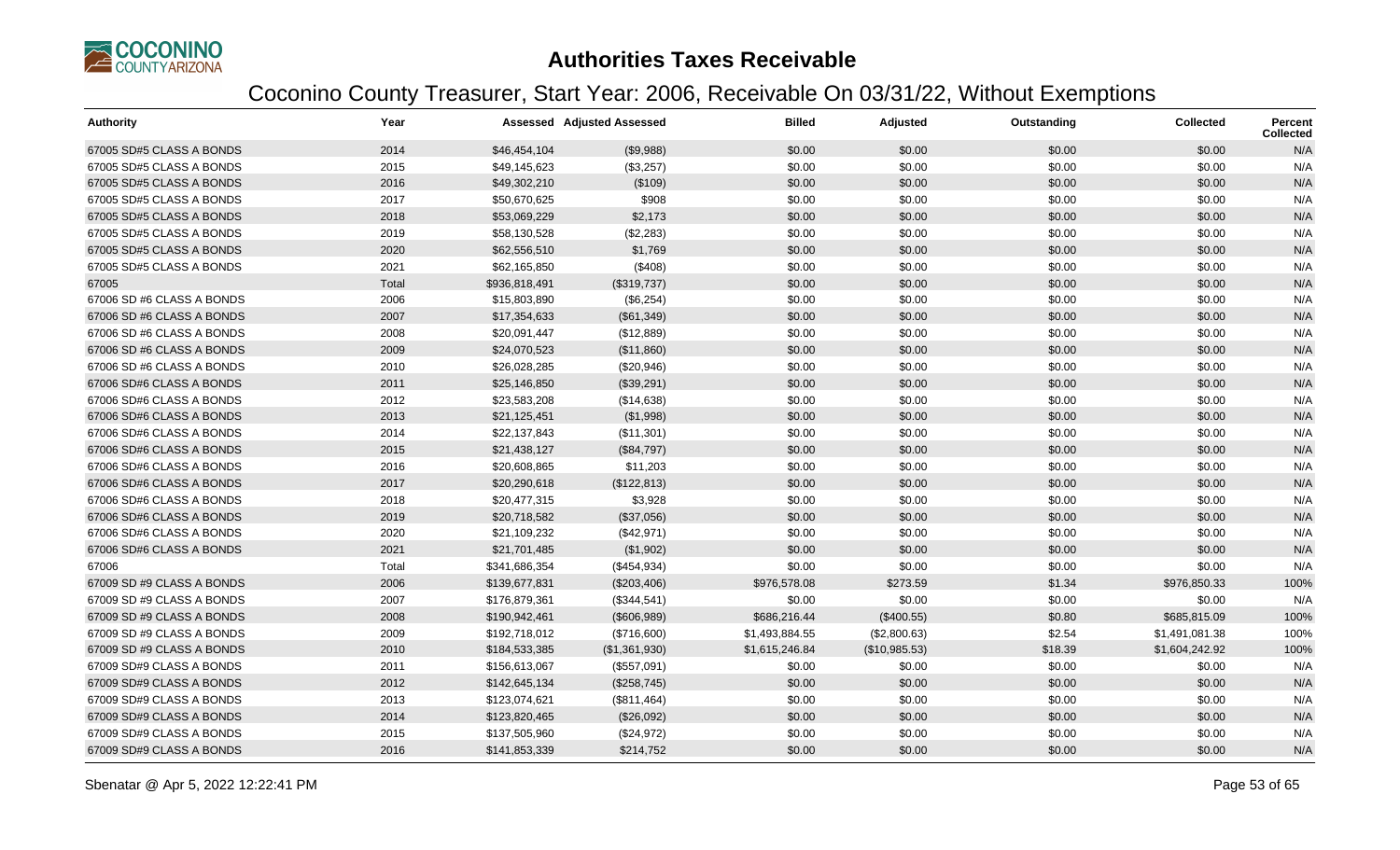# Authorities Taxes Receivable

## Coconino County Treasurer, Start Year: 2006, Receivable On 03/31/22, Without Exemptions

| Authority | Year | Assessed | Adjusted Assessed | Billed | Adjusted | Outstanding | Collected | Percent Collected |
|---|---|---|---|---|---|---|---|---|
| 67005 SD#5 CLASS A BONDS | 2014 | $46,454,104 | ($9,988) | $0.00 | $0.00 | $0.00 | $0.00 | N/A |
| 67005 SD#5 CLASS A BONDS | 2015 | $49,145,623 | ($3,257) | $0.00 | $0.00 | $0.00 | $0.00 | N/A |
| 67005 SD#5 CLASS A BONDS | 2016 | $49,302,210 | ($109) | $0.00 | $0.00 | $0.00 | $0.00 | N/A |
| 67005 SD#5 CLASS A BONDS | 2017 | $50,670,625 | $908 | $0.00 | $0.00 | $0.00 | $0.00 | N/A |
| 67005 SD#5 CLASS A BONDS | 2018 | $53,069,229 | $2,173 | $0.00 | $0.00 | $0.00 | $0.00 | N/A |
| 67005 SD#5 CLASS A BONDS | 2019 | $58,130,528 | ($2,283) | $0.00 | $0.00 | $0.00 | $0.00 | N/A |
| 67005 SD#5 CLASS A BONDS | 2020 | $62,556,510 | $1,769 | $0.00 | $0.00 | $0.00 | $0.00 | N/A |
| 67005 SD#5 CLASS A BONDS | 2021 | $62,165,850 | ($408) | $0.00 | $0.00 | $0.00 | $0.00 | N/A |
| 67005 | Total | $936,818,491 | ($319,737) | $0.00 | $0.00 | $0.00 | $0.00 | N/A |
| 67006 SD #6 CLASS A BONDS | 2006 | $15,803,890 | ($6,254) | $0.00 | $0.00 | $0.00 | $0.00 | N/A |
| 67006 SD #6 CLASS A BONDS | 2007 | $17,354,633 | ($61,349) | $0.00 | $0.00 | $0.00 | $0.00 | N/A |
| 67006 SD #6 CLASS A BONDS | 2008 | $20,091,447 | ($12,889) | $0.00 | $0.00 | $0.00 | $0.00 | N/A |
| 67006 SD #6 CLASS A BONDS | 2009 | $24,070,523 | ($11,860) | $0.00 | $0.00 | $0.00 | $0.00 | N/A |
| 67006 SD #6 CLASS A BONDS | 2010 | $26,028,285 | ($20,946) | $0.00 | $0.00 | $0.00 | $0.00 | N/A |
| 67006 SD#6 CLASS A BONDS | 2011 | $25,146,850 | ($39,291) | $0.00 | $0.00 | $0.00 | $0.00 | N/A |
| 67006 SD#6 CLASS A BONDS | 2012 | $23,583,208 | ($14,638) | $0.00 | $0.00 | $0.00 | $0.00 | N/A |
| 67006 SD#6 CLASS A BONDS | 2013 | $21,125,451 | ($1,998) | $0.00 | $0.00 | $0.00 | $0.00 | N/A |
| 67006 SD#6 CLASS A BONDS | 2014 | $22,137,843 | ($11,301) | $0.00 | $0.00 | $0.00 | $0.00 | N/A |
| 67006 SD#6 CLASS A BONDS | 2015 | $21,438,127 | ($84,797) | $0.00 | $0.00 | $0.00 | $0.00 | N/A |
| 67006 SD#6 CLASS A BONDS | 2016 | $20,608,865 | $11,203 | $0.00 | $0.00 | $0.00 | $0.00 | N/A |
| 67006 SD#6 CLASS A BONDS | 2017 | $20,290,618 | ($122,813) | $0.00 | $0.00 | $0.00 | $0.00 | N/A |
| 67006 SD#6 CLASS A BONDS | 2018 | $20,477,315 | $3,928 | $0.00 | $0.00 | $0.00 | $0.00 | N/A |
| 67006 SD#6 CLASS A BONDS | 2019 | $20,718,582 | ($37,056) | $0.00 | $0.00 | $0.00 | $0.00 | N/A |
| 67006 SD#6 CLASS A BONDS | 2020 | $21,109,232 | ($42,971) | $0.00 | $0.00 | $0.00 | $0.00 | N/A |
| 67006 SD#6 CLASS A BONDS | 2021 | $21,701,485 | ($1,902) | $0.00 | $0.00 | $0.00 | $0.00 | N/A |
| 67006 | Total | $341,686,354 | ($454,934) | $0.00 | $0.00 | $0.00 | $0.00 | N/A |
| 67009 SD #9 CLASS A BONDS | 2006 | $139,677,831 | ($203,406) | $976,578.08 | $273.59 | $1.34 | $976,850.33 | 100% |
| 67009 SD #9 CLASS A BONDS | 2007 | $176,879,361 | ($344,541) | $0.00 | $0.00 | $0.00 | $0.00 | N/A |
| 67009 SD #9 CLASS A BONDS | 2008 | $190,942,461 | ($606,989) | $686,216.44 | ($400.55) | $0.80 | $685,815.09 | 100% |
| 67009 SD #9 CLASS A BONDS | 2009 | $192,718,012 | ($716,600) | $1,493,884.55 | ($2,800.63) | $2.54 | $1,491,081.38 | 100% |
| 67009 SD #9 CLASS A BONDS | 2010 | $184,533,385 | ($1,361,930) | $1,615,246.84 | ($10,985.53) | $18.39 | $1,604,242.92 | 100% |
| 67009 SD#9 CLASS A BONDS | 2011 | $156,613,067 | ($557,091) | $0.00 | $0.00 | $0.00 | $0.00 | N/A |
| 67009 SD#9 CLASS A BONDS | 2012 | $142,645,134 | ($258,745) | $0.00 | $0.00 | $0.00 | $0.00 | N/A |
| 67009 SD#9 CLASS A BONDS | 2013 | $123,074,621 | ($811,464) | $0.00 | $0.00 | $0.00 | $0.00 | N/A |
| 67009 SD#9 CLASS A BONDS | 2014 | $123,820,465 | ($26,092) | $0.00 | $0.00 | $0.00 | $0.00 | N/A |
| 67009 SD#9 CLASS A BONDS | 2015 | $137,505,960 | ($24,972) | $0.00 | $0.00 | $0.00 | $0.00 | N/A |
| 67009 SD#9 CLASS A BONDS | 2016 | $141,853,339 | $214,752 | $0.00 | $0.00 | $0.00 | $0.00 | N/A |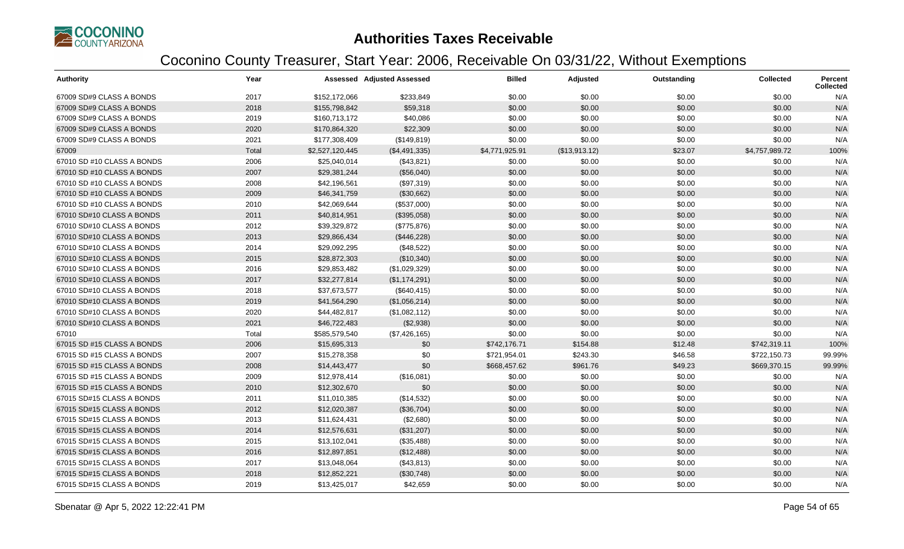# Authorities Taxes Receivable

## Coconino County Treasurer, Start Year: 2006, Receivable On 03/31/22, Without Exemptions

| Authority | Year | Assessed | Adjusted Assessed | Billed | Adjusted | Outstanding | Collected | Percent Collected |
|---|---|---|---|---|---|---|---|---|
| 67009 SD#9 CLASS A BONDS | 2017 | $152,172,066 | $233,849 | $0.00 | $0.00 | $0.00 | $0.00 | N/A |
| 67009 SD#9 CLASS A BONDS | 2018 | $155,798,842 | $59,318 | $0.00 | $0.00 | $0.00 | $0.00 | N/A |
| 67009 SD#9 CLASS A BONDS | 2019 | $160,713,172 | $40,086 | $0.00 | $0.00 | $0.00 | $0.00 | N/A |
| 67009 SD#9 CLASS A BONDS | 2020 | $170,864,320 | $22,309 | $0.00 | $0.00 | $0.00 | $0.00 | N/A |
| 67009 SD#9 CLASS A BONDS | 2021 | $177,308,409 | ($149,819) | $0.00 | $0.00 | $0.00 | $0.00 | N/A |
| 67009 | Total | $2,527,120,445 | ($4,491,335) | $4,771,925.91 | ($13,913.12) | $23.07 | $4,757,989.72 | 100% |
| 67010 SD #10 CLASS A BONDS | 2006 | $25,040,014 | ($43,821) | $0.00 | $0.00 | $0.00 | $0.00 | N/A |
| 67010 SD #10 CLASS A BONDS | 2007 | $29,381,244 | ($56,040) | $0.00 | $0.00 | $0.00 | $0.00 | N/A |
| 67010 SD #10 CLASS A BONDS | 2008 | $42,196,561 | ($97,319) | $0.00 | $0.00 | $0.00 | $0.00 | N/A |
| 67010 SD #10 CLASS A BONDS | 2009 | $46,341,759 | ($30,662) | $0.00 | $0.00 | $0.00 | $0.00 | N/A |
| 67010 SD #10 CLASS A BONDS | 2010 | $42,069,644 | ($537,000) | $0.00 | $0.00 | $0.00 | $0.00 | N/A |
| 67010 SD#10 CLASS A BONDS | 2011 | $40,814,951 | ($395,058) | $0.00 | $0.00 | $0.00 | $0.00 | N/A |
| 67010 SD#10 CLASS A BONDS | 2012 | $39,329,872 | ($775,876) | $0.00 | $0.00 | $0.00 | $0.00 | N/A |
| 67010 SD#10 CLASS A BONDS | 2013 | $29,866,434 | ($446,228) | $0.00 | $0.00 | $0.00 | $0.00 | N/A |
| 67010 SD#10 CLASS A BONDS | 2014 | $29,092,295 | ($48,522) | $0.00 | $0.00 | $0.00 | $0.00 | N/A |
| 67010 SD#10 CLASS A BONDS | 2015 | $28,872,303 | ($10,340) | $0.00 | $0.00 | $0.00 | $0.00 | N/A |
| 67010 SD#10 CLASS A BONDS | 2016 | $29,853,482 | ($1,029,329) | $0.00 | $0.00 | $0.00 | $0.00 | N/A |
| 67010 SD#10 CLASS A BONDS | 2017 | $32,277,814 | ($1,174,291) | $0.00 | $0.00 | $0.00 | $0.00 | N/A |
| 67010 SD#10 CLASS A BONDS | 2018 | $37,673,577 | ($640,415) | $0.00 | $0.00 | $0.00 | $0.00 | N/A |
| 67010 SD#10 CLASS A BONDS | 2019 | $41,564,290 | ($1,056,214) | $0.00 | $0.00 | $0.00 | $0.00 | N/A |
| 67010 SD#10 CLASS A BONDS | 2020 | $44,482,817 | ($1,082,112) | $0.00 | $0.00 | $0.00 | $0.00 | N/A |
| 67010 SD#10 CLASS A BONDS | 2021 | $46,722,483 | ($2,938) | $0.00 | $0.00 | $0.00 | $0.00 | N/A |
| 67010 | Total | $585,579,540 | ($7,426,165) | $0.00 | $0.00 | $0.00 | $0.00 | N/A |
| 67015 SD #15 CLASS A BONDS | 2006 | $15,695,313 | $0 | $742,176.71 | $154.88 | $12.48 | $742,319.11 | 100% |
| 67015 SD #15 CLASS A BONDS | 2007 | $15,278,358 | $0 | $721,954.01 | $243.30 | $46.58 | $722,150.73 | 99.99% |
| 67015 SD #15 CLASS A BONDS | 2008 | $14,443,477 | $0 | $668,457.62 | $961.76 | $49.23 | $669,370.15 | 99.99% |
| 67015 SD #15 CLASS A BONDS | 2009 | $12,978,414 | ($16,081) | $0.00 | $0.00 | $0.00 | $0.00 | N/A |
| 67015 SD #15 CLASS A BONDS | 2010 | $12,302,670 | $0 | $0.00 | $0.00 | $0.00 | $0.00 | N/A |
| 67015 SD#15 CLASS A BONDS | 2011 | $11,010,385 | ($14,532) | $0.00 | $0.00 | $0.00 | $0.00 | N/A |
| 67015 SD#15 CLASS A BONDS | 2012 | $12,020,387 | ($36,704) | $0.00 | $0.00 | $0.00 | $0.00 | N/A |
| 67015 SD#15 CLASS A BONDS | 2013 | $11,624,431 | ($2,680) | $0.00 | $0.00 | $0.00 | $0.00 | N/A |
| 67015 SD#15 CLASS A BONDS | 2014 | $12,576,631 | ($31,207) | $0.00 | $0.00 | $0.00 | $0.00 | N/A |
| 67015 SD#15 CLASS A BONDS | 2015 | $13,102,041 | ($35,488) | $0.00 | $0.00 | $0.00 | $0.00 | N/A |
| 67015 SD#15 CLASS A BONDS | 2016 | $12,897,851 | ($12,488) | $0.00 | $0.00 | $0.00 | $0.00 | N/A |
| 67015 SD#15 CLASS A BONDS | 2017 | $13,048,064 | ($43,813) | $0.00 | $0.00 | $0.00 | $0.00 | N/A |
| 67015 SD#15 CLASS A BONDS | 2018 | $12,852,221 | ($30,748) | $0.00 | $0.00 | $0.00 | $0.00 | N/A |
| 67015 SD#15 CLASS A BONDS | 2019 | $13,425,017 | $42,659 | $0.00 | $0.00 | $0.00 | $0.00 | N/A |

Sbenatar @ Apr 5, 2022 12:22:41 PM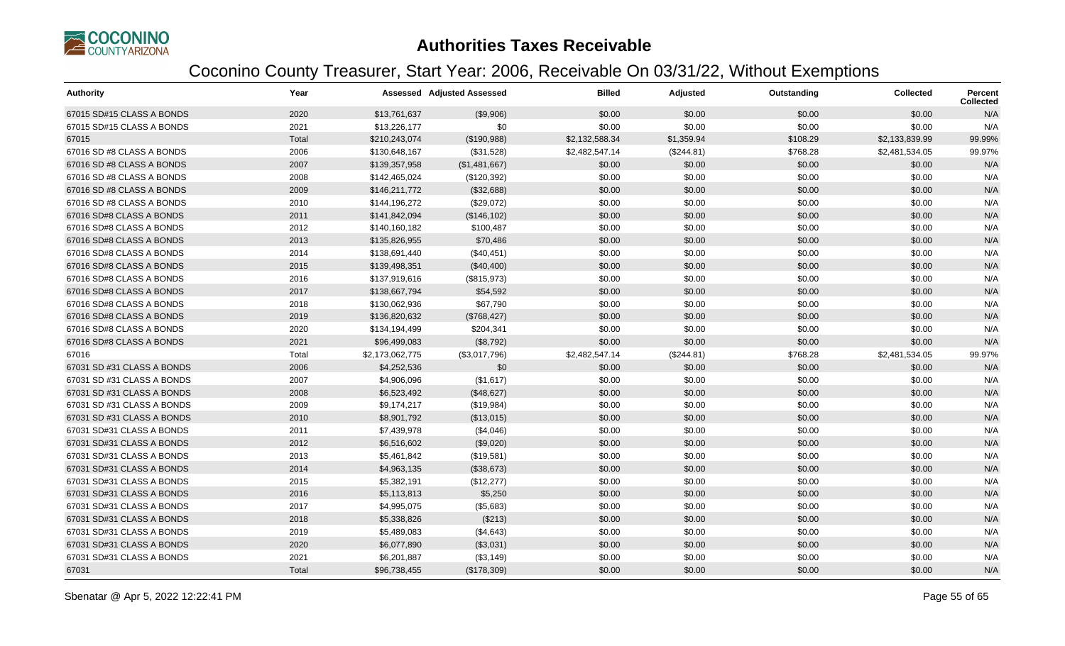# Authorities Taxes Receivable

## Coconino County Treasurer, Start Year: 2006, Receivable On 03/31/22, Without Exemptions

| Authority | Year | Assessed | Adjusted Assessed | Billed | Adjusted | Outstanding | Collected | Percent Collected |
|---|---|---|---|---|---|---|---|---|
| 67015 SD#15 CLASS A BONDS | 2020 | $13,761,637 | ($9,906) | $0.00 | $0.00 | $0.00 | $0.00 | N/A |
| 67015 SD#15 CLASS A BONDS | 2021 | $13,226,177 | $0 | $0.00 | $0.00 | $0.00 | $0.00 | N/A |
| 67015 | Total | $210,243,074 | ($190,988) | $2,132,588.34 | $1,359.94 | $108.29 | $2,133,839.99 | 99.99% |
| 67016 SD #8 CLASS A BONDS | 2006 | $130,648,167 | ($31,528) | $2,482,547.14 | ($244.81) | $768.28 | $2,481,534.05 | 99.97% |
| 67016 SD #8 CLASS A BONDS | 2007 | $139,357,958 | ($1,481,667) | $0.00 | $0.00 | $0.00 | $0.00 | N/A |
| 67016 SD #8 CLASS A BONDS | 2008 | $142,465,024 | ($120,392) | $0.00 | $0.00 | $0.00 | $0.00 | N/A |
| 67016 SD #8 CLASS A BONDS | 2009 | $146,211,772 | ($32,688) | $0.00 | $0.00 | $0.00 | $0.00 | N/A |
| 67016 SD #8 CLASS A BONDS | 2010 | $144,196,272 | ($29,072) | $0.00 | $0.00 | $0.00 | $0.00 | N/A |
| 67016 SD#8 CLASS A BONDS | 2011 | $141,842,094 | ($146,102) | $0.00 | $0.00 | $0.00 | $0.00 | N/A |
| 67016 SD#8 CLASS A BONDS | 2012 | $140,160,182 | $100,487 | $0.00 | $0.00 | $0.00 | $0.00 | N/A |
| 67016 SD#8 CLASS A BONDS | 2013 | $135,826,955 | $70,486 | $0.00 | $0.00 | $0.00 | $0.00 | N/A |
| 67016 SD#8 CLASS A BONDS | 2014 | $138,691,440 | ($40,451) | $0.00 | $0.00 | $0.00 | $0.00 | N/A |
| 67016 SD#8 CLASS A BONDS | 2015 | $139,498,351 | ($40,400) | $0.00 | $0.00 | $0.00 | $0.00 | N/A |
| 67016 SD#8 CLASS A BONDS | 2016 | $137,919,616 | ($815,973) | $0.00 | $0.00 | $0.00 | $0.00 | N/A |
| 67016 SD#8 CLASS A BONDS | 2017 | $138,667,794 | $54,592 | $0.00 | $0.00 | $0.00 | $0.00 | N/A |
| 67016 SD#8 CLASS A BONDS | 2018 | $130,062,936 | $67,790 | $0.00 | $0.00 | $0.00 | $0.00 | N/A |
| 67016 SD#8 CLASS A BONDS | 2019 | $136,820,632 | ($768,427) | $0.00 | $0.00 | $0.00 | $0.00 | N/A |
| 67016 SD#8 CLASS A BONDS | 2020 | $134,194,499 | $204,341 | $0.00 | $0.00 | $0.00 | $0.00 | N/A |
| 67016 SD#8 CLASS A BONDS | 2021 | $96,499,083 | ($8,792) | $0.00 | $0.00 | $0.00 | $0.00 | N/A |
| 67016 | Total | $2,173,062,775 | ($3,017,796) | $2,482,547.14 | ($244.81) | $768.28 | $2,481,534.05 | 99.97% |
| 67031 SD #31 CLASS A BONDS | 2006 | $4,252,536 | $0 | $0.00 | $0.00 | $0.00 | $0.00 | N/A |
| 67031 SD #31 CLASS A BONDS | 2007 | $4,906,096 | ($1,617) | $0.00 | $0.00 | $0.00 | $0.00 | N/A |
| 67031 SD #31 CLASS A BONDS | 2008 | $6,523,492 | ($48,627) | $0.00 | $0.00 | $0.00 | $0.00 | N/A |
| 67031 SD #31 CLASS A BONDS | 2009 | $9,174,217 | ($19,984) | $0.00 | $0.00 | $0.00 | $0.00 | N/A |
| 67031 SD #31 CLASS A BONDS | 2010 | $8,901,792 | ($13,015) | $0.00 | $0.00 | $0.00 | $0.00 | N/A |
| 67031 SD#31 CLASS A BONDS | 2011 | $7,439,978 | ($4,046) | $0.00 | $0.00 | $0.00 | $0.00 | N/A |
| 67031 SD#31 CLASS A BONDS | 2012 | $6,516,602 | ($9,020) | $0.00 | $0.00 | $0.00 | $0.00 | N/A |
| 67031 SD#31 CLASS A BONDS | 2013 | $5,461,842 | ($19,581) | $0.00 | $0.00 | $0.00 | $0.00 | N/A |
| 67031 SD#31 CLASS A BONDS | 2014 | $4,963,135 | ($38,673) | $0.00 | $0.00 | $0.00 | $0.00 | N/A |
| 67031 SD#31 CLASS A BONDS | 2015 | $5,382,191 | ($12,277) | $0.00 | $0.00 | $0.00 | $0.00 | N/A |
| 67031 SD#31 CLASS A BONDS | 2016 | $5,113,813 | $5,250 | $0.00 | $0.00 | $0.00 | $0.00 | N/A |
| 67031 SD#31 CLASS A BONDS | 2017 | $4,995,075 | ($5,683) | $0.00 | $0.00 | $0.00 | $0.00 | N/A |
| 67031 SD#31 CLASS A BONDS | 2018 | $5,338,826 | ($213) | $0.00 | $0.00 | $0.00 | $0.00 | N/A |
| 67031 SD#31 CLASS A BONDS | 2019 | $5,489,083 | ($4,643) | $0.00 | $0.00 | $0.00 | $0.00 | N/A |
| 67031 SD#31 CLASS A BONDS | 2020 | $6,077,890 | ($3,031) | $0.00 | $0.00 | $0.00 | $0.00 | N/A |
| 67031 SD#31 CLASS A BONDS | 2021 | $6,201,887 | ($3,149) | $0.00 | $0.00 | $0.00 | $0.00 | N/A |
| 67031 | Total | $96,738,455 | ($178,309) | $0.00 | $0.00 | $0.00 | $0.00 | N/A |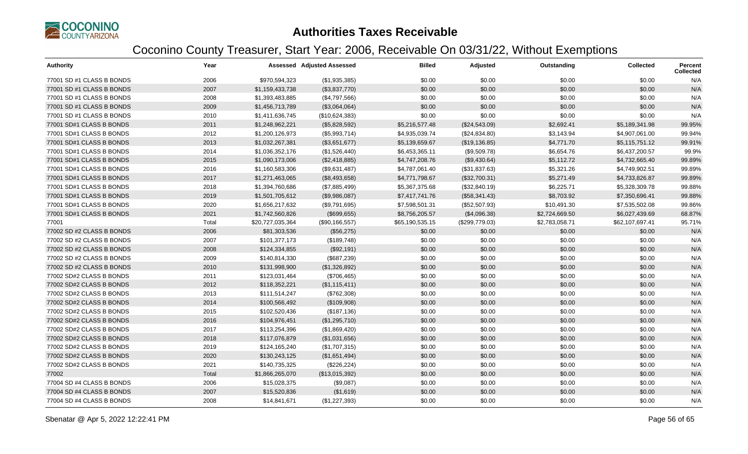# Authorities Taxes Receivable

## Coconino County Treasurer, Start Year: 2006, Receivable On 03/31/22, Without Exemptions

| Authority | Year | Assessed | Adjusted Assessed | Billed | Adjusted | Outstanding | Collected | Percent Collected |
|---|---|---|---|---|---|---|---|---|
| 77001 SD #1 CLASS B BONDS | 2006 | $970,594,323 | ($1,935,385) | $0.00 | $0.00 | $0.00 | $0.00 | N/A |
| 77001 SD #1 CLASS B BONDS | 2007 | $1,159,433,738 | ($3,837,770) | $0.00 | $0.00 | $0.00 | $0.00 | N/A |
| 77001 SD #1 CLASS B BONDS | 2008 | $1,393,483,885 | ($4,797,566) | $0.00 | $0.00 | $0.00 | $0.00 | N/A |
| 77001 SD #1 CLASS B BONDS | 2009 | $1,456,713,789 | ($3,064,064) | $0.00 | $0.00 | $0.00 | $0.00 | N/A |
| 77001 SD #1 CLASS B BONDS | 2010 | $1,411,636,745 | ($10,624,383) | $0.00 | $0.00 | $0.00 | $0.00 | N/A |
| 77001 SD#1 CLASS B BONDS | 2011 | $1,248,962,221 | ($5,828,592) | $5,216,577.48 | ($24,543.09) | $2,692.41 | $5,189,341.98 | 99.95% |
| 77001 SD#1 CLASS B BONDS | 2012 | $1,200,126,973 | ($5,993,714) | $4,935,039.74 | ($24,834.80) | $3,143.94 | $4,907,061.00 | 99.94% |
| 77001 SD#1 CLASS B BONDS | 2013 | $1,032,267,381 | ($3,651,677) | $5,139,659.67 | ($19,136.85) | $4,771.70 | $5,115,751.12 | 99.91% |
| 77001 SD#1 CLASS B BONDS | 2014 | $1,036,352,176 | ($1,526,440) | $6,453,365.11 | ($9,509.78) | $6,654.76 | $6,437,200.57 | 99.9% |
| 77001 SD#1 CLASS B BONDS | 2015 | $1,090,173,006 | ($2,418,885) | $4,747,208.76 | ($9,430.64) | $5,112.72 | $4,732,665.40 | 99.89% |
| 77001 SD#1 CLASS B BONDS | 2016 | $1,160,583,306 | ($9,631,487) | $4,787,061.40 | ($31,837.63) | $5,321.26 | $4,749,902.51 | 99.89% |
| 77001 SD#1 CLASS B BONDS | 2017 | $1,271,463,065 | ($8,493,658) | $4,771,798.67 | ($32,700.31) | $5,271.49 | $4,733,826.87 | 99.89% |
| 77001 SD#1 CLASS B BONDS | 2018 | $1,394,760,686 | ($7,885,499) | $5,367,375.68 | ($32,840.19) | $6,225.71 | $5,328,309.78 | 99.88% |
| 77001 SD#1 CLASS B BONDS | 2019 | $1,501,705,612 | ($9,986,087) | $7,417,741.76 | ($58,341.43) | $8,703.92 | $7,350,696.41 | 99.88% |
| 77001 SD#1 CLASS B BONDS | 2020 | $1,656,217,632 | ($9,791,695) | $7,598,501.31 | ($52,507.93) | $10,491.30 | $7,535,502.08 | 99.86% |
| 77001 SD#1 CLASS B BONDS | 2021 | $1,742,560,826 | ($699,655) | $8,756,205.57 | ($4,096.38) | $2,724,669.50 | $6,027,439.69 | 68.87% |
| 77001 | Total | $20,727,035,364 | ($90,166,557) | $65,190,535.15 | ($299,779.03) | $2,783,058.71 | $62,107,697.41 | 95.71% |
| 77002 SD #2 CLASS B BONDS | 2006 | $81,303,536 | ($56,275) | $0.00 | $0.00 | $0.00 | $0.00 | N/A |
| 77002 SD #2 CLASS B BONDS | 2007 | $101,377,173 | ($189,748) | $0.00 | $0.00 | $0.00 | $0.00 | N/A |
| 77002 SD #2 CLASS B BONDS | 2008 | $124,334,855 | ($92,191) | $0.00 | $0.00 | $0.00 | $0.00 | N/A |
| 77002 SD #2 CLASS B BONDS | 2009 | $140,814,330 | ($687,239) | $0.00 | $0.00 | $0.00 | $0.00 | N/A |
| 77002 SD #2 CLASS B BONDS | 2010 | $131,998,900 | ($1,326,892) | $0.00 | $0.00 | $0.00 | $0.00 | N/A |
| 77002 SD#2 CLASS B BONDS | 2011 | $123,031,464 | ($706,465) | $0.00 | $0.00 | $0.00 | $0.00 | N/A |
| 77002 SD#2 CLASS B BONDS | 2012 | $118,352,221 | ($1,115,411) | $0.00 | $0.00 | $0.00 | $0.00 | N/A |
| 77002 SD#2 CLASS B BONDS | 2013 | $111,514,247 | ($762,308) | $0.00 | $0.00 | $0.00 | $0.00 | N/A |
| 77002 SD#2 CLASS B BONDS | 2014 | $100,566,492 | ($109,908) | $0.00 | $0.00 | $0.00 | $0.00 | N/A |
| 77002 SD#2 CLASS B BONDS | 2015 | $102,520,436 | ($187,136) | $0.00 | $0.00 | $0.00 | $0.00 | N/A |
| 77002 SD#2 CLASS B BONDS | 2016 | $104,976,451 | ($1,295,710) | $0.00 | $0.00 | $0.00 | $0.00 | N/A |
| 77002 SD#2 CLASS B BONDS | 2017 | $113,254,396 | ($1,869,420) | $0.00 | $0.00 | $0.00 | $0.00 | N/A |
| 77002 SD#2 CLASS B BONDS | 2018 | $117,076,879 | ($1,031,656) | $0.00 | $0.00 | $0.00 | $0.00 | N/A |
| 77002 SD#2 CLASS B BONDS | 2019 | $124,165,240 | ($1,707,315) | $0.00 | $0.00 | $0.00 | $0.00 | N/A |
| 77002 SD#2 CLASS B BONDS | 2020 | $130,243,125 | ($1,651,494) | $0.00 | $0.00 | $0.00 | $0.00 | N/A |
| 77002 SD#2 CLASS B BONDS | 2021 | $140,735,325 | ($226,224) | $0.00 | $0.00 | $0.00 | $0.00 | N/A |
| 77002 | Total | $1,866,265,070 | ($13,015,392) | $0.00 | $0.00 | $0.00 | $0.00 | N/A |
| 77004 SD #4 CLASS B BONDS | 2006 | $15,028,375 | ($9,087) | $0.00 | $0.00 | $0.00 | $0.00 | N/A |
| 77004 SD #4 CLASS B BONDS | 2007 | $15,520,836 | ($1,619) | $0.00 | $0.00 | $0.00 | $0.00 | N/A |
| 77004 SD #4 CLASS B BONDS | 2008 | $14,841,671 | ($1,227,393) | $0.00 | $0.00 | $0.00 | $0.00 | N/A |

Sbenatar @ Apr 5, 2022 12:22:41 PM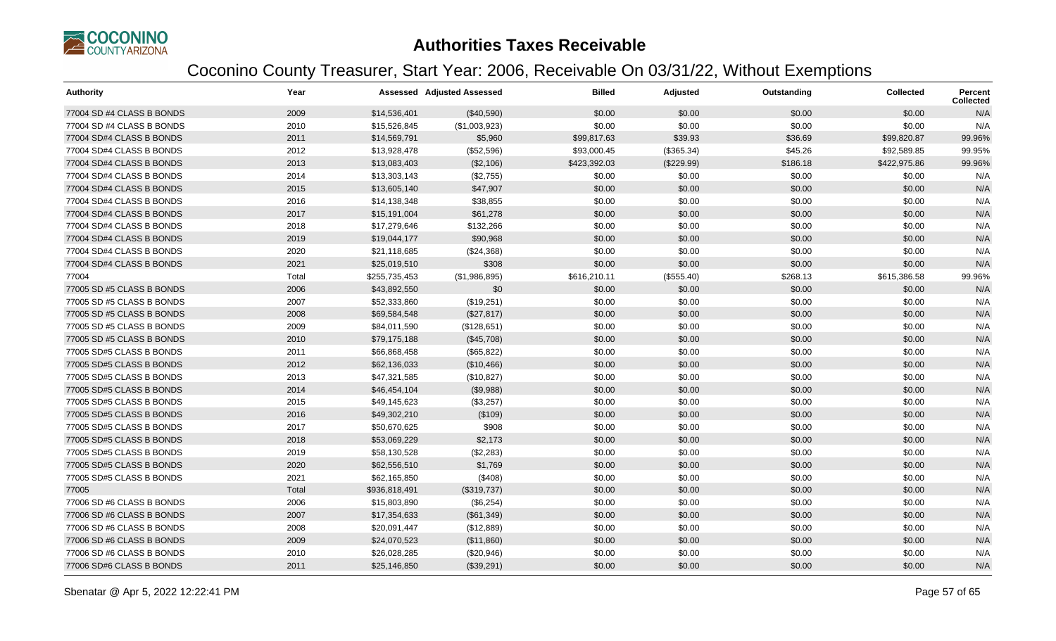# Authorities Taxes Receivable

## Coconino County Treasurer, Start Year: 2006, Receivable On 03/31/22, Without Exemptions

| Authority | Year | Assessed | Adjusted Assessed | Billed | Adjusted | Outstanding | Collected | Percent Collected |
|---|---|---|---|---|---|---|---|---|
| 77004 SD #4 CLASS B BONDS | 2009 | $14,536,401 | ($40,590) | $0.00 | $0.00 | $0.00 | $0.00 | N/A |
| 77004 SD #4 CLASS B BONDS | 2010 | $15,526,845 | ($1,003,923) | $0.00 | $0.00 | $0.00 | $0.00 | N/A |
| 77004 SD#4 CLASS B BONDS | 2011 | $14,569,791 | $5,960 | $99,817.63 | $39.93 | $36.69 | $99,820.87 | 99.96% |
| 77004 SD#4 CLASS B BONDS | 2012 | $13,928,478 | ($52,596) | $93,000.45 | ($365.34) | $45.26 | $92,589.85 | 99.95% |
| 77004 SD#4 CLASS B BONDS | 2013 | $13,083,403 | ($2,106) | $423,392.03 | ($229.99) | $186.18 | $422,975.86 | 99.96% |
| 77004 SD#4 CLASS B BONDS | 2014 | $13,303,143 | ($2,755) | $0.00 | $0.00 | $0.00 | $0.00 | N/A |
| 77004 SD#4 CLASS B BONDS | 2015 | $13,605,140 | $47,907 | $0.00 | $0.00 | $0.00 | $0.00 | N/A |
| 77004 SD#4 CLASS B BONDS | 2016 | $14,138,348 | $38,855 | $0.00 | $0.00 | $0.00 | $0.00 | N/A |
| 77004 SD#4 CLASS B BONDS | 2017 | $15,191,004 | $61,278 | $0.00 | $0.00 | $0.00 | $0.00 | N/A |
| 77004 SD#4 CLASS B BONDS | 2018 | $17,279,646 | $132,266 | $0.00 | $0.00 | $0.00 | $0.00 | N/A |
| 77004 SD#4 CLASS B BONDS | 2019 | $19,044,177 | $90,968 | $0.00 | $0.00 | $0.00 | $0.00 | N/A |
| 77004 SD#4 CLASS B BONDS | 2020 | $21,118,685 | ($24,368) | $0.00 | $0.00 | $0.00 | $0.00 | N/A |
| 77004 SD#4 CLASS B BONDS | 2021 | $25,019,510 | $308 | $0.00 | $0.00 | $0.00 | $0.00 | N/A |
| 77004 | Total | $255,735,453 | ($1,986,895) | $616,210.11 | ($555.40) | $268.13 | $615,386.58 | 99.96% |
| 77005 SD #5 CLASS B BONDS | 2006 | $43,892,550 | $0 | $0.00 | $0.00 | $0.00 | $0.00 | N/A |
| 77005 SD #5 CLASS B BONDS | 2007 | $52,333,860 | ($19,251) | $0.00 | $0.00 | $0.00 | $0.00 | N/A |
| 77005 SD #5 CLASS B BONDS | 2008 | $69,584,548 | ($27,817) | $0.00 | $0.00 | $0.00 | $0.00 | N/A |
| 77005 SD #5 CLASS B BONDS | 2009 | $84,011,590 | ($128,651) | $0.00 | $0.00 | $0.00 | $0.00 | N/A |
| 77005 SD #5 CLASS B BONDS | 2010 | $79,175,188 | ($45,708) | $0.00 | $0.00 | $0.00 | $0.00 | N/A |
| 77005 SD#5 CLASS B BONDS | 2011 | $66,868,458 | ($65,822) | $0.00 | $0.00 | $0.00 | $0.00 | N/A |
| 77005 SD#5 CLASS B BONDS | 2012 | $62,136,033 | ($10,466) | $0.00 | $0.00 | $0.00 | $0.00 | N/A |
| 77005 SD#5 CLASS B BONDS | 2013 | $47,321,585 | ($10,827) | $0.00 | $0.00 | $0.00 | $0.00 | N/A |
| 77005 SD#5 CLASS B BONDS | 2014 | $46,454,104 | ($9,988) | $0.00 | $0.00 | $0.00 | $0.00 | N/A |
| 77005 SD#5 CLASS B BONDS | 2015 | $49,145,623 | ($3,257) | $0.00 | $0.00 | $0.00 | $0.00 | N/A |
| 77005 SD#5 CLASS B BONDS | 2016 | $49,302,210 | ($109) | $0.00 | $0.00 | $0.00 | $0.00 | N/A |
| 77005 SD#5 CLASS B BONDS | 2017 | $50,670,625 | $908 | $0.00 | $0.00 | $0.00 | $0.00 | N/A |
| 77005 SD#5 CLASS B BONDS | 2018 | $53,069,229 | $2,173 | $0.00 | $0.00 | $0.00 | $0.00 | N/A |
| 77005 SD#5 CLASS B BONDS | 2019 | $58,130,528 | ($2,283) | $0.00 | $0.00 | $0.00 | $0.00 | N/A |
| 77005 SD#5 CLASS B BONDS | 2020 | $62,556,510 | $1,769 | $0.00 | $0.00 | $0.00 | $0.00 | N/A |
| 77005 SD#5 CLASS B BONDS | 2021 | $62,165,850 | ($408) | $0.00 | $0.00 | $0.00 | $0.00 | N/A |
| 77005 | Total | $936,818,491 | ($319,737) | $0.00 | $0.00 | $0.00 | $0.00 | N/A |
| 77006 SD #6 CLASS B BONDS | 2006 | $15,803,890 | ($6,254) | $0.00 | $0.00 | $0.00 | $0.00 | N/A |
| 77006 SD #6 CLASS B BONDS | 2007 | $17,354,633 | ($61,349) | $0.00 | $0.00 | $0.00 | $0.00 | N/A |
| 77006 SD #6 CLASS B BONDS | 2008 | $20,091,447 | ($12,889) | $0.00 | $0.00 | $0.00 | $0.00 | N/A |
| 77006 SD #6 CLASS B BONDS | 2009 | $24,070,523 | ($11,860) | $0.00 | $0.00 | $0.00 | $0.00 | N/A |
| 77006 SD #6 CLASS B BONDS | 2010 | $26,028,285 | ($20,946) | $0.00 | $0.00 | $0.00 | $0.00 | N/A |
| 77006 SD#6 CLASS B BONDS | 2011 | $25,146,850 | ($39,291) | $0.00 | $0.00 | $0.00 | $0.00 | N/A |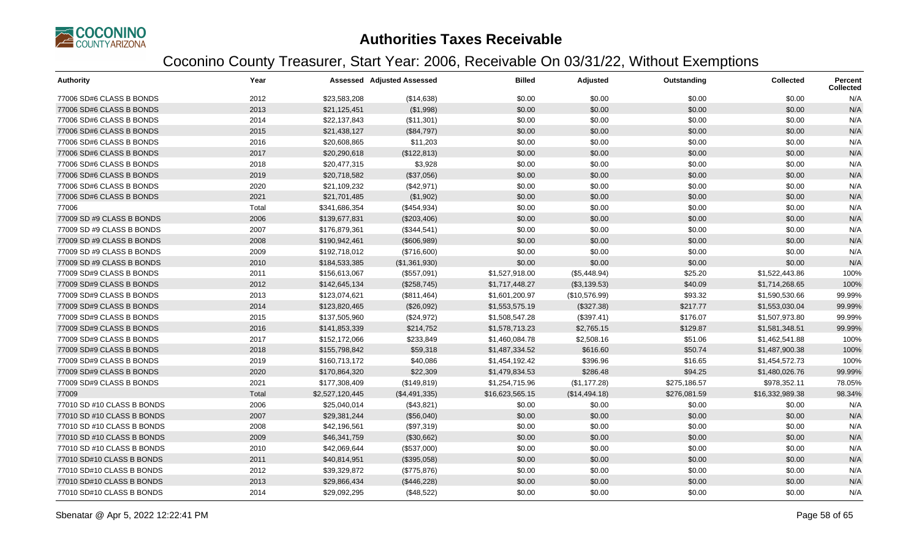# Authorities Taxes Receivable

## Coconino County Treasurer, Start Year: 2006, Receivable On 03/31/22, Without Exemptions

| Authority | Year | Assessed | Adjusted Assessed | Billed | Adjusted | Outstanding | Collected | Percent Collected |
|---|---|---|---|---|---|---|---|---|
| 77006 SD#6 CLASS B BONDS | 2012 | $23,583,208 | ($14,638) | $0.00 | $0.00 | $0.00 | $0.00 | N/A |
| 77006 SD#6 CLASS B BONDS | 2013 | $21,125,451 | ($1,998) | $0.00 | $0.00 | $0.00 | $0.00 | N/A |
| 77006 SD#6 CLASS B BONDS | 2014 | $22,137,843 | ($11,301) | $0.00 | $0.00 | $0.00 | $0.00 | N/A |
| 77006 SD#6 CLASS B BONDS | 2015 | $21,438,127 | ($84,797) | $0.00 | $0.00 | $0.00 | $0.00 | N/A |
| 77006 SD#6 CLASS B BONDS | 2016 | $20,608,865 | $11,203 | $0.00 | $0.00 | $0.00 | $0.00 | N/A |
| 77006 SD#6 CLASS B BONDS | 2017 | $20,290,618 | ($122,813) | $0.00 | $0.00 | $0.00 | $0.00 | N/A |
| 77006 SD#6 CLASS B BONDS | 2018 | $20,477,315 | $3,928 | $0.00 | $0.00 | $0.00 | $0.00 | N/A |
| 77006 SD#6 CLASS B BONDS | 2019 | $20,718,582 | ($37,056) | $0.00 | $0.00 | $0.00 | $0.00 | N/A |
| 77006 SD#6 CLASS B BONDS | 2020 | $21,109,232 | ($42,971) | $0.00 | $0.00 | $0.00 | $0.00 | N/A |
| 77006 SD#6 CLASS B BONDS | 2021 | $21,701,485 | ($1,902) | $0.00 | $0.00 | $0.00 | $0.00 | N/A |
| 77006 | Total | $341,686,354 | ($454,934) | $0.00 | $0.00 | $0.00 | $0.00 | N/A |
| 77009 SD #9 CLASS B BONDS | 2006 | $139,677,831 | ($203,406) | $0.00 | $0.00 | $0.00 | $0.00 | N/A |
| 77009 SD #9 CLASS B BONDS | 2007 | $176,879,361 | ($344,541) | $0.00 | $0.00 | $0.00 | $0.00 | N/A |
| 77009 SD #9 CLASS B BONDS | 2008 | $190,942,461 | ($606,989) | $0.00 | $0.00 | $0.00 | $0.00 | N/A |
| 77009 SD #9 CLASS B BONDS | 2009 | $192,718,012 | ($716,600) | $0.00 | $0.00 | $0.00 | $0.00 | N/A |
| 77009 SD #9 CLASS B BONDS | 2010 | $184,533,385 | ($1,361,930) | $0.00 | $0.00 | $0.00 | $0.00 | N/A |
| 77009 SD#9 CLASS B BONDS | 2011 | $156,613,067 | ($557,091) | $1,527,918.00 | ($5,448.94) | $25.20 | $1,522,443.86 | 100% |
| 77009 SD#9 CLASS B BONDS | 2012 | $142,645,134 | ($258,745) | $1,717,448.27 | ($3,139.53) | $40.09 | $1,714,268.65 | 100% |
| 77009 SD#9 CLASS B BONDS | 2013 | $123,074,621 | ($811,464) | $1,601,200.97 | ($10,576.99) | $93.32 | $1,590,530.66 | 99.99% |
| 77009 SD#9 CLASS B BONDS | 2014 | $123,820,465 | ($26,092) | $1,553,575.19 | ($327.38) | $217.77 | $1,553,030.04 | 99.99% |
| 77009 SD#9 CLASS B BONDS | 2015 | $137,505,960 | ($24,972) | $1,508,547.28 | ($397.41) | $176.07 | $1,507,973.80 | 99.99% |
| 77009 SD#9 CLASS B BONDS | 2016 | $141,853,339 | $214,752 | $1,578,713.23 | $2,765.15 | $129.87 | $1,581,348.51 | 99.99% |
| 77009 SD#9 CLASS B BONDS | 2017 | $152,172,066 | $233,849 | $1,460,084.78 | $2,508.16 | $51.06 | $1,462,541.88 | 100% |
| 77009 SD#9 CLASS B BONDS | 2018 | $155,798,842 | $59,318 | $1,487,334.52 | $616.60 | $50.74 | $1,487,900.38 | 100% |
| 77009 SD#9 CLASS B BONDS | 2019 | $160,713,172 | $40,086 | $1,454,192.42 | $396.96 | $16.65 | $1,454,572.73 | 100% |
| 77009 SD#9 CLASS B BONDS | 2020 | $170,864,320 | $22,309 | $1,479,834.53 | $286.48 | $94.25 | $1,480,026.76 | 99.99% |
| 77009 SD#9 CLASS B BONDS | 2021 | $177,308,409 | ($149,819) | $1,254,715.96 | ($1,177.28) | $275,186.57 | $978,352.11 | 78.05% |
| 77009 | Total | $2,527,120,445 | ($4,491,335) | $16,623,565.15 | ($14,494.18) | $276,081.59 | $16,332,989.38 | 98.34% |
| 77010 SD #10 CLASS B BONDS | 2006 | $25,040,014 | ($43,821) | $0.00 | $0.00 | $0.00 | $0.00 | N/A |
| 77010 SD #10 CLASS B BONDS | 2007 | $29,381,244 | ($56,040) | $0.00 | $0.00 | $0.00 | $0.00 | N/A |
| 77010 SD #10 CLASS B BONDS | 2008 | $42,196,561 | ($97,319) | $0.00 | $0.00 | $0.00 | $0.00 | N/A |
| 77010 SD #10 CLASS B BONDS | 2009 | $46,341,759 | ($30,662) | $0.00 | $0.00 | $0.00 | $0.00 | N/A |
| 77010 SD #10 CLASS B BONDS | 2010 | $42,069,644 | ($537,000) | $0.00 | $0.00 | $0.00 | $0.00 | N/A |
| 77010 SD#10 CLASS B BONDS | 2011 | $40,814,951 | ($395,058) | $0.00 | $0.00 | $0.00 | $0.00 | N/A |
| 77010 SD#10 CLASS B BONDS | 2012 | $39,329,872 | ($775,876) | $0.00 | $0.00 | $0.00 | $0.00 | N/A |
| 77010 SD#10 CLASS B BONDS | 2013 | $29,866,434 | ($446,228) | $0.00 | $0.00 | $0.00 | $0.00 | N/A |
| 77010 SD#10 CLASS B BONDS | 2014 | $29,092,295 | ($48,522) | $0.00 | $0.00 | $0.00 | $0.00 | N/A |

Sbenatar @ Apr 5, 2022 12:22:41 PM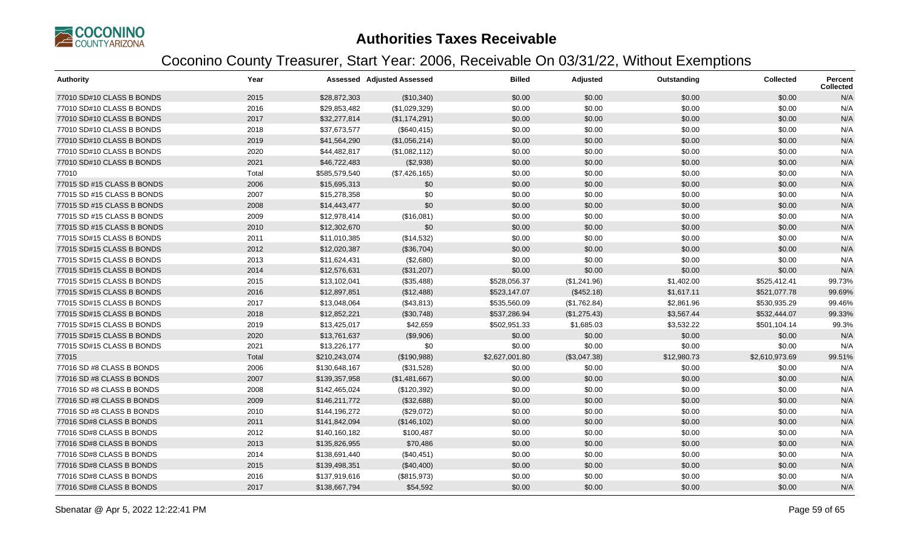# Authorities Taxes Receivable

## Coconino County Treasurer, Start Year: 2006, Receivable On 03/31/22, Without Exemptions

| Authority | Year | Assessed | Adjusted Assessed | Billed | Adjusted | Outstanding | Collected | Percent Collected |
|---|---|---|---|---|---|---|---|---|
| 77010 SD#10 CLASS B BONDS | 2015 | $28,872,303 | ($10,340) | $0.00 | $0.00 | $0.00 | $0.00 | N/A |
| 77010 SD#10 CLASS B BONDS | 2016 | $29,853,482 | ($1,029,329) | $0.00 | $0.00 | $0.00 | $0.00 | N/A |
| 77010 SD#10 CLASS B BONDS | 2017 | $32,277,814 | ($1,174,291) | $0.00 | $0.00 | $0.00 | $0.00 | N/A |
| 77010 SD#10 CLASS B BONDS | 2018 | $37,673,577 | ($640,415) | $0.00 | $0.00 | $0.00 | $0.00 | N/A |
| 77010 SD#10 CLASS B BONDS | 2019 | $41,564,290 | ($1,056,214) | $0.00 | $0.00 | $0.00 | $0.00 | N/A |
| 77010 SD#10 CLASS B BONDS | 2020 | $44,482,817 | ($1,082,112) | $0.00 | $0.00 | $0.00 | $0.00 | N/A |
| 77010 SD#10 CLASS B BONDS | 2021 | $46,722,483 | ($2,938) | $0.00 | $0.00 | $0.00 | $0.00 | N/A |
| 77010 | Total | $585,579,540 | ($7,426,165) | $0.00 | $0.00 | $0.00 | $0.00 | N/A |
| 77015 SD #15 CLASS B BONDS | 2006 | $15,695,313 | $0 | $0.00 | $0.00 | $0.00 | $0.00 | N/A |
| 77015 SD #15 CLASS B BONDS | 2007 | $15,278,358 | $0 | $0.00 | $0.00 | $0.00 | $0.00 | N/A |
| 77015 SD #15 CLASS B BONDS | 2008 | $14,443,477 | $0 | $0.00 | $0.00 | $0.00 | $0.00 | N/A |
| 77015 SD #15 CLASS B BONDS | 2009 | $12,978,414 | ($16,081) | $0.00 | $0.00 | $0.00 | $0.00 | N/A |
| 77015 SD #15 CLASS B BONDS | 2010 | $12,302,670 | $0 | $0.00 | $0.00 | $0.00 | $0.00 | N/A |
| 77015 SD#15 CLASS B BONDS | 2011 | $11,010,385 | ($14,532) | $0.00 | $0.00 | $0.00 | $0.00 | N/A |
| 77015 SD#15 CLASS B BONDS | 2012 | $12,020,387 | ($36,704) | $0.00 | $0.00 | $0.00 | $0.00 | N/A |
| 77015 SD#15 CLASS B BONDS | 2013 | $11,624,431 | ($2,680) | $0.00 | $0.00 | $0.00 | $0.00 | N/A |
| 77015 SD#15 CLASS B BONDS | 2014 | $12,576,631 | ($31,207) | $0.00 | $0.00 | $0.00 | $0.00 | N/A |
| 77015 SD#15 CLASS B BONDS | 2015 | $13,102,041 | ($35,488) | $528,056.37 | ($1,241.96) | $1,402.00 | $525,412.41 | 99.73% |
| 77015 SD#15 CLASS B BONDS | 2016 | $12,897,851 | ($12,488) | $523,147.07 | ($452.18) | $1,617.11 | $521,077.78 | 99.69% |
| 77015 SD#15 CLASS B BONDS | 2017 | $13,048,064 | ($43,813) | $535,560.09 | ($1,762.84) | $2,861.96 | $530,935.29 | 99.46% |
| 77015 SD#15 CLASS B BONDS | 2018 | $12,852,221 | ($30,748) | $537,286.94 | ($1,275.43) | $3,567.44 | $532,444.07 | 99.33% |
| 77015 SD#15 CLASS B BONDS | 2019 | $13,425,017 | $42,659 | $502,951.33 | $1,685.03 | $3,532.22 | $501,104.14 | 99.3% |
| 77015 SD#15 CLASS B BONDS | 2020 | $13,761,637 | ($9,906) | $0.00 | $0.00 | $0.00 | $0.00 | N/A |
| 77015 SD#15 CLASS B BONDS | 2021 | $13,226,177 | $0 | $0.00 | $0.00 | $0.00 | $0.00 | N/A |
| 77015 | Total | $210,243,074 | ($190,988) | $2,627,001.80 | ($3,047.38) | $12,980.73 | $2,610,973.69 | 99.51% |
| 77016 SD #8 CLASS B BONDS | 2006 | $130,648,167 | ($31,528) | $0.00 | $0.00 | $0.00 | $0.00 | N/A |
| 77016 SD #8 CLASS B BONDS | 2007 | $139,357,958 | ($1,481,667) | $0.00 | $0.00 | $0.00 | $0.00 | N/A |
| 77016 SD #8 CLASS B BONDS | 2008 | $142,465,024 | ($120,392) | $0.00 | $0.00 | $0.00 | $0.00 | N/A |
| 77016 SD #8 CLASS B BONDS | 2009 | $146,211,772 | ($32,688) | $0.00 | $0.00 | $0.00 | $0.00 | N/A |
| 77016 SD #8 CLASS B BONDS | 2010 | $144,196,272 | ($29,072) | $0.00 | $0.00 | $0.00 | $0.00 | N/A |
| 77016 SD#8 CLASS B BONDS | 2011 | $141,842,094 | ($146,102) | $0.00 | $0.00 | $0.00 | $0.00 | N/A |
| 77016 SD#8 CLASS B BONDS | 2012 | $140,160,182 | $100,487 | $0.00 | $0.00 | $0.00 | $0.00 | N/A |
| 77016 SD#8 CLASS B BONDS | 2013 | $135,826,955 | $70,486 | $0.00 | $0.00 | $0.00 | $0.00 | N/A |
| 77016 SD#8 CLASS B BONDS | 2014 | $138,691,440 | ($40,451) | $0.00 | $0.00 | $0.00 | $0.00 | N/A |
| 77016 SD#8 CLASS B BONDS | 2015 | $139,498,351 | ($40,400) | $0.00 | $0.00 | $0.00 | $0.00 | N/A |
| 77016 SD#8 CLASS B BONDS | 2016 | $137,919,616 | ($815,973) | $0.00 | $0.00 | $0.00 | $0.00 | N/A |
| 77016 SD#8 CLASS B BONDS | 2017 | $138,667,794 | $54,592 | $0.00 | $0.00 | $0.00 | $0.00 | N/A |

Sbenatar @ Apr 5, 2022 12:22:41 PM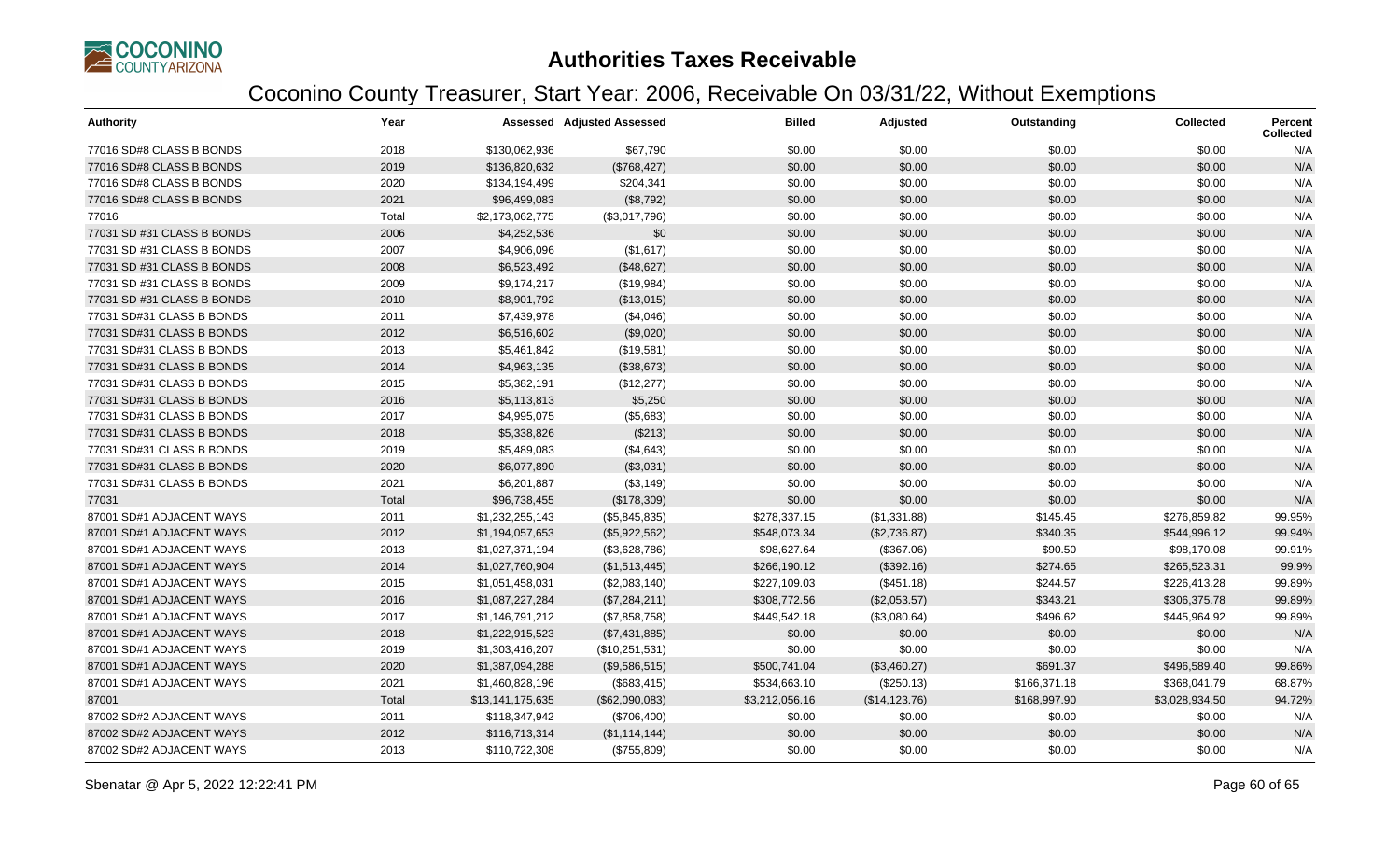# Authorities Taxes Receivable

## Coconino County Treasurer, Start Year: 2006, Receivable On 03/31/22, Without Exemptions

| Authority | Year | Assessed | Adjusted Assessed | Billed | Adjusted | Outstanding | Collected | Percent Collected |
|---|---|---|---|---|---|---|---|---|
| 77016 SD#8 CLASS B BONDS | 2018 | $130,062,936 | $67,790 | $0.00 | $0.00 | $0.00 | $0.00 | N/A |
| 77016 SD#8 CLASS B BONDS | 2019 | $136,820,632 | ($768,427) | $0.00 | $0.00 | $0.00 | $0.00 | N/A |
| 77016 SD#8 CLASS B BONDS | 2020 | $134,194,499 | $204,341 | $0.00 | $0.00 | $0.00 | $0.00 | N/A |
| 77016 SD#8 CLASS B BONDS | 2021 | $96,499,083 | ($8,792) | $0.00 | $0.00 | $0.00 | $0.00 | N/A |
| 77016 | Total | $2,173,062,775 | ($3,017,796) | $0.00 | $0.00 | $0.00 | $0.00 | N/A |
| 77031 SD #31 CLASS B BONDS | 2006 | $4,252,536 | $0 | $0.00 | $0.00 | $0.00 | $0.00 | N/A |
| 77031 SD #31 CLASS B BONDS | 2007 | $4,906,096 | ($1,617) | $0.00 | $0.00 | $0.00 | $0.00 | N/A |
| 77031 SD #31 CLASS B BONDS | 2008 | $6,523,492 | ($48,627) | $0.00 | $0.00 | $0.00 | $0.00 | N/A |
| 77031 SD #31 CLASS B BONDS | 2009 | $9,174,217 | ($19,984) | $0.00 | $0.00 | $0.00 | $0.00 | N/A |
| 77031 SD #31 CLASS B BONDS | 2010 | $8,901,792 | ($13,015) | $0.00 | $0.00 | $0.00 | $0.00 | N/A |
| 77031 SD#31 CLASS B BONDS | 2011 | $7,439,978 | ($4,046) | $0.00 | $0.00 | $0.00 | $0.00 | N/A |
| 77031 SD#31 CLASS B BONDS | 2012 | $6,516,602 | ($9,020) | $0.00 | $0.00 | $0.00 | $0.00 | N/A |
| 77031 SD#31 CLASS B BONDS | 2013 | $5,461,842 | ($19,581) | $0.00 | $0.00 | $0.00 | $0.00 | N/A |
| 77031 SD#31 CLASS B BONDS | 2014 | $4,963,135 | ($38,673) | $0.00 | $0.00 | $0.00 | $0.00 | N/A |
| 77031 SD#31 CLASS B BONDS | 2015 | $5,382,191 | ($12,277) | $0.00 | $0.00 | $0.00 | $0.00 | N/A |
| 77031 SD#31 CLASS B BONDS | 2016 | $5,113,813 | $5,250 | $0.00 | $0.00 | $0.00 | $0.00 | N/A |
| 77031 SD#31 CLASS B BONDS | 2017 | $4,995,075 | ($5,683) | $0.00 | $0.00 | $0.00 | $0.00 | N/A |
| 77031 SD#31 CLASS B BONDS | 2018 | $5,338,826 | ($213) | $0.00 | $0.00 | $0.00 | $0.00 | N/A |
| 77031 SD#31 CLASS B BONDS | 2019 | $5,489,083 | ($4,643) | $0.00 | $0.00 | $0.00 | $0.00 | N/A |
| 77031 SD#31 CLASS B BONDS | 2020 | $6,077,890 | ($3,031) | $0.00 | $0.00 | $0.00 | $0.00 | N/A |
| 77031 SD#31 CLASS B BONDS | 2021 | $6,201,887 | ($3,149) | $0.00 | $0.00 | $0.00 | $0.00 | N/A |
| 77031 | Total | $96,738,455 | ($178,309) | $0.00 | $0.00 | $0.00 | $0.00 | N/A |
| 87001 SD#1 ADJACENT WAYS | 2011 | $1,232,255,143 | ($5,845,835) | $278,337.15 | ($1,331.88) | $145.45 | $276,859.82 | 99.95% |
| 87001 SD#1 ADJACENT WAYS | 2012 | $1,194,057,653 | ($5,922,562) | $548,073.34 | ($2,736.87) | $340.35 | $544,996.12 | 99.94% |
| 87001 SD#1 ADJACENT WAYS | 2013 | $1,027,371,194 | ($3,628,786) | $98,627.64 | ($367.06) | $90.50 | $98,170.08 | 99.91% |
| 87001 SD#1 ADJACENT WAYS | 2014 | $1,027,760,904 | ($1,513,445) | $266,190.12 | ($392.16) | $274.65 | $265,523.31 | 99.9% |
| 87001 SD#1 ADJACENT WAYS | 2015 | $1,051,458,031 | ($2,083,140) | $227,109.03 | ($451.18) | $244.57 | $226,413.28 | 99.89% |
| 87001 SD#1 ADJACENT WAYS | 2016 | $1,087,227,284 | ($7,284,211) | $308,772.56 | ($2,053.57) | $343.21 | $306,375.78 | 99.89% |
| 87001 SD#1 ADJACENT WAYS | 2017 | $1,146,791,212 | ($7,858,758) | $449,542.18 | ($3,080.64) | $496.62 | $445,964.92 | 99.89% |
| 87001 SD#1 ADJACENT WAYS | 2018 | $1,222,915,523 | ($7,431,885) | $0.00 | $0.00 | $0.00 | $0.00 | N/A |
| 87001 SD#1 ADJACENT WAYS | 2019 | $1,303,416,207 | ($10,251,531) | $0.00 | $0.00 | $0.00 | $0.00 | N/A |
| 87001 SD#1 ADJACENT WAYS | 2020 | $1,387,094,288 | ($9,586,515) | $500,741.04 | ($3,460.27) | $691.37 | $496,589.40 | 99.86% |
| 87001 SD#1 ADJACENT WAYS | 2021 | $1,460,828,196 | ($683,415) | $534,663.10 | ($250.13) | $166,371.18 | $368,041.79 | 68.87% |
| 87001 | Total | $13,141,175,635 | ($62,090,083) | $3,212,056.16 | ($14,123.76) | $168,997.90 | $3,028,934.50 | 94.72% |
| 87002 SD#2 ADJACENT WAYS | 2011 | $118,347,942 | ($706,400) | $0.00 | $0.00 | $0.00 | $0.00 | N/A |
| 87002 SD#2 ADJACENT WAYS | 2012 | $116,713,314 | ($1,114,144) | $0.00 | $0.00 | $0.00 | $0.00 | N/A |
| 87002 SD#2 ADJACENT WAYS | 2013 | $110,722,308 | ($755,809) | $0.00 | $0.00 | $0.00 | $0.00 | N/A |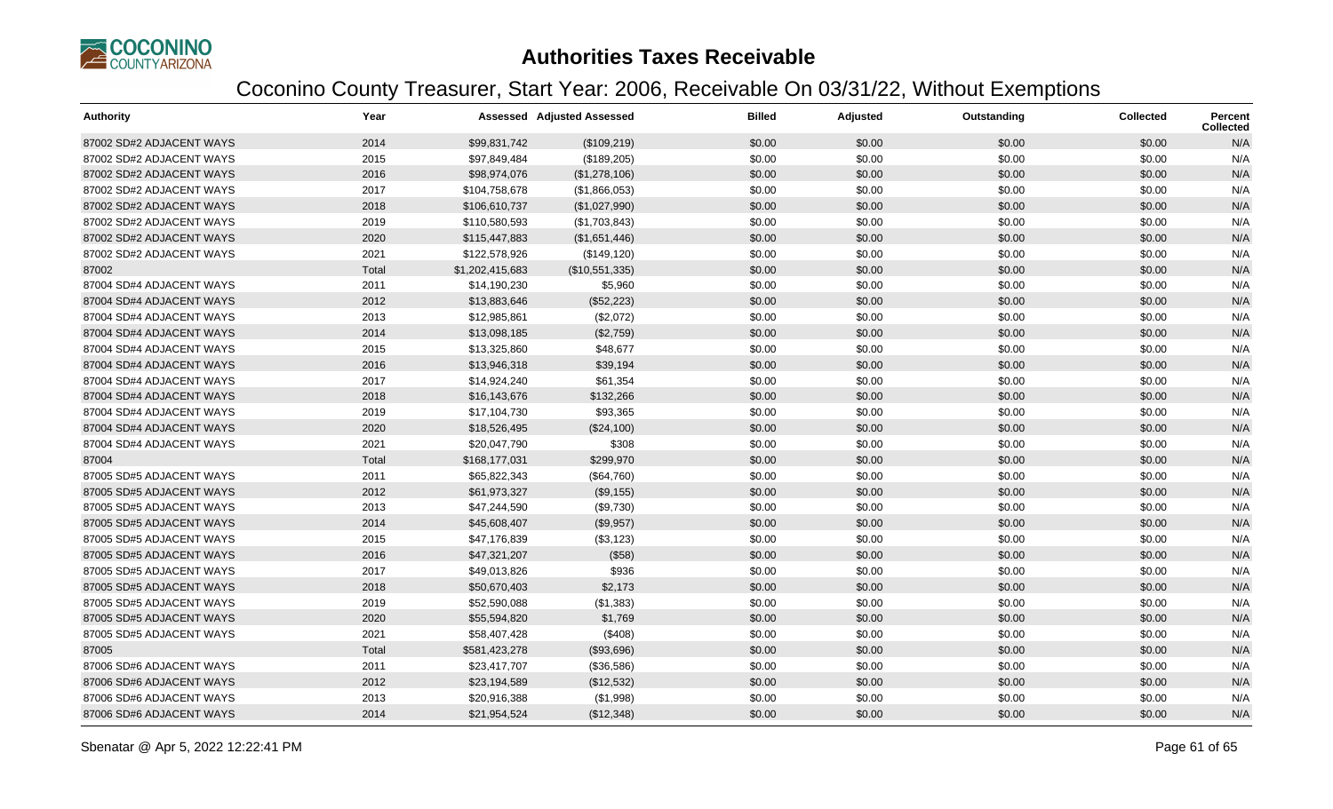# Authorities Taxes Receivable

## Coconino County Treasurer, Start Year: 2006, Receivable On 03/31/22, Without Exemptions

| Authority | Year | Assessed | Adjusted Assessed | Billed | Adjusted | Outstanding | Collected | Percent Collected |
|---|---|---|---|---|---|---|---|---|
| 87002 SD#2 ADJACENT WAYS | 2014 | $99,831,742 | ($109,219) | $0.00 | $0.00 | $0.00 | $0.00 | N/A |
| 87002 SD#2 ADJACENT WAYS | 2015 | $97,849,484 | ($189,205) | $0.00 | $0.00 | $0.00 | $0.00 | N/A |
| 87002 SD#2 ADJACENT WAYS | 2016 | $98,974,076 | ($1,278,106) | $0.00 | $0.00 | $0.00 | $0.00 | N/A |
| 87002 SD#2 ADJACENT WAYS | 2017 | $104,758,678 | ($1,866,053) | $0.00 | $0.00 | $0.00 | $0.00 | N/A |
| 87002 SD#2 ADJACENT WAYS | 2018 | $106,610,737 | ($1,027,990) | $0.00 | $0.00 | $0.00 | $0.00 | N/A |
| 87002 SD#2 ADJACENT WAYS | 2019 | $110,580,593 | ($1,703,843) | $0.00 | $0.00 | $0.00 | $0.00 | N/A |
| 87002 SD#2 ADJACENT WAYS | 2020 | $115,447,883 | ($1,651,446) | $0.00 | $0.00 | $0.00 | $0.00 | N/A |
| 87002 SD#2 ADJACENT WAYS | 2021 | $122,578,926 | ($149,120) | $0.00 | $0.00 | $0.00 | $0.00 | N/A |
| 87002 | Total | $1,202,415,683 | ($10,551,335) | $0.00 | $0.00 | $0.00 | $0.00 | N/A |
| 87004 SD#4 ADJACENT WAYS | 2011 | $14,190,230 | $5,960 | $0.00 | $0.00 | $0.00 | $0.00 | N/A |
| 87004 SD#4 ADJACENT WAYS | 2012 | $13,883,646 | ($52,223) | $0.00 | $0.00 | $0.00 | $0.00 | N/A |
| 87004 SD#4 ADJACENT WAYS | 2013 | $12,985,861 | ($2,072) | $0.00 | $0.00 | $0.00 | $0.00 | N/A |
| 87004 SD#4 ADJACENT WAYS | 2014 | $13,098,185 | ($2,759) | $0.00 | $0.00 | $0.00 | $0.00 | N/A |
| 87004 SD#4 ADJACENT WAYS | 2015 | $13,325,860 | $48,677 | $0.00 | $0.00 | $0.00 | $0.00 | N/A |
| 87004 SD#4 ADJACENT WAYS | 2016 | $13,946,318 | $39,194 | $0.00 | $0.00 | $0.00 | $0.00 | N/A |
| 87004 SD#4 ADJACENT WAYS | 2017 | $14,924,240 | $61,354 | $0.00 | $0.00 | $0.00 | $0.00 | N/A |
| 87004 SD#4 ADJACENT WAYS | 2018 | $16,143,676 | $132,266 | $0.00 | $0.00 | $0.00 | $0.00 | N/A |
| 87004 SD#4 ADJACENT WAYS | 2019 | $17,104,730 | $93,365 | $0.00 | $0.00 | $0.00 | $0.00 | N/A |
| 87004 SD#4 ADJACENT WAYS | 2020 | $18,526,495 | ($24,100) | $0.00 | $0.00 | $0.00 | $0.00 | N/A |
| 87004 SD#4 ADJACENT WAYS | 2021 | $20,047,790 | $308 | $0.00 | $0.00 | $0.00 | $0.00 | N/A |
| 87004 | Total | $168,177,031 | $299,970 | $0.00 | $0.00 | $0.00 | $0.00 | N/A |
| 87005 SD#5 ADJACENT WAYS | 2011 | $65,822,343 | ($64,760) | $0.00 | $0.00 | $0.00 | $0.00 | N/A |
| 87005 SD#5 ADJACENT WAYS | 2012 | $61,973,327 | ($9,155) | $0.00 | $0.00 | $0.00 | $0.00 | N/A |
| 87005 SD#5 ADJACENT WAYS | 2013 | $47,244,590 | ($9,730) | $0.00 | $0.00 | $0.00 | $0.00 | N/A |
| 87005 SD#5 ADJACENT WAYS | 2014 | $45,608,407 | ($9,957) | $0.00 | $0.00 | $0.00 | $0.00 | N/A |
| 87005 SD#5 ADJACENT WAYS | 2015 | $47,176,839 | ($3,123) | $0.00 | $0.00 | $0.00 | $0.00 | N/A |
| 87005 SD#5 ADJACENT WAYS | 2016 | $47,321,207 | ($58) | $0.00 | $0.00 | $0.00 | $0.00 | N/A |
| 87005 SD#5 ADJACENT WAYS | 2017 | $49,013,826 | $936 | $0.00 | $0.00 | $0.00 | $0.00 | N/A |
| 87005 SD#5 ADJACENT WAYS | 2018 | $50,670,403 | $2,173 | $0.00 | $0.00 | $0.00 | $0.00 | N/A |
| 87005 SD#5 ADJACENT WAYS | 2019 | $52,590,088 | ($1,383) | $0.00 | $0.00 | $0.00 | $0.00 | N/A |
| 87005 SD#5 ADJACENT WAYS | 2020 | $55,594,820 | $1,769 | $0.00 | $0.00 | $0.00 | $0.00 | N/A |
| 87005 SD#5 ADJACENT WAYS | 2021 | $58,407,428 | ($408) | $0.00 | $0.00 | $0.00 | $0.00 | N/A |
| 87005 | Total | $581,423,278 | ($93,696) | $0.00 | $0.00 | $0.00 | $0.00 | N/A |
| 87006 SD#6 ADJACENT WAYS | 2011 | $23,417,707 | ($36,586) | $0.00 | $0.00 | $0.00 | $0.00 | N/A |
| 87006 SD#6 ADJACENT WAYS | 2012 | $23,194,589 | ($12,532) | $0.00 | $0.00 | $0.00 | $0.00 | N/A |
| 87006 SD#6 ADJACENT WAYS | 2013 | $20,916,388 | ($1,998) | $0.00 | $0.00 | $0.00 | $0.00 | N/A |
| 87006 SD#6 ADJACENT WAYS | 2014 | $21,954,524 | ($12,348) | $0.00 | $0.00 | $0.00 | $0.00 | N/A |

Sbenatar @ Apr 5, 2022 12:22:41 PM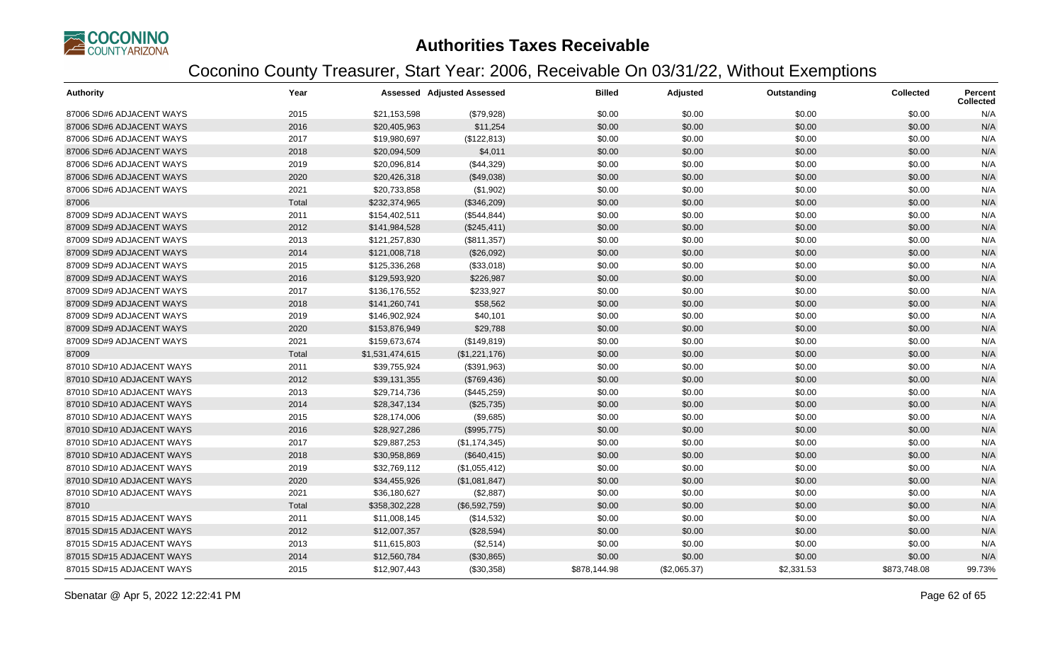# Authorities Taxes Receivable

## Coconino County Treasurer, Start Year: 2006, Receivable On 03/31/22, Without Exemptions

| Authority | Year | Assessed | Adjusted Assessed | Billed | Adjusted | Outstanding | Collected | Percent Collected |
|---|---|---|---|---|---|---|---|---|
| 87006 SD#6 ADJACENT WAYS | 2015 | $21,153,598 | ($79,928) | $0.00 | $0.00 | $0.00 | $0.00 | N/A |
| 87006 SD#6 ADJACENT WAYS | 2016 | $20,405,963 | $11,254 | $0.00 | $0.00 | $0.00 | $0.00 | N/A |
| 87006 SD#6 ADJACENT WAYS | 2017 | $19,980,697 | ($122,813) | $0.00 | $0.00 | $0.00 | $0.00 | N/A |
| 87006 SD#6 ADJACENT WAYS | 2018 | $20,094,509 | $4,011 | $0.00 | $0.00 | $0.00 | $0.00 | N/A |
| 87006 SD#6 ADJACENT WAYS | 2019 | $20,096,814 | ($44,329) | $0.00 | $0.00 | $0.00 | $0.00 | N/A |
| 87006 SD#6 ADJACENT WAYS | 2020 | $20,426,318 | ($49,038) | $0.00 | $0.00 | $0.00 | $0.00 | N/A |
| 87006 SD#6 ADJACENT WAYS | 2021 | $20,733,858 | ($1,902) | $0.00 | $0.00 | $0.00 | $0.00 | N/A |
| 87006 | Total | $232,374,965 | ($346,209) | $0.00 | $0.00 | $0.00 | $0.00 | N/A |
| 87009 SD#9 ADJACENT WAYS | 2011 | $154,402,511 | ($544,844) | $0.00 | $0.00 | $0.00 | $0.00 | N/A |
| 87009 SD#9 ADJACENT WAYS | 2012 | $141,984,528 | ($245,411) | $0.00 | $0.00 | $0.00 | $0.00 | N/A |
| 87009 SD#9 ADJACENT WAYS | 2013 | $121,257,830 | ($811,357) | $0.00 | $0.00 | $0.00 | $0.00 | N/A |
| 87009 SD#9 ADJACENT WAYS | 2014 | $121,008,718 | ($26,092) | $0.00 | $0.00 | $0.00 | $0.00 | N/A |
| 87009 SD#9 ADJACENT WAYS | 2015 | $125,336,268 | ($33,018) | $0.00 | $0.00 | $0.00 | $0.00 | N/A |
| 87009 SD#9 ADJACENT WAYS | 2016 | $129,593,920 | $226,987 | $0.00 | $0.00 | $0.00 | $0.00 | N/A |
| 87009 SD#9 ADJACENT WAYS | 2017 | $136,176,552 | $233,927 | $0.00 | $0.00 | $0.00 | $0.00 | N/A |
| 87009 SD#9 ADJACENT WAYS | 2018 | $141,260,741 | $58,562 | $0.00 | $0.00 | $0.00 | $0.00 | N/A |
| 87009 SD#9 ADJACENT WAYS | 2019 | $146,902,924 | $40,101 | $0.00 | $0.00 | $0.00 | $0.00 | N/A |
| 87009 SD#9 ADJACENT WAYS | 2020 | $153,876,949 | $29,788 | $0.00 | $0.00 | $0.00 | $0.00 | N/A |
| 87009 SD#9 ADJACENT WAYS | 2021 | $159,673,674 | ($149,819) | $0.00 | $0.00 | $0.00 | $0.00 | N/A |
| 87009 | Total | $1,531,474,615 | ($1,221,176) | $0.00 | $0.00 | $0.00 | $0.00 | N/A |
| 87010 SD#10 ADJACENT WAYS | 2011 | $39,755,924 | ($391,963) | $0.00 | $0.00 | $0.00 | $0.00 | N/A |
| 87010 SD#10 ADJACENT WAYS | 2012 | $39,131,355 | ($769,436) | $0.00 | $0.00 | $0.00 | $0.00 | N/A |
| 87010 SD#10 ADJACENT WAYS | 2013 | $29,714,736 | ($445,259) | $0.00 | $0.00 | $0.00 | $0.00 | N/A |
| 87010 SD#10 ADJACENT WAYS | 2014 | $28,347,134 | ($25,735) | $0.00 | $0.00 | $0.00 | $0.00 | N/A |
| 87010 SD#10 ADJACENT WAYS | 2015 | $28,174,006 | ($9,685) | $0.00 | $0.00 | $0.00 | $0.00 | N/A |
| 87010 SD#10 ADJACENT WAYS | 2016 | $28,927,286 | ($995,775) | $0.00 | $0.00 | $0.00 | $0.00 | N/A |
| 87010 SD#10 ADJACENT WAYS | 2017 | $29,887,253 | ($1,174,345) | $0.00 | $0.00 | $0.00 | $0.00 | N/A |
| 87010 SD#10 ADJACENT WAYS | 2018 | $30,958,869 | ($640,415) | $0.00 | $0.00 | $0.00 | $0.00 | N/A |
| 87010 SD#10 ADJACENT WAYS | 2019 | $32,769,112 | ($1,055,412) | $0.00 | $0.00 | $0.00 | $0.00 | N/A |
| 87010 SD#10 ADJACENT WAYS | 2020 | $34,455,926 | ($1,081,847) | $0.00 | $0.00 | $0.00 | $0.00 | N/A |
| 87010 SD#10 ADJACENT WAYS | 2021 | $36,180,627 | ($2,887) | $0.00 | $0.00 | $0.00 | $0.00 | N/A |
| 87010 | Total | $358,302,228 | ($6,592,759) | $0.00 | $0.00 | $0.00 | $0.00 | N/A |
| 87015 SD#15 ADJACENT WAYS | 2011 | $11,008,145 | ($14,532) | $0.00 | $0.00 | $0.00 | $0.00 | N/A |
| 87015 SD#15 ADJACENT WAYS | 2012 | $12,007,357 | ($28,594) | $0.00 | $0.00 | $0.00 | $0.00 | N/A |
| 87015 SD#15 ADJACENT WAYS | 2013 | $11,615,803 | ($2,514) | $0.00 | $0.00 | $0.00 | $0.00 | N/A |
| 87015 SD#15 ADJACENT WAYS | 2014 | $12,560,784 | ($30,865) | $0.00 | $0.00 | $0.00 | $0.00 | N/A |
| 87015 SD#15 ADJACENT WAYS | 2015 | $12,907,443 | ($30,358) | $878,144.98 | ($2,065.37) | $2,331.53 | $873,748.08 | 99.73% |

Sbenatar @ Apr 5, 2022 12:22:41 PM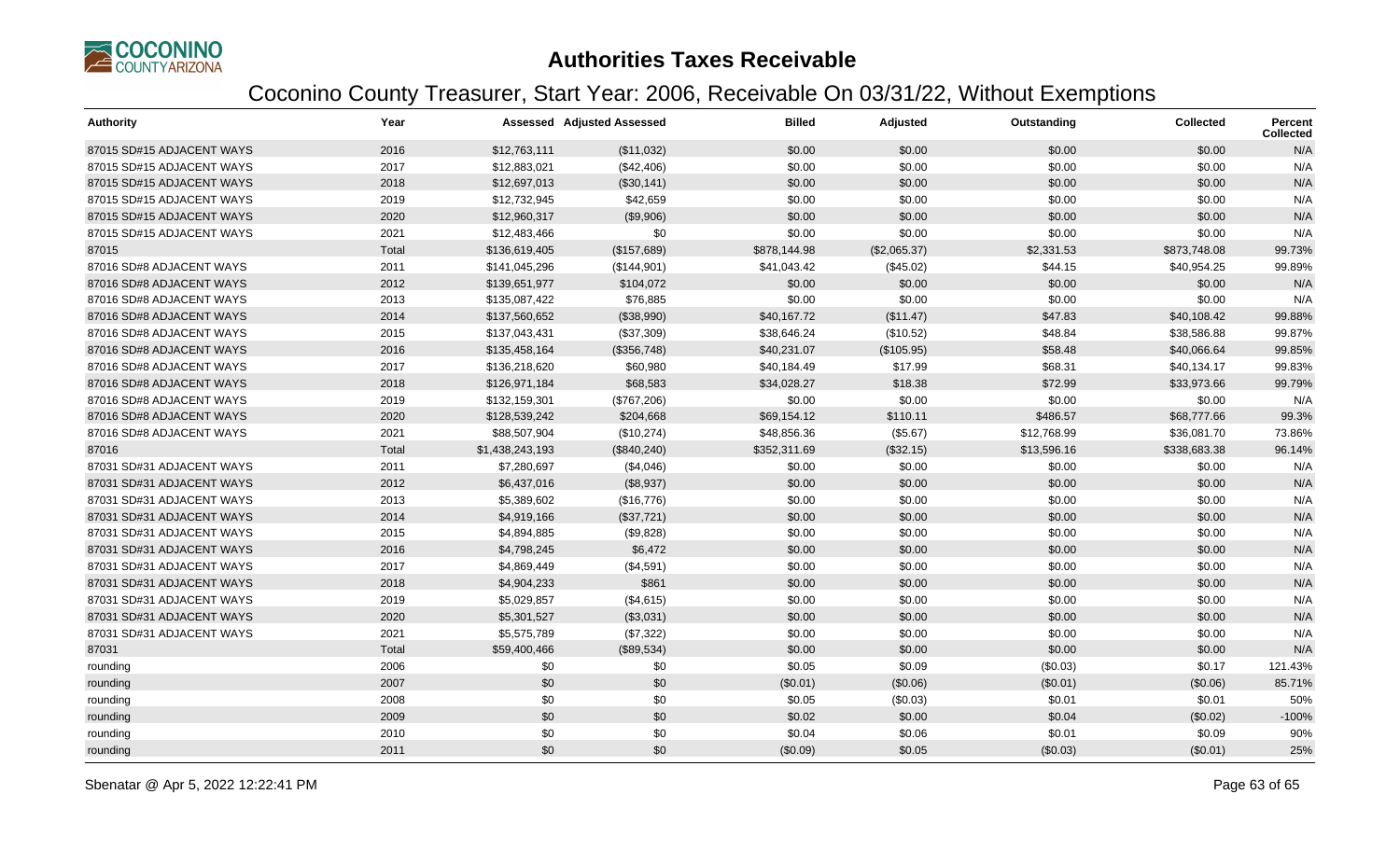# Authorities Taxes Receivable

## Coconino County Treasurer, Start Year: 2006, Receivable On 03/31/22, Without Exemptions

| Authority | Year | Assessed | Adjusted Assessed | Billed | Adjusted | Outstanding | Collected | Percent Collected |
|---|---|---|---|---|---|---|---|---|
| 87015 SD#15 ADJACENT WAYS | 2016 | $12,763,111 | ($11,032) | $0.00 | $0.00 | $0.00 | $0.00 | N/A |
| 87015 SD#15 ADJACENT WAYS | 2017 | $12,883,021 | ($42,406) | $0.00 | $0.00 | $0.00 | $0.00 | N/A |
| 87015 SD#15 ADJACENT WAYS | 2018 | $12,697,013 | ($30,141) | $0.00 | $0.00 | $0.00 | $0.00 | N/A |
| 87015 SD#15 ADJACENT WAYS | 2019 | $12,732,945 | $42,659 | $0.00 | $0.00 | $0.00 | $0.00 | N/A |
| 87015 SD#15 ADJACENT WAYS | 2020 | $12,960,317 | ($9,906) | $0.00 | $0.00 | $0.00 | $0.00 | N/A |
| 87015 SD#15 ADJACENT WAYS | 2021 | $12,483,466 | $0 | $0.00 | $0.00 | $0.00 | $0.00 | N/A |
| 87015 | Total | $136,619,405 | ($157,689) | $878,144.98 | ($2,065.37) | $2,331.53 | $873,748.08 | 99.73% |
| 87016 SD#8 ADJACENT WAYS | 2011 | $141,045,296 | ($144,901) | $41,043.42 | ($45.02) | $44.15 | $40,954.25 | 99.89% |
| 87016 SD#8 ADJACENT WAYS | 2012 | $139,651,977 | $104,072 | $0.00 | $0.00 | $0.00 | $0.00 | N/A |
| 87016 SD#8 ADJACENT WAYS | 2013 | $135,087,422 | $76,885 | $0.00 | $0.00 | $0.00 | $0.00 | N/A |
| 87016 SD#8 ADJACENT WAYS | 2014 | $137,560,652 | ($38,990) | $40,167.72 | ($11.47) | $47.83 | $40,108.42 | 99.88% |
| 87016 SD#8 ADJACENT WAYS | 2015 | $137,043,431 | ($37,309) | $38,646.24 | ($10.52) | $48.84 | $38,586.88 | 99.87% |
| 87016 SD#8 ADJACENT WAYS | 2016 | $135,458,164 | ($356,748) | $40,231.07 | ($105.95) | $58.48 | $40,066.64 | 99.85% |
| 87016 SD#8 ADJACENT WAYS | 2017 | $136,218,620 | $60,980 | $40,184.49 | $17.99 | $68.31 | $40,134.17 | 99.83% |
| 87016 SD#8 ADJACENT WAYS | 2018 | $126,971,184 | $68,583 | $34,028.27 | $18.38 | $72.99 | $33,973.66 | 99.79% |
| 87016 SD#8 ADJACENT WAYS | 2019 | $132,159,301 | ($767,206) | $0.00 | $0.00 | $0.00 | $0.00 | N/A |
| 87016 SD#8 ADJACENT WAYS | 2020 | $128,539,242 | $204,668 | $69,154.12 | $110.11 | $486.57 | $68,777.66 | 99.3% |
| 87016 SD#8 ADJACENT WAYS | 2021 | $88,507,904 | ($10,274) | $48,856.36 | ($5.67) | $12,768.99 | $36,081.70 | 73.86% |
| 87016 | Total | $1,438,243,193 | ($840,240) | $352,311.69 | ($32.15) | $13,596.16 | $338,683.38 | 96.14% |
| 87031 SD#31 ADJACENT WAYS | 2011 | $7,280,697 | ($4,046) | $0.00 | $0.00 | $0.00 | $0.00 | N/A |
| 87031 SD#31 ADJACENT WAYS | 2012 | $6,437,016 | ($8,937) | $0.00 | $0.00 | $0.00 | $0.00 | N/A |
| 87031 SD#31 ADJACENT WAYS | 2013 | $5,389,602 | ($16,776) | $0.00 | $0.00 | $0.00 | $0.00 | N/A |
| 87031 SD#31 ADJACENT WAYS | 2014 | $4,919,166 | ($37,721) | $0.00 | $0.00 | $0.00 | $0.00 | N/A |
| 87031 SD#31 ADJACENT WAYS | 2015 | $4,894,885 | ($9,828) | $0.00 | $0.00 | $0.00 | $0.00 | N/A |
| 87031 SD#31 ADJACENT WAYS | 2016 | $4,798,245 | $6,472 | $0.00 | $0.00 | $0.00 | $0.00 | N/A |
| 87031 SD#31 ADJACENT WAYS | 2017 | $4,869,449 | ($4,591) | $0.00 | $0.00 | $0.00 | $0.00 | N/A |
| 87031 SD#31 ADJACENT WAYS | 2018 | $4,904,233 | $861 | $0.00 | $0.00 | $0.00 | $0.00 | N/A |
| 87031 SD#31 ADJACENT WAYS | 2019 | $5,029,857 | ($4,615) | $0.00 | $0.00 | $0.00 | $0.00 | N/A |
| 87031 SD#31 ADJACENT WAYS | 2020 | $5,301,527 | ($3,031) | $0.00 | $0.00 | $0.00 | $0.00 | N/A |
| 87031 SD#31 ADJACENT WAYS | 2021 | $5,575,789 | ($7,322) | $0.00 | $0.00 | $0.00 | $0.00 | N/A |
| 87031 | Total | $59,400,466 | ($89,534) | $0.00 | $0.00 | $0.00 | $0.00 | N/A |
| rounding | 2006 | $0 | $0 | $0.05 | $0.09 | ($0.03) | $0.17 | 121.43% |
| rounding | 2007 | $0 | $0 | ($0.01) | ($0.06) | ($0.01) | ($0.06) | 85.71% |
| rounding | 2008 | $0 | $0 | $0.05 | ($0.03) | $0.01 | $0.01 | 50% |
| rounding | 2009 | $0 | $0 | $0.02 | $0.00 | $0.04 | ($0.02) | -100% |
| rounding | 2010 | $0 | $0 | $0.04 | $0.06 | $0.01 | $0.09 | 90% |
| rounding | 2011 | $0 | $0 | ($0.09) | $0.05 | ($0.03) | ($0.01) | 25% |

Sbenatar @ Apr 5, 2022 12:22:41 PM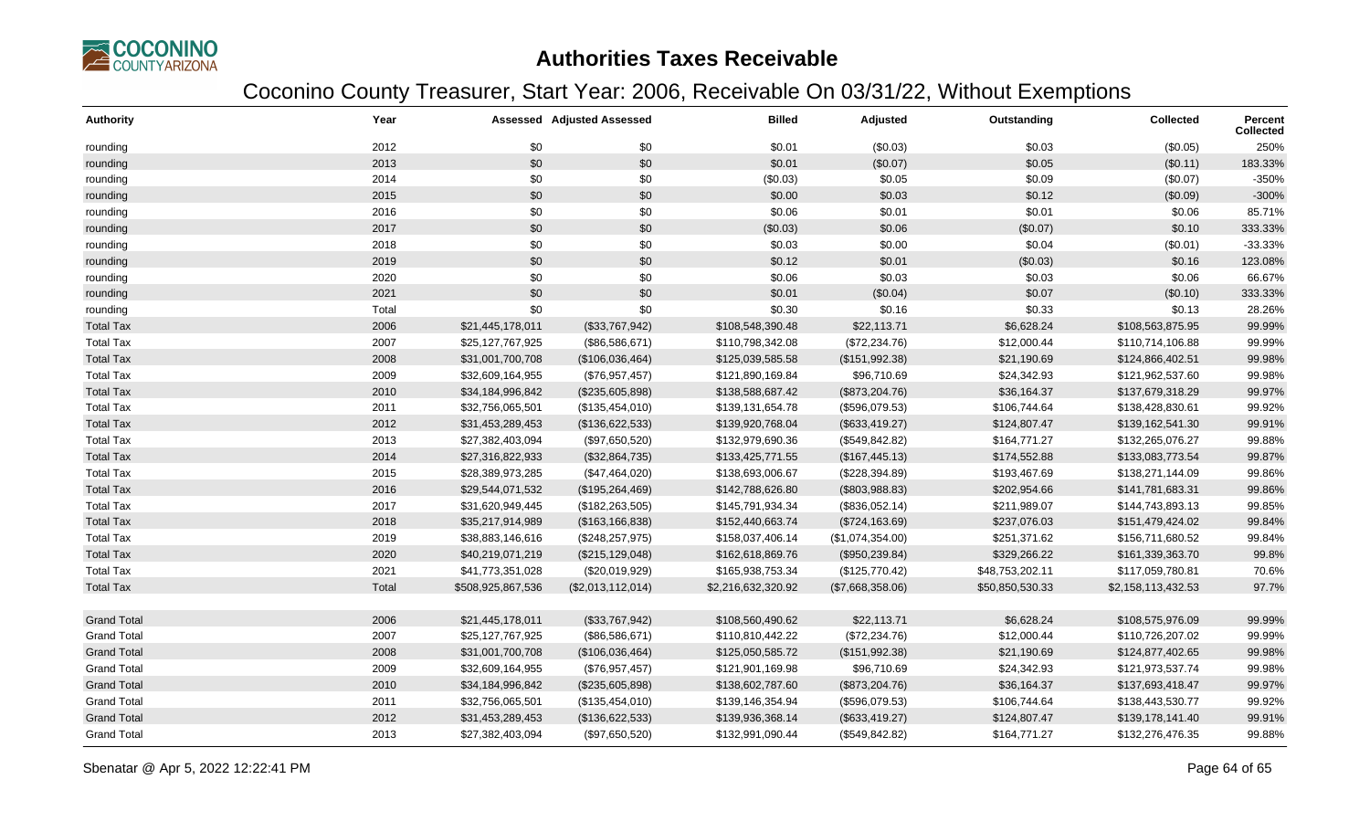# Authorities Taxes Receivable

## Coconino County Treasurer, Start Year: 2006, Receivable On 03/31/22, Without Exemptions

| Authority | Year | Assessed | Adjusted Assessed | Billed | Adjusted | Outstanding | Collected | Percent Collected |
|---|---|---|---|---|---|---|---|---|
| rounding | 2012 | $0 | $0 | $0.01 | ($0.03) | $0.03 | ($0.05) | 250% |
| rounding | 2013 | $0 | $0 | $0.01 | ($0.07) | $0.05 | ($0.11) | 183.33% |
| rounding | 2014 | $0 | $0 | ($0.03) | $0.05 | $0.09 | ($0.07) | -350% |
| rounding | 2015 | $0 | $0 | $0.00 | $0.03 | $0.12 | ($0.09) | -300% |
| rounding | 2016 | $0 | $0 | $0.06 | $0.01 | $0.01 | $0.06 | 85.71% |
| rounding | 2017 | $0 | $0 | ($0.03) | $0.06 | ($0.07) | $0.10 | 333.33% |
| rounding | 2018 | $0 | $0 | $0.03 | $0.00 | $0.04 | ($0.01) | -33.33% |
| rounding | 2019 | $0 | $0 | $0.12 | $0.01 | ($0.03) | $0.16 | 123.08% |
| rounding | 2020 | $0 | $0 | $0.06 | $0.03 | $0.03 | $0.06 | 66.67% |
| rounding | 2021 | $0 | $0 | $0.01 | ($0.04) | $0.07 | ($0.10) | 333.33% |
| rounding | Total | $0 | $0 | $0.30 | $0.16 | $0.33 | $0.13 | 28.26% |
| Total Tax | 2006 | $21,445,178,011 | ($33,767,942) | $108,548,390.48 | $22,113.71 | $6,628.24 | $108,563,875.95 | 99.99% |
| Total Tax | 2007 | $25,127,767,925 | ($86,586,671) | $110,798,342.08 | ($72,234.76) | $12,000.44 | $110,714,106.88 | 99.99% |
| Total Tax | 2008 | $31,001,700,708 | ($106,036,464) | $125,039,585.58 | ($151,992.38) | $21,190.69 | $124,866,402.51 | 99.98% |
| Total Tax | 2009 | $32,609,164,955 | ($76,957,457) | $121,890,169.84 | $96,710.69 | $24,342.93 | $121,962,537.60 | 99.98% |
| Total Tax | 2010 | $34,184,996,842 | ($235,605,898) | $138,588,687.42 | ($873,204.76) | $36,164.37 | $137,679,318.29 | 99.97% |
| Total Tax | 2011 | $32,756,065,501 | ($135,454,010) | $139,131,654.78 | ($596,079.53) | $106,744.64 | $138,428,830.61 | 99.92% |
| Total Tax | 2012 | $31,453,289,453 | ($136,622,533) | $139,920,768.04 | ($633,419.27) | $124,807.47 | $139,162,541.30 | 99.91% |
| Total Tax | 2013 | $27,382,403,094 | ($97,650,520) | $132,979,690.36 | ($549,842.82) | $164,771.27 | $132,265,076.27 | 99.88% |
| Total Tax | 2014 | $27,316,822,933 | ($32,864,735) | $133,425,771.55 | ($167,445.13) | $174,552.88 | $133,083,773.54 | 99.87% |
| Total Tax | 2015 | $28,389,973,285 | ($47,464,020) | $138,693,006.67 | ($228,394.89) | $193,467.69 | $138,271,144.09 | 99.86% |
| Total Tax | 2016 | $29,544,071,532 | ($195,264,469) | $142,788,626.80 | ($803,988.83) | $202,954.66 | $141,781,683.31 | 99.86% |
| Total Tax | 2017 | $31,620,949,445 | ($182,263,505) | $145,791,934.34 | ($836,052.14) | $211,989.07 | $144,743,893.13 | 99.85% |
| Total Tax | 2018 | $35,217,914,989 | ($163,166,838) | $152,440,663.74 | ($724,163.69) | $237,076.03 | $151,479,424.02 | 99.84% |
| Total Tax | 2019 | $38,883,146,616 | ($248,257,975) | $158,037,406.14 | ($1,074,354.00) | $251,371.62 | $156,711,680.52 | 99.84% |
| Total Tax | 2020 | $40,219,071,219 | ($215,129,048) | $162,618,869.76 | ($950,239.84) | $329,266.22 | $161,339,363.70 | 99.8% |
| Total Tax | 2021 | $41,773,351,028 | ($20,019,929) | $165,938,753.34 | ($125,770.42) | $48,753,202.11 | $117,059,780.81 | 70.6% |
| Total Tax | Total | $508,925,867,536 | ($2,013,112,014) | $2,216,632,320.92 | ($7,668,358.06) | $50,850,530.33 | $2,158,113,432.53 | 97.7% |
| Grand Total | 2006 | $21,445,178,011 | ($33,767,942) | $108,560,490.62 | $22,113.71 | $6,628.24 | $108,575,976.09 | 99.99% |
| Grand Total | 2007 | $25,127,767,925 | ($86,586,671) | $110,810,442.22 | ($72,234.76) | $12,000.44 | $110,726,207.02 | 99.99% |
| Grand Total | 2008 | $31,001,700,708 | ($106,036,464) | $125,050,585.72 | ($151,992.38) | $21,190.69 | $124,877,402.65 | 99.98% |
| Grand Total | 2009 | $32,609,164,955 | ($76,957,457) | $121,901,169.98 | $96,710.69 | $24,342.93 | $121,973,537.74 | 99.98% |
| Grand Total | 2010 | $34,184,996,842 | ($235,605,898) | $138,602,787.60 | ($873,204.76) | $36,164.37 | $137,693,418.47 | 99.97% |
| Grand Total | 2011 | $32,756,065,501 | ($135,454,010) | $139,146,354.94 | ($596,079.53) | $106,744.64 | $138,443,530.77 | 99.92% |
| Grand Total | 2012 | $31,453,289,453 | ($136,622,533) | $139,936,368.14 | ($633,419.27) | $124,807.47 | $139,178,141.40 | 99.91% |
| Grand Total | 2013 | $27,382,403,094 | ($97,650,520) | $132,991,090.44 | ($549,842.82) | $164,771.27 | $132,276,476.35 | 99.88% |

Sbenatar @ Apr 5, 2022 12:22:41 PM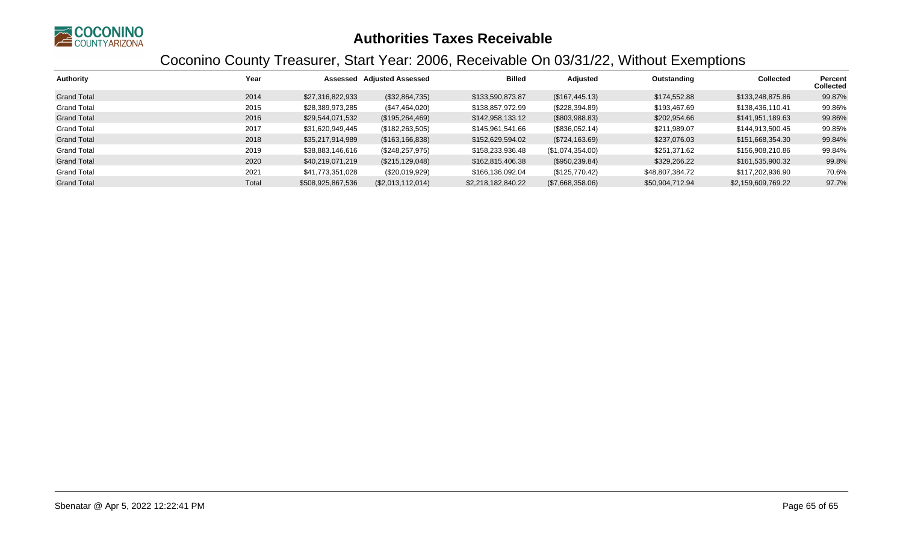# Authorities Taxes Receivable

## Coconino County Treasurer, Start Year: 2006, Receivable On 03/31/22, Without Exemptions

| Authority | Year | Assessed | Adjusted Assessed | Billed | Adjusted | Outstanding | Collected | Percent Collected |
|---|---|---|---|---|---|---|---|---|
| Grand Total | 2014 | $27,316,822,933 | ($32,864,735) | $133,590,873.87 | ($167,445.13) | $174,552.88 | $133,248,875.86 | 99.87% |
| Grand Total | 2015 | $28,389,973,285 | ($47,464,020) | $138,857,972.99 | ($228,394.89) | $193,467.69 | $138,436,110.41 | 99.86% |
| Grand Total | 2016 | $29,544,071,532 | ($195,264,469) | $142,958,133.12 | ($803,988.83) | $202,954.66 | $141,951,189.63 | 99.86% |
| Grand Total | 2017 | $31,620,949,445 | ($182,263,505) | $145,961,541.66 | ($836,052.14) | $211,989.07 | $144,913,500.45 | 99.85% |
| Grand Total | 2018 | $35,217,914,989 | ($163,166,838) | $152,629,594.02 | ($724,163.69) | $237,076.03 | $151,668,354.30 | 99.84% |
| Grand Total | 2019 | $38,883,146,616 | ($248,257,975) | $158,233,936.48 | ($1,074,354.00) | $251,371.62 | $156,908,210.86 | 99.84% |
| Grand Total | 2020 | $40,219,071,219 | ($215,129,048) | $162,815,406.38 | ($950,239.84) | $329,266.22 | $161,535,900.32 | 99.8% |
| Grand Total | 2021 | $41,773,351,028 | ($20,019,929) | $166,136,092.04 | ($125,770.42) | $48,807,384.72 | $117,202,936.90 | 70.6% |
| Grand Total | Total | $508,925,867,536 | ($2,013,112,014) | $2,218,182,840.22 | ($7,668,358.06) | $50,904,712.94 | $2,159,609,769.22 | 97.7% |

Sbenatar @ Apr 5, 2022 12:22:41 PM